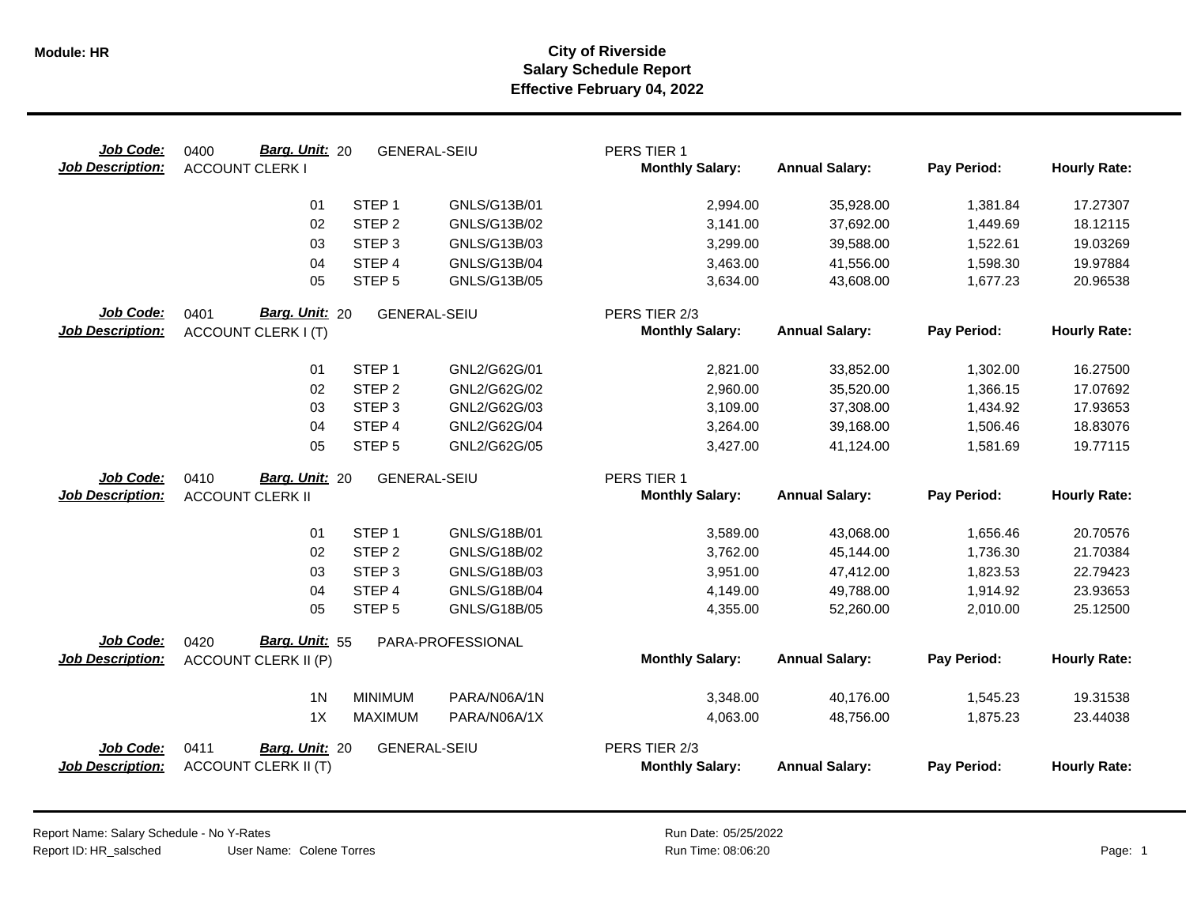# City of Riverside
## Salary Schedule Report
### Effective February 04, 2022

**Job Code:** 0400 **Barg. Unit:** 20 GENERAL-SEIU PERS TIER 1
**Job Description:** ACCOUNT CLERK I

| | | | Monthly Salary: | Annual Salary: | Pay Period: | Hourly Rate: |
|---|---|---|---|---|---|---|
| 01 | STEP 1 | GNLS/G13B/01 | 2,994.00 | 35,928.00 | 1,381.84 | 17.27307 |
| 02 | STEP 2 | GNLS/G13B/02 | 3,141.00 | 37,692.00 | 1,449.69 | 18.12115 |
| 03 | STEP 3 | GNLS/G13B/03 | 3,299.00 | 39,588.00 | 1,522.61 | 19.03269 |
| 04 | STEP 4 | GNLS/G13B/04 | 3,463.00 | 41,556.00 | 1,598.30 | 19.97884 |
| 05 | STEP 5 | GNLS/G13B/05 | 3,634.00 | 43,608.00 | 1,677.23 | 20.96538 |

**Job Code:** 0401 **Barg. Unit:** 20 GENERAL-SEIU PERS TIER 2/3
**Job Description:** ACCOUNT CLERK I (T)

| | | | Monthly Salary: | Annual Salary: | Pay Period: | Hourly Rate: |
|---|---|---|---|---|---|---|
| 01 | STEP 1 | GNL2/G62G/01 | 2,821.00 | 33,852.00 | 1,302.00 | 16.27500 |
| 02 | STEP 2 | GNL2/G62G/02 | 2,960.00 | 35,520.00 | 1,366.15 | 17.07692 |
| 03 | STEP 3 | GNL2/G62G/03 | 3,109.00 | 37,308.00 | 1,434.92 | 17.93653 |
| 04 | STEP 4 | GNL2/G62G/04 | 3,264.00 | 39,168.00 | 1,506.46 | 18.83076 |
| 05 | STEP 5 | GNL2/G62G/05 | 3,427.00 | 41,124.00 | 1,581.69 | 19.77115 |

**Job Code:** 0410 **Barg. Unit:** 20 GENERAL-SEIU PERS TIER 1
**Job Description:** ACCOUNT CLERK II

| | | | Monthly Salary: | Annual Salary: | Pay Period: | Hourly Rate: |
|---|---|---|---|---|---|---|
| 01 | STEP 1 | GNLS/G18B/01 | 3,589.00 | 43,068.00 | 1,656.46 | 20.70576 |
| 02 | STEP 2 | GNLS/G18B/02 | 3,762.00 | 45,144.00 | 1,736.30 | 21.70384 |
| 03 | STEP 3 | GNLS/G18B/03 | 3,951.00 | 47,412.00 | 1,823.53 | 22.79423 |
| 04 | STEP 4 | GNLS/G18B/04 | 4,149.00 | 49,788.00 | 1,914.92 | 23.93653 |
| 05 | STEP 5 | GNLS/G18B/05 | 4,355.00 | 52,260.00 | 2,010.00 | 25.12500 |

**Job Code:** 0420 **Barg. Unit:** 55 PARA-PROFESSIONAL
**Job Description:** ACCOUNT CLERK II (P)

| | | | Monthly Salary: | Annual Salary: | Pay Period: | Hourly Rate: |
|---|---|---|---|---|---|---|
| 1N | MINIMUM | PARA/N06A/1N | 3,348.00 | 40,176.00 | 1,545.23 | 19.31538 |
| 1X | MAXIMUM | PARA/N06A/1X | 4,063.00 | 48,756.00 | 1,875.23 | 23.44038 |

**Job Code:** 0411 **Barg. Unit:** 20 GENERAL-SEIU PERS TIER 2/3
**Job Description:** ACCOUNT CLERK II (T)

| | | | Monthly Salary: | Annual Salary: | Pay Period: | Hourly Rate: |
|---|---|---|---|---|---|---|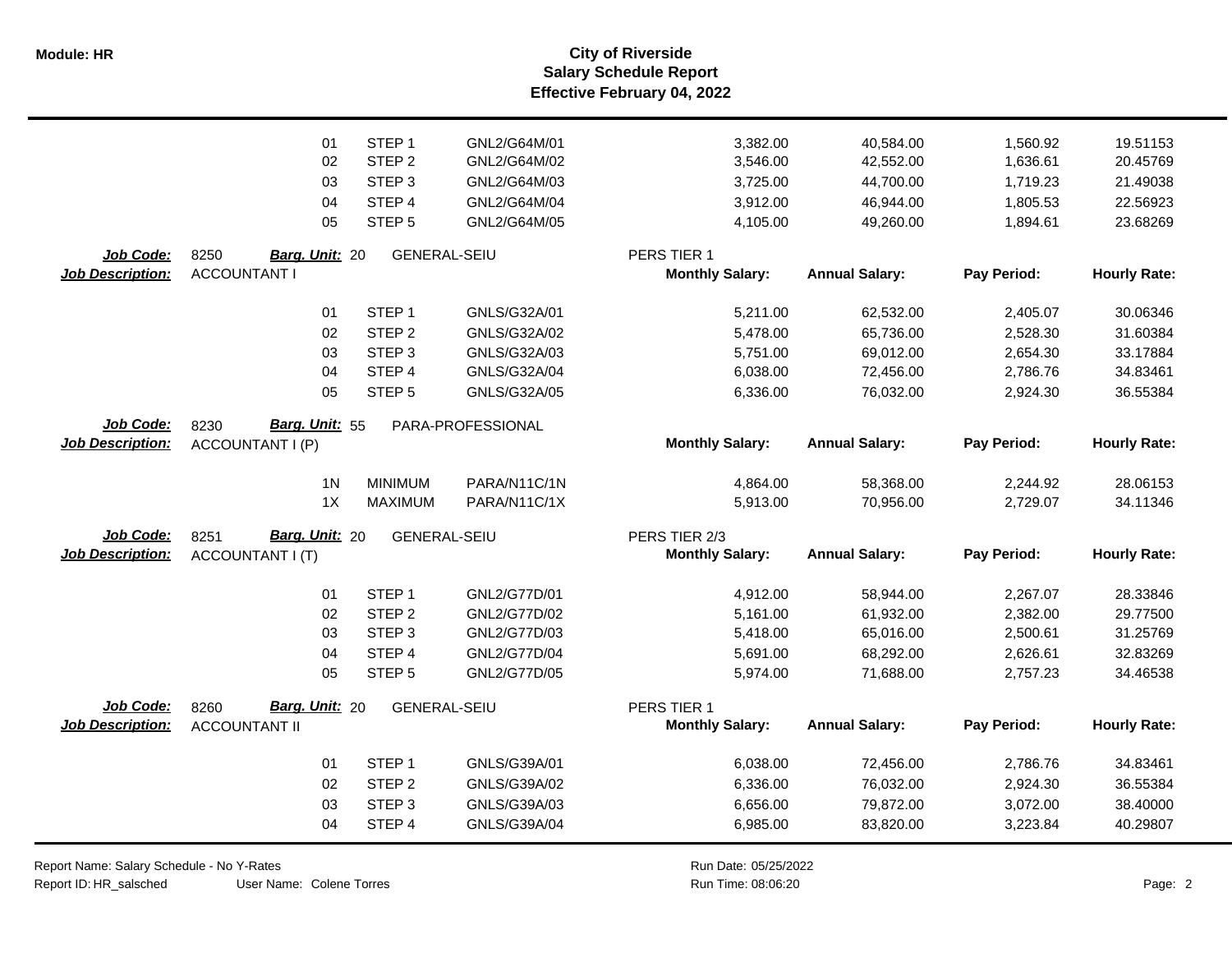| | | | | | | | | |
|---|---|---|---|---|---|---|---|---|
| | 01 | STEP 1 | GNL2/G64M/01 | | 3,382.00 | 40,584.00 | 1,560.92 | 19.51153 |
| | 02 | STEP 2 | GNL2/G64M/02 | | 3,546.00 | 42,552.00 | 1,636.61 | 20.45769 |
| | 03 | STEP 3 | GNL2/G64M/03 | | 3,725.00 | 44,700.00 | 1,719.23 | 21.49038 |
| | 04 | STEP 4 | GNL2/G64M/04 | | 3,912.00 | 46,944.00 | 1,805.53 | 22.56923 |
| | 05 | STEP 5 | GNL2/G64M/05 | | 4,105.00 | 49,260.00 | 1,894.61 | 23.68269 |

| | | | | | | | | |
|---|---|---|---|---|---|---|---|---|
| ***Job Code:*** | 8250 | ***Barg. Unit:*** 20 | GENERAL-SEIU | PERS TIER 1 | | | | |
| ***Job Description:*** | ACCOUNTANT I | | | | **Monthly Salary:** | **Annual Salary:** | **Pay Period:** | **Hourly Rate:** |
| | 01 | STEP 1 | GNLS/G32A/01 | | 5,211.00 | 62,532.00 | 2,405.07 | 30.06346 |
| | 02 | STEP 2 | GNLS/G32A/02 | | 5,478.00 | 65,736.00 | 2,528.30 | 31.60384 |
| | 03 | STEP 3 | GNLS/G32A/03 | | 5,751.00 | 69,012.00 | 2,654.30 | 33.17884 |
| | 04 | STEP 4 | GNLS/G32A/04 | | 6,038.00 | 72,456.00 | 2,786.76 | 34.83461 |
| | 05 | STEP 5 | GNLS/G32A/05 | | 6,336.00 | 76,032.00 | 2,924.30 | 36.55384 |

| | | | | | | | | |
|---|---|---|---|---|---|---|---|---|
| ***Job Code:*** | 8230 | ***Barg. Unit:*** 55 | PARA-PROFESSIONAL | | | | | |
| ***Job Description:*** | ACCOUNTANT I (P) | | | | **Monthly Salary:** | **Annual Salary:** | **Pay Period:** | **Hourly Rate:** |
| | 1N | MINIMUM | PARA/N11C/1N | | 4,864.00 | 58,368.00 | 2,244.92 | 28.06153 |
| | 1X | MAXIMUM | PARA/N11C/1X | | 5,913.00 | 70,956.00 | 2,729.07 | 34.11346 |

| | | | | | | | | |
|---|---|---|---|---|---|---|---|---|
| ***Job Code:*** | 8251 | ***Barg. Unit:*** 20 | GENERAL-SEIU | PERS TIER 2/3 | | | | |
| ***Job Description:*** | ACCOUNTANT I (T) | | | | **Monthly Salary:** | **Annual Salary:** | **Pay Period:** | **Hourly Rate:** |
| | 01 | STEP 1 | GNL2/G77D/01 | | 4,912.00 | 58,944.00 | 2,267.07 | 28.33846 |
| | 02 | STEP 2 | GNL2/G77D/02 | | 5,161.00 | 61,932.00 | 2,382.00 | 29.77500 |
| | 03 | STEP 3 | GNL2/G77D/03 | | 5,418.00 | 65,016.00 | 2,500.61 | 31.25769 |
| | 04 | STEP 4 | GNL2/G77D/04 | | 5,691.00 | 68,292.00 | 2,626.61 | 32.83269 |
| | 05 | STEP 5 | GNL2/G77D/05 | | 5,974.00 | 71,688.00 | 2,757.23 | 34.46538 |

| | | | | | | | | |
|---|---|---|---|---|---|---|---|---|
| ***Job Code:*** | 8260 | ***Barg. Unit:*** 20 | GENERAL-SEIU | PERS TIER 1 | | | | |
| ***Job Description:*** | ACCOUNTANT II | | | | **Monthly Salary:** | **Annual Salary:** | **Pay Period:** | **Hourly Rate:** |
| | 01 | STEP 1 | GNLS/G39A/01 | | 6,038.00 | 72,456.00 | 2,786.76 | 34.83461 |
| | 02 | STEP 2 | GNLS/G39A/02 | | 6,336.00 | 76,032.00 | 2,924.30 | 36.55384 |
| | 03 | STEP 3 | GNLS/G39A/03 | | 6,656.00 | 79,872.00 | 3,072.00 | 38.40000 |
| | 04 | STEP 4 | GNLS/G39A/04 | | 6,985.00 | 83,820.00 | 3,223.84 | 40.29807 |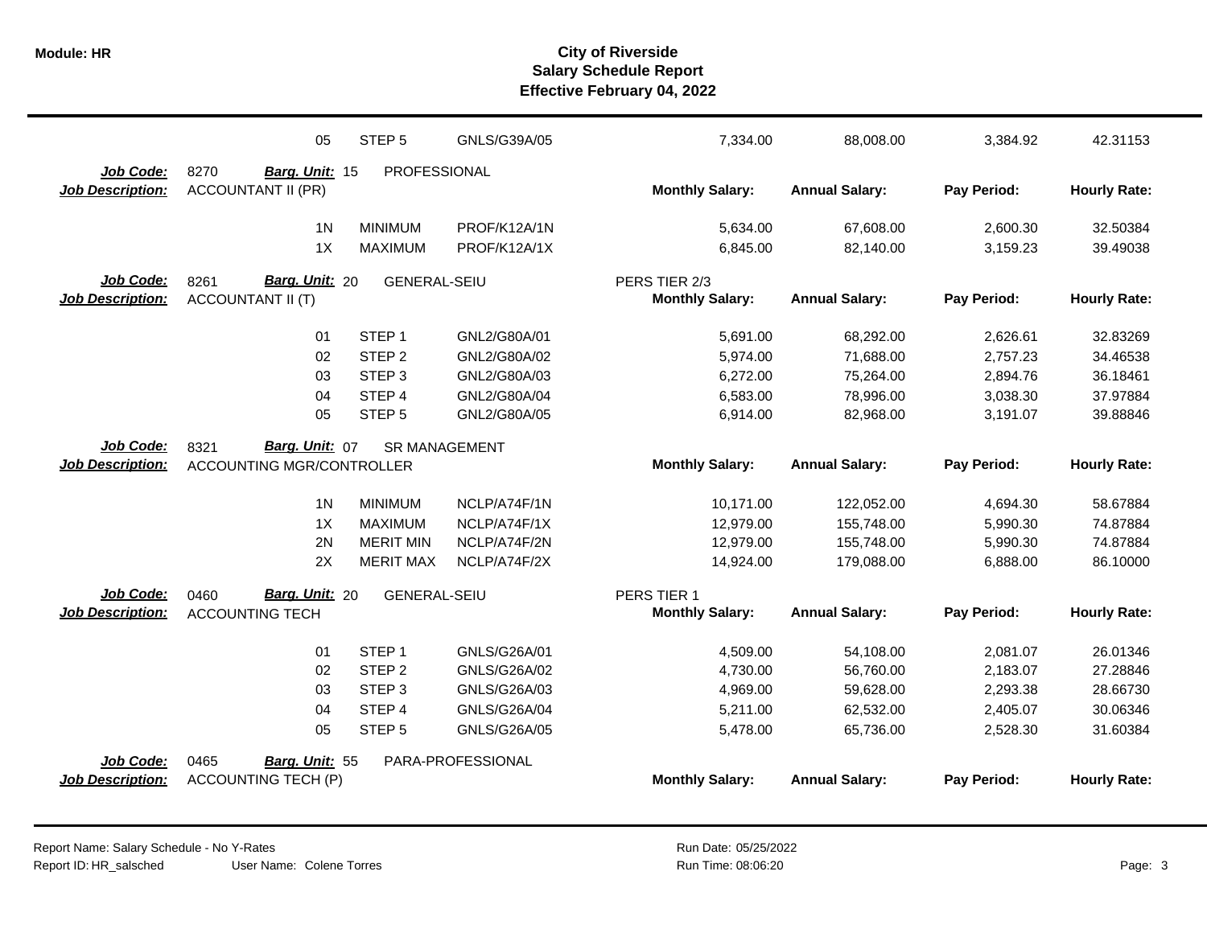| | | | | | | | |
|---|---|---|---|---|---|---|---|
| 05 | STEP 5 | GNLS/G39A/05 | | 7,334.00 | 88,008.00 | 3,384.92 | 42.31153 |

**Job Code:** 8270 **Barg. Unit:** 15 PROFESSIONAL
**Job Description:** ACCOUNTANT II (PR)

| | | | Monthly Salary: | Annual Salary: | Pay Period: | Hourly Rate: |
|---|---|---|---|---|---|---|
| 1N | MINIMUM | PROF/K12A/1N | 5,634.00 | 67,608.00 | 2,600.30 | 32.50384 |
| 1X | MAXIMUM | PROF/K12A/1X | 6,845.00 | 82,140.00 | 3,159.23 | 39.49038 |

**Job Code:** 8261 **Barg. Unit:** 20 GENERAL-SEIU PERS TIER 2/3
**Job Description:** ACCOUNTANT II (T)

| | | | Monthly Salary: | Annual Salary: | Pay Period: | Hourly Rate: |
|---|---|---|---|---|---|---|
| 01 | STEP 1 | GNL2/G80A/01 | 5,691.00 | 68,292.00 | 2,626.61 | 32.83269 |
| 02 | STEP 2 | GNL2/G80A/02 | 5,974.00 | 71,688.00 | 2,757.23 | 34.46538 |
| 03 | STEP 3 | GNL2/G80A/03 | 6,272.00 | 75,264.00 | 2,894.76 | 36.18461 |
| 04 | STEP 4 | GNL2/G80A/04 | 6,583.00 | 78,996.00 | 3,038.30 | 37.97884 |
| 05 | STEP 5 | GNL2/G80A/05 | 6,914.00 | 82,968.00 | 3,191.07 | 39.88846 |

**Job Code:** 8321 **Barg. Unit:** 07 SR MANAGEMENT
**Job Description:** ACCOUNTING MGR/CONTROLLER

| | | | Monthly Salary: | Annual Salary: | Pay Period: | Hourly Rate: |
|---|---|---|---|---|---|---|
| 1N | MINIMUM | NCLP/A74F/1N | 10,171.00 | 122,052.00 | 4,694.30 | 58.67884 |
| 1X | MAXIMUM | NCLP/A74F/1X | 12,979.00 | 155,748.00 | 5,990.30 | 74.87884 |
| 2N | MERIT MIN | NCLP/A74F/2N | 12,979.00 | 155,748.00 | 5,990.30 | 74.87884 |
| 2X | MERIT MAX | NCLP/A74F/2X | 14,924.00 | 179,088.00 | 6,888.00 | 86.10000 |

**Job Code:** 0460 **Barg. Unit:** 20 GENERAL-SEIU PERS TIER 1
**Job Description:** ACCOUNTING TECH

| | | | Monthly Salary: | Annual Salary: | Pay Period: | Hourly Rate: |
|---|---|---|---|---|---|---|
| 01 | STEP 1 | GNLS/G26A/01 | 4,509.00 | 54,108.00 | 2,081.07 | 26.01346 |
| 02 | STEP 2 | GNLS/G26A/02 | 4,730.00 | 56,760.00 | 2,183.07 | 27.28846 |
| 03 | STEP 3 | GNLS/G26A/03 | 4,969.00 | 59,628.00 | 2,293.38 | 28.66730 |
| 04 | STEP 4 | GNLS/G26A/04 | 5,211.00 | 62,532.00 | 2,405.07 | 30.06346 |
| 05 | STEP 5 | GNLS/G26A/05 | 5,478.00 | 65,736.00 | 2,528.30 | 31.60384 |

**Job Code:** 0465 **Barg. Unit:** 55 PARA-PROFESSIONAL
**Job Description:** ACCOUNTING TECH (P)

| | | | Monthly Salary: | Annual Salary: | Pay Period: | Hourly Rate: |
|---|---|---|---|---|---|---|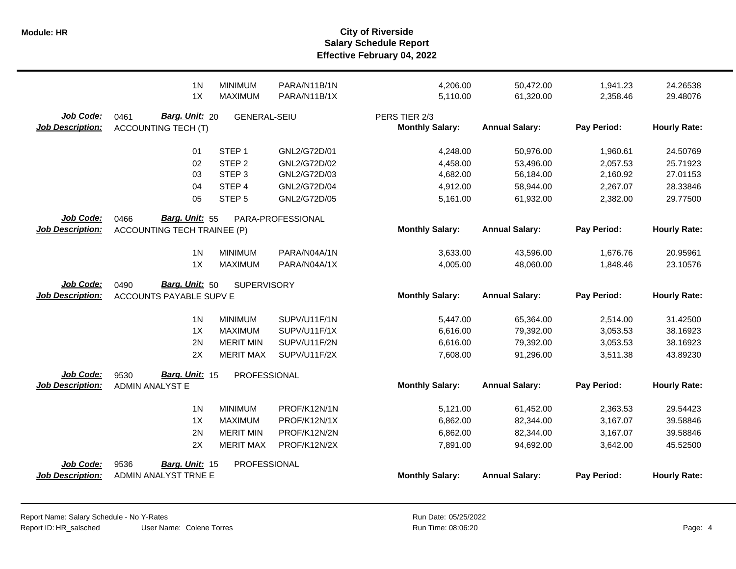| | | | | | | | |
|---|---|---|---|---|---|---|---|
| 1N | MINIMUM | PARA/N11B/1N | | 4,206.00 | 50,472.00 | 1,941.23 | 24.26538 |
| 1X | MAXIMUM | PARA/N11B/1X | | 5,110.00 | 61,320.00 | 2,358.46 | 29.48076 |

**Job Code:** 0461 **Barg. Unit:** 20 GENERAL-SEIU PERS TIER 2/3
**Job Description:** ACCOUNTING TECH (T)

| | | | Monthly Salary: | Annual Salary: | Pay Period: | Hourly Rate: |
|---|---|---|---|---|---|---|
| 01 | STEP 1 | GNL2/G72D/01 | 4,248.00 | 50,976.00 | 1,960.61 | 24.50769 |
| 02 | STEP 2 | GNL2/G72D/02 | 4,458.00 | 53,496.00 | 2,057.53 | 25.71923 |
| 03 | STEP 3 | GNL2/G72D/03 | 4,682.00 | 56,184.00 | 2,160.92 | 27.01153 |
| 04 | STEP 4 | GNL2/G72D/04 | 4,912.00 | 58,944.00 | 2,267.07 | 28.33846 |
| 05 | STEP 5 | GNL2/G72D/05 | 5,161.00 | 61,932.00 | 2,382.00 | 29.77500 |

**Job Code:** 0466 **Barg. Unit:** 55 PARA-PROFESSIONAL
**Job Description:** ACCOUNTING TECH TRAINEE (P)

| | | | Monthly Salary: | Annual Salary: | Pay Period: | Hourly Rate: |
|---|---|---|---|---|---|---|
| 1N | MINIMUM | PARA/N04A/1N | 3,633.00 | 43,596.00 | 1,676.76 | 20.95961 |
| 1X | MAXIMUM | PARA/N04A/1X | 4,005.00 | 48,060.00 | 1,848.46 | 23.10576 |

**Job Code:** 0490 **Barg. Unit:** 50 SUPERVISORY
**Job Description:** ACCOUNTS PAYABLE SUPV E

| | | | Monthly Salary: | Annual Salary: | Pay Period: | Hourly Rate: |
|---|---|---|---|---|---|---|
| 1N | MINIMUM | SUPV/U11F/1N | 5,447.00 | 65,364.00 | 2,514.00 | 31.42500 |
| 1X | MAXIMUM | SUPV/U11F/1X | 6,616.00 | 79,392.00 | 3,053.53 | 38.16923 |
| 2N | MERIT MIN | SUPV/U11F/2N | 6,616.00 | 79,392.00 | 3,053.53 | 38.16923 |
| 2X | MERIT MAX | SUPV/U11F/2X | 7,608.00 | 91,296.00 | 3,511.38 | 43.89230 |

**Job Code:** 9530 **Barg. Unit:** 15 PROFESSIONAL
**Job Description:** ADMIN ANALYST E

| | | | Monthly Salary: | Annual Salary: | Pay Period: | Hourly Rate: |
|---|---|---|---|---|---|---|
| 1N | MINIMUM | PROF/K12N/1N | 5,121.00 | 61,452.00 | 2,363.53 | 29.54423 |
| 1X | MAXIMUM | PROF/K12N/1X | 6,862.00 | 82,344.00 | 3,167.07 | 39.58846 |
| 2N | MERIT MIN | PROF/K12N/2N | 6,862.00 | 82,344.00 | 3,167.07 | 39.58846 |
| 2X | MERIT MAX | PROF/K12N/2X | 7,891.00 | 94,692.00 | 3,642.00 | 45.52500 |

**Job Code:** 9536 **Barg. Unit:** 15 PROFESSIONAL
**Job Description:** ADMIN ANALYST TRNE E

| | | | Monthly Salary: | Annual Salary: | Pay Period: | Hourly Rate: |
|---|---|---|---|---|---|---|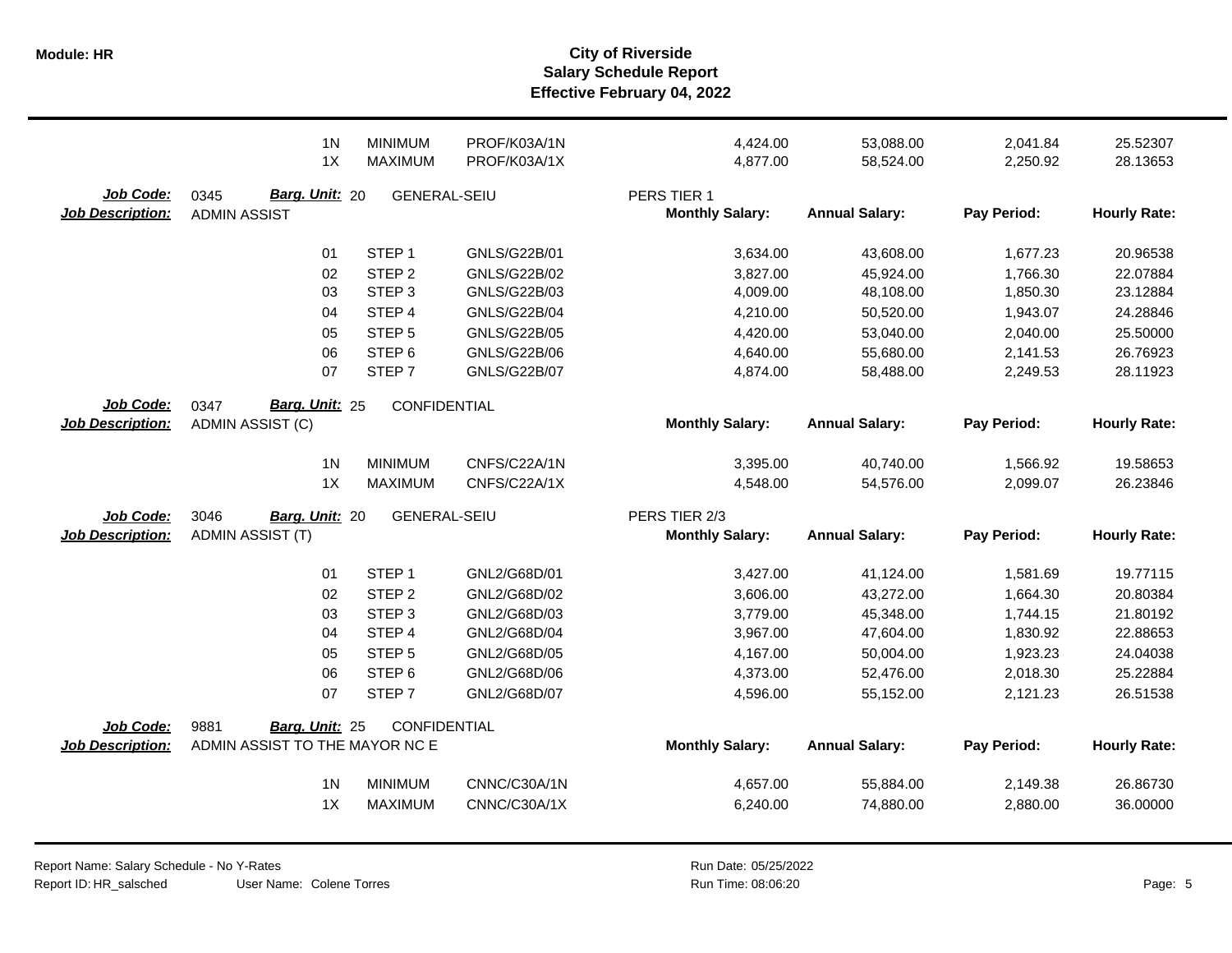| | | | | | | | | |
|---|---|---|---|---|---|---|---|---|
| | 1N | MINIMUM | PROF/K03A/1N | | 4,424.00 | 53,088.00 | 2,041.84 | 25.52307 |
| | 1X | MAXIMUM | PROF/K03A/1X | | 4,877.00 | 58,524.00 | 2,250.92 | 28.13653 |

**Job Code:** 0345 **Barg. Unit:** 20 GENERAL-SEIU PERS TIER 1
**Job Description:** ADMIN ASSIST

| | | | Monthly Salary: | Annual Salary: | Pay Period: | Hourly Rate: |
|---|---|---|---|---|---|---|
| 01 | STEP 1 | GNLS/G22B/01 | 3,634.00 | 43,608.00 | 1,677.23 | 20.96538 |
| 02 | STEP 2 | GNLS/G22B/02 | 3,827.00 | 45,924.00 | 1,766.30 | 22.07884 |
| 03 | STEP 3 | GNLS/G22B/03 | 4,009.00 | 48,108.00 | 1,850.30 | 23.12884 |
| 04 | STEP 4 | GNLS/G22B/04 | 4,210.00 | 50,520.00 | 1,943.07 | 24.28846 |
| 05 | STEP 5 | GNLS/G22B/05 | 4,420.00 | 53,040.00 | 2,040.00 | 25.50000 |
| 06 | STEP 6 | GNLS/G22B/06 | 4,640.00 | 55,680.00 | 2,141.53 | 26.76923 |
| 07 | STEP 7 | GNLS/G22B/07 | 4,874.00 | 58,488.00 | 2,249.53 | 28.11923 |

**Job Code:** 0347 **Barg. Unit:** 25 CONFIDENTIAL
**Job Description:** ADMIN ASSIST (C)

| | | | Monthly Salary: | Annual Salary: | Pay Period: | Hourly Rate: |
|---|---|---|---|---|---|---|
| 1N | MINIMUM | CNFS/C22A/1N | 3,395.00 | 40,740.00 | 1,566.92 | 19.58653 |
| 1X | MAXIMUM | CNFS/C22A/1X | 4,548.00 | 54,576.00 | 2,099.07 | 26.23846 |

**Job Code:** 3046 **Barg. Unit:** 20 GENERAL-SEIU PERS TIER 2/3
**Job Description:** ADMIN ASSIST (T)

| | | | Monthly Salary: | Annual Salary: | Pay Period: | Hourly Rate: |
|---|---|---|---|---|---|---|
| 01 | STEP 1 | GNL2/G68D/01 | 3,427.00 | 41,124.00 | 1,581.69 | 19.77115 |
| 02 | STEP 2 | GNL2/G68D/02 | 3,606.00 | 43,272.00 | 1,664.30 | 20.80384 |
| 03 | STEP 3 | GNL2/G68D/03 | 3,779.00 | 45,348.00 | 1,744.15 | 21.80192 |
| 04 | STEP 4 | GNL2/G68D/04 | 3,967.00 | 47,604.00 | 1,830.92 | 22.88653 |
| 05 | STEP 5 | GNL2/G68D/05 | 4,167.00 | 50,004.00 | 1,923.23 | 24.04038 |
| 06 | STEP 6 | GNL2/G68D/06 | 4,373.00 | 52,476.00 | 2,018.30 | 25.22884 |
| 07 | STEP 7 | GNL2/G68D/07 | 4,596.00 | 55,152.00 | 2,121.23 | 26.51538 |

**Job Code:** 9881 **Barg. Unit:** 25 CONFIDENTIAL
**Job Description:** ADMIN ASSIST TO THE MAYOR NC E

| | | | Monthly Salary: | Annual Salary: | Pay Period: | Hourly Rate: |
|---|---|---|---|---|---|---|
| 1N | MINIMUM | CNNC/C30A/1N | 4,657.00 | 55,884.00 | 2,149.38 | 26.86730 |
| 1X | MAXIMUM | CNNC/C30A/1X | 6,240.00 | 74,880.00 | 2,880.00 | 36.00000 |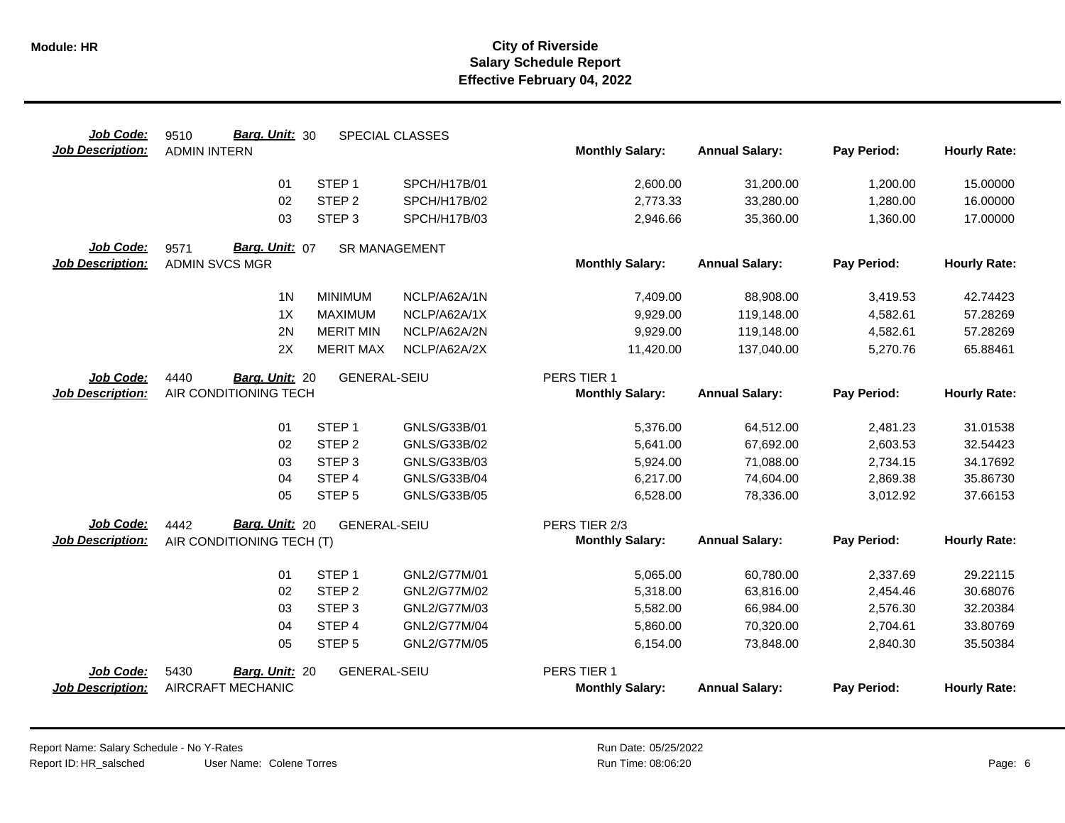**Module: HR**

# City of Riverside
## Salary Schedule Report
### Effective February 04, 2022

| Job Code: | 9510 | Barg. Unit: 30 | SPECIAL CLASSES | | | | | |
|---|---|---|---|---|---|---|---|---|
| **Job Description:** | ADMIN INTERN | | | | **Monthly Salary:** | **Annual Salary:** | **Pay Period:** | **Hourly Rate:** |
| | | 01 | STEP 1 | SPCH/H17B/01 | 2,600.00 | 31,200.00 | 1,200.00 | 15.00000 |
| | | 02 | STEP 2 | SPCH/H17B/02 | 2,773.33 | 33,280.00 | 1,280.00 | 16.00000 |
| | | 03 | STEP 3 | SPCH/H17B/03 | 2,946.66 | 35,360.00 | 1,360.00 | 17.00000 |

| Job Code: | 9571 | Barg. Unit: 07 | SR MANAGEMENT | | | | | |
|---|---|---|---|---|---|---|---|---|
| **Job Description:** | ADMIN SVCS MGR | | | | **Monthly Salary:** | **Annual Salary:** | **Pay Period:** | **Hourly Rate:** |
| | | 1N | MINIMUM | NCLP/A62A/1N | 7,409.00 | 88,908.00 | 3,419.53 | 42.74423 |
| | | 1X | MAXIMUM | NCLP/A62A/1X | 9,929.00 | 119,148.00 | 4,582.61 | 57.28269 |
| | | 2N | MERIT MIN | NCLP/A62A/2N | 9,929.00 | 119,148.00 | 4,582.61 | 57.28269 |
| | | 2X | MERIT MAX | NCLP/A62A/2X | 11,420.00 | 137,040.00 | 5,270.76 | 65.88461 |

| Job Code: | 4440 | Barg. Unit: 20 | GENERAL-SEIU | | PERS TIER 1 | | | |
|---|---|---|---|---|---|---|---|---|
| **Job Description:** | AIR CONDITIONING TECH | | | | **Monthly Salary:** | **Annual Salary:** | **Pay Period:** | **Hourly Rate:** |
| | | 01 | STEP 1 | GNLS/G33B/01 | 5,376.00 | 64,512.00 | 2,481.23 | 31.01538 |
| | | 02 | STEP 2 | GNLS/G33B/02 | 5,641.00 | 67,692.00 | 2,603.53 | 32.54423 |
| | | 03 | STEP 3 | GNLS/G33B/03 | 5,924.00 | 71,088.00 | 2,734.15 | 34.17692 |
| | | 04 | STEP 4 | GNLS/G33B/04 | 6,217.00 | 74,604.00 | 2,869.38 | 35.86730 |
| | | 05 | STEP 5 | GNLS/G33B/05 | 6,528.00 | 78,336.00 | 3,012.92 | 37.66153 |

| Job Code: | 4442 | Barg. Unit: 20 | GENERAL-SEIU | | PERS TIER 2/3 | | | |
|---|---|---|---|---|---|---|---|---|
| **Job Description:** | AIR CONDITIONING TECH (T) | | | | **Monthly Salary:** | **Annual Salary:** | **Pay Period:** | **Hourly Rate:** |
| | | 01 | STEP 1 | GNL2/G77M/01 | 5,065.00 | 60,780.00 | 2,337.69 | 29.22115 |
| | | 02 | STEP 2 | GNL2/G77M/02 | 5,318.00 | 63,816.00 | 2,454.46 | 30.68076 |
| | | 03 | STEP 3 | GNL2/G77M/03 | 5,582.00 | 66,984.00 | 2,576.30 | 32.20384 |
| | | 04 | STEP 4 | GNL2/G77M/04 | 5,860.00 | 70,320.00 | 2,704.61 | 33.80769 |
| | | 05 | STEP 5 | GNL2/G77M/05 | 6,154.00 | 73,848.00 | 2,840.30 | 35.50384 |

| Job Code: | 5430 | Barg. Unit: 20 | GENERAL-SEIU | | PERS TIER 1 | | | |
|---|---|---|---|---|---|---|---|---|
| **Job Description:** | AIRCRAFT MECHANIC | | | | **Monthly Salary:** | **Annual Salary:** | **Pay Period:** | **Hourly Rate:** |

Report Name: Salary Schedule - No Y-Rates
Report ID: HR_salsched User Name: Colene Torres
Run Date: 05/25/2022
Run Time: 08:06:20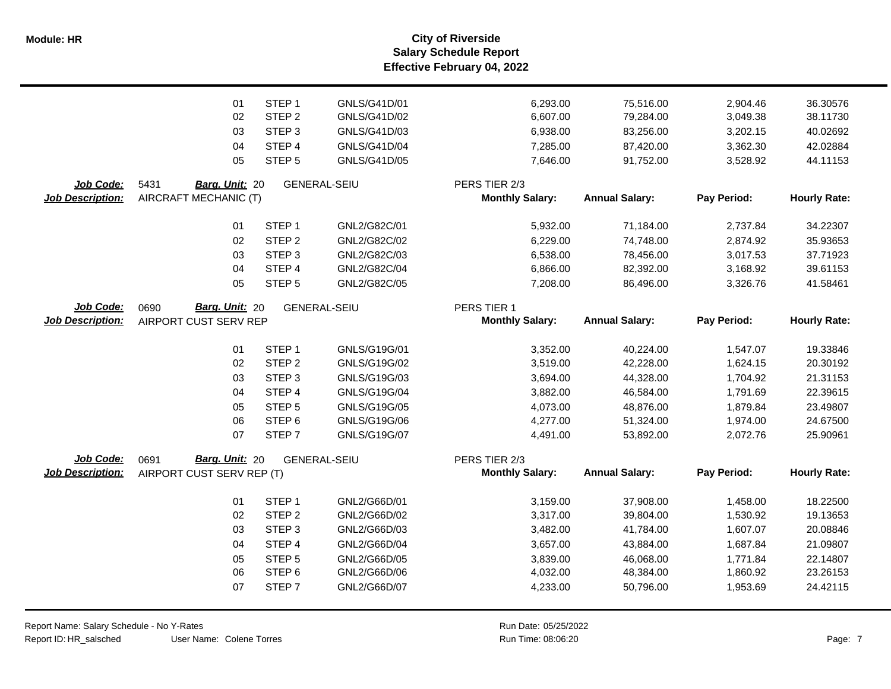| | | Step | Code | Monthly Salary | Annual Salary | Pay Period | Hourly Rate |
|---|---|---|---|---|---|---|---|
| 01 | STEP 1 | GNLS/G41D/01 | | 6,293.00 | 75,516.00 | 2,904.46 | 36.30576 |
| 02 | STEP 2 | GNLS/G41D/02 | | 6,607.00 | 79,284.00 | 3,049.38 | 38.11730 |
| 03 | STEP 3 | GNLS/G41D/03 | | 6,938.00 | 83,256.00 | 3,202.15 | 40.02692 |
| 04 | STEP 4 | GNLS/G41D/04 | | 7,285.00 | 87,420.00 | 3,362.30 | 42.02884 |
| 05 | STEP 5 | GNLS/G41D/05 | | 7,646.00 | 91,752.00 | 3,528.92 | 44.11153 |

**Job Code:** 5431 **Barg. Unit:** 20 GENERAL-SEIU PERS TIER 2/3
**Job Description:** AIRCRAFT MECHANIC (T)

| Step No. | Step | Code | Monthly Salary: | Annual Salary: | Pay Period: | Hourly Rate: |
|---|---|---|---|---|---|---|
| 01 | STEP 1 | GNL2/G82C/01 | 5,932.00 | 71,184.00 | 2,737.84 | 34.22307 |
| 02 | STEP 2 | GNL2/G82C/02 | 6,229.00 | 74,748.00 | 2,874.92 | 35.93653 |
| 03 | STEP 3 | GNL2/G82C/03 | 6,538.00 | 78,456.00 | 3,017.53 | 37.71923 |
| 04 | STEP 4 | GNL2/G82C/04 | 6,866.00 | 82,392.00 | 3,168.92 | 39.61153 |
| 05 | STEP 5 | GNL2/G82C/05 | 7,208.00 | 86,496.00 | 3,326.76 | 41.58461 |

**Job Code:** 0690 **Barg. Unit:** 20 GENERAL-SEIU PERS TIER 1
**Job Description:** AIRPORT CUST SERV REP

| Step No. | Step | Code | Monthly Salary: | Annual Salary: | Pay Period: | Hourly Rate: |
|---|---|---|---|---|---|---|
| 01 | STEP 1 | GNLS/G19G/01 | 3,352.00 | 40,224.00 | 1,547.07 | 19.33846 |
| 02 | STEP 2 | GNLS/G19G/02 | 3,519.00 | 42,228.00 | 1,624.15 | 20.30192 |
| 03 | STEP 3 | GNLS/G19G/03 | 3,694.00 | 44,328.00 | 1,704.92 | 21.31153 |
| 04 | STEP 4 | GNLS/G19G/04 | 3,882.00 | 46,584.00 | 1,791.69 | 22.39615 |
| 05 | STEP 5 | GNLS/G19G/05 | 4,073.00 | 48,876.00 | 1,879.84 | 23.49807 |
| 06 | STEP 6 | GNLS/G19G/06 | 4,277.00 | 51,324.00 | 1,974.00 | 24.67500 |
| 07 | STEP 7 | GNLS/G19G/07 | 4,491.00 | 53,892.00 | 2,072.76 | 25.90961 |

**Job Code:** 0691 **Barg. Unit:** 20 GENERAL-SEIU PERS TIER 2/3
**Job Description:** AIRPORT CUST SERV REP (T)

| Step No. | Step | Code | Monthly Salary: | Annual Salary: | Pay Period: | Hourly Rate: |
|---|---|---|---|---|---|---|
| 01 | STEP 1 | GNL2/G66D/01 | 3,159.00 | 37,908.00 | 1,458.00 | 18.22500 |
| 02 | STEP 2 | GNL2/G66D/02 | 3,317.00 | 39,804.00 | 1,530.92 | 19.13653 |
| 03 | STEP 3 | GNL2/G66D/03 | 3,482.00 | 41,784.00 | 1,607.07 | 20.08846 |
| 04 | STEP 4 | GNL2/G66D/04 | 3,657.00 | 43,884.00 | 1,687.84 | 21.09807 |
| 05 | STEP 5 | GNL2/G66D/05 | 3,839.00 | 46,068.00 | 1,771.84 | 22.14807 |
| 06 | STEP 6 | GNL2/G66D/06 | 4,032.00 | 48,384.00 | 1,860.92 | 23.26153 |
| 07 | STEP 7 | GNL2/G66D/07 | 4,233.00 | 50,796.00 | 1,953.69 | 24.42115 |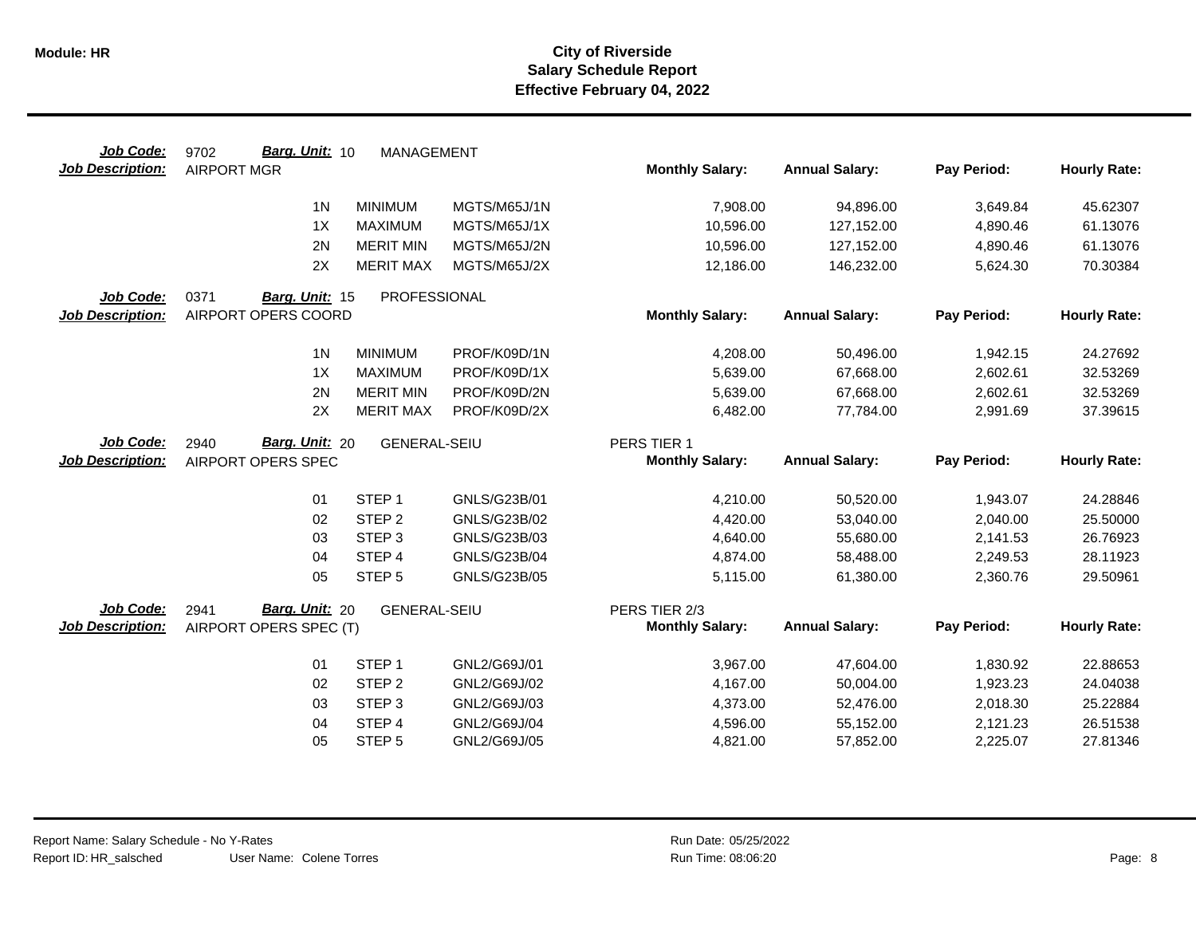# City of Riverside
## Salary Schedule Report
### Effective February 04, 2022

**Job Code:** 9702 **Barg. Unit:** 10 MANAGEMENT
**Job Description:** AIRPORT MGR

| Step | Description | Code | Monthly Salary | Annual Salary | Pay Period | Hourly Rate |
|---|---|---|---|---|---|---|
| 1N | MINIMUM | MGTS/M65J/1N | 7,908.00 | 94,896.00 | 3,649.84 | 45.62307 |
| 1X | MAXIMUM | MGTS/M65J/1X | 10,596.00 | 127,152.00 | 4,890.46 | 61.13076 |
| 2N | MERIT MIN | MGTS/M65J/2N | 10,596.00 | 127,152.00 | 4,890.46 | 61.13076 |
| 2X | MERIT MAX | MGTS/M65J/2X | 12,186.00 | 146,232.00 | 5,624.30 | 70.30384 |

**Job Code:** 0371 **Barg. Unit:** 15 PROFESSIONAL
**Job Description:** AIRPORT OPERS COORD

| Step | Description | Code | Monthly Salary | Annual Salary | Pay Period | Hourly Rate |
|---|---|---|---|---|---|---|
| 1N | MINIMUM | PROF/K09D/1N | 4,208.00 | 50,496.00 | 1,942.15 | 24.27692 |
| 1X | MAXIMUM | PROF/K09D/1X | 5,639.00 | 67,668.00 | 2,602.61 | 32.53269 |
| 2N | MERIT MIN | PROF/K09D/2N | 5,639.00 | 67,668.00 | 2,602.61 | 32.53269 |
| 2X | MERIT MAX | PROF/K09D/2X | 6,482.00 | 77,784.00 | 2,991.69 | 37.39615 |

**Job Code:** 2940 **Barg. Unit:** 20 GENERAL-SEIU
**Job Description:** AIRPORT OPERS SPEC
PERS TIER 1

| Step | Description | Code | Monthly Salary | Annual Salary | Pay Period | Hourly Rate |
|---|---|---|---|---|---|---|
| 01 | STEP 1 | GNLS/G23B/01 | 4,210.00 | 50,520.00 | 1,943.07 | 24.28846 |
| 02 | STEP 2 | GNLS/G23B/02 | 4,420.00 | 53,040.00 | 2,040.00 | 25.50000 |
| 03 | STEP 3 | GNLS/G23B/03 | 4,640.00 | 55,680.00 | 2,141.53 | 26.76923 |
| 04 | STEP 4 | GNLS/G23B/04 | 4,874.00 | 58,488.00 | 2,249.53 | 28.11923 |
| 05 | STEP 5 | GNLS/G23B/05 | 5,115.00 | 61,380.00 | 2,360.76 | 29.50961 |

**Job Code:** 2941 **Barg. Unit:** 20 GENERAL-SEIU
**Job Description:** AIRPORT OPERS SPEC (T)
PERS TIER 2/3

| Step | Description | Code | Monthly Salary | Annual Salary | Pay Period | Hourly Rate |
|---|---|---|---|---|---|---|
| 01 | STEP 1 | GNL2/G69J/01 | 3,967.00 | 47,604.00 | 1,830.92 | 22.88653 |
| 02 | STEP 2 | GNL2/G69J/02 | 4,167.00 | 50,004.00 | 1,923.23 | 24.04038 |
| 03 | STEP 3 | GNL2/G69J/03 | 4,373.00 | 52,476.00 | 2,018.30 | 25.22884 |
| 04 | STEP 4 | GNL2/G69J/04 | 4,596.00 | 55,152.00 | 2,121.23 | 26.51538 |
| 05 | STEP 5 | GNL2/G69J/05 | 4,821.00 | 57,852.00 | 2,225.07 | 27.81346 |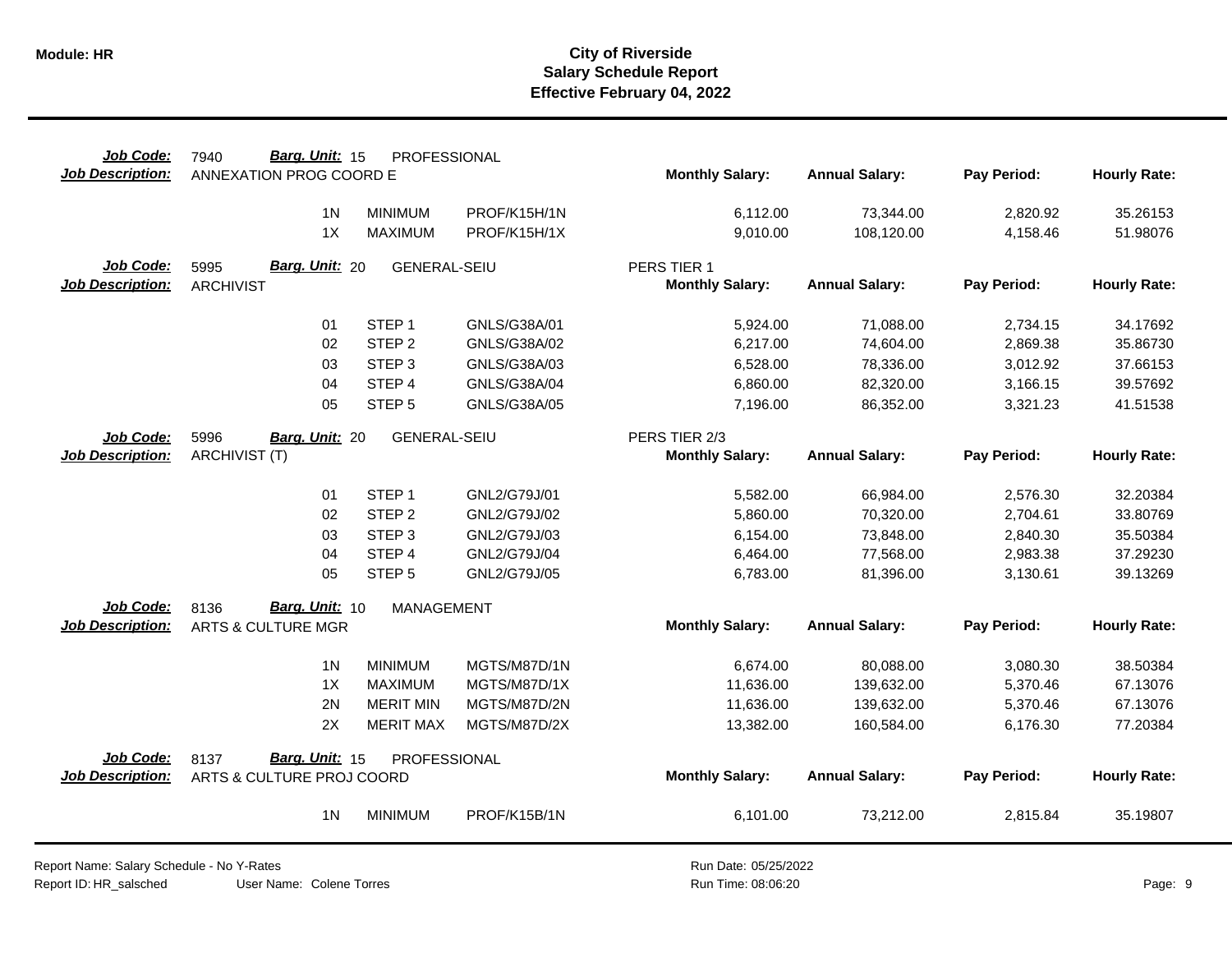**Module: HR**

# City of Riverside
## Salary Schedule Report
### Effective February 04, 2022

**Job Code:** 7940 **Barg. Unit:** 15 PROFESSIONAL
**Job Description:** ANNEXATION PROG COORD E

| | | | Monthly Salary: | Annual Salary: | Pay Period: | Hourly Rate: |
|---|---|---|---|---|---|---|
| 1N | MINIMUM | PROF/K15H/1N | 6,112.00 | 73,344.00 | 2,820.92 | 35.26153 |
| 1X | MAXIMUM | PROF/K15H/1X | 9,010.00 | 108,120.00 | 4,158.46 | 51.98076 |

**Job Code:** 5995 **Barg. Unit:** 20 GENERAL-SEIU — PERS TIER 1
**Job Description:** ARCHIVIST

| | | | Monthly Salary: | Annual Salary: | Pay Period: | Hourly Rate: |
|---|---|---|---|---|---|---|
| 01 | STEP 1 | GNLS/G38A/01 | 5,924.00 | 71,088.00 | 2,734.15 | 34.17692 |
| 02 | STEP 2 | GNLS/G38A/02 | 6,217.00 | 74,604.00 | 2,869.38 | 35.86730 |
| 03 | STEP 3 | GNLS/G38A/03 | 6,528.00 | 78,336.00 | 3,012.92 | 37.66153 |
| 04 | STEP 4 | GNLS/G38A/04 | 6,860.00 | 82,320.00 | 3,166.15 | 39.57692 |
| 05 | STEP 5 | GNLS/G38A/05 | 7,196.00 | 86,352.00 | 3,321.23 | 41.51538 |

**Job Code:** 5996 **Barg. Unit:** 20 GENERAL-SEIU — PERS TIER 2/3
**Job Description:** ARCHIVIST (T)

| | | | Monthly Salary: | Annual Salary: | Pay Period: | Hourly Rate: |
|---|---|---|---|---|---|---|
| 01 | STEP 1 | GNL2/G79J/01 | 5,582.00 | 66,984.00 | 2,576.30 | 32.20384 |
| 02 | STEP 2 | GNL2/G79J/02 | 5,860.00 | 70,320.00 | 2,704.61 | 33.80769 |
| 03 | STEP 3 | GNL2/G79J/03 | 6,154.00 | 73,848.00 | 2,840.30 | 35.50384 |
| 04 | STEP 4 | GNL2/G79J/04 | 6,464.00 | 77,568.00 | 2,983.38 | 37.29230 |
| 05 | STEP 5 | GNL2/G79J/05 | 6,783.00 | 81,396.00 | 3,130.61 | 39.13269 |

**Job Code:** 8136 **Barg. Unit:** 10 MANAGEMENT
**Job Description:** ARTS & CULTURE MGR

| | | | Monthly Salary: | Annual Salary: | Pay Period: | Hourly Rate: |
|---|---|---|---|---|---|---|
| 1N | MINIMUM | MGTS/M87D/1N | 6,674.00 | 80,088.00 | 3,080.30 | 38.50384 |
| 1X | MAXIMUM | MGTS/M87D/1X | 11,636.00 | 139,632.00 | 5,370.46 | 67.13076 |
| 2N | MERIT MIN | MGTS/M87D/2N | 11,636.00 | 139,632.00 | 5,370.46 | 67.13076 |
| 2X | MERIT MAX | MGTS/M87D/2X | 13,382.00 | 160,584.00 | 6,176.30 | 77.20384 |

**Job Code:** 8137 **Barg. Unit:** 15 PROFESSIONAL
**Job Description:** ARTS & CULTURE PROJ COORD

| | | | Monthly Salary: | Annual Salary: | Pay Period: | Hourly Rate: |
|---|---|---|---|---|---|---|
| 1N | MINIMUM | PROF/K15B/1N | 6,101.00 | 73,212.00 | 2,815.84 | 35.19807 |

Report Name: Salary Schedule - No Y-Rates
Report ID: HR_salsched User Name: Colene Torres
Run Date: 05/25/2022
Run Time: 08:06:20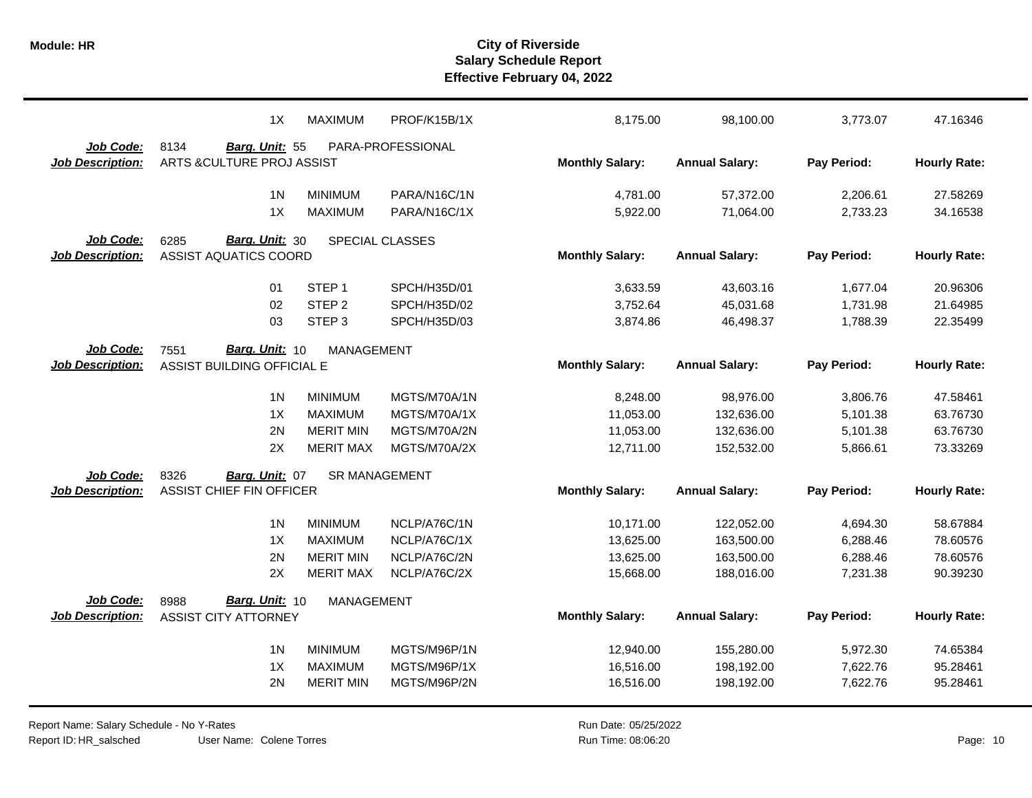# City of Riverside
## Salary Schedule Report
### Effective February 04, 2022

| | | | | Monthly Salary | Annual Salary | Pay Period | Hourly Rate |
|---|---|---|---|---|---|---|---|
| | 1X | MAXIMUM | PROF/K15B/1X | 8,175.00 | 98,100.00 | 3,773.07 | 47.16346 |

**Job Code:** 8134 **Barg. Unit:** 55 PARA-PROFESSIONAL
**Job Description:** ARTS &CULTURE PROJ ASSIST

| | | | Monthly Salary: | Annual Salary: | Pay Period: | Hourly Rate: |
|---|---|---|---|---|---|---|
| 1N | MINIMUM | PARA/N16C/1N | 4,781.00 | 57,372.00 | 2,206.61 | 27.58269 |
| 1X | MAXIMUM | PARA/N16C/1X | 5,922.00 | 71,064.00 | 2,733.23 | 34.16538 |

**Job Code:** 6285 **Barg. Unit:** 30 SPECIAL CLASSES
**Job Description:** ASSIST AQUATICS COORD

| | | | Monthly Salary: | Annual Salary: | Pay Period: | Hourly Rate: |
|---|---|---|---|---|---|---|
| 01 | STEP 1 | SPCH/H35D/01 | 3,633.59 | 43,603.16 | 1,677.04 | 20.96306 |
| 02 | STEP 2 | SPCH/H35D/02 | 3,752.64 | 45,031.68 | 1,731.98 | 21.64985 |
| 03 | STEP 3 | SPCH/H35D/03 | 3,874.86 | 46,498.37 | 1,788.39 | 22.35499 |

**Job Code:** 7551 **Barg. Unit:** 10 MANAGEMENT
**Job Description:** ASSIST BUILDING OFFICIAL E

| | | | Monthly Salary: | Annual Salary: | Pay Period: | Hourly Rate: |
|---|---|---|---|---|---|---|
| 1N | MINIMUM | MGTS/M70A/1N | 8,248.00 | 98,976.00 | 3,806.76 | 47.58461 |
| 1X | MAXIMUM | MGTS/M70A/1X | 11,053.00 | 132,636.00 | 5,101.38 | 63.76730 |
| 2N | MERIT MIN | MGTS/M70A/2N | 11,053.00 | 132,636.00 | 5,101.38 | 63.76730 |
| 2X | MERIT MAX | MGTS/M70A/2X | 12,711.00 | 152,532.00 | 5,866.61 | 73.33269 |

**Job Code:** 8326 **Barg. Unit:** 07 SR MANAGEMENT
**Job Description:** ASSIST CHIEF FIN OFFICER

| | | | Monthly Salary: | Annual Salary: | Pay Period: | Hourly Rate: |
|---|---|---|---|---|---|---|
| 1N | MINIMUM | NCLP/A76C/1N | 10,171.00 | 122,052.00 | 4,694.30 | 58.67884 |
| 1X | MAXIMUM | NCLP/A76C/1X | 13,625.00 | 163,500.00 | 6,288.46 | 78.60576 |
| 2N | MERIT MIN | NCLP/A76C/2N | 13,625.00 | 163,500.00 | 6,288.46 | 78.60576 |
| 2X | MERIT MAX | NCLP/A76C/2X | 15,668.00 | 188,016.00 | 7,231.38 | 90.39230 |

**Job Code:** 8988 **Barg. Unit:** 10 MANAGEMENT
**Job Description:** ASSIST CITY ATTORNEY

| | | | Monthly Salary: | Annual Salary: | Pay Period: | Hourly Rate: |
|---|---|---|---|---|---|---|
| 1N | MINIMUM | MGTS/M96P/1N | 12,940.00 | 155,280.00 | 5,972.30 | 74.65384 |
| 1X | MAXIMUM | MGTS/M96P/1X | 16,516.00 | 198,192.00 | 7,622.76 | 95.28461 |
| 2N | MERIT MIN | MGTS/M96P/2N | 16,516.00 | 198,192.00 | 7,622.76 | 95.28461 |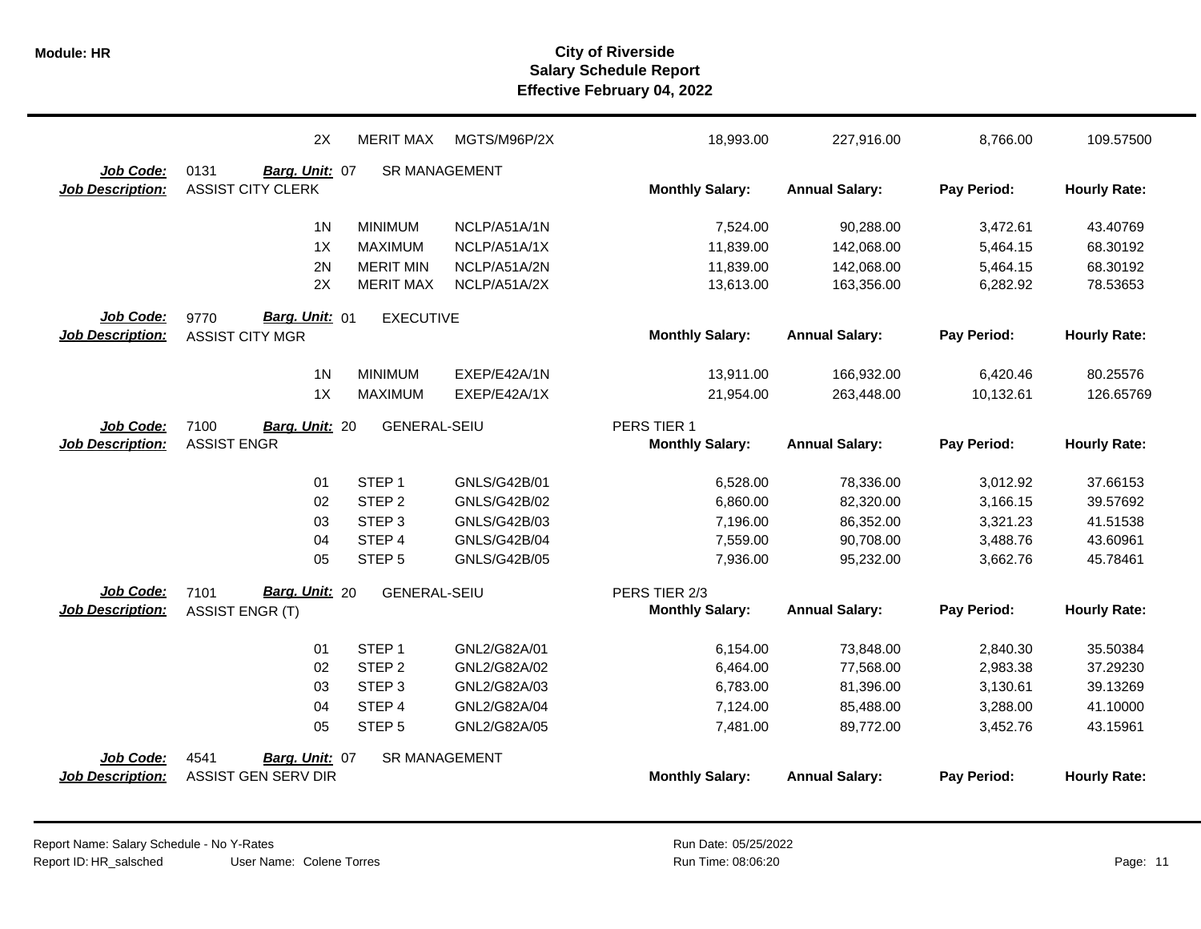# City of Riverside
## Salary Schedule Report
### Effective February 04, 2022

| | | | | | | | |
|---|---|---|---|---|---|---|---|
| 2X | MERIT MAX | MGTS/M96P/2X | | 18,993.00 | 227,916.00 | 8,766.00 | 109.57500 |

**Job Code:** 0131 **Barg. Unit:** 07 SR MANAGEMENT
**Job Description:** ASSIST CITY CLERK

| | | | Monthly Salary: | Annual Salary: | Pay Period: | Hourly Rate: |
|---|---|---|---|---|---|---|
| 1N | MINIMUM | NCLP/A51A/1N | 7,524.00 | 90,288.00 | 3,472.61 | 43.40769 |
| 1X | MAXIMUM | NCLP/A51A/1X | 11,839.00 | 142,068.00 | 5,464.15 | 68.30192 |
| 2N | MERIT MIN | NCLP/A51A/2N | 11,839.00 | 142,068.00 | 5,464.15 | 68.30192 |
| 2X | MERIT MAX | NCLP/A51A/2X | 13,613.00 | 163,356.00 | 6,282.92 | 78.53653 |

**Job Code:** 9770 **Barg. Unit:** 01 EXECUTIVE
**Job Description:** ASSIST CITY MGR

| | | | Monthly Salary: | Annual Salary: | Pay Period: | Hourly Rate: |
|---|---|---|---|---|---|---|
| 1N | MINIMUM | EXEP/E42A/1N | 13,911.00 | 166,932.00 | 6,420.46 | 80.25576 |
| 1X | MAXIMUM | EXEP/E42A/1X | 21,954.00 | 263,448.00 | 10,132.61 | 126.65769 |

**Job Code:** 7100 **Barg. Unit:** 20 GENERAL-SEIU PERS TIER 1
**Job Description:** ASSIST ENGR

| | | | Monthly Salary: | Annual Salary: | Pay Period: | Hourly Rate: |
|---|---|---|---|---|---|---|
| 01 | STEP 1 | GNLS/G42B/01 | 6,528.00 | 78,336.00 | 3,012.92 | 37.66153 |
| 02 | STEP 2 | GNLS/G42B/02 | 6,860.00 | 82,320.00 | 3,166.15 | 39.57692 |
| 03 | STEP 3 | GNLS/G42B/03 | 7,196.00 | 86,352.00 | 3,321.23 | 41.51538 |
| 04 | STEP 4 | GNLS/G42B/04 | 7,559.00 | 90,708.00 | 3,488.76 | 43.60961 |
| 05 | STEP 5 | GNLS/G42B/05 | 7,936.00 | 95,232.00 | 3,662.76 | 45.78461 |

**Job Code:** 7101 **Barg. Unit:** 20 GENERAL-SEIU PERS TIER 2/3
**Job Description:** ASSIST ENGR (T)

| | | | Monthly Salary: | Annual Salary: | Pay Period: | Hourly Rate: |
|---|---|---|---|---|---|---|
| 01 | STEP 1 | GNL2/G82A/01 | 6,154.00 | 73,848.00 | 2,840.30 | 35.50384 |
| 02 | STEP 2 | GNL2/G82A/02 | 6,464.00 | 77,568.00 | 2,983.38 | 37.29230 |
| 03 | STEP 3 | GNL2/G82A/03 | 6,783.00 | 81,396.00 | 3,130.61 | 39.13269 |
| 04 | STEP 4 | GNL2/G82A/04 | 7,124.00 | 85,488.00 | 3,288.00 | 41.10000 |
| 05 | STEP 5 | GNL2/G82A/05 | 7,481.00 | 89,772.00 | 3,452.76 | 43.15961 |

**Job Code:** 4541 **Barg. Unit:** 07 SR MANAGEMENT
**Job Description:** ASSIST GEN SERV DIR

| | | | Monthly Salary: | Annual Salary: | Pay Period: | Hourly Rate: |
|---|---|---|---|---|---|---|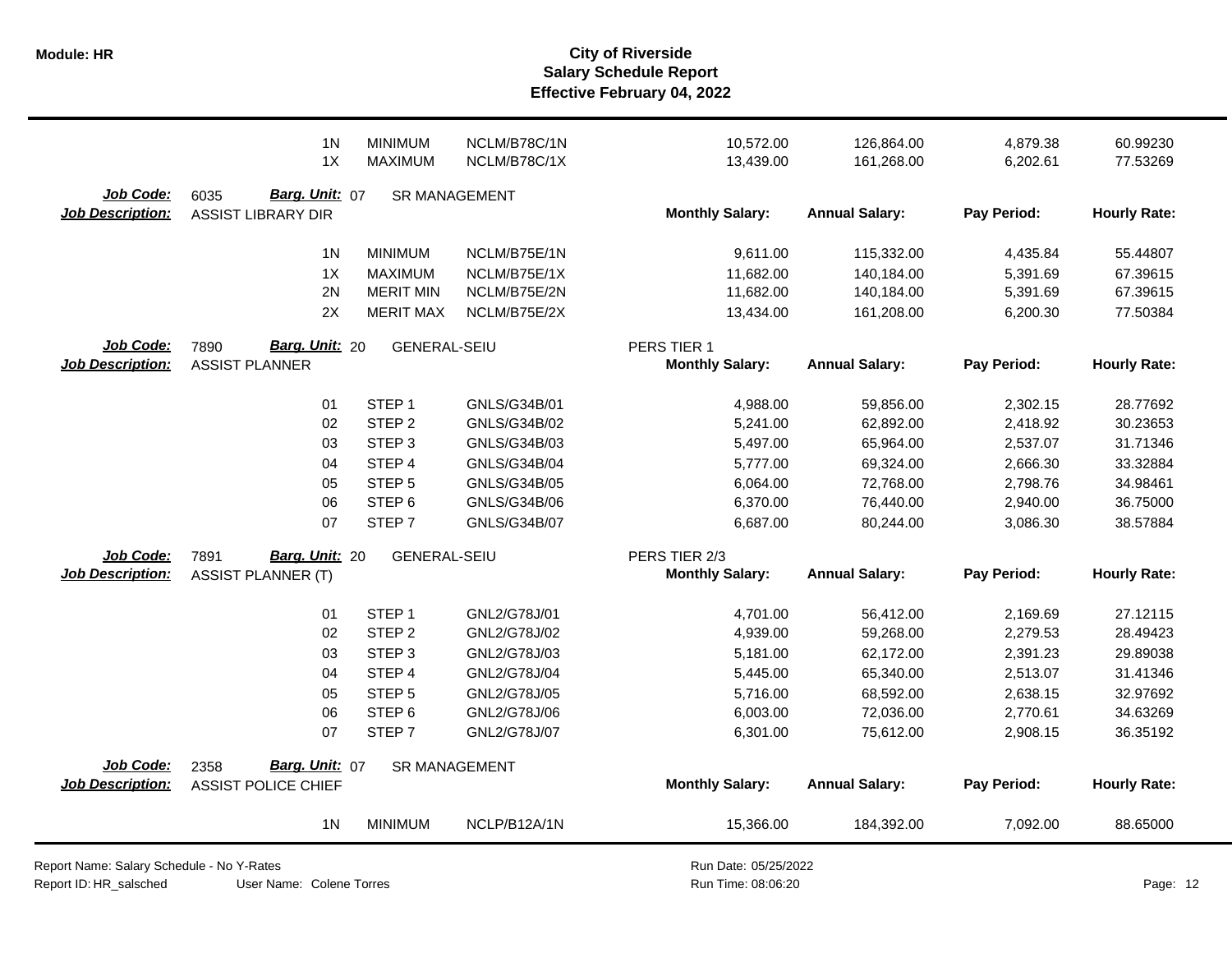# City of Riverside
## Salary Schedule Report
### Effective February 04, 2022

| | | | | Monthly Salary | Annual Salary | Pay Period | Hourly Rate |
|---|---|---|---|---|---|---|---|
| | 1N | MINIMUM | NCLM/B78C/1N | 10,572.00 | 126,864.00 | 4,879.38 | 60.99230 |
| | 1X | MAXIMUM | NCLM/B78C/1X | 13,439.00 | 161,268.00 | 6,202.61 | 77.53269 |

**Job Code:** 6035 **Barg. Unit:** 07 SR MANAGEMENT
**Job Description:** ASSIST LIBRARY DIR

| | | | Monthly Salary: | Annual Salary: | Pay Period: | Hourly Rate: |
|---|---|---|---|---|---|---|
| 1N | MINIMUM | NCLM/B75E/1N | 9,611.00 | 115,332.00 | 4,435.84 | 55.44807 |
| 1X | MAXIMUM | NCLM/B75E/1X | 11,682.00 | 140,184.00 | 5,391.69 | 67.39615 |
| 2N | MERIT MIN | NCLM/B75E/2N | 11,682.00 | 140,184.00 | 5,391.69 | 67.39615 |
| 2X | MERIT MAX | NCLM/B75E/2X | 13,434.00 | 161,208.00 | 6,200.30 | 77.50384 |

**Job Code:** 7890 **Barg. Unit:** 20 GENERAL-SEIU PERS TIER 1
**Job Description:** ASSIST PLANNER

| | | | Monthly Salary: | Annual Salary: | Pay Period: | Hourly Rate: |
|---|---|---|---|---|---|---|
| 01 | STEP 1 | GNLS/G34B/01 | 4,988.00 | 59,856.00 | 2,302.15 | 28.77692 |
| 02 | STEP 2 | GNLS/G34B/02 | 5,241.00 | 62,892.00 | 2,418.92 | 30.23653 |
| 03 | STEP 3 | GNLS/G34B/03 | 5,497.00 | 65,964.00 | 2,537.07 | 31.71346 |
| 04 | STEP 4 | GNLS/G34B/04 | 5,777.00 | 69,324.00 | 2,666.30 | 33.32884 |
| 05 | STEP 5 | GNLS/G34B/05 | 6,064.00 | 72,768.00 | 2,798.76 | 34.98461 |
| 06 | STEP 6 | GNLS/G34B/06 | 6,370.00 | 76,440.00 | 2,940.00 | 36.75000 |
| 07 | STEP 7 | GNLS/G34B/07 | 6,687.00 | 80,244.00 | 3,086.30 | 38.57884 |

**Job Code:** 7891 **Barg. Unit:** 20 GENERAL-SEIU PERS TIER 2/3
**Job Description:** ASSIST PLANNER (T)

| | | | Monthly Salary: | Annual Salary: | Pay Period: | Hourly Rate: |
|---|---|---|---|---|---|---|
| 01 | STEP 1 | GNL2/G78J/01 | 4,701.00 | 56,412.00 | 2,169.69 | 27.12115 |
| 02 | STEP 2 | GNL2/G78J/02 | 4,939.00 | 59,268.00 | 2,279.53 | 28.49423 |
| 03 | STEP 3 | GNL2/G78J/03 | 5,181.00 | 62,172.00 | 2,391.23 | 29.89038 |
| 04 | STEP 4 | GNL2/G78J/04 | 5,445.00 | 65,340.00 | 2,513.07 | 31.41346 |
| 05 | STEP 5 | GNL2/G78J/05 | 5,716.00 | 68,592.00 | 2,638.15 | 32.97692 |
| 06 | STEP 6 | GNL2/G78J/06 | 6,003.00 | 72,036.00 | 2,770.61 | 34.63269 |
| 07 | STEP 7 | GNL2/G78J/07 | 6,301.00 | 75,612.00 | 2,908.15 | 36.35192 |

**Job Code:** 2358 **Barg. Unit:** 07 SR MANAGEMENT
**Job Description:** ASSIST POLICE CHIEF

| | | | Monthly Salary: | Annual Salary: | Pay Period: | Hourly Rate: |
|---|---|---|---|---|---|---|
| 1N | MINIMUM | NCLP/B12A/1N | 15,366.00 | 184,392.00 | 7,092.00 | 88.65000 |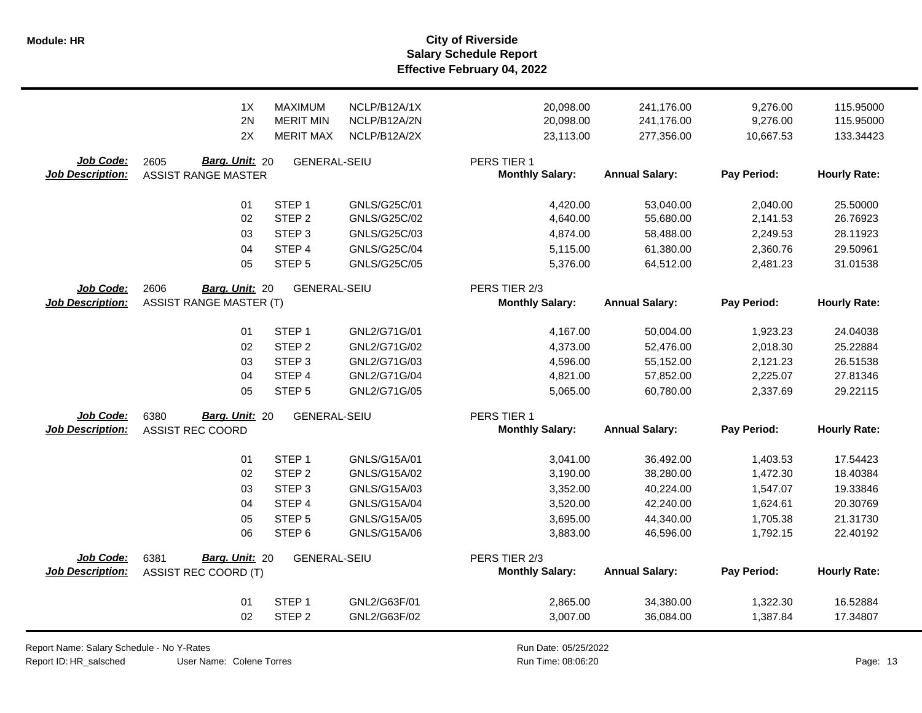| | | | | | | | |
|---|---|---|---|---|---|---|---|
| 1X | MAXIMUM | NCLP/B12A/1X | | 20,098.00 | 241,176.00 | 9,276.00 | 115.95000 |
| 2N | MERIT MIN | NCLP/B12A/2N | | 20,098.00 | 241,176.00 | 9,276.00 | 115.95000 |
| 2X | MERIT MAX | NCLP/B12A/2X | | 23,113.00 | 277,356.00 | 10,667.53 | 133.34423 |

**Job Code:** 2605 **Barg. Unit:** 20 GENERAL-SEIU PERS TIER 1
**Job Description:** ASSIST RANGE MASTER

| Step | | Code | Monthly Salary: | Annual Salary: | Pay Period: | Hourly Rate: |
|---|---|---|---|---|---|---|
| 01 | STEP 1 | GNLS/G25C/01 | 4,420.00 | 53,040.00 | 2,040.00 | 25.50000 |
| 02 | STEP 2 | GNLS/G25C/02 | 4,640.00 | 55,680.00 | 2,141.53 | 26.76923 |
| 03 | STEP 3 | GNLS/G25C/03 | 4,874.00 | 58,488.00 | 2,249.53 | 28.11923 |
| 04 | STEP 4 | GNLS/G25C/04 | 5,115.00 | 61,380.00 | 2,360.76 | 29.50961 |
| 05 | STEP 5 | GNLS/G25C/05 | 5,376.00 | 64,512.00 | 2,481.23 | 31.01538 |

**Job Code:** 2606 **Barg. Unit:** 20 GENERAL-SEIU PERS TIER 2/3
**Job Description:** ASSIST RANGE MASTER (T)

| Step | | Code | Monthly Salary: | Annual Salary: | Pay Period: | Hourly Rate: |
|---|---|---|---|---|---|---|
| 01 | STEP 1 | GNL2/G71G/01 | 4,167.00 | 50,004.00 | 1,923.23 | 24.04038 |
| 02 | STEP 2 | GNL2/G71G/02 | 4,373.00 | 52,476.00 | 2,018.30 | 25.22884 |
| 03 | STEP 3 | GNL2/G71G/03 | 4,596.00 | 55,152.00 | 2,121.23 | 26.51538 |
| 04 | STEP 4 | GNL2/G71G/04 | 4,821.00 | 57,852.00 | 2,225.07 | 27.81346 |
| 05 | STEP 5 | GNL2/G71G/05 | 5,065.00 | 60,780.00 | 2,337.69 | 29.22115 |

**Job Code:** 6380 **Barg. Unit:** 20 GENERAL-SEIU PERS TIER 1
**Job Description:** ASSIST REC COORD

| Step | | Code | Monthly Salary: | Annual Salary: | Pay Period: | Hourly Rate: |
|---|---|---|---|---|---|---|
| 01 | STEP 1 | GNLS/G15A/01 | 3,041.00 | 36,492.00 | 1,403.53 | 17.54423 |
| 02 | STEP 2 | GNLS/G15A/02 | 3,190.00 | 38,280.00 | 1,472.30 | 18.40384 |
| 03 | STEP 3 | GNLS/G15A/03 | 3,352.00 | 40,224.00 | 1,547.07 | 19.33846 |
| 04 | STEP 4 | GNLS/G15A/04 | 3,520.00 | 42,240.00 | 1,624.61 | 20.30769 |
| 05 | STEP 5 | GNLS/G15A/05 | 3,695.00 | 44,340.00 | 1,705.38 | 21.31730 |
| 06 | STEP 6 | GNLS/G15A/06 | 3,883.00 | 46,596.00 | 1,792.15 | 22.40192 |

**Job Code:** 6381 **Barg. Unit:** 20 GENERAL-SEIU PERS TIER 2/3
**Job Description:** ASSIST REC COORD (T)

| Step | | Code | Monthly Salary: | Annual Salary: | Pay Period: | Hourly Rate: |
|---|---|---|---|---|---|---|
| 01 | STEP 1 | GNL2/G63F/01 | 2,865.00 | 34,380.00 | 1,322.30 | 16.52884 |
| 02 | STEP 2 | GNL2/G63F/02 | 3,007.00 | 36,084.00 | 1,387.84 | 17.34807 |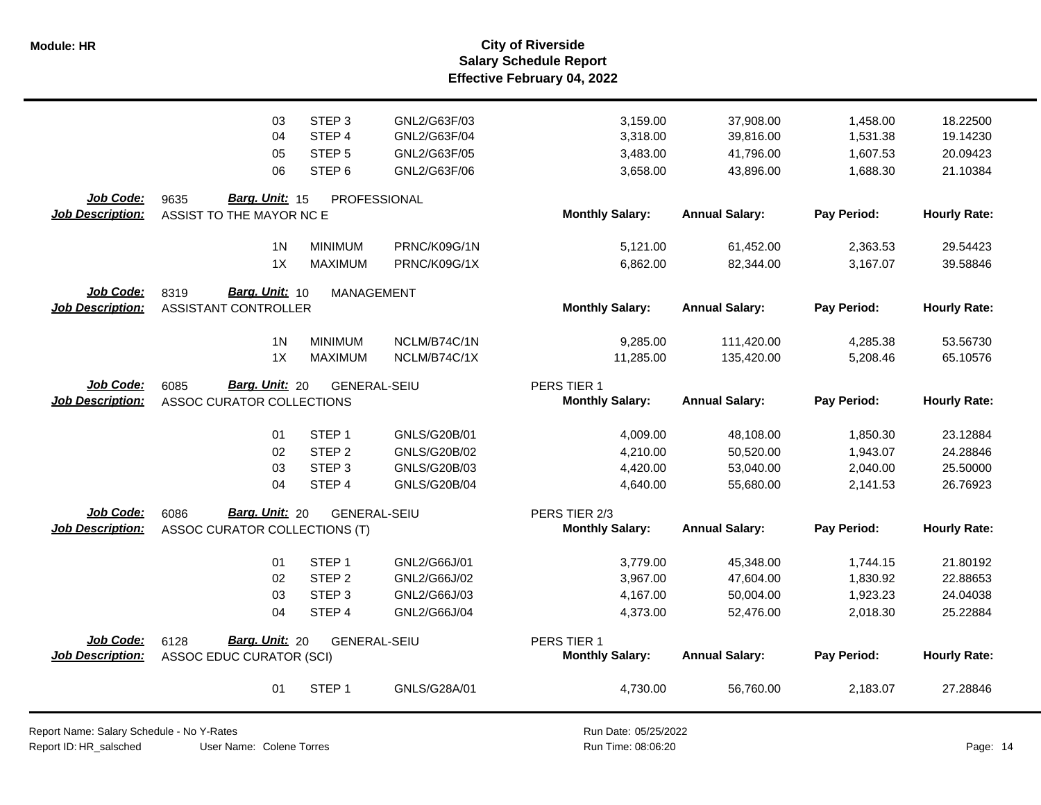# City of Riverside
## Salary Schedule Report
### Effective February 04, 2022

| | | | | | Monthly Salary | Annual Salary | Pay Period | Hourly Rate |
|---|---|---|---|---|---|---|---|---|
| | | 03 | STEP 3 | GNL2/G63F/03 | 3,159.00 | 37,908.00 | 1,458.00 | 18.22500 |
| | | 04 | STEP 4 | GNL2/G63F/04 | 3,318.00 | 39,816.00 | 1,531.38 | 19.14230 |
| | | 05 | STEP 5 | GNL2/G63F/05 | 3,483.00 | 41,796.00 | 1,607.53 | 20.09423 |
| | | 06 | STEP 6 | GNL2/G63F/06 | 3,658.00 | 43,896.00 | 1,688.30 | 21.10384 |

**Job Code:** 9635 **Barg. Unit:** 15 PROFESSIONAL
**Job Description:** ASSIST TO THE MAYOR NC E

| | | | Monthly Salary: | Annual Salary: | Pay Period: | Hourly Rate: |
|---|---|---|---|---|---|---|
| 1N | MINIMUM | PRNC/K09G/1N | 5,121.00 | 61,452.00 | 2,363.53 | 29.54423 |
| 1X | MAXIMUM | PRNC/K09G/1X | 6,862.00 | 82,344.00 | 3,167.07 | 39.58846 |

**Job Code:** 8319 **Barg. Unit:** 10 MANAGEMENT
**Job Description:** ASSISTANT CONTROLLER

| | | | Monthly Salary: | Annual Salary: | Pay Period: | Hourly Rate: |
|---|---|---|---|---|---|---|
| 1N | MINIMUM | NCLM/B74C/1N | 9,285.00 | 111,420.00 | 4,285.38 | 53.56730 |
| 1X | MAXIMUM | NCLM/B74C/1X | 11,285.00 | 135,420.00 | 5,208.46 | 65.10576 |

**Job Code:** 6085 **Barg. Unit:** 20 GENERAL-SEIU
**Job Description:** ASSOC CURATOR COLLECTIONS

PERS TIER 1

| | | | Monthly Salary: | Annual Salary: | Pay Period: | Hourly Rate: |
|---|---|---|---|---|---|---|
| 01 | STEP 1 | GNLS/G20B/01 | 4,009.00 | 48,108.00 | 1,850.30 | 23.12884 |
| 02 | STEP 2 | GNLS/G20B/02 | 4,210.00 | 50,520.00 | 1,943.07 | 24.28846 |
| 03 | STEP 3 | GNLS/G20B/03 | 4,420.00 | 53,040.00 | 2,040.00 | 25.50000 |
| 04 | STEP 4 | GNLS/G20B/04 | 4,640.00 | 55,680.00 | 2,141.53 | 26.76923 |

**Job Code:** 6086 **Barg. Unit:** 20 GENERAL-SEIU
**Job Description:** ASSOC CURATOR COLLECTIONS (T)

PERS TIER 2/3

| | | | Monthly Salary: | Annual Salary: | Pay Period: | Hourly Rate: |
|---|---|---|---|---|---|---|
| 01 | STEP 1 | GNL2/G66J/01 | 3,779.00 | 45,348.00 | 1,744.15 | 21.80192 |
| 02 | STEP 2 | GNL2/G66J/02 | 3,967.00 | 47,604.00 | 1,830.92 | 22.88653 |
| 03 | STEP 3 | GNL2/G66J/03 | 4,167.00 | 50,004.00 | 1,923.23 | 24.04038 |
| 04 | STEP 4 | GNL2/G66J/04 | 4,373.00 | 52,476.00 | 2,018.30 | 25.22884 |

**Job Code:** 6128 **Barg. Unit:** 20 GENERAL-SEIU
**Job Description:** ASSOC EDUC CURATOR (SCI)

PERS TIER 1

| | | | Monthly Salary: | Annual Salary: | Pay Period: | Hourly Rate: |
|---|---|---|---|---|---|---|
| 01 | STEP 1 | GNLS/G28A/01 | 4,730.00 | 56,760.00 | 2,183.07 | 27.28846 |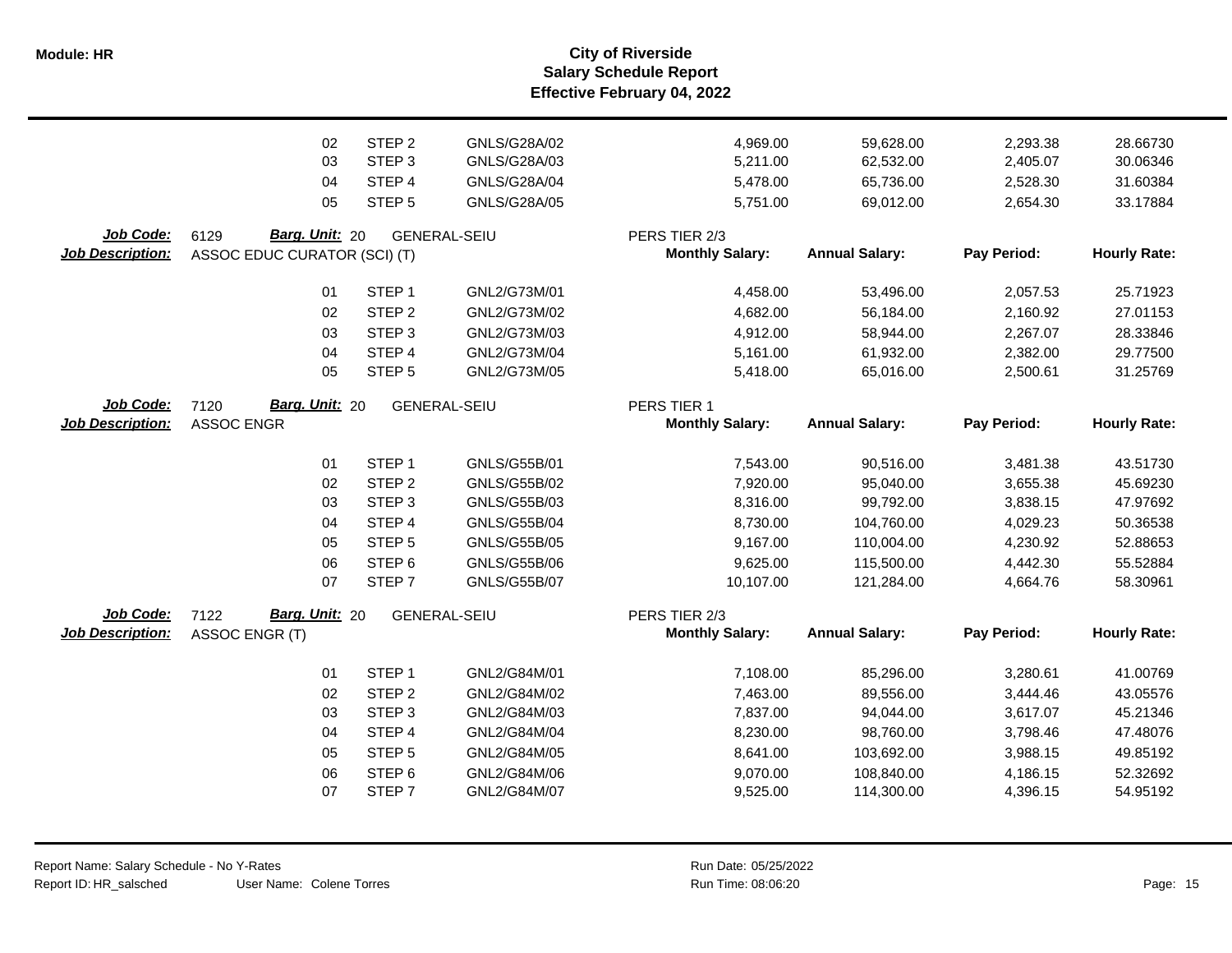| | Step | | Code | Monthly Salary | Annual Salary | Pay Period | Hourly Rate |
|---|---|---|---|---|---|---|---|
| | 02 | STEP 2 | GNLS/G28A/02 | 4,969.00 | 59,628.00 | 2,293.38 | 28.66730 |
| | 03 | STEP 3 | GNLS/G28A/03 | 5,211.00 | 62,532.00 | 2,405.07 | 30.06346 |
| | 04 | STEP 4 | GNLS/G28A/04 | 5,478.00 | 65,736.00 | 2,528.30 | 31.60384 |
| | 05 | STEP 5 | GNLS/G28A/05 | 5,751.00 | 69,012.00 | 2,654.30 | 33.17884 |

**Job Code:** 6129 **Barg. Unit:** 20 GENERAL-SEIU PERS TIER 2/3
**Job Description:** ASSOC EDUC CURATOR (SCI) (T)

| Step | | Code | Monthly Salary: | Annual Salary: | Pay Period: | Hourly Rate: |
|---|---|---|---|---|---|---|
| 01 | STEP 1 | GNL2/G73M/01 | 4,458.00 | 53,496.00 | 2,057.53 | 25.71923 |
| 02 | STEP 2 | GNL2/G73M/02 | 4,682.00 | 56,184.00 | 2,160.92 | 27.01153 |
| 03 | STEP 3 | GNL2/G73M/03 | 4,912.00 | 58,944.00 | 2,267.07 | 28.33846 |
| 04 | STEP 4 | GNL2/G73M/04 | 5,161.00 | 61,932.00 | 2,382.00 | 29.77500 |
| 05 | STEP 5 | GNL2/G73M/05 | 5,418.00 | 65,016.00 | 2,500.61 | 31.25769 |

**Job Code:** 7120 **Barg. Unit:** 20 GENERAL-SEIU PERS TIER 1
**Job Description:** ASSOC ENGR

| Step | | Code | Monthly Salary: | Annual Salary: | Pay Period: | Hourly Rate: |
|---|---|---|---|---|---|---|
| 01 | STEP 1 | GNLS/G55B/01 | 7,543.00 | 90,516.00 | 3,481.38 | 43.51730 |
| 02 | STEP 2 | GNLS/G55B/02 | 7,920.00 | 95,040.00 | 3,655.38 | 45.69230 |
| 03 | STEP 3 | GNLS/G55B/03 | 8,316.00 | 99,792.00 | 3,838.15 | 47.97692 |
| 04 | STEP 4 | GNLS/G55B/04 | 8,730.00 | 104,760.00 | 4,029.23 | 50.36538 |
| 05 | STEP 5 | GNLS/G55B/05 | 9,167.00 | 110,004.00 | 4,230.92 | 52.88653 |
| 06 | STEP 6 | GNLS/G55B/06 | 9,625.00 | 115,500.00 | 4,442.30 | 55.52884 |
| 07 | STEP 7 | GNLS/G55B/07 | 10,107.00 | 121,284.00 | 4,664.76 | 58.30961 |

**Job Code:** 7122 **Barg. Unit:** 20 GENERAL-SEIU PERS TIER 2/3
**Job Description:** ASSOC ENGR (T)

| Step | | Code | Monthly Salary: | Annual Salary: | Pay Period: | Hourly Rate: |
|---|---|---|---|---|---|---|
| 01 | STEP 1 | GNL2/G84M/01 | 7,108.00 | 85,296.00 | 3,280.61 | 41.00769 |
| 02 | STEP 2 | GNL2/G84M/02 | 7,463.00 | 89,556.00 | 3,444.46 | 43.05576 |
| 03 | STEP 3 | GNL2/G84M/03 | 7,837.00 | 94,044.00 | 3,617.07 | 45.21346 |
| 04 | STEP 4 | GNL2/G84M/04 | 8,230.00 | 98,760.00 | 3,798.46 | 47.48076 |
| 05 | STEP 5 | GNL2/G84M/05 | 8,641.00 | 103,692.00 | 3,988.15 | 49.85192 |
| 06 | STEP 6 | GNL2/G84M/06 | 9,070.00 | 108,840.00 | 4,186.15 | 52.32692 |
| 07 | STEP 7 | GNL2/G84M/07 | 9,525.00 | 114,300.00 | 4,396.15 | 54.95192 |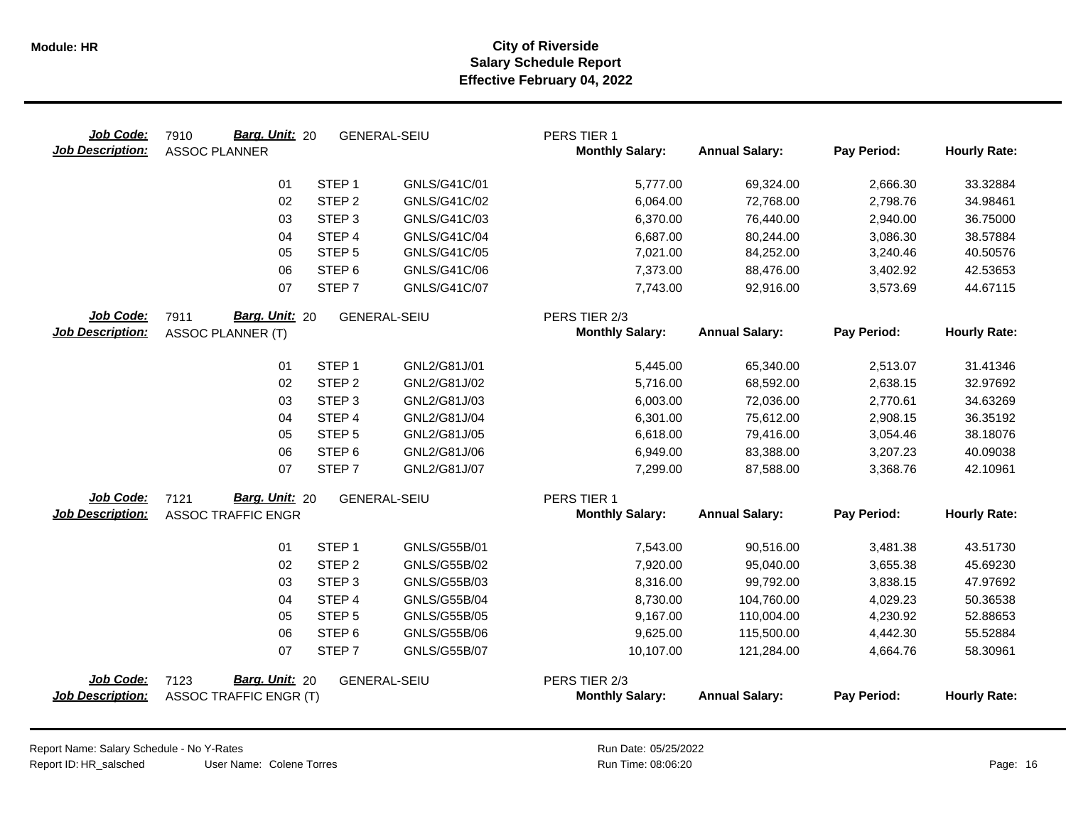**Module: HR**

# City of Riverside
## Salary Schedule Report
### Effective February 04, 2022

**Job Code:** 7910 **Barg. Unit:** 20 GENERAL-SEIU PERS TIER 1
**Job Description:** ASSOC PLANNER

| Step | | Code | Monthly Salary | Annual Salary | Pay Period | Hourly Rate |
|---|---|---|---|---|---|---|
| 01 | STEP 1 | GNLS/G41C/01 | 5,777.00 | 69,324.00 | 2,666.30 | 33.32884 |
| 02 | STEP 2 | GNLS/G41C/02 | 6,064.00 | 72,768.00 | 2,798.76 | 34.98461 |
| 03 | STEP 3 | GNLS/G41C/03 | 6,370.00 | 76,440.00 | 2,940.00 | 36.75000 |
| 04 | STEP 4 | GNLS/G41C/04 | 6,687.00 | 80,244.00 | 3,086.30 | 38.57884 |
| 05 | STEP 5 | GNLS/G41C/05 | 7,021.00 | 84,252.00 | 3,240.46 | 40.50576 |
| 06 | STEP 6 | GNLS/G41C/06 | 7,373.00 | 88,476.00 | 3,402.92 | 42.53653 |
| 07 | STEP 7 | GNLS/G41C/07 | 7,743.00 | 92,916.00 | 3,573.69 | 44.67115 |

**Job Code:** 7911 **Barg. Unit:** 20 GENERAL-SEIU PERS TIER 2/3
**Job Description:** ASSOC PLANNER (T)

| Step | | Code | Monthly Salary | Annual Salary | Pay Period | Hourly Rate |
|---|---|---|---|---|---|---|
| 01 | STEP 1 | GNL2/G81J/01 | 5,445.00 | 65,340.00 | 2,513.07 | 31.41346 |
| 02 | STEP 2 | GNL2/G81J/02 | 5,716.00 | 68,592.00 | 2,638.15 | 32.97692 |
| 03 | STEP 3 | GNL2/G81J/03 | 6,003.00 | 72,036.00 | 2,770.61 | 34.63269 |
| 04 | STEP 4 | GNL2/G81J/04 | 6,301.00 | 75,612.00 | 2,908.15 | 36.35192 |
| 05 | STEP 5 | GNL2/G81J/05 | 6,618.00 | 79,416.00 | 3,054.46 | 38.18076 |
| 06 | STEP 6 | GNL2/G81J/06 | 6,949.00 | 83,388.00 | 3,207.23 | 40.09038 |
| 07 | STEP 7 | GNL2/G81J/07 | 7,299.00 | 87,588.00 | 3,368.76 | 42.10961 |

**Job Code:** 7121 **Barg. Unit:** 20 GENERAL-SEIU PERS TIER 1
**Job Description:** ASSOC TRAFFIC ENGR

| Step | | Code | Monthly Salary | Annual Salary | Pay Period | Hourly Rate |
|---|---|---|---|---|---|---|
| 01 | STEP 1 | GNLS/G55B/01 | 7,543.00 | 90,516.00 | 3,481.38 | 43.51730 |
| 02 | STEP 2 | GNLS/G55B/02 | 7,920.00 | 95,040.00 | 3,655.38 | 45.69230 |
| 03 | STEP 3 | GNLS/G55B/03 | 8,316.00 | 99,792.00 | 3,838.15 | 47.97692 |
| 04 | STEP 4 | GNLS/G55B/04 | 8,730.00 | 104,760.00 | 4,029.23 | 50.36538 |
| 05 | STEP 5 | GNLS/G55B/05 | 9,167.00 | 110,004.00 | 4,230.92 | 52.88653 |
| 06 | STEP 6 | GNLS/G55B/06 | 9,625.00 | 115,500.00 | 4,442.30 | 55.52884 |
| 07 | STEP 7 | GNLS/G55B/07 | 10,107.00 | 121,284.00 | 4,664.76 | 58.30961 |

**Job Code:** 7123 **Barg. Unit:** 20 GENERAL-SEIU PERS TIER 2/3
**Job Description:** ASSOC TRAFFIC ENGR (T)

| Step | | Code | Monthly Salary | Annual Salary | Pay Period | Hourly Rate |
|---|---|---|---|---|---|---|

Report Name: Salary Schedule - No Y-Rates
Report ID: HR_salsched User Name: Colene Torres
Run Date: 05/25/2022
Run Time: 08:06:20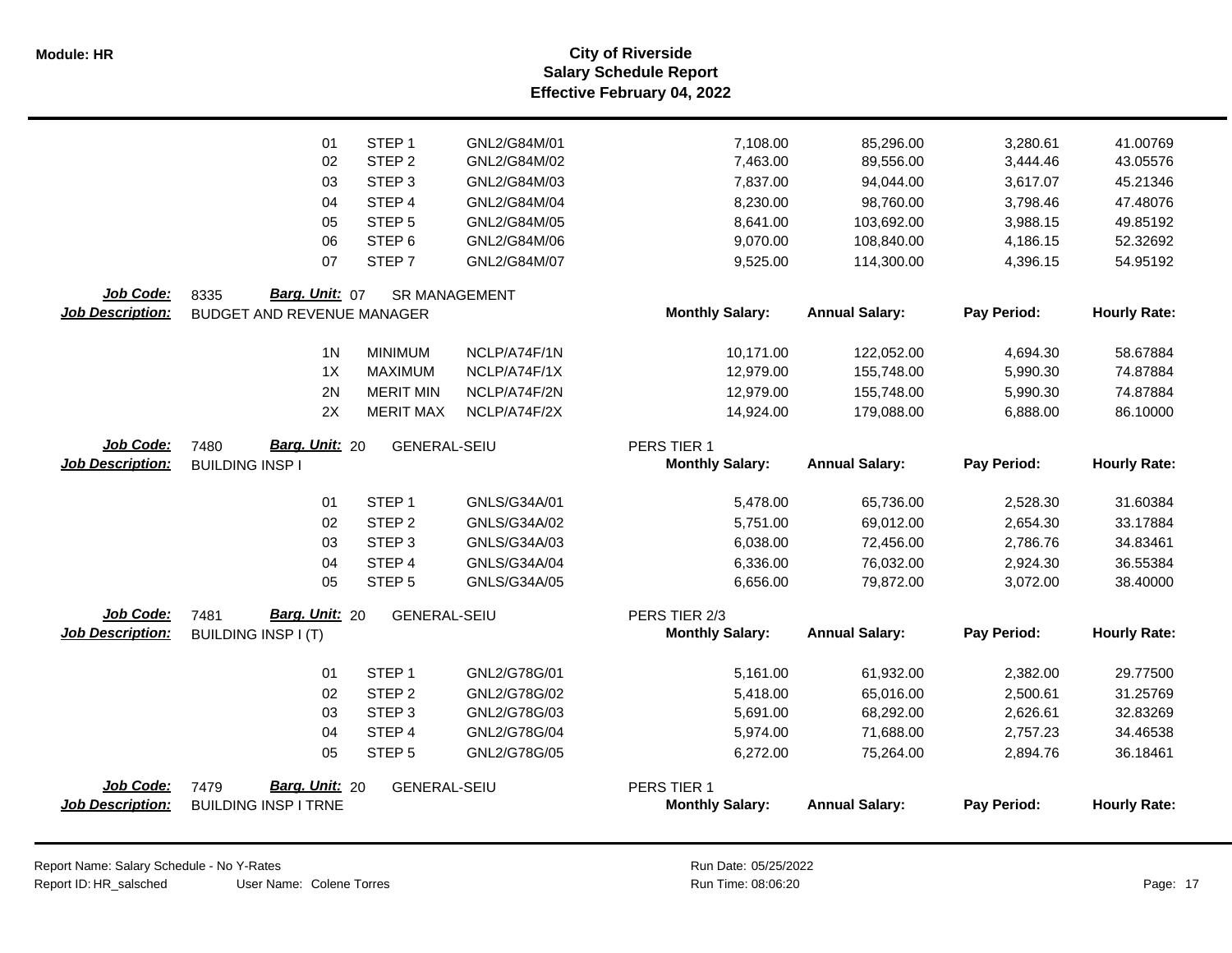| | | | | Monthly Salary | Annual Salary | Pay Period | Hourly Rate |
|---|---|---|---|---|---|---|---|
| | 01 | STEP 1 | GNL2/G84M/01 | 7,108.00 | 85,296.00 | 3,280.61 | 41.00769 |
| | 02 | STEP 2 | GNL2/G84M/02 | 7,463.00 | 89,556.00 | 3,444.46 | 43.05576 |
| | 03 | STEP 3 | GNL2/G84M/03 | 7,837.00 | 94,044.00 | 3,617.07 | 45.21346 |
| | 04 | STEP 4 | GNL2/G84M/04 | 8,230.00 | 98,760.00 | 3,798.46 | 47.48076 |
| | 05 | STEP 5 | GNL2/G84M/05 | 8,641.00 | 103,692.00 | 3,988.15 | 49.85192 |
| | 06 | STEP 6 | GNL2/G84M/06 | 9,070.00 | 108,840.00 | 4,186.15 | 52.32692 |
| | 07 | STEP 7 | GNL2/G84M/07 | 9,525.00 | 114,300.00 | 4,396.15 | 54.95192 |

**Job Code:** 8335 **Barg. Unit:** 07 SR MANAGEMENT
**Job Description:** BUDGET AND REVENUE MANAGER

| | | | Monthly Salary: | Annual Salary: | Pay Period: | Hourly Rate: |
|---|---|---|---|---|---|---|
| 1N | MINIMUM | NCLP/A74F/1N | 10,171.00 | 122,052.00 | 4,694.30 | 58.67884 |
| 1X | MAXIMUM | NCLP/A74F/1X | 12,979.00 | 155,748.00 | 5,990.30 | 74.87884 |
| 2N | MERIT MIN | NCLP/A74F/2N | 12,979.00 | 155,748.00 | 5,990.30 | 74.87884 |
| 2X | MERIT MAX | NCLP/A74F/2X | 14,924.00 | 179,088.00 | 6,888.00 | 86.10000 |

**Job Code:** 7480 **Barg. Unit:** 20 GENERAL-SEIU PERS TIER 1
**Job Description:** BUILDING INSP I

| | | | Monthly Salary: | Annual Salary: | Pay Period: | Hourly Rate: |
|---|---|---|---|---|---|---|
| 01 | STEP 1 | GNLS/G34A/01 | 5,478.00 | 65,736.00 | 2,528.30 | 31.60384 |
| 02 | STEP 2 | GNLS/G34A/02 | 5,751.00 | 69,012.00 | 2,654.30 | 33.17884 |
| 03 | STEP 3 | GNLS/G34A/03 | 6,038.00 | 72,456.00 | 2,786.76 | 34.83461 |
| 04 | STEP 4 | GNLS/G34A/04 | 6,336.00 | 76,032.00 | 2,924.30 | 36.55384 |
| 05 | STEP 5 | GNLS/G34A/05 | 6,656.00 | 79,872.00 | 3,072.00 | 38.40000 |

**Job Code:** 7481 **Barg. Unit:** 20 GENERAL-SEIU PERS TIER 2/3
**Job Description:** BUILDING INSP I (T)

| | | | Monthly Salary: | Annual Salary: | Pay Period: | Hourly Rate: |
|---|---|---|---|---|---|---|
| 01 | STEP 1 | GNL2/G78G/01 | 5,161.00 | 61,932.00 | 2,382.00 | 29.77500 |
| 02 | STEP 2 | GNL2/G78G/02 | 5,418.00 | 65,016.00 | 2,500.61 | 31.25769 |
| 03 | STEP 3 | GNL2/G78G/03 | 5,691.00 | 68,292.00 | 2,626.61 | 32.83269 |
| 04 | STEP 4 | GNL2/G78G/04 | 5,974.00 | 71,688.00 | 2,757.23 | 34.46538 |
| 05 | STEP 5 | GNL2/G78G/05 | 6,272.00 | 75,264.00 | 2,894.76 | 36.18461 |

**Job Code:** 7479 **Barg. Unit:** 20 GENERAL-SEIU PERS TIER 1
**Job Description:** BUILDING INSP I TRNE

| Monthly Salary: | Annual Salary: | Pay Period: | Hourly Rate: |
|---|---|---|---|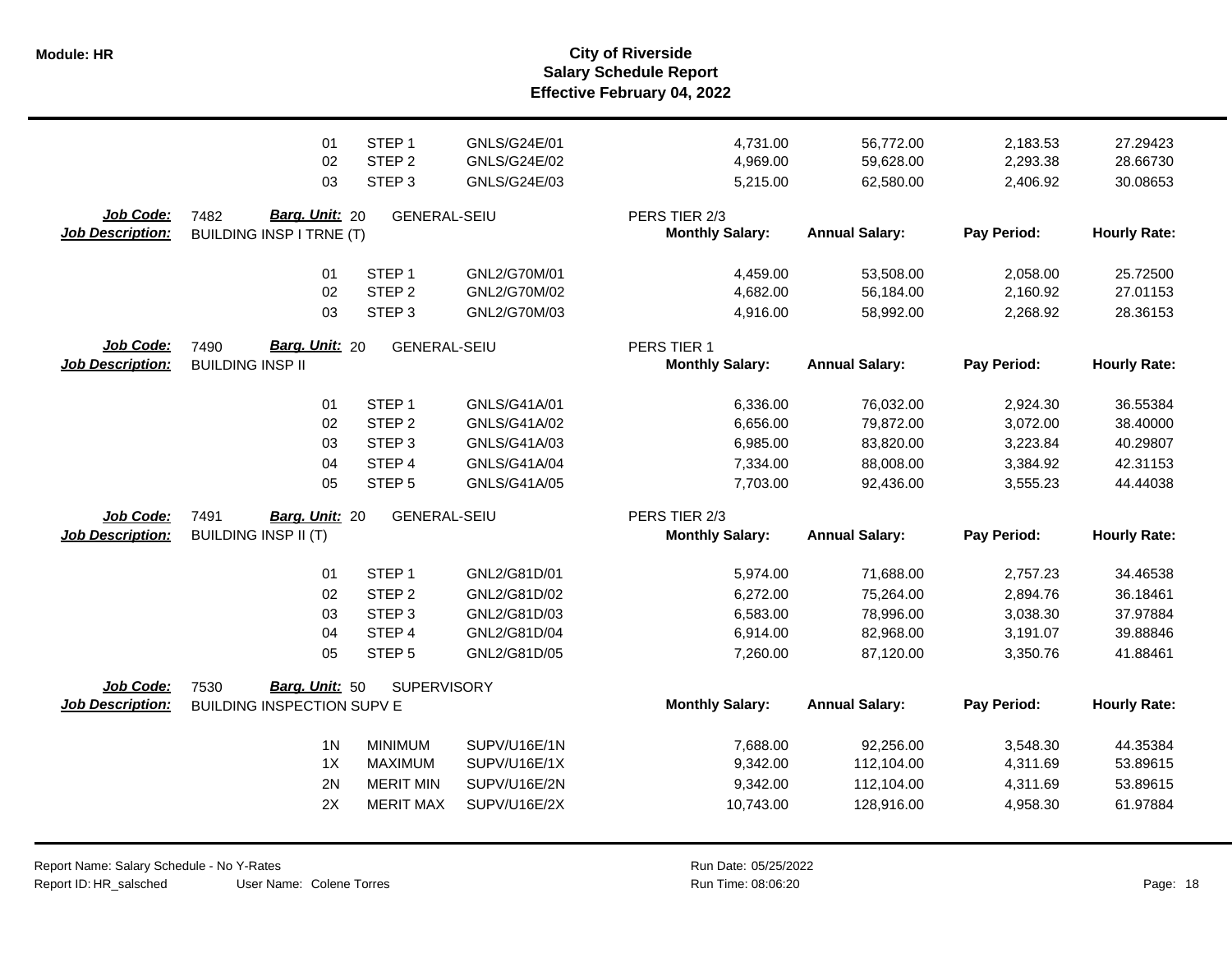| | | | | | | | |
|---|---|---|---|---|---|---|---|
| | 01 | STEP 1 | GNLS/G24E/01 | 4,731.00 | 56,772.00 | 2,183.53 | 27.29423 |
| | 02 | STEP 2 | GNLS/G24E/02 | 4,969.00 | 59,628.00 | 2,293.38 | 28.66730 |
| | 03 | STEP 3 | GNLS/G24E/03 | 5,215.00 | 62,580.00 | 2,406.92 | 30.08653 |

**Job Code:** 7482 **Barg. Unit:** 20 GENERAL-SEIU PERS TIER 2/3
**Job Description:** BUILDING INSP I TRNE (T)

| | | | Monthly Salary: | Annual Salary: | Pay Period: | Hourly Rate: |
|---|---|---|---|---|---|---|
| 01 | STEP 1 | GNL2/G70M/01 | 4,459.00 | 53,508.00 | 2,058.00 | 25.72500 |
| 02 | STEP 2 | GNL2/G70M/02 | 4,682.00 | 56,184.00 | 2,160.92 | 27.01153 |
| 03 | STEP 3 | GNL2/G70M/03 | 4,916.00 | 58,992.00 | 2,268.92 | 28.36153 |

**Job Code:** 7490 **Barg. Unit:** 20 GENERAL-SEIU PERS TIER 1
**Job Description:** BUILDING INSP II

| | | | Monthly Salary: | Annual Salary: | Pay Period: | Hourly Rate: |
|---|---|---|---|---|---|---|
| 01 | STEP 1 | GNLS/G41A/01 | 6,336.00 | 76,032.00 | 2,924.30 | 36.55384 |
| 02 | STEP 2 | GNLS/G41A/02 | 6,656.00 | 79,872.00 | 3,072.00 | 38.40000 |
| 03 | STEP 3 | GNLS/G41A/03 | 6,985.00 | 83,820.00 | 3,223.84 | 40.29807 |
| 04 | STEP 4 | GNLS/G41A/04 | 7,334.00 | 88,008.00 | 3,384.92 | 42.31153 |
| 05 | STEP 5 | GNLS/G41A/05 | 7,703.00 | 92,436.00 | 3,555.23 | 44.44038 |

**Job Code:** 7491 **Barg. Unit:** 20 GENERAL-SEIU PERS TIER 2/3
**Job Description:** BUILDING INSP II (T)

| | | | Monthly Salary: | Annual Salary: | Pay Period: | Hourly Rate: |
|---|---|---|---|---|---|---|
| 01 | STEP 1 | GNL2/G81D/01 | 5,974.00 | 71,688.00 | 2,757.23 | 34.46538 |
| 02 | STEP 2 | GNL2/G81D/02 | 6,272.00 | 75,264.00 | 2,894.76 | 36.18461 |
| 03 | STEP 3 | GNL2/G81D/03 | 6,583.00 | 78,996.00 | 3,038.30 | 37.97884 |
| 04 | STEP 4 | GNL2/G81D/04 | 6,914.00 | 82,968.00 | 3,191.07 | 39.88846 |
| 05 | STEP 5 | GNL2/G81D/05 | 7,260.00 | 87,120.00 | 3,350.76 | 41.88461 |

**Job Code:** 7530 **Barg. Unit:** 50 SUPERVISORY
**Job Description:** BUILDING INSPECTION SUPV E

| | | | Monthly Salary: | Annual Salary: | Pay Period: | Hourly Rate: |
|---|---|---|---|---|---|---|
| 1N | MINIMUM | SUPV/U16E/1N | 7,688.00 | 92,256.00 | 3,548.30 | 44.35384 |
| 1X | MAXIMUM | SUPV/U16E/1X | 9,342.00 | 112,104.00 | 4,311.69 | 53.89615 |
| 2N | MERIT MIN | SUPV/U16E/2N | 9,342.00 | 112,104.00 | 4,311.69 | 53.89615 |
| 2X | MERIT MAX | SUPV/U16E/2X | 10,743.00 | 128,916.00 | 4,958.30 | 61.97884 |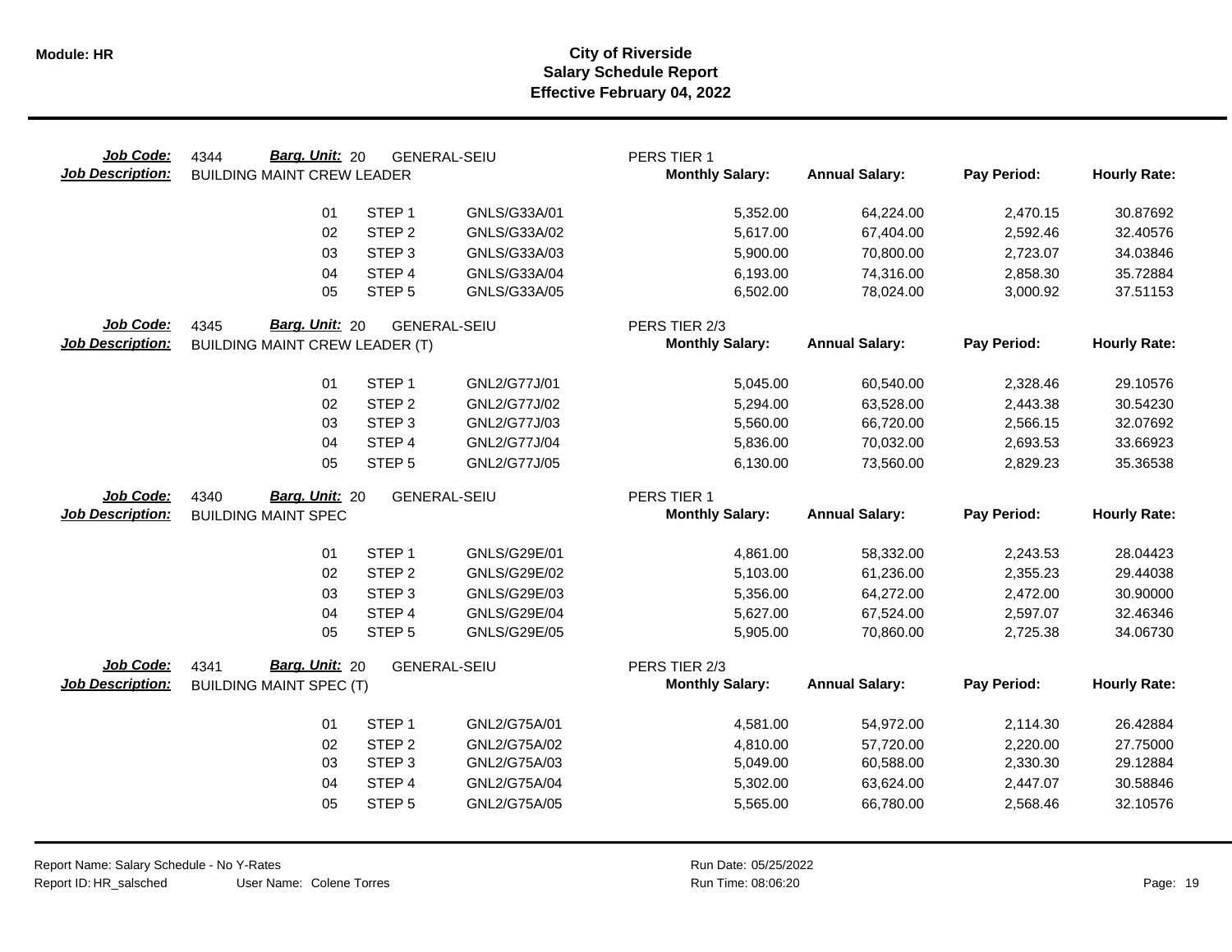**Module: HR**

# City of Riverside
## Salary Schedule Report
### Effective February 04, 2022

| Job Code: | 4344 | Barg. Unit: 20 | GENERAL-SEIU | PERS TIER 1 | | | |
|---|---|---|---|---|---|---|---|
| **Job Description:** | BUILDING MAINT CREW LEADER | | | **Monthly Salary:** | **Annual Salary:** | **Pay Period:** | **Hourly Rate:** |
| | 01 | STEP 1 | GNLS/G33A/01 | 5,352.00 | 64,224.00 | 2,470.15 | 30.87692 |
| | 02 | STEP 2 | GNLS/G33A/02 | 5,617.00 | 67,404.00 | 2,592.46 | 32.40576 |
| | 03 | STEP 3 | GNLS/G33A/03 | 5,900.00 | 70,800.00 | 2,723.07 | 34.03846 |
| | 04 | STEP 4 | GNLS/G33A/04 | 6,193.00 | 74,316.00 | 2,858.30 | 35.72884 |
| | 05 | STEP 5 | GNLS/G33A/05 | 6,502.00 | 78,024.00 | 3,000.92 | 37.51153 |

| Job Code: | 4345 | Barg. Unit: 20 | GENERAL-SEIU | PERS TIER 2/3 | | | |
|---|---|---|---|---|---|---|---|
| **Job Description:** | BUILDING MAINT CREW LEADER (T) | | | **Monthly Salary:** | **Annual Salary:** | **Pay Period:** | **Hourly Rate:** |
| | 01 | STEP 1 | GNL2/G77J/01 | 5,045.00 | 60,540.00 | 2,328.46 | 29.10576 |
| | 02 | STEP 2 | GNL2/G77J/02 | 5,294.00 | 63,528.00 | 2,443.38 | 30.54230 |
| | 03 | STEP 3 | GNL2/G77J/03 | 5,560.00 | 66,720.00 | 2,566.15 | 32.07692 |
| | 04 | STEP 4 | GNL2/G77J/04 | 5,836.00 | 70,032.00 | 2,693.53 | 33.66923 |
| | 05 | STEP 5 | GNL2/G77J/05 | 6,130.00 | 73,560.00 | 2,829.23 | 35.36538 |

| Job Code: | 4340 | Barg. Unit: 20 | GENERAL-SEIU | PERS TIER 1 | | | |
|---|---|---|---|---|---|---|---|
| **Job Description:** | BUILDING MAINT SPEC | | | **Monthly Salary:** | **Annual Salary:** | **Pay Period:** | **Hourly Rate:** |
| | 01 | STEP 1 | GNLS/G29E/01 | 4,861.00 | 58,332.00 | 2,243.53 | 28.04423 |
| | 02 | STEP 2 | GNLS/G29E/02 | 5,103.00 | 61,236.00 | 2,355.23 | 29.44038 |
| | 03 | STEP 3 | GNLS/G29E/03 | 5,356.00 | 64,272.00 | 2,472.00 | 30.90000 |
| | 04 | STEP 4 | GNLS/G29E/04 | 5,627.00 | 67,524.00 | 2,597.07 | 32.46346 |
| | 05 | STEP 5 | GNLS/G29E/05 | 5,905.00 | 70,860.00 | 2,725.38 | 34.06730 |

| Job Code: | 4341 | Barg. Unit: 20 | GENERAL-SEIU | PERS TIER 2/3 | | | |
|---|---|---|---|---|---|---|---|
| **Job Description:** | BUILDING MAINT SPEC (T) | | | **Monthly Salary:** | **Annual Salary:** | **Pay Period:** | **Hourly Rate:** |
| | 01 | STEP 1 | GNL2/G75A/01 | 4,581.00 | 54,972.00 | 2,114.30 | 26.42884 |
| | 02 | STEP 2 | GNL2/G75A/02 | 4,810.00 | 57,720.00 | 2,220.00 | 27.75000 |
| | 03 | STEP 3 | GNL2/G75A/03 | 5,049.00 | 60,588.00 | 2,330.30 | 29.12884 |
| | 04 | STEP 4 | GNL2/G75A/04 | 5,302.00 | 63,624.00 | 2,447.07 | 30.58846 |
| | 05 | STEP 5 | GNL2/G75A/05 | 5,565.00 | 66,780.00 | 2,568.46 | 32.10576 |

Report Name: Salary Schedule - No Y-Rates
Report ID: HR_salsched User Name: Colene Torres
Run Date: 05/25/2022
Run Time: 08:06:20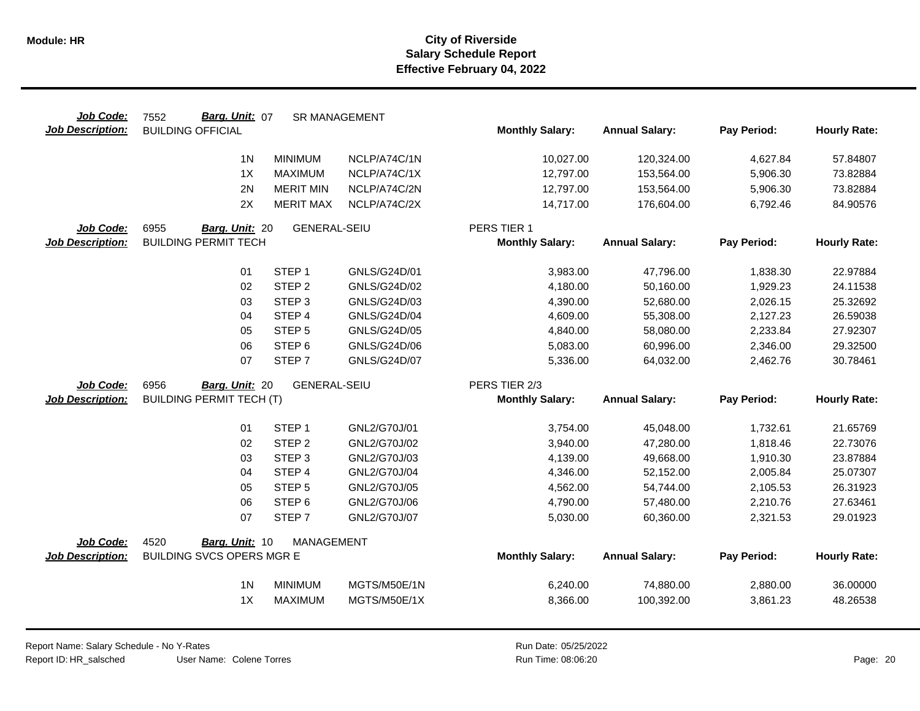| Job Code: | 7552 | Barg. Unit: 07 | SR MANAGEMENT | | | | |
|---|---|---|---|---|---|---|---|
| **Job Description:** | BUILDING OFFICIAL | | | **Monthly Salary:** | **Annual Salary:** | **Pay Period:** | **Hourly Rate:** |
| | 1N | MINIMUM | NCLP/A74C/1N | 10,027.00 | 120,324.00 | 4,627.84 | 57.84807 |
| | 1X | MAXIMUM | NCLP/A74C/1X | 12,797.00 | 153,564.00 | 5,906.30 | 73.82884 |
| | 2N | MERIT MIN | NCLP/A74C/2N | 12,797.00 | 153,564.00 | 5,906.30 | 73.82884 |
| | 2X | MERIT MAX | NCLP/A74C/2X | 14,717.00 | 176,604.00 | 6,792.46 | 84.90576 |

| Job Code: | 6955 | Barg. Unit: 20 | GENERAL-SEIU | PERS TIER 1 | | | |
|---|---|---|---|---|---|---|---|
| **Job Description:** | BUILDING PERMIT TECH | | | **Monthly Salary:** | **Annual Salary:** | **Pay Period:** | **Hourly Rate:** |
| | 01 | STEP 1 | GNLS/G24D/01 | 3,983.00 | 47,796.00 | 1,838.30 | 22.97884 |
| | 02 | STEP 2 | GNLS/G24D/02 | 4,180.00 | 50,160.00 | 1,929.23 | 24.11538 |
| | 03 | STEP 3 | GNLS/G24D/03 | 4,390.00 | 52,680.00 | 2,026.15 | 25.32692 |
| | 04 | STEP 4 | GNLS/G24D/04 | 4,609.00 | 55,308.00 | 2,127.23 | 26.59038 |
| | 05 | STEP 5 | GNLS/G24D/05 | 4,840.00 | 58,080.00 | 2,233.84 | 27.92307 |
| | 06 | STEP 6 | GNLS/G24D/06 | 5,083.00 | 60,996.00 | 2,346.00 | 29.32500 |
| | 07 | STEP 7 | GNLS/G24D/07 | 5,336.00 | 64,032.00 | 2,462.76 | 30.78461 |

| Job Code: | 6956 | Barg. Unit: 20 | GENERAL-SEIU | PERS TIER 2/3 | | | |
|---|---|---|---|---|---|---|---|
| **Job Description:** | BUILDING PERMIT TECH (T) | | | **Monthly Salary:** | **Annual Salary:** | **Pay Period:** | **Hourly Rate:** |
| | 01 | STEP 1 | GNL2/G70J/01 | 3,754.00 | 45,048.00 | 1,732.61 | 21.65769 |
| | 02 | STEP 2 | GNL2/G70J/02 | 3,940.00 | 47,280.00 | 1,818.46 | 22.73076 |
| | 03 | STEP 3 | GNL2/G70J/03 | 4,139.00 | 49,668.00 | 1,910.30 | 23.87884 |
| | 04 | STEP 4 | GNL2/G70J/04 | 4,346.00 | 52,152.00 | 2,005.84 | 25.07307 |
| | 05 | STEP 5 | GNL2/G70J/05 | 4,562.00 | 54,744.00 | 2,105.53 | 26.31923 |
| | 06 | STEP 6 | GNL2/G70J/06 | 4,790.00 | 57,480.00 | 2,210.76 | 27.63461 |
| | 07 | STEP 7 | GNL2/G70J/07 | 5,030.00 | 60,360.00 | 2,321.53 | 29.01923 |

| Job Code: | 4520 | Barg. Unit: 10 | MANAGEMENT | | | | |
|---|---|---|---|---|---|---|---|
| **Job Description:** | BUILDING SVCS OPERS MGR E | | | **Monthly Salary:** | **Annual Salary:** | **Pay Period:** | **Hourly Rate:** |
| | 1N | MINIMUM | MGTS/M50E/1N | 6,240.00 | 74,880.00 | 2,880.00 | 36.00000 |
| | 1X | MAXIMUM | MGTS/M50E/1X | 8,366.00 | 100,392.00 | 3,861.23 | 48.26538 |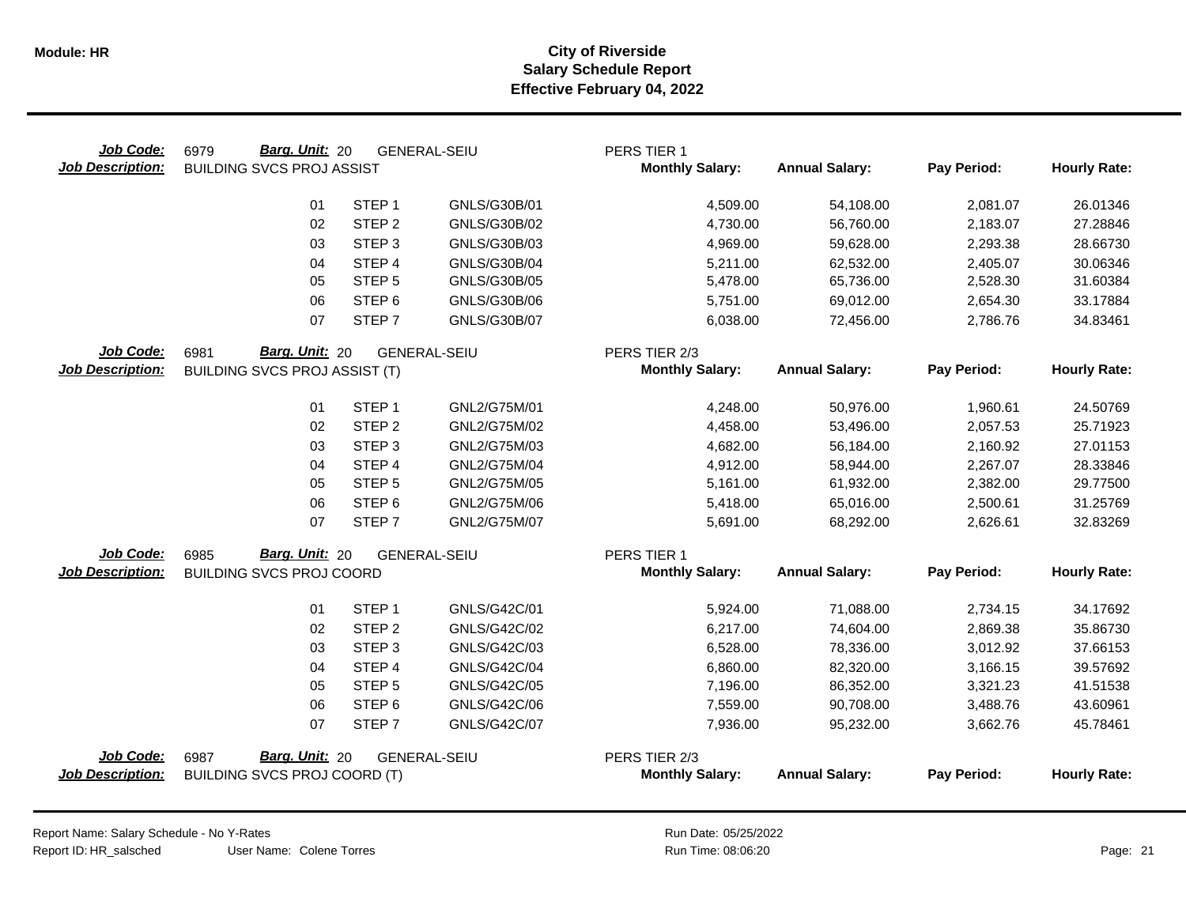# City of Riverside
## Salary Schedule Report
### Effective February 04, 2022

**Job Code:** 6979 **Barg. Unit:** 20 GENERAL-SEIU PERS TIER 1
**Job Description:** BUILDING SVCS PROJ ASSIST

| | Step | Code | Monthly Salary | Annual Salary | Pay Period | Hourly Rate |
|---|---|---|---|---|---|---|
| 01 | STEP 1 | GNLS/G30B/01 | 4,509.00 | 54,108.00 | 2,081.07 | 26.01346 |
| 02 | STEP 2 | GNLS/G30B/02 | 4,730.00 | 56,760.00 | 2,183.07 | 27.28846 |
| 03 | STEP 3 | GNLS/G30B/03 | 4,969.00 | 59,628.00 | 2,293.38 | 28.66730 |
| 04 | STEP 4 | GNLS/G30B/04 | 5,211.00 | 62,532.00 | 2,405.07 | 30.06346 |
| 05 | STEP 5 | GNLS/G30B/05 | 5,478.00 | 65,736.00 | 2,528.30 | 31.60384 |
| 06 | STEP 6 | GNLS/G30B/06 | 5,751.00 | 69,012.00 | 2,654.30 | 33.17884 |
| 07 | STEP 7 | GNLS/G30B/07 | 6,038.00 | 72,456.00 | 2,786.76 | 34.83461 |

**Job Code:** 6981 **Barg. Unit:** 20 GENERAL-SEIU PERS TIER 2/3
**Job Description:** BUILDING SVCS PROJ ASSIST (T)

| | Step | Code | Monthly Salary | Annual Salary | Pay Period | Hourly Rate |
|---|---|---|---|---|---|---|
| 01 | STEP 1 | GNL2/G75M/01 | 4,248.00 | 50,976.00 | 1,960.61 | 24.50769 |
| 02 | STEP 2 | GNL2/G75M/02 | 4,458.00 | 53,496.00 | 2,057.53 | 25.71923 |
| 03 | STEP 3 | GNL2/G75M/03 | 4,682.00 | 56,184.00 | 2,160.92 | 27.01153 |
| 04 | STEP 4 | GNL2/G75M/04 | 4,912.00 | 58,944.00 | 2,267.07 | 28.33846 |
| 05 | STEP 5 | GNL2/G75M/05 | 5,161.00 | 61,932.00 | 2,382.00 | 29.77500 |
| 06 | STEP 6 | GNL2/G75M/06 | 5,418.00 | 65,016.00 | 2,500.61 | 31.25769 |
| 07 | STEP 7 | GNL2/G75M/07 | 5,691.00 | 68,292.00 | 2,626.61 | 32.83269 |

**Job Code:** 6985 **Barg. Unit:** 20 GENERAL-SEIU PERS TIER 1
**Job Description:** BUILDING SVCS PROJ COORD

| | Step | Code | Monthly Salary | Annual Salary | Pay Period | Hourly Rate |
|---|---|---|---|---|---|---|
| 01 | STEP 1 | GNLS/G42C/01 | 5,924.00 | 71,088.00 | 2,734.15 | 34.17692 |
| 02 | STEP 2 | GNLS/G42C/02 | 6,217.00 | 74,604.00 | 2,869.38 | 35.86730 |
| 03 | STEP 3 | GNLS/G42C/03 | 6,528.00 | 78,336.00 | 3,012.92 | 37.66153 |
| 04 | STEP 4 | GNLS/G42C/04 | 6,860.00 | 82,320.00 | 3,166.15 | 39.57692 |
| 05 | STEP 5 | GNLS/G42C/05 | 7,196.00 | 86,352.00 | 3,321.23 | 41.51538 |
| 06 | STEP 6 | GNLS/G42C/06 | 7,559.00 | 90,708.00 | 3,488.76 | 43.60961 |
| 07 | STEP 7 | GNLS/G42C/07 | 7,936.00 | 95,232.00 | 3,662.76 | 45.78461 |

**Job Code:** 6987 **Barg. Unit:** 20 GENERAL-SEIU PERS TIER 2/3
**Job Description:** BUILDING SVCS PROJ COORD (T)

| | Step | Code | Monthly Salary | Annual Salary | Pay Period | Hourly Rate |
|---|---|---|---|---|---|---|

Report Name: Salary Schedule - No Y-Rates
Report ID: HR_salsched User Name: Colene Torres
Run Date: 05/25/2022
Run Time: 08:06:20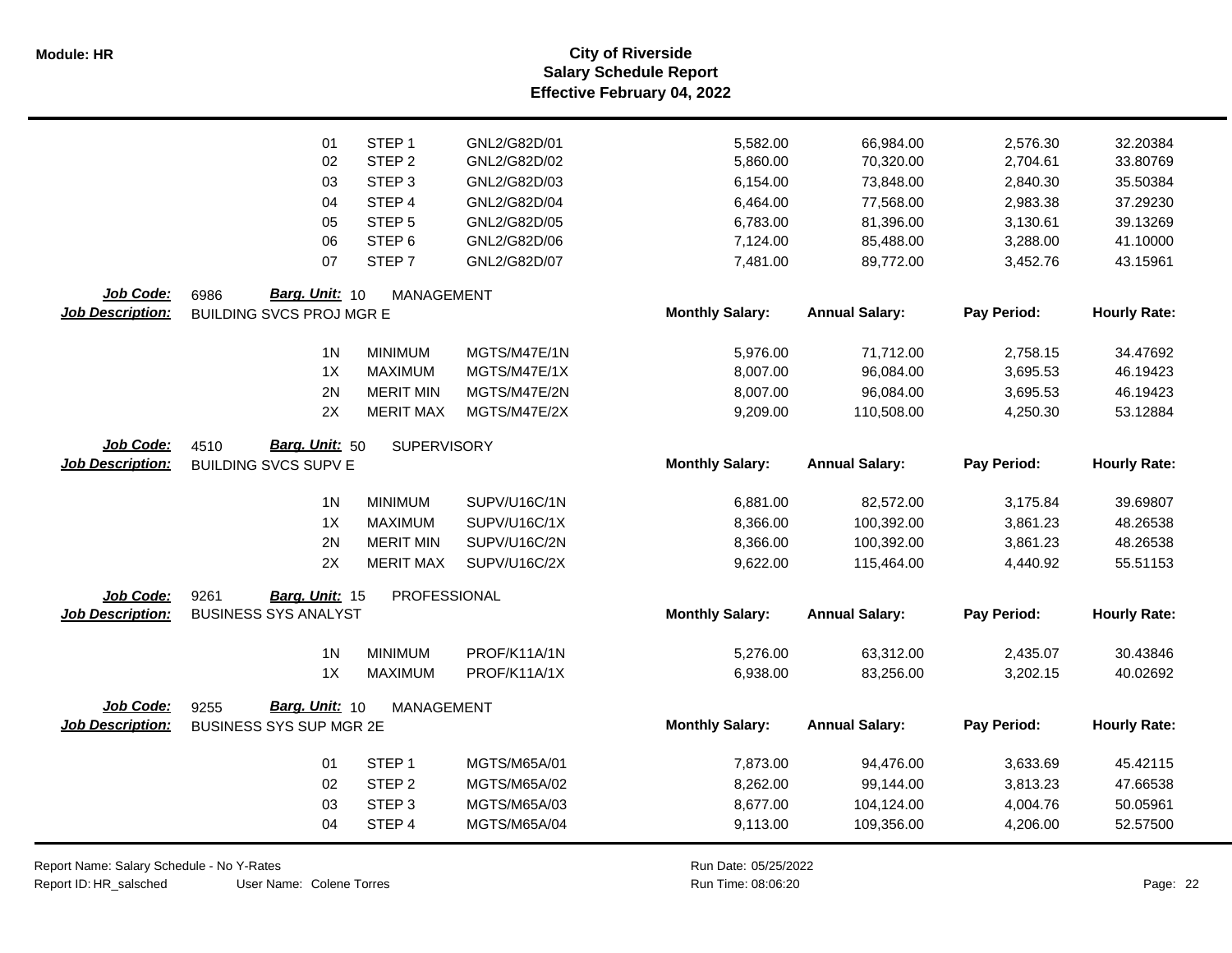# City of Riverside
## Salary Schedule Report
### Effective February 04, 2022

| | | | Monthly Salary | Annual Salary | Pay Period | Hourly Rate |
|---|---|---|---|---|---|---|
| 01 | STEP 1 | GNL2/G82D/01 | 5,582.00 | 66,984.00 | 2,576.30 | 32.20384 |
| 02 | STEP 2 | GNL2/G82D/02 | 5,860.00 | 70,320.00 | 2,704.61 | 33.80769 |
| 03 | STEP 3 | GNL2/G82D/03 | 6,154.00 | 73,848.00 | 2,840.30 | 35.50384 |
| 04 | STEP 4 | GNL2/G82D/04 | 6,464.00 | 77,568.00 | 2,983.38 | 37.29230 |
| 05 | STEP 5 | GNL2/G82D/05 | 6,783.00 | 81,396.00 | 3,130.61 | 39.13269 |
| 06 | STEP 6 | GNL2/G82D/06 | 7,124.00 | 85,488.00 | 3,288.00 | 41.10000 |
| 07 | STEP 7 | GNL2/G82D/07 | 7,481.00 | 89,772.00 | 3,452.76 | 43.15961 |

**Job Code:** 6986 **Barg. Unit:** 10 MANAGEMENT
**Job Description:** BUILDING SVCS PROJ MGR E

| | | | Monthly Salary: | Annual Salary: | Pay Period: | Hourly Rate: |
|---|---|---|---|---|---|---|
| 1N | MINIMUM | MGTS/M47E/1N | 5,976.00 | 71,712.00 | 2,758.15 | 34.47692 |
| 1X | MAXIMUM | MGTS/M47E/1X | 8,007.00 | 96,084.00 | 3,695.53 | 46.19423 |
| 2N | MERIT MIN | MGTS/M47E/2N | 8,007.00 | 96,084.00 | 3,695.53 | 46.19423 |
| 2X | MERIT MAX | MGTS/M47E/2X | 9,209.00 | 110,508.00 | 4,250.30 | 53.12884 |

**Job Code:** 4510 **Barg. Unit:** 50 SUPERVISORY
**Job Description:** BUILDING SVCS SUPV E

| | | | Monthly Salary: | Annual Salary: | Pay Period: | Hourly Rate: |
|---|---|---|---|---|---|---|
| 1N | MINIMUM | SUPV/U16C/1N | 6,881.00 | 82,572.00 | 3,175.84 | 39.69807 |
| 1X | MAXIMUM | SUPV/U16C/1X | 8,366.00 | 100,392.00 | 3,861.23 | 48.26538 |
| 2N | MERIT MIN | SUPV/U16C/2N | 8,366.00 | 100,392.00 | 3,861.23 | 48.26538 |
| 2X | MERIT MAX | SUPV/U16C/2X | 9,622.00 | 115,464.00 | 4,440.92 | 55.51153 |

**Job Code:** 9261 **Barg. Unit:** 15 PROFESSIONAL
**Job Description:** BUSINESS SYS ANALYST

| | | | Monthly Salary: | Annual Salary: | Pay Period: | Hourly Rate: |
|---|---|---|---|---|---|---|
| 1N | MINIMUM | PROF/K11A/1N | 5,276.00 | 63,312.00 | 2,435.07 | 30.43846 |
| 1X | MAXIMUM | PROF/K11A/1X | 6,938.00 | 83,256.00 | 3,202.15 | 40.02692 |

**Job Code:** 9255 **Barg. Unit:** 10 MANAGEMENT
**Job Description:** BUSINESS SYS SUP MGR 2E

| | | | Monthly Salary: | Annual Salary: | Pay Period: | Hourly Rate: |
|---|---|---|---|---|---|---|
| 01 | STEP 1 | MGTS/M65A/01 | 7,873.00 | 94,476.00 | 3,633.69 | 45.42115 |
| 02 | STEP 2 | MGTS/M65A/02 | 8,262.00 | 99,144.00 | 3,813.23 | 47.66538 |
| 03 | STEP 3 | MGTS/M65A/03 | 8,677.00 | 104,124.00 | 4,004.76 | 50.05961 |
| 04 | STEP 4 | MGTS/M65A/04 | 9,113.00 | 109,356.00 | 4,206.00 | 52.57500 |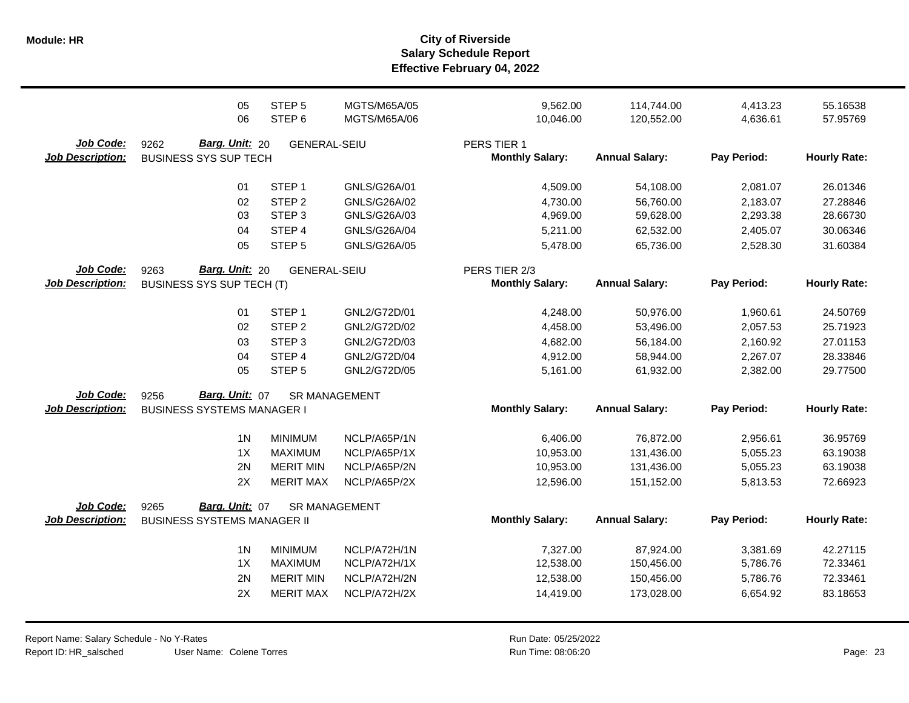| | | | | | | | |
|---|---|---|---|---|---|---|---|
| 05 | STEP 5 | MGTS/M65A/05 | | 9,562.00 | 114,744.00 | 4,413.23 | 55.16538 |
| 06 | STEP 6 | MGTS/M65A/06 | | 10,046.00 | 120,552.00 | 4,636.61 | 57.95769 |

**Job Code:** 9262 **Barg. Unit:** 20 GENERAL-SEIU PERS TIER 1
**Job Description:** BUSINESS SYS SUP TECH

| | | | Monthly Salary: | Annual Salary: | Pay Period: | Hourly Rate: |
|---|---|---|---|---|---|---|
| 01 | STEP 1 | GNLS/G26A/01 | 4,509.00 | 54,108.00 | 2,081.07 | 26.01346 |
| 02 | STEP 2 | GNLS/G26A/02 | 4,730.00 | 56,760.00 | 2,183.07 | 27.28846 |
| 03 | STEP 3 | GNLS/G26A/03 | 4,969.00 | 59,628.00 | 2,293.38 | 28.66730 |
| 04 | STEP 4 | GNLS/G26A/04 | 5,211.00 | 62,532.00 | 2,405.07 | 30.06346 |
| 05 | STEP 5 | GNLS/G26A/05 | 5,478.00 | 65,736.00 | 2,528.30 | 31.60384 |

**Job Code:** 9263 **Barg. Unit:** 20 GENERAL-SEIU PERS TIER 2/3
**Job Description:** BUSINESS SYS SUP TECH (T)

| | | | Monthly Salary: | Annual Salary: | Pay Period: | Hourly Rate: |
|---|---|---|---|---|---|---|
| 01 | STEP 1 | GNL2/G72D/01 | 4,248.00 | 50,976.00 | 1,960.61 | 24.50769 |
| 02 | STEP 2 | GNL2/G72D/02 | 4,458.00 | 53,496.00 | 2,057.53 | 25.71923 |
| 03 | STEP 3 | GNL2/G72D/03 | 4,682.00 | 56,184.00 | 2,160.92 | 27.01153 |
| 04 | STEP 4 | GNL2/G72D/04 | 4,912.00 | 58,944.00 | 2,267.07 | 28.33846 |
| 05 | STEP 5 | GNL2/G72D/05 | 5,161.00 | 61,932.00 | 2,382.00 | 29.77500 |

**Job Code:** 9256 **Barg. Unit:** 07 SR MANAGEMENT
**Job Description:** BUSINESS SYSTEMS MANAGER I

| | | | Monthly Salary: | Annual Salary: | Pay Period: | Hourly Rate: |
|---|---|---|---|---|---|---|
| 1N | MINIMUM | NCLP/A65P/1N | 6,406.00 | 76,872.00 | 2,956.61 | 36.95769 |
| 1X | MAXIMUM | NCLP/A65P/1X | 10,953.00 | 131,436.00 | 5,055.23 | 63.19038 |
| 2N | MERIT MIN | NCLP/A65P/2N | 10,953.00 | 131,436.00 | 5,055.23 | 63.19038 |
| 2X | MERIT MAX | NCLP/A65P/2X | 12,596.00 | 151,152.00 | 5,813.53 | 72.66923 |

**Job Code:** 9265 **Barg. Unit:** 07 SR MANAGEMENT
**Job Description:** BUSINESS SYSTEMS MANAGER II

| | | | Monthly Salary: | Annual Salary: | Pay Period: | Hourly Rate: |
|---|---|---|---|---|---|---|
| 1N | MINIMUM | NCLP/A72H/1N | 7,327.00 | 87,924.00 | 3,381.69 | 42.27115 |
| 1X | MAXIMUM | NCLP/A72H/1X | 12,538.00 | 150,456.00 | 5,786.76 | 72.33461 |
| 2N | MERIT MIN | NCLP/A72H/2N | 12,538.00 | 150,456.00 | 5,786.76 | 72.33461 |
| 2X | MERIT MAX | NCLP/A72H/2X | 14,419.00 | 173,028.00 | 6,654.92 | 83.18653 |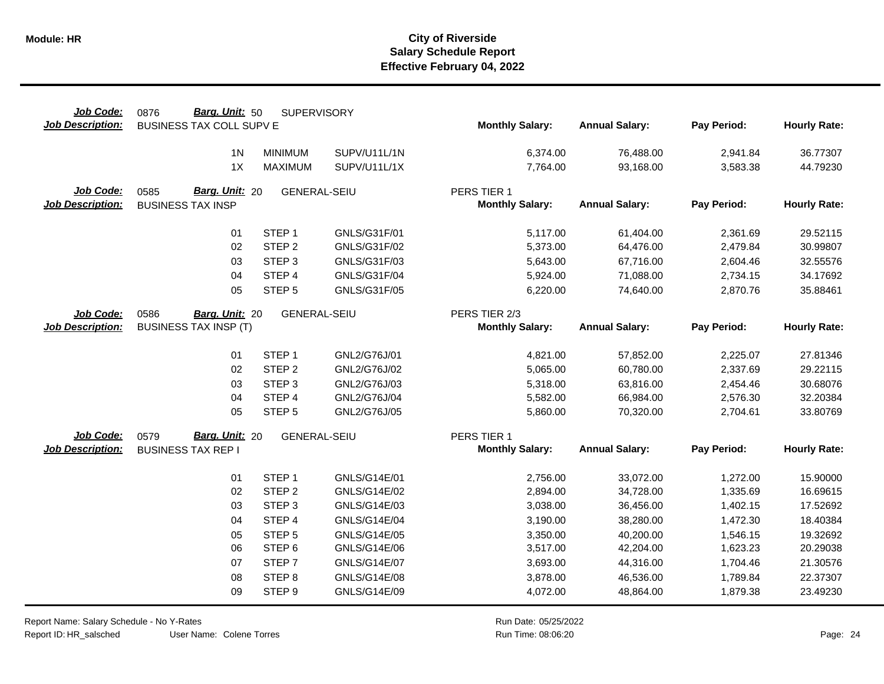# City of Riverside
## Salary Schedule Report
### Effective February 04, 2022

**Job Code:** 0876 **Barg. Unit:** 50 SUPERVISORY
**Job Description:** BUSINESS TAX COLL SUPV E

| Step | Description | Code | Monthly Salary | Annual Salary | Pay Period | Hourly Rate |
|---|---|---|---|---|---|---|
| 1N | MINIMUM | SUPV/U11L/1N | 6,374.00 | 76,488.00 | 2,941.84 | 36.77307 |
| 1X | MAXIMUM | SUPV/U11L/1X | 7,764.00 | 93,168.00 | 3,583.38 | 44.79230 |

**Job Code:** 0585 **Barg. Unit:** 20 GENERAL-SEIU — PERS TIER 1
**Job Description:** BUSINESS TAX INSP

| Step | Description | Code | Monthly Salary | Annual Salary | Pay Period | Hourly Rate |
|---|---|---|---|---|---|---|
| 01 | STEP 1 | GNLS/G31F/01 | 5,117.00 | 61,404.00 | 2,361.69 | 29.52115 |
| 02 | STEP 2 | GNLS/G31F/02 | 5,373.00 | 64,476.00 | 2,479.84 | 30.99807 |
| 03 | STEP 3 | GNLS/G31F/03 | 5,643.00 | 67,716.00 | 2,604.46 | 32.55576 |
| 04 | STEP 4 | GNLS/G31F/04 | 5,924.00 | 71,088.00 | 2,734.15 | 34.17692 |
| 05 | STEP 5 | GNLS/G31F/05 | 6,220.00 | 74,640.00 | 2,870.76 | 35.88461 |

**Job Code:** 0586 **Barg. Unit:** 20 GENERAL-SEIU — PERS TIER 2/3
**Job Description:** BUSINESS TAX INSP (T)

| Step | Description | Code | Monthly Salary | Annual Salary | Pay Period | Hourly Rate |
|---|---|---|---|---|---|---|
| 01 | STEP 1 | GNL2/G76J/01 | 4,821.00 | 57,852.00 | 2,225.07 | 27.81346 |
| 02 | STEP 2 | GNL2/G76J/02 | 5,065.00 | 60,780.00 | 2,337.69 | 29.22115 |
| 03 | STEP 3 | GNL2/G76J/03 | 5,318.00 | 63,816.00 | 2,454.46 | 30.68076 |
| 04 | STEP 4 | GNL2/G76J/04 | 5,582.00 | 66,984.00 | 2,576.30 | 32.20384 |
| 05 | STEP 5 | GNL2/G76J/05 | 5,860.00 | 70,320.00 | 2,704.61 | 33.80769 |

**Job Code:** 0579 **Barg. Unit:** 20 GENERAL-SEIU — PERS TIER 1
**Job Description:** BUSINESS TAX REP I

| Step | Description | Code | Monthly Salary | Annual Salary | Pay Period | Hourly Rate |
|---|---|---|---|---|---|---|
| 01 | STEP 1 | GNLS/G14E/01 | 2,756.00 | 33,072.00 | 1,272.00 | 15.90000 |
| 02 | STEP 2 | GNLS/G14E/02 | 2,894.00 | 34,728.00 | 1,335.69 | 16.69615 |
| 03 | STEP 3 | GNLS/G14E/03 | 3,038.00 | 36,456.00 | 1,402.15 | 17.52692 |
| 04 | STEP 4 | GNLS/G14E/04 | 3,190.00 | 38,280.00 | 1,472.30 | 18.40384 |
| 05 | STEP 5 | GNLS/G14E/05 | 3,350.00 | 40,200.00 | 1,546.15 | 19.32692 |
| 06 | STEP 6 | GNLS/G14E/06 | 3,517.00 | 42,204.00 | 1,623.23 | 20.29038 |
| 07 | STEP 7 | GNLS/G14E/07 | 3,693.00 | 44,316.00 | 1,704.46 | 21.30576 |
| 08 | STEP 8 | GNLS/G14E/08 | 3,878.00 | 46,536.00 | 1,789.84 | 22.37307 |
| 09 | STEP 9 | GNLS/G14E/09 | 4,072.00 | 48,864.00 | 1,879.38 | 23.49230 |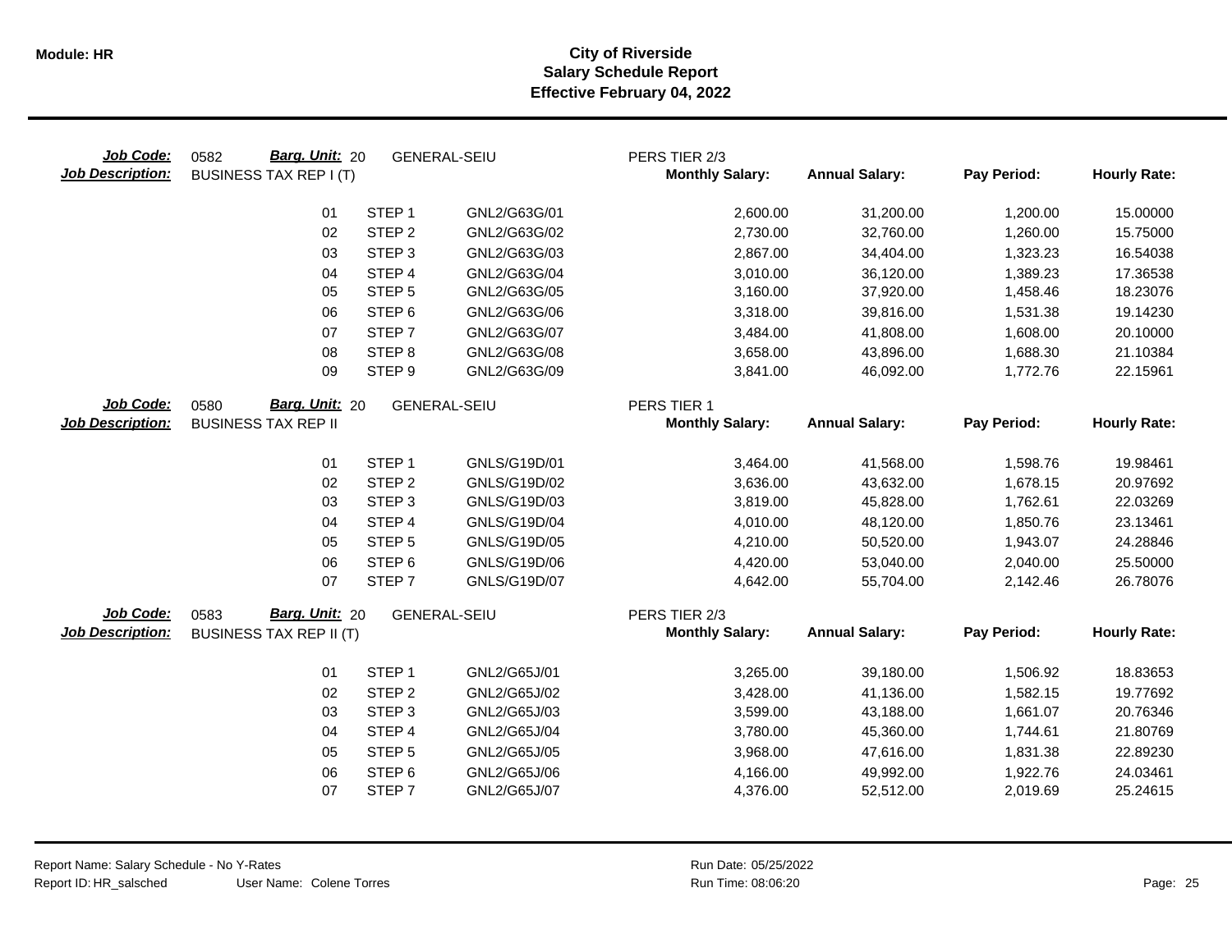**Module: HR**

# City of Riverside
## Salary Schedule Report
### Effective February 04, 2022

| Job Code: | 0582 | Barg. Unit: 20 | GENERAL-SEIU | PERS TIER 2/3 | | | |
|---|---|---|---|---|---|---|---|
| **Job Description:** | BUSINESS TAX REP I (T) | | | **Monthly Salary:** | **Annual Salary:** | **Pay Period:** | **Hourly Rate:** |
| | 01 | STEP 1 | GNL2/G63G/01 | 2,600.00 | 31,200.00 | 1,200.00 | 15.00000 |
| | 02 | STEP 2 | GNL2/G63G/02 | 2,730.00 | 32,760.00 | 1,260.00 | 15.75000 |
| | 03 | STEP 3 | GNL2/G63G/03 | 2,867.00 | 34,404.00 | 1,323.23 | 16.54038 |
| | 04 | STEP 4 | GNL2/G63G/04 | 3,010.00 | 36,120.00 | 1,389.23 | 17.36538 |
| | 05 | STEP 5 | GNL2/G63G/05 | 3,160.00 | 37,920.00 | 1,458.46 | 18.23076 |
| | 06 | STEP 6 | GNL2/G63G/06 | 3,318.00 | 39,816.00 | 1,531.38 | 19.14230 |
| | 07 | STEP 7 | GNL2/G63G/07 | 3,484.00 | 41,808.00 | 1,608.00 | 20.10000 |
| | 08 | STEP 8 | GNL2/G63G/08 | 3,658.00 | 43,896.00 | 1,688.30 | 21.10384 |
| | 09 | STEP 9 | GNL2/G63G/09 | 3,841.00 | 46,092.00 | 1,772.76 | 22.15961 |

| Job Code: | 0580 | Barg. Unit: 20 | GENERAL-SEIU | PERS TIER 1 | | | |
|---|---|---|---|---|---|---|---|
| **Job Description:** | BUSINESS TAX REP II | | | **Monthly Salary:** | **Annual Salary:** | **Pay Period:** | **Hourly Rate:** |
| | 01 | STEP 1 | GNLS/G19D/01 | 3,464.00 | 41,568.00 | 1,598.76 | 19.98461 |
| | 02 | STEP 2 | GNLS/G19D/02 | 3,636.00 | 43,632.00 | 1,678.15 | 20.97692 |
| | 03 | STEP 3 | GNLS/G19D/03 | 3,819.00 | 45,828.00 | 1,762.61 | 22.03269 |
| | 04 | STEP 4 | GNLS/G19D/04 | 4,010.00 | 48,120.00 | 1,850.76 | 23.13461 |
| | 05 | STEP 5 | GNLS/G19D/05 | 4,210.00 | 50,520.00 | 1,943.07 | 24.28846 |
| | 06 | STEP 6 | GNLS/G19D/06 | 4,420.00 | 53,040.00 | 2,040.00 | 25.50000 |
| | 07 | STEP 7 | GNLS/G19D/07 | 4,642.00 | 55,704.00 | 2,142.46 | 26.78076 |

| Job Code: | 0583 | Barg. Unit: 20 | GENERAL-SEIU | PERS TIER 2/3 | | | |
|---|---|---|---|---|---|---|---|
| **Job Description:** | BUSINESS TAX REP II (T) | | | **Monthly Salary:** | **Annual Salary:** | **Pay Period:** | **Hourly Rate:** |
| | 01 | STEP 1 | GNL2/G65J/01 | 3,265.00 | 39,180.00 | 1,506.92 | 18.83653 |
| | 02 | STEP 2 | GNL2/G65J/02 | 3,428.00 | 41,136.00 | 1,582.15 | 19.77692 |
| | 03 | STEP 3 | GNL2/G65J/03 | 3,599.00 | 43,188.00 | 1,661.07 | 20.76346 |
| | 04 | STEP 4 | GNL2/G65J/04 | 3,780.00 | 45,360.00 | 1,744.61 | 21.80769 |
| | 05 | STEP 5 | GNL2/G65J/05 | 3,968.00 | 47,616.00 | 1,831.38 | 22.89230 |
| | 06 | STEP 6 | GNL2/G65J/06 | 4,166.00 | 49,992.00 | 1,922.76 | 24.03461 |
| | 07 | STEP 7 | GNL2/G65J/07 | 4,376.00 | 52,512.00 | 2,019.69 | 25.24615 |

Report Name: Salary Schedule - No Y-Rates
Report ID: HR_salsched    User Name: Colene Torres
Run Date: 05/25/2022
Run Time: 08:06:20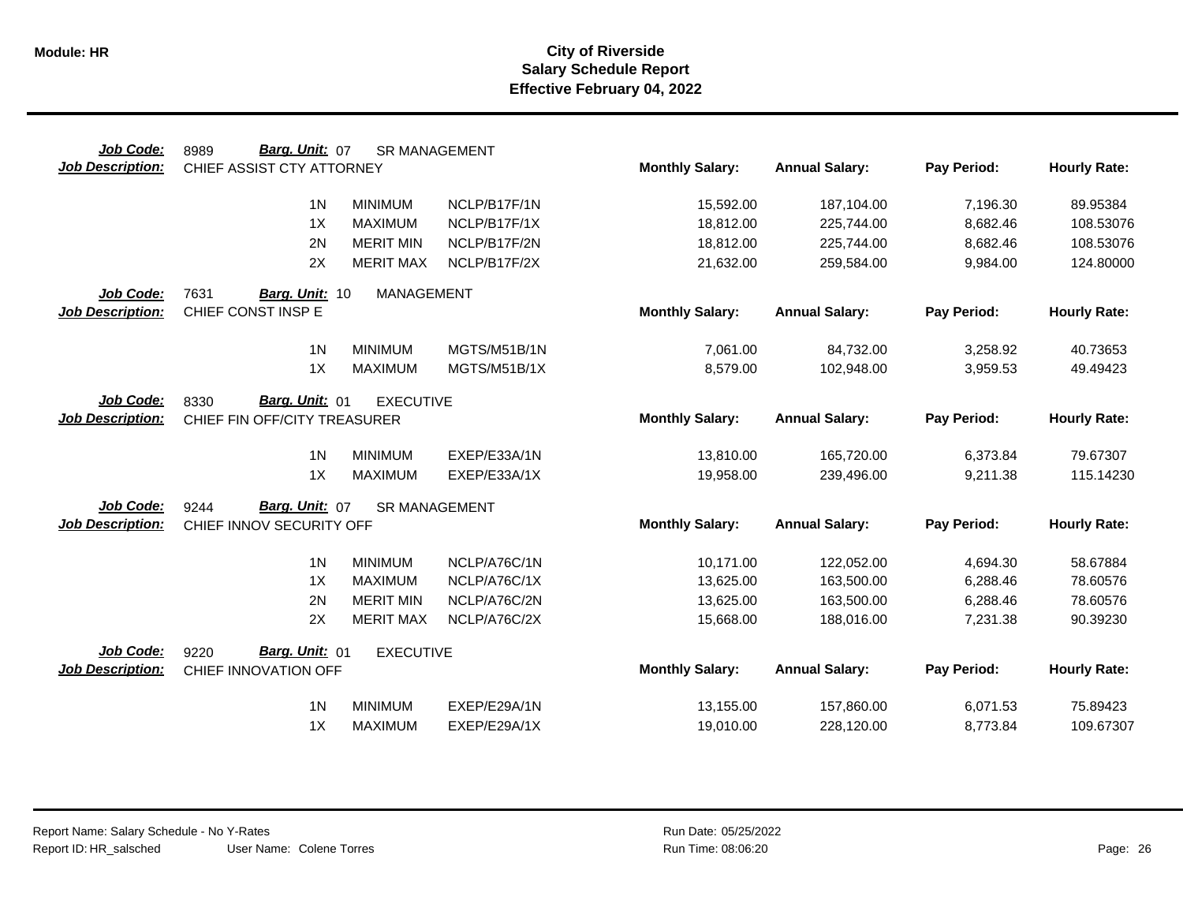# City of Riverside
## Salary Schedule Report
### Effective February 04, 2022

**Module: HR**

| Job Code: | 8989 | Barg. Unit: 07 | SR MANAGEMENT | | | | |
|---|---|---|---|---|---|---|---|
| **Job Description:** | CHIEF ASSIST CTY ATTORNEY | | | **Monthly Salary:** | **Annual Salary:** | **Pay Period:** | **Hourly Rate:** |
| | 1N | MINIMUM | NCLP/B17F/1N | 15,592.00 | 187,104.00 | 7,196.30 | 89.95384 |
| | 1X | MAXIMUM | NCLP/B17F/1X | 18,812.00 | 225,744.00 | 8,682.46 | 108.53076 |
| | 2N | MERIT MIN | NCLP/B17F/2N | 18,812.00 | 225,744.00 | 8,682.46 | 108.53076 |
| | 2X | MERIT MAX | NCLP/B17F/2X | 21,632.00 | 259,584.00 | 9,984.00 | 124.80000 |

| Job Code: | 7631 | Barg. Unit: 10 | MANAGEMENT | | | | |
|---|---|---|---|---|---|---|---|
| **Job Description:** | CHIEF CONST INSP E | | | **Monthly Salary:** | **Annual Salary:** | **Pay Period:** | **Hourly Rate:** |
| | 1N | MINIMUM | MGTS/M51B/1N | 7,061.00 | 84,732.00 | 3,258.92 | 40.73653 |
| | 1X | MAXIMUM | MGTS/M51B/1X | 8,579.00 | 102,948.00 | 3,959.53 | 49.49423 |

| Job Code: | 8330 | Barg. Unit: 01 | EXECUTIVE | | | | |
|---|---|---|---|---|---|---|---|
| **Job Description:** | CHIEF FIN OFF/CITY TREASURER | | | **Monthly Salary:** | **Annual Salary:** | **Pay Period:** | **Hourly Rate:** |
| | 1N | MINIMUM | EXEP/E33A/1N | 13,810.00 | 165,720.00 | 6,373.84 | 79.67307 |
| | 1X | MAXIMUM | EXEP/E33A/1X | 19,958.00 | 239,496.00 | 9,211.38 | 115.14230 |

| Job Code: | 9244 | Barg. Unit: 07 | SR MANAGEMENT | | | | |
|---|---|---|---|---|---|---|---|
| **Job Description:** | CHIEF INNOV SECURITY OFF | | | **Monthly Salary:** | **Annual Salary:** | **Pay Period:** | **Hourly Rate:** |
| | 1N | MINIMUM | NCLP/A76C/1N | 10,171.00 | 122,052.00 | 4,694.30 | 58.67884 |
| | 1X | MAXIMUM | NCLP/A76C/1X | 13,625.00 | 163,500.00 | 6,288.46 | 78.60576 |
| | 2N | MERIT MIN | NCLP/A76C/2N | 13,625.00 | 163,500.00 | 6,288.46 | 78.60576 |
| | 2X | MERIT MAX | NCLP/A76C/2X | 15,668.00 | 188,016.00 | 7,231.38 | 90.39230 |

| Job Code: | 9220 | Barg. Unit: 01 | EXECUTIVE | | | | |
|---|---|---|---|---|---|---|---|
| **Job Description:** | CHIEF INNOVATION OFF | | | **Monthly Salary:** | **Annual Salary:** | **Pay Period:** | **Hourly Rate:** |
| | 1N | MINIMUM | EXEP/E29A/1N | 13,155.00 | 157,860.00 | 6,071.53 | 75.89423 |
| | 1X | MAXIMUM | EXEP/E29A/1X | 19,010.00 | 228,120.00 | 8,773.84 | 109.67307 |

Report Name: Salary Schedule - No Y-Rates
Report ID: HR_salsched User Name: Colene Torres
Run Date: 05/25/2022
Run Time: 08:06:20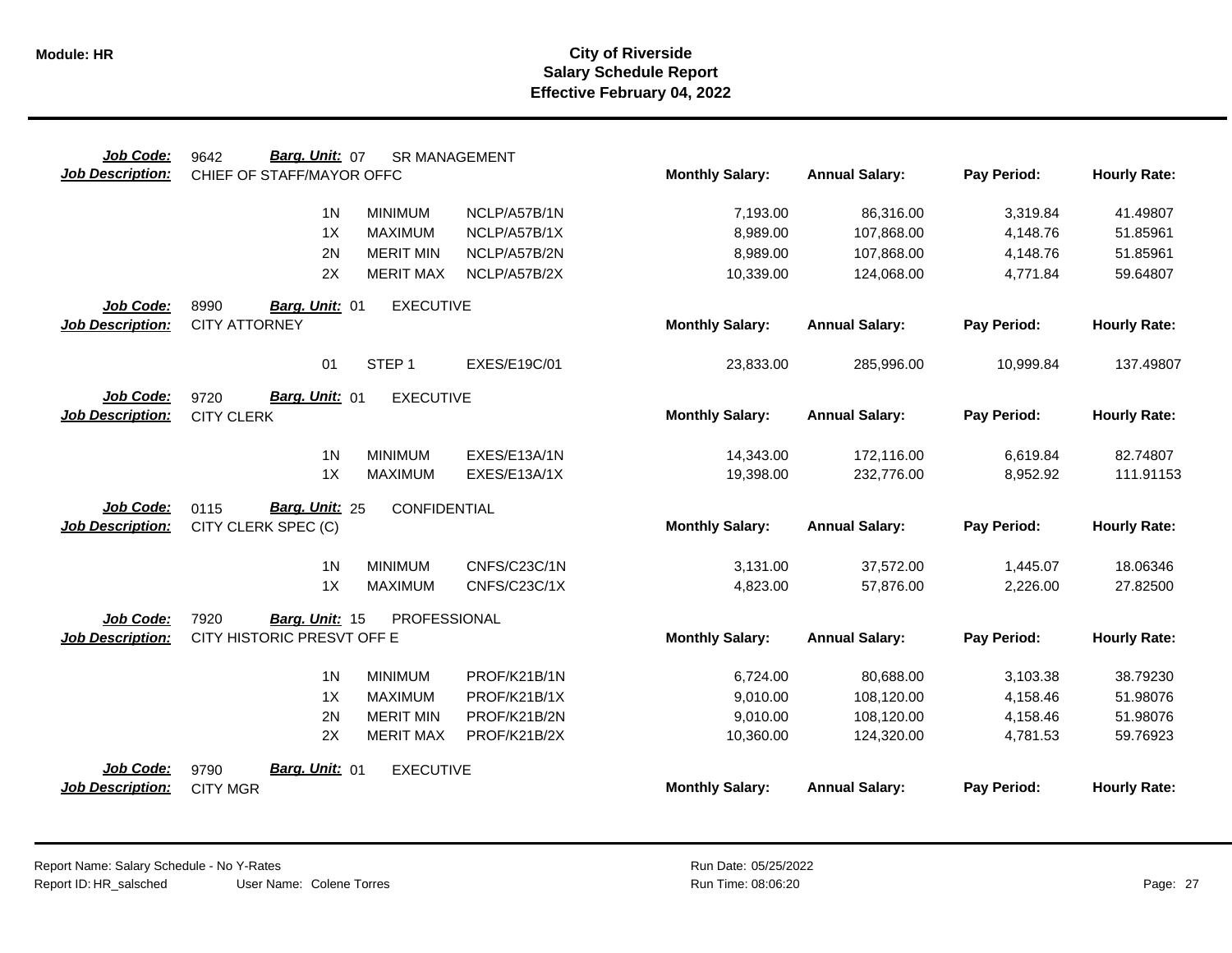# City of Riverside
## Salary Schedule Report
### Effective February 04, 2022

**Job Code:** 9642 **Barg. Unit:** 07 SR MANAGEMENT
**Job Description:** CHIEF OF STAFF/MAYOR OFFC

| Step | Description | Code | Monthly Salary: | Annual Salary: | Pay Period: | Hourly Rate: |
|---|---|---|---|---|---|---|
| 1N | MINIMUM | NCLP/A57B/1N | 7,193.00 | 86,316.00 | 3,319.84 | 41.49807 |
| 1X | MAXIMUM | NCLP/A57B/1X | 8,989.00 | 107,868.00 | 4,148.76 | 51.85961 |
| 2N | MERIT MIN | NCLP/A57B/2N | 8,989.00 | 107,868.00 | 4,148.76 | 51.85961 |
| 2X | MERIT MAX | NCLP/A57B/2X | 10,339.00 | 124,068.00 | 4,771.84 | 59.64807 |

**Job Code:** 8990 **Barg. Unit:** 01 EXECUTIVE
**Job Description:** CITY ATTORNEY

| Step | Description | Code | Monthly Salary: | Annual Salary: | Pay Period: | Hourly Rate: |
|---|---|---|---|---|---|---|
| 01 | STEP 1 | EXES/E19C/01 | 23,833.00 | 285,996.00 | 10,999.84 | 137.49807 |

**Job Code:** 9720 **Barg. Unit:** 01 EXECUTIVE
**Job Description:** CITY CLERK

| Step | Description | Code | Monthly Salary: | Annual Salary: | Pay Period: | Hourly Rate: |
|---|---|---|---|---|---|---|
| 1N | MINIMUM | EXES/E13A/1N | 14,343.00 | 172,116.00 | 6,619.84 | 82.74807 |
| 1X | MAXIMUM | EXES/E13A/1X | 19,398.00 | 232,776.00 | 8,952.92 | 111.91153 |

**Job Code:** 0115 **Barg. Unit:** 25 CONFIDENTIAL
**Job Description:** CITY CLERK SPEC (C)

| Step | Description | Code | Monthly Salary: | Annual Salary: | Pay Period: | Hourly Rate: |
|---|---|---|---|---|---|---|
| 1N | MINIMUM | CNFS/C23C/1N | 3,131.00 | 37,572.00 | 1,445.07 | 18.06346 |
| 1X | MAXIMUM | CNFS/C23C/1X | 4,823.00 | 57,876.00 | 2,226.00 | 27.82500 |

**Job Code:** 7920 **Barg. Unit:** 15 PROFESSIONAL
**Job Description:** CITY HISTORIC PRESVT OFF E

| Step | Description | Code | Monthly Salary: | Annual Salary: | Pay Period: | Hourly Rate: |
|---|---|---|---|---|---|---|
| 1N | MINIMUM | PROF/K21B/1N | 6,724.00 | 80,688.00 | 3,103.38 | 38.79230 |
| 1X | MAXIMUM | PROF/K21B/1X | 9,010.00 | 108,120.00 | 4,158.46 | 51.98076 |
| 2N | MERIT MIN | PROF/K21B/2N | 9,010.00 | 108,120.00 | 4,158.46 | 51.98076 |
| 2X | MERIT MAX | PROF/K21B/2X | 10,360.00 | 124,320.00 | 4,781.53 | 59.76923 |

**Job Code:** 9790 **Barg. Unit:** 01 EXECUTIVE
**Job Description:** CITY MGR

| Step | Description | Code | Monthly Salary: | Annual Salary: | Pay Period: | Hourly Rate: |
|---|---|---|---|---|---|---|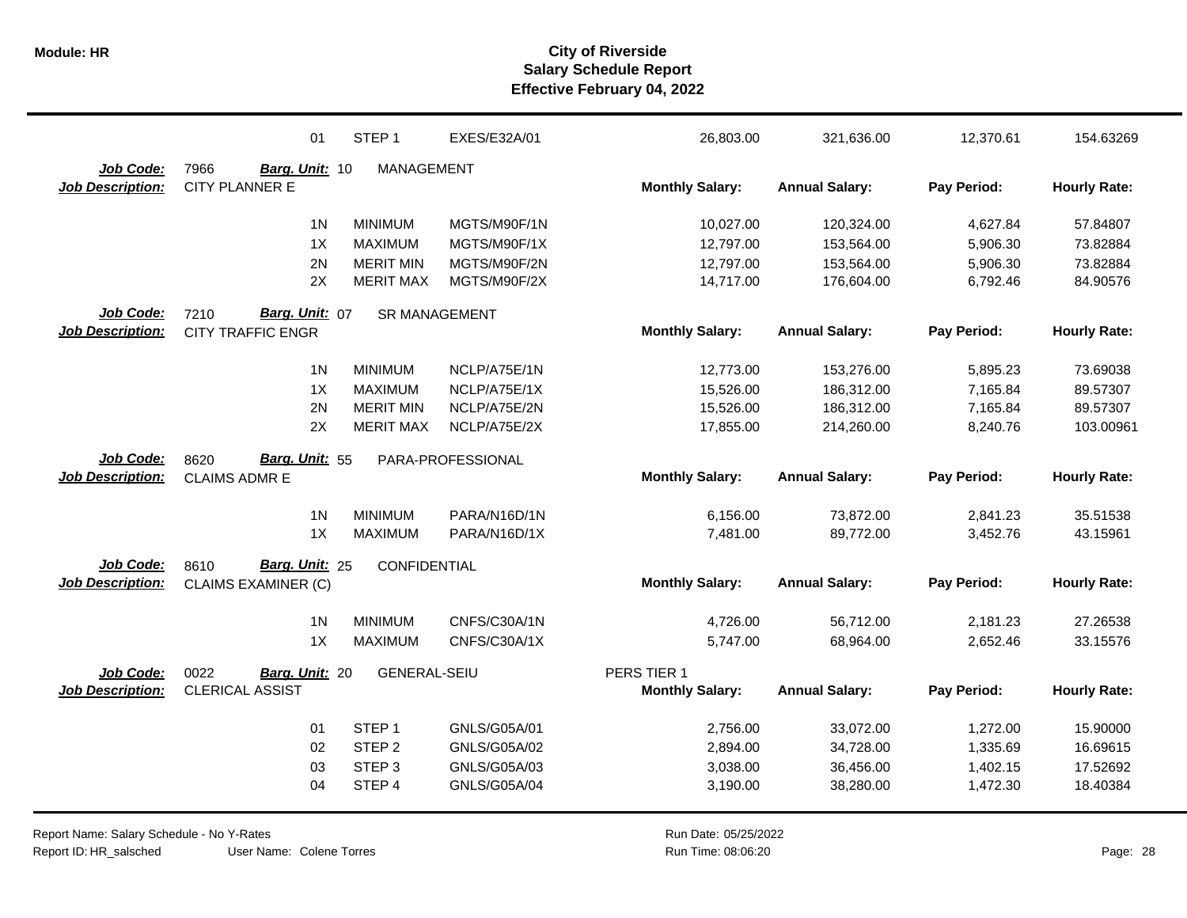| | | | | Monthly Salary | Annual Salary | Pay Period | Hourly Rate |
|---|---|---|---|---|---|---|---|
| | 01 | STEP 1 | EXES/E32A/01 | 26,803.00 | 321,636.00 | 12,370.61 | 154.63269 |

**Job Code:** 7966 **Barg. Unit:** 10 MANAGEMENT
**Job Description:** CITY PLANNER E

| | | | Monthly Salary: | Annual Salary: | Pay Period: | Hourly Rate: |
|---|---|---|---|---|---|---|
| 1N | MINIMUM | MGTS/M90F/1N | 10,027.00 | 120,324.00 | 4,627.84 | 57.84807 |
| 1X | MAXIMUM | MGTS/M90F/1X | 12,797.00 | 153,564.00 | 5,906.30 | 73.82884 |
| 2N | MERIT MIN | MGTS/M90F/2N | 12,797.00 | 153,564.00 | 5,906.30 | 73.82884 |
| 2X | MERIT MAX | MGTS/M90F/2X | 14,717.00 | 176,604.00 | 6,792.46 | 84.90576 |

**Job Code:** 7210 **Barg. Unit:** 07 SR MANAGEMENT
**Job Description:** CITY TRAFFIC ENGR

| | | | Monthly Salary: | Annual Salary: | Pay Period: | Hourly Rate: |
|---|---|---|---|---|---|---|
| 1N | MINIMUM | NCLP/A75E/1N | 12,773.00 | 153,276.00 | 5,895.23 | 73.69038 |
| 1X | MAXIMUM | NCLP/A75E/1X | 15,526.00 | 186,312.00 | 7,165.84 | 89.57307 |
| 2N | MERIT MIN | NCLP/A75E/2N | 15,526.00 | 186,312.00 | 7,165.84 | 89.57307 |
| 2X | MERIT MAX | NCLP/A75E/2X | 17,855.00 | 214,260.00 | 8,240.76 | 103.00961 |

**Job Code:** 8620 **Barg. Unit:** 55 PARA-PROFESSIONAL
**Job Description:** CLAIMS ADMR E

| | | | Monthly Salary: | Annual Salary: | Pay Period: | Hourly Rate: |
|---|---|---|---|---|---|---|
| 1N | MINIMUM | PARA/N16D/1N | 6,156.00 | 73,872.00 | 2,841.23 | 35.51538 |
| 1X | MAXIMUM | PARA/N16D/1X | 7,481.00 | 89,772.00 | 3,452.76 | 43.15961 |

**Job Code:** 8610 **Barg. Unit:** 25 CONFIDENTIAL
**Job Description:** CLAIMS EXAMINER (C)

| | | | Monthly Salary: | Annual Salary: | Pay Period: | Hourly Rate: |
|---|---|---|---|---|---|---|
| 1N | MINIMUM | CNFS/C30A/1N | 4,726.00 | 56,712.00 | 2,181.23 | 27.26538 |
| 1X | MAXIMUM | CNFS/C30A/1X | 5,747.00 | 68,964.00 | 2,652.46 | 33.15576 |

**Job Code:** 0022 **Barg. Unit:** 20 GENERAL-SEIU PERS TIER 1
**Job Description:** CLERICAL ASSIST

| | | | Monthly Salary: | Annual Salary: | Pay Period: | Hourly Rate: |
|---|---|---|---|---|---|---|
| 01 | STEP 1 | GNLS/G05A/01 | 2,756.00 | 33,072.00 | 1,272.00 | 15.90000 |
| 02 | STEP 2 | GNLS/G05A/02 | 2,894.00 | 34,728.00 | 1,335.69 | 16.69615 |
| 03 | STEP 3 | GNLS/G05A/03 | 3,038.00 | 36,456.00 | 1,402.15 | 17.52692 |
| 04 | STEP 4 | GNLS/G05A/04 | 3,190.00 | 38,280.00 | 1,472.30 | 18.40384 |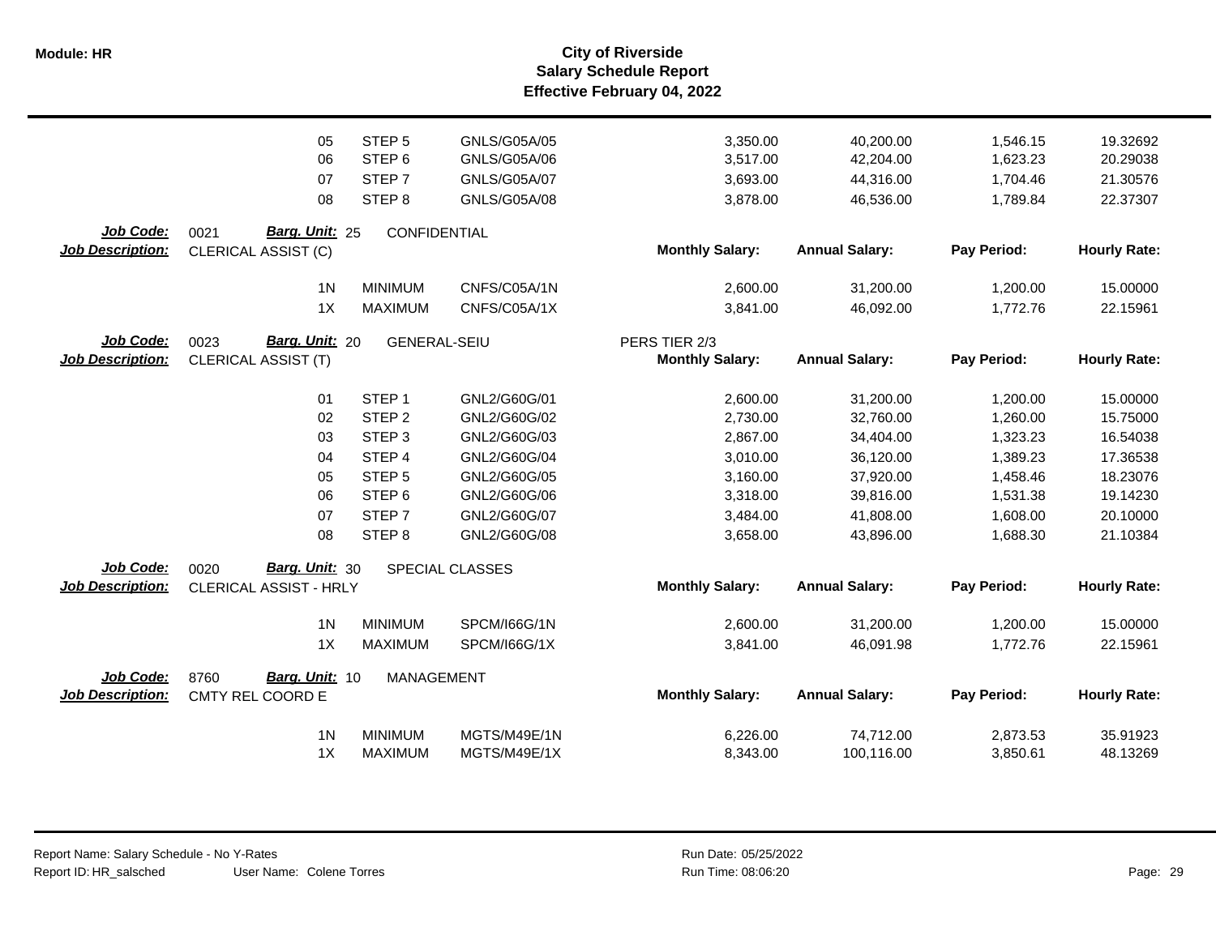| | | | | | | | |
|---|---|---|---|---|---|---|---|
| 05 | STEP 5 | GNLS/G05A/05 | | 3,350.00 | 40,200.00 | 1,546.15 | 19.32692 |
| 06 | STEP 6 | GNLS/G05A/06 | | 3,517.00 | 42,204.00 | 1,623.23 | 20.29038 |
| 07 | STEP 7 | GNLS/G05A/07 | | 3,693.00 | 44,316.00 | 1,704.46 | 21.30576 |
| 08 | STEP 8 | GNLS/G05A/08 | | 3,878.00 | 46,536.00 | 1,789.84 | 22.37307 |

**Job Code:** 0021 **Barg. Unit:** 25 CONFIDENTIAL
**Job Description:** CLERICAL ASSIST (C)

| | | | Monthly Salary: | Annual Salary: | Pay Period: | Hourly Rate: |
|---|---|---|---|---|---|---|
| 1N | MINIMUM | CNFS/C05A/1N | 2,600.00 | 31,200.00 | 1,200.00 | 15.00000 |
| 1X | MAXIMUM | CNFS/C05A/1X | 3,841.00 | 46,092.00 | 1,772.76 | 22.15961 |

**Job Code:** 0023 **Barg. Unit:** 20 GENERAL-SEIU PERS TIER 2/3
**Job Description:** CLERICAL ASSIST (T)

| | | | Monthly Salary: | Annual Salary: | Pay Period: | Hourly Rate: |
|---|---|---|---|---|---|---|
| 01 | STEP 1 | GNL2/G60G/01 | 2,600.00 | 31,200.00 | 1,200.00 | 15.00000 |
| 02 | STEP 2 | GNL2/G60G/02 | 2,730.00 | 32,760.00 | 1,260.00 | 15.75000 |
| 03 | STEP 3 | GNL2/G60G/03 | 2,867.00 | 34,404.00 | 1,323.23 | 16.54038 |
| 04 | STEP 4 | GNL2/G60G/04 | 3,010.00 | 36,120.00 | 1,389.23 | 17.36538 |
| 05 | STEP 5 | GNL2/G60G/05 | 3,160.00 | 37,920.00 | 1,458.46 | 18.23076 |
| 06 | STEP 6 | GNL2/G60G/06 | 3,318.00 | 39,816.00 | 1,531.38 | 19.14230 |
| 07 | STEP 7 | GNL2/G60G/07 | 3,484.00 | 41,808.00 | 1,608.00 | 20.10000 |
| 08 | STEP 8 | GNL2/G60G/08 | 3,658.00 | 43,896.00 | 1,688.30 | 21.10384 |

**Job Code:** 0020 **Barg. Unit:** 30 SPECIAL CLASSES
**Job Description:** CLERICAL ASSIST - HRLY

| | | | Monthly Salary: | Annual Salary: | Pay Period: | Hourly Rate: |
|---|---|---|---|---|---|---|
| 1N | MINIMUM | SPCM/I66G/1N | 2,600.00 | 31,200.00 | 1,200.00 | 15.00000 |
| 1X | MAXIMUM | SPCM/I66G/1X | 3,841.00 | 46,091.98 | 1,772.76 | 22.15961 |

**Job Code:** 8760 **Barg. Unit:** 10 MANAGEMENT
**Job Description:** CMTY REL COORD E

| | | | Monthly Salary: | Annual Salary: | Pay Period: | Hourly Rate: |
|---|---|---|---|---|---|---|
| 1N | MINIMUM | MGTS/M49E/1N | 6,226.00 | 74,712.00 | 2,873.53 | 35.91923 |
| 1X | MAXIMUM | MGTS/M49E/1X | 8,343.00 | 100,116.00 | 3,850.61 | 48.13269 |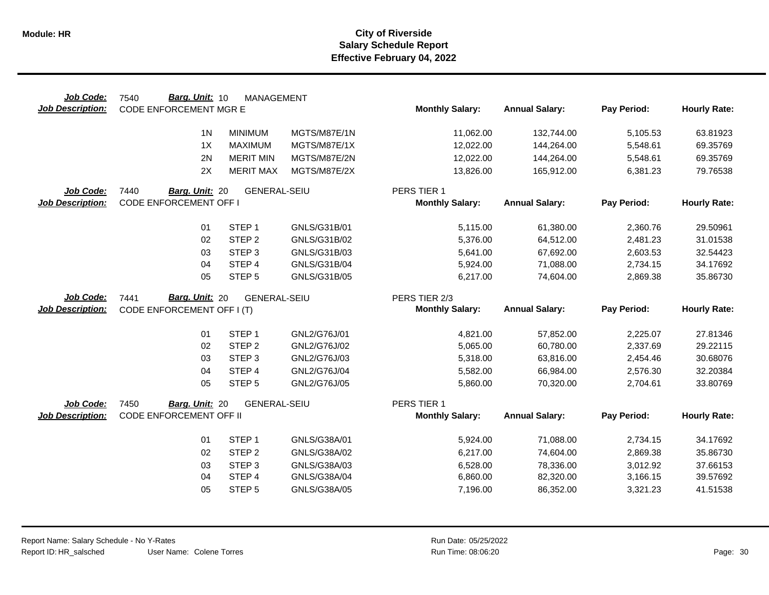**Module: HR**

# City of Riverside
## Salary Schedule Report
### Effective February 04, 2022

**Job Code:** 7540 **Barg. Unit:** 10 MANAGEMENT
**Job Description:** CODE ENFORCEMENT MGR E

| | | | Monthly Salary: | Annual Salary: | Pay Period: | Hourly Rate: |
|---|---|---|---|---|---|---|
| 1N | MINIMUM | MGTS/M87E/1N | 11,062.00 | 132,744.00 | 5,105.53 | 63.81923 |
| 1X | MAXIMUM | MGTS/M87E/1X | 12,022.00 | 144,264.00 | 5,548.61 | 69.35769 |
| 2N | MERIT MIN | MGTS/M87E/2N | 12,022.00 | 144,264.00 | 5,548.61 | 69.35769 |
| 2X | MERIT MAX | MGTS/M87E/2X | 13,826.00 | 165,912.00 | 6,381.23 | 79.76538 |

**Job Code:** 7440 **Barg. Unit:** 20 GENERAL-SEIU — PERS TIER 1
**Job Description:** CODE ENFORCEMENT OFF I

| | | | Monthly Salary: | Annual Salary: | Pay Period: | Hourly Rate: |
|---|---|---|---|---|---|---|
| 01 | STEP 1 | GNLS/G31B/01 | 5,115.00 | 61,380.00 | 2,360.76 | 29.50961 |
| 02 | STEP 2 | GNLS/G31B/02 | 5,376.00 | 64,512.00 | 2,481.23 | 31.01538 |
| 03 | STEP 3 | GNLS/G31B/03 | 5,641.00 | 67,692.00 | 2,603.53 | 32.54423 |
| 04 | STEP 4 | GNLS/G31B/04 | 5,924.00 | 71,088.00 | 2,734.15 | 34.17692 |
| 05 | STEP 5 | GNLS/G31B/05 | 6,217.00 | 74,604.00 | 2,869.38 | 35.86730 |

**Job Code:** 7441 **Barg. Unit:** 20 GENERAL-SEIU — PERS TIER 2/3
**Job Description:** CODE ENFORCEMENT OFF I (T)

| | | | Monthly Salary: | Annual Salary: | Pay Period: | Hourly Rate: |
|---|---|---|---|---|---|---|
| 01 | STEP 1 | GNL2/G76J/01 | 4,821.00 | 57,852.00 | 2,225.07 | 27.81346 |
| 02 | STEP 2 | GNL2/G76J/02 | 5,065.00 | 60,780.00 | 2,337.69 | 29.22115 |
| 03 | STEP 3 | GNL2/G76J/03 | 5,318.00 | 63,816.00 | 2,454.46 | 30.68076 |
| 04 | STEP 4 | GNL2/G76J/04 | 5,582.00 | 66,984.00 | 2,576.30 | 32.20384 |
| 05 | STEP 5 | GNL2/G76J/05 | 5,860.00 | 70,320.00 | 2,704.61 | 33.80769 |

**Job Code:** 7450 **Barg. Unit:** 20 GENERAL-SEIU — PERS TIER 1
**Job Description:** CODE ENFORCEMENT OFF II

| | | | Monthly Salary: | Annual Salary: | Pay Period: | Hourly Rate: |
|---|---|---|---|---|---|---|
| 01 | STEP 1 | GNLS/G38A/01 | 5,924.00 | 71,088.00 | 2,734.15 | 34.17692 |
| 02 | STEP 2 | GNLS/G38A/02 | 6,217.00 | 74,604.00 | 2,869.38 | 35.86730 |
| 03 | STEP 3 | GNLS/G38A/03 | 6,528.00 | 78,336.00 | 3,012.92 | 37.66153 |
| 04 | STEP 4 | GNLS/G38A/04 | 6,860.00 | 82,320.00 | 3,166.15 | 39.57692 |
| 05 | STEP 5 | GNLS/G38A/05 | 7,196.00 | 86,352.00 | 3,321.23 | 41.51538 |

Report Name: Salary Schedule - No Y-Rates
Report ID: HR_salsched User Name: Colene Torres
Run Date: 05/25/2022
Run Time: 08:06:20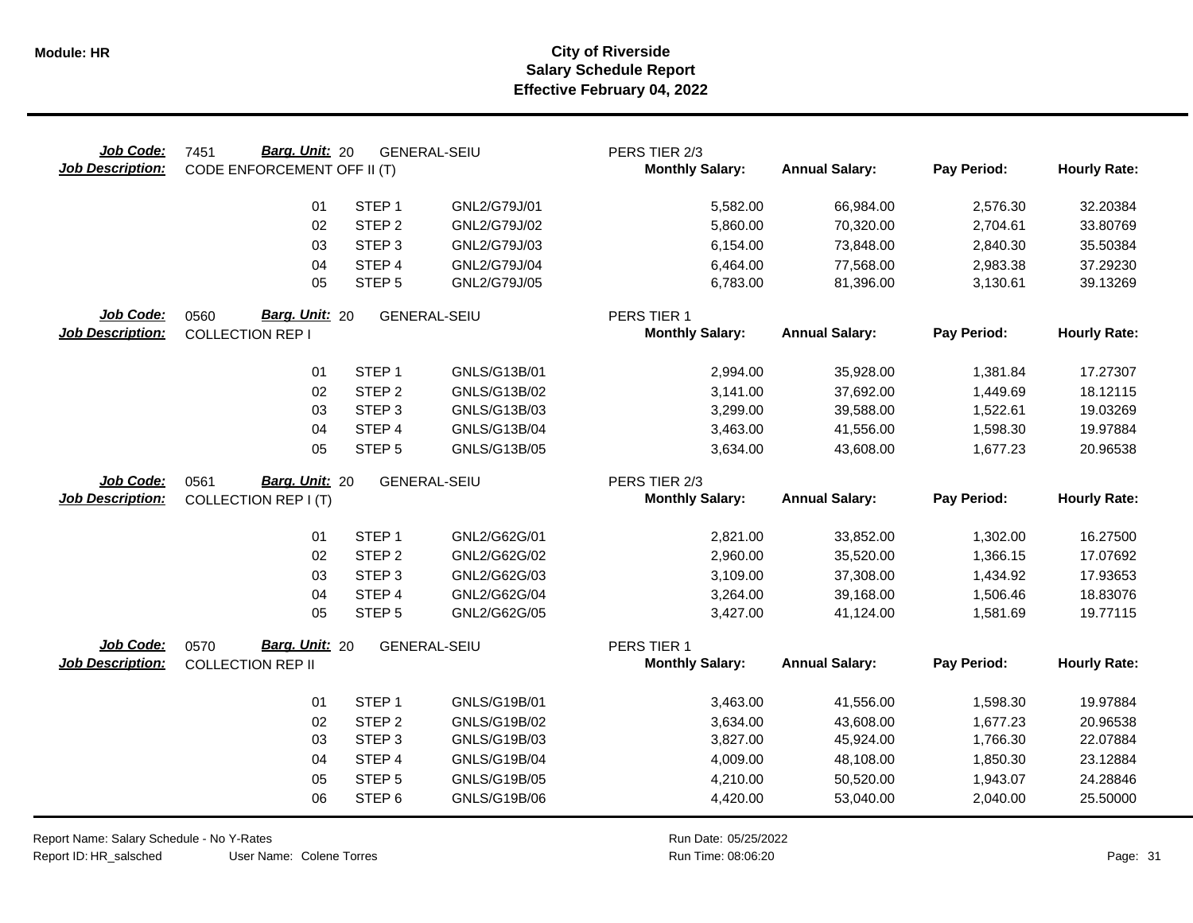# City of Riverside
## Salary Schedule Report
### Effective February 04, 2022

**Job Code:** 7451 **Barg. Unit:** 20 GENERAL-SEIU PERS TIER 2/3
**Job Description:** CODE ENFORCEMENT OFF II (T)

| | | | Monthly Salary: | Annual Salary: | Pay Period: | Hourly Rate: |
|---|---|---|---|---|---|---|
| 01 | STEP 1 | GNL2/G79J/01 | 5,582.00 | 66,984.00 | 2,576.30 | 32.20384 |
| 02 | STEP 2 | GNL2/G79J/02 | 5,860.00 | 70,320.00 | 2,704.61 | 33.80769 |
| 03 | STEP 3 | GNL2/G79J/03 | 6,154.00 | 73,848.00 | 2,840.30 | 35.50384 |
| 04 | STEP 4 | GNL2/G79J/04 | 6,464.00 | 77,568.00 | 2,983.38 | 37.29230 |
| 05 | STEP 5 | GNL2/G79J/05 | 6,783.00 | 81,396.00 | 3,130.61 | 39.13269 |

**Job Code:** 0560 **Barg. Unit:** 20 GENERAL-SEIU PERS TIER 1
**Job Description:** COLLECTION REP I

| | | | Monthly Salary: | Annual Salary: | Pay Period: | Hourly Rate: |
|---|---|---|---|---|---|---|
| 01 | STEP 1 | GNLS/G13B/01 | 2,994.00 | 35,928.00 | 1,381.84 | 17.27307 |
| 02 | STEP 2 | GNLS/G13B/02 | 3,141.00 | 37,692.00 | 1,449.69 | 18.12115 |
| 03 | STEP 3 | GNLS/G13B/03 | 3,299.00 | 39,588.00 | 1,522.61 | 19.03269 |
| 04 | STEP 4 | GNLS/G13B/04 | 3,463.00 | 41,556.00 | 1,598.30 | 19.97884 |
| 05 | STEP 5 | GNLS/G13B/05 | 3,634.00 | 43,608.00 | 1,677.23 | 20.96538 |

**Job Code:** 0561 **Barg. Unit:** 20 GENERAL-SEIU PERS TIER 2/3
**Job Description:** COLLECTION REP I (T)

| | | | Monthly Salary: | Annual Salary: | Pay Period: | Hourly Rate: |
|---|---|---|---|---|---|---|
| 01 | STEP 1 | GNL2/G62G/01 | 2,821.00 | 33,852.00 | 1,302.00 | 16.27500 |
| 02 | STEP 2 | GNL2/G62G/02 | 2,960.00 | 35,520.00 | 1,366.15 | 17.07692 |
| 03 | STEP 3 | GNL2/G62G/03 | 3,109.00 | 37,308.00 | 1,434.92 | 17.93653 |
| 04 | STEP 4 | GNL2/G62G/04 | 3,264.00 | 39,168.00 | 1,506.46 | 18.83076 |
| 05 | STEP 5 | GNL2/G62G/05 | 3,427.00 | 41,124.00 | 1,581.69 | 19.77115 |

**Job Code:** 0570 **Barg. Unit:** 20 GENERAL-SEIU PERS TIER 1
**Job Description:** COLLECTION REP II

| | | | Monthly Salary: | Annual Salary: | Pay Period: | Hourly Rate: |
|---|---|---|---|---|---|---|
| 01 | STEP 1 | GNLS/G19B/01 | 3,463.00 | 41,556.00 | 1,598.30 | 19.97884 |
| 02 | STEP 2 | GNLS/G19B/02 | 3,634.00 | 43,608.00 | 1,677.23 | 20.96538 |
| 03 | STEP 3 | GNLS/G19B/03 | 3,827.00 | 45,924.00 | 1,766.30 | 22.07884 |
| 04 | STEP 4 | GNLS/G19B/04 | 4,009.00 | 48,108.00 | 1,850.30 | 23.12884 |
| 05 | STEP 5 | GNLS/G19B/05 | 4,210.00 | 50,520.00 | 1,943.07 | 24.28846 |
| 06 | STEP 6 | GNLS/G19B/06 | 4,420.00 | 53,040.00 | 2,040.00 | 25.50000 |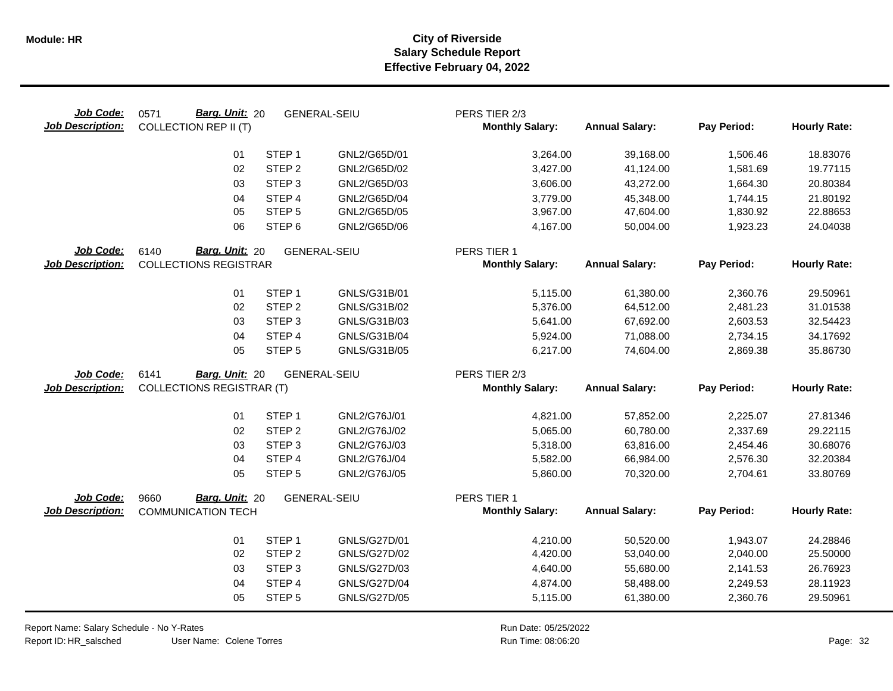**Module: HR**

# City of Riverside
## Salary Schedule Report
### Effective February 04, 2022

**Job Code:** 0571 **Barg. Unit:** 20 GENERAL-SEIU PERS TIER 2/3
**Job Description:** COLLECTION REP II (T)

| | | | Monthly Salary: | Annual Salary: | Pay Period: | Hourly Rate: |
|---|---|---|---|---|---|---|
| 01 | STEP 1 | GNL2/G65D/01 | 3,264.00 | 39,168.00 | 1,506.46 | 18.83076 |
| 02 | STEP 2 | GNL2/G65D/02 | 3,427.00 | 41,124.00 | 1,581.69 | 19.77115 |
| 03 | STEP 3 | GNL2/G65D/03 | 3,606.00 | 43,272.00 | 1,664.30 | 20.80384 |
| 04 | STEP 4 | GNL2/G65D/04 | 3,779.00 | 45,348.00 | 1,744.15 | 21.80192 |
| 05 | STEP 5 | GNL2/G65D/05 | 3,967.00 | 47,604.00 | 1,830.92 | 22.88653 |
| 06 | STEP 6 | GNL2/G65D/06 | 4,167.00 | 50,004.00 | 1,923.23 | 24.04038 |

**Job Code:** 6140 **Barg. Unit:** 20 GENERAL-SEIU PERS TIER 1
**Job Description:** COLLECTIONS REGISTRAR

| | | | Monthly Salary: | Annual Salary: | Pay Period: | Hourly Rate: |
|---|---|---|---|---|---|---|
| 01 | STEP 1 | GNLS/G31B/01 | 5,115.00 | 61,380.00 | 2,360.76 | 29.50961 |
| 02 | STEP 2 | GNLS/G31B/02 | 5,376.00 | 64,512.00 | 2,481.23 | 31.01538 |
| 03 | STEP 3 | GNLS/G31B/03 | 5,641.00 | 67,692.00 | 2,603.53 | 32.54423 |
| 04 | STEP 4 | GNLS/G31B/04 | 5,924.00 | 71,088.00 | 2,734.15 | 34.17692 |
| 05 | STEP 5 | GNLS/G31B/05 | 6,217.00 | 74,604.00 | 2,869.38 | 35.86730 |

**Job Code:** 6141 **Barg. Unit:** 20 GENERAL-SEIU PERS TIER 2/3
**Job Description:** COLLECTIONS REGISTRAR (T)

| | | | Monthly Salary: | Annual Salary: | Pay Period: | Hourly Rate: |
|---|---|---|---|---|---|---|
| 01 | STEP 1 | GNL2/G76J/01 | 4,821.00 | 57,852.00 | 2,225.07 | 27.81346 |
| 02 | STEP 2 | GNL2/G76J/02 | 5,065.00 | 60,780.00 | 2,337.69 | 29.22115 |
| 03 | STEP 3 | GNL2/G76J/03 | 5,318.00 | 63,816.00 | 2,454.46 | 30.68076 |
| 04 | STEP 4 | GNL2/G76J/04 | 5,582.00 | 66,984.00 | 2,576.30 | 32.20384 |
| 05 | STEP 5 | GNL2/G76J/05 | 5,860.00 | 70,320.00 | 2,704.61 | 33.80769 |

**Job Code:** 9660 **Barg. Unit:** 20 GENERAL-SEIU PERS TIER 1
**Job Description:** COMMUNICATION TECH

| | | | Monthly Salary: | Annual Salary: | Pay Period: | Hourly Rate: |
|---|---|---|---|---|---|---|
| 01 | STEP 1 | GNLS/G27D/01 | 4,210.00 | 50,520.00 | 1,943.07 | 24.28846 |
| 02 | STEP 2 | GNLS/G27D/02 | 4,420.00 | 53,040.00 | 2,040.00 | 25.50000 |
| 03 | STEP 3 | GNLS/G27D/03 | 4,640.00 | 55,680.00 | 2,141.53 | 26.76923 |
| 04 | STEP 4 | GNLS/G27D/04 | 4,874.00 | 58,488.00 | 2,249.53 | 28.11923 |
| 05 | STEP 5 | GNLS/G27D/05 | 5,115.00 | 61,380.00 | 2,360.76 | 29.50961 |

Report Name: Salary Schedule - No Y-Rates
Report ID: HR_salsched User Name: Colene Torres
Run Date: 05/25/2022
Run Time: 08:06:20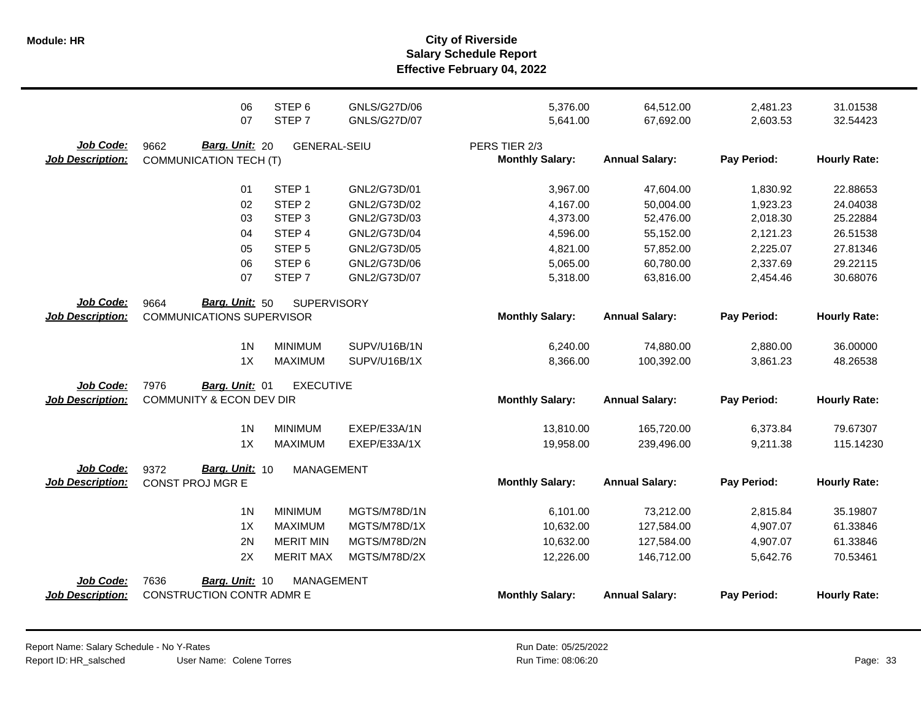| | | | | | | | |
|---|---|---|---|---|---|---|---|
| 06 | STEP 6 | GNLS/G27D/06 | | 5,376.00 | 64,512.00 | 2,481.23 | 31.01538 |
| 07 | STEP 7 | GNLS/G27D/07 | | 5,641.00 | 67,692.00 | 2,603.53 | 32.54423 |

**Job Code:** 9662 **Barg. Unit:** 20 GENERAL-SEIU PERS TIER 2/3
**Job Description:** COMMUNICATION TECH (T)

| | | | Monthly Salary: | Annual Salary: | Pay Period: | Hourly Rate: |
|---|---|---|---|---|---|---|
| 01 | STEP 1 | GNL2/G73D/01 | 3,967.00 | 47,604.00 | 1,830.92 | 22.88653 |
| 02 | STEP 2 | GNL2/G73D/02 | 4,167.00 | 50,004.00 | 1,923.23 | 24.04038 |
| 03 | STEP 3 | GNL2/G73D/03 | 4,373.00 | 52,476.00 | 2,018.30 | 25.22884 |
| 04 | STEP 4 | GNL2/G73D/04 | 4,596.00 | 55,152.00 | 2,121.23 | 26.51538 |
| 05 | STEP 5 | GNL2/G73D/05 | 4,821.00 | 57,852.00 | 2,225.07 | 27.81346 |
| 06 | STEP 6 | GNL2/G73D/06 | 5,065.00 | 60,780.00 | 2,337.69 | 29.22115 |
| 07 | STEP 7 | GNL2/G73D/07 | 5,318.00 | 63,816.00 | 2,454.46 | 30.68076 |

**Job Code:** 9664 **Barg. Unit:** 50 SUPERVISORY
**Job Description:** COMMUNICATIONS SUPERVISOR

| | | | Monthly Salary: | Annual Salary: | Pay Period: | Hourly Rate: |
|---|---|---|---|---|---|---|
| 1N | MINIMUM | SUPV/U16B/1N | 6,240.00 | 74,880.00 | 2,880.00 | 36.00000 |
| 1X | MAXIMUM | SUPV/U16B/1X | 8,366.00 | 100,392.00 | 3,861.23 | 48.26538 |

**Job Code:** 7976 **Barg. Unit:** 01 EXECUTIVE
**Job Description:** COMMUNITY & ECON DEV DIR

| | | | Monthly Salary: | Annual Salary: | Pay Period: | Hourly Rate: |
|---|---|---|---|---|---|---|
| 1N | MINIMUM | EXEP/E33A/1N | 13,810.00 | 165,720.00 | 6,373.84 | 79.67307 |
| 1X | MAXIMUM | EXEP/E33A/1X | 19,958.00 | 239,496.00 | 9,211.38 | 115.14230 |

**Job Code:** 9372 **Barg. Unit:** 10 MANAGEMENT
**Job Description:** CONST PROJ MGR E

| | | | Monthly Salary: | Annual Salary: | Pay Period: | Hourly Rate: |
|---|---|---|---|---|---|---|
| 1N | MINIMUM | MGTS/M78D/1N | 6,101.00 | 73,212.00 | 2,815.84 | 35.19807 |
| 1X | MAXIMUM | MGTS/M78D/1X | 10,632.00 | 127,584.00 | 4,907.07 | 61.33846 |
| 2N | MERIT MIN | MGTS/M78D/2N | 10,632.00 | 127,584.00 | 4,907.07 | 61.33846 |
| 2X | MERIT MAX | MGTS/M78D/2X | 12,226.00 | 146,712.00 | 5,642.76 | 70.53461 |

**Job Code:** 7636 **Barg. Unit:** 10 MANAGEMENT
**Job Description:** CONSTRUCTION CONTR ADMR E

| Monthly Salary: | Annual Salary: | Pay Period: | Hourly Rate: |
|---|---|---|---|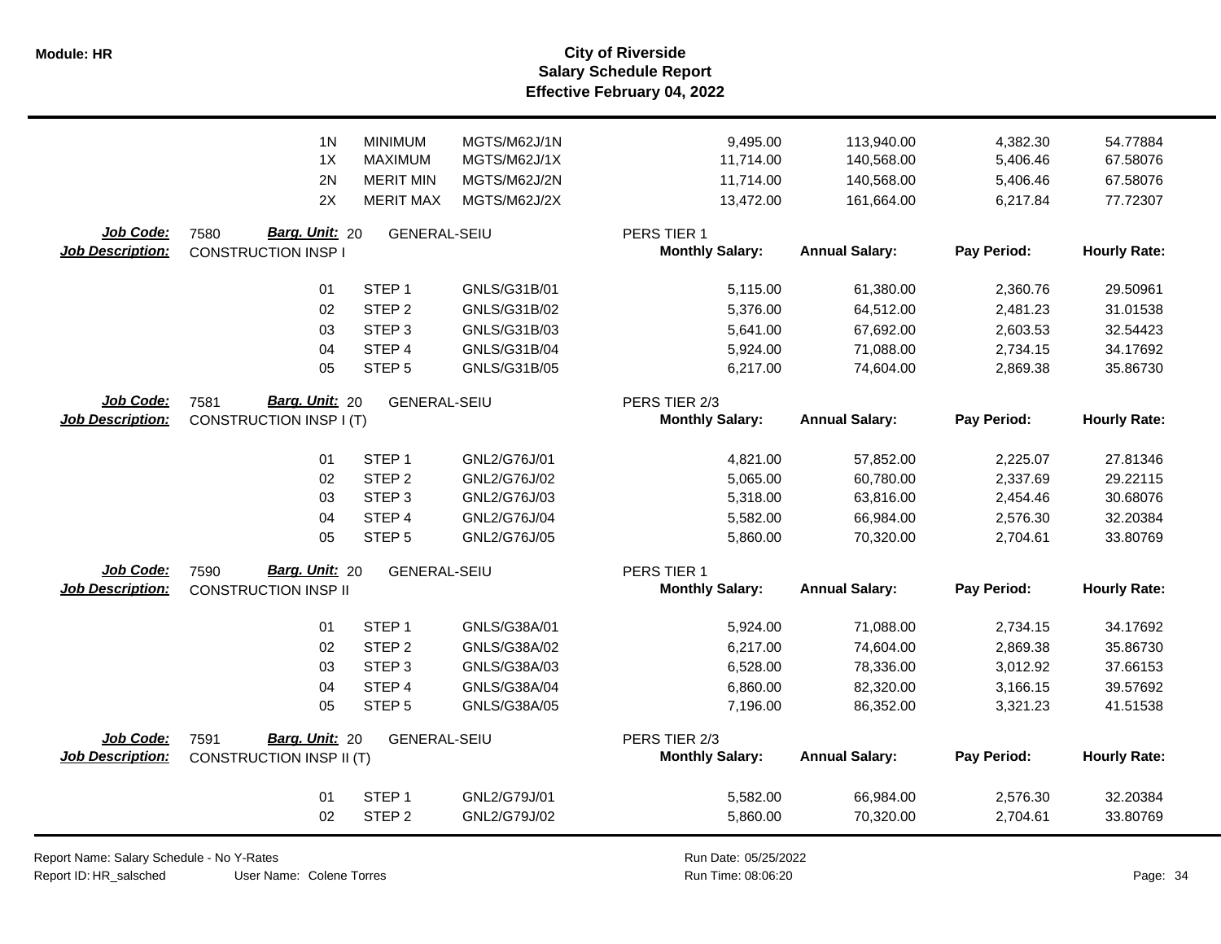| | | | | | | | |
|---|---|---|---|---|---|---|---|
| 1N | MINIMUM | MGTS/M62J/1N | 9,495.00 | 113,940.00 | 4,382.30 | 54.77884 |
| 1X | MAXIMUM | MGTS/M62J/1X | 11,714.00 | 140,568.00 | 5,406.46 | 67.58076 |
| 2N | MERIT MIN | MGTS/M62J/2N | 11,714.00 | 140,568.00 | 5,406.46 | 67.58076 |
| 2X | MERIT MAX | MGTS/M62J/2X | 13,472.00 | 161,664.00 | 6,217.84 | 77.72307 |

**Job Code:** 7580 **Barg. Unit:** 20 GENERAL-SEIU PERS TIER 1
**Job Description:** CONSTRUCTION INSP I

| Step | | Code | Monthly Salary: | Annual Salary: | Pay Period: | Hourly Rate: |
|---|---|---|---|---|---|---|
| 01 | STEP 1 | GNLS/G31B/01 | 5,115.00 | 61,380.00 | 2,360.76 | 29.50961 |
| 02 | STEP 2 | GNLS/G31B/02 | 5,376.00 | 64,512.00 | 2,481.23 | 31.01538 |
| 03 | STEP 3 | GNLS/G31B/03 | 5,641.00 | 67,692.00 | 2,603.53 | 32.54423 |
| 04 | STEP 4 | GNLS/G31B/04 | 5,924.00 | 71,088.00 | 2,734.15 | 34.17692 |
| 05 | STEP 5 | GNLS/G31B/05 | 6,217.00 | 74,604.00 | 2,869.38 | 35.86730 |

**Job Code:** 7581 **Barg. Unit:** 20 GENERAL-SEIU PERS TIER 2/3
**Job Description:** CONSTRUCTION INSP I (T)

| Step | | Code | Monthly Salary: | Annual Salary: | Pay Period: | Hourly Rate: |
|---|---|---|---|---|---|---|
| 01 | STEP 1 | GNL2/G76J/01 | 4,821.00 | 57,852.00 | 2,225.07 | 27.81346 |
| 02 | STEP 2 | GNL2/G76J/02 | 5,065.00 | 60,780.00 | 2,337.69 | 29.22115 |
| 03 | STEP 3 | GNL2/G76J/03 | 5,318.00 | 63,816.00 | 2,454.46 | 30.68076 |
| 04 | STEP 4 | GNL2/G76J/04 | 5,582.00 | 66,984.00 | 2,576.30 | 32.20384 |
| 05 | STEP 5 | GNL2/G76J/05 | 5,860.00 | 70,320.00 | 2,704.61 | 33.80769 |

**Job Code:** 7590 **Barg. Unit:** 20 GENERAL-SEIU PERS TIER 1
**Job Description:** CONSTRUCTION INSP II

| Step | | Code | Monthly Salary: | Annual Salary: | Pay Period: | Hourly Rate: |
|---|---|---|---|---|---|---|
| 01 | STEP 1 | GNLS/G38A/01 | 5,924.00 | 71,088.00 | 2,734.15 | 34.17692 |
| 02 | STEP 2 | GNLS/G38A/02 | 6,217.00 | 74,604.00 | 2,869.38 | 35.86730 |
| 03 | STEP 3 | GNLS/G38A/03 | 6,528.00 | 78,336.00 | 3,012.92 | 37.66153 |
| 04 | STEP 4 | GNLS/G38A/04 | 6,860.00 | 82,320.00 | 3,166.15 | 39.57692 |
| 05 | STEP 5 | GNLS/G38A/05 | 7,196.00 | 86,352.00 | 3,321.23 | 41.51538 |

**Job Code:** 7591 **Barg. Unit:** 20 GENERAL-SEIU PERS TIER 2/3
**Job Description:** CONSTRUCTION INSP II (T)

| Step | | Code | Monthly Salary: | Annual Salary: | Pay Period: | Hourly Rate: |
|---|---|---|---|---|---|---|
| 01 | STEP 1 | GNL2/G79J/01 | 5,582.00 | 66,984.00 | 2,576.30 | 32.20384 |
| 02 | STEP 2 | GNL2/G79J/02 | 5,860.00 | 70,320.00 | 2,704.61 | 33.80769 |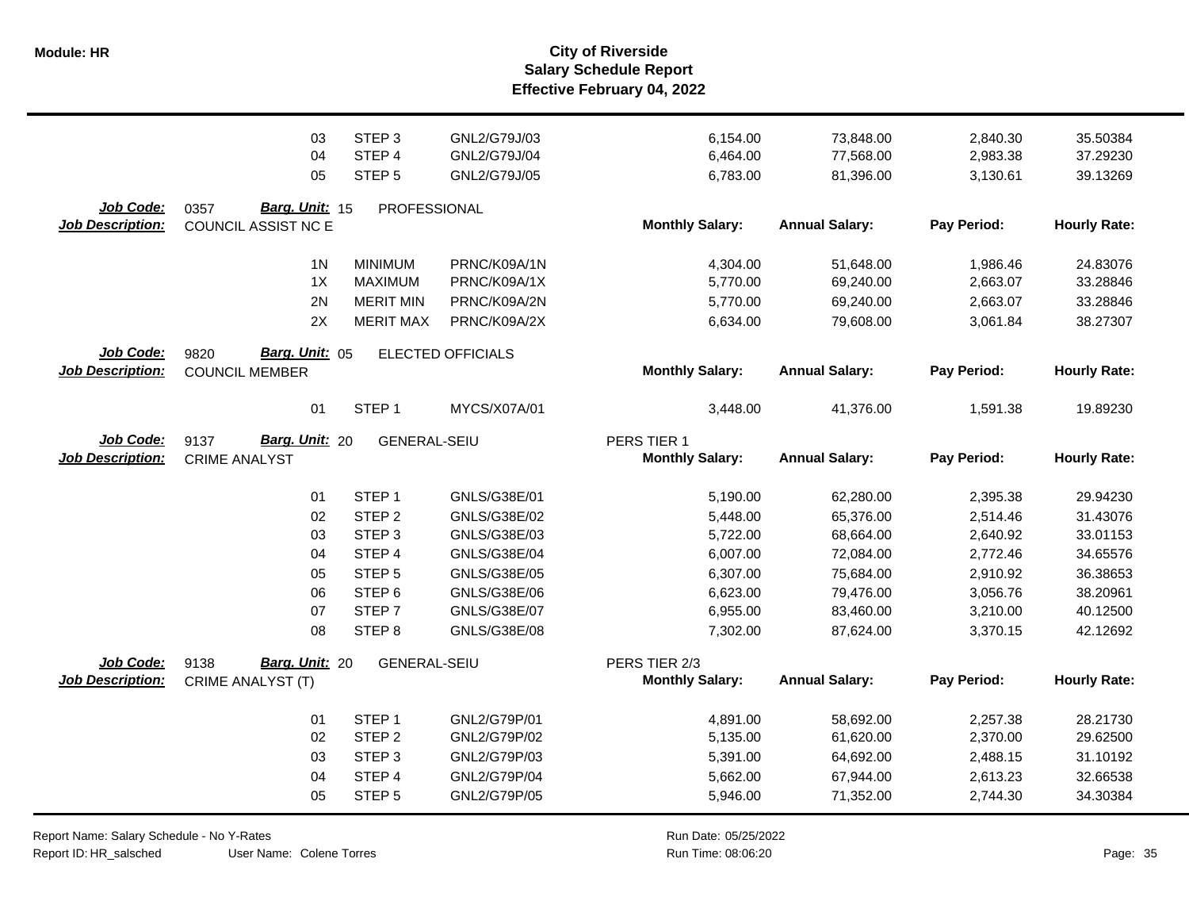# City of Riverside
## Salary Schedule Report
### Effective February 04, 2022

| | Step | Step Name | Code | Monthly Salary | Annual Salary | Pay Period | Hourly Rate |
|---|---|---|---|---|---|---|---|
| | 03 | STEP 3 | GNL2/G79J/03 | 6,154.00 | 73,848.00 | 2,840.30 | 35.50384 |
| | 04 | STEP 4 | GNL2/G79J/04 | 6,464.00 | 77,568.00 | 2,983.38 | 37.29230 |
| | 05 | STEP 5 | GNL2/G79J/05 | 6,783.00 | 81,396.00 | 3,130.61 | 39.13269 |

**Job Code:** 0357 **Barg. Unit:** 15 PROFESSIONAL
**Job Description:** COUNCIL ASSIST NC E

| Step | Step Name | Code | Monthly Salary: | Annual Salary: | Pay Period: | Hourly Rate: |
|---|---|---|---|---|---|---|
| 1N | MINIMUM | PRNC/K09A/1N | 4,304.00 | 51,648.00 | 1,986.46 | 24.83076 |
| 1X | MAXIMUM | PRNC/K09A/1X | 5,770.00 | 69,240.00 | 2,663.07 | 33.28846 |
| 2N | MERIT MIN | PRNC/K09A/2N | 5,770.00 | 69,240.00 | 2,663.07 | 33.28846 |
| 2X | MERIT MAX | PRNC/K09A/2X | 6,634.00 | 79,608.00 | 3,061.84 | 38.27307 |

**Job Code:** 9820 **Barg. Unit:** 05 ELECTED OFFICIALS
**Job Description:** COUNCIL MEMBER

| Step | Step Name | Code | Monthly Salary: | Annual Salary: | Pay Period: | Hourly Rate: |
|---|---|---|---|---|---|---|
| 01 | STEP 1 | MYCS/X07A/01 | 3,448.00 | 41,376.00 | 1,591.38 | 19.89230 |

**Job Code:** 9137 **Barg. Unit:** 20 GENERAL-SEIU
**Job Description:** CRIME ANALYST
PERS TIER 1

| Step | Step Name | Code | Monthly Salary: | Annual Salary: | Pay Period: | Hourly Rate: |
|---|---|---|---|---|---|---|
| 01 | STEP 1 | GNLS/G38E/01 | 5,190.00 | 62,280.00 | 2,395.38 | 29.94230 |
| 02 | STEP 2 | GNLS/G38E/02 | 5,448.00 | 65,376.00 | 2,514.46 | 31.43076 |
| 03 | STEP 3 | GNLS/G38E/03 | 5,722.00 | 68,664.00 | 2,640.92 | 33.01153 |
| 04 | STEP 4 | GNLS/G38E/04 | 6,007.00 | 72,084.00 | 2,772.46 | 34.65576 |
| 05 | STEP 5 | GNLS/G38E/05 | 6,307.00 | 75,684.00 | 2,910.92 | 36.38653 |
| 06 | STEP 6 | GNLS/G38E/06 | 6,623.00 | 79,476.00 | 3,056.76 | 38.20961 |
| 07 | STEP 7 | GNLS/G38E/07 | 6,955.00 | 83,460.00 | 3,210.00 | 40.12500 |
| 08 | STEP 8 | GNLS/G38E/08 | 7,302.00 | 87,624.00 | 3,370.15 | 42.12692 |

**Job Code:** 9138 **Barg. Unit:** 20 GENERAL-SEIU
**Job Description:** CRIME ANALYST (T)
PERS TIER 2/3

| Step | Step Name | Code | Monthly Salary: | Annual Salary: | Pay Period: | Hourly Rate: |
|---|---|---|---|---|---|---|
| 01 | STEP 1 | GNL2/G79P/01 | 4,891.00 | 58,692.00 | 2,257.38 | 28.21730 |
| 02 | STEP 2 | GNL2/G79P/02 | 5,135.00 | 61,620.00 | 2,370.00 | 29.62500 |
| 03 | STEP 3 | GNL2/G79P/03 | 5,391.00 | 64,692.00 | 2,488.15 | 31.10192 |
| 04 | STEP 4 | GNL2/G79P/04 | 5,662.00 | 67,944.00 | 2,613.23 | 32.66538 |
| 05 | STEP 5 | GNL2/G79P/05 | 5,946.00 | 71,352.00 | 2,744.30 | 34.30384 |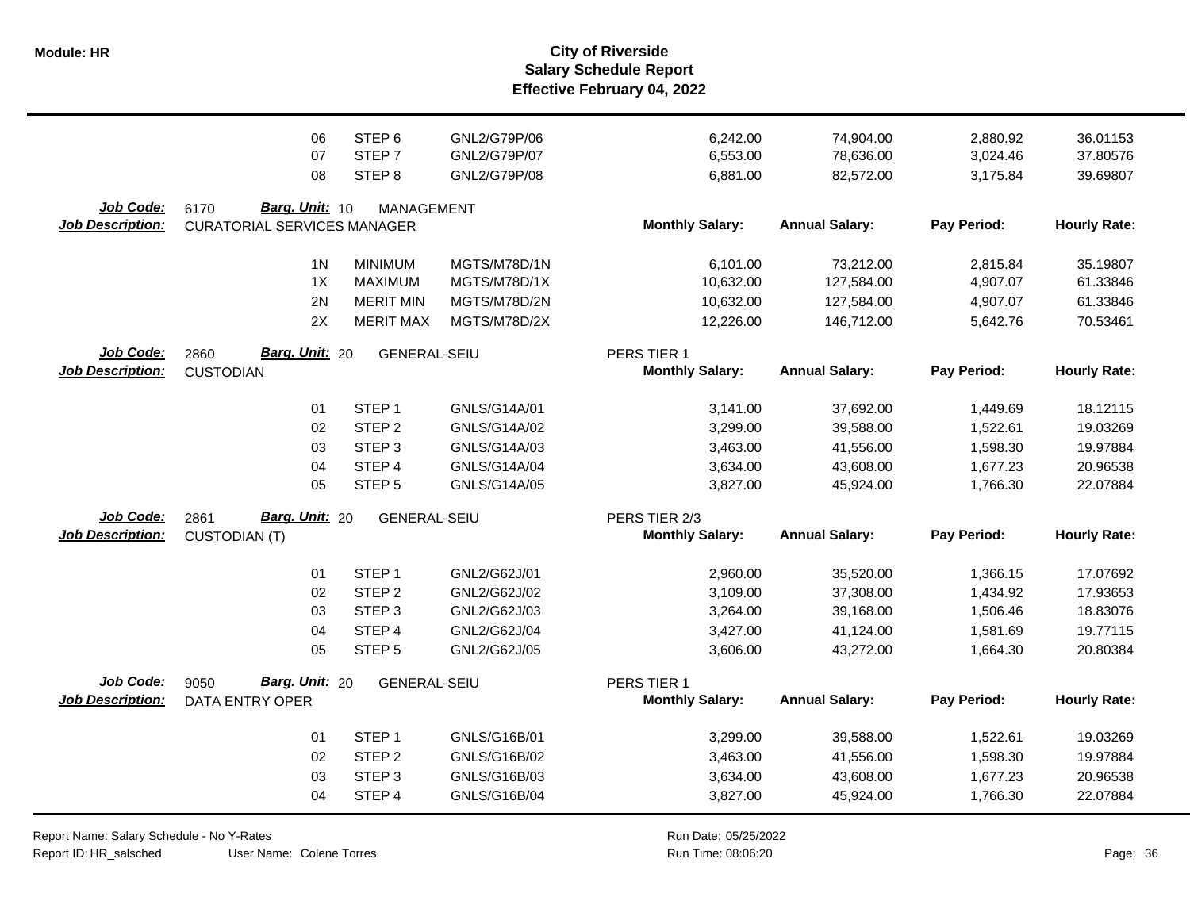| | | | | | | | |
|---|---|---|---|---|---|---|---|
| 06 | STEP 6 | GNL2/G79P/06 | | 6,242.00 | 74,904.00 | 2,880.92 | 36.01153 |
| 07 | STEP 7 | GNL2/G79P/07 | | 6,553.00 | 78,636.00 | 3,024.46 | 37.80576 |
| 08 | STEP 8 | GNL2/G79P/08 | | 6,881.00 | 82,572.00 | 3,175.84 | 39.69807 |

**Job Code:** 6170 **Barg. Unit:** 10 MANAGEMENT
**Job Description:** CURATORIAL SERVICES MANAGER

| | | | Monthly Salary: | Annual Salary: | Pay Period: | Hourly Rate: |
|---|---|---|---|---|---|---|
| 1N | MINIMUM | MGTS/M78D/1N | 6,101.00 | 73,212.00 | 2,815.84 | 35.19807 |
| 1X | MAXIMUM | MGTS/M78D/1X | 10,632.00 | 127,584.00 | 4,907.07 | 61.33846 |
| 2N | MERIT MIN | MGTS/M78D/2N | 10,632.00 | 127,584.00 | 4,907.07 | 61.33846 |
| 2X | MERIT MAX | MGTS/M78D/2X | 12,226.00 | 146,712.00 | 5,642.76 | 70.53461 |

**Job Code:** 2860 **Barg. Unit:** 20 GENERAL-SEIU PERS TIER 1
**Job Description:** CUSTODIAN

| | | | Monthly Salary: | Annual Salary: | Pay Period: | Hourly Rate: |
|---|---|---|---|---|---|---|
| 01 | STEP 1 | GNLS/G14A/01 | 3,141.00 | 37,692.00 | 1,449.69 | 18.12115 |
| 02 | STEP 2 | GNLS/G14A/02 | 3,299.00 | 39,588.00 | 1,522.61 | 19.03269 |
| 03 | STEP 3 | GNLS/G14A/03 | 3,463.00 | 41,556.00 | 1,598.30 | 19.97884 |
| 04 | STEP 4 | GNLS/G14A/04 | 3,634.00 | 43,608.00 | 1,677.23 | 20.96538 |
| 05 | STEP 5 | GNLS/G14A/05 | 3,827.00 | 45,924.00 | 1,766.30 | 22.07884 |

**Job Code:** 2861 **Barg. Unit:** 20 GENERAL-SEIU PERS TIER 2/3
**Job Description:** CUSTODIAN (T)

| | | | Monthly Salary: | Annual Salary: | Pay Period: | Hourly Rate: |
|---|---|---|---|---|---|---|
| 01 | STEP 1 | GNL2/G62J/01 | 2,960.00 | 35,520.00 | 1,366.15 | 17.07692 |
| 02 | STEP 2 | GNL2/G62J/02 | 3,109.00 | 37,308.00 | 1,434.92 | 17.93653 |
| 03 | STEP 3 | GNL2/G62J/03 | 3,264.00 | 39,168.00 | 1,506.46 | 18.83076 |
| 04 | STEP 4 | GNL2/G62J/04 | 3,427.00 | 41,124.00 | 1,581.69 | 19.77115 |
| 05 | STEP 5 | GNL2/G62J/05 | 3,606.00 | 43,272.00 | 1,664.30 | 20.80384 |

**Job Code:** 9050 **Barg. Unit:** 20 GENERAL-SEIU PERS TIER 1
**Job Description:** DATA ENTRY OPER

| | | | Monthly Salary: | Annual Salary: | Pay Period: | Hourly Rate: |
|---|---|---|---|---|---|---|
| 01 | STEP 1 | GNLS/G16B/01 | 3,299.00 | 39,588.00 | 1,522.61 | 19.03269 |
| 02 | STEP 2 | GNLS/G16B/02 | 3,463.00 | 41,556.00 | 1,598.30 | 19.97884 |
| 03 | STEP 3 | GNLS/G16B/03 | 3,634.00 | 43,608.00 | 1,677.23 | 20.96538 |
| 04 | STEP 4 | GNLS/G16B/04 | 3,827.00 | 45,924.00 | 1,766.30 | 22.07884 |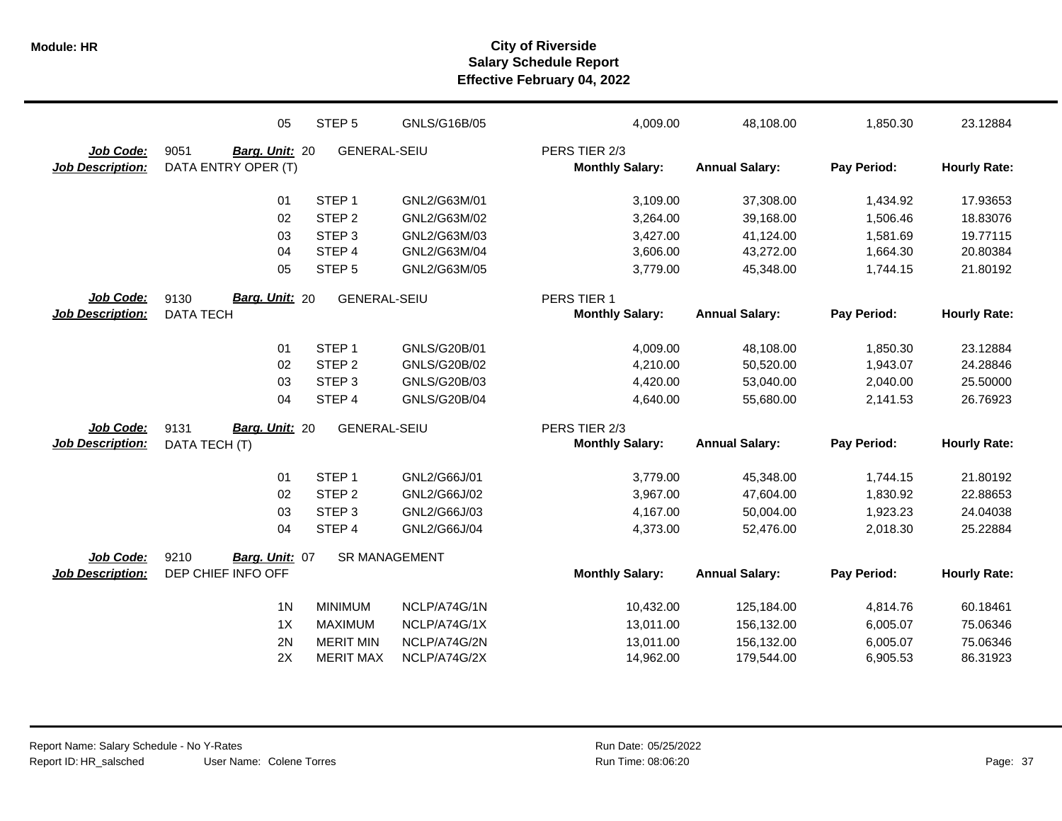| | | | | | | | |
|---|---|---|---|---|---|---|---|
| | 05 | STEP 5 | GNLS/G16B/05 | 4,009.00 | 48,108.00 | 1,850.30 | 23.12884 |

**Job Code:** 9051 **Barg. Unit:** 20 GENERAL-SEIU PERS TIER 2/3
**Job Description:** DATA ENTRY OPER (T)

| | | | Monthly Salary: | Annual Salary: | Pay Period: | Hourly Rate: |
|---|---|---|---|---|---|---|
| 01 | STEP 1 | GNL2/G63M/01 | 3,109.00 | 37,308.00 | 1,434.92 | 17.93653 |
| 02 | STEP 2 | GNL2/G63M/02 | 3,264.00 | 39,168.00 | 1,506.46 | 18.83076 |
| 03 | STEP 3 | GNL2/G63M/03 | 3,427.00 | 41,124.00 | 1,581.69 | 19.77115 |
| 04 | STEP 4 | GNL2/G63M/04 | 3,606.00 | 43,272.00 | 1,664.30 | 20.80384 |
| 05 | STEP 5 | GNL2/G63M/05 | 3,779.00 | 45,348.00 | 1,744.15 | 21.80192 |

**Job Code:** 9130 **Barg. Unit:** 20 GENERAL-SEIU PERS TIER 1
**Job Description:** DATA TECH

| | | | Monthly Salary: | Annual Salary: | Pay Period: | Hourly Rate: |
|---|---|---|---|---|---|---|
| 01 | STEP 1 | GNLS/G20B/01 | 4,009.00 | 48,108.00 | 1,850.30 | 23.12884 |
| 02 | STEP 2 | GNLS/G20B/02 | 4,210.00 | 50,520.00 | 1,943.07 | 24.28846 |
| 03 | STEP 3 | GNLS/G20B/03 | 4,420.00 | 53,040.00 | 2,040.00 | 25.50000 |
| 04 | STEP 4 | GNLS/G20B/04 | 4,640.00 | 55,680.00 | 2,141.53 | 26.76923 |

**Job Code:** 9131 **Barg. Unit:** 20 GENERAL-SEIU PERS TIER 2/3
**Job Description:** DATA TECH (T)

| | | | Monthly Salary: | Annual Salary: | Pay Period: | Hourly Rate: |
|---|---|---|---|---|---|---|
| 01 | STEP 1 | GNL2/G66J/01 | 3,779.00 | 45,348.00 | 1,744.15 | 21.80192 |
| 02 | STEP 2 | GNL2/G66J/02 | 3,967.00 | 47,604.00 | 1,830.92 | 22.88653 |
| 03 | STEP 3 | GNL2/G66J/03 | 4,167.00 | 50,004.00 | 1,923.23 | 24.04038 |
| 04 | STEP 4 | GNL2/G66J/04 | 4,373.00 | 52,476.00 | 2,018.30 | 25.22884 |

**Job Code:** 9210 **Barg. Unit:** 07 SR MANAGEMENT
**Job Description:** DEP CHIEF INFO OFF

| | | | Monthly Salary: | Annual Salary: | Pay Period: | Hourly Rate: |
|---|---|---|---|---|---|---|
| 1N | MINIMUM | NCLP/A74G/1N | 10,432.00 | 125,184.00 | 4,814.76 | 60.18461 |
| 1X | MAXIMUM | NCLP/A74G/1X | 13,011.00 | 156,132.00 | 6,005.07 | 75.06346 |
| 2N | MERIT MIN | NCLP/A74G/2N | 13,011.00 | 156,132.00 | 6,005.07 | 75.06346 |
| 2X | MERIT MAX | NCLP/A74G/2X | 14,962.00 | 179,544.00 | 6,905.53 | 86.31923 |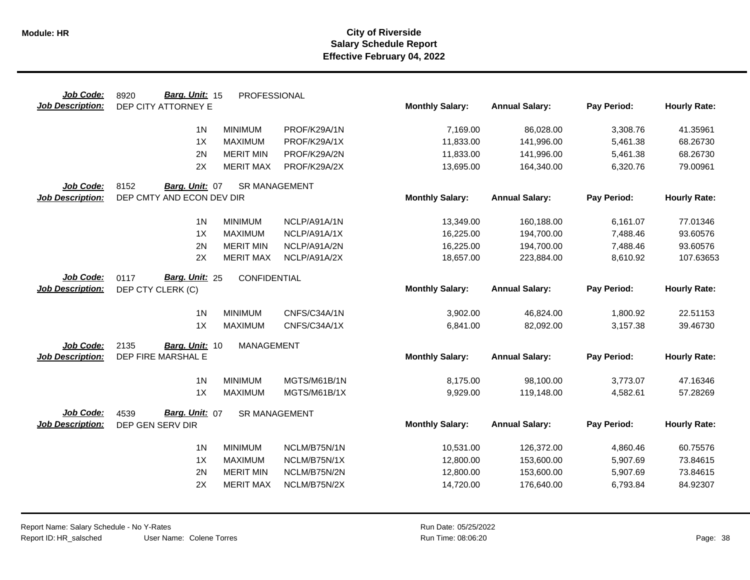# City of Riverside
## Salary Schedule Report
### Effective February 04, 2022

**Job Code:** 8920 **Barg. Unit:** 15 PROFESSIONAL
**Job Description:** DEP CITY ATTORNEY E

| | | | Monthly Salary: | Annual Salary: | Pay Period: | Hourly Rate: |
|---|---|---|---|---|---|---|
| 1N | MINIMUM | PROF/K29A/1N | 7,169.00 | 86,028.00 | 3,308.76 | 41.35961 |
| 1X | MAXIMUM | PROF/K29A/1X | 11,833.00 | 141,996.00 | 5,461.38 | 68.26730 |
| 2N | MERIT MIN | PROF/K29A/2N | 11,833.00 | 141,996.00 | 5,461.38 | 68.26730 |
| 2X | MERIT MAX | PROF/K29A/2X | 13,695.00 | 164,340.00 | 6,320.76 | 79.00961 |

**Job Code:** 8152 **Barg. Unit:** 07 SR MANAGEMENT
**Job Description:** DEP CMTY AND ECON DEV DIR

| | | | Monthly Salary: | Annual Salary: | Pay Period: | Hourly Rate: |
|---|---|---|---|---|---|---|
| 1N | MINIMUM | NCLP/A91A/1N | 13,349.00 | 160,188.00 | 6,161.07 | 77.01346 |
| 1X | MAXIMUM | NCLP/A91A/1X | 16,225.00 | 194,700.00 | 7,488.46 | 93.60576 |
| 2N | MERIT MIN | NCLP/A91A/2N | 16,225.00 | 194,700.00 | 7,488.46 | 93.60576 |
| 2X | MERIT MAX | NCLP/A91A/2X | 18,657.00 | 223,884.00 | 8,610.92 | 107.63653 |

**Job Code:** 0117 **Barg. Unit:** 25 CONFIDENTIAL
**Job Description:** DEP CTY CLERK (C)

| | | | Monthly Salary: | Annual Salary: | Pay Period: | Hourly Rate: |
|---|---|---|---|---|---|---|
| 1N | MINIMUM | CNFS/C34A/1N | 3,902.00 | 46,824.00 | 1,800.92 | 22.51153 |
| 1X | MAXIMUM | CNFS/C34A/1X | 6,841.00 | 82,092.00 | 3,157.38 | 39.46730 |

**Job Code:** 2135 **Barg. Unit:** 10 MANAGEMENT
**Job Description:** DEP FIRE MARSHAL E

| | | | Monthly Salary: | Annual Salary: | Pay Period: | Hourly Rate: |
|---|---|---|---|---|---|---|
| 1N | MINIMUM | MGTS/M61B/1N | 8,175.00 | 98,100.00 | 3,773.07 | 47.16346 |
| 1X | MAXIMUM | MGTS/M61B/1X | 9,929.00 | 119,148.00 | 4,582.61 | 57.28269 |

**Job Code:** 4539 **Barg. Unit:** 07 SR MANAGEMENT
**Job Description:** DEP GEN SERV DIR

| | | | Monthly Salary: | Annual Salary: | Pay Period: | Hourly Rate: |
|---|---|---|---|---|---|---|
| 1N | MINIMUM | NCLM/B75N/1N | 10,531.00 | 126,372.00 | 4,860.46 | 60.75576 |
| 1X | MAXIMUM | NCLM/B75N/1X | 12,800.00 | 153,600.00 | 5,907.69 | 73.84615 |
| 2N | MERIT MIN | NCLM/B75N/2N | 12,800.00 | 153,600.00 | 5,907.69 | 73.84615 |
| 2X | MERIT MAX | NCLM/B75N/2X | 14,720.00 | 176,640.00 | 6,793.84 | 84.92307 |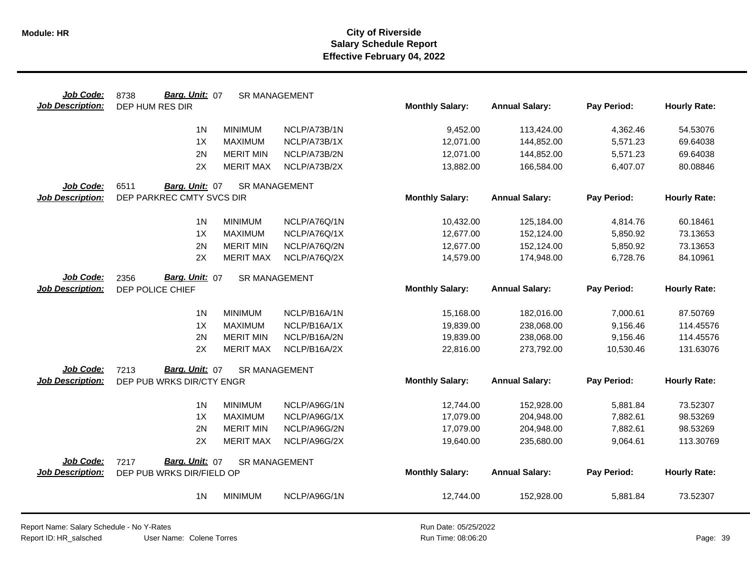| Job Code: | 8738 | Barg. Unit: 07 | SR MANAGEMENT | | | | |
|---|---|---|---|---|---|---|---|
| Job Description: | DEP HUM RES DIR | | | Monthly Salary: | Annual Salary: | Pay Period: | Hourly Rate: |
| | 1N | MINIMUM | NCLP/A73B/1N | 9,452.00 | 113,424.00 | 4,362.46 | 54.53076 |
| | 1X | MAXIMUM | NCLP/A73B/1X | 12,071.00 | 144,852.00 | 5,571.23 | 69.64038 |
| | 2N | MERIT MIN | NCLP/A73B/2N | 12,071.00 | 144,852.00 | 5,571.23 | 69.64038 |
| | 2X | MERIT MAX | NCLP/A73B/2X | 13,882.00 | 166,584.00 | 6,407.07 | 80.08846 |

| Job Code: | 6511 | Barg. Unit: 07 | SR MANAGEMENT | | | | |
|---|---|---|---|---|---|---|---|
| Job Description: | DEP PARKREC CMTY SVCS DIR | | | Monthly Salary: | Annual Salary: | Pay Period: | Hourly Rate: |
| | 1N | MINIMUM | NCLP/A76Q/1N | 10,432.00 | 125,184.00 | 4,814.76 | 60.18461 |
| | 1X | MAXIMUM | NCLP/A76Q/1X | 12,677.00 | 152,124.00 | 5,850.92 | 73.13653 |
| | 2N | MERIT MIN | NCLP/A76Q/2N | 12,677.00 | 152,124.00 | 5,850.92 | 73.13653 |
| | 2X | MERIT MAX | NCLP/A76Q/2X | 14,579.00 | 174,948.00 | 6,728.76 | 84.10961 |

| Job Code: | 2356 | Barg. Unit: 07 | SR MANAGEMENT | | | | |
|---|---|---|---|---|---|---|---|
| Job Description: | DEP POLICE CHIEF | | | Monthly Salary: | Annual Salary: | Pay Period: | Hourly Rate: |
| | 1N | MINIMUM | NCLP/B16A/1N | 15,168.00 | 182,016.00 | 7,000.61 | 87.50769 |
| | 1X | MAXIMUM | NCLP/B16A/1X | 19,839.00 | 238,068.00 | 9,156.46 | 114.45576 |
| | 2N | MERIT MIN | NCLP/B16A/2N | 19,839.00 | 238,068.00 | 9,156.46 | 114.45576 |
| | 2X | MERIT MAX | NCLP/B16A/2X | 22,816.00 | 273,792.00 | 10,530.46 | 131.63076 |

| Job Code: | 7213 | Barg. Unit: 07 | SR MANAGEMENT | | | | |
|---|---|---|---|---|---|---|---|
| Job Description: | DEP PUB WRKS DIR/CTY ENGR | | | Monthly Salary: | Annual Salary: | Pay Period: | Hourly Rate: |
| | 1N | MINIMUM | NCLP/A96G/1N | 12,744.00 | 152,928.00 | 5,881.84 | 73.52307 |
| | 1X | MAXIMUM | NCLP/A96G/1X | 17,079.00 | 204,948.00 | 7,882.61 | 98.53269 |
| | 2N | MERIT MIN | NCLP/A96G/2N | 17,079.00 | 204,948.00 | 7,882.61 | 98.53269 |
| | 2X | MERIT MAX | NCLP/A96G/2X | 19,640.00 | 235,680.00 | 9,064.61 | 113.30769 |

| Job Code: | 7217 | Barg. Unit: 07 | SR MANAGEMENT | | | | |
|---|---|---|---|---|---|---|---|
| Job Description: | DEP PUB WRKS DIR/FIELD OP | | | Monthly Salary: | Annual Salary: | Pay Period: | Hourly Rate: |
| | 1N | MINIMUM | NCLP/A96G/1N | 12,744.00 | 152,928.00 | 5,881.84 | 73.52307 |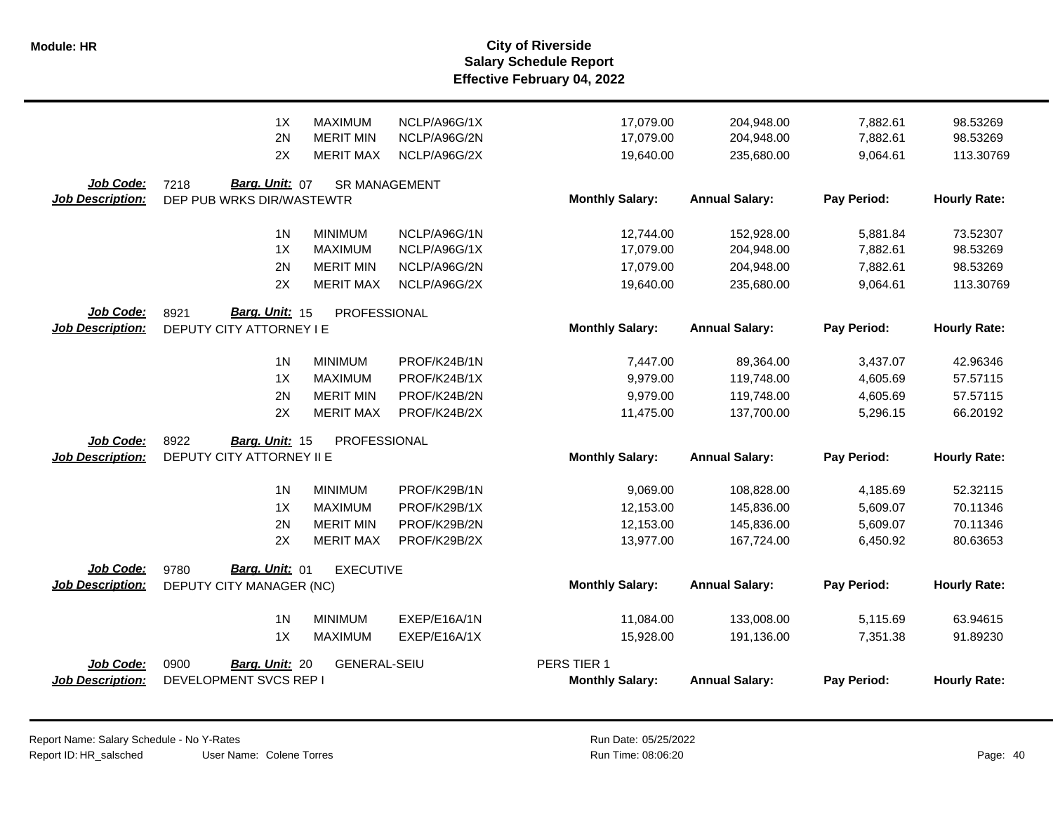| | Step | Level | Code | Monthly Salary | Annual Salary | Pay Period | Hourly Rate |
|---|---|---|---|---|---|---|---|
| | 1X | MAXIMUM | NCLP/A96G/1X | 17,079.00 | 204,948.00 | 7,882.61 | 98.53269 |
| | 2N | MERIT MIN | NCLP/A96G/2N | 17,079.00 | 204,948.00 | 7,882.61 | 98.53269 |
| | 2X | MERIT MAX | NCLP/A96G/2X | 19,640.00 | 235,680.00 | 9,064.61 | 113.30769 |

**Job Code:** 7218 **Barg. Unit:** 07 SR MANAGEMENT
**Job Description:** DEP PUB WRKS DIR/WASTEWTR

| Step | Level | Code | Monthly Salary: | Annual Salary: | Pay Period: | Hourly Rate: |
|---|---|---|---|---|---|---|
| 1N | MINIMUM | NCLP/A96G/1N | 12,744.00 | 152,928.00 | 5,881.84 | 73.52307 |
| 1X | MAXIMUM | NCLP/A96G/1X | 17,079.00 | 204,948.00 | 7,882.61 | 98.53269 |
| 2N | MERIT MIN | NCLP/A96G/2N | 17,079.00 | 204,948.00 | 7,882.61 | 98.53269 |
| 2X | MERIT MAX | NCLP/A96G/2X | 19,640.00 | 235,680.00 | 9,064.61 | 113.30769 |

**Job Code:** 8921 **Barg. Unit:** 15 PROFESSIONAL
**Job Description:** DEPUTY CITY ATTORNEY I E

| Step | Level | Code | Monthly Salary: | Annual Salary: | Pay Period: | Hourly Rate: |
|---|---|---|---|---|---|---|
| 1N | MINIMUM | PROF/K24B/1N | 7,447.00 | 89,364.00 | 3,437.07 | 42.96346 |
| 1X | MAXIMUM | PROF/K24B/1X | 9,979.00 | 119,748.00 | 4,605.69 | 57.57115 |
| 2N | MERIT MIN | PROF/K24B/2N | 9,979.00 | 119,748.00 | 4,605.69 | 57.57115 |
| 2X | MERIT MAX | PROF/K24B/2X | 11,475.00 | 137,700.00 | 5,296.15 | 66.20192 |

**Job Code:** 8922 **Barg. Unit:** 15 PROFESSIONAL
**Job Description:** DEPUTY CITY ATTORNEY II E

| Step | Level | Code | Monthly Salary: | Annual Salary: | Pay Period: | Hourly Rate: |
|---|---|---|---|---|---|---|
| 1N | MINIMUM | PROF/K29B/1N | 9,069.00 | 108,828.00 | 4,185.69 | 52.32115 |
| 1X | MAXIMUM | PROF/K29B/1X | 12,153.00 | 145,836.00 | 5,609.07 | 70.11346 |
| 2N | MERIT MIN | PROF/K29B/2N | 12,153.00 | 145,836.00 | 5,609.07 | 70.11346 |
| 2X | MERIT MAX | PROF/K29B/2X | 13,977.00 | 167,724.00 | 6,450.92 | 80.63653 |

**Job Code:** 9780 **Barg. Unit:** 01 EXECUTIVE
**Job Description:** DEPUTY CITY MANAGER (NC)

| Step | Level | Code | Monthly Salary: | Annual Salary: | Pay Period: | Hourly Rate: |
|---|---|---|---|---|---|---|
| 1N | MINIMUM | EXEP/E16A/1N | 11,084.00 | 133,008.00 | 5,115.69 | 63.94615 |
| 1X | MAXIMUM | EXEP/E16A/1X | 15,928.00 | 191,136.00 | 7,351.38 | 91.89230 |

**Job Code:** 0900 **Barg. Unit:** 20 GENERAL-SEIU PERS TIER 1
**Job Description:** DEVELOPMENT SVCS REP I

| Step | Level | Code | Monthly Salary: | Annual Salary: | Pay Period: | Hourly Rate: |
|---|---|---|---|---|---|---|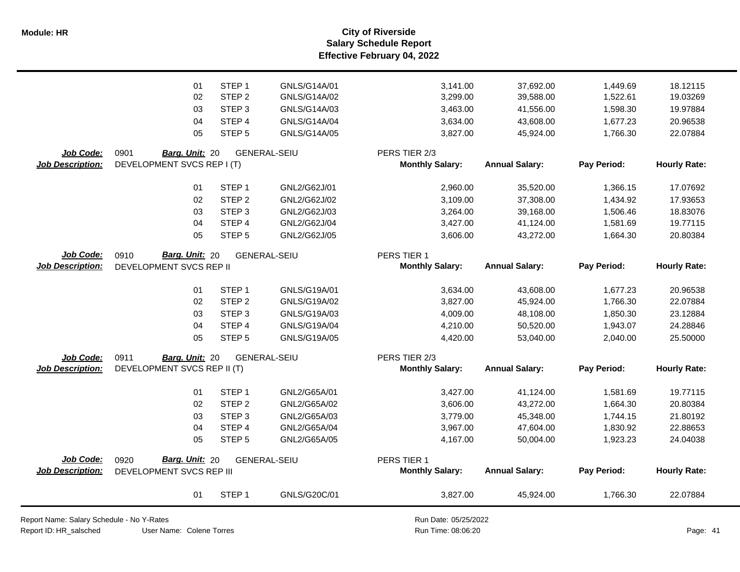| | | | | | | | |
|---|---|---|---|---|---|---|---|
| 01 | STEP 1 | GNLS/G14A/01 | 3,141.00 | 37,692.00 | 1,449.69 | 18.12115 |
| 02 | STEP 2 | GNLS/G14A/02 | 3,299.00 | 39,588.00 | 1,522.61 | 19.03269 |
| 03 | STEP 3 | GNLS/G14A/03 | 3,463.00 | 41,556.00 | 1,598.30 | 19.97884 |
| 04 | STEP 4 | GNLS/G14A/04 | 3,634.00 | 43,608.00 | 1,677.23 | 20.96538 |
| 05 | STEP 5 | GNLS/G14A/05 | 3,827.00 | 45,924.00 | 1,766.30 | 22.07884 |

**Job Code:** 0901 **Barg. Unit:** 20 GENERAL-SEIU PERS TIER 2/3
**Job Description:** DEVELOPMENT SVCS REP I (T)

| | | | Monthly Salary: | Annual Salary: | Pay Period: | Hourly Rate: |
|---|---|---|---|---|---|---|
| 01 | STEP 1 | GNL2/G62J/01 | 2,960.00 | 35,520.00 | 1,366.15 | 17.07692 |
| 02 | STEP 2 | GNL2/G62J/02 | 3,109.00 | 37,308.00 | 1,434.92 | 17.93653 |
| 03 | STEP 3 | GNL2/G62J/03 | 3,264.00 | 39,168.00 | 1,506.46 | 18.83076 |
| 04 | STEP 4 | GNL2/G62J/04 | 3,427.00 | 41,124.00 | 1,581.69 | 19.77115 |
| 05 | STEP 5 | GNL2/G62J/05 | 3,606.00 | 43,272.00 | 1,664.30 | 20.80384 |

**Job Code:** 0910 **Barg. Unit:** 20 GENERAL-SEIU PERS TIER 1
**Job Description:** DEVELOPMENT SVCS REP II

| | | | Monthly Salary: | Annual Salary: | Pay Period: | Hourly Rate: |
|---|---|---|---|---|---|---|
| 01 | STEP 1 | GNLS/G19A/01 | 3,634.00 | 43,608.00 | 1,677.23 | 20.96538 |
| 02 | STEP 2 | GNLS/G19A/02 | 3,827.00 | 45,924.00 | 1,766.30 | 22.07884 |
| 03 | STEP 3 | GNLS/G19A/03 | 4,009.00 | 48,108.00 | 1,850.30 | 23.12884 |
| 04 | STEP 4 | GNLS/G19A/04 | 4,210.00 | 50,520.00 | 1,943.07 | 24.28846 |
| 05 | STEP 5 | GNLS/G19A/05 | 4,420.00 | 53,040.00 | 2,040.00 | 25.50000 |

**Job Code:** 0911 **Barg. Unit:** 20 GENERAL-SEIU PERS TIER 2/3
**Job Description:** DEVELOPMENT SVCS REP II (T)

| | | | Monthly Salary: | Annual Salary: | Pay Period: | Hourly Rate: |
|---|---|---|---|---|---|---|
| 01 | STEP 1 | GNL2/G65A/01 | 3,427.00 | 41,124.00 | 1,581.69 | 19.77115 |
| 02 | STEP 2 | GNL2/G65A/02 | 3,606.00 | 43,272.00 | 1,664.30 | 20.80384 |
| 03 | STEP 3 | GNL2/G65A/03 | 3,779.00 | 45,348.00 | 1,744.15 | 21.80192 |
| 04 | STEP 4 | GNL2/G65A/04 | 3,967.00 | 47,604.00 | 1,830.92 | 22.88653 |
| 05 | STEP 5 | GNL2/G65A/05 | 4,167.00 | 50,004.00 | 1,923.23 | 24.04038 |

**Job Code:** 0920 **Barg. Unit:** 20 GENERAL-SEIU PERS TIER 1
**Job Description:** DEVELOPMENT SVCS REP III

| | | | Monthly Salary: | Annual Salary: | Pay Period: | Hourly Rate: |
|---|---|---|---|---|---|---|
| 01 | STEP 1 | GNLS/G20C/01 | 3,827.00 | 45,924.00 | 1,766.30 | 22.07884 |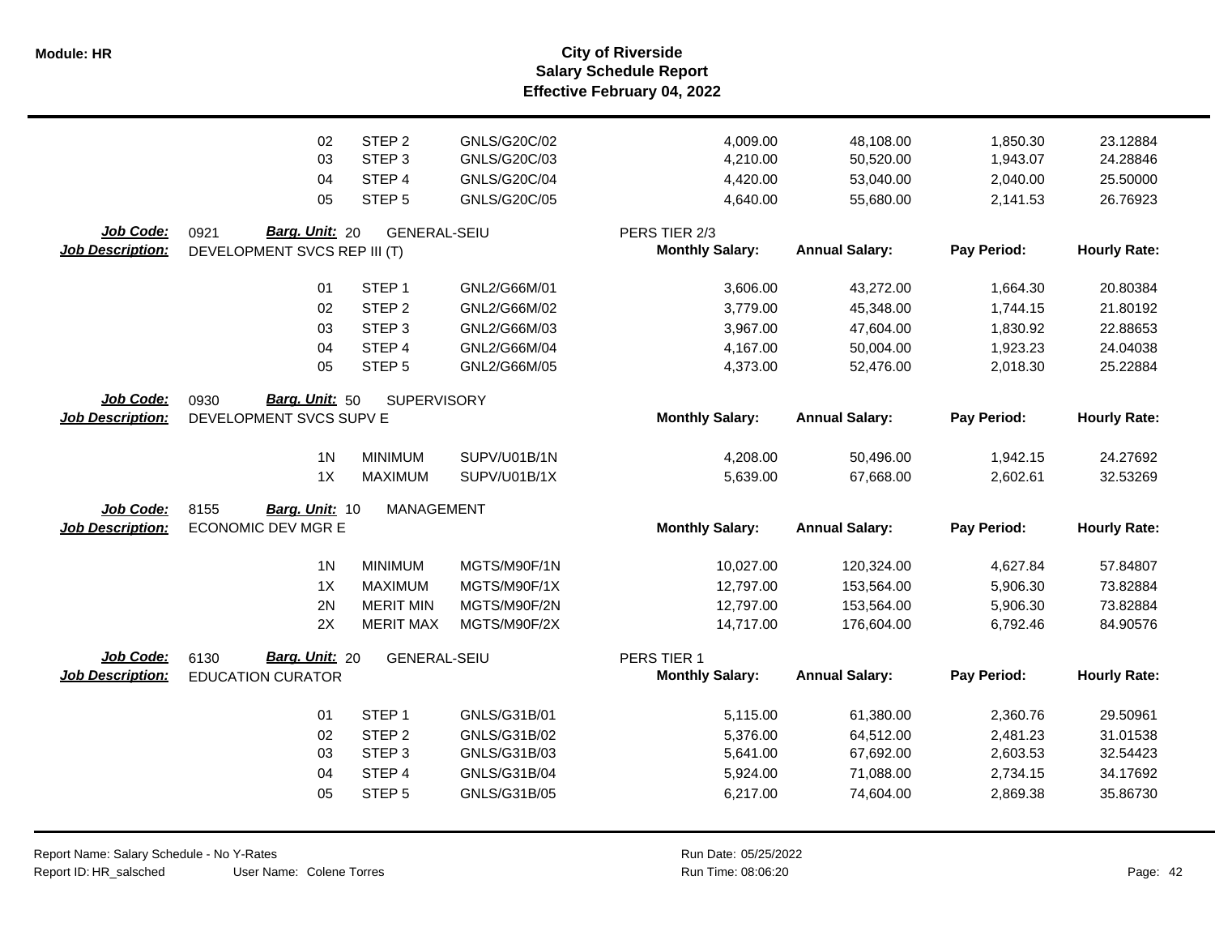| | | | | | | | |
|---|---|---|---|---|---|---|---|
| 02 | STEP 2 | GNLS/G20C/02 | | 4,009.00 | 48,108.00 | 1,850.30 | 23.12884 |
| 03 | STEP 3 | GNLS/G20C/03 | | 4,210.00 | 50,520.00 | 1,943.07 | 24.28846 |
| 04 | STEP 4 | GNLS/G20C/04 | | 4,420.00 | 53,040.00 | 2,040.00 | 25.50000 |
| 05 | STEP 5 | GNLS/G20C/05 | | 4,640.00 | 55,680.00 | 2,141.53 | 26.76923 |

**Job Code:** 0921 **Barg. Unit:** 20 GENERAL-SEIU PERS TIER 2/3
**Job Description:** DEVELOPMENT SVCS REP III (T)

| | | | Monthly Salary: | Annual Salary: | Pay Period: | Hourly Rate: |
|---|---|---|---|---|---|---|
| 01 | STEP 1 | GNL2/G66M/01 | 3,606.00 | 43,272.00 | 1,664.30 | 20.80384 |
| 02 | STEP 2 | GNL2/G66M/02 | 3,779.00 | 45,348.00 | 1,744.15 | 21.80192 |
| 03 | STEP 3 | GNL2/G66M/03 | 3,967.00 | 47,604.00 | 1,830.92 | 22.88653 |
| 04 | STEP 4 | GNL2/G66M/04 | 4,167.00 | 50,004.00 | 1,923.23 | 24.04038 |
| 05 | STEP 5 | GNL2/G66M/05 | 4,373.00 | 52,476.00 | 2,018.30 | 25.22884 |

**Job Code:** 0930 **Barg. Unit:** 50 SUPERVISORY
**Job Description:** DEVELOPMENT SVCS SUPV E

| | | | Monthly Salary: | Annual Salary: | Pay Period: | Hourly Rate: |
|---|---|---|---|---|---|---|
| 1N | MINIMUM | SUPV/U01B/1N | 4,208.00 | 50,496.00 | 1,942.15 | 24.27692 |
| 1X | MAXIMUM | SUPV/U01B/1X | 5,639.00 | 67,668.00 | 2,602.61 | 32.53269 |

**Job Code:** 8155 **Barg. Unit:** 10 MANAGEMENT
**Job Description:** ECONOMIC DEV MGR E

| | | | Monthly Salary: | Annual Salary: | Pay Period: | Hourly Rate: |
|---|---|---|---|---|---|---|
| 1N | MINIMUM | MGTS/M90F/1N | 10,027.00 | 120,324.00 | 4,627.84 | 57.84807 |
| 1X | MAXIMUM | MGTS/M90F/1X | 12,797.00 | 153,564.00 | 5,906.30 | 73.82884 |
| 2N | MERIT MIN | MGTS/M90F/2N | 12,797.00 | 153,564.00 | 5,906.30 | 73.82884 |
| 2X | MERIT MAX | MGTS/M90F/2X | 14,717.00 | 176,604.00 | 6,792.46 | 84.90576 |

**Job Code:** 6130 **Barg. Unit:** 20 GENERAL-SEIU PERS TIER 1
**Job Description:** EDUCATION CURATOR

| | | | Monthly Salary: | Annual Salary: | Pay Period: | Hourly Rate: |
|---|---|---|---|---|---|---|
| 01 | STEP 1 | GNLS/G31B/01 | 5,115.00 | 61,380.00 | 2,360.76 | 29.50961 |
| 02 | STEP 2 | GNLS/G31B/02 | 5,376.00 | 64,512.00 | 2,481.23 | 31.01538 |
| 03 | STEP 3 | GNLS/G31B/03 | 5,641.00 | 67,692.00 | 2,603.53 | 32.54423 |
| 04 | STEP 4 | GNLS/G31B/04 | 5,924.00 | 71,088.00 | 2,734.15 | 34.17692 |
| 05 | STEP 5 | GNLS/G31B/05 | 6,217.00 | 74,604.00 | 2,869.38 | 35.86730 |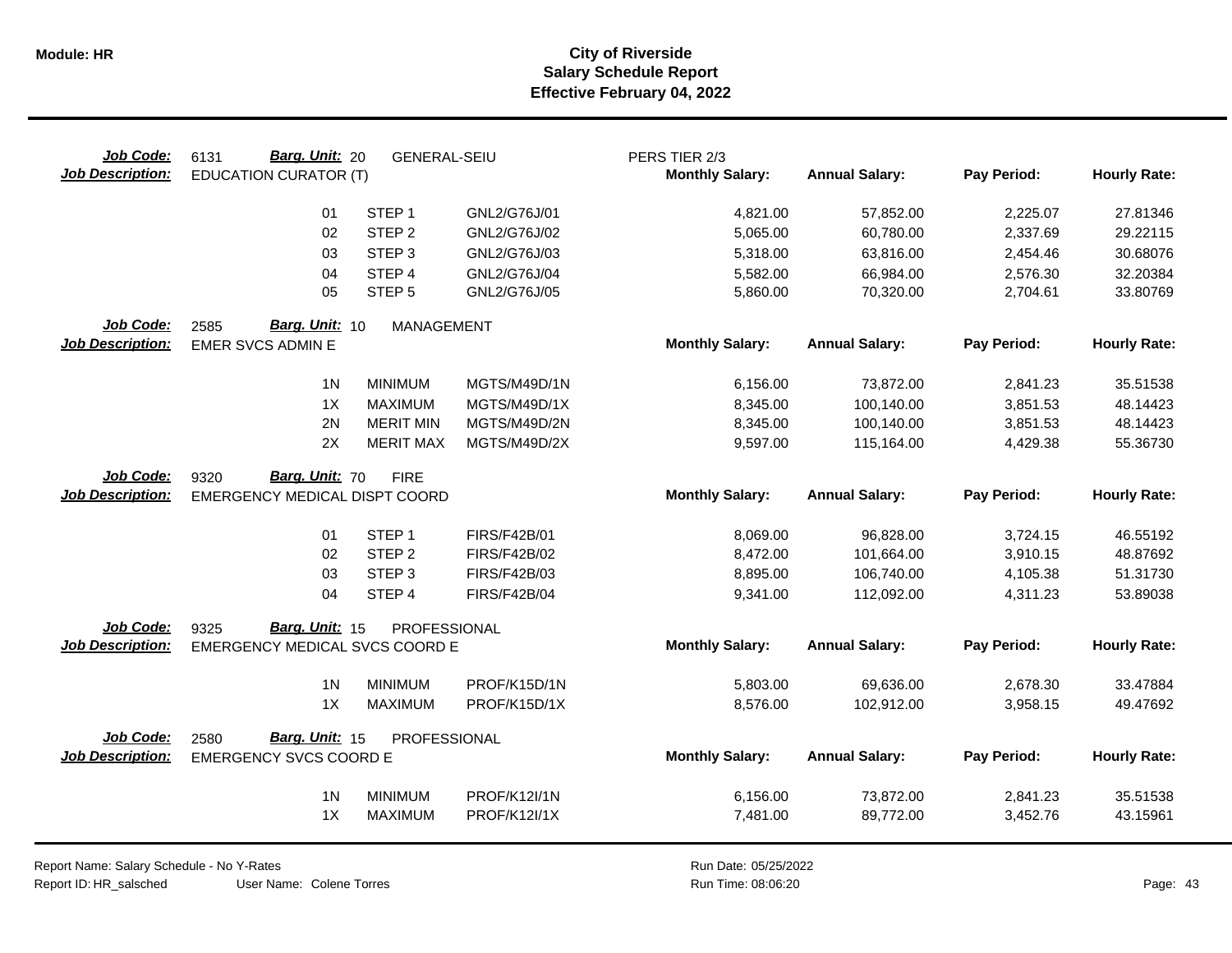# City of Riverside
## Salary Schedule Report
### Effective February 04, 2022

**Job Code:** 6131 **Barg. Unit:** 20 GENERAL-SEIU PERS TIER 2/3
**Job Description:** EDUCATION CURATOR (T)

| | | | Monthly Salary | Annual Salary | Pay Period | Hourly Rate |
|---|---|---|---|---|---|---|
| 01 | STEP 1 | GNL2/G76J/01 | 4,821.00 | 57,852.00 | 2,225.07 | 27.81346 |
| 02 | STEP 2 | GNL2/G76J/02 | 5,065.00 | 60,780.00 | 2,337.69 | 29.22115 |
| 03 | STEP 3 | GNL2/G76J/03 | 5,318.00 | 63,816.00 | 2,454.46 | 30.68076 |
| 04 | STEP 4 | GNL2/G76J/04 | 5,582.00 | 66,984.00 | 2,576.30 | 32.20384 |
| 05 | STEP 5 | GNL2/G76J/05 | 5,860.00 | 70,320.00 | 2,704.61 | 33.80769 |

**Job Code:** 2585 **Barg. Unit:** 10 MANAGEMENT
**Job Description:** EMER SVCS ADMIN E

| | | | Monthly Salary | Annual Salary | Pay Period | Hourly Rate |
|---|---|---|---|---|---|---|
| 1N | MINIMUM | MGTS/M49D/1N | 6,156.00 | 73,872.00 | 2,841.23 | 35.51538 |
| 1X | MAXIMUM | MGTS/M49D/1X | 8,345.00 | 100,140.00 | 3,851.53 | 48.14423 |
| 2N | MERIT MIN | MGTS/M49D/2N | 8,345.00 | 100,140.00 | 3,851.53 | 48.14423 |
| 2X | MERIT MAX | MGTS/M49D/2X | 9,597.00 | 115,164.00 | 4,429.38 | 55.36730 |

**Job Code:** 9320 **Barg. Unit:** 70 FIRE
**Job Description:** EMERGENCY MEDICAL DISPT COORD

| | | | Monthly Salary | Annual Salary | Pay Period | Hourly Rate |
|---|---|---|---|---|---|---|
| 01 | STEP 1 | FIRS/F42B/01 | 8,069.00 | 96,828.00 | 3,724.15 | 46.55192 |
| 02 | STEP 2 | FIRS/F42B/02 | 8,472.00 | 101,664.00 | 3,910.15 | 48.87692 |
| 03 | STEP 3 | FIRS/F42B/03 | 8,895.00 | 106,740.00 | 4,105.38 | 51.31730 |
| 04 | STEP 4 | FIRS/F42B/04 | 9,341.00 | 112,092.00 | 4,311.23 | 53.89038 |

**Job Code:** 9325 **Barg. Unit:** 15 PROFESSIONAL
**Job Description:** EMERGENCY MEDICAL SVCS COORD E

| | | | Monthly Salary | Annual Salary | Pay Period | Hourly Rate |
|---|---|---|---|---|---|---|
| 1N | MINIMUM | PROF/K15D/1N | 5,803.00 | 69,636.00 | 2,678.30 | 33.47884 |
| 1X | MAXIMUM | PROF/K15D/1X | 8,576.00 | 102,912.00 | 3,958.15 | 49.47692 |

**Job Code:** 2580 **Barg. Unit:** 15 PROFESSIONAL
**Job Description:** EMERGENCY SVCS COORD E

| | | | Monthly Salary | Annual Salary | Pay Period | Hourly Rate |
|---|---|---|---|---|---|---|
| 1N | MINIMUM | PROF/K12I/1N | 6,156.00 | 73,872.00 | 2,841.23 | 35.51538 |
| 1X | MAXIMUM | PROF/K12I/1X | 7,481.00 | 89,772.00 | 3,452.76 | 43.15961 |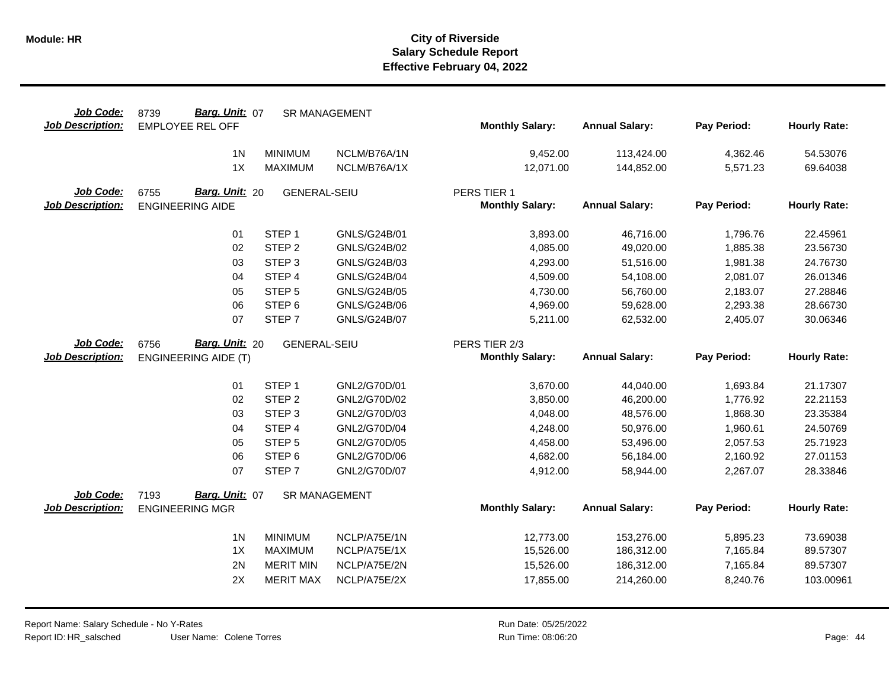**Module: HR**

# City of Riverside
## Salary Schedule Report
### Effective February 04, 2022

| Job Code: | 8739 | Barg. Unit: 07 | SR MANAGEMENT | | | | |
|---|---|---|---|---|---|---|---|
| **Job Description:** | EMPLOYEE REL OFF | | | **Monthly Salary:** | **Annual Salary:** | **Pay Period:** | **Hourly Rate:** |
| | 1N | MINIMUM | NCLM/B76A/1N | 9,452.00 | 113,424.00 | 4,362.46 | 54.53076 |
| | 1X | MAXIMUM | NCLM/B76A/1X | 12,071.00 | 144,852.00 | 5,571.23 | 69.64038 |

| Job Code: | 6755 | Barg. Unit: 20 | GENERAL-SEIU | PERS TIER 1 | | | |
|---|---|---|---|---|---|---|---|
| **Job Description:** | ENGINEERING AIDE | | | **Monthly Salary:** | **Annual Salary:** | **Pay Period:** | **Hourly Rate:** |
| | 01 | STEP 1 | GNLS/G24B/01 | 3,893.00 | 46,716.00 | 1,796.76 | 22.45961 |
| | 02 | STEP 2 | GNLS/G24B/02 | 4,085.00 | 49,020.00 | 1,885.38 | 23.56730 |
| | 03 | STEP 3 | GNLS/G24B/03 | 4,293.00 | 51,516.00 | 1,981.38 | 24.76730 |
| | 04 | STEP 4 | GNLS/G24B/04 | 4,509.00 | 54,108.00 | 2,081.07 | 26.01346 |
| | 05 | STEP 5 | GNLS/G24B/05 | 4,730.00 | 56,760.00 | 2,183.07 | 27.28846 |
| | 06 | STEP 6 | GNLS/G24B/06 | 4,969.00 | 59,628.00 | 2,293.38 | 28.66730 |
| | 07 | STEP 7 | GNLS/G24B/07 | 5,211.00 | 62,532.00 | 2,405.07 | 30.06346 |

| Job Code: | 6756 | Barg. Unit: 20 | GENERAL-SEIU | PERS TIER 2/3 | | | |
|---|---|---|---|---|---|---|---|
| **Job Description:** | ENGINEERING AIDE (T) | | | **Monthly Salary:** | **Annual Salary:** | **Pay Period:** | **Hourly Rate:** |
| | 01 | STEP 1 | GNL2/G70D/01 | 3,670.00 | 44,040.00 | 1,693.84 | 21.17307 |
| | 02 | STEP 2 | GNL2/G70D/02 | 3,850.00 | 46,200.00 | 1,776.92 | 22.21153 |
| | 03 | STEP 3 | GNL2/G70D/03 | 4,048.00 | 48,576.00 | 1,868.30 | 23.35384 |
| | 04 | STEP 4 | GNL2/G70D/04 | 4,248.00 | 50,976.00 | 1,960.61 | 24.50769 |
| | 05 | STEP 5 | GNL2/G70D/05 | 4,458.00 | 53,496.00 | 2,057.53 | 25.71923 |
| | 06 | STEP 6 | GNL2/G70D/06 | 4,682.00 | 56,184.00 | 2,160.92 | 27.01153 |
| | 07 | STEP 7 | GNL2/G70D/07 | 4,912.00 | 58,944.00 | 2,267.07 | 28.33846 |

| Job Code: | 7193 | Barg. Unit: 07 | SR MANAGEMENT | | | | |
|---|---|---|---|---|---|---|---|
| **Job Description:** | ENGINEERING MGR | | | **Monthly Salary:** | **Annual Salary:** | **Pay Period:** | **Hourly Rate:** |
| | 1N | MINIMUM | NCLP/A75E/1N | 12,773.00 | 153,276.00 | 5,895.23 | 73.69038 |
| | 1X | MAXIMUM | NCLP/A75E/1X | 15,526.00 | 186,312.00 | 7,165.84 | 89.57307 |
| | 2N | MERIT MIN | NCLP/A75E/2N | 15,526.00 | 186,312.00 | 7,165.84 | 89.57307 |
| | 2X | MERIT MAX | NCLP/A75E/2X | 17,855.00 | 214,260.00 | 8,240.76 | 103.00961 |

Report Name: Salary Schedule - No Y-Rates
Report ID: HR_salsched    User Name: Colene Torres
Run Date: 05/25/2022
Run Time: 08:06:20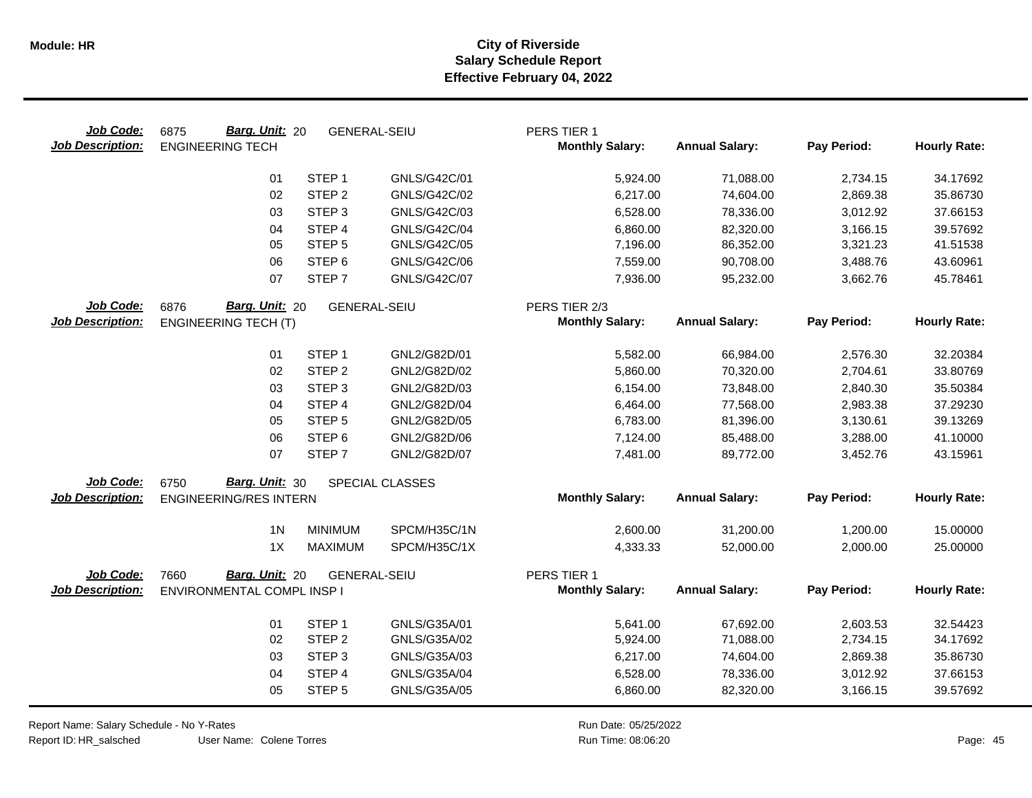# City of Riverside
## Salary Schedule Report
### Effective February 04, 2022

**Job Code:** 6875 **Barg. Unit:** 20 GENERAL-SEIU PERS TIER 1
**Job Description:** ENGINEERING TECH

| | | | Monthly Salary: | Annual Salary: | Pay Period: | Hourly Rate: |
|---|---|---|---|---|---|---|
| 01 | STEP 1 | GNLS/G42C/01 | 5,924.00 | 71,088.00 | 2,734.15 | 34.17692 |
| 02 | STEP 2 | GNLS/G42C/02 | 6,217.00 | 74,604.00 | 2,869.38 | 35.86730 |
| 03 | STEP 3 | GNLS/G42C/03 | 6,528.00 | 78,336.00 | 3,012.92 | 37.66153 |
| 04 | STEP 4 | GNLS/G42C/04 | 6,860.00 | 82,320.00 | 3,166.15 | 39.57692 |
| 05 | STEP 5 | GNLS/G42C/05 | 7,196.00 | 86,352.00 | 3,321.23 | 41.51538 |
| 06 | STEP 6 | GNLS/G42C/06 | 7,559.00 | 90,708.00 | 3,488.76 | 43.60961 |
| 07 | STEP 7 | GNLS/G42C/07 | 7,936.00 | 95,232.00 | 3,662.76 | 45.78461 |

**Job Code:** 6876 **Barg. Unit:** 20 GENERAL-SEIU PERS TIER 2/3
**Job Description:** ENGINEERING TECH (T)

| | | | Monthly Salary: | Annual Salary: | Pay Period: | Hourly Rate: |
|---|---|---|---|---|---|---|
| 01 | STEP 1 | GNL2/G82D/01 | 5,582.00 | 66,984.00 | 2,576.30 | 32.20384 |
| 02 | STEP 2 | GNL2/G82D/02 | 5,860.00 | 70,320.00 | 2,704.61 | 33.80769 |
| 03 | STEP 3 | GNL2/G82D/03 | 6,154.00 | 73,848.00 | 2,840.30 | 35.50384 |
| 04 | STEP 4 | GNL2/G82D/04 | 6,464.00 | 77,568.00 | 2,983.38 | 37.29230 |
| 05 | STEP 5 | GNL2/G82D/05 | 6,783.00 | 81,396.00 | 3,130.61 | 39.13269 |
| 06 | STEP 6 | GNL2/G82D/06 | 7,124.00 | 85,488.00 | 3,288.00 | 41.10000 |
| 07 | STEP 7 | GNL2/G82D/07 | 7,481.00 | 89,772.00 | 3,452.76 | 43.15961 |

**Job Code:** 6750 **Barg. Unit:** 30 SPECIAL CLASSES
**Job Description:** ENGINEERING/RES INTERN

| | | | Monthly Salary: | Annual Salary: | Pay Period: | Hourly Rate: |
|---|---|---|---|---|---|---|
| 1N | MINIMUM | SPCM/H35C/1N | 2,600.00 | 31,200.00 | 1,200.00 | 15.00000 |
| 1X | MAXIMUM | SPCM/H35C/1X | 4,333.33 | 52,000.00 | 2,000.00 | 25.00000 |

**Job Code:** 7660 **Barg. Unit:** 20 GENERAL-SEIU PERS TIER 1
**Job Description:** ENVIRONMENTAL COMPL INSP I

| | | | Monthly Salary: | Annual Salary: | Pay Period: | Hourly Rate: |
|---|---|---|---|---|---|---|
| 01 | STEP 1 | GNLS/G35A/01 | 5,641.00 | 67,692.00 | 2,603.53 | 32.54423 |
| 02 | STEP 2 | GNLS/G35A/02 | 5,924.00 | 71,088.00 | 2,734.15 | 34.17692 |
| 03 | STEP 3 | GNLS/G35A/03 | 6,217.00 | 74,604.00 | 2,869.38 | 35.86730 |
| 04 | STEP 4 | GNLS/G35A/04 | 6,528.00 | 78,336.00 | 3,012.92 | 37.66153 |
| 05 | STEP 5 | GNLS/G35A/05 | 6,860.00 | 82,320.00 | 3,166.15 | 39.57692 |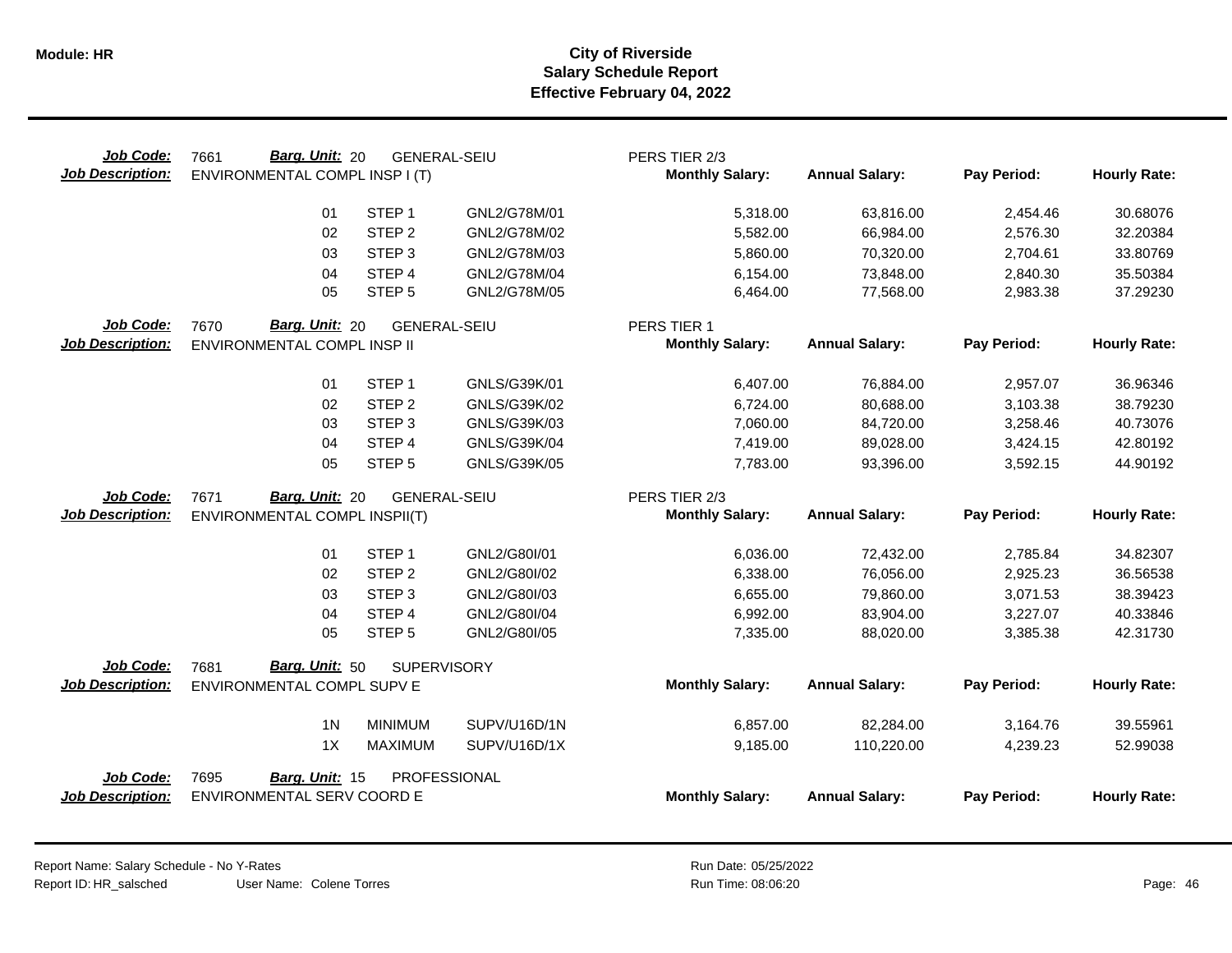# City of Riverside
## Salary Schedule Report
### Effective February 04, 2022

**Job Code:** 7661 **Barg. Unit:** 20 GENERAL-SEIU PERS TIER 2/3
**Job Description:** ENVIRONMENTAL COMPL INSP I (T)

| | | | Monthly Salary: | Annual Salary: | Pay Period: | Hourly Rate: |
|---|---|---|---|---|---|---|
| 01 | STEP 1 | GNL2/G78M/01 | 5,318.00 | 63,816.00 | 2,454.46 | 30.68076 |
| 02 | STEP 2 | GNL2/G78M/02 | 5,582.00 | 66,984.00 | 2,576.30 | 32.20384 |
| 03 | STEP 3 | GNL2/G78M/03 | 5,860.00 | 70,320.00 | 2,704.61 | 33.80769 |
| 04 | STEP 4 | GNL2/G78M/04 | 6,154.00 | 73,848.00 | 2,840.30 | 35.50384 |
| 05 | STEP 5 | GNL2/G78M/05 | 6,464.00 | 77,568.00 | 2,983.38 | 37.29230 |

**Job Code:** 7670 **Barg. Unit:** 20 GENERAL-SEIU PERS TIER 1
**Job Description:** ENVIRONMENTAL COMPL INSP II

| | | | Monthly Salary: | Annual Salary: | Pay Period: | Hourly Rate: |
|---|---|---|---|---|---|---|
| 01 | STEP 1 | GNLS/G39K/01 | 6,407.00 | 76,884.00 | 2,957.07 | 36.96346 |
| 02 | STEP 2 | GNLS/G39K/02 | 6,724.00 | 80,688.00 | 3,103.38 | 38.79230 |
| 03 | STEP 3 | GNLS/G39K/03 | 7,060.00 | 84,720.00 | 3,258.46 | 40.73076 |
| 04 | STEP 4 | GNLS/G39K/04 | 7,419.00 | 89,028.00 | 3,424.15 | 42.80192 |
| 05 | STEP 5 | GNLS/G39K/05 | 7,783.00 | 93,396.00 | 3,592.15 | 44.90192 |

**Job Code:** 7671 **Barg. Unit:** 20 GENERAL-SEIU PERS TIER 2/3
**Job Description:** ENVIRONMENTAL COMPL INSPII(T)

| | | | Monthly Salary: | Annual Salary: | Pay Period: | Hourly Rate: |
|---|---|---|---|---|---|---|
| 01 | STEP 1 | GNL2/G80I/01 | 6,036.00 | 72,432.00 | 2,785.84 | 34.82307 |
| 02 | STEP 2 | GNL2/G80I/02 | 6,338.00 | 76,056.00 | 2,925.23 | 36.56538 |
| 03 | STEP 3 | GNL2/G80I/03 | 6,655.00 | 79,860.00 | 3,071.53 | 38.39423 |
| 04 | STEP 4 | GNL2/G80I/04 | 6,992.00 | 83,904.00 | 3,227.07 | 40.33846 |
| 05 | STEP 5 | GNL2/G80I/05 | 7,335.00 | 88,020.00 | 3,385.38 | 42.31730 |

**Job Code:** 7681 **Barg. Unit:** 50 SUPERVISORY
**Job Description:** ENVIRONMENTAL COMPL SUPV E

| | | | Monthly Salary: | Annual Salary: | Pay Period: | Hourly Rate: |
|---|---|---|---|---|---|---|
| 1N | MINIMUM | SUPV/U16D/1N | 6,857.00 | 82,284.00 | 3,164.76 | 39.55961 |
| 1X | MAXIMUM | SUPV/U16D/1X | 9,185.00 | 110,220.00 | 4,239.23 | 52.99038 |

**Job Code:** 7695 **Barg. Unit:** 15 PROFESSIONAL
**Job Description:** ENVIRONMENTAL SERV COORD E

| | | | Monthly Salary: | Annual Salary: | Pay Period: | Hourly Rate: |
|---|---|---|---|---|---|---|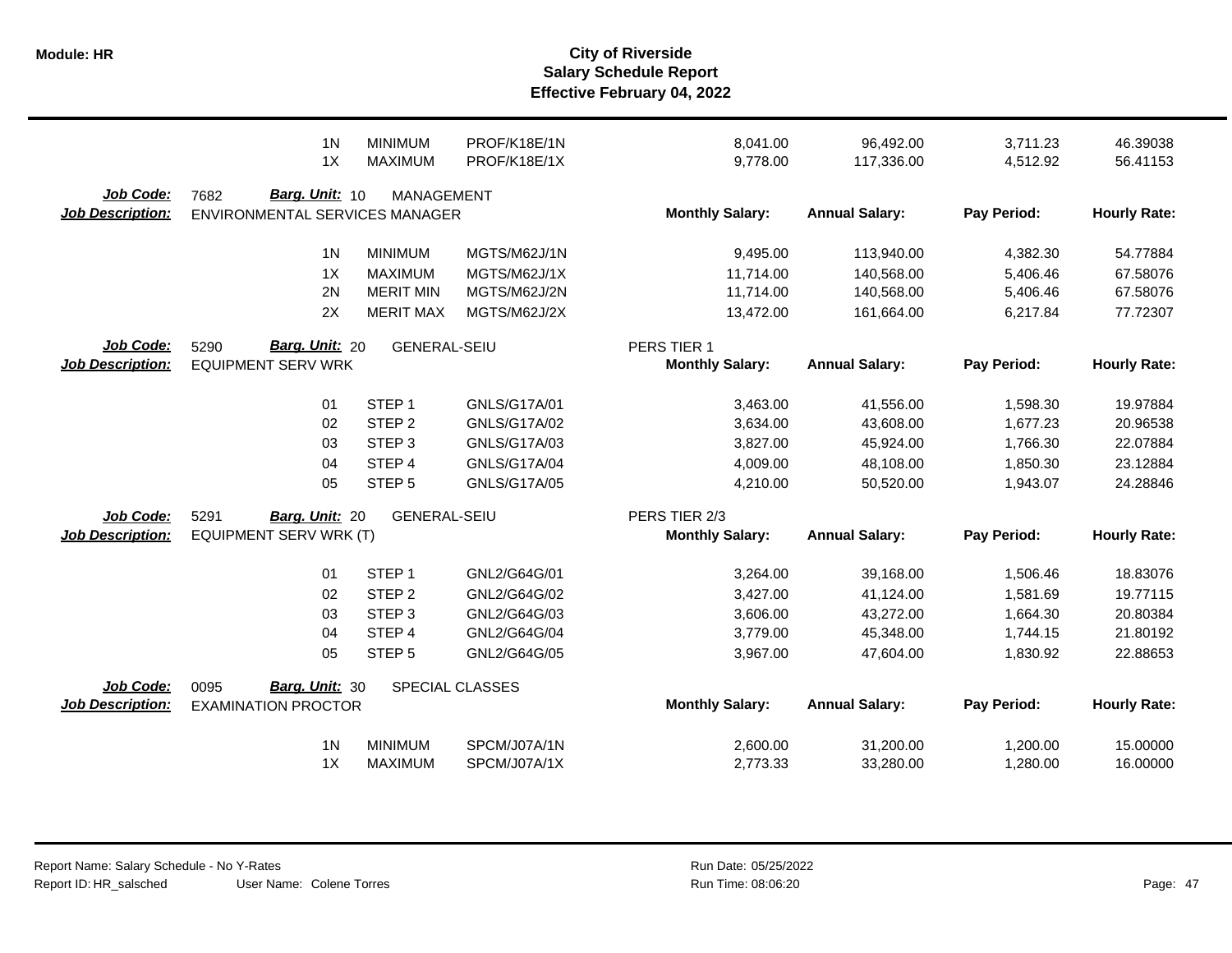| Step | Step Description | Salary Code | Monthly Salary | Annual Salary | Pay Period | Hourly Rate |
|---|---|---|---|---|---|---|
| 1N | MINIMUM | PROF/K18E/1N | 8,041.00 | 96,492.00 | 3,711.23 | 46.39038 |
| 1X | MAXIMUM | PROF/K18E/1X | 9,778.00 | 117,336.00 | 4,512.92 | 56.41153 |

**Job Code:** 7682 **Barg. Unit:** 10 MANAGEMENT
**Job Description:** ENVIRONMENTAL SERVICES MANAGER

| Step | Step Description | Salary Code | Monthly Salary: | Annual Salary: | Pay Period: | Hourly Rate: |
|---|---|---|---|---|---|---|
| 1N | MINIMUM | MGTS/M62J/1N | 9,495.00 | 113,940.00 | 4,382.30 | 54.77884 |
| 1X | MAXIMUM | MGTS/M62J/1X | 11,714.00 | 140,568.00 | 5,406.46 | 67.58076 |
| 2N | MERIT MIN | MGTS/M62J/2N | 11,714.00 | 140,568.00 | 5,406.46 | 67.58076 |
| 2X | MERIT MAX | MGTS/M62J/2X | 13,472.00 | 161,664.00 | 6,217.84 | 77.72307 |

**Job Code:** 5290 **Barg. Unit:** 20 GENERAL-SEIU PERS TIER 1
**Job Description:** EQUIPMENT SERV WRK

| Step | Step Description | Salary Code | Monthly Salary: | Annual Salary: | Pay Period: | Hourly Rate: |
|---|---|---|---|---|---|---|
| 01 | STEP 1 | GNLS/G17A/01 | 3,463.00 | 41,556.00 | 1,598.30 | 19.97884 |
| 02 | STEP 2 | GNLS/G17A/02 | 3,634.00 | 43,608.00 | 1,677.23 | 20.96538 |
| 03 | STEP 3 | GNLS/G17A/03 | 3,827.00 | 45,924.00 | 1,766.30 | 22.07884 |
| 04 | STEP 4 | GNLS/G17A/04 | 4,009.00 | 48,108.00 | 1,850.30 | 23.12884 |
| 05 | STEP 5 | GNLS/G17A/05 | 4,210.00 | 50,520.00 | 1,943.07 | 24.28846 |

**Job Code:** 5291 **Barg. Unit:** 20 GENERAL-SEIU PERS TIER 2/3
**Job Description:** EQUIPMENT SERV WRK (T)

| Step | Step Description | Salary Code | Monthly Salary: | Annual Salary: | Pay Period: | Hourly Rate: |
|---|---|---|---|---|---|---|
| 01 | STEP 1 | GNL2/G64G/01 | 3,264.00 | 39,168.00 | 1,506.46 | 18.83076 |
| 02 | STEP 2 | GNL2/G64G/02 | 3,427.00 | 41,124.00 | 1,581.69 | 19.77115 |
| 03 | STEP 3 | GNL2/G64G/03 | 3,606.00 | 43,272.00 | 1,664.30 | 20.80384 |
| 04 | STEP 4 | GNL2/G64G/04 | 3,779.00 | 45,348.00 | 1,744.15 | 21.80192 |
| 05 | STEP 5 | GNL2/G64G/05 | 3,967.00 | 47,604.00 | 1,830.92 | 22.88653 |

**Job Code:** 0095 **Barg. Unit:** 30 SPECIAL CLASSES
**Job Description:** EXAMINATION PROCTOR

| Step | Step Description | Salary Code | Monthly Salary: | Annual Salary: | Pay Period: | Hourly Rate: |
|---|---|---|---|---|---|---|
| 1N | MINIMUM | SPCM/J07A/1N | 2,600.00 | 31,200.00 | 1,200.00 | 15.00000 |
| 1X | MAXIMUM | SPCM/J07A/1X | 2,773.33 | 33,280.00 | 1,280.00 | 16.00000 |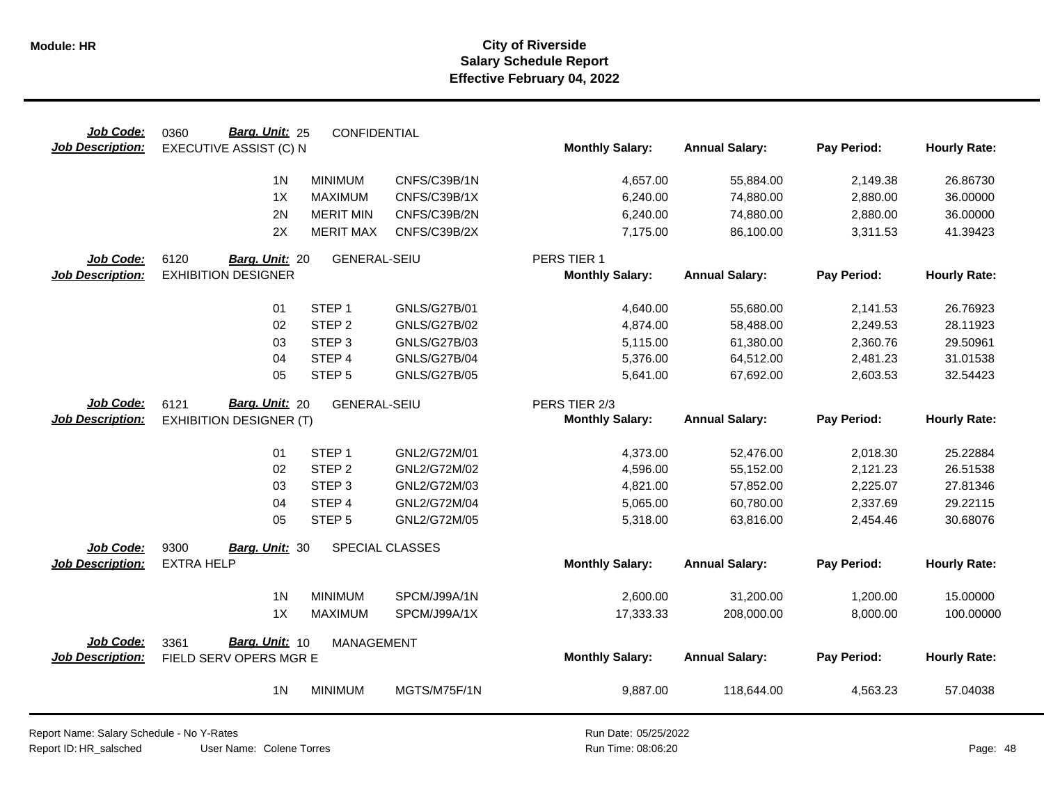**Module: HR**

# City of Riverside
## Salary Schedule Report
### Effective February 04, 2022

**Job Code:** 0360 **Barg. Unit:** 25 CONFIDENTIAL
**Job Description:** EXECUTIVE ASSIST (C) N

| | | | Monthly Salary: | Annual Salary: | Pay Period: | Hourly Rate: |
|---|---|---|---|---|---|---|
| 1N | MINIMUM | CNFS/C39B/1N | 4,657.00 | 55,884.00 | 2,149.38 | 26.86730 |
| 1X | MAXIMUM | CNFS/C39B/1X | 6,240.00 | 74,880.00 | 2,880.00 | 36.00000 |
| 2N | MERIT MIN | CNFS/C39B/2N | 6,240.00 | 74,880.00 | 2,880.00 | 36.00000 |
| 2X | MERIT MAX | CNFS/C39B/2X | 7,175.00 | 86,100.00 | 3,311.53 | 41.39423 |

**Job Code:** 6120 **Barg. Unit:** 20 GENERAL-SEIU PERS TIER 1
**Job Description:** EXHIBITION DESIGNER

| | | | Monthly Salary: | Annual Salary: | Pay Period: | Hourly Rate: |
|---|---|---|---|---|---|---|
| 01 | STEP 1 | GNLS/G27B/01 | 4,640.00 | 55,680.00 | 2,141.53 | 26.76923 |
| 02 | STEP 2 | GNLS/G27B/02 | 4,874.00 | 58,488.00 | 2,249.53 | 28.11923 |
| 03 | STEP 3 | GNLS/G27B/03 | 5,115.00 | 61,380.00 | 2,360.76 | 29.50961 |
| 04 | STEP 4 | GNLS/G27B/04 | 5,376.00 | 64,512.00 | 2,481.23 | 31.01538 |
| 05 | STEP 5 | GNLS/G27B/05 | 5,641.00 | 67,692.00 | 2,603.53 | 32.54423 |

**Job Code:** 6121 **Barg. Unit:** 20 GENERAL-SEIU PERS TIER 2/3
**Job Description:** EXHIBITION DESIGNER (T)

| | | | Monthly Salary: | Annual Salary: | Pay Period: | Hourly Rate: |
|---|---|---|---|---|---|---|
| 01 | STEP 1 | GNL2/G72M/01 | 4,373.00 | 52,476.00 | 2,018.30 | 25.22884 |
| 02 | STEP 2 | GNL2/G72M/02 | 4,596.00 | 55,152.00 | 2,121.23 | 26.51538 |
| 03 | STEP 3 | GNL2/G72M/03 | 4,821.00 | 57,852.00 | 2,225.07 | 27.81346 |
| 04 | STEP 4 | GNL2/G72M/04 | 5,065.00 | 60,780.00 | 2,337.69 | 29.22115 |
| 05 | STEP 5 | GNL2/G72M/05 | 5,318.00 | 63,816.00 | 2,454.46 | 30.68076 |

**Job Code:** 9300 **Barg. Unit:** 30 SPECIAL CLASSES
**Job Description:** EXTRA HELP

| | | | Monthly Salary: | Annual Salary: | Pay Period: | Hourly Rate: |
|---|---|---|---|---|---|---|
| 1N | MINIMUM | SPCM/J99A/1N | 2,600.00 | 31,200.00 | 1,200.00 | 15.00000 |
| 1X | MAXIMUM | SPCM/J99A/1X | 17,333.33 | 208,000.00 | 8,000.00 | 100.00000 |

**Job Code:** 3361 **Barg. Unit:** 10 MANAGEMENT
**Job Description:** FIELD SERV OPERS MGR E

| | | | Monthly Salary: | Annual Salary: | Pay Period: | Hourly Rate: |
|---|---|---|---|---|---|---|
| 1N | MINIMUM | MGTS/M75F/1N | 9,887.00 | 118,644.00 | 4,563.23 | 57.04038 |

Report Name: Salary Schedule - No Y-Rates
Report ID: HR_salsched User Name: Colene Torres
Run Date: 05/25/2022
Run Time: 08:06:20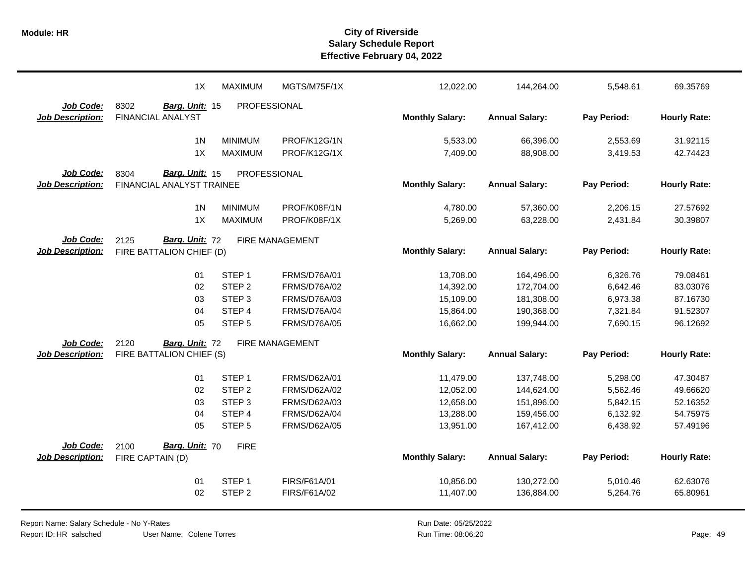| | | | | Monthly Salary | Annual Salary | Pay Period | Hourly Rate |
|---|---|---|---|---|---|---|---|
| | 1X | MAXIMUM | MGTS/M75F/1X | 12,022.00 | 144,264.00 | 5,548.61 | 69.35769 |

**Job Code:** 8302 **Barg. Unit:** 15 PROFESSIONAL
**Job Description:** FINANCIAL ANALYST

| | | | Monthly Salary: | Annual Salary: | Pay Period: | Hourly Rate: |
|---|---|---|---|---|---|---|
| 1N | MINIMUM | PROF/K12G/1N | 5,533.00 | 66,396.00 | 2,553.69 | 31.92115 |
| 1X | MAXIMUM | PROF/K12G/1X | 7,409.00 | 88,908.00 | 3,419.53 | 42.74423 |

**Job Code:** 8304 **Barg. Unit:** 15 PROFESSIONAL
**Job Description:** FINANCIAL ANALYST TRAINEE

| | | | Monthly Salary: | Annual Salary: | Pay Period: | Hourly Rate: |
|---|---|---|---|---|---|---|
| 1N | MINIMUM | PROF/K08F/1N | 4,780.00 | 57,360.00 | 2,206.15 | 27.57692 |
| 1X | MAXIMUM | PROF/K08F/1X | 5,269.00 | 63,228.00 | 2,431.84 | 30.39807 |

**Job Code:** 2125 **Barg. Unit:** 72 FIRE MANAGEMENT
**Job Description:** FIRE BATTALION CHIEF (D)

| | | | Monthly Salary: | Annual Salary: | Pay Period: | Hourly Rate: |
|---|---|---|---|---|---|---|
| 01 | STEP 1 | FRMS/D76A/01 | 13,708.00 | 164,496.00 | 6,326.76 | 79.08461 |
| 02 | STEP 2 | FRMS/D76A/02 | 14,392.00 | 172,704.00 | 6,642.46 | 83.03076 |
| 03 | STEP 3 | FRMS/D76A/03 | 15,109.00 | 181,308.00 | 6,973.38 | 87.16730 |
| 04 | STEP 4 | FRMS/D76A/04 | 15,864.00 | 190,368.00 | 7,321.84 | 91.52307 |
| 05 | STEP 5 | FRMS/D76A/05 | 16,662.00 | 199,944.00 | 7,690.15 | 96.12692 |

**Job Code:** 2120 **Barg. Unit:** 72 FIRE MANAGEMENT
**Job Description:** FIRE BATTALION CHIEF (S)

| | | | Monthly Salary: | Annual Salary: | Pay Period: | Hourly Rate: |
|---|---|---|---|---|---|---|
| 01 | STEP 1 | FRMS/D62A/01 | 11,479.00 | 137,748.00 | 5,298.00 | 47.30487 |
| 02 | STEP 2 | FRMS/D62A/02 | 12,052.00 | 144,624.00 | 5,562.46 | 49.66620 |
| 03 | STEP 3 | FRMS/D62A/03 | 12,658.00 | 151,896.00 | 5,842.15 | 52.16352 |
| 04 | STEP 4 | FRMS/D62A/04 | 13,288.00 | 159,456.00 | 6,132.92 | 54.75975 |
| 05 | STEP 5 | FRMS/D62A/05 | 13,951.00 | 167,412.00 | 6,438.92 | 57.49196 |

**Job Code:** 2100 **Barg. Unit:** 70 FIRE
**Job Description:** FIRE CAPTAIN (D)

| | | | Monthly Salary: | Annual Salary: | Pay Period: | Hourly Rate: |
|---|---|---|---|---|---|---|
| 01 | STEP 1 | FIRS/F61A/01 | 10,856.00 | 130,272.00 | 5,010.46 | 62.63076 |
| 02 | STEP 2 | FIRS/F61A/02 | 11,407.00 | 136,884.00 | 5,264.76 | 65.80961 |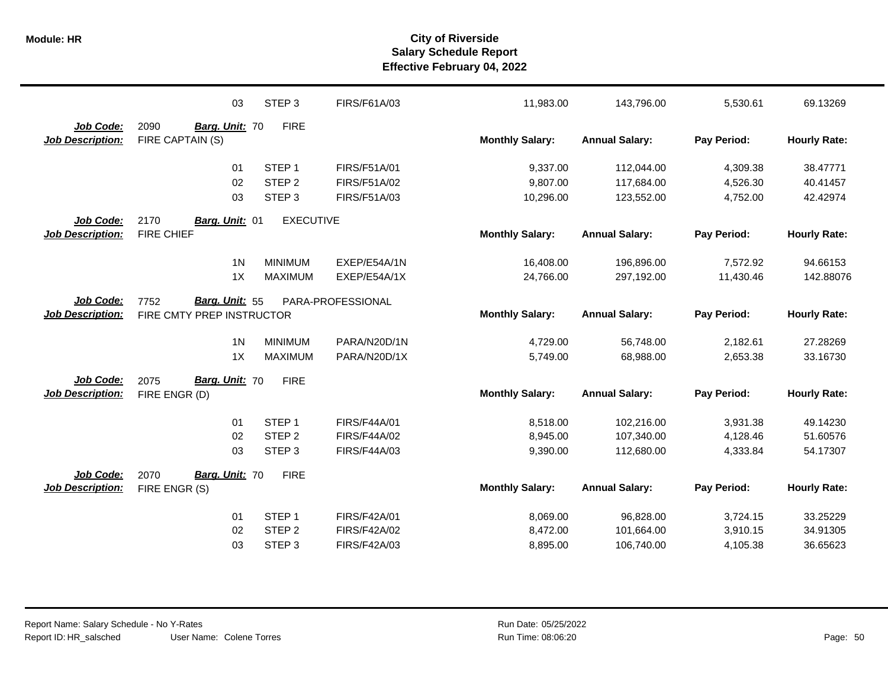# City of Riverside
## Salary Schedule Report
### Effective February 04, 2022

| | | | | Monthly Salary | Annual Salary | Pay Period | Hourly Rate |
|---|---|---|---|---|---|---|---|
| | 03 | STEP 3 | FIRS/F61A/03 | 11,983.00 | 143,796.00 | 5,530.61 | 69.13269 |

**Job Code:** 2090 **Barg. Unit:** 70 FIRE
**Job Description:** FIRE CAPTAIN (S)

| | | | Monthly Salary: | Annual Salary: | Pay Period: | Hourly Rate: |
|---|---|---|---|---|---|---|
| 01 | STEP 1 | FIRS/F51A/01 | 9,337.00 | 112,044.00 | 4,309.38 | 38.47771 |
| 02 | STEP 2 | FIRS/F51A/02 | 9,807.00 | 117,684.00 | 4,526.30 | 40.41457 |
| 03 | STEP 3 | FIRS/F51A/03 | 10,296.00 | 123,552.00 | 4,752.00 | 42.42974 |

**Job Code:** 2170 **Barg. Unit:** 01 EXECUTIVE
**Job Description:** FIRE CHIEF

| | | | Monthly Salary: | Annual Salary: | Pay Period: | Hourly Rate: |
|---|---|---|---|---|---|---|
| 1N | MINIMUM | EXEP/E54A/1N | 16,408.00 | 196,896.00 | 7,572.92 | 94.66153 |
| 1X | MAXIMUM | EXEP/E54A/1X | 24,766.00 | 297,192.00 | 11,430.46 | 142.88076 |

**Job Code:** 7752 **Barg. Unit:** 55 PARA-PROFESSIONAL
**Job Description:** FIRE CMTY PREP INSTRUCTOR

| | | | Monthly Salary: | Annual Salary: | Pay Period: | Hourly Rate: |
|---|---|---|---|---|---|---|
| 1N | MINIMUM | PARA/N20D/1N | 4,729.00 | 56,748.00 | 2,182.61 | 27.28269 |
| 1X | MAXIMUM | PARA/N20D/1X | 5,749.00 | 68,988.00 | 2,653.38 | 33.16730 |

**Job Code:** 2075 **Barg. Unit:** 70 FIRE
**Job Description:** FIRE ENGR (D)

| | | | Monthly Salary: | Annual Salary: | Pay Period: | Hourly Rate: |
|---|---|---|---|---|---|---|
| 01 | STEP 1 | FIRS/F44A/01 | 8,518.00 | 102,216.00 | 3,931.38 | 49.14230 |
| 02 | STEP 2 | FIRS/F44A/02 | 8,945.00 | 107,340.00 | 4,128.46 | 51.60576 |
| 03 | STEP 3 | FIRS/F44A/03 | 9,390.00 | 112,680.00 | 4,333.84 | 54.17307 |

**Job Code:** 2070 **Barg. Unit:** 70 FIRE
**Job Description:** FIRE ENGR (S)

| | | | Monthly Salary: | Annual Salary: | Pay Period: | Hourly Rate: |
|---|---|---|---|---|---|---|
| 01 | STEP 1 | FIRS/F42A/01 | 8,069.00 | 96,828.00 | 3,724.15 | 33.25229 |
| 02 | STEP 2 | FIRS/F42A/02 | 8,472.00 | 101,664.00 | 3,910.15 | 34.91305 |
| 03 | STEP 3 | FIRS/F42A/03 | 8,895.00 | 106,740.00 | 4,105.38 | 36.65623 |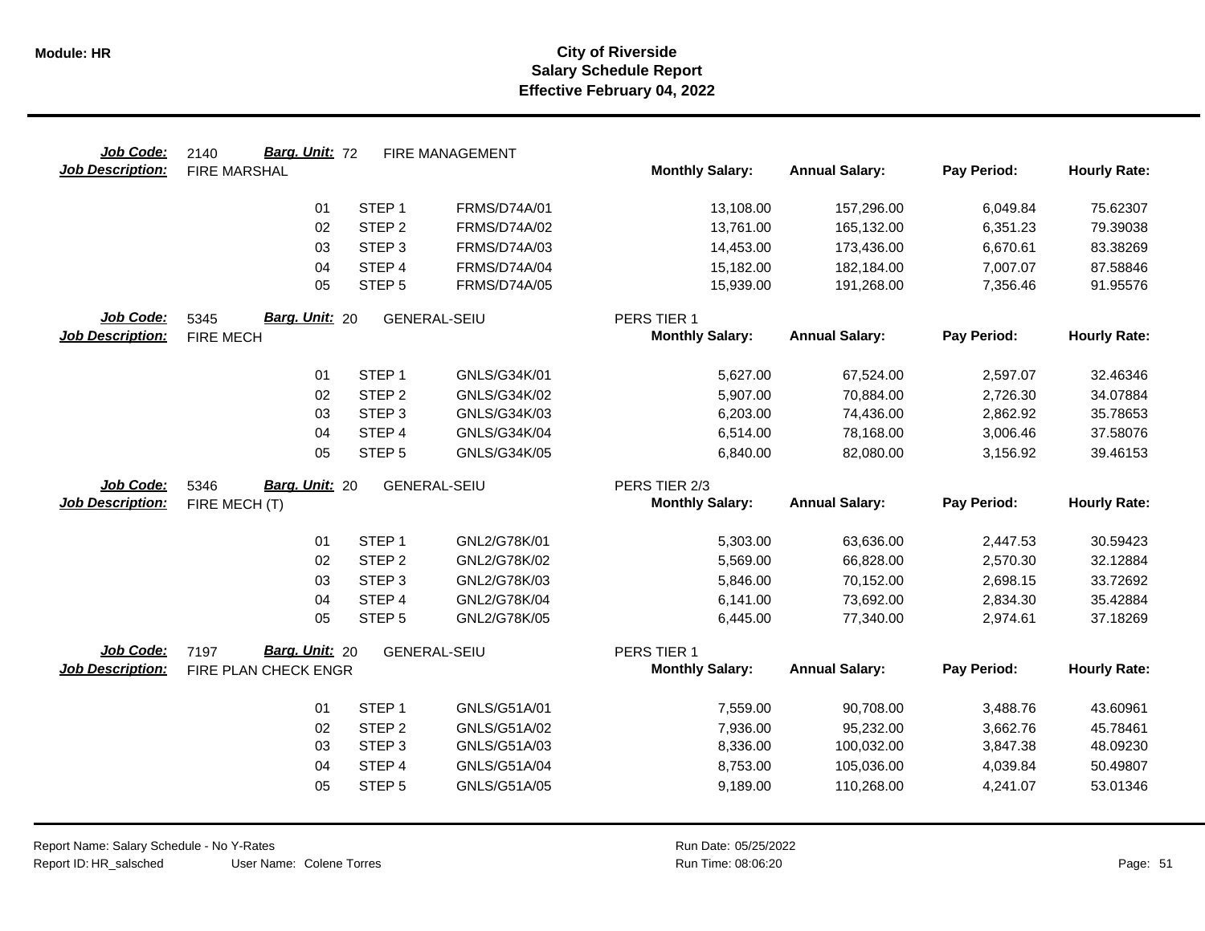# City of Riverside
## Salary Schedule Report
### Effective February 04, 2022

**Job Code:** 2140 **Barg. Unit:** 72 FIRE MANAGEMENT
**Job Description:** FIRE MARSHAL

| | | | Monthly Salary: | Annual Salary: | Pay Period: | Hourly Rate: |
|---|---|---|---|---|---|---|
| 01 | STEP 1 | FRMS/D74A/01 | 13,108.00 | 157,296.00 | 6,049.84 | 75.62307 |
| 02 | STEP 2 | FRMS/D74A/02 | 13,761.00 | 165,132.00 | 6,351.23 | 79.39038 |
| 03 | STEP 3 | FRMS/D74A/03 | 14,453.00 | 173,436.00 | 6,670.61 | 83.38269 |
| 04 | STEP 4 | FRMS/D74A/04 | 15,182.00 | 182,184.00 | 7,007.07 | 87.58846 |
| 05 | STEP 5 | FRMS/D74A/05 | 15,939.00 | 191,268.00 | 7,356.46 | 91.95576 |

**Job Code:** 5345 **Barg. Unit:** 20 GENERAL-SEIU PERS TIER 1
**Job Description:** FIRE MECH

| | | | Monthly Salary: | Annual Salary: | Pay Period: | Hourly Rate: |
|---|---|---|---|---|---|---|
| 01 | STEP 1 | GNLS/G34K/01 | 5,627.00 | 67,524.00 | 2,597.07 | 32.46346 |
| 02 | STEP 2 | GNLS/G34K/02 | 5,907.00 | 70,884.00 | 2,726.30 | 34.07884 |
| 03 | STEP 3 | GNLS/G34K/03 | 6,203.00 | 74,436.00 | 2,862.92 | 35.78653 |
| 04 | STEP 4 | GNLS/G34K/04 | 6,514.00 | 78,168.00 | 3,006.46 | 37.58076 |
| 05 | STEP 5 | GNLS/G34K/05 | 6,840.00 | 82,080.00 | 3,156.92 | 39.46153 |

**Job Code:** 5346 **Barg. Unit:** 20 GENERAL-SEIU PERS TIER 2/3
**Job Description:** FIRE MECH (T)

| | | | Monthly Salary: | Annual Salary: | Pay Period: | Hourly Rate: |
|---|---|---|---|---|---|---|
| 01 | STEP 1 | GNL2/G78K/01 | 5,303.00 | 63,636.00 | 2,447.53 | 30.59423 |
| 02 | STEP 2 | GNL2/G78K/02 | 5,569.00 | 66,828.00 | 2,570.30 | 32.12884 |
| 03 | STEP 3 | GNL2/G78K/03 | 5,846.00 | 70,152.00 | 2,698.15 | 33.72692 |
| 04 | STEP 4 | GNL2/G78K/04 | 6,141.00 | 73,692.00 | 2,834.30 | 35.42884 |
| 05 | STEP 5 | GNL2/G78K/05 | 6,445.00 | 77,340.00 | 2,974.61 | 37.18269 |

**Job Code:** 7197 **Barg. Unit:** 20 GENERAL-SEIU PERS TIER 1
**Job Description:** FIRE PLAN CHECK ENGR

| | | | Monthly Salary: | Annual Salary: | Pay Period: | Hourly Rate: |
|---|---|---|---|---|---|---|
| 01 | STEP 1 | GNLS/G51A/01 | 7,559.00 | 90,708.00 | 3,488.76 | 43.60961 |
| 02 | STEP 2 | GNLS/G51A/02 | 7,936.00 | 95,232.00 | 3,662.76 | 45.78461 |
| 03 | STEP 3 | GNLS/G51A/03 | 8,336.00 | 100,032.00 | 3,847.38 | 48.09230 |
| 04 | STEP 4 | GNLS/G51A/04 | 8,753.00 | 105,036.00 | 4,039.84 | 50.49807 |
| 05 | STEP 5 | GNLS/G51A/05 | 9,189.00 | 110,268.00 | 4,241.07 | 53.01346 |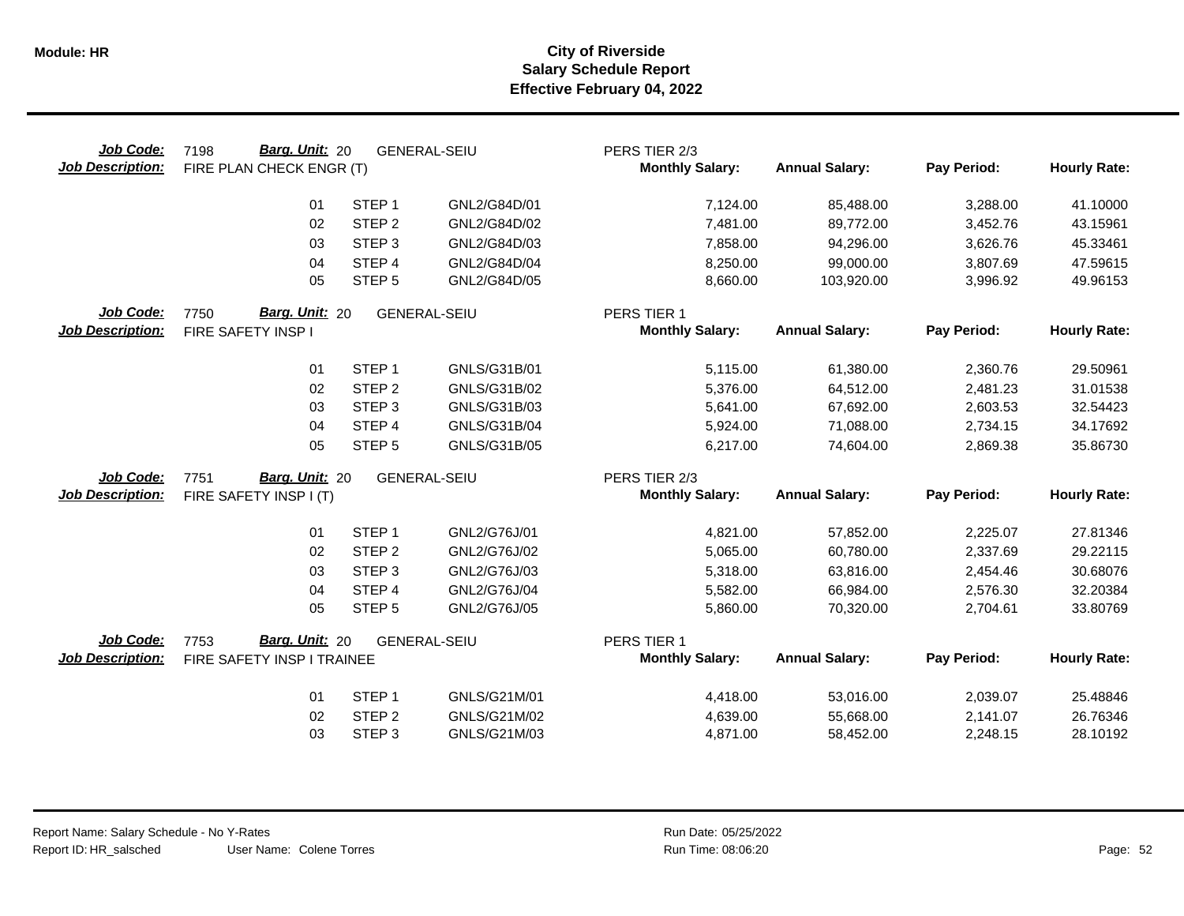# City of Riverside
## Salary Schedule Report
### Effective February 04, 2022

**Job Code:** 7198 **Barg. Unit:** 20 GENERAL-SEIU PERS TIER 2/3
**Job Description:** FIRE PLAN CHECK ENGR (T)

| | | | Monthly Salary: | Annual Salary: | Pay Period: | Hourly Rate: |
|---|---|---|---|---|---|---|
| 01 | STEP 1 | GNL2/G84D/01 | 7,124.00 | 85,488.00 | 3,288.00 | 41.10000 |
| 02 | STEP 2 | GNL2/G84D/02 | 7,481.00 | 89,772.00 | 3,452.76 | 43.15961 |
| 03 | STEP 3 | GNL2/G84D/03 | 7,858.00 | 94,296.00 | 3,626.76 | 45.33461 |
| 04 | STEP 4 | GNL2/G84D/04 | 8,250.00 | 99,000.00 | 3,807.69 | 47.59615 |
| 05 | STEP 5 | GNL2/G84D/05 | 8,660.00 | 103,920.00 | 3,996.92 | 49.96153 |

**Job Code:** 7750 **Barg. Unit:** 20 GENERAL-SEIU PERS TIER 1
**Job Description:** FIRE SAFETY INSP I

| | | | Monthly Salary: | Annual Salary: | Pay Period: | Hourly Rate: |
|---|---|---|---|---|---|---|
| 01 | STEP 1 | GNLS/G31B/01 | 5,115.00 | 61,380.00 | 2,360.76 | 29.50961 |
| 02 | STEP 2 | GNLS/G31B/02 | 5,376.00 | 64,512.00 | 2,481.23 | 31.01538 |
| 03 | STEP 3 | GNLS/G31B/03 | 5,641.00 | 67,692.00 | 2,603.53 | 32.54423 |
| 04 | STEP 4 | GNLS/G31B/04 | 5,924.00 | 71,088.00 | 2,734.15 | 34.17692 |
| 05 | STEP 5 | GNLS/G31B/05 | 6,217.00 | 74,604.00 | 2,869.38 | 35.86730 |

**Job Code:** 7751 **Barg. Unit:** 20 GENERAL-SEIU PERS TIER 2/3
**Job Description:** FIRE SAFETY INSP I (T)

| | | | Monthly Salary: | Annual Salary: | Pay Period: | Hourly Rate: |
|---|---|---|---|---|---|---|
| 01 | STEP 1 | GNL2/G76J/01 | 4,821.00 | 57,852.00 | 2,225.07 | 27.81346 |
| 02 | STEP 2 | GNL2/G76J/02 | 5,065.00 | 60,780.00 | 2,337.69 | 29.22115 |
| 03 | STEP 3 | GNL2/G76J/03 | 5,318.00 | 63,816.00 | 2,454.46 | 30.68076 |
| 04 | STEP 4 | GNL2/G76J/04 | 5,582.00 | 66,984.00 | 2,576.30 | 32.20384 |
| 05 | STEP 5 | GNL2/G76J/05 | 5,860.00 | 70,320.00 | 2,704.61 | 33.80769 |

**Job Code:** 7753 **Barg. Unit:** 20 GENERAL-SEIU PERS TIER 1
**Job Description:** FIRE SAFETY INSP I TRAINEE

| | | | Monthly Salary: | Annual Salary: | Pay Period: | Hourly Rate: |
|---|---|---|---|---|---|---|
| 01 | STEP 1 | GNLS/G21M/01 | 4,418.00 | 53,016.00 | 2,039.07 | 25.48846 |
| 02 | STEP 2 | GNLS/G21M/02 | 4,639.00 | 55,668.00 | 2,141.07 | 26.76346 |
| 03 | STEP 3 | GNLS/G21M/03 | 4,871.00 | 58,452.00 | 2,248.15 | 28.10192 |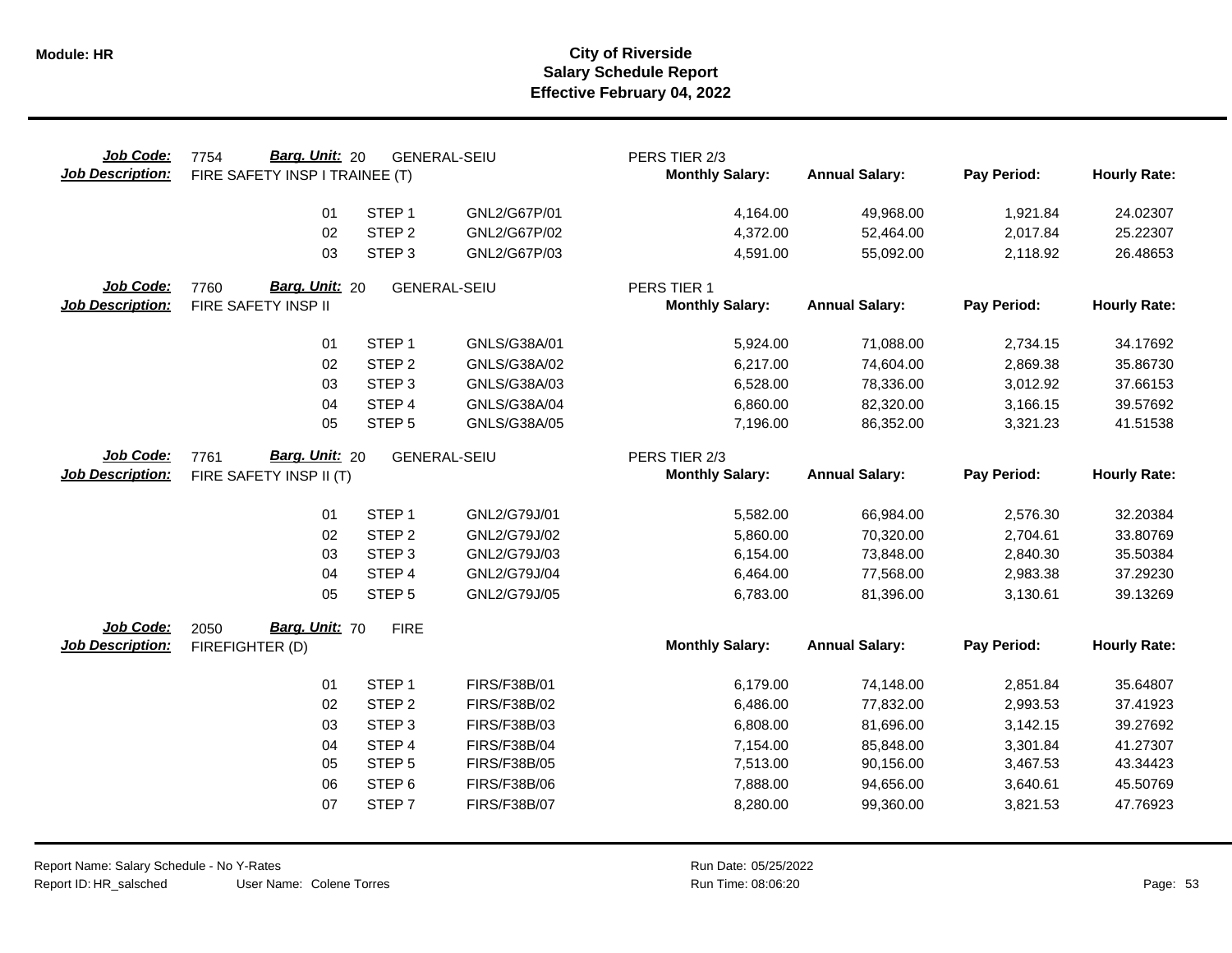# City of Riverside
## Salary Schedule Report
### Effective February 04, 2022

**Job Code:** 7754 **Barg. Unit:** 20 GENERAL-SEIU PERS TIER 2/3
**Job Description:** FIRE SAFETY INSP I TRAINEE (T)

| | | | Monthly Salary: | Annual Salary: | Pay Period: | Hourly Rate: |
|---|---|---|---|---|---|---|
| 01 | STEP 1 | GNL2/G67P/01 | 4,164.00 | 49,968.00 | 1,921.84 | 24.02307 |
| 02 | STEP 2 | GNL2/G67P/02 | 4,372.00 | 52,464.00 | 2,017.84 | 25.22307 |
| 03 | STEP 3 | GNL2/G67P/03 | 4,591.00 | 55,092.00 | 2,118.92 | 26.48653 |

**Job Code:** 7760 **Barg. Unit:** 20 GENERAL-SEIU PERS TIER 1
**Job Description:** FIRE SAFETY INSP II

| | | | Monthly Salary: | Annual Salary: | Pay Period: | Hourly Rate: |
|---|---|---|---|---|---|---|
| 01 | STEP 1 | GNLS/G38A/01 | 5,924.00 | 71,088.00 | 2,734.15 | 34.17692 |
| 02 | STEP 2 | GNLS/G38A/02 | 6,217.00 | 74,604.00 | 2,869.38 | 35.86730 |
| 03 | STEP 3 | GNLS/G38A/03 | 6,528.00 | 78,336.00 | 3,012.92 | 37.66153 |
| 04 | STEP 4 | GNLS/G38A/04 | 6,860.00 | 82,320.00 | 3,166.15 | 39.57692 |
| 05 | STEP 5 | GNLS/G38A/05 | 7,196.00 | 86,352.00 | 3,321.23 | 41.51538 |

**Job Code:** 7761 **Barg. Unit:** 20 GENERAL-SEIU PERS TIER 2/3
**Job Description:** FIRE SAFETY INSP II (T)

| | | | Monthly Salary: | Annual Salary: | Pay Period: | Hourly Rate: |
|---|---|---|---|---|---|---|
| 01 | STEP 1 | GNL2/G79J/01 | 5,582.00 | 66,984.00 | 2,576.30 | 32.20384 |
| 02 | STEP 2 | GNL2/G79J/02 | 5,860.00 | 70,320.00 | 2,704.61 | 33.80769 |
| 03 | STEP 3 | GNL2/G79J/03 | 6,154.00 | 73,848.00 | 2,840.30 | 35.50384 |
| 04 | STEP 4 | GNL2/G79J/04 | 6,464.00 | 77,568.00 | 2,983.38 | 37.29230 |
| 05 | STEP 5 | GNL2/G79J/05 | 6,783.00 | 81,396.00 | 3,130.61 | 39.13269 |

**Job Code:** 2050 **Barg. Unit:** 70 FIRE
**Job Description:** FIREFIGHTER (D)

| | | | Monthly Salary: | Annual Salary: | Pay Period: | Hourly Rate: |
|---|---|---|---|---|---|---|
| 01 | STEP 1 | FIRS/F38B/01 | 6,179.00 | 74,148.00 | 2,851.84 | 35.64807 |
| 02 | STEP 2 | FIRS/F38B/02 | 6,486.00 | 77,832.00 | 2,993.53 | 37.41923 |
| 03 | STEP 3 | FIRS/F38B/03 | 6,808.00 | 81,696.00 | 3,142.15 | 39.27692 |
| 04 | STEP 4 | FIRS/F38B/04 | 7,154.00 | 85,848.00 | 3,301.84 | 41.27307 |
| 05 | STEP 5 | FIRS/F38B/05 | 7,513.00 | 90,156.00 | 3,467.53 | 43.34423 |
| 06 | STEP 6 | FIRS/F38B/06 | 7,888.00 | 94,656.00 | 3,640.61 | 45.50769 |
| 07 | STEP 7 | FIRS/F38B/07 | 8,280.00 | 99,360.00 | 3,821.53 | 47.76923 |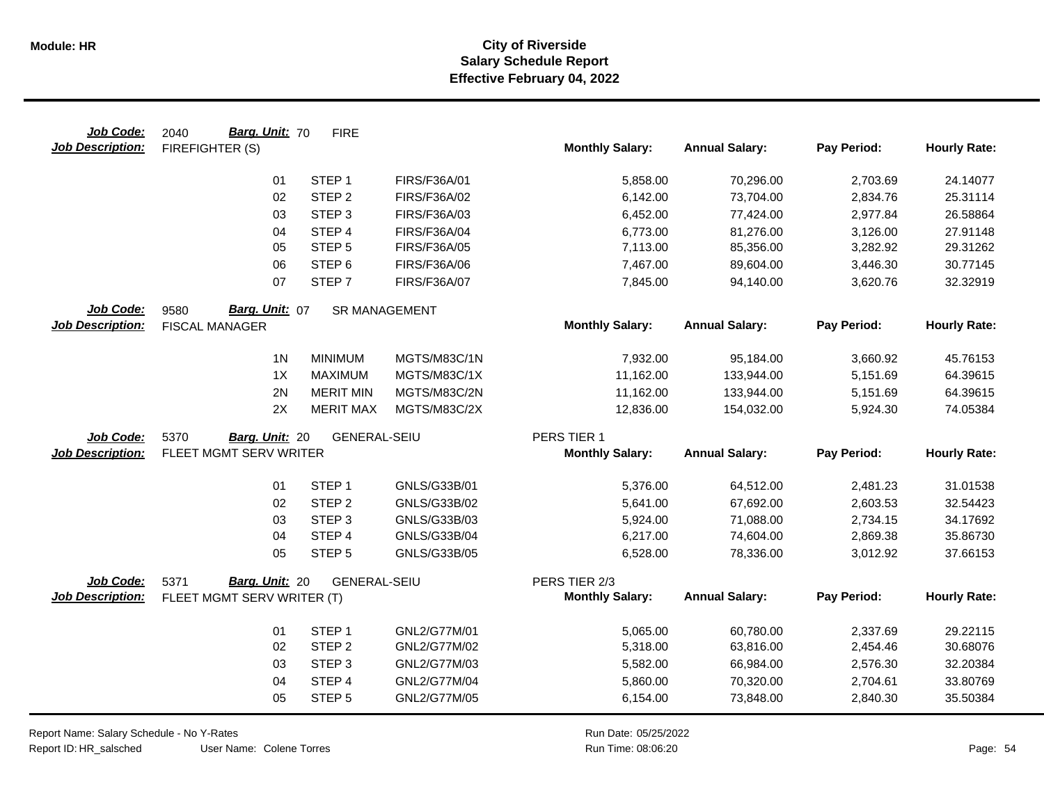# City of Riverside
## Salary Schedule Report
### Effective February 04, 2022

**Job Code:** 2040 **Barg. Unit:** 70 FIRE
**Job Description:** FIREFIGHTER (S)

| | | | Monthly Salary: | Annual Salary: | Pay Period: | Hourly Rate: |
|---|---|---|---|---|---|---|
| 01 | STEP 1 | FIRS/F36A/01 | 5,858.00 | 70,296.00 | 2,703.69 | 24.14077 |
| 02 | STEP 2 | FIRS/F36A/02 | 6,142.00 | 73,704.00 | 2,834.76 | 25.31114 |
| 03 | STEP 3 | FIRS/F36A/03 | 6,452.00 | 77,424.00 | 2,977.84 | 26.58864 |
| 04 | STEP 4 | FIRS/F36A/04 | 6,773.00 | 81,276.00 | 3,126.00 | 27.91148 |
| 05 | STEP 5 | FIRS/F36A/05 | 7,113.00 | 85,356.00 | 3,282.92 | 29.31262 |
| 06 | STEP 6 | FIRS/F36A/06 | 7,467.00 | 89,604.00 | 3,446.30 | 30.77145 |
| 07 | STEP 7 | FIRS/F36A/07 | 7,845.00 | 94,140.00 | 3,620.76 | 32.32919 |

**Job Code:** 9580 **Barg. Unit:** 07 SR MANAGEMENT
**Job Description:** FISCAL MANAGER

| | | | Monthly Salary: | Annual Salary: | Pay Period: | Hourly Rate: |
|---|---|---|---|---|---|---|
| 1N | MINIMUM | MGTS/M83C/1N | 7,932.00 | 95,184.00 | 3,660.92 | 45.76153 |
| 1X | MAXIMUM | MGTS/M83C/1X | 11,162.00 | 133,944.00 | 5,151.69 | 64.39615 |
| 2N | MERIT MIN | MGTS/M83C/2N | 11,162.00 | 133,944.00 | 5,151.69 | 64.39615 |
| 2X | MERIT MAX | MGTS/M83C/2X | 12,836.00 | 154,032.00 | 5,924.30 | 74.05384 |

**Job Code:** 5370 **Barg. Unit:** 20 GENERAL-SEIU PERS TIER 1
**Job Description:** FLEET MGMT SERV WRITER

| | | | Monthly Salary: | Annual Salary: | Pay Period: | Hourly Rate: |
|---|---|---|---|---|---|---|
| 01 | STEP 1 | GNLS/G33B/01 | 5,376.00 | 64,512.00 | 2,481.23 | 31.01538 |
| 02 | STEP 2 | GNLS/G33B/02 | 5,641.00 | 67,692.00 | 2,603.53 | 32.54423 |
| 03 | STEP 3 | GNLS/G33B/03 | 5,924.00 | 71,088.00 | 2,734.15 | 34.17692 |
| 04 | STEP 4 | GNLS/G33B/04 | 6,217.00 | 74,604.00 | 2,869.38 | 35.86730 |
| 05 | STEP 5 | GNLS/G33B/05 | 6,528.00 | 78,336.00 | 3,012.92 | 37.66153 |

**Job Code:** 5371 **Barg. Unit:** 20 GENERAL-SEIU PERS TIER 2/3
**Job Description:** FLEET MGMT SERV WRITER (T)

| | | | Monthly Salary: | Annual Salary: | Pay Period: | Hourly Rate: |
|---|---|---|---|---|---|---|
| 01 | STEP 1 | GNL2/G77M/01 | 5,065.00 | 60,780.00 | 2,337.69 | 29.22115 |
| 02 | STEP 2 | GNL2/G77M/02 | 5,318.00 | 63,816.00 | 2,454.46 | 30.68076 |
| 03 | STEP 3 | GNL2/G77M/03 | 5,582.00 | 66,984.00 | 2,576.30 | 32.20384 |
| 04 | STEP 4 | GNL2/G77M/04 | 5,860.00 | 70,320.00 | 2,704.61 | 33.80769 |
| 05 | STEP 5 | GNL2/G77M/05 | 6,154.00 | 73,848.00 | 2,840.30 | 35.50384 |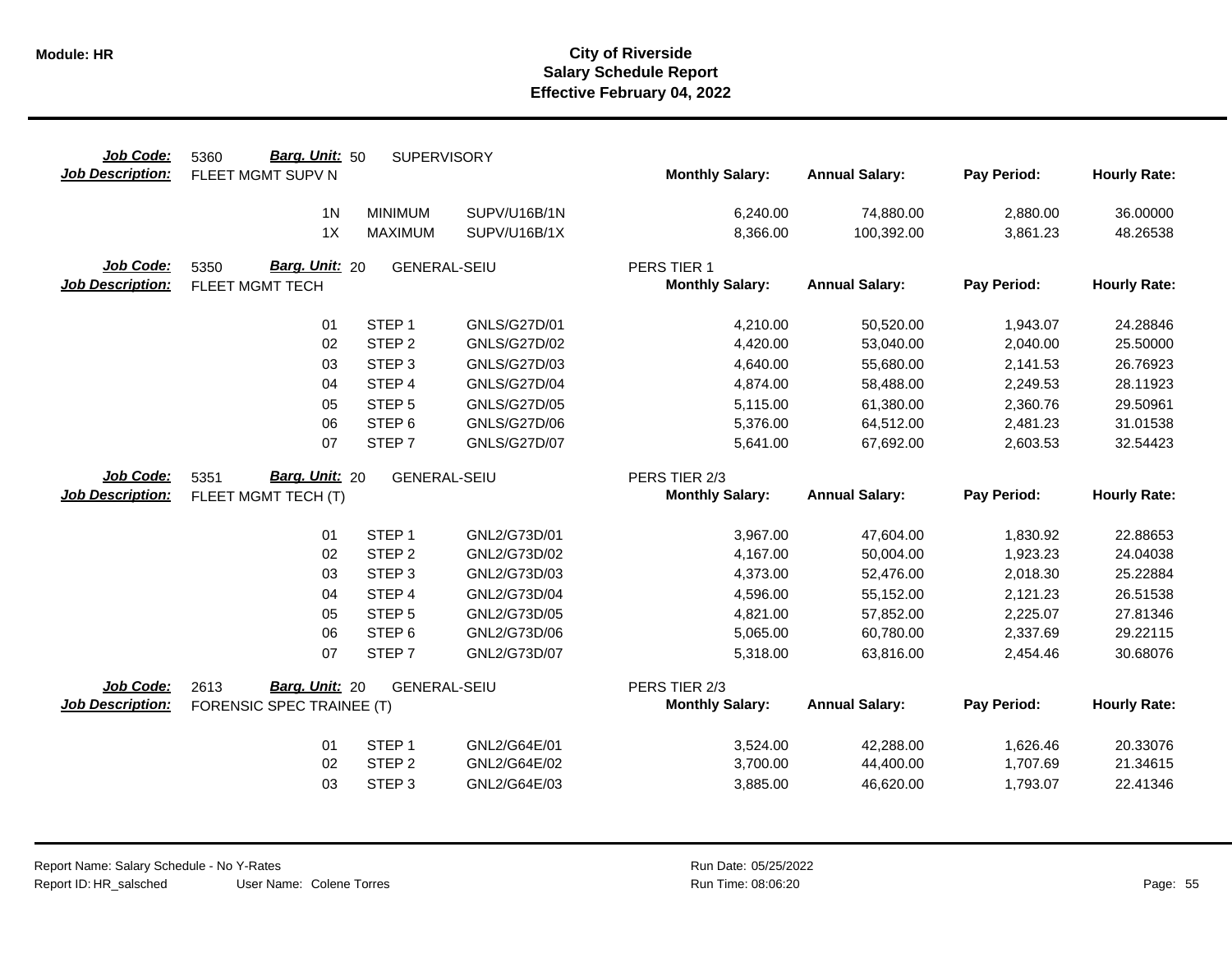**Module: HR**

# City of Riverside
## Salary Schedule Report
### Effective February 04, 2022

**Job Code:** 5360 **Barg. Unit:** 50 SUPERVISORY
**Job Description:** FLEET MGMT SUPV N

| | | | Monthly Salary: | Annual Salary: | Pay Period: | Hourly Rate: |
|---|---|---|---|---|---|---|
| 1N | MINIMUM | SUPV/U16B/1N | 6,240.00 | 74,880.00 | 2,880.00 | 36.00000 |
| 1X | MAXIMUM | SUPV/U16B/1X | 8,366.00 | 100,392.00 | 3,861.23 | 48.26538 |

**Job Code:** 5350 **Barg. Unit:** 20 GENERAL-SEIU PERS TIER 1
**Job Description:** FLEET MGMT TECH

| | | | Monthly Salary: | Annual Salary: | Pay Period: | Hourly Rate: |
|---|---|---|---|---|---|---|
| 01 | STEP 1 | GNLS/G27D/01 | 4,210.00 | 50,520.00 | 1,943.07 | 24.28846 |
| 02 | STEP 2 | GNLS/G27D/02 | 4,420.00 | 53,040.00 | 2,040.00 | 25.50000 |
| 03 | STEP 3 | GNLS/G27D/03 | 4,640.00 | 55,680.00 | 2,141.53 | 26.76923 |
| 04 | STEP 4 | GNLS/G27D/04 | 4,874.00 | 58,488.00 | 2,249.53 | 28.11923 |
| 05 | STEP 5 | GNLS/G27D/05 | 5,115.00 | 61,380.00 | 2,360.76 | 29.50961 |
| 06 | STEP 6 | GNLS/G27D/06 | 5,376.00 | 64,512.00 | 2,481.23 | 31.01538 |
| 07 | STEP 7 | GNLS/G27D/07 | 5,641.00 | 67,692.00 | 2,603.53 | 32.54423 |

**Job Code:** 5351 **Barg. Unit:** 20 GENERAL-SEIU PERS TIER 2/3
**Job Description:** FLEET MGMT TECH (T)

| | | | Monthly Salary: | Annual Salary: | Pay Period: | Hourly Rate: |
|---|---|---|---|---|---|---|
| 01 | STEP 1 | GNL2/G73D/01 | 3,967.00 | 47,604.00 | 1,830.92 | 22.88653 |
| 02 | STEP 2 | GNL2/G73D/02 | 4,167.00 | 50,004.00 | 1,923.23 | 24.04038 |
| 03 | STEP 3 | GNL2/G73D/03 | 4,373.00 | 52,476.00 | 2,018.30 | 25.22884 |
| 04 | STEP 4 | GNL2/G73D/04 | 4,596.00 | 55,152.00 | 2,121.23 | 26.51538 |
| 05 | STEP 5 | GNL2/G73D/05 | 4,821.00 | 57,852.00 | 2,225.07 | 27.81346 |
| 06 | STEP 6 | GNL2/G73D/06 | 5,065.00 | 60,780.00 | 2,337.69 | 29.22115 |
| 07 | STEP 7 | GNL2/G73D/07 | 5,318.00 | 63,816.00 | 2,454.46 | 30.68076 |

**Job Code:** 2613 **Barg. Unit:** 20 GENERAL-SEIU PERS TIER 2/3
**Job Description:** FORENSIC SPEC TRAINEE (T)

| | | | Monthly Salary: | Annual Salary: | Pay Period: | Hourly Rate: |
|---|---|---|---|---|---|---|
| 01 | STEP 1 | GNL2/G64E/01 | 3,524.00 | 42,288.00 | 1,626.46 | 20.33076 |
| 02 | STEP 2 | GNL2/G64E/02 | 3,700.00 | 44,400.00 | 1,707.69 | 21.34615 |
| 03 | STEP 3 | GNL2/G64E/03 | 3,885.00 | 46,620.00 | 1,793.07 | 22.41346 |

Report Name: Salary Schedule - No Y-Rates
Report ID: HR_salsched User Name: Colene Torres
Run Date: 05/25/2022
Run Time: 08:06:20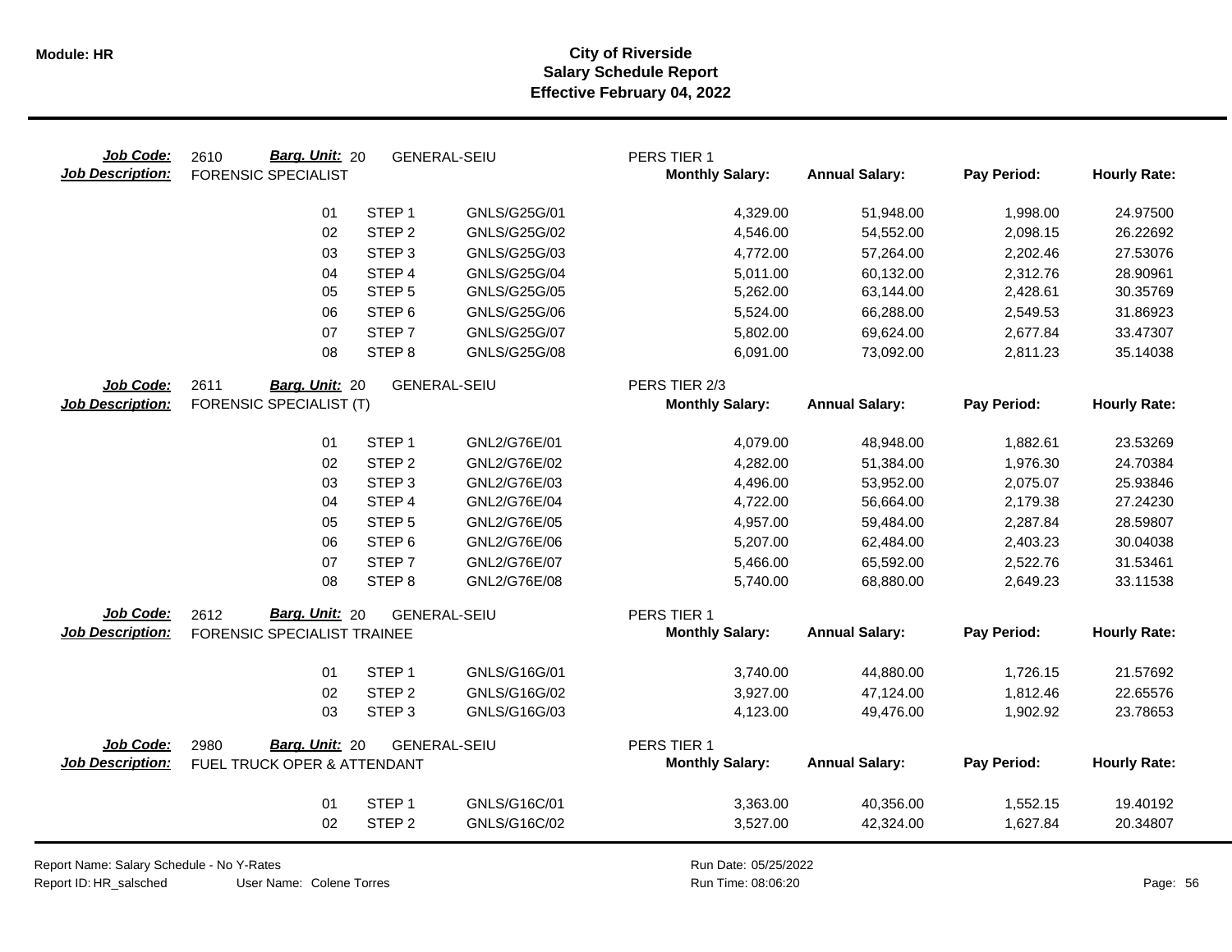# City of Riverside
## Salary Schedule Report
### Effective February 04, 2022

**Job Code:** 2610 **Barg. Unit:** 20 GENERAL-SEIU PERS TIER 1
**Job Description:** FORENSIC SPECIALIST

| | Step | Code | Monthly Salary | Annual Salary | Pay Period | Hourly Rate |
|---|---|---|---|---|---|---|
| 01 | STEP 1 | GNLS/G25G/01 | 4,329.00 | 51,948.00 | 1,998.00 | 24.97500 |
| 02 | STEP 2 | GNLS/G25G/02 | 4,546.00 | 54,552.00 | 2,098.15 | 26.22692 |
| 03 | STEP 3 | GNLS/G25G/03 | 4,772.00 | 57,264.00 | 2,202.46 | 27.53076 |
| 04 | STEP 4 | GNLS/G25G/04 | 5,011.00 | 60,132.00 | 2,312.76 | 28.90961 |
| 05 | STEP 5 | GNLS/G25G/05 | 5,262.00 | 63,144.00 | 2,428.61 | 30.35769 |
| 06 | STEP 6 | GNLS/G25G/06 | 5,524.00 | 66,288.00 | 2,549.53 | 31.86923 |
| 07 | STEP 7 | GNLS/G25G/07 | 5,802.00 | 69,624.00 | 2,677.84 | 33.47307 |
| 08 | STEP 8 | GNLS/G25G/08 | 6,091.00 | 73,092.00 | 2,811.23 | 35.14038 |

**Job Code:** 2611 **Barg. Unit:** 20 GENERAL-SEIU PERS TIER 2/3
**Job Description:** FORENSIC SPECIALIST (T)

| | Step | Code | Monthly Salary | Annual Salary | Pay Period | Hourly Rate |
|---|---|---|---|---|---|---|
| 01 | STEP 1 | GNL2/G76E/01 | 4,079.00 | 48,948.00 | 1,882.61 | 23.53269 |
| 02 | STEP 2 | GNL2/G76E/02 | 4,282.00 | 51,384.00 | 1,976.30 | 24.70384 |
| 03 | STEP 3 | GNL2/G76E/03 | 4,496.00 | 53,952.00 | 2,075.07 | 25.93846 |
| 04 | STEP 4 | GNL2/G76E/04 | 4,722.00 | 56,664.00 | 2,179.38 | 27.24230 |
| 05 | STEP 5 | GNL2/G76E/05 | 4,957.00 | 59,484.00 | 2,287.84 | 28.59807 |
| 06 | STEP 6 | GNL2/G76E/06 | 5,207.00 | 62,484.00 | 2,403.23 | 30.04038 |
| 07 | STEP 7 | GNL2/G76E/07 | 5,466.00 | 65,592.00 | 2,522.76 | 31.53461 |
| 08 | STEP 8 | GNL2/G76E/08 | 5,740.00 | 68,880.00 | 2,649.23 | 33.11538 |

**Job Code:** 2612 **Barg. Unit:** 20 GENERAL-SEIU PERS TIER 1
**Job Description:** FORENSIC SPECIALIST TRAINEE

| | Step | Code | Monthly Salary | Annual Salary | Pay Period | Hourly Rate |
|---|---|---|---|---|---|---|
| 01 | STEP 1 | GNLS/G16G/01 | 3,740.00 | 44,880.00 | 1,726.15 | 21.57692 |
| 02 | STEP 2 | GNLS/G16G/02 | 3,927.00 | 47,124.00 | 1,812.46 | 22.65576 |
| 03 | STEP 3 | GNLS/G16G/03 | 4,123.00 | 49,476.00 | 1,902.92 | 23.78653 |

**Job Code:** 2980 **Barg. Unit:** 20 GENERAL-SEIU PERS TIER 1
**Job Description:** FUEL TRUCK OPER & ATTENDANT

| | Step | Code | Monthly Salary | Annual Salary | Pay Period | Hourly Rate |
|---|---|---|---|---|---|---|
| 01 | STEP 1 | GNLS/G16C/01 | 3,363.00 | 40,356.00 | 1,552.15 | 19.40192 |
| 02 | STEP 2 | GNLS/G16C/02 | 3,527.00 | 42,324.00 | 1,627.84 | 20.34807 |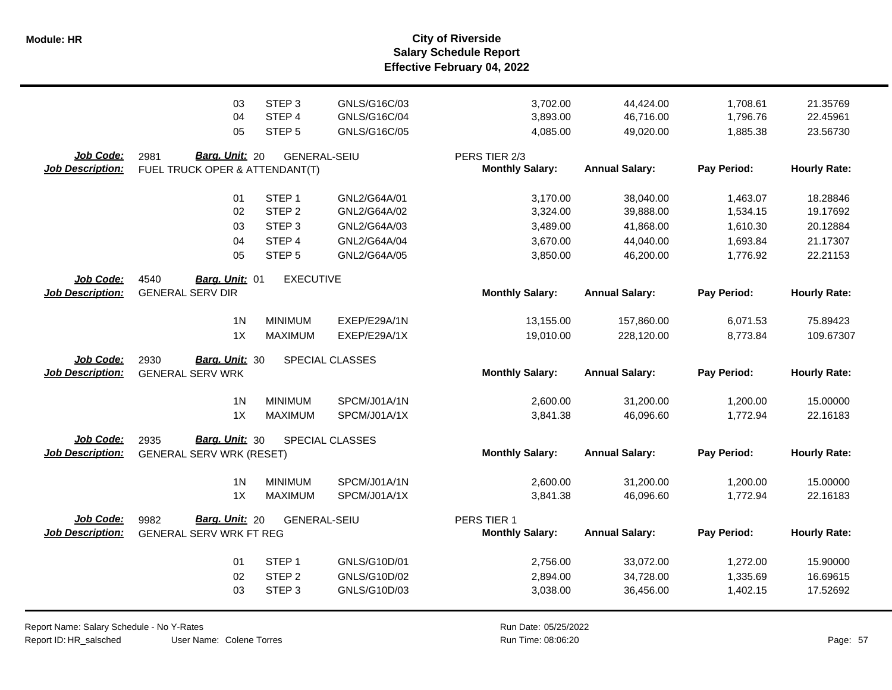# City of Riverside
## Salary Schedule Report
### Effective February 04, 2022

| | | | | | | | |
|---|---|---|---|---|---|---|---|
| 03 | STEP 3 | GNLS/G16C/03 | | 3,702.00 | 44,424.00 | 1,708.61 | 21.35769 |
| 04 | STEP 4 | GNLS/G16C/04 | | 3,893.00 | 46,716.00 | 1,796.76 | 22.45961 |
| 05 | STEP 5 | GNLS/G16C/05 | | 4,085.00 | 49,020.00 | 1,885.38 | 23.56730 |

**Job Code:** 2981 **Barg. Unit:** 20 GENERAL-SEIU PERS TIER 2/3
**Job Description:** FUEL TRUCK OPER & ATTENDANT(T)

| | | | Monthly Salary: | Annual Salary: | Pay Period: | Hourly Rate: |
|---|---|---|---|---|---|---|
| 01 | STEP 1 | GNL2/G64A/01 | 3,170.00 | 38,040.00 | 1,463.07 | 18.28846 |
| 02 | STEP 2 | GNL2/G64A/02 | 3,324.00 | 39,888.00 | 1,534.15 | 19.17692 |
| 03 | STEP 3 | GNL2/G64A/03 | 3,489.00 | 41,868.00 | 1,610.30 | 20.12884 |
| 04 | STEP 4 | GNL2/G64A/04 | 3,670.00 | 44,040.00 | 1,693.84 | 21.17307 |
| 05 | STEP 5 | GNL2/G64A/05 | 3,850.00 | 46,200.00 | 1,776.92 | 22.21153 |

**Job Code:** 4540 **Barg. Unit:** 01 EXECUTIVE
**Job Description:** GENERAL SERV DIR

| | | | Monthly Salary: | Annual Salary: | Pay Period: | Hourly Rate: |
|---|---|---|---|---|---|---|
| 1N | MINIMUM | EXEP/E29A/1N | 13,155.00 | 157,860.00 | 6,071.53 | 75.89423 |
| 1X | MAXIMUM | EXEP/E29A/1X | 19,010.00 | 228,120.00 | 8,773.84 | 109.67307 |

**Job Code:** 2930 **Barg. Unit:** 30 SPECIAL CLASSES
**Job Description:** GENERAL SERV WRK

| | | | Monthly Salary: | Annual Salary: | Pay Period: | Hourly Rate: |
|---|---|---|---|---|---|---|
| 1N | MINIMUM | SPCM/J01A/1N | 2,600.00 | 31,200.00 | 1,200.00 | 15.00000 |
| 1X | MAXIMUM | SPCM/J01A/1X | 3,841.38 | 46,096.60 | 1,772.94 | 22.16183 |

**Job Code:** 2935 **Barg. Unit:** 30 SPECIAL CLASSES
**Job Description:** GENERAL SERV WRK (RESET)

| | | | Monthly Salary: | Annual Salary: | Pay Period: | Hourly Rate: |
|---|---|---|---|---|---|---|
| 1N | MINIMUM | SPCM/J01A/1N | 2,600.00 | 31,200.00 | 1,200.00 | 15.00000 |
| 1X | MAXIMUM | SPCM/J01A/1X | 3,841.38 | 46,096.60 | 1,772.94 | 22.16183 |

**Job Code:** 9982 **Barg. Unit:** 20 GENERAL-SEIU PERS TIER 1
**Job Description:** GENERAL SERV WRK FT REG

| | | | Monthly Salary: | Annual Salary: | Pay Period: | Hourly Rate: |
|---|---|---|---|---|---|---|
| 01 | STEP 1 | GNLS/G10D/01 | 2,756.00 | 33,072.00 | 1,272.00 | 15.90000 |
| 02 | STEP 2 | GNLS/G10D/02 | 2,894.00 | 34,728.00 | 1,335.69 | 16.69615 |
| 03 | STEP 3 | GNLS/G10D/03 | 3,038.00 | 36,456.00 | 1,402.15 | 17.52692 |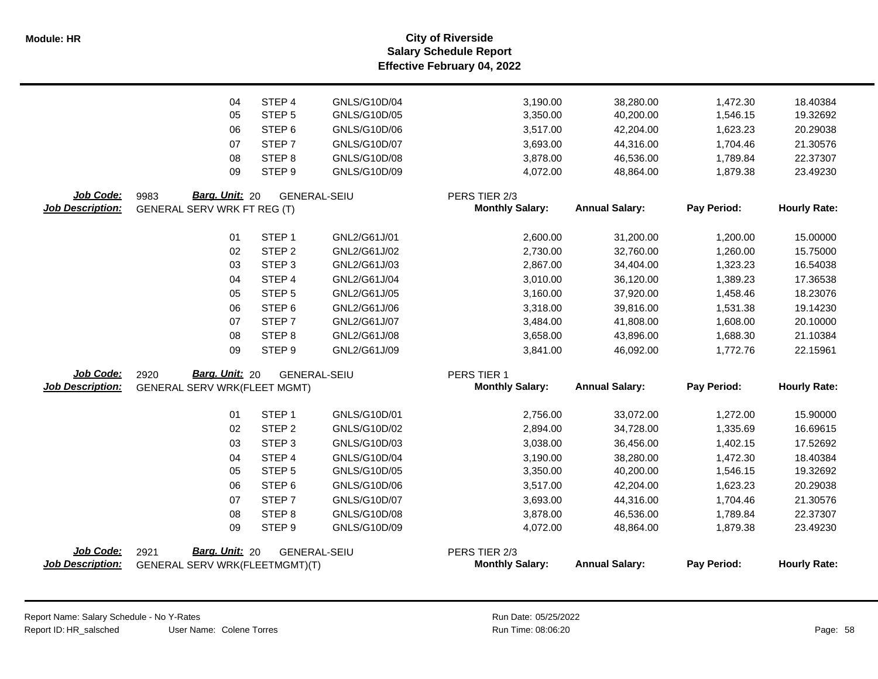| | | | | | | | |
|---|---|---|---|---|---|---|---|
| 04 | STEP 4 | GNLS/G10D/04 | 3,190.00 | 38,280.00 | 1,472.30 | 18.40384 |
| 05 | STEP 5 | GNLS/G10D/05 | 3,350.00 | 40,200.00 | 1,546.15 | 19.32692 |
| 06 | STEP 6 | GNLS/G10D/06 | 3,517.00 | 42,204.00 | 1,623.23 | 20.29038 |
| 07 | STEP 7 | GNLS/G10D/07 | 3,693.00 | 44,316.00 | 1,704.46 | 21.30576 |
| 08 | STEP 8 | GNLS/G10D/08 | 3,878.00 | 46,536.00 | 1,789.84 | 22.37307 |
| 09 | STEP 9 | GNLS/G10D/09 | 4,072.00 | 48,864.00 | 1,879.38 | 23.49230 |

**Job Code:** 9983 **Barg. Unit:** 20 GENERAL-SEIU PERS TIER 2/3
**Job Description:** GENERAL SERV WRK FT REG (T)

| Step | Step Name | Code | Monthly Salary: | Annual Salary: | Pay Period: | Hourly Rate: |
|---|---|---|---|---|---|---|
| 01 | STEP 1 | GNL2/G61J/01 | 2,600.00 | 31,200.00 | 1,200.00 | 15.00000 |
| 02 | STEP 2 | GNL2/G61J/02 | 2,730.00 | 32,760.00 | 1,260.00 | 15.75000 |
| 03 | STEP 3 | GNL2/G61J/03 | 2,867.00 | 34,404.00 | 1,323.23 | 16.54038 |
| 04 | STEP 4 | GNL2/G61J/04 | 3,010.00 | 36,120.00 | 1,389.23 | 17.36538 |
| 05 | STEP 5 | GNL2/G61J/05 | 3,160.00 | 37,920.00 | 1,458.46 | 18.23076 |
| 06 | STEP 6 | GNL2/G61J/06 | 3,318.00 | 39,816.00 | 1,531.38 | 19.14230 |
| 07 | STEP 7 | GNL2/G61J/07 | 3,484.00 | 41,808.00 | 1,608.00 | 20.10000 |
| 08 | STEP 8 | GNL2/G61J/08 | 3,658.00 | 43,896.00 | 1,688.30 | 21.10384 |
| 09 | STEP 9 | GNL2/G61J/09 | 3,841.00 | 46,092.00 | 1,772.76 | 22.15961 |

**Job Code:** 2920 **Barg. Unit:** 20 GENERAL-SEIU PERS TIER 1
**Job Description:** GENERAL SERV WRK(FLEET MGMT)

| Step | Step Name | Code | Monthly Salary: | Annual Salary: | Pay Period: | Hourly Rate: |
|---|---|---|---|---|---|---|
| 01 | STEP 1 | GNLS/G10D/01 | 2,756.00 | 33,072.00 | 1,272.00 | 15.90000 |
| 02 | STEP 2 | GNLS/G10D/02 | 2,894.00 | 34,728.00 | 1,335.69 | 16.69615 |
| 03 | STEP 3 | GNLS/G10D/03 | 3,038.00 | 36,456.00 | 1,402.15 | 17.52692 |
| 04 | STEP 4 | GNLS/G10D/04 | 3,190.00 | 38,280.00 | 1,472.30 | 18.40384 |
| 05 | STEP 5 | GNLS/G10D/05 | 3,350.00 | 40,200.00 | 1,546.15 | 19.32692 |
| 06 | STEP 6 | GNLS/G10D/06 | 3,517.00 | 42,204.00 | 1,623.23 | 20.29038 |
| 07 | STEP 7 | GNLS/G10D/07 | 3,693.00 | 44,316.00 | 1,704.46 | 21.30576 |
| 08 | STEP 8 | GNLS/G10D/08 | 3,878.00 | 46,536.00 | 1,789.84 | 22.37307 |
| 09 | STEP 9 | GNLS/G10D/09 | 4,072.00 | 48,864.00 | 1,879.38 | 23.49230 |

**Job Code:** 2921 **Barg. Unit:** 20 GENERAL-SEIU PERS TIER 2/3
**Job Description:** GENERAL SERV WRK(FLEETMGMT)(T)

| Monthly Salary: | Annual Salary: | Pay Period: | Hourly Rate: |
|---|---|---|---|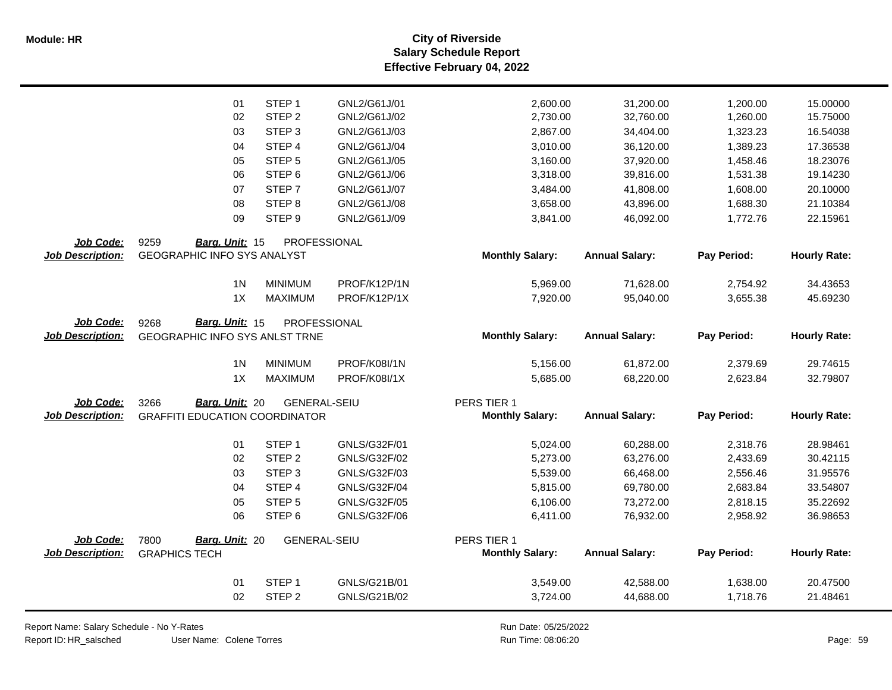# City of Riverside
## Salary Schedule Report
### Effective February 04, 2022

| | | | | Monthly Salary | Annual Salary | Pay Period | Hourly Rate |
|---|---|---|---|---|---|---|---|
| | 01 | STEP 1 | GNL2/G61J/01 | 2,600.00 | 31,200.00 | 1,200.00 | 15.00000 |
| | 02 | STEP 2 | GNL2/G61J/02 | 2,730.00 | 32,760.00 | 1,260.00 | 15.75000 |
| | 03 | STEP 3 | GNL2/G61J/03 | 2,867.00 | 34,404.00 | 1,323.23 | 16.54038 |
| | 04 | STEP 4 | GNL2/G61J/04 | 3,010.00 | 36,120.00 | 1,389.23 | 17.36538 |
| | 05 | STEP 5 | GNL2/G61J/05 | 3,160.00 | 37,920.00 | 1,458.46 | 18.23076 |
| | 06 | STEP 6 | GNL2/G61J/06 | 3,318.00 | 39,816.00 | 1,531.38 | 19.14230 |
| | 07 | STEP 7 | GNL2/G61J/07 | 3,484.00 | 41,808.00 | 1,608.00 | 20.10000 |
| | 08 | STEP 8 | GNL2/G61J/08 | 3,658.00 | 43,896.00 | 1,688.30 | 21.10384 |
| | 09 | STEP 9 | GNL2/G61J/09 | 3,841.00 | 46,092.00 | 1,772.76 | 22.15961 |

**Job Code:** 9259 **Barg. Unit:** 15 PROFESSIONAL
**Job Description:** GEOGRAPHIC INFO SYS ANALYST

| | | | Monthly Salary: | Annual Salary: | Pay Period: | Hourly Rate: |
|---|---|---|---|---|---|---|
| 1N | MINIMUM | PROF/K12P/1N | 5,969.00 | 71,628.00 | 2,754.92 | 34.43653 |
| 1X | MAXIMUM | PROF/K12P/1X | 7,920.00 | 95,040.00 | 3,655.38 | 45.69230 |

**Job Code:** 9268 **Barg. Unit:** 15 PROFESSIONAL
**Job Description:** GEOGRAPHIC INFO SYS ANLST TRNE

| | | | Monthly Salary: | Annual Salary: | Pay Period: | Hourly Rate: |
|---|---|---|---|---|---|---|
| 1N | MINIMUM | PROF/K08I/1N | 5,156.00 | 61,872.00 | 2,379.69 | 29.74615 |
| 1X | MAXIMUM | PROF/K08I/1X | 5,685.00 | 68,220.00 | 2,623.84 | 32.79807 |

**Job Code:** 3266 **Barg. Unit:** 20 GENERAL-SEIU PERS TIER 1
**Job Description:** GRAFFITI EDUCATION COORDINATOR

| | | | Monthly Salary: | Annual Salary: | Pay Period: | Hourly Rate: |
|---|---|---|---|---|---|---|
| 01 | STEP 1 | GNLS/G32F/01 | 5,024.00 | 60,288.00 | 2,318.76 | 28.98461 |
| 02 | STEP 2 | GNLS/G32F/02 | 5,273.00 | 63,276.00 | 2,433.69 | 30.42115 |
| 03 | STEP 3 | GNLS/G32F/03 | 5,539.00 | 66,468.00 | 2,556.46 | 31.95576 |
| 04 | STEP 4 | GNLS/G32F/04 | 5,815.00 | 69,780.00 | 2,683.84 | 33.54807 |
| 05 | STEP 5 | GNLS/G32F/05 | 6,106.00 | 73,272.00 | 2,818.15 | 35.22692 |
| 06 | STEP 6 | GNLS/G32F/06 | 6,411.00 | 76,932.00 | 2,958.92 | 36.98653 |

**Job Code:** 7800 **Barg. Unit:** 20 GENERAL-SEIU PERS TIER 1
**Job Description:** GRAPHICS TECH

| | | | Monthly Salary: | Annual Salary: | Pay Period: | Hourly Rate: |
|---|---|---|---|---|---|---|
| 01 | STEP 1 | GNLS/G21B/01 | 3,549.00 | 42,588.00 | 1,638.00 | 20.47500 |
| 02 | STEP 2 | GNLS/G21B/02 | 3,724.00 | 44,688.00 | 1,718.76 | 21.48461 |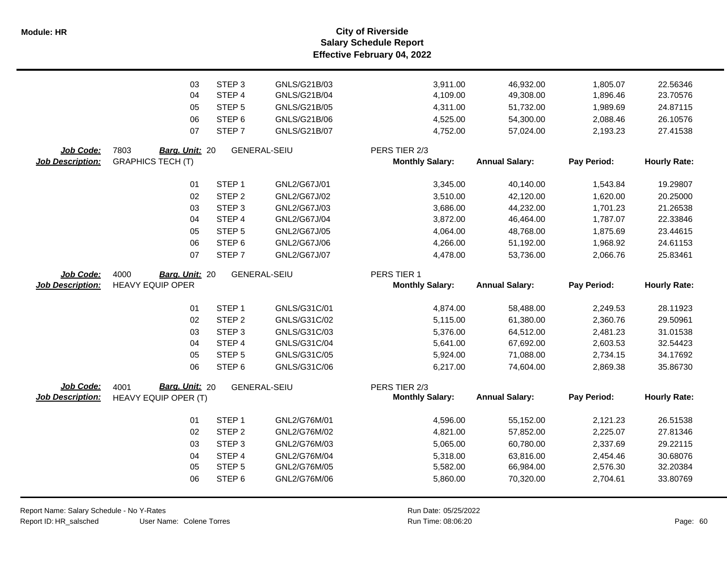# City of Riverside
## Salary Schedule Report
### Effective February 04, 2022

| | | | | | | | |
|---|---|---|---|---|---|---|---|
| 03 | STEP 3 | GNLS/G21B/03 | 3,911.00 | 46,932.00 | 1,805.07 | 22.56346 |
| 04 | STEP 4 | GNLS/G21B/04 | 4,109.00 | 49,308.00 | 1,896.46 | 23.70576 |
| 05 | STEP 5 | GNLS/G21B/05 | 4,311.00 | 51,732.00 | 1,989.69 | 24.87115 |
| 06 | STEP 6 | GNLS/G21B/06 | 4,525.00 | 54,300.00 | 2,088.46 | 26.10576 |
| 07 | STEP 7 | GNLS/G21B/07 | 4,752.00 | 57,024.00 | 2,193.23 | 27.41538 |

**Job Code:** 7803 **Barg. Unit:** 20 GENERAL-SEIU PERS TIER 2/3
**Job Description:** GRAPHICS TECH (T)

| | | | Monthly Salary: | Annual Salary: | Pay Period: | Hourly Rate: |
|---|---|---|---|---|---|---|
| 01 | STEP 1 | GNL2/G67J/01 | 3,345.00 | 40,140.00 | 1,543.84 | 19.29807 |
| 02 | STEP 2 | GNL2/G67J/02 | 3,510.00 | 42,120.00 | 1,620.00 | 20.25000 |
| 03 | STEP 3 | GNL2/G67J/03 | 3,686.00 | 44,232.00 | 1,701.23 | 21.26538 |
| 04 | STEP 4 | GNL2/G67J/04 | 3,872.00 | 46,464.00 | 1,787.07 | 22.33846 |
| 05 | STEP 5 | GNL2/G67J/05 | 4,064.00 | 48,768.00 | 1,875.69 | 23.44615 |
| 06 | STEP 6 | GNL2/G67J/06 | 4,266.00 | 51,192.00 | 1,968.92 | 24.61153 |
| 07 | STEP 7 | GNL2/G67J/07 | 4,478.00 | 53,736.00 | 2,066.76 | 25.83461 |

**Job Code:** 4000 **Barg. Unit:** 20 GENERAL-SEIU PERS TIER 1
**Job Description:** HEAVY EQUIP OPER

| | | | Monthly Salary: | Annual Salary: | Pay Period: | Hourly Rate: |
|---|---|---|---|---|---|---|
| 01 | STEP 1 | GNLS/G31C/01 | 4,874.00 | 58,488.00 | 2,249.53 | 28.11923 |
| 02 | STEP 2 | GNLS/G31C/02 | 5,115.00 | 61,380.00 | 2,360.76 | 29.50961 |
| 03 | STEP 3 | GNLS/G31C/03 | 5,376.00 | 64,512.00 | 2,481.23 | 31.01538 |
| 04 | STEP 4 | GNLS/G31C/04 | 5,641.00 | 67,692.00 | 2,603.53 | 32.54423 |
| 05 | STEP 5 | GNLS/G31C/05 | 5,924.00 | 71,088.00 | 2,734.15 | 34.17692 |
| 06 | STEP 6 | GNLS/G31C/06 | 6,217.00 | 74,604.00 | 2,869.38 | 35.86730 |

**Job Code:** 4001 **Barg. Unit:** 20 GENERAL-SEIU PERS TIER 2/3
**Job Description:** HEAVY EQUIP OPER (T)

| | | | Monthly Salary: | Annual Salary: | Pay Period: | Hourly Rate: |
|---|---|---|---|---|---|---|
| 01 | STEP 1 | GNL2/G76M/01 | 4,596.00 | 55,152.00 | 2,121.23 | 26.51538 |
| 02 | STEP 2 | GNL2/G76M/02 | 4,821.00 | 57,852.00 | 2,225.07 | 27.81346 |
| 03 | STEP 3 | GNL2/G76M/03 | 5,065.00 | 60,780.00 | 2,337.69 | 29.22115 |
| 04 | STEP 4 | GNL2/G76M/04 | 5,318.00 | 63,816.00 | 2,454.46 | 30.68076 |
| 05 | STEP 5 | GNL2/G76M/05 | 5,582.00 | 66,984.00 | 2,576.30 | 32.20384 |
| 06 | STEP 6 | GNL2/G76M/06 | 5,860.00 | 70,320.00 | 2,704.61 | 33.80769 |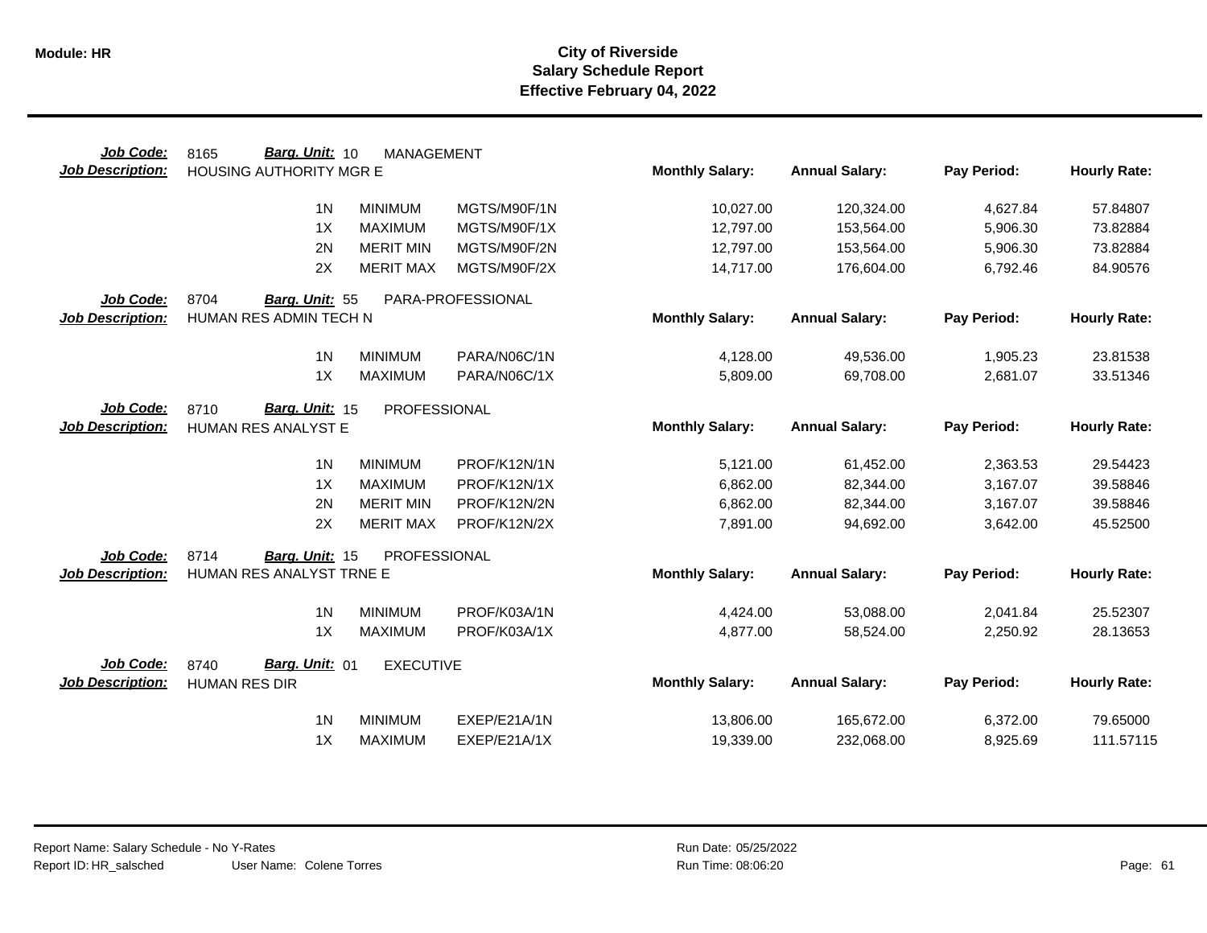**Module: HR**

# City of Riverside
## Salary Schedule Report
### Effective February 04, 2022

**Job Code:** 8165 **Barg. Unit:** 10 MANAGEMENT
**Job Description:** HOUSING AUTHORITY MGR E

| | | | Monthly Salary: | Annual Salary: | Pay Period: | Hourly Rate: |
|---|---|---|---|---|---|---|
| 1N | MINIMUM | MGTS/M90F/1N | 10,027.00 | 120,324.00 | 4,627.84 | 57.84807 |
| 1X | MAXIMUM | MGTS/M90F/1X | 12,797.00 | 153,564.00 | 5,906.30 | 73.82884 |
| 2N | MERIT MIN | MGTS/M90F/2N | 12,797.00 | 153,564.00 | 5,906.30 | 73.82884 |
| 2X | MERIT MAX | MGTS/M90F/2X | 14,717.00 | 176,604.00 | 6,792.46 | 84.90576 |

**Job Code:** 8704 **Barg. Unit:** 55 PARA-PROFESSIONAL
**Job Description:** HUMAN RES ADMIN TECH N

| | | | Monthly Salary: | Annual Salary: | Pay Period: | Hourly Rate: |
|---|---|---|---|---|---|---|
| 1N | MINIMUM | PARA/N06C/1N | 4,128.00 | 49,536.00 | 1,905.23 | 23.81538 |
| 1X | MAXIMUM | PARA/N06C/1X | 5,809.00 | 69,708.00 | 2,681.07 | 33.51346 |

**Job Code:** 8710 **Barg. Unit:** 15 PROFESSIONAL
**Job Description:** HUMAN RES ANALYST E

| | | | Monthly Salary: | Annual Salary: | Pay Period: | Hourly Rate: |
|---|---|---|---|---|---|---|
| 1N | MINIMUM | PROF/K12N/1N | 5,121.00 | 61,452.00 | 2,363.53 | 29.54423 |
| 1X | MAXIMUM | PROF/K12N/1X | 6,862.00 | 82,344.00 | 3,167.07 | 39.58846 |
| 2N | MERIT MIN | PROF/K12N/2N | 6,862.00 | 82,344.00 | 3,167.07 | 39.58846 |
| 2X | MERIT MAX | PROF/K12N/2X | 7,891.00 | 94,692.00 | 3,642.00 | 45.52500 |

**Job Code:** 8714 **Barg. Unit:** 15 PROFESSIONAL
**Job Description:** HUMAN RES ANALYST TRNE E

| | | | Monthly Salary: | Annual Salary: | Pay Period: | Hourly Rate: |
|---|---|---|---|---|---|---|
| 1N | MINIMUM | PROF/K03A/1N | 4,424.00 | 53,088.00 | 2,041.84 | 25.52307 |
| 1X | MAXIMUM | PROF/K03A/1X | 4,877.00 | 58,524.00 | 2,250.92 | 28.13653 |

**Job Code:** 8740 **Barg. Unit:** 01 EXECUTIVE
**Job Description:** HUMAN RES DIR

| | | | Monthly Salary: | Annual Salary: | Pay Period: | Hourly Rate: |
|---|---|---|---|---|---|---|
| 1N | MINIMUM | EXEP/E21A/1N | 13,806.00 | 165,672.00 | 6,372.00 | 79.65000 |
| 1X | MAXIMUM | EXEP/E21A/1X | 19,339.00 | 232,068.00 | 8,925.69 | 111.57115 |

Report Name: Salary Schedule - No Y-Rates
Report ID: HR_salsched User Name: Colene Torres
Run Date: 05/25/2022
Run Time: 08:06:20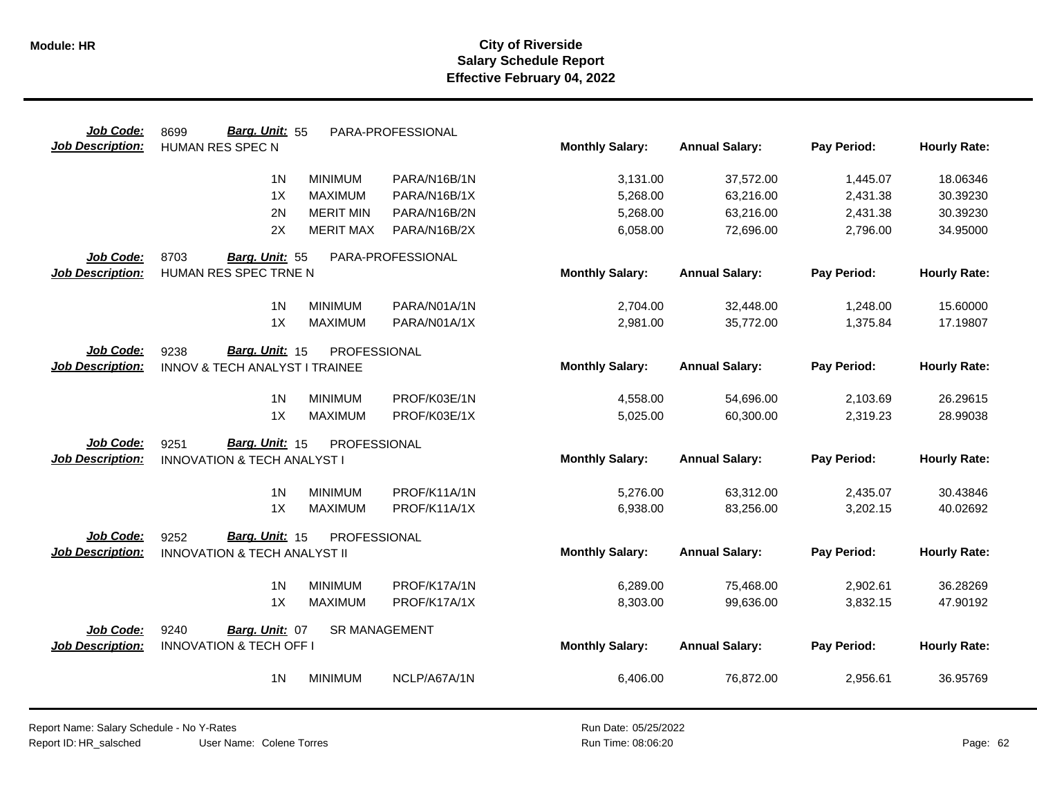**Module: HR**

# City of Riverside
## Salary Schedule Report
### Effective February 04, 2022

**Job Code:** 8699 **Barg. Unit:** 55 PARA-PROFESSIONAL
**Job Description:** HUMAN RES SPEC N

| | | | Monthly Salary: | Annual Salary: | Pay Period: | Hourly Rate: |
|---|---|---|---|---|---|---|
| 1N | MINIMUM | PARA/N16B/1N | 3,131.00 | 37,572.00 | 1,445.07 | 18.06346 |
| 1X | MAXIMUM | PARA/N16B/1X | 5,268.00 | 63,216.00 | 2,431.38 | 30.39230 |
| 2N | MERIT MIN | PARA/N16B/2N | 5,268.00 | 63,216.00 | 2,431.38 | 30.39230 |
| 2X | MERIT MAX | PARA/N16B/2X | 6,058.00 | 72,696.00 | 2,796.00 | 34.95000 |

**Job Code:** 8703 **Barg. Unit:** 55 PARA-PROFESSIONAL
**Job Description:** HUMAN RES SPEC TRNE N

| | | | Monthly Salary: | Annual Salary: | Pay Period: | Hourly Rate: |
|---|---|---|---|---|---|---|
| 1N | MINIMUM | PARA/N01A/1N | 2,704.00 | 32,448.00 | 1,248.00 | 15.60000 |
| 1X | MAXIMUM | PARA/N01A/1X | 2,981.00 | 35,772.00 | 1,375.84 | 17.19807 |

**Job Code:** 9238 **Barg. Unit:** 15 PROFESSIONAL
**Job Description:** INNOV & TECH ANALYST I TRAINEE

| | | | Monthly Salary: | Annual Salary: | Pay Period: | Hourly Rate: |
|---|---|---|---|---|---|---|
| 1N | MINIMUM | PROF/K03E/1N | 4,558.00 | 54,696.00 | 2,103.69 | 26.29615 |
| 1X | MAXIMUM | PROF/K03E/1X | 5,025.00 | 60,300.00 | 2,319.23 | 28.99038 |

**Job Code:** 9251 **Barg. Unit:** 15 PROFESSIONAL
**Job Description:** INNOVATION & TECH ANALYST I

| | | | Monthly Salary: | Annual Salary: | Pay Period: | Hourly Rate: |
|---|---|---|---|---|---|---|
| 1N | MINIMUM | PROF/K11A/1N | 5,276.00 | 63,312.00 | 2,435.07 | 30.43846 |
| 1X | MAXIMUM | PROF/K11A/1X | 6,938.00 | 83,256.00 | 3,202.15 | 40.02692 |

**Job Code:** 9252 **Barg. Unit:** 15 PROFESSIONAL
**Job Description:** INNOVATION & TECH ANALYST II

| | | | Monthly Salary: | Annual Salary: | Pay Period: | Hourly Rate: |
|---|---|---|---|---|---|---|
| 1N | MINIMUM | PROF/K17A/1N | 6,289.00 | 75,468.00 | 2,902.61 | 36.28269 |
| 1X | MAXIMUM | PROF/K17A/1X | 8,303.00 | 99,636.00 | 3,832.15 | 47.90192 |

**Job Code:** 9240 **Barg. Unit:** 07 SR MANAGEMENT
**Job Description:** INNOVATION & TECH OFF I

| | | | Monthly Salary: | Annual Salary: | Pay Period: | Hourly Rate: |
|---|---|---|---|---|---|---|
| 1N | MINIMUM | NCLP/A67A/1N | 6,406.00 | 76,872.00 | 2,956.61 | 36.95769 |

Report Name: Salary Schedule - No Y-Rates
Report ID: HR_salsched User Name: Colene Torres
Run Date: 05/25/2022
Run Time: 08:06:20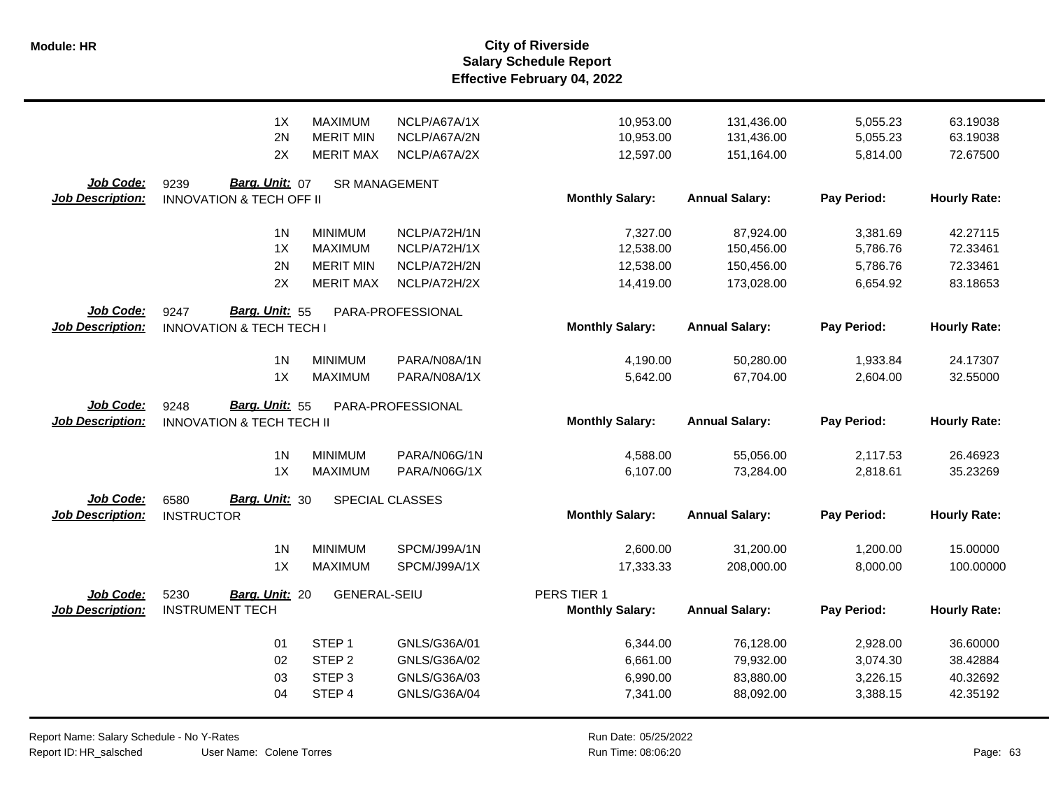| | | | | Monthly Salary: | Annual Salary: | Pay Period: | Hourly Rate: |
|---|---|---|---|---|---|---|---|
| | 1X | MAXIMUM | NCLP/A67A/1X | 10,953.00 | 131,436.00 | 5,055.23 | 63.19038 |
| | 2N | MERIT MIN | NCLP/A67A/2N | 10,953.00 | 131,436.00 | 5,055.23 | 63.19038 |
| | 2X | MERIT MAX | NCLP/A67A/2X | 12,597.00 | 151,164.00 | 5,814.00 | 72.67500 |

**Job Code:** 9239 **Barg. Unit:** 07 SR MANAGEMENT
**Job Description:** INNOVATION & TECH OFF II

| | | | Monthly Salary: | Annual Salary: | Pay Period: | Hourly Rate: |
|---|---|---|---|---|---|---|
| 1N | MINIMUM | NCLP/A72H/1N | 7,327.00 | 87,924.00 | 3,381.69 | 42.27115 |
| 1X | MAXIMUM | NCLP/A72H/1X | 12,538.00 | 150,456.00 | 5,786.76 | 72.33461 |
| 2N | MERIT MIN | NCLP/A72H/2N | 12,538.00 | 150,456.00 | 5,786.76 | 72.33461 |
| 2X | MERIT MAX | NCLP/A72H/2X | 14,419.00 | 173,028.00 | 6,654.92 | 83.18653 |

**Job Code:** 9247 **Barg. Unit:** 55 PARA-PROFESSIONAL
**Job Description:** INNOVATION & TECH TECH I

| | | | Monthly Salary: | Annual Salary: | Pay Period: | Hourly Rate: |
|---|---|---|---|---|---|---|
| 1N | MINIMUM | PARA/N08A/1N | 4,190.00 | 50,280.00 | 1,933.84 | 24.17307 |
| 1X | MAXIMUM | PARA/N08A/1X | 5,642.00 | 67,704.00 | 2,604.00 | 32.55000 |

**Job Code:** 9248 **Barg. Unit:** 55 PARA-PROFESSIONAL
**Job Description:** INNOVATION & TECH TECH II

| | | | Monthly Salary: | Annual Salary: | Pay Period: | Hourly Rate: |
|---|---|---|---|---|---|---|
| 1N | MINIMUM | PARA/N06G/1N | 4,588.00 | 55,056.00 | 2,117.53 | 26.46923 |
| 1X | MAXIMUM | PARA/N06G/1X | 6,107.00 | 73,284.00 | 2,818.61 | 35.23269 |

**Job Code:** 6580 **Barg. Unit:** 30 SPECIAL CLASSES
**Job Description:** INSTRUCTOR

| | | | Monthly Salary: | Annual Salary: | Pay Period: | Hourly Rate: |
|---|---|---|---|---|---|---|
| 1N | MINIMUM | SPCM/J99A/1N | 2,600.00 | 31,200.00 | 1,200.00 | 15.00000 |
| 1X | MAXIMUM | SPCM/J99A/1X | 17,333.33 | 208,000.00 | 8,000.00 | 100.00000 |

**Job Code:** 5230 **Barg. Unit:** 20 GENERAL-SEIU PERS TIER 1
**Job Description:** INSTRUMENT TECH

| | | | Monthly Salary: | Annual Salary: | Pay Period: | Hourly Rate: |
|---|---|---|---|---|---|---|
| 01 | STEP 1 | GNLS/G36A/01 | 6,344.00 | 76,128.00 | 2,928.00 | 36.60000 |
| 02 | STEP 2 | GNLS/G36A/02 | 6,661.00 | 79,932.00 | 3,074.30 | 38.42884 |
| 03 | STEP 3 | GNLS/G36A/03 | 6,990.00 | 83,880.00 | 3,226.15 | 40.32692 |
| 04 | STEP 4 | GNLS/G36A/04 | 7,341.00 | 88,092.00 | 3,388.15 | 42.35192 |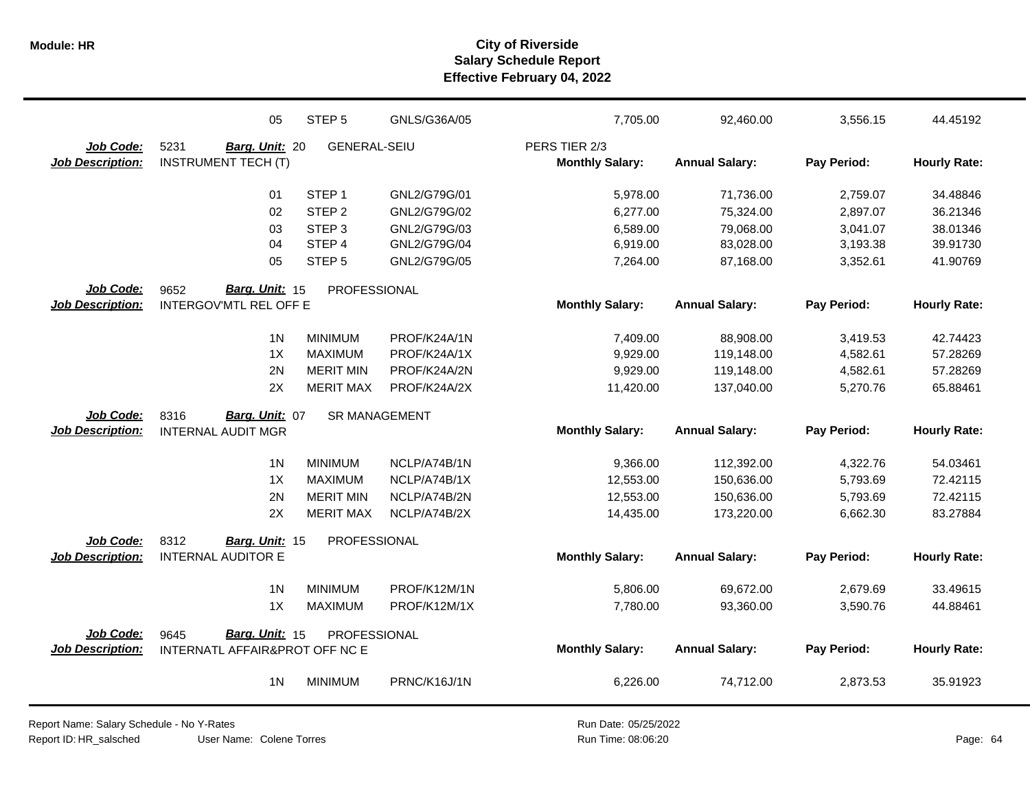| | | | | Monthly Salary | Annual Salary | Pay Period | Hourly Rate |
|---|---|---|---|---|---|---|---|
| | 05 | STEP 5 | GNLS/G36A/05 | 7,705.00 | 92,460.00 | 3,556.15 | 44.45192 |

**Job Code:** 5231 **Barg. Unit:** 20 GENERAL-SEIU PERS TIER 2/3
**Job Description:** INSTRUMENT TECH (T)

| | | | Monthly Salary: | Annual Salary: | Pay Period: | Hourly Rate: |
|---|---|---|---|---|---|---|
| 01 | STEP 1 | GNL2/G79G/01 | 5,978.00 | 71,736.00 | 2,759.07 | 34.48846 |
| 02 | STEP 2 | GNL2/G79G/02 | 6,277.00 | 75,324.00 | 2,897.07 | 36.21346 |
| 03 | STEP 3 | GNL2/G79G/03 | 6,589.00 | 79,068.00 | 3,041.07 | 38.01346 |
| 04 | STEP 4 | GNL2/G79G/04 | 6,919.00 | 83,028.00 | 3,193.38 | 39.91730 |
| 05 | STEP 5 | GNL2/G79G/05 | 7,264.00 | 87,168.00 | 3,352.61 | 41.90769 |

**Job Code:** 9652 **Barg. Unit:** 15 PROFESSIONAL
**Job Description:** INTERGOV'MTL REL OFF E

| | | | Monthly Salary: | Annual Salary: | Pay Period: | Hourly Rate: |
|---|---|---|---|---|---|---|
| 1N | MINIMUM | PROF/K24A/1N | 7,409.00 | 88,908.00 | 3,419.53 | 42.74423 |
| 1X | MAXIMUM | PROF/K24A/1X | 9,929.00 | 119,148.00 | 4,582.61 | 57.28269 |
| 2N | MERIT MIN | PROF/K24A/2N | 9,929.00 | 119,148.00 | 4,582.61 | 57.28269 |
| 2X | MERIT MAX | PROF/K24A/2X | 11,420.00 | 137,040.00 | 5,270.76 | 65.88461 |

**Job Code:** 8316 **Barg. Unit:** 07 SR MANAGEMENT
**Job Description:** INTERNAL AUDIT MGR

| | | | Monthly Salary: | Annual Salary: | Pay Period: | Hourly Rate: |
|---|---|---|---|---|---|---|
| 1N | MINIMUM | NCLP/A74B/1N | 9,366.00 | 112,392.00 | 4,322.76 | 54.03461 |
| 1X | MAXIMUM | NCLP/A74B/1X | 12,553.00 | 150,636.00 | 5,793.69 | 72.42115 |
| 2N | MERIT MIN | NCLP/A74B/2N | 12,553.00 | 150,636.00 | 5,793.69 | 72.42115 |
| 2X | MERIT MAX | NCLP/A74B/2X | 14,435.00 | 173,220.00 | 6,662.30 | 83.27884 |

**Job Code:** 8312 **Barg. Unit:** 15 PROFESSIONAL
**Job Description:** INTERNAL AUDITOR E

| | | | Monthly Salary: | Annual Salary: | Pay Period: | Hourly Rate: |
|---|---|---|---|---|---|---|
| 1N | MINIMUM | PROF/K12M/1N | 5,806.00 | 69,672.00 | 2,679.69 | 33.49615 |
| 1X | MAXIMUM | PROF/K12M/1X | 7,780.00 | 93,360.00 | 3,590.76 | 44.88461 |

**Job Code:** 9645 **Barg. Unit:** 15 PROFESSIONAL
**Job Description:** INTERNATL AFFAIR&PROT OFF NC E

| | | | Monthly Salary: | Annual Salary: | Pay Period: | Hourly Rate: |
|---|---|---|---|---|---|---|
| 1N | MINIMUM | PRNC/K16J/1N | 6,226.00 | 74,712.00 | 2,873.53 | 35.91923 |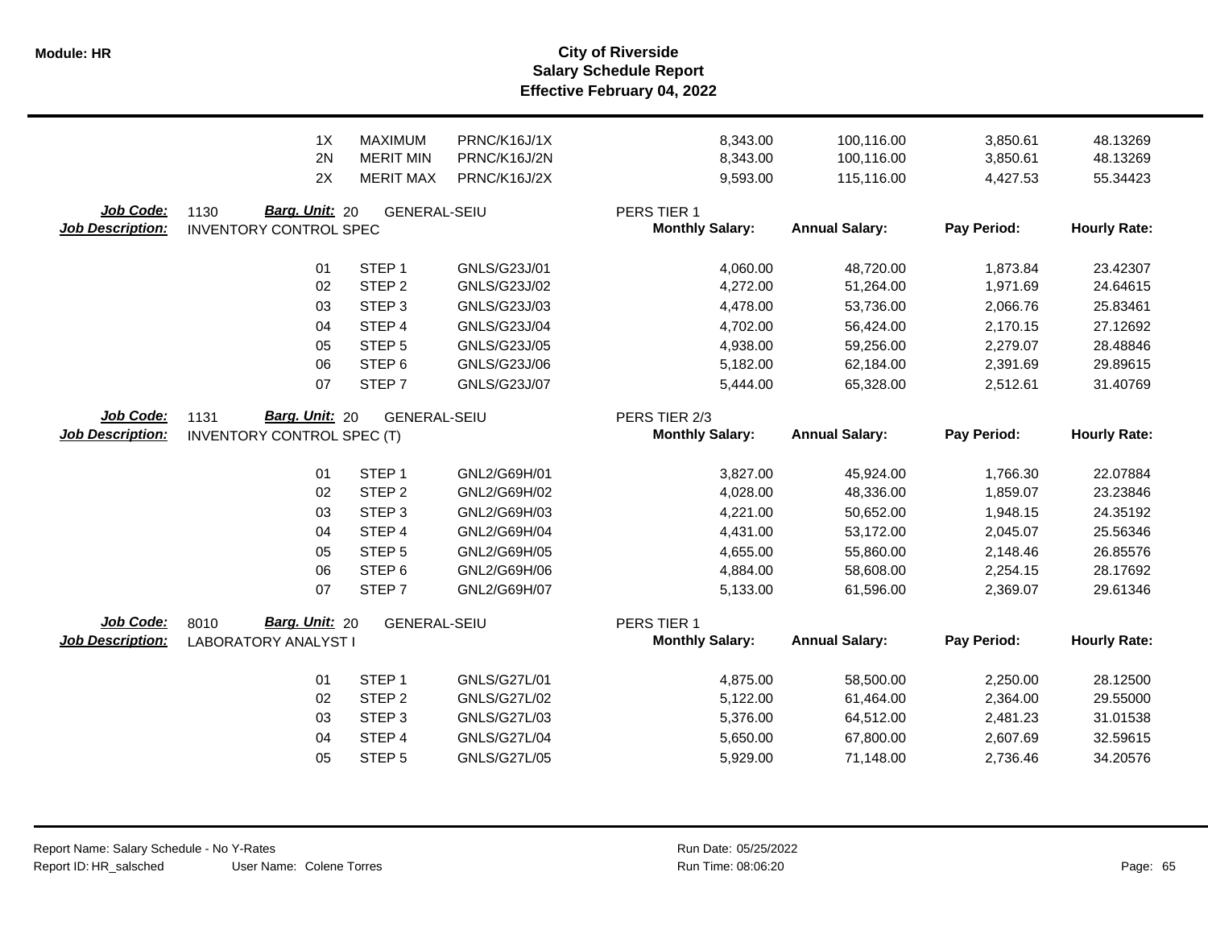# City of Riverside
## Salary Schedule Report
### Effective February 04, 2022

| | Step | Step Name | Code | Monthly Salary | Annual Salary | Pay Period | Hourly Rate |
|---|---|---|---|---|---|---|---|
| | 1X | MAXIMUM | PRNC/K16J/1X | 8,343.00 | 100,116.00 | 3,850.61 | 48.13269 |
| | 2N | MERIT MIN | PRNC/K16J/2N | 8,343.00 | 100,116.00 | 3,850.61 | 48.13269 |
| | 2X | MERIT MAX | PRNC/K16J/2X | 9,593.00 | 115,116.00 | 4,427.53 | 55.34423 |

**Job Code:** 1130 **Barg. Unit:** 20 GENERAL-SEIU PERS TIER 1
**Job Description:** INVENTORY CONTROL SPEC

| Step | Step Name | Code | Monthly Salary: | Annual Salary: | Pay Period: | Hourly Rate: |
|---|---|---|---|---|---|---|
| 01 | STEP 1 | GNLS/G23J/01 | 4,060.00 | 48,720.00 | 1,873.84 | 23.42307 |
| 02 | STEP 2 | GNLS/G23J/02 | 4,272.00 | 51,264.00 | 1,971.69 | 24.64615 |
| 03 | STEP 3 | GNLS/G23J/03 | 4,478.00 | 53,736.00 | 2,066.76 | 25.83461 |
| 04 | STEP 4 | GNLS/G23J/04 | 4,702.00 | 56,424.00 | 2,170.15 | 27.12692 |
| 05 | STEP 5 | GNLS/G23J/05 | 4,938.00 | 59,256.00 | 2,279.07 | 28.48846 |
| 06 | STEP 6 | GNLS/G23J/06 | 5,182.00 | 62,184.00 | 2,391.69 | 29.89615 |
| 07 | STEP 7 | GNLS/G23J/07 | 5,444.00 | 65,328.00 | 2,512.61 | 31.40769 |

**Job Code:** 1131 **Barg. Unit:** 20 GENERAL-SEIU PERS TIER 2/3
**Job Description:** INVENTORY CONTROL SPEC (T)

| Step | Step Name | Code | Monthly Salary: | Annual Salary: | Pay Period: | Hourly Rate: |
|---|---|---|---|---|---|---|
| 01 | STEP 1 | GNL2/G69H/01 | 3,827.00 | 45,924.00 | 1,766.30 | 22.07884 |
| 02 | STEP 2 | GNL2/G69H/02 | 4,028.00 | 48,336.00 | 1,859.07 | 23.23846 |
| 03 | STEP 3 | GNL2/G69H/03 | 4,221.00 | 50,652.00 | 1,948.15 | 24.35192 |
| 04 | STEP 4 | GNL2/G69H/04 | 4,431.00 | 53,172.00 | 2,045.07 | 25.56346 |
| 05 | STEP 5 | GNL2/G69H/05 | 4,655.00 | 55,860.00 | 2,148.46 | 26.85576 |
| 06 | STEP 6 | GNL2/G69H/06 | 4,884.00 | 58,608.00 | 2,254.15 | 28.17692 |
| 07 | STEP 7 | GNL2/G69H/07 | 5,133.00 | 61,596.00 | 2,369.07 | 29.61346 |

**Job Code:** 8010 **Barg. Unit:** 20 GENERAL-SEIU PERS TIER 1
**Job Description:** LABORATORY ANALYST I

| Step | Step Name | Code | Monthly Salary: | Annual Salary: | Pay Period: | Hourly Rate: |
|---|---|---|---|---|---|---|
| 01 | STEP 1 | GNLS/G27L/01 | 4,875.00 | 58,500.00 | 2,250.00 | 28.12500 |
| 02 | STEP 2 | GNLS/G27L/02 | 5,122.00 | 61,464.00 | 2,364.00 | 29.55000 |
| 03 | STEP 3 | GNLS/G27L/03 | 5,376.00 | 64,512.00 | 2,481.23 | 31.01538 |
| 04 | STEP 4 | GNLS/G27L/04 | 5,650.00 | 67,800.00 | 2,607.69 | 32.59615 |
| 05 | STEP 5 | GNLS/G27L/05 | 5,929.00 | 71,148.00 | 2,736.46 | 34.20576 |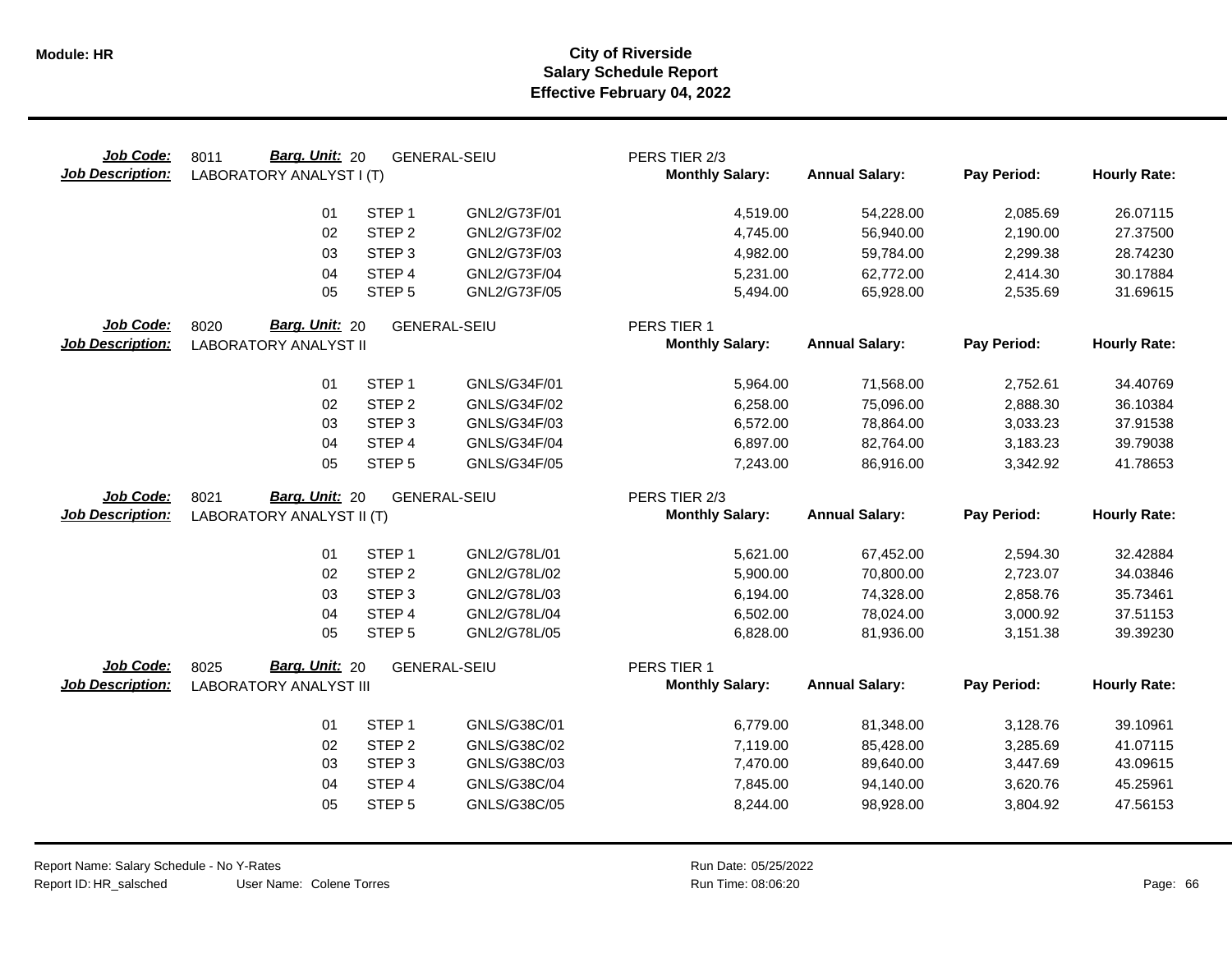# City of Riverside
## Salary Schedule Report
### Effective February 04, 2022

**Job Code:** 8011 **Barg. Unit:** 20 GENERAL-SEIU PERS TIER 2/3
**Job Description:** LABORATORY ANALYST I (T)

| | | | Monthly Salary: | Annual Salary: | Pay Period: | Hourly Rate: |
|---|---|---|---|---|---|---|
| 01 | STEP 1 | GNL2/G73F/01 | 4,519.00 | 54,228.00 | 2,085.69 | 26.07115 |
| 02 | STEP 2 | GNL2/G73F/02 | 4,745.00 | 56,940.00 | 2,190.00 | 27.37500 |
| 03 | STEP 3 | GNL2/G73F/03 | 4,982.00 | 59,784.00 | 2,299.38 | 28.74230 |
| 04 | STEP 4 | GNL2/G73F/04 | 5,231.00 | 62,772.00 | 2,414.30 | 30.17884 |
| 05 | STEP 5 | GNL2/G73F/05 | 5,494.00 | 65,928.00 | 2,535.69 | 31.69615 |

**Job Code:** 8020 **Barg. Unit:** 20 GENERAL-SEIU PERS TIER 1
**Job Description:** LABORATORY ANALYST II

| | | | Monthly Salary: | Annual Salary: | Pay Period: | Hourly Rate: |
|---|---|---|---|---|---|---|
| 01 | STEP 1 | GNLS/G34F/01 | 5,964.00 | 71,568.00 | 2,752.61 | 34.40769 |
| 02 | STEP 2 | GNLS/G34F/02 | 6,258.00 | 75,096.00 | 2,888.30 | 36.10384 |
| 03 | STEP 3 | GNLS/G34F/03 | 6,572.00 | 78,864.00 | 3,033.23 | 37.91538 |
| 04 | STEP 4 | GNLS/G34F/04 | 6,897.00 | 82,764.00 | 3,183.23 | 39.79038 |
| 05 | STEP 5 | GNLS/G34F/05 | 7,243.00 | 86,916.00 | 3,342.92 | 41.78653 |

**Job Code:** 8021 **Barg. Unit:** 20 GENERAL-SEIU PERS TIER 2/3
**Job Description:** LABORATORY ANALYST II (T)

| | | | Monthly Salary: | Annual Salary: | Pay Period: | Hourly Rate: |
|---|---|---|---|---|---|---|
| 01 | STEP 1 | GNL2/G78L/01 | 5,621.00 | 67,452.00 | 2,594.30 | 32.42884 |
| 02 | STEP 2 | GNL2/G78L/02 | 5,900.00 | 70,800.00 | 2,723.07 | 34.03846 |
| 03 | STEP 3 | GNL2/G78L/03 | 6,194.00 | 74,328.00 | 2,858.76 | 35.73461 |
| 04 | STEP 4 | GNL2/G78L/04 | 6,502.00 | 78,024.00 | 3,000.92 | 37.51153 |
| 05 | STEP 5 | GNL2/G78L/05 | 6,828.00 | 81,936.00 | 3,151.38 | 39.39230 |

**Job Code:** 8025 **Barg. Unit:** 20 GENERAL-SEIU PERS TIER 1
**Job Description:** LABORATORY ANALYST III

| | | | Monthly Salary: | Annual Salary: | Pay Period: | Hourly Rate: |
|---|---|---|---|---|---|---|
| 01 | STEP 1 | GNLS/G38C/01 | 6,779.00 | 81,348.00 | 3,128.76 | 39.10961 |
| 02 | STEP 2 | GNLS/G38C/02 | 7,119.00 | 85,428.00 | 3,285.69 | 41.07115 |
| 03 | STEP 3 | GNLS/G38C/03 | 7,470.00 | 89,640.00 | 3,447.69 | 43.09615 |
| 04 | STEP 4 | GNLS/G38C/04 | 7,845.00 | 94,140.00 | 3,620.76 | 45.25961 |
| 05 | STEP 5 | GNLS/G38C/05 | 8,244.00 | 98,928.00 | 3,804.92 | 47.56153 |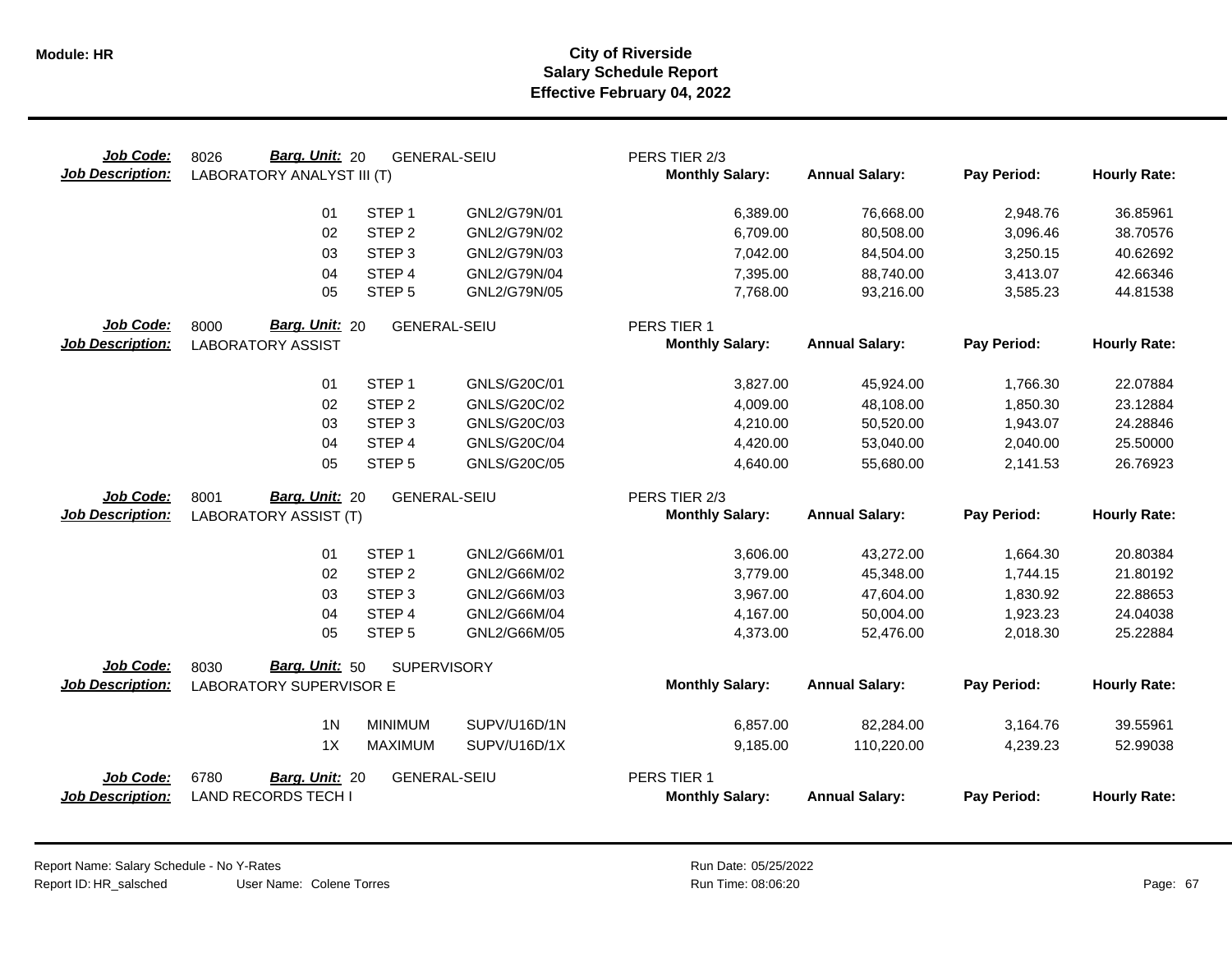**Module: HR**

# City of Riverside
## Salary Schedule Report
### Effective February 04, 2022

**Job Code:** 8026 **Barg. Unit:** 20 GENERAL-SEIU PERS TIER 2/3
**Job Description:** LABORATORY ANALYST III (T)

| | | | Monthly Salary: | Annual Salary: | Pay Period: | Hourly Rate: |
|---|---|---|---|---|---|---|
| 01 | STEP 1 | GNL2/G79N/01 | 6,389.00 | 76,668.00 | 2,948.76 | 36.85961 |
| 02 | STEP 2 | GNL2/G79N/02 | 6,709.00 | 80,508.00 | 3,096.46 | 38.70576 |
| 03 | STEP 3 | GNL2/G79N/03 | 7,042.00 | 84,504.00 | 3,250.15 | 40.62692 |
| 04 | STEP 4 | GNL2/G79N/04 | 7,395.00 | 88,740.00 | 3,413.07 | 42.66346 |
| 05 | STEP 5 | GNL2/G79N/05 | 7,768.00 | 93,216.00 | 3,585.23 | 44.81538 |

**Job Code:** 8000 **Barg. Unit:** 20 GENERAL-SEIU PERS TIER 1
**Job Description:** LABORATORY ASSIST

| | | | Monthly Salary: | Annual Salary: | Pay Period: | Hourly Rate: |
|---|---|---|---|---|---|---|
| 01 | STEP 1 | GNLS/G20C/01 | 3,827.00 | 45,924.00 | 1,766.30 | 22.07884 |
| 02 | STEP 2 | GNLS/G20C/02 | 4,009.00 | 48,108.00 | 1,850.30 | 23.12884 |
| 03 | STEP 3 | GNLS/G20C/03 | 4,210.00 | 50,520.00 | 1,943.07 | 24.28846 |
| 04 | STEP 4 | GNLS/G20C/04 | 4,420.00 | 53,040.00 | 2,040.00 | 25.50000 |
| 05 | STEP 5 | GNLS/G20C/05 | 4,640.00 | 55,680.00 | 2,141.53 | 26.76923 |

**Job Code:** 8001 **Barg. Unit:** 20 GENERAL-SEIU PERS TIER 2/3
**Job Description:** LABORATORY ASSIST (T)

| | | | Monthly Salary: | Annual Salary: | Pay Period: | Hourly Rate: |
|---|---|---|---|---|---|---|
| 01 | STEP 1 | GNL2/G66M/01 | 3,606.00 | 43,272.00 | 1,664.30 | 20.80384 |
| 02 | STEP 2 | GNL2/G66M/02 | 3,779.00 | 45,348.00 | 1,744.15 | 21.80192 |
| 03 | STEP 3 | GNL2/G66M/03 | 3,967.00 | 47,604.00 | 1,830.92 | 22.88653 |
| 04 | STEP 4 | GNL2/G66M/04 | 4,167.00 | 50,004.00 | 1,923.23 | 24.04038 |
| 05 | STEP 5 | GNL2/G66M/05 | 4,373.00 | 52,476.00 | 2,018.30 | 25.22884 |

**Job Code:** 8030 **Barg. Unit:** 50 SUPERVISORY
**Job Description:** LABORATORY SUPERVISOR E

| | | | Monthly Salary: | Annual Salary: | Pay Period: | Hourly Rate: |
|---|---|---|---|---|---|---|
| 1N | MINIMUM | SUPV/U16D/1N | 6,857.00 | 82,284.00 | 3,164.76 | 39.55961 |
| 1X | MAXIMUM | SUPV/U16D/1X | 9,185.00 | 110,220.00 | 4,239.23 | 52.99038 |

**Job Code:** 6780 **Barg. Unit:** 20 GENERAL-SEIU PERS TIER 1
**Job Description:** LAND RECORDS TECH I

| | | | Monthly Salary: | Annual Salary: | Pay Period: | Hourly Rate: |
|---|---|---|---|---|---|---|

Report Name: Salary Schedule - No Y-Rates
Report ID: HR_salsched User Name: Colene Torres
Run Date: 05/25/2022
Run Time: 08:06:20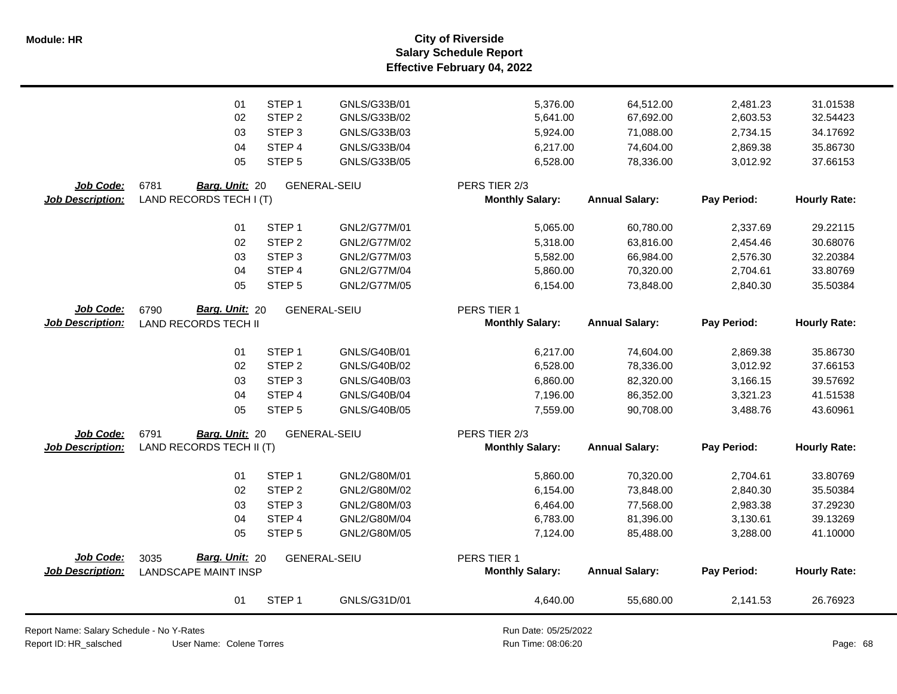| | | | | | | | |
|---|---|---|---|---|---|---|---|
| | 01 | STEP 1 | GNLS/G33B/01 | 5,376.00 | 64,512.00 | 2,481.23 | 31.01538 |
| | 02 | STEP 2 | GNLS/G33B/02 | 5,641.00 | 67,692.00 | 2,603.53 | 32.54423 |
| | 03 | STEP 3 | GNLS/G33B/03 | 5,924.00 | 71,088.00 | 2,734.15 | 34.17692 |
| | 04 | STEP 4 | GNLS/G33B/04 | 6,217.00 | 74,604.00 | 2,869.38 | 35.86730 |
| | 05 | STEP 5 | GNLS/G33B/05 | 6,528.00 | 78,336.00 | 3,012.92 | 37.66153 |

**Job Code:** 6781 **Barg. Unit:** 20 GENERAL-SEIU PERS TIER 2/3
**Job Description:** LAND RECORDS TECH I (T)

| | | | Monthly Salary: | Annual Salary: | Pay Period: | Hourly Rate: |
|---|---|---|---|---|---|---|
| 01 | STEP 1 | GNL2/G77M/01 | 5,065.00 | 60,780.00 | 2,337.69 | 29.22115 |
| 02 | STEP 2 | GNL2/G77M/02 | 5,318.00 | 63,816.00 | 2,454.46 | 30.68076 |
| 03 | STEP 3 | GNL2/G77M/03 | 5,582.00 | 66,984.00 | 2,576.30 | 32.20384 |
| 04 | STEP 4 | GNL2/G77M/04 | 5,860.00 | 70,320.00 | 2,704.61 | 33.80769 |
| 05 | STEP 5 | GNL2/G77M/05 | 6,154.00 | 73,848.00 | 2,840.30 | 35.50384 |

**Job Code:** 6790 **Barg. Unit:** 20 GENERAL-SEIU PERS TIER 1
**Job Description:** LAND RECORDS TECH II

| | | | Monthly Salary: | Annual Salary: | Pay Period: | Hourly Rate: |
|---|---|---|---|---|---|---|
| 01 | STEP 1 | GNLS/G40B/01 | 6,217.00 | 74,604.00 | 2,869.38 | 35.86730 |
| 02 | STEP 2 | GNLS/G40B/02 | 6,528.00 | 78,336.00 | 3,012.92 | 37.66153 |
| 03 | STEP 3 | GNLS/G40B/03 | 6,860.00 | 82,320.00 | 3,166.15 | 39.57692 |
| 04 | STEP 4 | GNLS/G40B/04 | 7,196.00 | 86,352.00 | 3,321.23 | 41.51538 |
| 05 | STEP 5 | GNLS/G40B/05 | 7,559.00 | 90,708.00 | 3,488.76 | 43.60961 |

**Job Code:** 6791 **Barg. Unit:** 20 GENERAL-SEIU PERS TIER 2/3
**Job Description:** LAND RECORDS TECH II (T)

| | | | Monthly Salary: | Annual Salary: | Pay Period: | Hourly Rate: |
|---|---|---|---|---|---|---|
| 01 | STEP 1 | GNL2/G80M/01 | 5,860.00 | 70,320.00 | 2,704.61 | 33.80769 |
| 02 | STEP 2 | GNL2/G80M/02 | 6,154.00 | 73,848.00 | 2,840.30 | 35.50384 |
| 03 | STEP 3 | GNL2/G80M/03 | 6,464.00 | 77,568.00 | 2,983.38 | 37.29230 |
| 04 | STEP 4 | GNL2/G80M/04 | 6,783.00 | 81,396.00 | 3,130.61 | 39.13269 |
| 05 | STEP 5 | GNL2/G80M/05 | 7,124.00 | 85,488.00 | 3,288.00 | 41.10000 |

**Job Code:** 3035 **Barg. Unit:** 20 GENERAL-SEIU PERS TIER 1
**Job Description:** LANDSCAPE MAINT INSP

| | | | Monthly Salary: | Annual Salary: | Pay Period: | Hourly Rate: |
|---|---|---|---|---|---|---|
| 01 | STEP 1 | GNLS/G31D/01 | 4,640.00 | 55,680.00 | 2,141.53 | 26.76923 |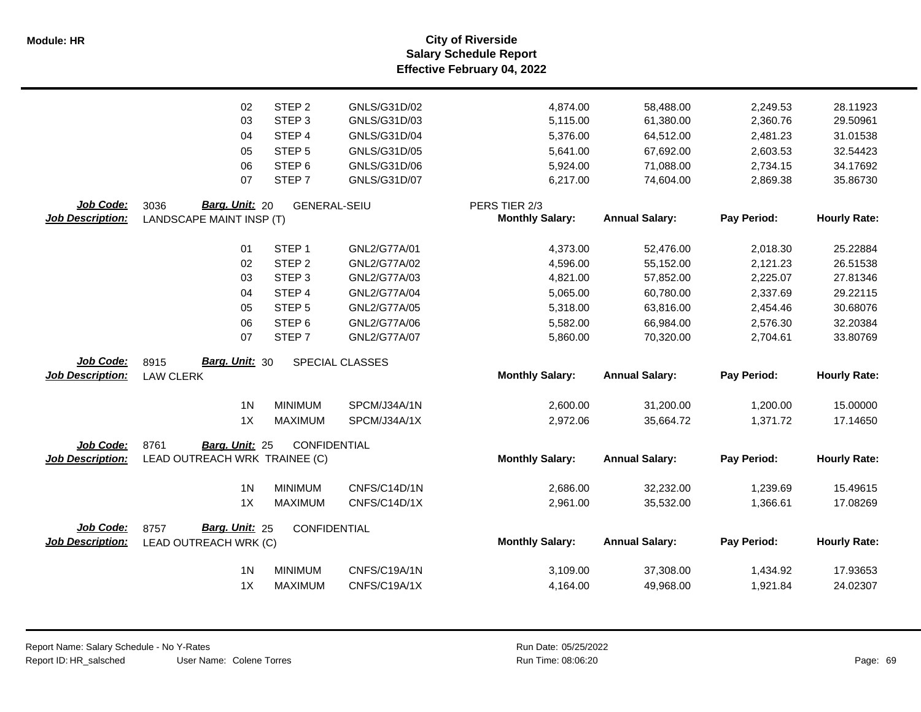| | | | | | | | |
|---|---|---|---|---|---|---|---|
| 02 | STEP 2 | GNLS/G31D/02 | | 4,874.00 | 58,488.00 | 2,249.53 | 28.11923 |
| 03 | STEP 3 | GNLS/G31D/03 | | 5,115.00 | 61,380.00 | 2,360.76 | 29.50961 |
| 04 | STEP 4 | GNLS/G31D/04 | | 5,376.00 | 64,512.00 | 2,481.23 | 31.01538 |
| 05 | STEP 5 | GNLS/G31D/05 | | 5,641.00 | 67,692.00 | 2,603.53 | 32.54423 |
| 06 | STEP 6 | GNLS/G31D/06 | | 5,924.00 | 71,088.00 | 2,734.15 | 34.17692 |
| 07 | STEP 7 | GNLS/G31D/07 | | 6,217.00 | 74,604.00 | 2,869.38 | 35.86730 |

**Job Code:** 3036 **Barg. Unit:** 20 GENERAL-SEIU PERS TIER 2/3
**Job Description:** LANDSCAPE MAINT INSP (T)

| | | | Monthly Salary: | Annual Salary: | Pay Period: | Hourly Rate: |
|---|---|---|---|---|---|---|
| 01 | STEP 1 | GNL2/G77A/01 | 4,373.00 | 52,476.00 | 2,018.30 | 25.22884 |
| 02 | STEP 2 | GNL2/G77A/02 | 4,596.00 | 55,152.00 | 2,121.23 | 26.51538 |
| 03 | STEP 3 | GNL2/G77A/03 | 4,821.00 | 57,852.00 | 2,225.07 | 27.81346 |
| 04 | STEP 4 | GNL2/G77A/04 | 5,065.00 | 60,780.00 | 2,337.69 | 29.22115 |
| 05 | STEP 5 | GNL2/G77A/05 | 5,318.00 | 63,816.00 | 2,454.46 | 30.68076 |
| 06 | STEP 6 | GNL2/G77A/06 | 5,582.00 | 66,984.00 | 2,576.30 | 32.20384 |
| 07 | STEP 7 | GNL2/G77A/07 | 5,860.00 | 70,320.00 | 2,704.61 | 33.80769 |

**Job Code:** 8915 **Barg. Unit:** 30 SPECIAL CLASSES
**Job Description:** LAW CLERK

| | | | Monthly Salary: | Annual Salary: | Pay Period: | Hourly Rate: |
|---|---|---|---|---|---|---|
| 1N | MINIMUM | SPCM/J34A/1N | 2,600.00 | 31,200.00 | 1,200.00 | 15.00000 |
| 1X | MAXIMUM | SPCM/J34A/1X | 2,972.06 | 35,664.72 | 1,371.72 | 17.14650 |

**Job Code:** 8761 **Barg. Unit:** 25 CONFIDENTIAL
**Job Description:** LEAD OUTREACH WRK TRAINEE (C)

| | | | Monthly Salary: | Annual Salary: | Pay Period: | Hourly Rate: |
|---|---|---|---|---|---|---|
| 1N | MINIMUM | CNFS/C14D/1N | 2,686.00 | 32,232.00 | 1,239.69 | 15.49615 |
| 1X | MAXIMUM | CNFS/C14D/1X | 2,961.00 | 35,532.00 | 1,366.61 | 17.08269 |

**Job Code:** 8757 **Barg. Unit:** 25 CONFIDENTIAL
**Job Description:** LEAD OUTREACH WRK (C)

| | | | Monthly Salary: | Annual Salary: | Pay Period: | Hourly Rate: |
|---|---|---|---|---|---|---|
| 1N | MINIMUM | CNFS/C19A/1N | 3,109.00 | 37,308.00 | 1,434.92 | 17.93653 |
| 1X | MAXIMUM | CNFS/C19A/1X | 4,164.00 | 49,968.00 | 1,921.84 | 24.02307 |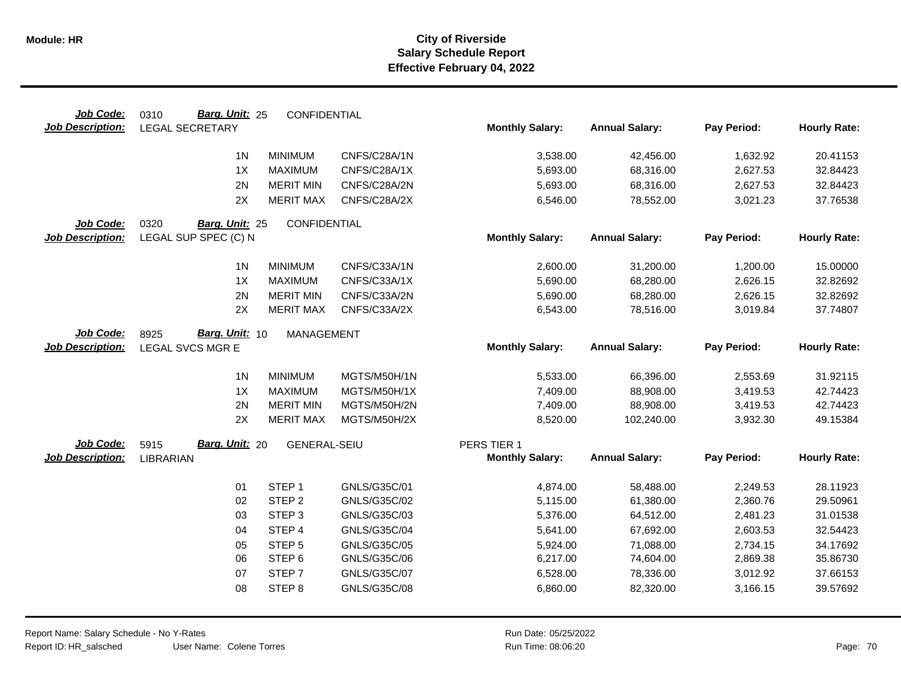# City of Riverside
## Salary Schedule Report
### Effective February 04, 2022

**Job Code:** 0310 **Barg. Unit:** 25 CONFIDENTIAL
**Job Description:** LEGAL SECRETARY

| | | | Monthly Salary: | Annual Salary: | Pay Period: | Hourly Rate: |
|---|---|---|---|---|---|---|
| 1N | MINIMUM | CNFS/C28A/1N | 3,538.00 | 42,456.00 | 1,632.92 | 20.41153 |
| 1X | MAXIMUM | CNFS/C28A/1X | 5,693.00 | 68,316.00 | 2,627.53 | 32.84423 |
| 2N | MERIT MIN | CNFS/C28A/2N | 5,693.00 | 68,316.00 | 2,627.53 | 32.84423 |
| 2X | MERIT MAX | CNFS/C28A/2X | 6,546.00 | 78,552.00 | 3,021.23 | 37.76538 |

**Job Code:** 0320 **Barg. Unit:** 25 CONFIDENTIAL
**Job Description:** LEGAL SUP SPEC (C) N

| | | | Monthly Salary: | Annual Salary: | Pay Period: | Hourly Rate: |
|---|---|---|---|---|---|---|
| 1N | MINIMUM | CNFS/C33A/1N | 2,600.00 | 31,200.00 | 1,200.00 | 15.00000 |
| 1X | MAXIMUM | CNFS/C33A/1X | 5,690.00 | 68,280.00 | 2,626.15 | 32.82692 |
| 2N | MERIT MIN | CNFS/C33A/2N | 5,690.00 | 68,280.00 | 2,626.15 | 32.82692 |
| 2X | MERIT MAX | CNFS/C33A/2X | 6,543.00 | 78,516.00 | 3,019.84 | 37.74807 |

**Job Code:** 8925 **Barg. Unit:** 10 MANAGEMENT
**Job Description:** LEGAL SVCS MGR E

| | | | Monthly Salary: | Annual Salary: | Pay Period: | Hourly Rate: |
|---|---|---|---|---|---|---|
| 1N | MINIMUM | MGTS/M50H/1N | 5,533.00 | 66,396.00 | 2,553.69 | 31.92115 |
| 1X | MAXIMUM | MGTS/M50H/1X | 7,409.00 | 88,908.00 | 3,419.53 | 42.74423 |
| 2N | MERIT MIN | MGTS/M50H/2N | 7,409.00 | 88,908.00 | 3,419.53 | 42.74423 |
| 2X | MERIT MAX | MGTS/M50H/2X | 8,520.00 | 102,240.00 | 3,932.30 | 49.15384 |

**Job Code:** 5915 **Barg. Unit:** 20 GENERAL-SEIU PERS TIER 1
**Job Description:** LIBRARIAN

| | | | Monthly Salary: | Annual Salary: | Pay Period: | Hourly Rate: |
|---|---|---|---|---|---|---|
| 01 | STEP 1 | GNLS/G35C/01 | 4,874.00 | 58,488.00 | 2,249.53 | 28.11923 |
| 02 | STEP 2 | GNLS/G35C/02 | 5,115.00 | 61,380.00 | 2,360.76 | 29.50961 |
| 03 | STEP 3 | GNLS/G35C/03 | 5,376.00 | 64,512.00 | 2,481.23 | 31.01538 |
| 04 | STEP 4 | GNLS/G35C/04 | 5,641.00 | 67,692.00 | 2,603.53 | 32.54423 |
| 05 | STEP 5 | GNLS/G35C/05 | 5,924.00 | 71,088.00 | 2,734.15 | 34.17692 |
| 06 | STEP 6 | GNLS/G35C/06 | 6,217.00 | 74,604.00 | 2,869.38 | 35.86730 |
| 07 | STEP 7 | GNLS/G35C/07 | 6,528.00 | 78,336.00 | 3,012.92 | 37.66153 |
| 08 | STEP 8 | GNLS/G35C/08 | 6,860.00 | 82,320.00 | 3,166.15 | 39.57692 |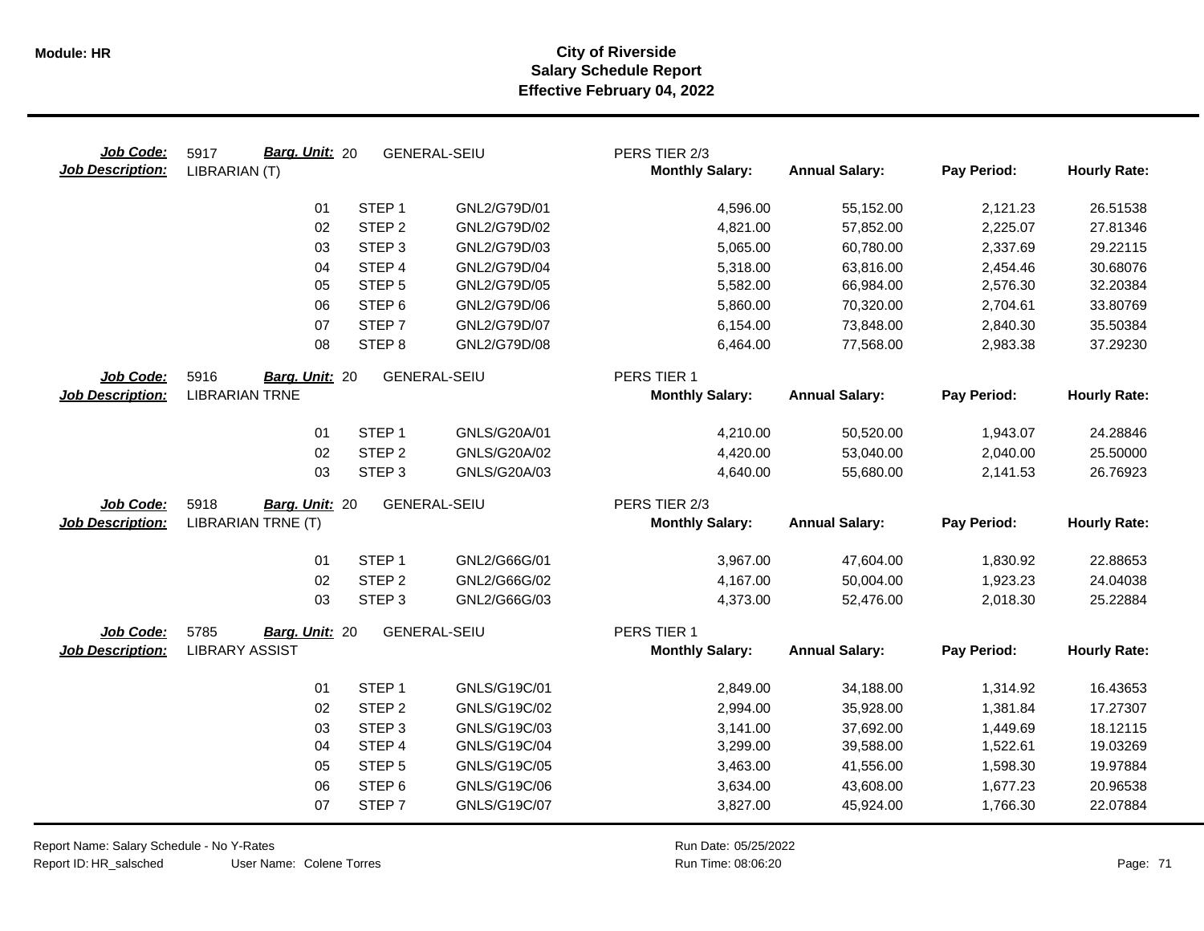# City of Riverside
## Salary Schedule Report
### Effective February 04, 2022

**Job Code:** 5917 **Barg. Unit:** 20 GENERAL-SEIU PERS TIER 2/3
**Job Description:** LIBRARIAN (T)

| | | | Monthly Salary: | Annual Salary: | Pay Period: | Hourly Rate: |
|---|---|---|---|---|---|---|
| 01 | STEP 1 | GNL2/G79D/01 | 4,596.00 | 55,152.00 | 2,121.23 | 26.51538 |
| 02 | STEP 2 | GNL2/G79D/02 | 4,821.00 | 57,852.00 | 2,225.07 | 27.81346 |
| 03 | STEP 3 | GNL2/G79D/03 | 5,065.00 | 60,780.00 | 2,337.69 | 29.22115 |
| 04 | STEP 4 | GNL2/G79D/04 | 5,318.00 | 63,816.00 | 2,454.46 | 30.68076 |
| 05 | STEP 5 | GNL2/G79D/05 | 5,582.00 | 66,984.00 | 2,576.30 | 32.20384 |
| 06 | STEP 6 | GNL2/G79D/06 | 5,860.00 | 70,320.00 | 2,704.61 | 33.80769 |
| 07 | STEP 7 | GNL2/G79D/07 | 6,154.00 | 73,848.00 | 2,840.30 | 35.50384 |
| 08 | STEP 8 | GNL2/G79D/08 | 6,464.00 | 77,568.00 | 2,983.38 | 37.29230 |

**Job Code:** 5916 **Barg. Unit:** 20 GENERAL-SEIU PERS TIER 1
**Job Description:** LIBRARIAN TRNE

| | | | Monthly Salary: | Annual Salary: | Pay Period: | Hourly Rate: |
|---|---|---|---|---|---|---|
| 01 | STEP 1 | GNLS/G20A/01 | 4,210.00 | 50,520.00 | 1,943.07 | 24.28846 |
| 02 | STEP 2 | GNLS/G20A/02 | 4,420.00 | 53,040.00 | 2,040.00 | 25.50000 |
| 03 | STEP 3 | GNLS/G20A/03 | 4,640.00 | 55,680.00 | 2,141.53 | 26.76923 |

**Job Code:** 5918 **Barg. Unit:** 20 GENERAL-SEIU PERS TIER 2/3
**Job Description:** LIBRARIAN TRNE (T)

| | | | Monthly Salary: | Annual Salary: | Pay Period: | Hourly Rate: |
|---|---|---|---|---|---|---|
| 01 | STEP 1 | GNL2/G66G/01 | 3,967.00 | 47,604.00 | 1,830.92 | 22.88653 |
| 02 | STEP 2 | GNL2/G66G/02 | 4,167.00 | 50,004.00 | 1,923.23 | 24.04038 |
| 03 | STEP 3 | GNL2/G66G/03 | 4,373.00 | 52,476.00 | 2,018.30 | 25.22884 |

**Job Code:** 5785 **Barg. Unit:** 20 GENERAL-SEIU PERS TIER 1
**Job Description:** LIBRARY ASSIST

| | | | Monthly Salary: | Annual Salary: | Pay Period: | Hourly Rate: |
|---|---|---|---|---|---|---|
| 01 | STEP 1 | GNLS/G19C/01 | 2,849.00 | 34,188.00 | 1,314.92 | 16.43653 |
| 02 | STEP 2 | GNLS/G19C/02 | 2,994.00 | 35,928.00 | 1,381.84 | 17.27307 |
| 03 | STEP 3 | GNLS/G19C/03 | 3,141.00 | 37,692.00 | 1,449.69 | 18.12115 |
| 04 | STEP 4 | GNLS/G19C/04 | 3,299.00 | 39,588.00 | 1,522.61 | 19.03269 |
| 05 | STEP 5 | GNLS/G19C/05 | 3,463.00 | 41,556.00 | 1,598.30 | 19.97884 |
| 06 | STEP 6 | GNLS/G19C/06 | 3,634.00 | 43,608.00 | 1,677.23 | 20.96538 |
| 07 | STEP 7 | GNLS/G19C/07 | 3,827.00 | 45,924.00 | 1,766.30 | 22.07884 |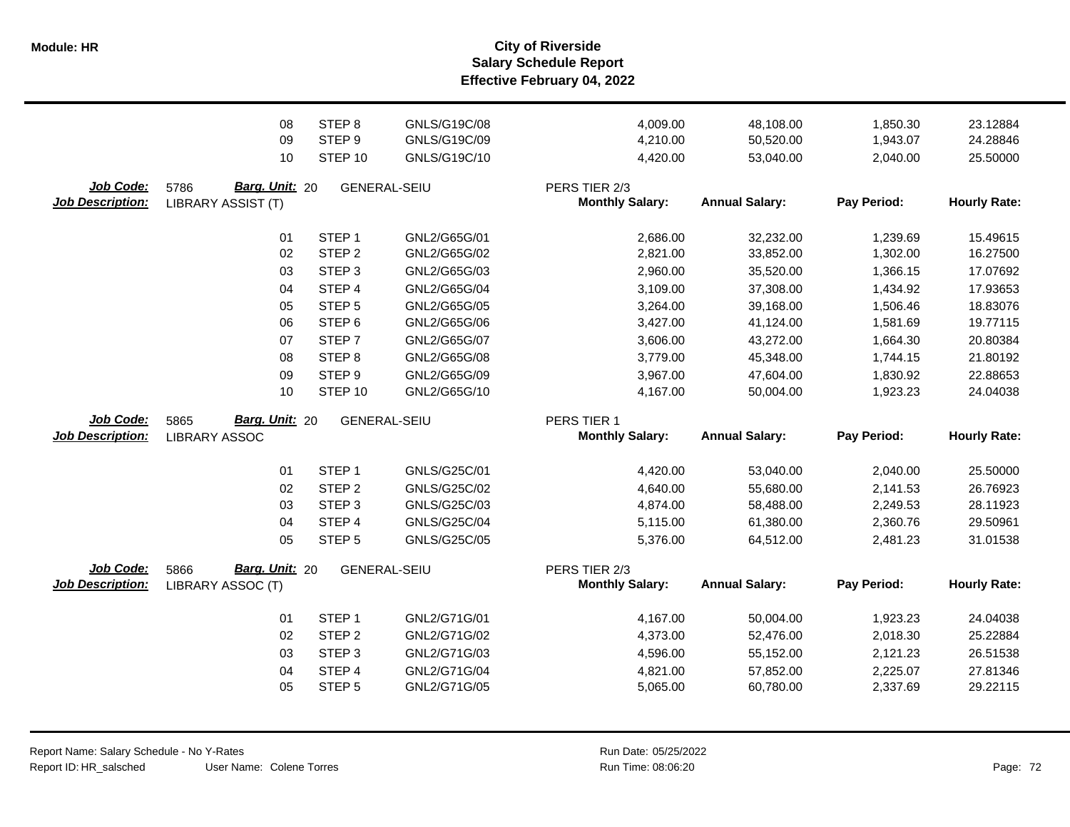| | | | | | | | |
|---|---|---|---|---|---|---|---|
| 08 | STEP 8 | GNLS/G19C/08 | | 4,009.00 | 48,108.00 | 1,850.30 | 23.12884 |
| 09 | STEP 9 | GNLS/G19C/09 | | 4,210.00 | 50,520.00 | 1,943.07 | 24.28846 |
| 10 | STEP 10 | GNLS/G19C/10 | | 4,420.00 | 53,040.00 | 2,040.00 | 25.50000 |

**Job Code:** 5786 **Barg. Unit:** 20 GENERAL-SEIU PERS TIER 2/3
**Job Description:** LIBRARY ASSIST (T)

| | | | Monthly Salary: | Annual Salary: | Pay Period: | Hourly Rate: |
|---|---|---|---|---|---|---|
| 01 | STEP 1 | GNL2/G65G/01 | 2,686.00 | 32,232.00 | 1,239.69 | 15.49615 |
| 02 | STEP 2 | GNL2/G65G/02 | 2,821.00 | 33,852.00 | 1,302.00 | 16.27500 |
| 03 | STEP 3 | GNL2/G65G/03 | 2,960.00 | 35,520.00 | 1,366.15 | 17.07692 |
| 04 | STEP 4 | GNL2/G65G/04 | 3,109.00 | 37,308.00 | 1,434.92 | 17.93653 |
| 05 | STEP 5 | GNL2/G65G/05 | 3,264.00 | 39,168.00 | 1,506.46 | 18.83076 |
| 06 | STEP 6 | GNL2/G65G/06 | 3,427.00 | 41,124.00 | 1,581.69 | 19.77115 |
| 07 | STEP 7 | GNL2/G65G/07 | 3,606.00 | 43,272.00 | 1,664.30 | 20.80384 |
| 08 | STEP 8 | GNL2/G65G/08 | 3,779.00 | 45,348.00 | 1,744.15 | 21.80192 |
| 09 | STEP 9 | GNL2/G65G/09 | 3,967.00 | 47,604.00 | 1,830.92 | 22.88653 |
| 10 | STEP 10 | GNL2/G65G/10 | 4,167.00 | 50,004.00 | 1,923.23 | 24.04038 |

**Job Code:** 5865 **Barg. Unit:** 20 GENERAL-SEIU PERS TIER 1
**Job Description:** LIBRARY ASSOC

| | | | Monthly Salary: | Annual Salary: | Pay Period: | Hourly Rate: |
|---|---|---|---|---|---|---|
| 01 | STEP 1 | GNLS/G25C/01 | 4,420.00 | 53,040.00 | 2,040.00 | 25.50000 |
| 02 | STEP 2 | GNLS/G25C/02 | 4,640.00 | 55,680.00 | 2,141.53 | 26.76923 |
| 03 | STEP 3 | GNLS/G25C/03 | 4,874.00 | 58,488.00 | 2,249.53 | 28.11923 |
| 04 | STEP 4 | GNLS/G25C/04 | 5,115.00 | 61,380.00 | 2,360.76 | 29.50961 |
| 05 | STEP 5 | GNLS/G25C/05 | 5,376.00 | 64,512.00 | 2,481.23 | 31.01538 |

**Job Code:** 5866 **Barg. Unit:** 20 GENERAL-SEIU PERS TIER 2/3
**Job Description:** LIBRARY ASSOC (T)

| | | | Monthly Salary: | Annual Salary: | Pay Period: | Hourly Rate: |
|---|---|---|---|---|---|---|
| 01 | STEP 1 | GNL2/G71G/01 | 4,167.00 | 50,004.00 | 1,923.23 | 24.04038 |
| 02 | STEP 2 | GNL2/G71G/02 | 4,373.00 | 52,476.00 | 2,018.30 | 25.22884 |
| 03 | STEP 3 | GNL2/G71G/03 | 4,596.00 | 55,152.00 | 2,121.23 | 26.51538 |
| 04 | STEP 4 | GNL2/G71G/04 | 4,821.00 | 57,852.00 | 2,225.07 | 27.81346 |
| 05 | STEP 5 | GNL2/G71G/05 | 5,065.00 | 60,780.00 | 2,337.69 | 29.22115 |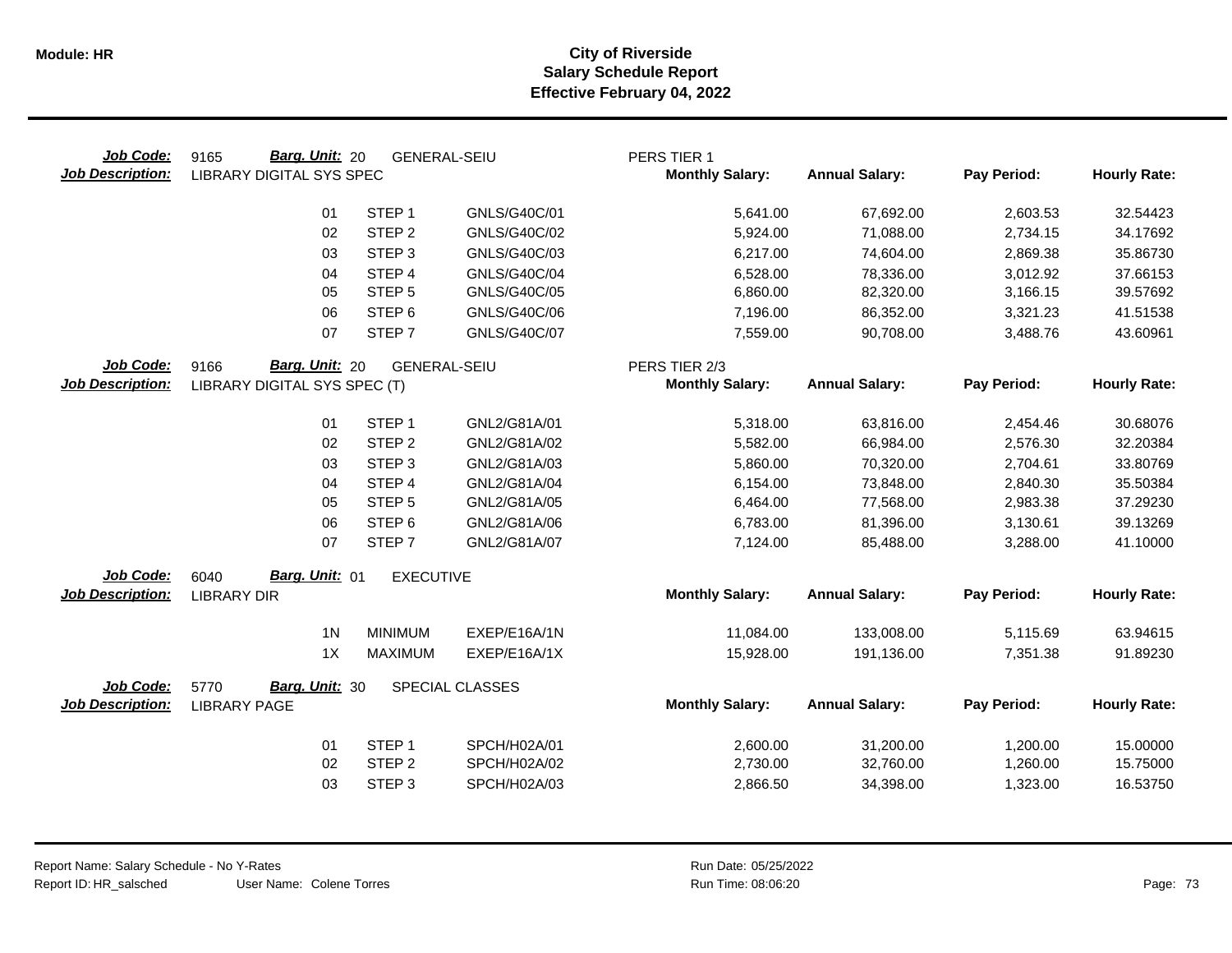# City of Riverside
## Salary Schedule Report
### Effective February 04, 2022

**Job Code:** 9165 **Barg. Unit:** 20 GENERAL-SEIU PERS TIER 1
**Job Description:** LIBRARY DIGITAL SYS SPEC

| | | | Monthly Salary: | Annual Salary: | Pay Period: | Hourly Rate: |
|---|---|---|---|---|---|---|
| 01 | STEP 1 | GNLS/G40C/01 | 5,641.00 | 67,692.00 | 2,603.53 | 32.54423 |
| 02 | STEP 2 | GNLS/G40C/02 | 5,924.00 | 71,088.00 | 2,734.15 | 34.17692 |
| 03 | STEP 3 | GNLS/G40C/03 | 6,217.00 | 74,604.00 | 2,869.38 | 35.86730 |
| 04 | STEP 4 | GNLS/G40C/04 | 6,528.00 | 78,336.00 | 3,012.92 | 37.66153 |
| 05 | STEP 5 | GNLS/G40C/05 | 6,860.00 | 82,320.00 | 3,166.15 | 39.57692 |
| 06 | STEP 6 | GNLS/G40C/06 | 7,196.00 | 86,352.00 | 3,321.23 | 41.51538 |
| 07 | STEP 7 | GNLS/G40C/07 | 7,559.00 | 90,708.00 | 3,488.76 | 43.60961 |

**Job Code:** 9166 **Barg. Unit:** 20 GENERAL-SEIU PERS TIER 2/3
**Job Description:** LIBRARY DIGITAL SYS SPEC (T)

| | | | Monthly Salary: | Annual Salary: | Pay Period: | Hourly Rate: |
|---|---|---|---|---|---|---|
| 01 | STEP 1 | GNL2/G81A/01 | 5,318.00 | 63,816.00 | 2,454.46 | 30.68076 |
| 02 | STEP 2 | GNL2/G81A/02 | 5,582.00 | 66,984.00 | 2,576.30 | 32.20384 |
| 03 | STEP 3 | GNL2/G81A/03 | 5,860.00 | 70,320.00 | 2,704.61 | 33.80769 |
| 04 | STEP 4 | GNL2/G81A/04 | 6,154.00 | 73,848.00 | 2,840.30 | 35.50384 |
| 05 | STEP 5 | GNL2/G81A/05 | 6,464.00 | 77,568.00 | 2,983.38 | 37.29230 |
| 06 | STEP 6 | GNL2/G81A/06 | 6,783.00 | 81,396.00 | 3,130.61 | 39.13269 |
| 07 | STEP 7 | GNL2/G81A/07 | 7,124.00 | 85,488.00 | 3,288.00 | 41.10000 |

**Job Code:** 6040 **Barg. Unit:** 01 EXECUTIVE
**Job Description:** LIBRARY DIR

| | | | Monthly Salary: | Annual Salary: | Pay Period: | Hourly Rate: |
|---|---|---|---|---|---|---|
| 1N | MINIMUM | EXEP/E16A/1N | 11,084.00 | 133,008.00 | 5,115.69 | 63.94615 |
| 1X | MAXIMUM | EXEP/E16A/1X | 15,928.00 | 191,136.00 | 7,351.38 | 91.89230 |

**Job Code:** 5770 **Barg. Unit:** 30 SPECIAL CLASSES
**Job Description:** LIBRARY PAGE

| | | | Monthly Salary: | Annual Salary: | Pay Period: | Hourly Rate: |
|---|---|---|---|---|---|---|
| 01 | STEP 1 | SPCH/H02A/01 | 2,600.00 | 31,200.00 | 1,200.00 | 15.00000 |
| 02 | STEP 2 | SPCH/H02A/02 | 2,730.00 | 32,760.00 | 1,260.00 | 15.75000 |
| 03 | STEP 3 | SPCH/H02A/03 | 2,866.50 | 34,398.00 | 1,323.00 | 16.53750 |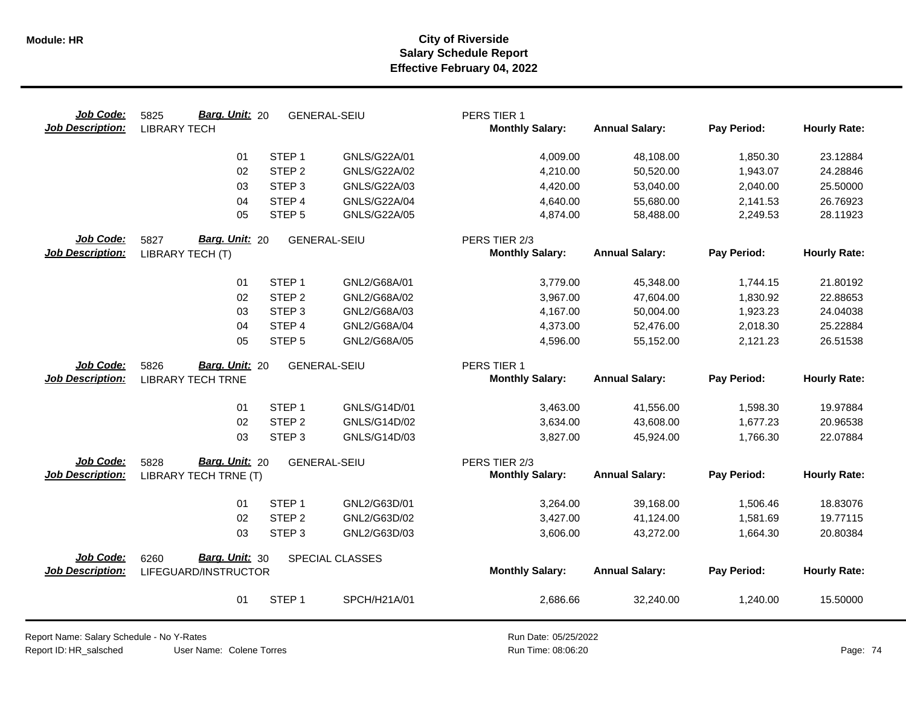**Module: HR**

# City of Riverside
## Salary Schedule Report
### Effective February 04, 2022

| | | | | | Monthly Salary: | Annual Salary: | Pay Period: | Hourly Rate: |
|---|---|---|---|---|---|---|---|---|
| **Job Code:** 5825 | **Barg. Unit:** 20 | GENERAL-SEIU | | PERS TIER 1 | | | | |
| **Job Description:** LIBRARY TECH | | | | | **Monthly Salary:** | **Annual Salary:** | **Pay Period:** | **Hourly Rate:** |
| | 01 | STEP 1 | GNLS/G22A/01 | | 4,009.00 | 48,108.00 | 1,850.30 | 23.12884 |
| | 02 | STEP 2 | GNLS/G22A/02 | | 4,210.00 | 50,520.00 | 1,943.07 | 24.28846 |
| | 03 | STEP 3 | GNLS/G22A/03 | | 4,420.00 | 53,040.00 | 2,040.00 | 25.50000 |
| | 04 | STEP 4 | GNLS/G22A/04 | | 4,640.00 | 55,680.00 | 2,141.53 | 26.76923 |
| | 05 | STEP 5 | GNLS/G22A/05 | | 4,874.00 | 58,488.00 | 2,249.53 | 28.11923 |
| **Job Code:** 5827 | **Barg. Unit:** 20 | GENERAL-SEIU | | PERS TIER 2/3 | | | | |
| **Job Description:** LIBRARY TECH (T) | | | | | **Monthly Salary:** | **Annual Salary:** | **Pay Period:** | **Hourly Rate:** |
| | 01 | STEP 1 | GNL2/G68A/01 | | 3,779.00 | 45,348.00 | 1,744.15 | 21.80192 |
| | 02 | STEP 2 | GNL2/G68A/02 | | 3,967.00 | 47,604.00 | 1,830.92 | 22.88653 |
| | 03 | STEP 3 | GNL2/G68A/03 | | 4,167.00 | 50,004.00 | 1,923.23 | 24.04038 |
| | 04 | STEP 4 | GNL2/G68A/04 | | 4,373.00 | 52,476.00 | 2,018.30 | 25.22884 |
| | 05 | STEP 5 | GNL2/G68A/05 | | 4,596.00 | 55,152.00 | 2,121.23 | 26.51538 |
| **Job Code:** 5826 | **Barg. Unit:** 20 | GENERAL-SEIU | | PERS TIER 1 | | | | |
| **Job Description:** LIBRARY TECH TRNE | | | | | **Monthly Salary:** | **Annual Salary:** | **Pay Period:** | **Hourly Rate:** |
| | 01 | STEP 1 | GNLS/G14D/01 | | 3,463.00 | 41,556.00 | 1,598.30 | 19.97884 |
| | 02 | STEP 2 | GNLS/G14D/02 | | 3,634.00 | 43,608.00 | 1,677.23 | 20.96538 |
| | 03 | STEP 3 | GNLS/G14D/03 | | 3,827.00 | 45,924.00 | 1,766.30 | 22.07884 |
| **Job Code:** 5828 | **Barg. Unit:** 20 | GENERAL-SEIU | | PERS TIER 2/3 | | | | |
| **Job Description:** LIBRARY TECH TRNE (T) | | | | | **Monthly Salary:** | **Annual Salary:** | **Pay Period:** | **Hourly Rate:** |
| | 01 | STEP 1 | GNL2/G63D/01 | | 3,264.00 | 39,168.00 | 1,506.46 | 18.83076 |
| | 02 | STEP 2 | GNL2/G63D/02 | | 3,427.00 | 41,124.00 | 1,581.69 | 19.77115 |
| | 03 | STEP 3 | GNL2/G63D/03 | | 3,606.00 | 43,272.00 | 1,664.30 | 20.80384 |
| **Job Code:** 6260 | **Barg. Unit:** 30 | SPECIAL CLASSES | | | | | | |
| **Job Description:** LIFEGUARD/INSTRUCTOR | | | | | **Monthly Salary:** | **Annual Salary:** | **Pay Period:** | **Hourly Rate:** |
| | 01 | STEP 1 | SPCH/H21A/01 | | 2,686.66 | 32,240.00 | 1,240.00 | 15.50000 |

Report Name: Salary Schedule - No Y-Rates
Report ID: HR_salsched User Name: Colene Torres
Run Date: 05/25/2022
Run Time: 08:06:20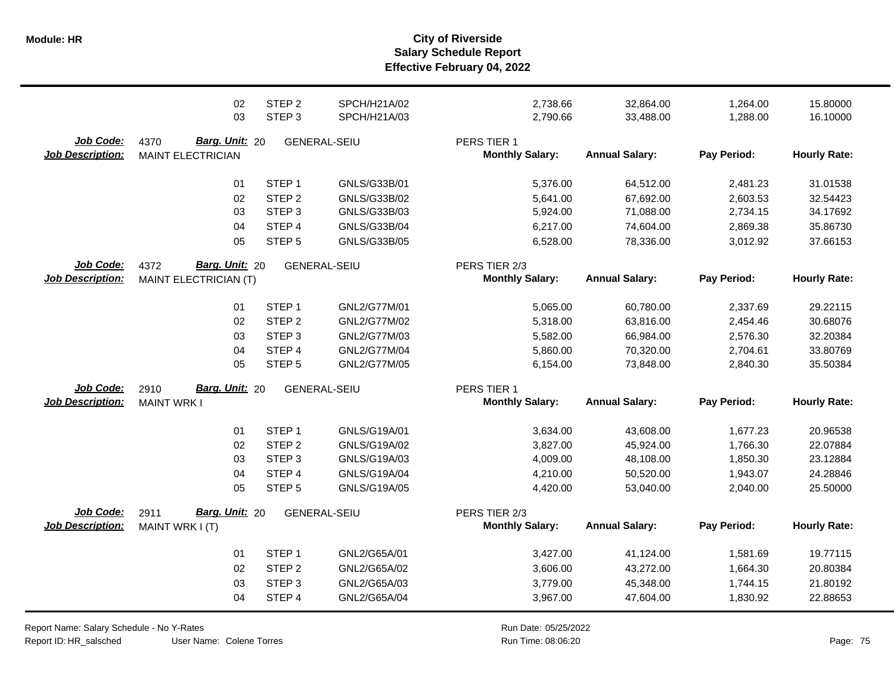| | | | | | | | |
|---|---|---|---|---|---|---|---|
| 02 | STEP 2 | SPCH/H21A/02 | | 2,738.66 | 32,864.00 | 1,264.00 | 15.80000 |
| 03 | STEP 3 | SPCH/H21A/03 | | 2,790.66 | 33,488.00 | 1,288.00 | 16.10000 |

**Job Code:** 4370 **Barg. Unit:** 20 GENERAL-SEIU PERS TIER 1
**Job Description:** MAINT ELECTRICIAN

| | | | Monthly Salary: | Annual Salary: | Pay Period: | Hourly Rate: |
|---|---|---|---|---|---|---|
| 01 | STEP 1 | GNLS/G33B/01 | 5,376.00 | 64,512.00 | 2,481.23 | 31.01538 |
| 02 | STEP 2 | GNLS/G33B/02 | 5,641.00 | 67,692.00 | 2,603.53 | 32.54423 |
| 03 | STEP 3 | GNLS/G33B/03 | 5,924.00 | 71,088.00 | 2,734.15 | 34.17692 |
| 04 | STEP 4 | GNLS/G33B/04 | 6,217.00 | 74,604.00 | 2,869.38 | 35.86730 |
| 05 | STEP 5 | GNLS/G33B/05 | 6,528.00 | 78,336.00 | 3,012.92 | 37.66153 |

**Job Code:** 4372 **Barg. Unit:** 20 GENERAL-SEIU PERS TIER 2/3
**Job Description:** MAINT ELECTRICIAN (T)

| | | | Monthly Salary: | Annual Salary: | Pay Period: | Hourly Rate: |
|---|---|---|---|---|---|---|
| 01 | STEP 1 | GNL2/G77M/01 | 5,065.00 | 60,780.00 | 2,337.69 | 29.22115 |
| 02 | STEP 2 | GNL2/G77M/02 | 5,318.00 | 63,816.00 | 2,454.46 | 30.68076 |
| 03 | STEP 3 | GNL2/G77M/03 | 5,582.00 | 66,984.00 | 2,576.30 | 32.20384 |
| 04 | STEP 4 | GNL2/G77M/04 | 5,860.00 | 70,320.00 | 2,704.61 | 33.80769 |
| 05 | STEP 5 | GNL2/G77M/05 | 6,154.00 | 73,848.00 | 2,840.30 | 35.50384 |

**Job Code:** 2910 **Barg. Unit:** 20 GENERAL-SEIU PERS TIER 1
**Job Description:** MAINT WRK I

| | | | Monthly Salary: | Annual Salary: | Pay Period: | Hourly Rate: |
|---|---|---|---|---|---|---|
| 01 | STEP 1 | GNLS/G19A/01 | 3,634.00 | 43,608.00 | 1,677.23 | 20.96538 |
| 02 | STEP 2 | GNLS/G19A/02 | 3,827.00 | 45,924.00 | 1,766.30 | 22.07884 |
| 03 | STEP 3 | GNLS/G19A/03 | 4,009.00 | 48,108.00 | 1,850.30 | 23.12884 |
| 04 | STEP 4 | GNLS/G19A/04 | 4,210.00 | 50,520.00 | 1,943.07 | 24.28846 |
| 05 | STEP 5 | GNLS/G19A/05 | 4,420.00 | 53,040.00 | 2,040.00 | 25.50000 |

**Job Code:** 2911 **Barg. Unit:** 20 GENERAL-SEIU PERS TIER 2/3
**Job Description:** MAINT WRK I (T)

| | | | Monthly Salary: | Annual Salary: | Pay Period: | Hourly Rate: |
|---|---|---|---|---|---|---|
| 01 | STEP 1 | GNL2/G65A/01 | 3,427.00 | 41,124.00 | 1,581.69 | 19.77115 |
| 02 | STEP 2 | GNL2/G65A/02 | 3,606.00 | 43,272.00 | 1,664.30 | 20.80384 |
| 03 | STEP 3 | GNL2/G65A/03 | 3,779.00 | 45,348.00 | 1,744.15 | 21.80192 |
| 04 | STEP 4 | GNL2/G65A/04 | 3,967.00 | 47,604.00 | 1,830.92 | 22.88653 |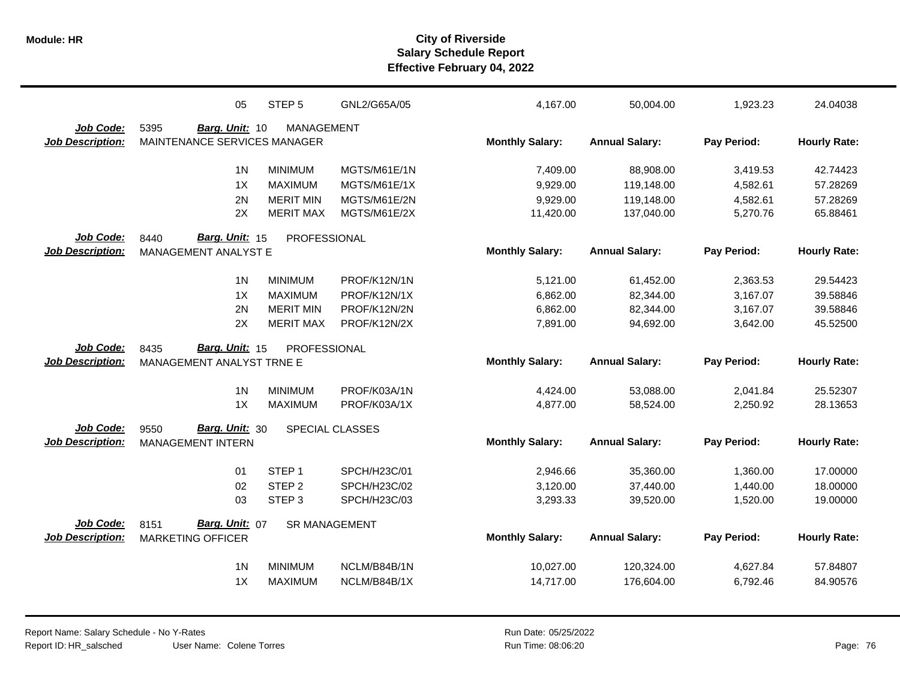| | | | | Monthly Salary: | Annual Salary: | Pay Period: | Hourly Rate: |
|---|---|---|---|---|---|---|---|
| | 05 | STEP 5 | GNL2/G65A/05 | 4,167.00 | 50,004.00 | 1,923.23 | 24.04038 |

**Job Code:** 5395 **Barg. Unit:** 10 MANAGEMENT
**Job Description:** MAINTENANCE SERVICES MANAGER

| | | | Monthly Salary: | Annual Salary: | Pay Period: | Hourly Rate: |
|---|---|---|---|---|---|---|
| 1N | MINIMUM | MGTS/M61E/1N | 7,409.00 | 88,908.00 | 3,419.53 | 42.74423 |
| 1X | MAXIMUM | MGTS/M61E/1X | 9,929.00 | 119,148.00 | 4,582.61 | 57.28269 |
| 2N | MERIT MIN | MGTS/M61E/2N | 9,929.00 | 119,148.00 | 4,582.61 | 57.28269 |
| 2X | MERIT MAX | MGTS/M61E/2X | 11,420.00 | 137,040.00 | 5,270.76 | 65.88461 |

**Job Code:** 8440 **Barg. Unit:** 15 PROFESSIONAL
**Job Description:** MANAGEMENT ANALYST E

| | | | Monthly Salary: | Annual Salary: | Pay Period: | Hourly Rate: |
|---|---|---|---|---|---|---|
| 1N | MINIMUM | PROF/K12N/1N | 5,121.00 | 61,452.00 | 2,363.53 | 29.54423 |
| 1X | MAXIMUM | PROF/K12N/1X | 6,862.00 | 82,344.00 | 3,167.07 | 39.58846 |
| 2N | MERIT MIN | PROF/K12N/2N | 6,862.00 | 82,344.00 | 3,167.07 | 39.58846 |
| 2X | MERIT MAX | PROF/K12N/2X | 7,891.00 | 94,692.00 | 3,642.00 | 45.52500 |

**Job Code:** 8435 **Barg. Unit:** 15 PROFESSIONAL
**Job Description:** MANAGEMENT ANALYST TRNE E

| | | | Monthly Salary: | Annual Salary: | Pay Period: | Hourly Rate: |
|---|---|---|---|---|---|---|
| 1N | MINIMUM | PROF/K03A/1N | 4,424.00 | 53,088.00 | 2,041.84 | 25.52307 |
| 1X | MAXIMUM | PROF/K03A/1X | 4,877.00 | 58,524.00 | 2,250.92 | 28.13653 |

**Job Code:** 9550 **Barg. Unit:** 30 SPECIAL CLASSES
**Job Description:** MANAGEMENT INTERN

| | | | Monthly Salary: | Annual Salary: | Pay Period: | Hourly Rate: |
|---|---|---|---|---|---|---|
| 01 | STEP 1 | SPCH/H23C/01 | 2,946.66 | 35,360.00 | 1,360.00 | 17.00000 |
| 02 | STEP 2 | SPCH/H23C/02 | 3,120.00 | 37,440.00 | 1,440.00 | 18.00000 |
| 03 | STEP 3 | SPCH/H23C/03 | 3,293.33 | 39,520.00 | 1,520.00 | 19.00000 |

**Job Code:** 8151 **Barg. Unit:** 07 SR MANAGEMENT
**Job Description:** MARKETING OFFICER

| | | | Monthly Salary: | Annual Salary: | Pay Period: | Hourly Rate: |
|---|---|---|---|---|---|---|
| 1N | MINIMUM | NCLM/B84B/1N | 10,027.00 | 120,324.00 | 4,627.84 | 57.84807 |
| 1X | MAXIMUM | NCLM/B84B/1X | 14,717.00 | 176,604.00 | 6,792.46 | 84.90576 |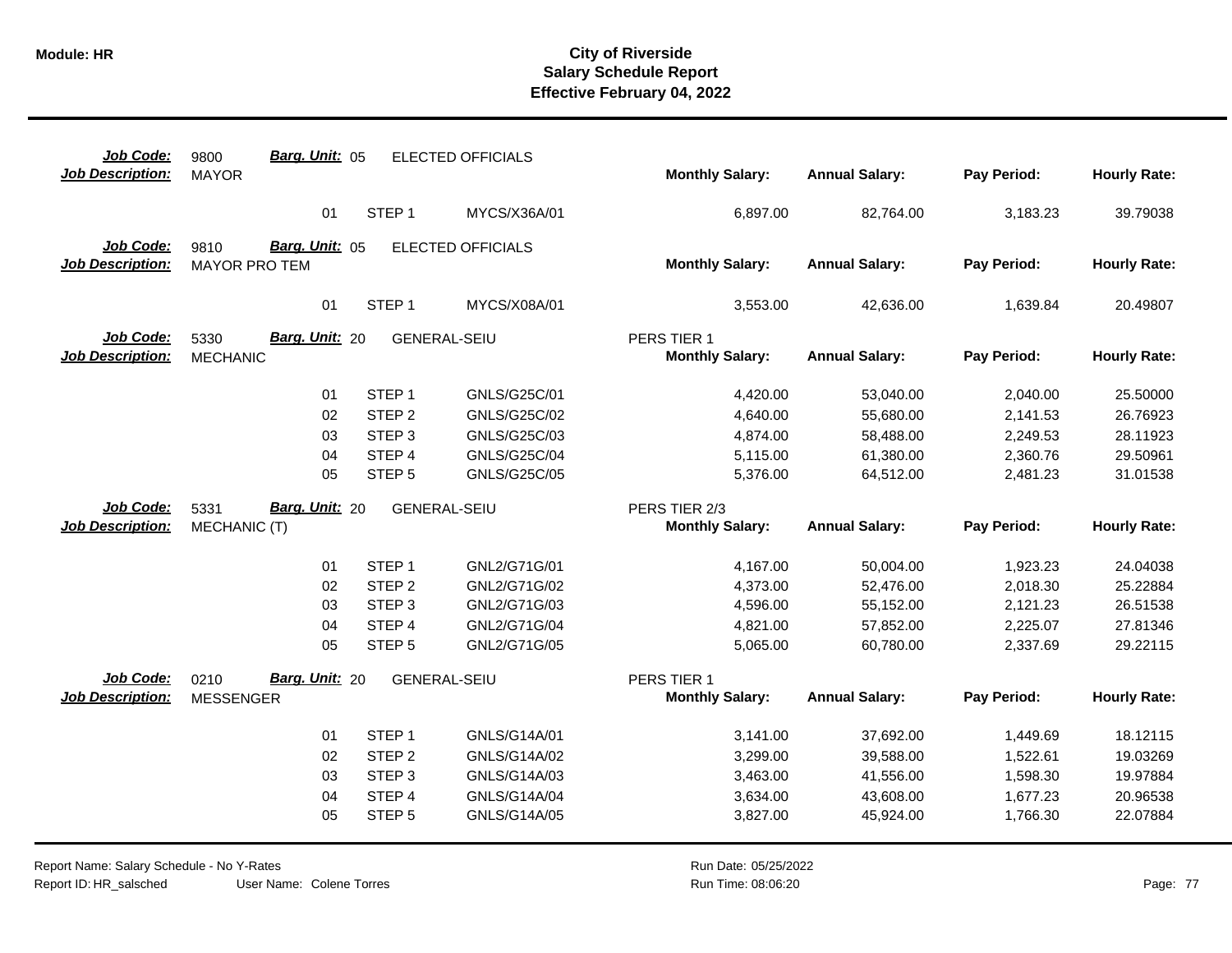**Module: HR**

# City of Riverside
## Salary Schedule Report
### Effective February 04, 2022

| Job Code: | 9800 | Barg. Unit: 05 | ELECTED OFFICIALS | | | | | |
|---|---|---|---|---|---|---|---|---|
| **Job Description:** | MAYOR | | | | **Monthly Salary:** | **Annual Salary:** | **Pay Period:** | **Hourly Rate:** |
| | | 01 | STEP 1 | MYCS/X36A/01 | 6,897.00 | 82,764.00 | 3,183.23 | 39.79038 |

| Job Code: | 9810 | Barg. Unit: 05 | ELECTED OFFICIALS | | | | | |
|---|---|---|---|---|---|---|---|---|
| **Job Description:** | MAYOR PRO TEM | | | | **Monthly Salary:** | **Annual Salary:** | **Pay Period:** | **Hourly Rate:** |
| | | 01 | STEP 1 | MYCS/X08A/01 | 3,553.00 | 42,636.00 | 1,639.84 | 20.49807 |

| Job Code: | 5330 | Barg. Unit: 20 | GENERAL-SEIU | | PERS TIER 1 | | | |
|---|---|---|---|---|---|---|---|---|
| **Job Description:** | MECHANIC | | | | **Monthly Salary:** | **Annual Salary:** | **Pay Period:** | **Hourly Rate:** |
| | | 01 | STEP 1 | GNLS/G25C/01 | 4,420.00 | 53,040.00 | 2,040.00 | 25.50000 |
| | | 02 | STEP 2 | GNLS/G25C/02 | 4,640.00 | 55,680.00 | 2,141.53 | 26.76923 |
| | | 03 | STEP 3 | GNLS/G25C/03 | 4,874.00 | 58,488.00 | 2,249.53 | 28.11923 |
| | | 04 | STEP 4 | GNLS/G25C/04 | 5,115.00 | 61,380.00 | 2,360.76 | 29.50961 |
| | | 05 | STEP 5 | GNLS/G25C/05 | 5,376.00 | 64,512.00 | 2,481.23 | 31.01538 |

| Job Code: | 5331 | Barg. Unit: 20 | GENERAL-SEIU | | PERS TIER 2/3 | | | |
|---|---|---|---|---|---|---|---|---|
| **Job Description:** | MECHANIC (T) | | | | **Monthly Salary:** | **Annual Salary:** | **Pay Period:** | **Hourly Rate:** |
| | | 01 | STEP 1 | GNL2/G71G/01 | 4,167.00 | 50,004.00 | 1,923.23 | 24.04038 |
| | | 02 | STEP 2 | GNL2/G71G/02 | 4,373.00 | 52,476.00 | 2,018.30 | 25.22884 |
| | | 03 | STEP 3 | GNL2/G71G/03 | 4,596.00 | 55,152.00 | 2,121.23 | 26.51538 |
| | | 04 | STEP 4 | GNL2/G71G/04 | 4,821.00 | 57,852.00 | 2,225.07 | 27.81346 |
| | | 05 | STEP 5 | GNL2/G71G/05 | 5,065.00 | 60,780.00 | 2,337.69 | 29.22115 |

| Job Code: | 0210 | Barg. Unit: 20 | GENERAL-SEIU | | PERS TIER 1 | | | |
|---|---|---|---|---|---|---|---|---|
| **Job Description:** | MESSENGER | | | | **Monthly Salary:** | **Annual Salary:** | **Pay Period:** | **Hourly Rate:** |
| | | 01 | STEP 1 | GNLS/G14A/01 | 3,141.00 | 37,692.00 | 1,449.69 | 18.12115 |
| | | 02 | STEP 2 | GNLS/G14A/02 | 3,299.00 | 39,588.00 | 1,522.61 | 19.03269 |
| | | 03 | STEP 3 | GNLS/G14A/03 | 3,463.00 | 41,556.00 | 1,598.30 | 19.97884 |
| | | 04 | STEP 4 | GNLS/G14A/04 | 3,634.00 | 43,608.00 | 1,677.23 | 20.96538 |
| | | 05 | STEP 5 | GNLS/G14A/05 | 3,827.00 | 45,924.00 | 1,766.30 | 22.07884 |

Report Name: Salary Schedule - No Y-Rates
Report ID: HR_salsched User Name: Colene Torres
Run Date: 05/25/2022
Run Time: 08:06:20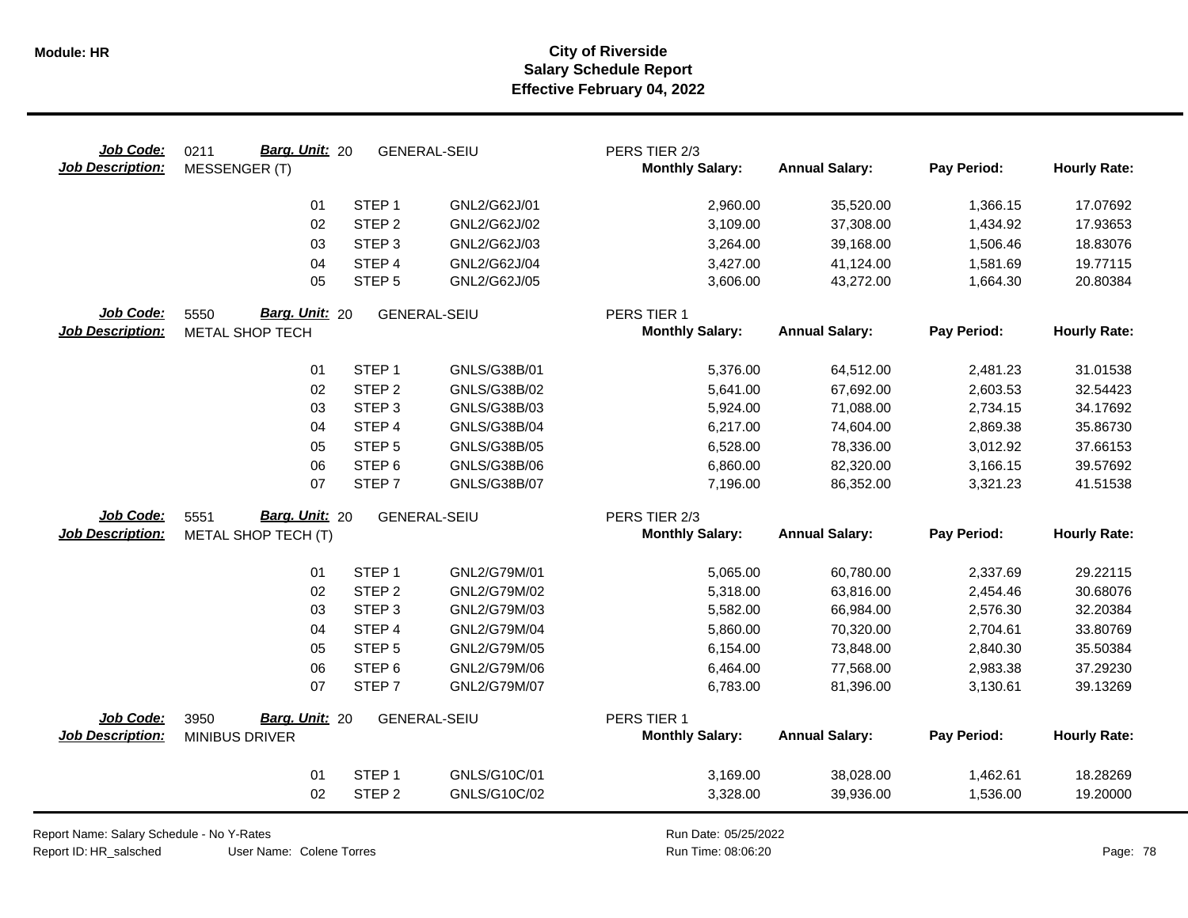# City of Riverside
## Salary Schedule Report
### Effective February 04, 2022

**Job Code:** 0211 **Barg. Unit:** 20 GENERAL-SEIU PERS TIER 2/3
**Job Description:** MESSENGER (T)

| | | | Monthly Salary: | Annual Salary: | Pay Period: | Hourly Rate: |
|---|---|---|---|---|---|---|
| 01 | STEP 1 | GNL2/G62J/01 | 2,960.00 | 35,520.00 | 1,366.15 | 17.07692 |
| 02 | STEP 2 | GNL2/G62J/02 | 3,109.00 | 37,308.00 | 1,434.92 | 17.93653 |
| 03 | STEP 3 | GNL2/G62J/03 | 3,264.00 | 39,168.00 | 1,506.46 | 18.83076 |
| 04 | STEP 4 | GNL2/G62J/04 | 3,427.00 | 41,124.00 | 1,581.69 | 19.77115 |
| 05 | STEP 5 | GNL2/G62J/05 | 3,606.00 | 43,272.00 | 1,664.30 | 20.80384 |

**Job Code:** 5550 **Barg. Unit:** 20 GENERAL-SEIU PERS TIER 1
**Job Description:** METAL SHOP TECH

| | | | Monthly Salary: | Annual Salary: | Pay Period: | Hourly Rate: |
|---|---|---|---|---|---|---|
| 01 | STEP 1 | GNLS/G38B/01 | 5,376.00 | 64,512.00 | 2,481.23 | 31.01538 |
| 02 | STEP 2 | GNLS/G38B/02 | 5,641.00 | 67,692.00 | 2,603.53 | 32.54423 |
| 03 | STEP 3 | GNLS/G38B/03 | 5,924.00 | 71,088.00 | 2,734.15 | 34.17692 |
| 04 | STEP 4 | GNLS/G38B/04 | 6,217.00 | 74,604.00 | 2,869.38 | 35.86730 |
| 05 | STEP 5 | GNLS/G38B/05 | 6,528.00 | 78,336.00 | 3,012.92 | 37.66153 |
| 06 | STEP 6 | GNLS/G38B/06 | 6,860.00 | 82,320.00 | 3,166.15 | 39.57692 |
| 07 | STEP 7 | GNLS/G38B/07 | 7,196.00 | 86,352.00 | 3,321.23 | 41.51538 |

**Job Code:** 5551 **Barg. Unit:** 20 GENERAL-SEIU PERS TIER 2/3
**Job Description:** METAL SHOP TECH (T)

| | | | Monthly Salary: | Annual Salary: | Pay Period: | Hourly Rate: |
|---|---|---|---|---|---|---|
| 01 | STEP 1 | GNL2/G79M/01 | 5,065.00 | 60,780.00 | 2,337.69 | 29.22115 |
| 02 | STEP 2 | GNL2/G79M/02 | 5,318.00 | 63,816.00 | 2,454.46 | 30.68076 |
| 03 | STEP 3 | GNL2/G79M/03 | 5,582.00 | 66,984.00 | 2,576.30 | 32.20384 |
| 04 | STEP 4 | GNL2/G79M/04 | 5,860.00 | 70,320.00 | 2,704.61 | 33.80769 |
| 05 | STEP 5 | GNL2/G79M/05 | 6,154.00 | 73,848.00 | 2,840.30 | 35.50384 |
| 06 | STEP 6 | GNL2/G79M/06 | 6,464.00 | 77,568.00 | 2,983.38 | 37.29230 |
| 07 | STEP 7 | GNL2/G79M/07 | 6,783.00 | 81,396.00 | 3,130.61 | 39.13269 |

**Job Code:** 3950 **Barg. Unit:** 20 GENERAL-SEIU PERS TIER 1
**Job Description:** MINIBUS DRIVER

| | | | Monthly Salary: | Annual Salary: | Pay Period: | Hourly Rate: |
|---|---|---|---|---|---|---|
| 01 | STEP 1 | GNLS/G10C/01 | 3,169.00 | 38,028.00 | 1,462.61 | 18.28269 |
| 02 | STEP 2 | GNLS/G10C/02 | 3,328.00 | 39,936.00 | 1,536.00 | 19.20000 |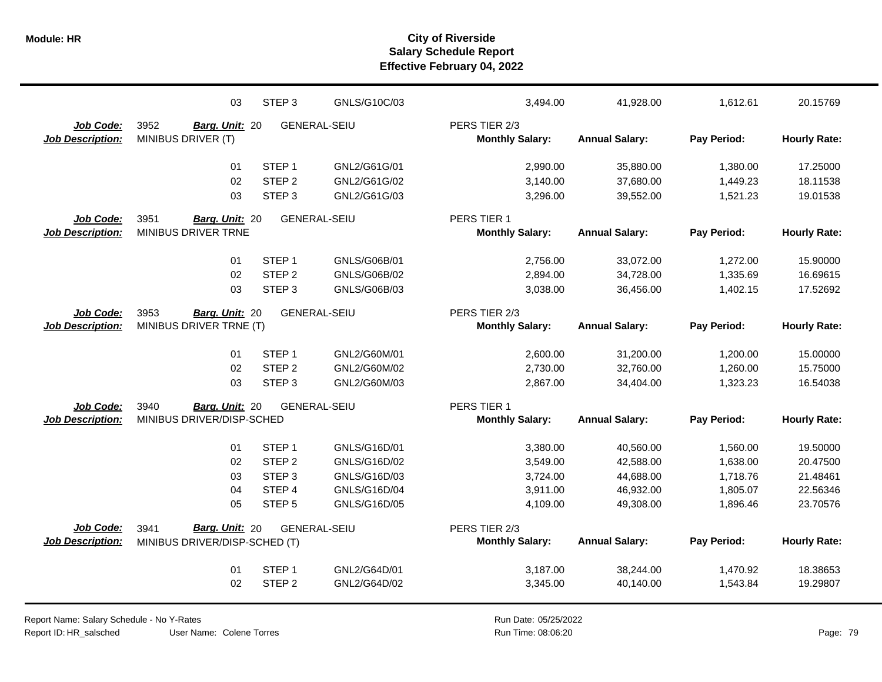| | | | | | | | |
|---|---|---|---|---|---|---|---|
| | 03 | STEP 3 | GNLS/G10C/03 | 3,494.00 | 41,928.00 | 1,612.61 | 20.15769 |

| **Job Code:** | 3952 | **Barg. Unit:** 20 | GENERAL-SEIU | PERS TIER 2/3 | | | |
|---|---|---|---|---|---|---|---|
| **Job Description:** | MINIBUS DRIVER (T) | | | **Monthly Salary:** | **Annual Salary:** | **Pay Period:** | **Hourly Rate:** |
| | 01 | STEP 1 | GNL2/G61G/01 | 2,990.00 | 35,880.00 | 1,380.00 | 17.25000 |
| | 02 | STEP 2 | GNL2/G61G/02 | 3,140.00 | 37,680.00 | 1,449.23 | 18.11538 |
| | 03 | STEP 3 | GNL2/G61G/03 | 3,296.00 | 39,552.00 | 1,521.23 | 19.01538 |

| **Job Code:** | 3951 | **Barg. Unit:** 20 | GENERAL-SEIU | PERS TIER 1 | | | |
|---|---|---|---|---|---|---|---|
| **Job Description:** | MINIBUS DRIVER TRNE | | | **Monthly Salary:** | **Annual Salary:** | **Pay Period:** | **Hourly Rate:** |
| | 01 | STEP 1 | GNLS/G06B/01 | 2,756.00 | 33,072.00 | 1,272.00 | 15.90000 |
| | 02 | STEP 2 | GNLS/G06B/02 | 2,894.00 | 34,728.00 | 1,335.69 | 16.69615 |
| | 03 | STEP 3 | GNLS/G06B/03 | 3,038.00 | 36,456.00 | 1,402.15 | 17.52692 |

| **Job Code:** | 3953 | **Barg. Unit:** 20 | GENERAL-SEIU | PERS TIER 2/3 | | | |
|---|---|---|---|---|---|---|---|
| **Job Description:** | MINIBUS DRIVER TRNE (T) | | | **Monthly Salary:** | **Annual Salary:** | **Pay Period:** | **Hourly Rate:** |
| | 01 | STEP 1 | GNL2/G60M/01 | 2,600.00 | 31,200.00 | 1,200.00 | 15.00000 |
| | 02 | STEP 2 | GNL2/G60M/02 | 2,730.00 | 32,760.00 | 1,260.00 | 15.75000 |
| | 03 | STEP 3 | GNL2/G60M/03 | 2,867.00 | 34,404.00 | 1,323.23 | 16.54038 |

| **Job Code:** | 3940 | **Barg. Unit:** 20 | GENERAL-SEIU | PERS TIER 1 | | | |
|---|---|---|---|---|---|---|---|
| **Job Description:** | MINIBUS DRIVER/DISP-SCHED | | | **Monthly Salary:** | **Annual Salary:** | **Pay Period:** | **Hourly Rate:** |
| | 01 | STEP 1 | GNLS/G16D/01 | 3,380.00 | 40,560.00 | 1,560.00 | 19.50000 |
| | 02 | STEP 2 | GNLS/G16D/02 | 3,549.00 | 42,588.00 | 1,638.00 | 20.47500 |
| | 03 | STEP 3 | GNLS/G16D/03 | 3,724.00 | 44,688.00 | 1,718.76 | 21.48461 |
| | 04 | STEP 4 | GNLS/G16D/04 | 3,911.00 | 46,932.00 | 1,805.07 | 22.56346 |
| | 05 | STEP 5 | GNLS/G16D/05 | 4,109.00 | 49,308.00 | 1,896.46 | 23.70576 |

| **Job Code:** | 3941 | **Barg. Unit:** 20 | GENERAL-SEIU | PERS TIER 2/3 | | | |
|---|---|---|---|---|---|---|---|
| **Job Description:** | MINIBUS DRIVER/DISP-SCHED (T) | | | **Monthly Salary:** | **Annual Salary:** | **Pay Period:** | **Hourly Rate:** |
| | 01 | STEP 1 | GNL2/G64D/01 | 3,187.00 | 38,244.00 | 1,470.92 | 18.38653 |
| | 02 | STEP 2 | GNL2/G64D/02 | 3,345.00 | 40,140.00 | 1,543.84 | 19.29807 |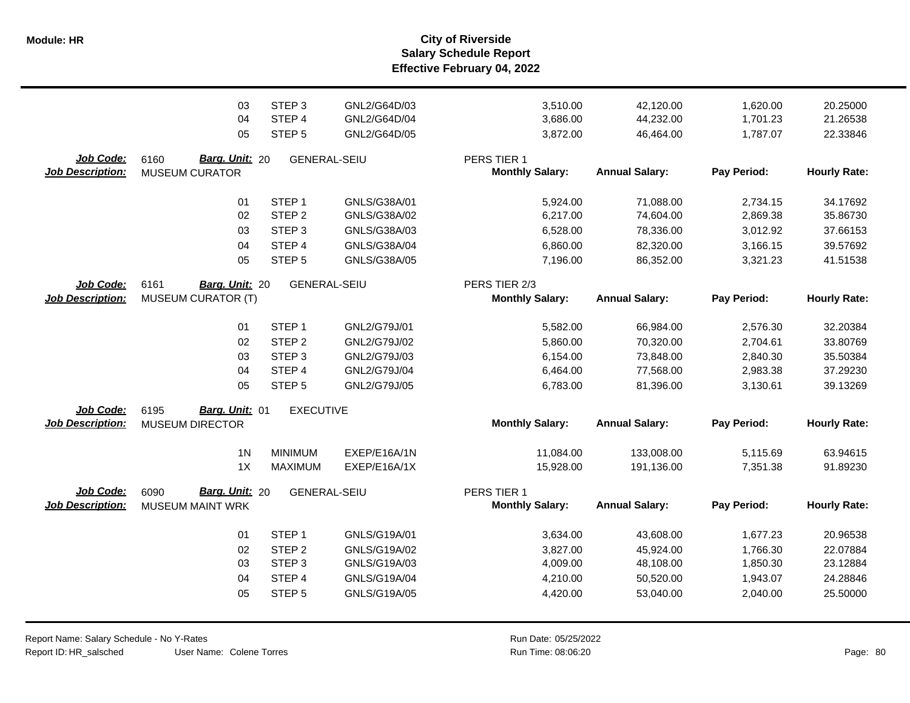# City of Riverside
## Salary Schedule Report
### Effective February 04, 2022

| Step Code | Step | Grade | Monthly Salary | Annual Salary | Pay Period | Hourly Rate |
|---|---|---|---|---|---|---|
| 03 | STEP 3 | GNL2/G64D/03 | 3,510.00 | 42,120.00 | 1,620.00 | 20.25000 |
| 04 | STEP 4 | GNL2/G64D/04 | 3,686.00 | 44,232.00 | 1,701.23 | 21.26538 |
| 05 | STEP 5 | GNL2/G64D/05 | 3,872.00 | 46,464.00 | 1,787.07 | 22.33846 |

**Job Code:** 6160 **Barg. Unit:** 20 GENERAL-SEIU PERS TIER 1
**Job Description:** MUSEUM CURATOR

| Step Code | Step | Grade | Monthly Salary | Annual Salary | Pay Period | Hourly Rate |
|---|---|---|---|---|---|---|
| 01 | STEP 1 | GNLS/G38A/01 | 5,924.00 | 71,088.00 | 2,734.15 | 34.17692 |
| 02 | STEP 2 | GNLS/G38A/02 | 6,217.00 | 74,604.00 | 2,869.38 | 35.86730 |
| 03 | STEP 3 | GNLS/G38A/03 | 6,528.00 | 78,336.00 | 3,012.92 | 37.66153 |
| 04 | STEP 4 | GNLS/G38A/04 | 6,860.00 | 82,320.00 | 3,166.15 | 39.57692 |
| 05 | STEP 5 | GNLS/G38A/05 | 7,196.00 | 86,352.00 | 3,321.23 | 41.51538 |

**Job Code:** 6161 **Barg. Unit:** 20 GENERAL-SEIU PERS TIER 2/3
**Job Description:** MUSEUM CURATOR (T)

| Step Code | Step | Grade | Monthly Salary | Annual Salary | Pay Period | Hourly Rate |
|---|---|---|---|---|---|---|
| 01 | STEP 1 | GNL2/G79J/01 | 5,582.00 | 66,984.00 | 2,576.30 | 32.20384 |
| 02 | STEP 2 | GNL2/G79J/02 | 5,860.00 | 70,320.00 | 2,704.61 | 33.80769 |
| 03 | STEP 3 | GNL2/G79J/03 | 6,154.00 | 73,848.00 | 2,840.30 | 35.50384 |
| 04 | STEP 4 | GNL2/G79J/04 | 6,464.00 | 77,568.00 | 2,983.38 | 37.29230 |
| 05 | STEP 5 | GNL2/G79J/05 | 6,783.00 | 81,396.00 | 3,130.61 | 39.13269 |

**Job Code:** 6195 **Barg. Unit:** 01 EXECUTIVE
**Job Description:** MUSEUM DIRECTOR

| Step Code | Step | Grade | Monthly Salary | Annual Salary | Pay Period | Hourly Rate |
|---|---|---|---|---|---|---|
| 1N | MINIMUM | EXEP/E16A/1N | 11,084.00 | 133,008.00 | 5,115.69 | 63.94615 |
| 1X | MAXIMUM | EXEP/E16A/1X | 15,928.00 | 191,136.00 | 7,351.38 | 91.89230 |

**Job Code:** 6090 **Barg. Unit:** 20 GENERAL-SEIU PERS TIER 1
**Job Description:** MUSEUM MAINT WRK

| Step Code | Step | Grade | Monthly Salary | Annual Salary | Pay Period | Hourly Rate |
|---|---|---|---|---|---|---|
| 01 | STEP 1 | GNLS/G19A/01 | 3,634.00 | 43,608.00 | 1,677.23 | 20.96538 |
| 02 | STEP 2 | GNLS/G19A/02 | 3,827.00 | 45,924.00 | 1,766.30 | 22.07884 |
| 03 | STEP 3 | GNLS/G19A/03 | 4,009.00 | 48,108.00 | 1,850.30 | 23.12884 |
| 04 | STEP 4 | GNLS/G19A/04 | 4,210.00 | 50,520.00 | 1,943.07 | 24.28846 |
| 05 | STEP 5 | GNLS/G19A/05 | 4,420.00 | 53,040.00 | 2,040.00 | 25.50000 |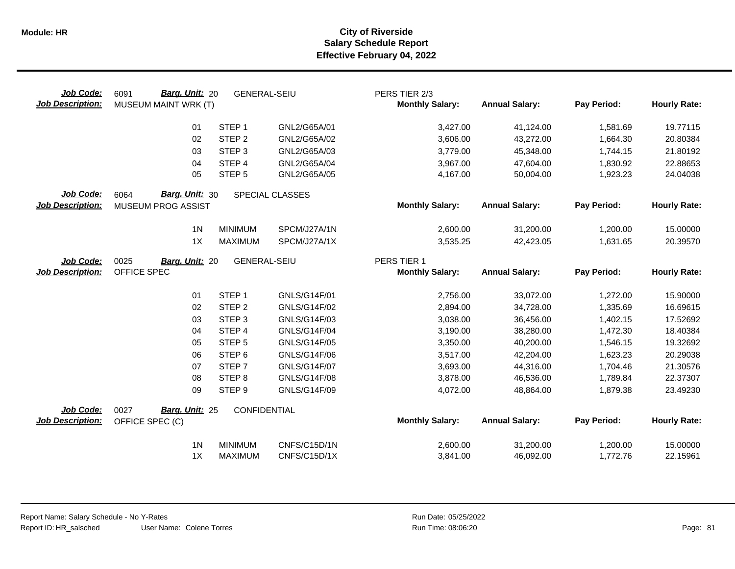# City of Riverside
## Salary Schedule Report
### Effective February 04, 2022

**Job Code:** 6091 **Barg. Unit:** 20 GENERAL-SEIU PERS TIER 2/3
**Job Description:** MUSEUM MAINT WRK (T)

| | | | Monthly Salary: | Annual Salary: | Pay Period: | Hourly Rate: |
|---|---|---|---|---|---|---|
| 01 | STEP 1 | GNL2/G65A/01 | 3,427.00 | 41,124.00 | 1,581.69 | 19.77115 |
| 02 | STEP 2 | GNL2/G65A/02 | 3,606.00 | 43,272.00 | 1,664.30 | 20.80384 |
| 03 | STEP 3 | GNL2/G65A/03 | 3,779.00 | 45,348.00 | 1,744.15 | 21.80192 |
| 04 | STEP 4 | GNL2/G65A/04 | 3,967.00 | 47,604.00 | 1,830.92 | 22.88653 |
| 05 | STEP 5 | GNL2/G65A/05 | 4,167.00 | 50,004.00 | 1,923.23 | 24.04038 |

**Job Code:** 6064 **Barg. Unit:** 30 SPECIAL CLASSES
**Job Description:** MUSEUM PROG ASSIST

| | | | Monthly Salary: | Annual Salary: | Pay Period: | Hourly Rate: |
|---|---|---|---|---|---|---|
| 1N | MINIMUM | SPCM/J27A/1N | 2,600.00 | 31,200.00 | 1,200.00 | 15.00000 |
| 1X | MAXIMUM | SPCM/J27A/1X | 3,535.25 | 42,423.05 | 1,631.65 | 20.39570 |

**Job Code:** 0025 **Barg. Unit:** 20 GENERAL-SEIU PERS TIER 1
**Job Description:** OFFICE SPEC

| | | | Monthly Salary: | Annual Salary: | Pay Period: | Hourly Rate: |
|---|---|---|---|---|---|---|
| 01 | STEP 1 | GNLS/G14F/01 | 2,756.00 | 33,072.00 | 1,272.00 | 15.90000 |
| 02 | STEP 2 | GNLS/G14F/02 | 2,894.00 | 34,728.00 | 1,335.69 | 16.69615 |
| 03 | STEP 3 | GNLS/G14F/03 | 3,038.00 | 36,456.00 | 1,402.15 | 17.52692 |
| 04 | STEP 4 | GNLS/G14F/04 | 3,190.00 | 38,280.00 | 1,472.30 | 18.40384 |
| 05 | STEP 5 | GNLS/G14F/05 | 3,350.00 | 40,200.00 | 1,546.15 | 19.32692 |
| 06 | STEP 6 | GNLS/G14F/06 | 3,517.00 | 42,204.00 | 1,623.23 | 20.29038 |
| 07 | STEP 7 | GNLS/G14F/07 | 3,693.00 | 44,316.00 | 1,704.46 | 21.30576 |
| 08 | STEP 8 | GNLS/G14F/08 | 3,878.00 | 46,536.00 | 1,789.84 | 22.37307 |
| 09 | STEP 9 | GNLS/G14F/09 | 4,072.00 | 48,864.00 | 1,879.38 | 23.49230 |

**Job Code:** 0027 **Barg. Unit:** 25 CONFIDENTIAL
**Job Description:** OFFICE SPEC (C)

| | | | Monthly Salary: | Annual Salary: | Pay Period: | Hourly Rate: |
|---|---|---|---|---|---|---|
| 1N | MINIMUM | CNFS/C15D/1N | 2,600.00 | 31,200.00 | 1,200.00 | 15.00000 |
| 1X | MAXIMUM | CNFS/C15D/1X | 3,841.00 | 46,092.00 | 1,772.76 | 22.15961 |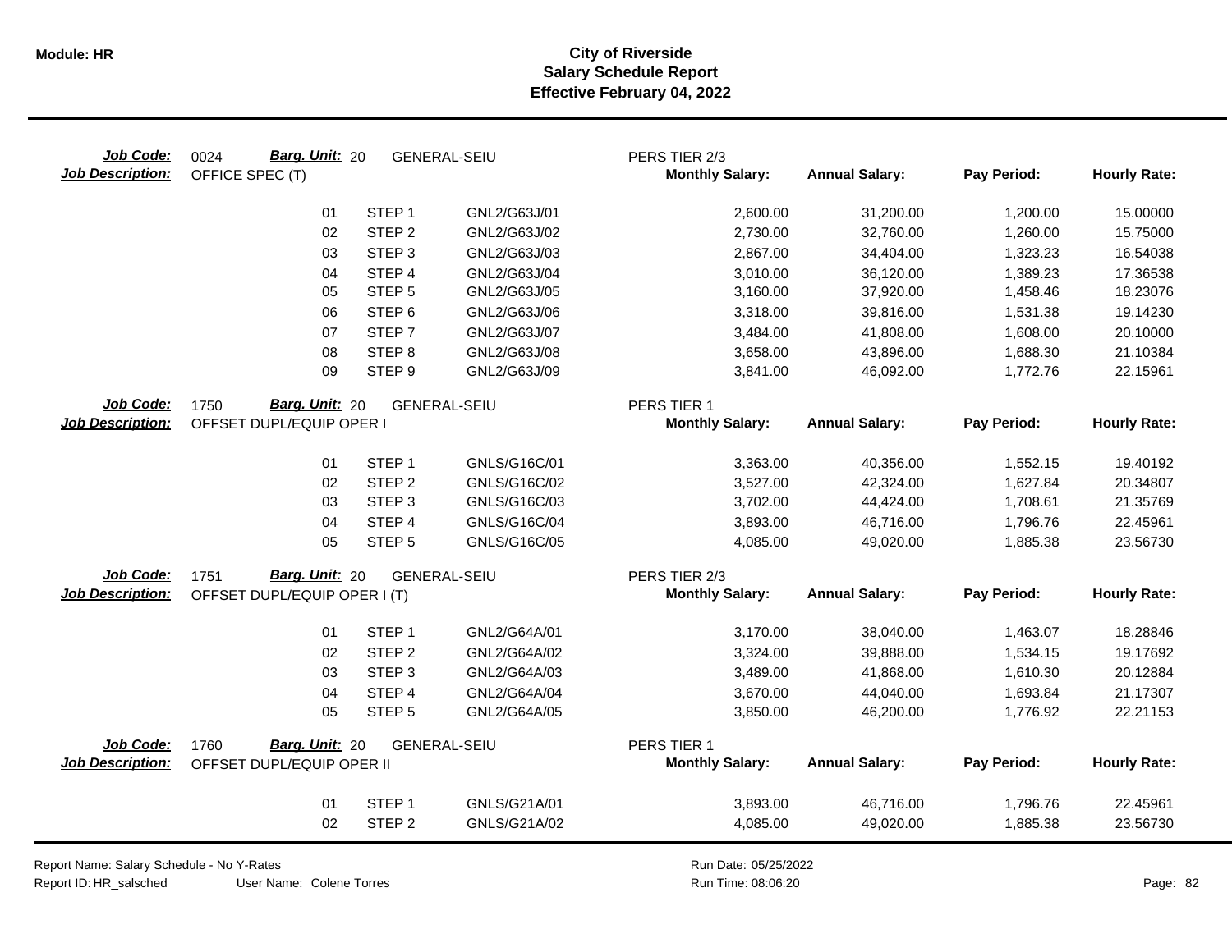# City of Riverside
## Salary Schedule Report
### Effective February 04, 2022

**Job Code:** 0024 **Barg. Unit:** 20 GENERAL-SEIU PERS TIER 2/3
**Job Description:** OFFICE SPEC (T)

| Step | Step Name | Code | Monthly Salary | Annual Salary | Pay Period | Hourly Rate |
|---|---|---|---|---|---|---|
| 01 | STEP 1 | GNL2/G63J/01 | 2,600.00 | 31,200.00 | 1,200.00 | 15.00000 |
| 02 | STEP 2 | GNL2/G63J/02 | 2,730.00 | 32,760.00 | 1,260.00 | 15.75000 |
| 03 | STEP 3 | GNL2/G63J/03 | 2,867.00 | 34,404.00 | 1,323.23 | 16.54038 |
| 04 | STEP 4 | GNL2/G63J/04 | 3,010.00 | 36,120.00 | 1,389.23 | 17.36538 |
| 05 | STEP 5 | GNL2/G63J/05 | 3,160.00 | 37,920.00 | 1,458.46 | 18.23076 |
| 06 | STEP 6 | GNL2/G63J/06 | 3,318.00 | 39,816.00 | 1,531.38 | 19.14230 |
| 07 | STEP 7 | GNL2/G63J/07 | 3,484.00 | 41,808.00 | 1,608.00 | 20.10000 |
| 08 | STEP 8 | GNL2/G63J/08 | 3,658.00 | 43,896.00 | 1,688.30 | 21.10384 |
| 09 | STEP 9 | GNL2/G63J/09 | 3,841.00 | 46,092.00 | 1,772.76 | 22.15961 |

**Job Code:** 1750 **Barg. Unit:** 20 GENERAL-SEIU PERS TIER 1
**Job Description:** OFFSET DUPL/EQUIP OPER I

| Step | Step Name | Code | Monthly Salary | Annual Salary | Pay Period | Hourly Rate |
|---|---|---|---|---|---|---|
| 01 | STEP 1 | GNLS/G16C/01 | 3,363.00 | 40,356.00 | 1,552.15 | 19.40192 |
| 02 | STEP 2 | GNLS/G16C/02 | 3,527.00 | 42,324.00 | 1,627.84 | 20.34807 |
| 03 | STEP 3 | GNLS/G16C/03 | 3,702.00 | 44,424.00 | 1,708.61 | 21.35769 |
| 04 | STEP 4 | GNLS/G16C/04 | 3,893.00 | 46,716.00 | 1,796.76 | 22.45961 |
| 05 | STEP 5 | GNLS/G16C/05 | 4,085.00 | 49,020.00 | 1,885.38 | 23.56730 |

**Job Code:** 1751 **Barg. Unit:** 20 GENERAL-SEIU PERS TIER 2/3
**Job Description:** OFFSET DUPL/EQUIP OPER I (T)

| Step | Step Name | Code | Monthly Salary | Annual Salary | Pay Period | Hourly Rate |
|---|---|---|---|---|---|---|
| 01 | STEP 1 | GNL2/G64A/01 | 3,170.00 | 38,040.00 | 1,463.07 | 18.28846 |
| 02 | STEP 2 | GNL2/G64A/02 | 3,324.00 | 39,888.00 | 1,534.15 | 19.17692 |
| 03 | STEP 3 | GNL2/G64A/03 | 3,489.00 | 41,868.00 | 1,610.30 | 20.12884 |
| 04 | STEP 4 | GNL2/G64A/04 | 3,670.00 | 44,040.00 | 1,693.84 | 21.17307 |
| 05 | STEP 5 | GNL2/G64A/05 | 3,850.00 | 46,200.00 | 1,776.92 | 22.21153 |

**Job Code:** 1760 **Barg. Unit:** 20 GENERAL-SEIU PERS TIER 1
**Job Description:** OFFSET DUPL/EQUIP OPER II

| Step | Step Name | Code | Monthly Salary | Annual Salary | Pay Period | Hourly Rate |
|---|---|---|---|---|---|---|
| 01 | STEP 1 | GNLS/G21A/01 | 3,893.00 | 46,716.00 | 1,796.76 | 22.45961 |
| 02 | STEP 2 | GNLS/G21A/02 | 4,085.00 | 49,020.00 | 1,885.38 | 23.56730 |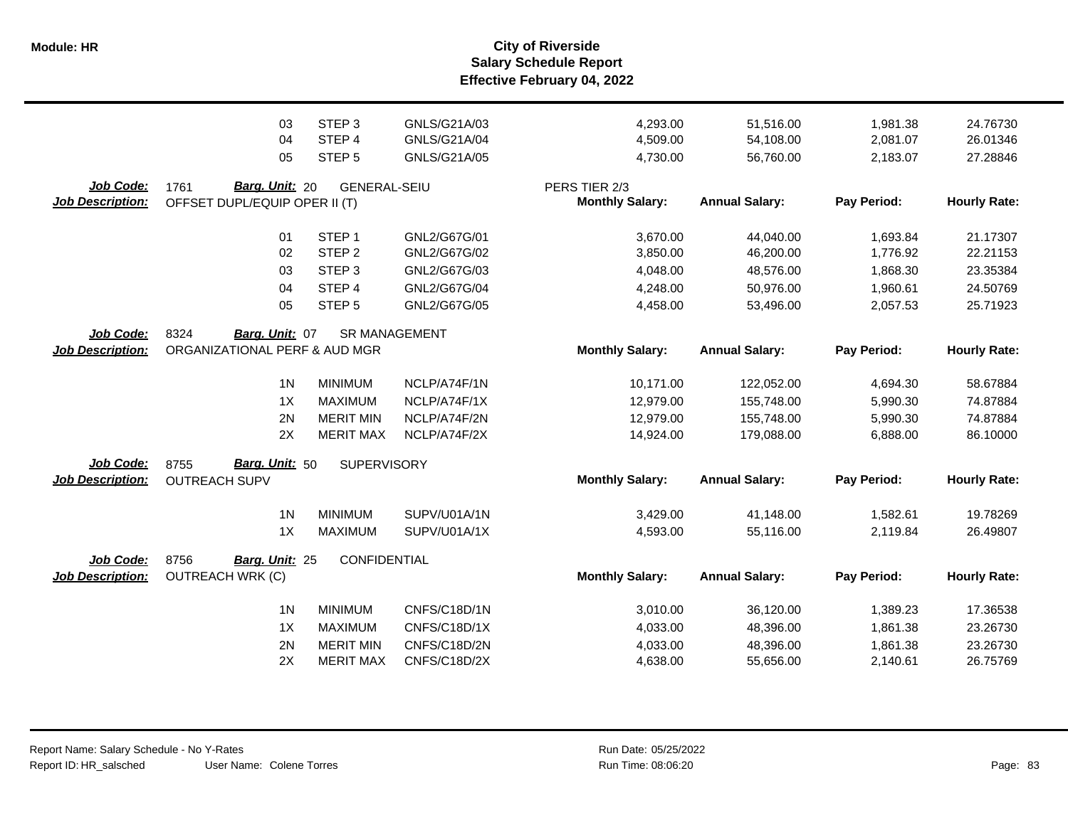| | | | | | | | |
|---|---|---|---|---|---|---|---|
| 03 | STEP 3 | GNLS/G21A/03 | 4,293.00 | 51,516.00 | 1,981.38 | 24.76730 |
| 04 | STEP 4 | GNLS/G21A/04 | 4,509.00 | 54,108.00 | 2,081.07 | 26.01346 |
| 05 | STEP 5 | GNLS/G21A/05 | 4,730.00 | 56,760.00 | 2,183.07 | 27.28846 |

**Job Code:** 1761 **Barg. Unit:** 20 GENERAL-SEIU PERS TIER 2/3
**Job Description:** OFFSET DUPL/EQUIP OPER II (T)

| | | | Monthly Salary: | Annual Salary: | Pay Period: | Hourly Rate: |
|---|---|---|---|---|---|---|
| 01 | STEP 1 | GNL2/G67G/01 | 3,670.00 | 44,040.00 | 1,693.84 | 21.17307 |
| 02 | STEP 2 | GNL2/G67G/02 | 3,850.00 | 46,200.00 | 1,776.92 | 22.21153 |
| 03 | STEP 3 | GNL2/G67G/03 | 4,048.00 | 48,576.00 | 1,868.30 | 23.35384 |
| 04 | STEP 4 | GNL2/G67G/04 | 4,248.00 | 50,976.00 | 1,960.61 | 24.50769 |
| 05 | STEP 5 | GNL2/G67G/05 | 4,458.00 | 53,496.00 | 2,057.53 | 25.71923 |

**Job Code:** 8324 **Barg. Unit:** 07 SR MANAGEMENT
**Job Description:** ORGANIZATIONAL PERF & AUD MGR

| | | | Monthly Salary: | Annual Salary: | Pay Period: | Hourly Rate: |
|---|---|---|---|---|---|---|
| 1N | MINIMUM | NCLP/A74F/1N | 10,171.00 | 122,052.00 | 4,694.30 | 58.67884 |
| 1X | MAXIMUM | NCLP/A74F/1X | 12,979.00 | 155,748.00 | 5,990.30 | 74.87884 |
| 2N | MERIT MIN | NCLP/A74F/2N | 12,979.00 | 155,748.00 | 5,990.30 | 74.87884 |
| 2X | MERIT MAX | NCLP/A74F/2X | 14,924.00 | 179,088.00 | 6,888.00 | 86.10000 |

**Job Code:** 8755 **Barg. Unit:** 50 SUPERVISORY
**Job Description:** OUTREACH SUPV

| | | | Monthly Salary: | Annual Salary: | Pay Period: | Hourly Rate: |
|---|---|---|---|---|---|---|
| 1N | MINIMUM | SUPV/U01A/1N | 3,429.00 | 41,148.00 | 1,582.61 | 19.78269 |
| 1X | MAXIMUM | SUPV/U01A/1X | 4,593.00 | 55,116.00 | 2,119.84 | 26.49807 |

**Job Code:** 8756 **Barg. Unit:** 25 CONFIDENTIAL
**Job Description:** OUTREACH WRK (C)

| | | | Monthly Salary: | Annual Salary: | Pay Period: | Hourly Rate: |
|---|---|---|---|---|---|---|
| 1N | MINIMUM | CNFS/C18D/1N | 3,010.00 | 36,120.00 | 1,389.23 | 17.36538 |
| 1X | MAXIMUM | CNFS/C18D/1X | 4,033.00 | 48,396.00 | 1,861.38 | 23.26730 |
| 2N | MERIT MIN | CNFS/C18D/2N | 4,033.00 | 48,396.00 | 1,861.38 | 23.26730 |
| 2X | MERIT MAX | CNFS/C18D/2X | 4,638.00 | 55,656.00 | 2,140.61 | 26.75769 |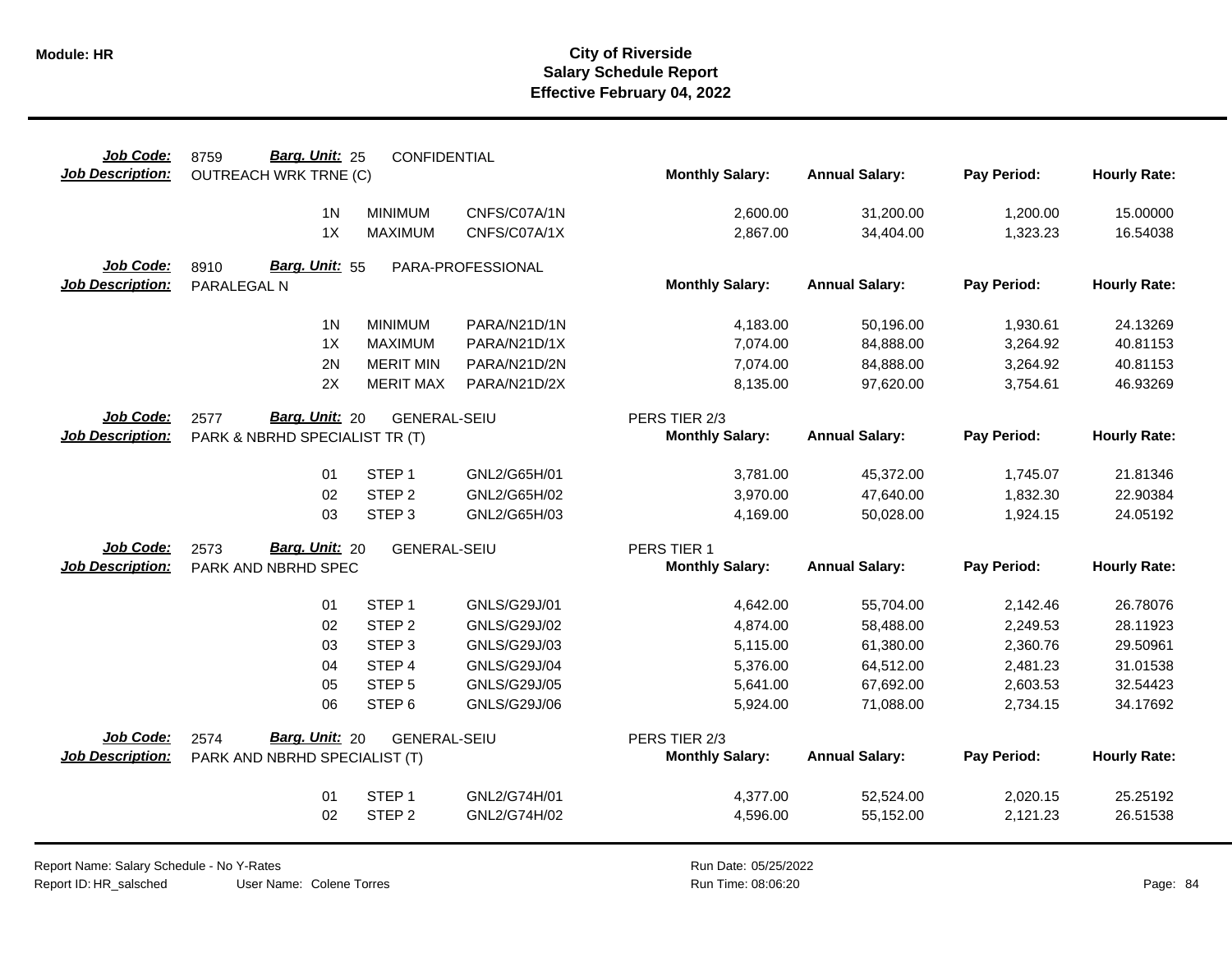**Module: HR**

# City of Riverside
## Salary Schedule Report
### Effective February 04, 2022

**Job Code:** 8759 **Barg. Unit:** 25 CONFIDENTIAL
**Job Description:** OUTREACH WRK TRNE (C)

| | | | Monthly Salary: | Annual Salary: | Pay Period: | Hourly Rate: |
|---|---|---|---|---|---|---|
| 1N | MINIMUM | CNFS/C07A/1N | 2,600.00 | 31,200.00 | 1,200.00 | 15.00000 |
| 1X | MAXIMUM | CNFS/C07A/1X | 2,867.00 | 34,404.00 | 1,323.23 | 16.54038 |

**Job Code:** 8910 **Barg. Unit:** 55 PARA-PROFESSIONAL
**Job Description:** PARALEGAL N

| | | | Monthly Salary: | Annual Salary: | Pay Period: | Hourly Rate: |
|---|---|---|---|---|---|---|
| 1N | MINIMUM | PARA/N21D/1N | 4,183.00 | 50,196.00 | 1,930.61 | 24.13269 |
| 1X | MAXIMUM | PARA/N21D/1X | 7,074.00 | 84,888.00 | 3,264.92 | 40.81153 |
| 2N | MERIT MIN | PARA/N21D/2N | 7,074.00 | 84,888.00 | 3,264.92 | 40.81153 |
| 2X | MERIT MAX | PARA/N21D/2X | 8,135.00 | 97,620.00 | 3,754.61 | 46.93269 |

**Job Code:** 2577 **Barg. Unit:** 20 GENERAL-SEIU
**Job Description:** PARK & NBRHD SPECIALIST TR (T)

PERS TIER 2/3

| | | | Monthly Salary: | Annual Salary: | Pay Period: | Hourly Rate: |
|---|---|---|---|---|---|---|
| 01 | STEP 1 | GNL2/G65H/01 | 3,781.00 | 45,372.00 | 1,745.07 | 21.81346 |
| 02 | STEP 2 | GNL2/G65H/02 | 3,970.00 | 47,640.00 | 1,832.30 | 22.90384 |
| 03 | STEP 3 | GNL2/G65H/03 | 4,169.00 | 50,028.00 | 1,924.15 | 24.05192 |

**Job Code:** 2573 **Barg. Unit:** 20 GENERAL-SEIU
**Job Description:** PARK AND NBRHD SPEC

PERS TIER 1

| | | | Monthly Salary: | Annual Salary: | Pay Period: | Hourly Rate: |
|---|---|---|---|---|---|---|
| 01 | STEP 1 | GNLS/G29J/01 | 4,642.00 | 55,704.00 | 2,142.46 | 26.78076 |
| 02 | STEP 2 | GNLS/G29J/02 | 4,874.00 | 58,488.00 | 2,249.53 | 28.11923 |
| 03 | STEP 3 | GNLS/G29J/03 | 5,115.00 | 61,380.00 | 2,360.76 | 29.50961 |
| 04 | STEP 4 | GNLS/G29J/04 | 5,376.00 | 64,512.00 | 2,481.23 | 31.01538 |
| 05 | STEP 5 | GNLS/G29J/05 | 5,641.00 | 67,692.00 | 2,603.53 | 32.54423 |
| 06 | STEP 6 | GNLS/G29J/06 | 5,924.00 | 71,088.00 | 2,734.15 | 34.17692 |

**Job Code:** 2574 **Barg. Unit:** 20 GENERAL-SEIU
**Job Description:** PARK AND NBRHD SPECIALIST (T)

PERS TIER 2/3

| | | | Monthly Salary: | Annual Salary: | Pay Period: | Hourly Rate: |
|---|---|---|---|---|---|---|
| 01 | STEP 1 | GNL2/G74H/01 | 4,377.00 | 52,524.00 | 2,020.15 | 25.25192 |
| 02 | STEP 2 | GNL2/G74H/02 | 4,596.00 | 55,152.00 | 2,121.23 | 26.51538 |

Report Name: Salary Schedule - No Y-Rates
Report ID: HR_salsched User Name: Colene Torres
Run Date: 05/25/2022
Run Time: 08:06:20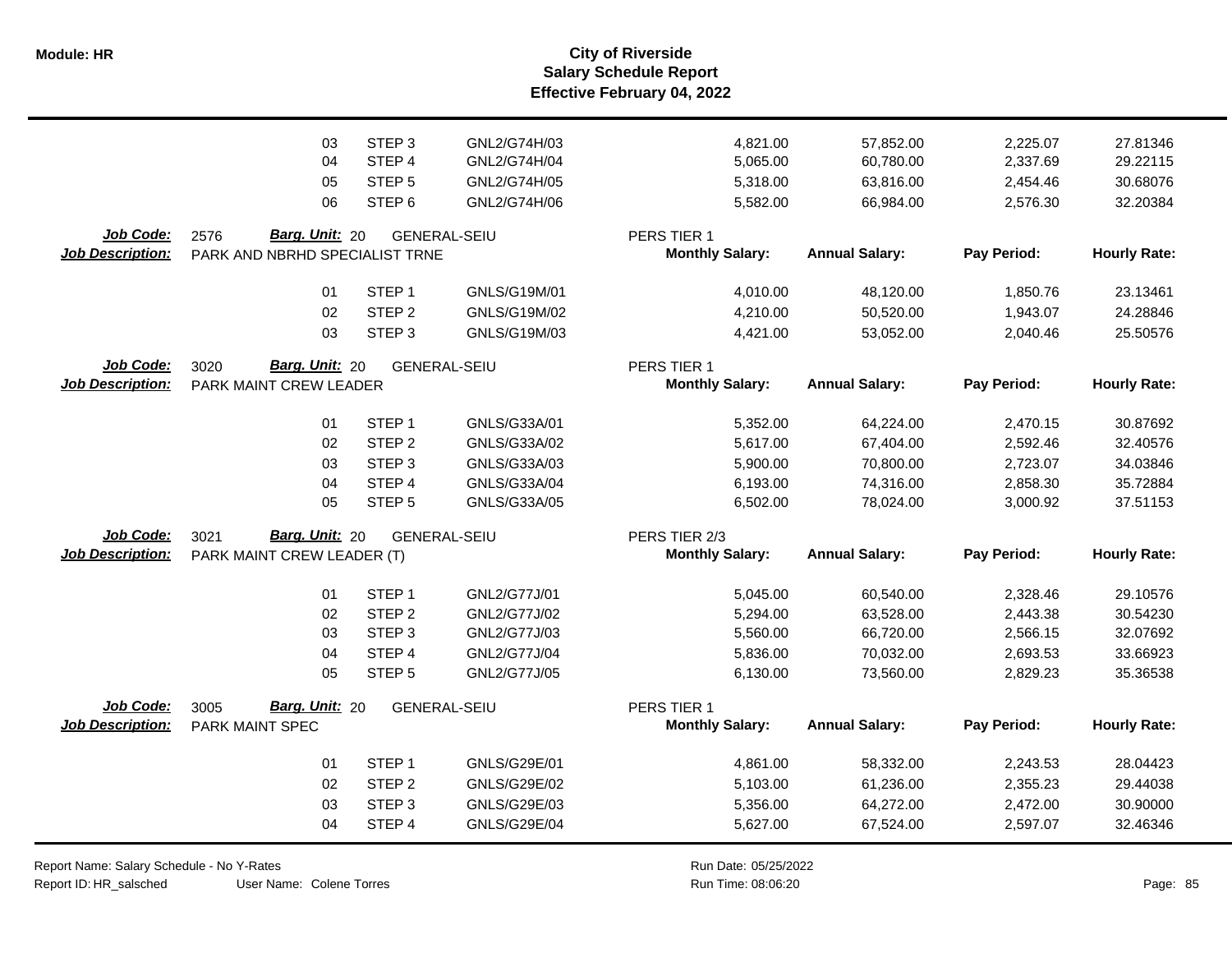| | | | | | | | |
|---|---|---|---|---|---|---|---|
| 03 | STEP 3 | GNL2/G74H/03 | | 4,821.00 | 57,852.00 | 2,225.07 | 27.81346 |
| 04 | STEP 4 | GNL2/G74H/04 | | 5,065.00 | 60,780.00 | 2,337.69 | 29.22115 |
| 05 | STEP 5 | GNL2/G74H/05 | | 5,318.00 | 63,816.00 | 2,454.46 | 30.68076 |
| 06 | STEP 6 | GNL2/G74H/06 | | 5,582.00 | 66,984.00 | 2,576.30 | 32.20384 |

**Job Code:** 2576 **Barg. Unit:** 20 GENERAL-SEIU PERS TIER 1
**Job Description:** PARK AND NBRHD SPECIALIST TRNE

| | | | Monthly Salary: | Annual Salary: | Pay Period: | Hourly Rate: |
|---|---|---|---|---|---|---|
| 01 | STEP 1 | GNLS/G19M/01 | 4,010.00 | 48,120.00 | 1,850.76 | 23.13461 |
| 02 | STEP 2 | GNLS/G19M/02 | 4,210.00 | 50,520.00 | 1,943.07 | 24.28846 |
| 03 | STEP 3 | GNLS/G19M/03 | 4,421.00 | 53,052.00 | 2,040.46 | 25.50576 |

**Job Code:** 3020 **Barg. Unit:** 20 GENERAL-SEIU PERS TIER 1
**Job Description:** PARK MAINT CREW LEADER

| | | | Monthly Salary: | Annual Salary: | Pay Period: | Hourly Rate: |
|---|---|---|---|---|---|---|
| 01 | STEP 1 | GNLS/G33A/01 | 5,352.00 | 64,224.00 | 2,470.15 | 30.87692 |
| 02 | STEP 2 | GNLS/G33A/02 | 5,617.00 | 67,404.00 | 2,592.46 | 32.40576 |
| 03 | STEP 3 | GNLS/G33A/03 | 5,900.00 | 70,800.00 | 2,723.07 | 34.03846 |
| 04 | STEP 4 | GNLS/G33A/04 | 6,193.00 | 74,316.00 | 2,858.30 | 35.72884 |
| 05 | STEP 5 | GNLS/G33A/05 | 6,502.00 | 78,024.00 | 3,000.92 | 37.51153 |

**Job Code:** 3021 **Barg. Unit:** 20 GENERAL-SEIU PERS TIER 2/3
**Job Description:** PARK MAINT CREW LEADER (T)

| | | | Monthly Salary: | Annual Salary: | Pay Period: | Hourly Rate: |
|---|---|---|---|---|---|---|
| 01 | STEP 1 | GNL2/G77J/01 | 5,045.00 | 60,540.00 | 2,328.46 | 29.10576 |
| 02 | STEP 2 | GNL2/G77J/02 | 5,294.00 | 63,528.00 | 2,443.38 | 30.54230 |
| 03 | STEP 3 | GNL2/G77J/03 | 5,560.00 | 66,720.00 | 2,566.15 | 32.07692 |
| 04 | STEP 4 | GNL2/G77J/04 | 5,836.00 | 70,032.00 | 2,693.53 | 33.66923 |
| 05 | STEP 5 | GNL2/G77J/05 | 6,130.00 | 73,560.00 | 2,829.23 | 35.36538 |

**Job Code:** 3005 **Barg. Unit:** 20 GENERAL-SEIU PERS TIER 1
**Job Description:** PARK MAINT SPEC

| | | | Monthly Salary: | Annual Salary: | Pay Period: | Hourly Rate: |
|---|---|---|---|---|---|---|
| 01 | STEP 1 | GNLS/G29E/01 | 4,861.00 | 58,332.00 | 2,243.53 | 28.04423 |
| 02 | STEP 2 | GNLS/G29E/02 | 5,103.00 | 61,236.00 | 2,355.23 | 29.44038 |
| 03 | STEP 3 | GNLS/G29E/03 | 5,356.00 | 64,272.00 | 2,472.00 | 30.90000 |
| 04 | STEP 4 | GNLS/G29E/04 | 5,627.00 | 67,524.00 | 2,597.07 | 32.46346 |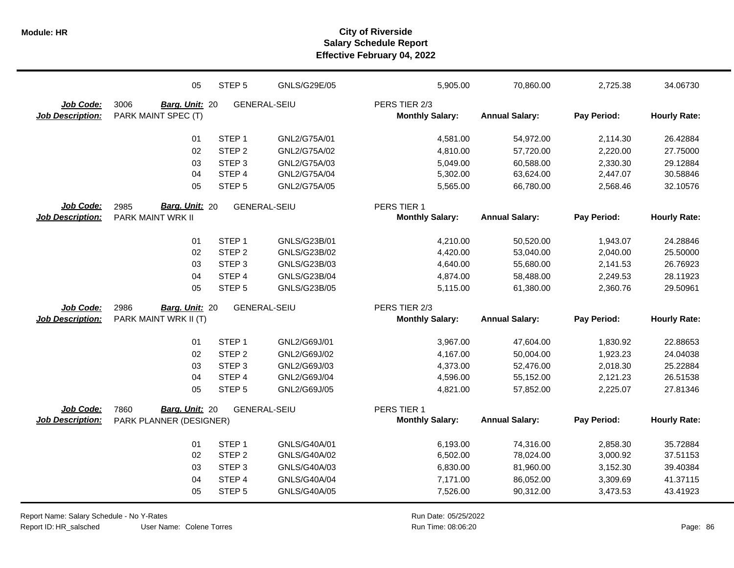| | | | | | | | |
|---|---|---|---|---|---|---|---|
| 05 | STEP 5 | GNLS/G29E/05 | | 5,905.00 | 70,860.00 | 2,725.38 | 34.06730 |

**Job Code:** 3006 **Barg. Unit:** 20 GENERAL-SEIU PERS TIER 2/3
**Job Description:** PARK MAINT SPEC (T)

| | | | Monthly Salary: | Annual Salary: | Pay Period: | Hourly Rate: |
|---|---|---|---|---|---|---|
| 01 | STEP 1 | GNL2/G75A/01 | 4,581.00 | 54,972.00 | 2,114.30 | 26.42884 |
| 02 | STEP 2 | GNL2/G75A/02 | 4,810.00 | 57,720.00 | 2,220.00 | 27.75000 |
| 03 | STEP 3 | GNL2/G75A/03 | 5,049.00 | 60,588.00 | 2,330.30 | 29.12884 |
| 04 | STEP 4 | GNL2/G75A/04 | 5,302.00 | 63,624.00 | 2,447.07 | 30.58846 |
| 05 | STEP 5 | GNL2/G75A/05 | 5,565.00 | 66,780.00 | 2,568.46 | 32.10576 |

**Job Code:** 2985 **Barg. Unit:** 20 GENERAL-SEIU PERS TIER 1
**Job Description:** PARK MAINT WRK II

| | | | Monthly Salary: | Annual Salary: | Pay Period: | Hourly Rate: |
|---|---|---|---|---|---|---|
| 01 | STEP 1 | GNLS/G23B/01 | 4,210.00 | 50,520.00 | 1,943.07 | 24.28846 |
| 02 | STEP 2 | GNLS/G23B/02 | 4,420.00 | 53,040.00 | 2,040.00 | 25.50000 |
| 03 | STEP 3 | GNLS/G23B/03 | 4,640.00 | 55,680.00 | 2,141.53 | 26.76923 |
| 04 | STEP 4 | GNLS/G23B/04 | 4,874.00 | 58,488.00 | 2,249.53 | 28.11923 |
| 05 | STEP 5 | GNLS/G23B/05 | 5,115.00 | 61,380.00 | 2,360.76 | 29.50961 |

**Job Code:** 2986 **Barg. Unit:** 20 GENERAL-SEIU PERS TIER 2/3
**Job Description:** PARK MAINT WRK II (T)

| | | | Monthly Salary: | Annual Salary: | Pay Period: | Hourly Rate: |
|---|---|---|---|---|---|---|
| 01 | STEP 1 | GNL2/G69J/01 | 3,967.00 | 47,604.00 | 1,830.92 | 22.88653 |
| 02 | STEP 2 | GNL2/G69J/02 | 4,167.00 | 50,004.00 | 1,923.23 | 24.04038 |
| 03 | STEP 3 | GNL2/G69J/03 | 4,373.00 | 52,476.00 | 2,018.30 | 25.22884 |
| 04 | STEP 4 | GNL2/G69J/04 | 4,596.00 | 55,152.00 | 2,121.23 | 26.51538 |
| 05 | STEP 5 | GNL2/G69J/05 | 4,821.00 | 57,852.00 | 2,225.07 | 27.81346 |

**Job Code:** 7860 **Barg. Unit:** 20 GENERAL-SEIU PERS TIER 1
**Job Description:** PARK PLANNER (DESIGNER)

| | | | Monthly Salary: | Annual Salary: | Pay Period: | Hourly Rate: |
|---|---|---|---|---|---|---|
| 01 | STEP 1 | GNLS/G40A/01 | 6,193.00 | 74,316.00 | 2,858.30 | 35.72884 |
| 02 | STEP 2 | GNLS/G40A/02 | 6,502.00 | 78,024.00 | 3,000.92 | 37.51153 |
| 03 | STEP 3 | GNLS/G40A/03 | 6,830.00 | 81,960.00 | 3,152.30 | 39.40384 |
| 04 | STEP 4 | GNLS/G40A/04 | 7,171.00 | 86,052.00 | 3,309.69 | 41.37115 |
| 05 | STEP 5 | GNLS/G40A/05 | 7,526.00 | 90,312.00 | 3,473.53 | 43.41923 |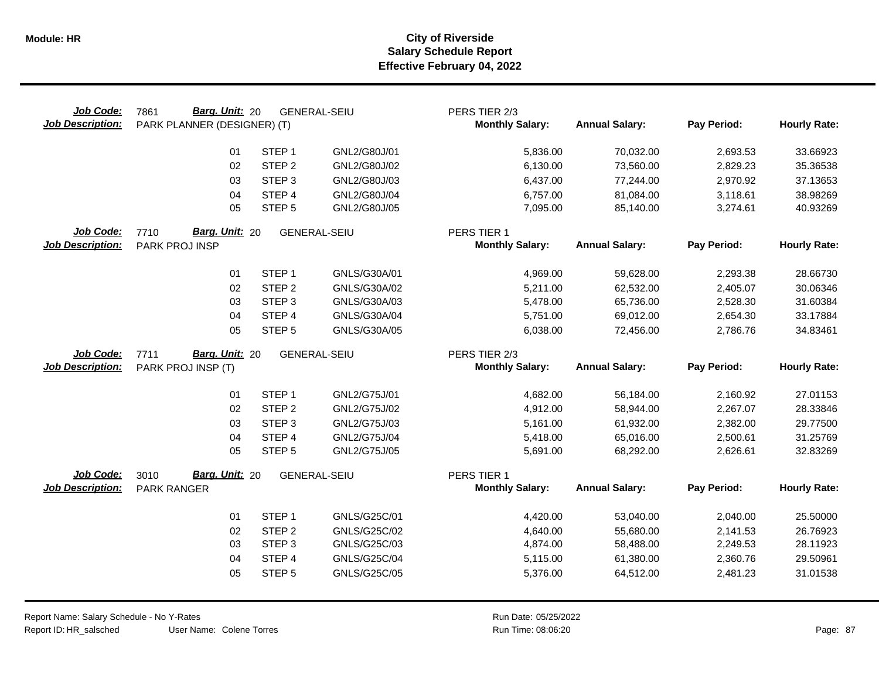**City of Riverside**
**Salary Schedule Report**
**Effective February 04, 2022**

| Job Code: | 7861 | Barg. Unit: 20 | GENERAL-SEIU | PERS TIER 2/3 | | | |
|---|---|---|---|---|---|---|---|
| **Job Description:** | PARK PLANNER (DESIGNER) (T) | | | **Monthly Salary:** | **Annual Salary:** | **Pay Period:** | **Hourly Rate:** |
| | 01 | STEP 1 | GNL2/G80J/01 | 5,836.00 | 70,032.00 | 2,693.53 | 33.66923 |
| | 02 | STEP 2 | GNL2/G80J/02 | 6,130.00 | 73,560.00 | 2,829.23 | 35.36538 |
| | 03 | STEP 3 | GNL2/G80J/03 | 6,437.00 | 77,244.00 | 2,970.92 | 37.13653 |
| | 04 | STEP 4 | GNL2/G80J/04 | 6,757.00 | 81,084.00 | 3,118.61 | 38.98269 |
| | 05 | STEP 5 | GNL2/G80J/05 | 7,095.00 | 85,140.00 | 3,274.61 | 40.93269 |

| Job Code: | 7710 | Barg. Unit: 20 | GENERAL-SEIU | PERS TIER 1 | | | |
|---|---|---|---|---|---|---|---|
| **Job Description:** | PARK PROJ INSP | | | **Monthly Salary:** | **Annual Salary:** | **Pay Period:** | **Hourly Rate:** |
| | 01 | STEP 1 | GNLS/G30A/01 | 4,969.00 | 59,628.00 | 2,293.38 | 28.66730 |
| | 02 | STEP 2 | GNLS/G30A/02 | 5,211.00 | 62,532.00 | 2,405.07 | 30.06346 |
| | 03 | STEP 3 | GNLS/G30A/03 | 5,478.00 | 65,736.00 | 2,528.30 | 31.60384 |
| | 04 | STEP 4 | GNLS/G30A/04 | 5,751.00 | 69,012.00 | 2,654.30 | 33.17884 |
| | 05 | STEP 5 | GNLS/G30A/05 | 6,038.00 | 72,456.00 | 2,786.76 | 34.83461 |

| Job Code: | 7711 | Barg. Unit: 20 | GENERAL-SEIU | PERS TIER 2/3 | | | |
|---|---|---|---|---|---|---|---|
| **Job Description:** | PARK PROJ INSP (T) | | | **Monthly Salary:** | **Annual Salary:** | **Pay Period:** | **Hourly Rate:** |
| | 01 | STEP 1 | GNL2/G75J/01 | 4,682.00 | 56,184.00 | 2,160.92 | 27.01153 |
| | 02 | STEP 2 | GNL2/G75J/02 | 4,912.00 | 58,944.00 | 2,267.07 | 28.33846 |
| | 03 | STEP 3 | GNL2/G75J/03 | 5,161.00 | 61,932.00 | 2,382.00 | 29.77500 |
| | 04 | STEP 4 | GNL2/G75J/04 | 5,418.00 | 65,016.00 | 2,500.61 | 31.25769 |
| | 05 | STEP 5 | GNL2/G75J/05 | 5,691.00 | 68,292.00 | 2,626.61 | 32.83269 |

| Job Code: | 3010 | Barg. Unit: 20 | GENERAL-SEIU | PERS TIER 1 | | | |
|---|---|---|---|---|---|---|---|
| **Job Description:** | PARK RANGER | | | **Monthly Salary:** | **Annual Salary:** | **Pay Period:** | **Hourly Rate:** |
| | 01 | STEP 1 | GNLS/G25C/01 | 4,420.00 | 53,040.00 | 2,040.00 | 25.50000 |
| | 02 | STEP 2 | GNLS/G25C/02 | 4,640.00 | 55,680.00 | 2,141.53 | 26.76923 |
| | 03 | STEP 3 | GNLS/G25C/03 | 4,874.00 | 58,488.00 | 2,249.53 | 28.11923 |
| | 04 | STEP 4 | GNLS/G25C/04 | 5,115.00 | 61,380.00 | 2,360.76 | 29.50961 |
| | 05 | STEP 5 | GNLS/G25C/05 | 5,376.00 | 64,512.00 | 2,481.23 | 31.01538 |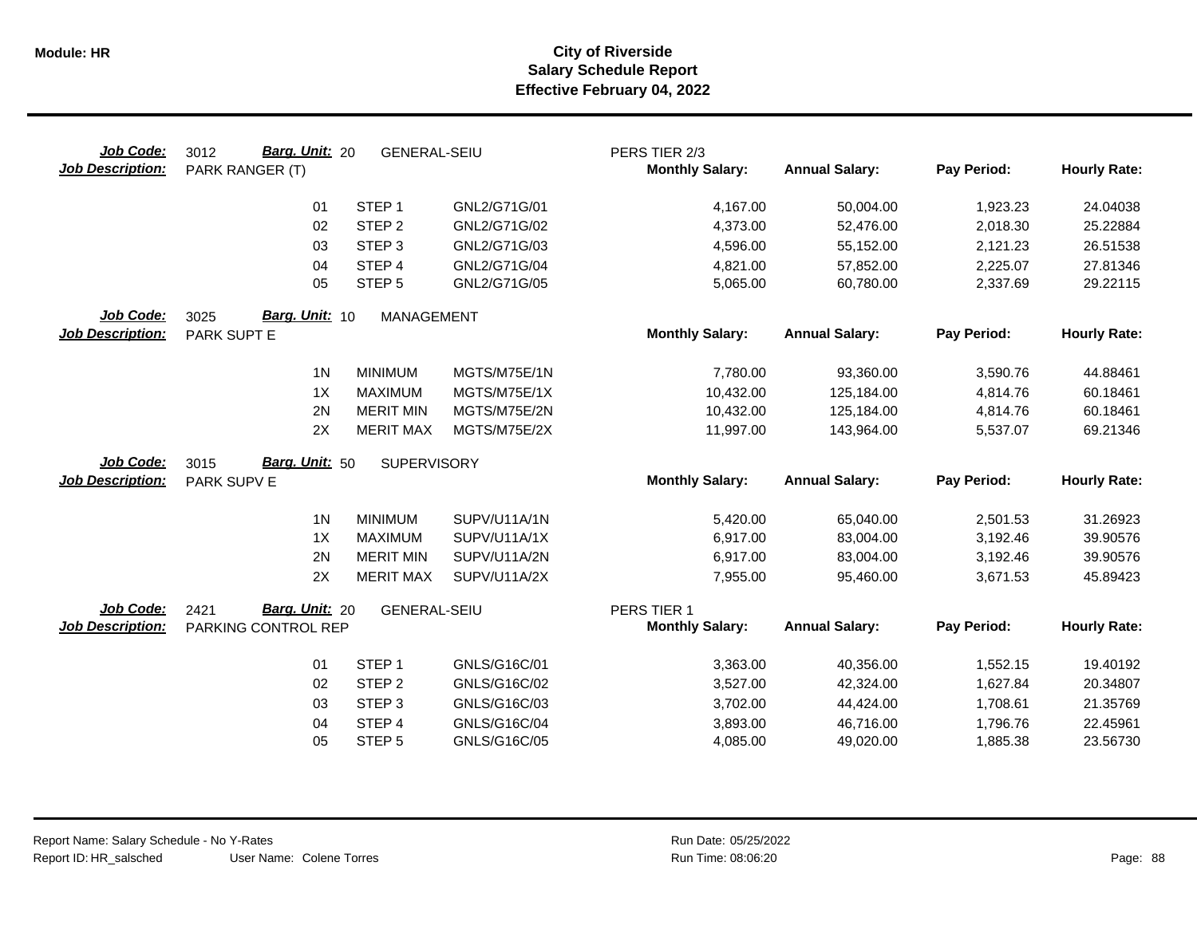# City of Riverside
## Salary Schedule Report
### Effective February 04, 2022

| Job Code: | 3012 | Barg. Unit: 20 | GENERAL-SEIU | PERS TIER 2/3 | | | |
|---|---|---|---|---|---|---|---|
| **Job Description:** | PARK RANGER (T) | | | **Monthly Salary:** | **Annual Salary:** | **Pay Period:** | **Hourly Rate:** |
| | 01 | STEP 1 | GNL2/G71G/01 | 4,167.00 | 50,004.00 | 1,923.23 | 24.04038 |
| | 02 | STEP 2 | GNL2/G71G/02 | 4,373.00 | 52,476.00 | 2,018.30 | 25.22884 |
| | 03 | STEP 3 | GNL2/G71G/03 | 4,596.00 | 55,152.00 | 2,121.23 | 26.51538 |
| | 04 | STEP 4 | GNL2/G71G/04 | 4,821.00 | 57,852.00 | 2,225.07 | 27.81346 |
| | 05 | STEP 5 | GNL2/G71G/05 | 5,065.00 | 60,780.00 | 2,337.69 | 29.22115 |

| Job Code: | 3025 | Barg. Unit: 10 | MANAGEMENT | | | | |
|---|---|---|---|---|---|---|---|
| **Job Description:** | PARK SUPT E | | | **Monthly Salary:** | **Annual Salary:** | **Pay Period:** | **Hourly Rate:** |
| | 1N | MINIMUM | MGTS/M75E/1N | 7,780.00 | 93,360.00 | 3,590.76 | 44.88461 |
| | 1X | MAXIMUM | MGTS/M75E/1X | 10,432.00 | 125,184.00 | 4,814.76 | 60.18461 |
| | 2N | MERIT MIN | MGTS/M75E/2N | 10,432.00 | 125,184.00 | 4,814.76 | 60.18461 |
| | 2X | MERIT MAX | MGTS/M75E/2X | 11,997.00 | 143,964.00 | 5,537.07 | 69.21346 |

| Job Code: | 3015 | Barg. Unit: 50 | SUPERVISORY | | | | |
|---|---|---|---|---|---|---|---|
| **Job Description:** | PARK SUPV E | | | **Monthly Salary:** | **Annual Salary:** | **Pay Period:** | **Hourly Rate:** |
| | 1N | MINIMUM | SUPV/U11A/1N | 5,420.00 | 65,040.00 | 2,501.53 | 31.26923 |
| | 1X | MAXIMUM | SUPV/U11A/1X | 6,917.00 | 83,004.00 | 3,192.46 | 39.90576 |
| | 2N | MERIT MIN | SUPV/U11A/2N | 6,917.00 | 83,004.00 | 3,192.46 | 39.90576 |
| | 2X | MERIT MAX | SUPV/U11A/2X | 7,955.00 | 95,460.00 | 3,671.53 | 45.89423 |

| Job Code: | 2421 | Barg. Unit: 20 | GENERAL-SEIU | PERS TIER 1 | | | |
|---|---|---|---|---|---|---|---|
| **Job Description:** | PARKING CONTROL REP | | | **Monthly Salary:** | **Annual Salary:** | **Pay Period:** | **Hourly Rate:** |
| | 01 | STEP 1 | GNLS/G16C/01 | 3,363.00 | 40,356.00 | 1,552.15 | 19.40192 |
| | 02 | STEP 2 | GNLS/G16C/02 | 3,527.00 | 42,324.00 | 1,627.84 | 20.34807 |
| | 03 | STEP 3 | GNLS/G16C/03 | 3,702.00 | 44,424.00 | 1,708.61 | 21.35769 |
| | 04 | STEP 4 | GNLS/G16C/04 | 3,893.00 | 46,716.00 | 1,796.76 | 22.45961 |
| | 05 | STEP 5 | GNLS/G16C/05 | 4,085.00 | 49,020.00 | 1,885.38 | 23.56730 |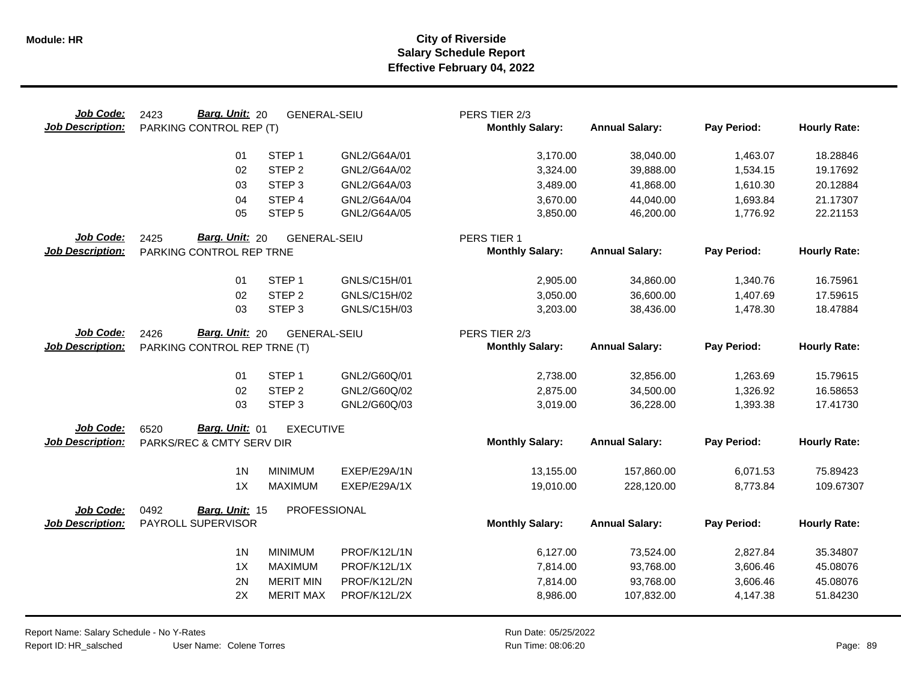# City of Riverside
## Salary Schedule Report
### Effective February 04, 2022

**Job Code:** 2423 **Barg. Unit:** 20 GENERAL-SEIU — PERS TIER 2/3
**Job Description:** PARKING CONTROL REP (T)

| | | | Monthly Salary: | Annual Salary: | Pay Period: | Hourly Rate: |
|---|---|---|---|---|---|---|
| 01 | STEP 1 | GNL2/G64A/01 | 3,170.00 | 38,040.00 | 1,463.07 | 18.28846 |
| 02 | STEP 2 | GNL2/G64A/02 | 3,324.00 | 39,888.00 | 1,534.15 | 19.17692 |
| 03 | STEP 3 | GNL2/G64A/03 | 3,489.00 | 41,868.00 | 1,610.30 | 20.12884 |
| 04 | STEP 4 | GNL2/G64A/04 | 3,670.00 | 44,040.00 | 1,693.84 | 21.17307 |
| 05 | STEP 5 | GNL2/G64A/05 | 3,850.00 | 46,200.00 | 1,776.92 | 22.21153 |

**Job Code:** 2425 **Barg. Unit:** 20 GENERAL-SEIU — PERS TIER 1
**Job Description:** PARKING CONTROL REP TRNE

| | | | Monthly Salary: | Annual Salary: | Pay Period: | Hourly Rate: |
|---|---|---|---|---|---|---|
| 01 | STEP 1 | GNLS/C15H/01 | 2,905.00 | 34,860.00 | 1,340.76 | 16.75961 |
| 02 | STEP 2 | GNLS/C15H/02 | 3,050.00 | 36,600.00 | 1,407.69 | 17.59615 |
| 03 | STEP 3 | GNLS/C15H/03 | 3,203.00 | 38,436.00 | 1,478.30 | 18.47884 |

**Job Code:** 2426 **Barg. Unit:** 20 GENERAL-SEIU — PERS TIER 2/3
**Job Description:** PARKING CONTROL REP TRNE (T)

| | | | Monthly Salary: | Annual Salary: | Pay Period: | Hourly Rate: |
|---|---|---|---|---|---|---|
| 01 | STEP 1 | GNL2/G60Q/01 | 2,738.00 | 32,856.00 | 1,263.69 | 15.79615 |
| 02 | STEP 2 | GNL2/G60Q/02 | 2,875.00 | 34,500.00 | 1,326.92 | 16.58653 |
| 03 | STEP 3 | GNL2/G60Q/03 | 3,019.00 | 36,228.00 | 1,393.38 | 17.41730 |

**Job Code:** 6520 **Barg. Unit:** 01 EXECUTIVE
**Job Description:** PARKS/REC & CMTY SERV DIR

| | | | Monthly Salary: | Annual Salary: | Pay Period: | Hourly Rate: |
|---|---|---|---|---|---|---|
| 1N | MINIMUM | EXEP/E29A/1N | 13,155.00 | 157,860.00 | 6,071.53 | 75.89423 |
| 1X | MAXIMUM | EXEP/E29A/1X | 19,010.00 | 228,120.00 | 8,773.84 | 109.67307 |

**Job Code:** 0492 **Barg. Unit:** 15 PROFESSIONAL
**Job Description:** PAYROLL SUPERVISOR

| | | | Monthly Salary: | Annual Salary: | Pay Period: | Hourly Rate: |
|---|---|---|---|---|---|---|
| 1N | MINIMUM | PROF/K12L/1N | 6,127.00 | 73,524.00 | 2,827.84 | 35.34807 |
| 1X | MAXIMUM | PROF/K12L/1X | 7,814.00 | 93,768.00 | 3,606.46 | 45.08076 |
| 2N | MERIT MIN | PROF/K12L/2N | 7,814.00 | 93,768.00 | 3,606.46 | 45.08076 |
| 2X | MERIT MAX | PROF/K12L/2X | 8,986.00 | 107,832.00 | 4,147.38 | 51.84230 |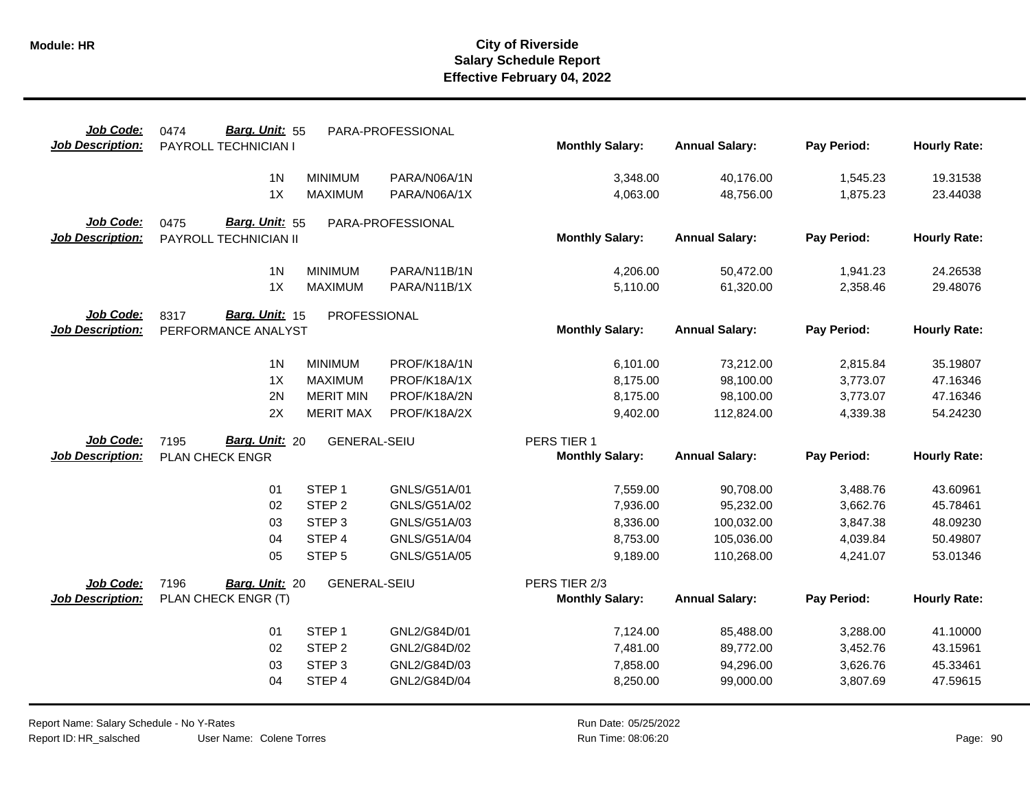**Module: HR**

# City of Riverside
## Salary Schedule Report
### Effective February 04, 2022

| Job Code: | 0474 | Barg. Unit: 55 | PARA-PROFESSIONAL | | | | |
|---|---|---|---|---|---|---|---|
| **Job Description:** | PAYROLL TECHNICIAN I | | | **Monthly Salary:** | **Annual Salary:** | **Pay Period:** | **Hourly Rate:** |
| | 1N | MINIMUM | PARA/N06A/1N | 3,348.00 | 40,176.00 | 1,545.23 | 19.31538 |
| | 1X | MAXIMUM | PARA/N06A/1X | 4,063.00 | 48,756.00 | 1,875.23 | 23.44038 |

| Job Code: | 0475 | Barg. Unit: 55 | PARA-PROFESSIONAL | | | | |
|---|---|---|---|---|---|---|---|
| **Job Description:** | PAYROLL TECHNICIAN II | | | **Monthly Salary:** | **Annual Salary:** | **Pay Period:** | **Hourly Rate:** |
| | 1N | MINIMUM | PARA/N11B/1N | 4,206.00 | 50,472.00 | 1,941.23 | 24.26538 |
| | 1X | MAXIMUM | PARA/N11B/1X | 5,110.00 | 61,320.00 | 2,358.46 | 29.48076 |

| Job Code: | 8317 | Barg. Unit: 15 | PROFESSIONAL | | | | |
|---|---|---|---|---|---|---|---|
| **Job Description:** | PERFORMANCE ANALYST | | | **Monthly Salary:** | **Annual Salary:** | **Pay Period:** | **Hourly Rate:** |
| | 1N | MINIMUM | PROF/K18A/1N | 6,101.00 | 73,212.00 | 2,815.84 | 35.19807 |
| | 1X | MAXIMUM | PROF/K18A/1X | 8,175.00 | 98,100.00 | 3,773.07 | 47.16346 |
| | 2N | MERIT MIN | PROF/K18A/2N | 8,175.00 | 98,100.00 | 3,773.07 | 47.16346 |
| | 2X | MERIT MAX | PROF/K18A/2X | 9,402.00 | 112,824.00 | 4,339.38 | 54.24230 |

| Job Code: | 7195 | Barg. Unit: 20 | GENERAL-SEIU | PERS TIER 1 | | | |
|---|---|---|---|---|---|---|---|
| **Job Description:** | PLAN CHECK ENGR | | | **Monthly Salary:** | **Annual Salary:** | **Pay Period:** | **Hourly Rate:** |
| | 01 | STEP 1 | GNLS/G51A/01 | 7,559.00 | 90,708.00 | 3,488.76 | 43.60961 |
| | 02 | STEP 2 | GNLS/G51A/02 | 7,936.00 | 95,232.00 | 3,662.76 | 45.78461 |
| | 03 | STEP 3 | GNLS/G51A/03 | 8,336.00 | 100,032.00 | 3,847.38 | 48.09230 |
| | 04 | STEP 4 | GNLS/G51A/04 | 8,753.00 | 105,036.00 | 4,039.84 | 50.49807 |
| | 05 | STEP 5 | GNLS/G51A/05 | 9,189.00 | 110,268.00 | 4,241.07 | 53.01346 |

| Job Code: | 7196 | Barg. Unit: 20 | GENERAL-SEIU | PERS TIER 2/3 | | | |
|---|---|---|---|---|---|---|---|
| **Job Description:** | PLAN CHECK ENGR (T) | | | **Monthly Salary:** | **Annual Salary:** | **Pay Period:** | **Hourly Rate:** |
| | 01 | STEP 1 | GNL2/G84D/01 | 7,124.00 | 85,488.00 | 3,288.00 | 41.10000 |
| | 02 | STEP 2 | GNL2/G84D/02 | 7,481.00 | 89,772.00 | 3,452.76 | 43.15961 |
| | 03 | STEP 3 | GNL2/G84D/03 | 7,858.00 | 94,296.00 | 3,626.76 | 45.33461 |
| | 04 | STEP 4 | GNL2/G84D/04 | 8,250.00 | 99,000.00 | 3,807.69 | 47.59615 |

Report Name: Salary Schedule - No Y-Rates
Report ID: HR_salsched User Name: Colene Torres
Run Date: 05/25/2022
Run Time: 08:06:20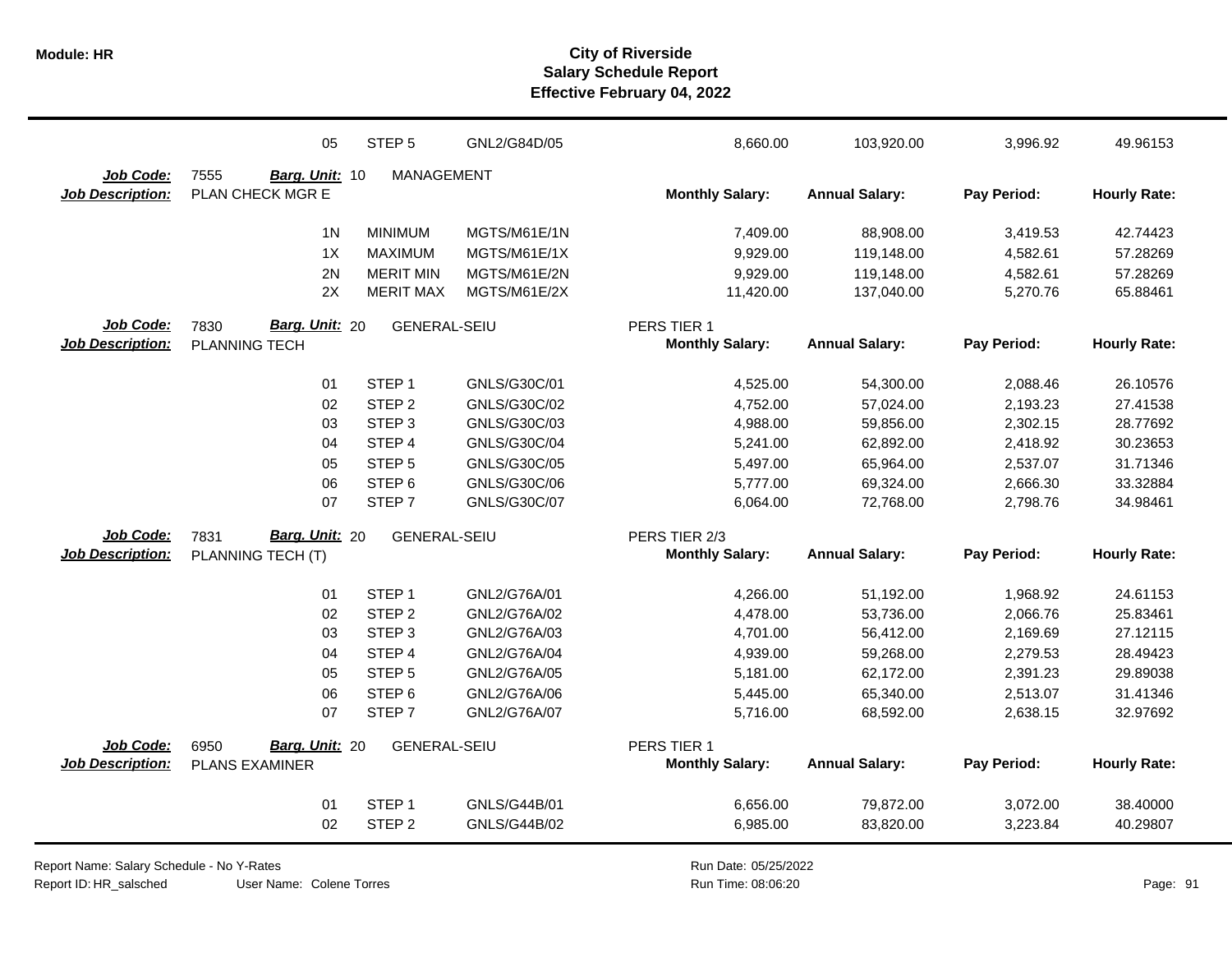| | | | | | | | |
|---|---|---|---|---|---|---|---|
| | 05 | STEP 5 | GNL2/G84D/05 | 8,660.00 | 103,920.00 | 3,996.92 | 49.96153 |

**Job Code:** 7555 **Barg. Unit:** 10 MANAGEMENT
**Job Description:** PLAN CHECK MGR E

| | | | Monthly Salary: | Annual Salary: | Pay Period: | Hourly Rate: |
|---|---|---|---|---|---|---|
| 1N | MINIMUM | MGTS/M61E/1N | 7,409.00 | 88,908.00 | 3,419.53 | 42.74423 |
| 1X | MAXIMUM | MGTS/M61E/1X | 9,929.00 | 119,148.00 | 4,582.61 | 57.28269 |
| 2N | MERIT MIN | MGTS/M61E/2N | 9,929.00 | 119,148.00 | 4,582.61 | 57.28269 |
| 2X | MERIT MAX | MGTS/M61E/2X | 11,420.00 | 137,040.00 | 5,270.76 | 65.88461 |

**Job Code:** 7830 **Barg. Unit:** 20 GENERAL-SEIU PERS TIER 1
**Job Description:** PLANNING TECH

| | | | Monthly Salary: | Annual Salary: | Pay Period: | Hourly Rate: |
|---|---|---|---|---|---|---|
| 01 | STEP 1 | GNLS/G30C/01 | 4,525.00 | 54,300.00 | 2,088.46 | 26.10576 |
| 02 | STEP 2 | GNLS/G30C/02 | 4,752.00 | 57,024.00 | 2,193.23 | 27.41538 |
| 03 | STEP 3 | GNLS/G30C/03 | 4,988.00 | 59,856.00 | 2,302.15 | 28.77692 |
| 04 | STEP 4 | GNLS/G30C/04 | 5,241.00 | 62,892.00 | 2,418.92 | 30.23653 |
| 05 | STEP 5 | GNLS/G30C/05 | 5,497.00 | 65,964.00 | 2,537.07 | 31.71346 |
| 06 | STEP 6 | GNLS/G30C/06 | 5,777.00 | 69,324.00 | 2,666.30 | 33.32884 |
| 07 | STEP 7 | GNLS/G30C/07 | 6,064.00 | 72,768.00 | 2,798.76 | 34.98461 |

**Job Code:** 7831 **Barg. Unit:** 20 GENERAL-SEIU PERS TIER 2/3
**Job Description:** PLANNING TECH (T)

| | | | Monthly Salary: | Annual Salary: | Pay Period: | Hourly Rate: |
|---|---|---|---|---|---|---|
| 01 | STEP 1 | GNL2/G76A/01 | 4,266.00 | 51,192.00 | 1,968.92 | 24.61153 |
| 02 | STEP 2 | GNL2/G76A/02 | 4,478.00 | 53,736.00 | 2,066.76 | 25.83461 |
| 03 | STEP 3 | GNL2/G76A/03 | 4,701.00 | 56,412.00 | 2,169.69 | 27.12115 |
| 04 | STEP 4 | GNL2/G76A/04 | 4,939.00 | 59,268.00 | 2,279.53 | 28.49423 |
| 05 | STEP 5 | GNL2/G76A/05 | 5,181.00 | 62,172.00 | 2,391.23 | 29.89038 |
| 06 | STEP 6 | GNL2/G76A/06 | 5,445.00 | 65,340.00 | 2,513.07 | 31.41346 |
| 07 | STEP 7 | GNL2/G76A/07 | 5,716.00 | 68,592.00 | 2,638.15 | 32.97692 |

**Job Code:** 6950 **Barg. Unit:** 20 GENERAL-SEIU PERS TIER 1
**Job Description:** PLANS EXAMINER

| | | | Monthly Salary: | Annual Salary: | Pay Period: | Hourly Rate: |
|---|---|---|---|---|---|---|
| 01 | STEP 1 | GNLS/G44B/01 | 6,656.00 | 79,872.00 | 3,072.00 | 38.40000 |
| 02 | STEP 2 | GNLS/G44B/02 | 6,985.00 | 83,820.00 | 3,223.84 | 40.29807 |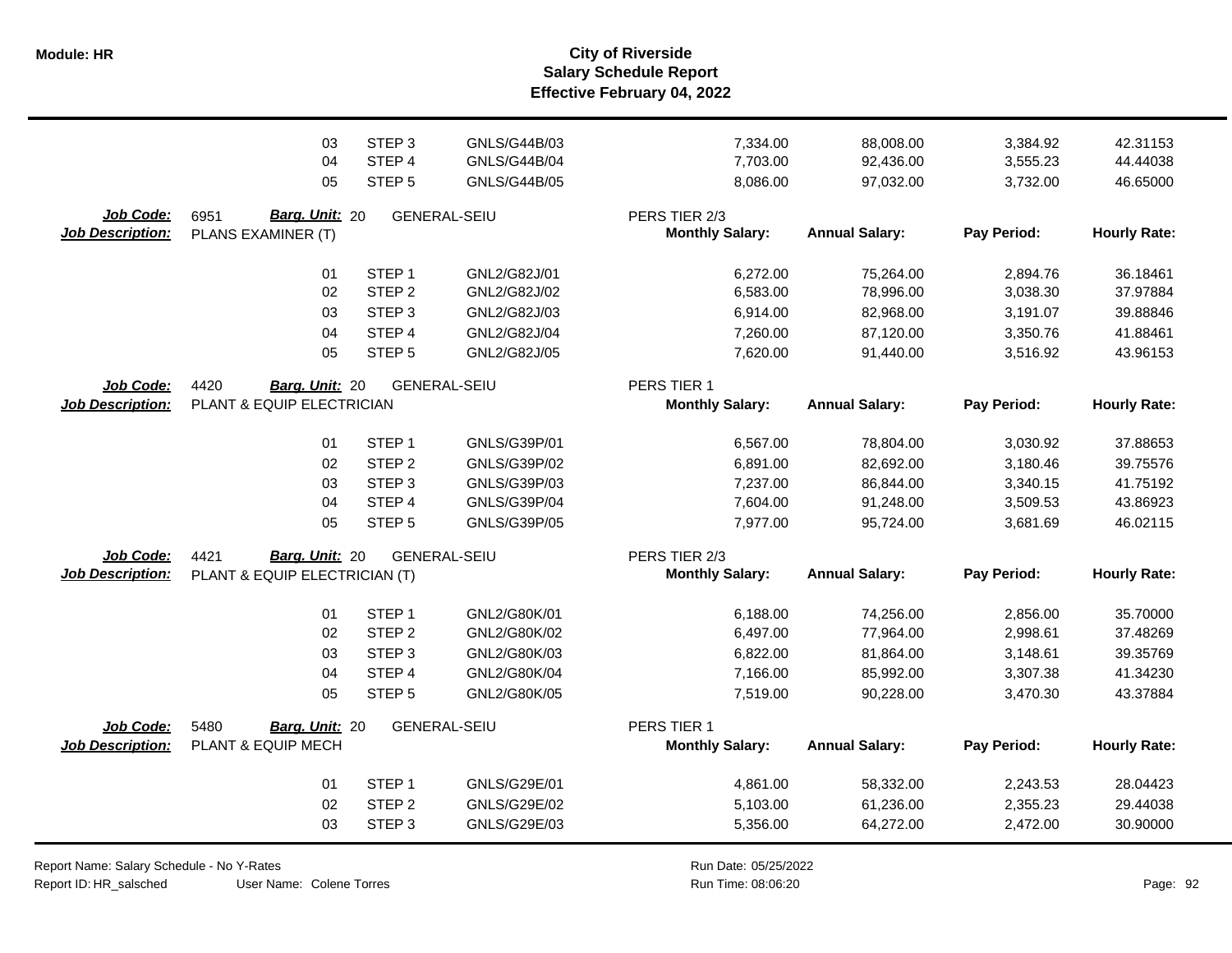| | | | | | | | |
|---|---|---|---|---|---|---|---|
| 03 | STEP 3 | GNLS/G44B/03 | | 7,334.00 | 88,008.00 | 3,384.92 | 42.31153 |
| 04 | STEP 4 | GNLS/G44B/04 | | 7,703.00 | 92,436.00 | 3,555.23 | 44.44038 |
| 05 | STEP 5 | GNLS/G44B/05 | | 8,086.00 | 97,032.00 | 3,732.00 | 46.65000 |

**Job Code:** 6951 **Barg. Unit:** 20 GENERAL-SEIU PERS TIER 2/3
**Job Description:** PLANS EXAMINER (T)

| | | | Monthly Salary: | Annual Salary: | Pay Period: | Hourly Rate: |
|---|---|---|---|---|---|---|
| 01 | STEP 1 | GNL2/G82J/01 | 6,272.00 | 75,264.00 | 2,894.76 | 36.18461 |
| 02 | STEP 2 | GNL2/G82J/02 | 6,583.00 | 78,996.00 | 3,038.30 | 37.97884 |
| 03 | STEP 3 | GNL2/G82J/03 | 6,914.00 | 82,968.00 | 3,191.07 | 39.88846 |
| 04 | STEP 4 | GNL2/G82J/04 | 7,260.00 | 87,120.00 | 3,350.76 | 41.88461 |
| 05 | STEP 5 | GNL2/G82J/05 | 7,620.00 | 91,440.00 | 3,516.92 | 43.96153 |

**Job Code:** 4420 **Barg. Unit:** 20 GENERAL-SEIU PERS TIER 1
**Job Description:** PLANT & EQUIP ELECTRICIAN

| | | | Monthly Salary: | Annual Salary: | Pay Period: | Hourly Rate: |
|---|---|---|---|---|---|---|
| 01 | STEP 1 | GNLS/G39P/01 | 6,567.00 | 78,804.00 | 3,030.92 | 37.88653 |
| 02 | STEP 2 | GNLS/G39P/02 | 6,891.00 | 82,692.00 | 3,180.46 | 39.75576 |
| 03 | STEP 3 | GNLS/G39P/03 | 7,237.00 | 86,844.00 | 3,340.15 | 41.75192 |
| 04 | STEP 4 | GNLS/G39P/04 | 7,604.00 | 91,248.00 | 3,509.53 | 43.86923 |
| 05 | STEP 5 | GNLS/G39P/05 | 7,977.00 | 95,724.00 | 3,681.69 | 46.02115 |

**Job Code:** 4421 **Barg. Unit:** 20 GENERAL-SEIU PERS TIER 2/3
**Job Description:** PLANT & EQUIP ELECTRICIAN (T)

| | | | Monthly Salary: | Annual Salary: | Pay Period: | Hourly Rate: |
|---|---|---|---|---|---|---|
| 01 | STEP 1 | GNL2/G80K/01 | 6,188.00 | 74,256.00 | 2,856.00 | 35.70000 |
| 02 | STEP 2 | GNL2/G80K/02 | 6,497.00 | 77,964.00 | 2,998.61 | 37.48269 |
| 03 | STEP 3 | GNL2/G80K/03 | 6,822.00 | 81,864.00 | 3,148.61 | 39.35769 |
| 04 | STEP 4 | GNL2/G80K/04 | 7,166.00 | 85,992.00 | 3,307.38 | 41.34230 |
| 05 | STEP 5 | GNL2/G80K/05 | 7,519.00 | 90,228.00 | 3,470.30 | 43.37884 |

**Job Code:** 5480 **Barg. Unit:** 20 GENERAL-SEIU PERS TIER 1
**Job Description:** PLANT & EQUIP MECH

| | | | Monthly Salary: | Annual Salary: | Pay Period: | Hourly Rate: |
|---|---|---|---|---|---|---|
| 01 | STEP 1 | GNLS/G29E/01 | 4,861.00 | 58,332.00 | 2,243.53 | 28.04423 |
| 02 | STEP 2 | GNLS/G29E/02 | 5,103.00 | 61,236.00 | 2,355.23 | 29.44038 |
| 03 | STEP 3 | GNLS/G29E/03 | 5,356.00 | 64,272.00 | 2,472.00 | 30.90000 |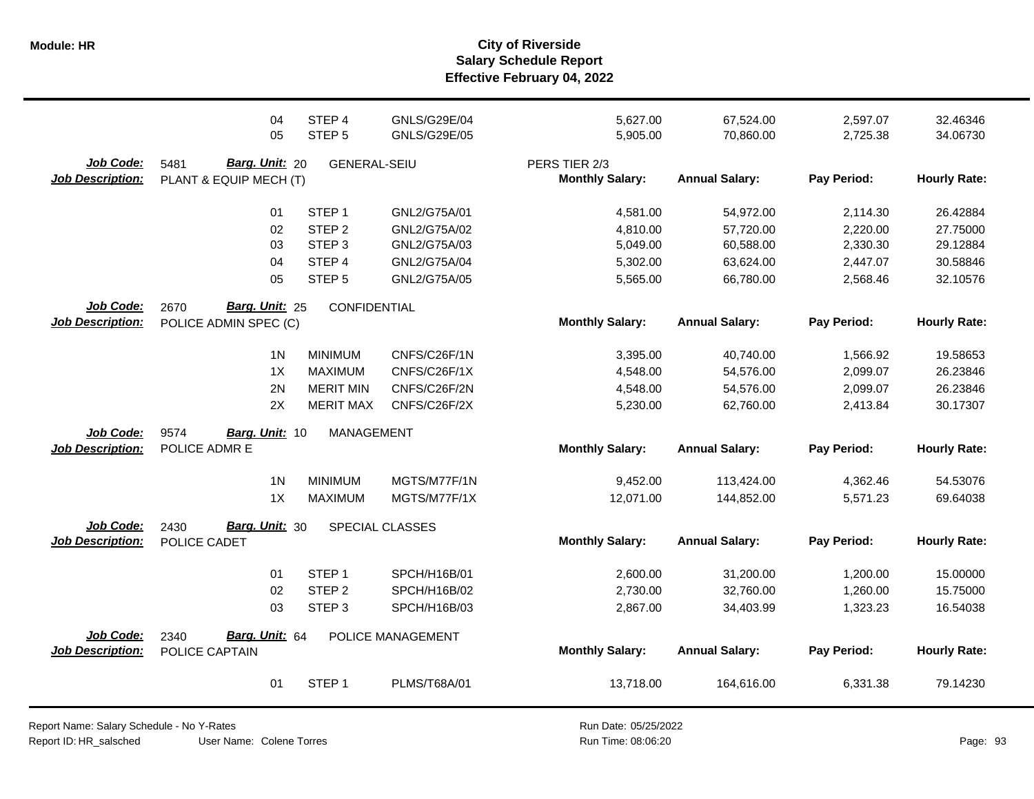| | | | | | | | |
|---|---|---|---|---|---|---|---|
| | 04 | STEP 4 | GNLS/G29E/04 | 5,627.00 | 67,524.00 | 2,597.07 | 32.46346 |
| | 05 | STEP 5 | GNLS/G29E/05 | 5,905.00 | 70,860.00 | 2,725.38 | 34.06730 |

**Job Code:** 5481 **Barg. Unit:** 20 GENERAL-SEIU PERS TIER 2/3
**Job Description:** PLANT & EQUIP MECH (T)

| | | | Monthly Salary: | Annual Salary: | Pay Period: | Hourly Rate: |
|---|---|---|---|---|---|---|
| 01 | STEP 1 | GNL2/G75A/01 | 4,581.00 | 54,972.00 | 2,114.30 | 26.42884 |
| 02 | STEP 2 | GNL2/G75A/02 | 4,810.00 | 57,720.00 | 2,220.00 | 27.75000 |
| 03 | STEP 3 | GNL2/G75A/03 | 5,049.00 | 60,588.00 | 2,330.30 | 29.12884 |
| 04 | STEP 4 | GNL2/G75A/04 | 5,302.00 | 63,624.00 | 2,447.07 | 30.58846 |
| 05 | STEP 5 | GNL2/G75A/05 | 5,565.00 | 66,780.00 | 2,568.46 | 32.10576 |

**Job Code:** 2670 **Barg. Unit:** 25 CONFIDENTIAL
**Job Description:** POLICE ADMIN SPEC (C)

| | | | Monthly Salary: | Annual Salary: | Pay Period: | Hourly Rate: |
|---|---|---|---|---|---|---|
| 1N | MINIMUM | CNFS/C26F/1N | 3,395.00 | 40,740.00 | 1,566.92 | 19.58653 |
| 1X | MAXIMUM | CNFS/C26F/1X | 4,548.00 | 54,576.00 | 2,099.07 | 26.23846 |
| 2N | MERIT MIN | CNFS/C26F/2N | 4,548.00 | 54,576.00 | 2,099.07 | 26.23846 |
| 2X | MERIT MAX | CNFS/C26F/2X | 5,230.00 | 62,760.00 | 2,413.84 | 30.17307 |

**Job Code:** 9574 **Barg. Unit:** 10 MANAGEMENT
**Job Description:** POLICE ADMR E

| | | | Monthly Salary: | Annual Salary: | Pay Period: | Hourly Rate: |
|---|---|---|---|---|---|---|
| 1N | MINIMUM | MGTS/M77F/1N | 9,452.00 | 113,424.00 | 4,362.46 | 54.53076 |
| 1X | MAXIMUM | MGTS/M77F/1X | 12,071.00 | 144,852.00 | 5,571.23 | 69.64038 |

**Job Code:** 2430 **Barg. Unit:** 30 SPECIAL CLASSES
**Job Description:** POLICE CADET

| | | | Monthly Salary: | Annual Salary: | Pay Period: | Hourly Rate: |
|---|---|---|---|---|---|---|
| 01 | STEP 1 | SPCH/H16B/01 | 2,600.00 | 31,200.00 | 1,200.00 | 15.00000 |
| 02 | STEP 2 | SPCH/H16B/02 | 2,730.00 | 32,760.00 | 1,260.00 | 15.75000 |
| 03 | STEP 3 | SPCH/H16B/03 | 2,867.00 | 34,403.99 | 1,323.23 | 16.54038 |

**Job Code:** 2340 **Barg. Unit:** 64 POLICE MANAGEMENT
**Job Description:** POLICE CAPTAIN

| | | | Monthly Salary: | Annual Salary: | Pay Period: | Hourly Rate: |
|---|---|---|---|---|---|---|
| 01 | STEP 1 | PLMS/T68A/01 | 13,718.00 | 164,616.00 | 6,331.38 | 79.14230 |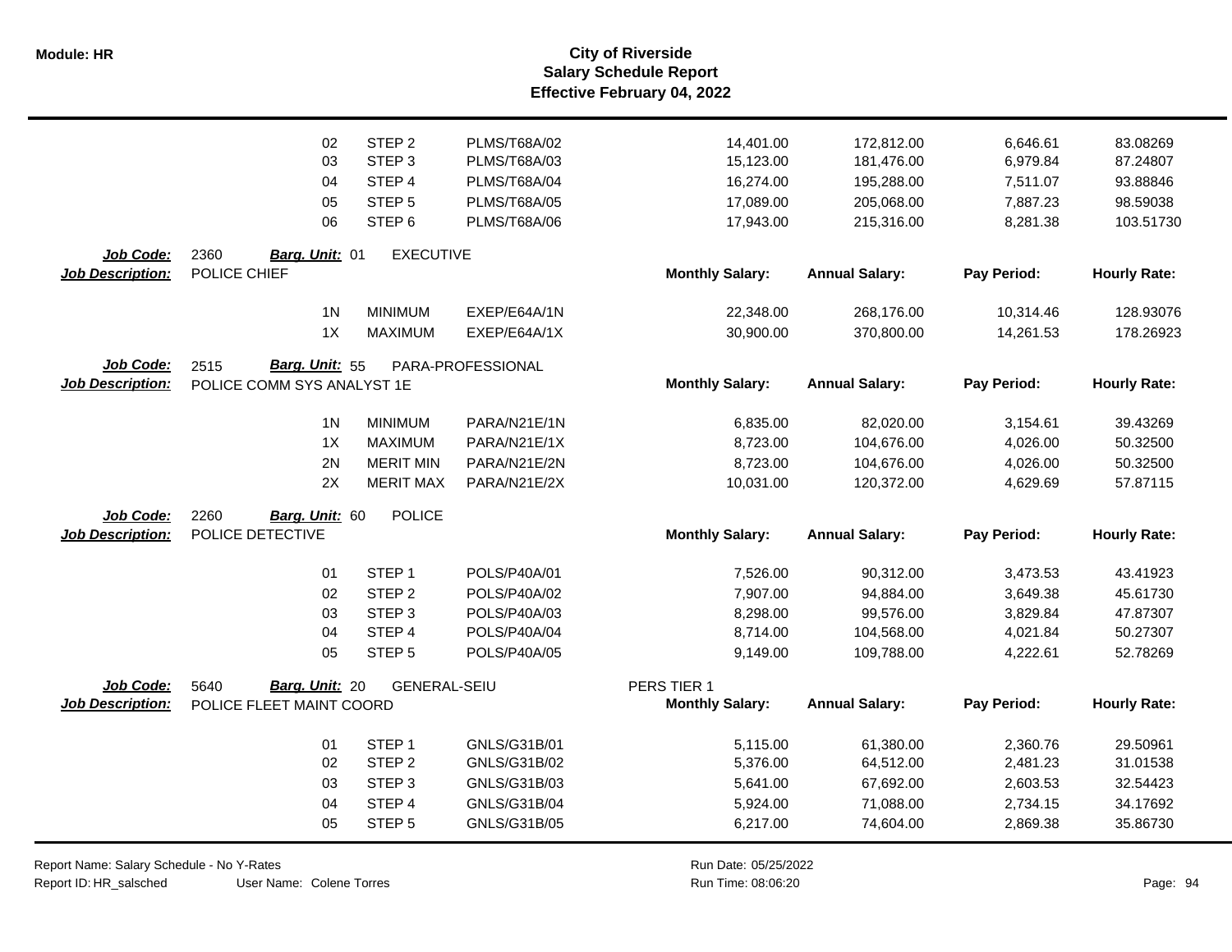# City of Riverside
## Salary Schedule Report
### Effective February 04, 2022

| | | | | Monthly Salary | Annual Salary | Pay Period | Hourly Rate |
|---|---|---|---|---|---|---|---|
| | 02 | STEP 2 | PLMS/T68A/02 | 14,401.00 | 172,812.00 | 6,646.61 | 83.08269 |
| | 03 | STEP 3 | PLMS/T68A/03 | 15,123.00 | 181,476.00 | 6,979.84 | 87.24807 |
| | 04 | STEP 4 | PLMS/T68A/04 | 16,274.00 | 195,288.00 | 7,511.07 | 93.88846 |
| | 05 | STEP 5 | PLMS/T68A/05 | 17,089.00 | 205,068.00 | 7,887.23 | 98.59038 |
| | 06 | STEP 6 | PLMS/T68A/06 | 17,943.00 | 215,316.00 | 8,281.38 | 103.51730 |

**Job Code:** 2360 **Barg. Unit:** 01 EXECUTIVE
**Job Description:** POLICE CHIEF

| | | | Monthly Salary: | Annual Salary: | Pay Period: | Hourly Rate: |
|---|---|---|---|---|---|---|
| 1N | MINIMUM | EXEP/E64A/1N | 22,348.00 | 268,176.00 | 10,314.46 | 128.93076 |
| 1X | MAXIMUM | EXEP/E64A/1X | 30,900.00 | 370,800.00 | 14,261.53 | 178.26923 |

**Job Code:** 2515 **Barg. Unit:** 55 PARA-PROFESSIONAL
**Job Description:** POLICE COMM SYS ANALYST 1E

| | | | Monthly Salary: | Annual Salary: | Pay Period: | Hourly Rate: |
|---|---|---|---|---|---|---|
| 1N | MINIMUM | PARA/N21E/1N | 6,835.00 | 82,020.00 | 3,154.61 | 39.43269 |
| 1X | MAXIMUM | PARA/N21E/1X | 8,723.00 | 104,676.00 | 4,026.00 | 50.32500 |
| 2N | MERIT MIN | PARA/N21E/2N | 8,723.00 | 104,676.00 | 4,026.00 | 50.32500 |
| 2X | MERIT MAX | PARA/N21E/2X | 10,031.00 | 120,372.00 | 4,629.69 | 57.87115 |

**Job Code:** 2260 **Barg. Unit:** 60 POLICE
**Job Description:** POLICE DETECTIVE

| | | | Monthly Salary: | Annual Salary: | Pay Period: | Hourly Rate: |
|---|---|---|---|---|---|---|
| 01 | STEP 1 | POLS/P40A/01 | 7,526.00 | 90,312.00 | 3,473.53 | 43.41923 |
| 02 | STEP 2 | POLS/P40A/02 | 7,907.00 | 94,884.00 | 3,649.38 | 45.61730 |
| 03 | STEP 3 | POLS/P40A/03 | 8,298.00 | 99,576.00 | 3,829.84 | 47.87307 |
| 04 | STEP 4 | POLS/P40A/04 | 8,714.00 | 104,568.00 | 4,021.84 | 50.27307 |
| 05 | STEP 5 | POLS/P40A/05 | 9,149.00 | 109,788.00 | 4,222.61 | 52.78269 |

**Job Code:** 5640 **Barg. Unit:** 20 GENERAL-SEIU PERS TIER 1
**Job Description:** POLICE FLEET MAINT COORD

| | | | Monthly Salary: | Annual Salary: | Pay Period: | Hourly Rate: |
|---|---|---|---|---|---|---|
| 01 | STEP 1 | GNLS/G31B/01 | 5,115.00 | 61,380.00 | 2,360.76 | 29.50961 |
| 02 | STEP 2 | GNLS/G31B/02 | 5,376.00 | 64,512.00 | 2,481.23 | 31.01538 |
| 03 | STEP 3 | GNLS/G31B/03 | 5,641.00 | 67,692.00 | 2,603.53 | 32.54423 |
| 04 | STEP 4 | GNLS/G31B/04 | 5,924.00 | 71,088.00 | 2,734.15 | 34.17692 |
| 05 | STEP 5 | GNLS/G31B/05 | 6,217.00 | 74,604.00 | 2,869.38 | 35.86730 |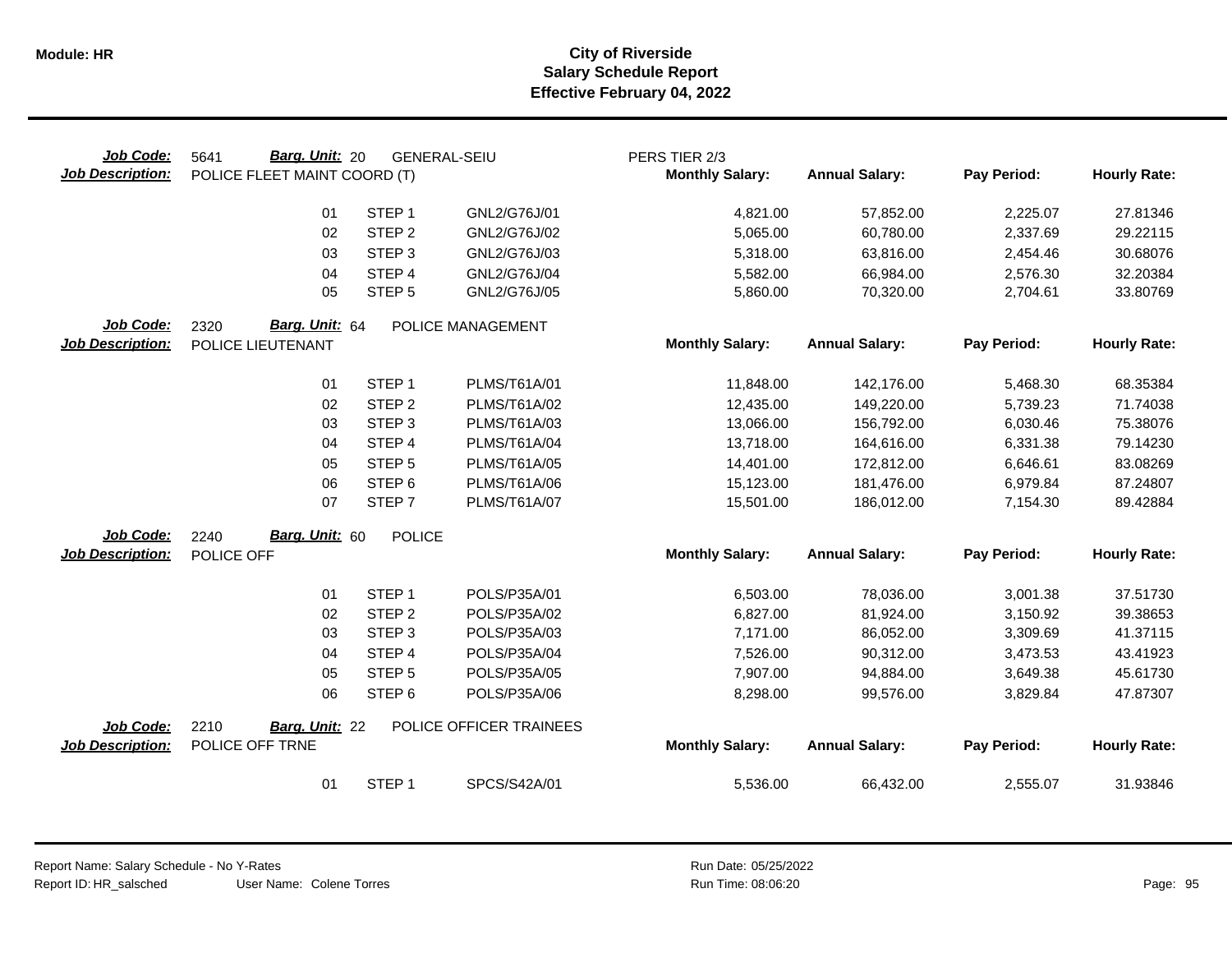**Module: HR**

# City of Riverside
## Salary Schedule Report
### Effective February 04, 2022

**Job Code:** 5641 **Barg. Unit:** 20 GENERAL-SEIU PERS TIER 2/3
**Job Description:** POLICE FLEET MAINT COORD (T)

| | | | Monthly Salary: | Annual Salary: | Pay Period: | Hourly Rate: |
|---|---|---|---|---|---|---|
| 01 | STEP 1 | GNL2/G76J/01 | 4,821.00 | 57,852.00 | 2,225.07 | 27.81346 |
| 02 | STEP 2 | GNL2/G76J/02 | 5,065.00 | 60,780.00 | 2,337.69 | 29.22115 |
| 03 | STEP 3 | GNL2/G76J/03 | 5,318.00 | 63,816.00 | 2,454.46 | 30.68076 |
| 04 | STEP 4 | GNL2/G76J/04 | 5,582.00 | 66,984.00 | 2,576.30 | 32.20384 |
| 05 | STEP 5 | GNL2/G76J/05 | 5,860.00 | 70,320.00 | 2,704.61 | 33.80769 |

**Job Code:** 2320 **Barg. Unit:** 64 POLICE MANAGEMENT
**Job Description:** POLICE LIEUTENANT

| | | | Monthly Salary: | Annual Salary: | Pay Period: | Hourly Rate: |
|---|---|---|---|---|---|---|
| 01 | STEP 1 | PLMS/T61A/01 | 11,848.00 | 142,176.00 | 5,468.30 | 68.35384 |
| 02 | STEP 2 | PLMS/T61A/02 | 12,435.00 | 149,220.00 | 5,739.23 | 71.74038 |
| 03 | STEP 3 | PLMS/T61A/03 | 13,066.00 | 156,792.00 | 6,030.46 | 75.38076 |
| 04 | STEP 4 | PLMS/T61A/04 | 13,718.00 | 164,616.00 | 6,331.38 | 79.14230 |
| 05 | STEP 5 | PLMS/T61A/05 | 14,401.00 | 172,812.00 | 6,646.61 | 83.08269 |
| 06 | STEP 6 | PLMS/T61A/06 | 15,123.00 | 181,476.00 | 6,979.84 | 87.24807 |
| 07 | STEP 7 | PLMS/T61A/07 | 15,501.00 | 186,012.00 | 7,154.30 | 89.42884 |

**Job Code:** 2240 **Barg. Unit:** 60 POLICE
**Job Description:** POLICE OFF

| | | | Monthly Salary: | Annual Salary: | Pay Period: | Hourly Rate: |
|---|---|---|---|---|---|---|
| 01 | STEP 1 | POLS/P35A/01 | 6,503.00 | 78,036.00 | 3,001.38 | 37.51730 |
| 02 | STEP 2 | POLS/P35A/02 | 6,827.00 | 81,924.00 | 3,150.92 | 39.38653 |
| 03 | STEP 3 | POLS/P35A/03 | 7,171.00 | 86,052.00 | 3,309.69 | 41.37115 |
| 04 | STEP 4 | POLS/P35A/04 | 7,526.00 | 90,312.00 | 3,473.53 | 43.41923 |
| 05 | STEP 5 | POLS/P35A/05 | 7,907.00 | 94,884.00 | 3,649.38 | 45.61730 |
| 06 | STEP 6 | POLS/P35A/06 | 8,298.00 | 99,576.00 | 3,829.84 | 47.87307 |

**Job Code:** 2210 **Barg. Unit:** 22 POLICE OFFICER TRAINEES
**Job Description:** POLICE OFF TRNE

| | | | Monthly Salary: | Annual Salary: | Pay Period: | Hourly Rate: |
|---|---|---|---|---|---|---|
| 01 | STEP 1 | SPCS/S42A/01 | 5,536.00 | 66,432.00 | 2,555.07 | 31.93846 |

Report Name: Salary Schedule - No Y-Rates
Report ID: HR_salsched User Name: Colene Torres
Run Date: 05/25/2022
Run Time: 08:06:20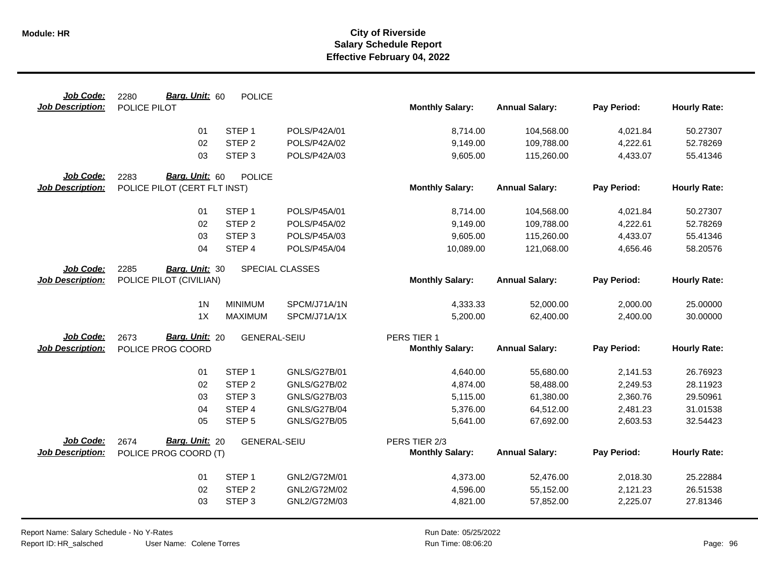# City of Riverside
## Salary Schedule Report
### Effective February 04, 2022

**Job Code:** 2280 **Barg. Unit:** 60 POLICE
**Job Description:** POLICE PILOT

| | | | Monthly Salary: | Annual Salary: | Pay Period: | Hourly Rate: |
|---|---|---|---|---|---|---|
| 01 | STEP 1 | POLS/P42A/01 | 8,714.00 | 104,568.00 | 4,021.84 | 50.27307 |
| 02 | STEP 2 | POLS/P42A/02 | 9,149.00 | 109,788.00 | 4,222.61 | 52.78269 |
| 03 | STEP 3 | POLS/P42A/03 | 9,605.00 | 115,260.00 | 4,433.07 | 55.41346 |

**Job Code:** 2283 **Barg. Unit:** 60 POLICE
**Job Description:** POLICE PILOT (CERT FLT INST)

| | | | Monthly Salary: | Annual Salary: | Pay Period: | Hourly Rate: |
|---|---|---|---|---|---|---|
| 01 | STEP 1 | POLS/P45A/01 | 8,714.00 | 104,568.00 | 4,021.84 | 50.27307 |
| 02 | STEP 2 | POLS/P45A/02 | 9,149.00 | 109,788.00 | 4,222.61 | 52.78269 |
| 03 | STEP 3 | POLS/P45A/03 | 9,605.00 | 115,260.00 | 4,433.07 | 55.41346 |
| 04 | STEP 4 | POLS/P45A/04 | 10,089.00 | 121,068.00 | 4,656.46 | 58.20576 |

**Job Code:** 2285 **Barg. Unit:** 30 SPECIAL CLASSES
**Job Description:** POLICE PILOT (CIVILIAN)

| | | | Monthly Salary: | Annual Salary: | Pay Period: | Hourly Rate: |
|---|---|---|---|---|---|---|
| 1N | MINIMUM | SPCM/J71A/1N | 4,333.33 | 52,000.00 | 2,000.00 | 25.00000 |
| 1X | MAXIMUM | SPCM/J71A/1X | 5,200.00 | 62,400.00 | 2,400.00 | 30.00000 |

**Job Code:** 2673 **Barg. Unit:** 20 GENERAL-SEIU — PERS TIER 1
**Job Description:** POLICE PROG COORD

| | | | Monthly Salary: | Annual Salary: | Pay Period: | Hourly Rate: |
|---|---|---|---|---|---|---|
| 01 | STEP 1 | GNLS/G27B/01 | 4,640.00 | 55,680.00 | 2,141.53 | 26.76923 |
| 02 | STEP 2 | GNLS/G27B/02 | 4,874.00 | 58,488.00 | 2,249.53 | 28.11923 |
| 03 | STEP 3 | GNLS/G27B/03 | 5,115.00 | 61,380.00 | 2,360.76 | 29.50961 |
| 04 | STEP 4 | GNLS/G27B/04 | 5,376.00 | 64,512.00 | 2,481.23 | 31.01538 |
| 05 | STEP 5 | GNLS/G27B/05 | 5,641.00 | 67,692.00 | 2,603.53 | 32.54423 |

**Job Code:** 2674 **Barg. Unit:** 20 GENERAL-SEIU — PERS TIER 2/3
**Job Description:** POLICE PROG COORD (T)

| | | | Monthly Salary: | Annual Salary: | Pay Period: | Hourly Rate: |
|---|---|---|---|---|---|---|
| 01 | STEP 1 | GNL2/G72M/01 | 4,373.00 | 52,476.00 | 2,018.30 | 25.22884 |
| 02 | STEP 2 | GNL2/G72M/02 | 4,596.00 | 55,152.00 | 2,121.23 | 26.51538 |
| 03 | STEP 3 | GNL2/G72M/03 | 4,821.00 | 57,852.00 | 2,225.07 | 27.81346 |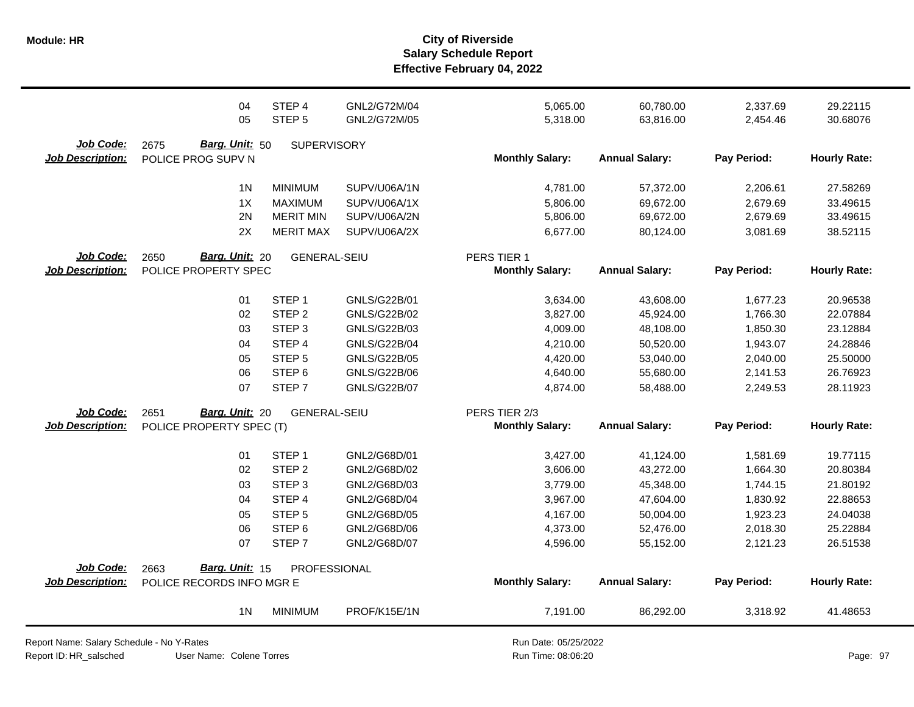| | | | | | | | |
|---|---|---|---|---|---|---|---|
| 04 | STEP 4 | GNL2/G72M/04 | | 5,065.00 | 60,780.00 | 2,337.69 | 29.22115 |
| 05 | STEP 5 | GNL2/G72M/05 | | 5,318.00 | 63,816.00 | 2,454.46 | 30.68076 |

**Job Code:** 2675 **Barg. Unit:** 50 SUPERVISORY
**Job Description:** POLICE PROG SUPV N

| | | | Monthly Salary: | Annual Salary: | Pay Period: | Hourly Rate: |
|---|---|---|---|---|---|---|
| 1N | MINIMUM | SUPV/U06A/1N | 4,781.00 | 57,372.00 | 2,206.61 | 27.58269 |
| 1X | MAXIMUM | SUPV/U06A/1X | 5,806.00 | 69,672.00 | 2,679.69 | 33.49615 |
| 2N | MERIT MIN | SUPV/U06A/2N | 5,806.00 | 69,672.00 | 2,679.69 | 33.49615 |
| 2X | MERIT MAX | SUPV/U06A/2X | 6,677.00 | 80,124.00 | 3,081.69 | 38.52115 |

**Job Code:** 2650 **Barg. Unit:** 20 GENERAL-SEIU PERS TIER 1
**Job Description:** POLICE PROPERTY SPEC

| | | | Monthly Salary: | Annual Salary: | Pay Period: | Hourly Rate: |
|---|---|---|---|---|---|---|
| 01 | STEP 1 | GNLS/G22B/01 | 3,634.00 | 43,608.00 | 1,677.23 | 20.96538 |
| 02 | STEP 2 | GNLS/G22B/02 | 3,827.00 | 45,924.00 | 1,766.30 | 22.07884 |
| 03 | STEP 3 | GNLS/G22B/03 | 4,009.00 | 48,108.00 | 1,850.30 | 23.12884 |
| 04 | STEP 4 | GNLS/G22B/04 | 4,210.00 | 50,520.00 | 1,943.07 | 24.28846 |
| 05 | STEP 5 | GNLS/G22B/05 | 4,420.00 | 53,040.00 | 2,040.00 | 25.50000 |
| 06 | STEP 6 | GNLS/G22B/06 | 4,640.00 | 55,680.00 | 2,141.53 | 26.76923 |
| 07 | STEP 7 | GNLS/G22B/07 | 4,874.00 | 58,488.00 | 2,249.53 | 28.11923 |

**Job Code:** 2651 **Barg. Unit:** 20 GENERAL-SEIU PERS TIER 2/3
**Job Description:** POLICE PROPERTY SPEC (T)

| | | | Monthly Salary: | Annual Salary: | Pay Period: | Hourly Rate: |
|---|---|---|---|---|---|---|
| 01 | STEP 1 | GNL2/G68D/01 | 3,427.00 | 41,124.00 | 1,581.69 | 19.77115 |
| 02 | STEP 2 | GNL2/G68D/02 | 3,606.00 | 43,272.00 | 1,664.30 | 20.80384 |
| 03 | STEP 3 | GNL2/G68D/03 | 3,779.00 | 45,348.00 | 1,744.15 | 21.80192 |
| 04 | STEP 4 | GNL2/G68D/04 | 3,967.00 | 47,604.00 | 1,830.92 | 22.88653 |
| 05 | STEP 5 | GNL2/G68D/05 | 4,167.00 | 50,004.00 | 1,923.23 | 24.04038 |
| 06 | STEP 6 | GNL2/G68D/06 | 4,373.00 | 52,476.00 | 2,018.30 | 25.22884 |
| 07 | STEP 7 | GNL2/G68D/07 | 4,596.00 | 55,152.00 | 2,121.23 | 26.51538 |

**Job Code:** 2663 **Barg. Unit:** 15 PROFESSIONAL
**Job Description:** POLICE RECORDS INFO MGR E

| | | | Monthly Salary: | Annual Salary: | Pay Period: | Hourly Rate: |
|---|---|---|---|---|---|---|
| 1N | MINIMUM | PROF/K15E/1N | 7,191.00 | 86,292.00 | 3,318.92 | 41.48653 |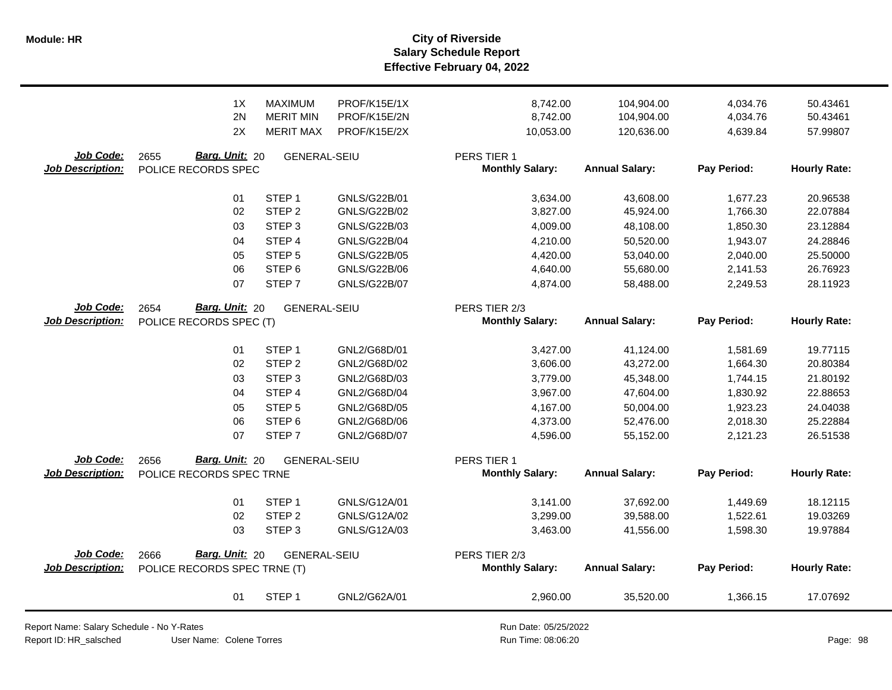| | | | | | | | |
|---|---|---|---|---|---|---|---|
| 1X | MAXIMUM | PROF/K15E/1X | | 8,742.00 | 104,904.00 | 4,034.76 | 50.43461 |
| 2N | MERIT MIN | PROF/K15E/2N | | 8,742.00 | 104,904.00 | 4,034.76 | 50.43461 |
| 2X | MERIT MAX | PROF/K15E/2X | | 10,053.00 | 120,636.00 | 4,639.84 | 57.99807 |

**Job Code:** 2655 **Barg. Unit:** 20 GENERAL-SEIU PERS TIER 1
**Job Description:** POLICE RECORDS SPEC

| | | | Monthly Salary: | Annual Salary: | Pay Period: | Hourly Rate: |
|---|---|---|---|---|---|---|
| 01 | STEP 1 | GNLS/G22B/01 | 3,634.00 | 43,608.00 | 1,677.23 | 20.96538 |
| 02 | STEP 2 | GNLS/G22B/02 | 3,827.00 | 45,924.00 | 1,766.30 | 22.07884 |
| 03 | STEP 3 | GNLS/G22B/03 | 4,009.00 | 48,108.00 | 1,850.30 | 23.12884 |
| 04 | STEP 4 | GNLS/G22B/04 | 4,210.00 | 50,520.00 | 1,943.07 | 24.28846 |
| 05 | STEP 5 | GNLS/G22B/05 | 4,420.00 | 53,040.00 | 2,040.00 | 25.50000 |
| 06 | STEP 6 | GNLS/G22B/06 | 4,640.00 | 55,680.00 | 2,141.53 | 26.76923 |
| 07 | STEP 7 | GNLS/G22B/07 | 4,874.00 | 58,488.00 | 2,249.53 | 28.11923 |

**Job Code:** 2654 **Barg. Unit:** 20 GENERAL-SEIU PERS TIER 2/3
**Job Description:** POLICE RECORDS SPEC (T)

| | | | Monthly Salary: | Annual Salary: | Pay Period: | Hourly Rate: |
|---|---|---|---|---|---|---|
| 01 | STEP 1 | GNL2/G68D/01 | 3,427.00 | 41,124.00 | 1,581.69 | 19.77115 |
| 02 | STEP 2 | GNL2/G68D/02 | 3,606.00 | 43,272.00 | 1,664.30 | 20.80384 |
| 03 | STEP 3 | GNL2/G68D/03 | 3,779.00 | 45,348.00 | 1,744.15 | 21.80192 |
| 04 | STEP 4 | GNL2/G68D/04 | 3,967.00 | 47,604.00 | 1,830.92 | 22.88653 |
| 05 | STEP 5 | GNL2/G68D/05 | 4,167.00 | 50,004.00 | 1,923.23 | 24.04038 |
| 06 | STEP 6 | GNL2/G68D/06 | 4,373.00 | 52,476.00 | 2,018.30 | 25.22884 |
| 07 | STEP 7 | GNL2/G68D/07 | 4,596.00 | 55,152.00 | 2,121.23 | 26.51538 |

**Job Code:** 2656 **Barg. Unit:** 20 GENERAL-SEIU PERS TIER 1
**Job Description:** POLICE RECORDS SPEC TRNE

| | | | Monthly Salary: | Annual Salary: | Pay Period: | Hourly Rate: |
|---|---|---|---|---|---|---|
| 01 | STEP 1 | GNLS/G12A/01 | 3,141.00 | 37,692.00 | 1,449.69 | 18.12115 |
| 02 | STEP 2 | GNLS/G12A/02 | 3,299.00 | 39,588.00 | 1,522.61 | 19.03269 |
| 03 | STEP 3 | GNLS/G12A/03 | 3,463.00 | 41,556.00 | 1,598.30 | 19.97884 |

**Job Code:** 2666 **Barg. Unit:** 20 GENERAL-SEIU PERS TIER 2/3
**Job Description:** POLICE RECORDS SPEC TRNE (T)

| | | | Monthly Salary: | Annual Salary: | Pay Period: | Hourly Rate: |
|---|---|---|---|---|---|---|
| 01 | STEP 1 | GNL2/G62A/01 | 2,960.00 | 35,520.00 | 1,366.15 | 17.07692 |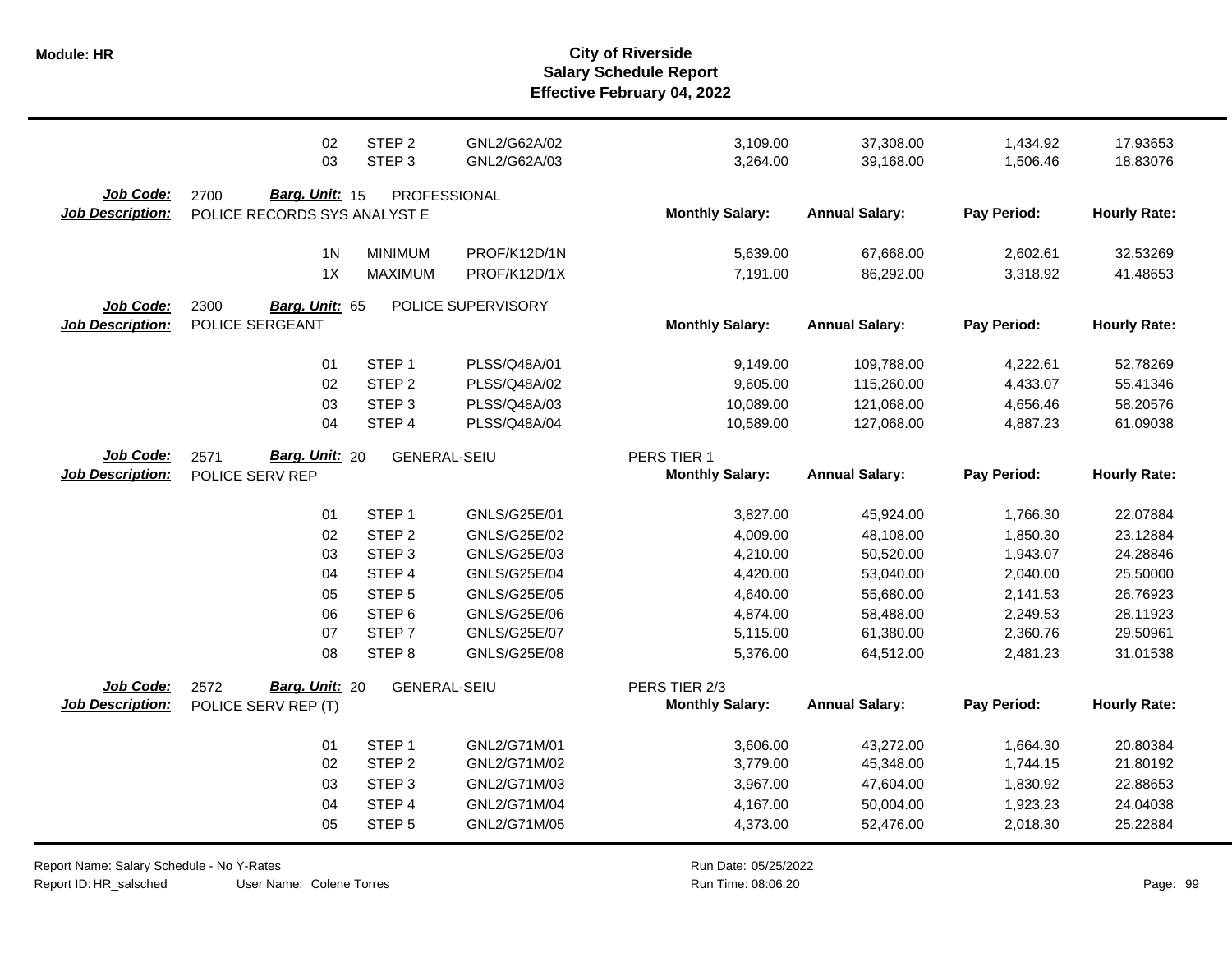| | | | | | | | |
|---|---|---|---|---|---|---|---|
| 02 | STEP 2 | GNL2/G62A/02 | | 3,109.00 | 37,308.00 | 1,434.92 | 17.93653 |
| 03 | STEP 3 | GNL2/G62A/03 | | 3,264.00 | 39,168.00 | 1,506.46 | 18.83076 |

**Job Code:** 2700 **Barg. Unit:** 15 PROFESSIONAL
**Job Description:** POLICE RECORDS SYS ANALYST E

| | | | Monthly Salary: | Annual Salary: | Pay Period: | Hourly Rate: |
|---|---|---|---|---|---|---|
| 1N | MINIMUM | PROF/K12D/1N | 5,639.00 | 67,668.00 | 2,602.61 | 32.53269 |
| 1X | MAXIMUM | PROF/K12D/1X | 7,191.00 | 86,292.00 | 3,318.92 | 41.48653 |

**Job Code:** 2300 **Barg. Unit:** 65 POLICE SUPERVISORY
**Job Description:** POLICE SERGEANT

| | | | Monthly Salary: | Annual Salary: | Pay Period: | Hourly Rate: |
|---|---|---|---|---|---|---|
| 01 | STEP 1 | PLSS/Q48A/01 | 9,149.00 | 109,788.00 | 4,222.61 | 52.78269 |
| 02 | STEP 2 | PLSS/Q48A/02 | 9,605.00 | 115,260.00 | 4,433.07 | 55.41346 |
| 03 | STEP 3 | PLSS/Q48A/03 | 10,089.00 | 121,068.00 | 4,656.46 | 58.20576 |
| 04 | STEP 4 | PLSS/Q48A/04 | 10,589.00 | 127,068.00 | 4,887.23 | 61.09038 |

**Job Code:** 2571 **Barg. Unit:** 20 GENERAL-SEIU PERS TIER 1
**Job Description:** POLICE SERV REP

| | | | Monthly Salary: | Annual Salary: | Pay Period: | Hourly Rate: |
|---|---|---|---|---|---|---|
| 01 | STEP 1 | GNLS/G25E/01 | 3,827.00 | 45,924.00 | 1,766.30 | 22.07884 |
| 02 | STEP 2 | GNLS/G25E/02 | 4,009.00 | 48,108.00 | 1,850.30 | 23.12884 |
| 03 | STEP 3 | GNLS/G25E/03 | 4,210.00 | 50,520.00 | 1,943.07 | 24.28846 |
| 04 | STEP 4 | GNLS/G25E/04 | 4,420.00 | 53,040.00 | 2,040.00 | 25.50000 |
| 05 | STEP 5 | GNLS/G25E/05 | 4,640.00 | 55,680.00 | 2,141.53 | 26.76923 |
| 06 | STEP 6 | GNLS/G25E/06 | 4,874.00 | 58,488.00 | 2,249.53 | 28.11923 |
| 07 | STEP 7 | GNLS/G25E/07 | 5,115.00 | 61,380.00 | 2,360.76 | 29.50961 |
| 08 | STEP 8 | GNLS/G25E/08 | 5,376.00 | 64,512.00 | 2,481.23 | 31.01538 |

**Job Code:** 2572 **Barg. Unit:** 20 GENERAL-SEIU PERS TIER 2/3
**Job Description:** POLICE SERV REP (T)

| | | | Monthly Salary: | Annual Salary: | Pay Period: | Hourly Rate: |
|---|---|---|---|---|---|---|
| 01 | STEP 1 | GNL2/G71M/01 | 3,606.00 | 43,272.00 | 1,664.30 | 20.80384 |
| 02 | STEP 2 | GNL2/G71M/02 | 3,779.00 | 45,348.00 | 1,744.15 | 21.80192 |
| 03 | STEP 3 | GNL2/G71M/03 | 3,967.00 | 47,604.00 | 1,830.92 | 22.88653 |
| 04 | STEP 4 | GNL2/G71M/04 | 4,167.00 | 50,004.00 | 1,923.23 | 24.04038 |
| 05 | STEP 5 | GNL2/G71M/05 | 4,373.00 | 52,476.00 | 2,018.30 | 25.22884 |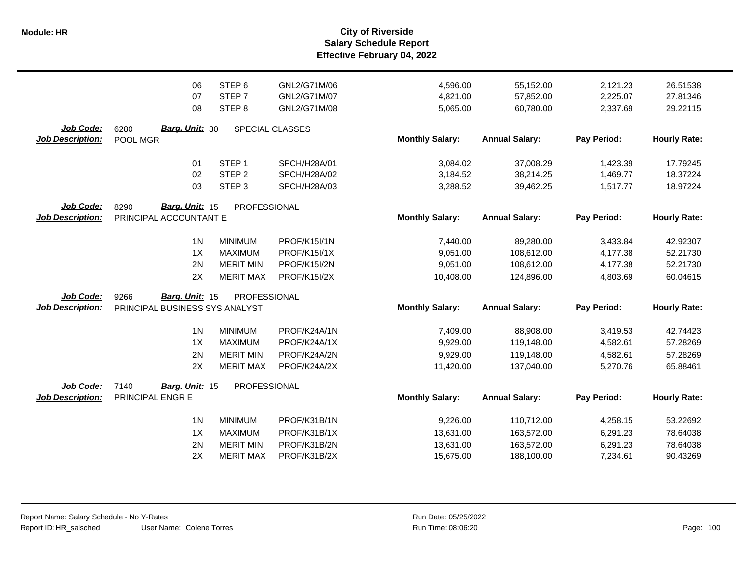| | | | | Monthly Salary | Annual Salary | Pay Period | Hourly Rate |
|---|---|---|---|---|---|---|---|
| | 06 | STEP 6 | GNL2/G71M/06 | 4,596.00 | 55,152.00 | 2,121.23 | 26.51538 |
| | 07 | STEP 7 | GNL2/G71M/07 | 4,821.00 | 57,852.00 | 2,225.07 | 27.81346 |
| | 08 | STEP 8 | GNL2/G71M/08 | 5,065.00 | 60,780.00 | 2,337.69 | 29.22115 |

**Job Code:** 6280 **Barg. Unit:** 30 SPECIAL CLASSES
**Job Description:** POOL MGR

| | | | Monthly Salary: | Annual Salary: | Pay Period: | Hourly Rate: |
|---|---|---|---|---|---|---|
| 01 | STEP 1 | SPCH/H28A/01 | 3,084.02 | 37,008.29 | 1,423.39 | 17.79245 |
| 02 | STEP 2 | SPCH/H28A/02 | 3,184.52 | 38,214.25 | 1,469.77 | 18.37224 |
| 03 | STEP 3 | SPCH/H28A/03 | 3,288.52 | 39,462.25 | 1,517.77 | 18.97224 |

**Job Code:** 8290 **Barg. Unit:** 15 PROFESSIONAL
**Job Description:** PRINCIPAL ACCOUNTANT E

| | | | Monthly Salary: | Annual Salary: | Pay Period: | Hourly Rate: |
|---|---|---|---|---|---|---|
| 1N | MINIMUM | PROF/K15I/1N | 7,440.00 | 89,280.00 | 3,433.84 | 42.92307 |
| 1X | MAXIMUM | PROF/K15I/1X | 9,051.00 | 108,612.00 | 4,177.38 | 52.21730 |
| 2N | MERIT MIN | PROF/K15I/2N | 9,051.00 | 108,612.00 | 4,177.38 | 52.21730 |
| 2X | MERIT MAX | PROF/K15I/2X | 10,408.00 | 124,896.00 | 4,803.69 | 60.04615 |

**Job Code:** 9266 **Barg. Unit:** 15 PROFESSIONAL
**Job Description:** PRINCIPAL BUSINESS SYS ANALYST

| | | | Monthly Salary: | Annual Salary: | Pay Period: | Hourly Rate: |
|---|---|---|---|---|---|---|
| 1N | MINIMUM | PROF/K24A/1N | 7,409.00 | 88,908.00 | 3,419.53 | 42.74423 |
| 1X | MAXIMUM | PROF/K24A/1X | 9,929.00 | 119,148.00 | 4,582.61 | 57.28269 |
| 2N | MERIT MIN | PROF/K24A/2N | 9,929.00 | 119,148.00 | 4,582.61 | 57.28269 |
| 2X | MERIT MAX | PROF/K24A/2X | 11,420.00 | 137,040.00 | 5,270.76 | 65.88461 |

**Job Code:** 7140 **Barg. Unit:** 15 PROFESSIONAL
**Job Description:** PRINCIPAL ENGR E

| | | | Monthly Salary: | Annual Salary: | Pay Period: | Hourly Rate: |
|---|---|---|---|---|---|---|
| 1N | MINIMUM | PROF/K31B/1N | 9,226.00 | 110,712.00 | 4,258.15 | 53.22692 |
| 1X | MAXIMUM | PROF/K31B/1X | 13,631.00 | 163,572.00 | 6,291.23 | 78.64038 |
| 2N | MERIT MIN | PROF/K31B/2N | 13,631.00 | 163,572.00 | 6,291.23 | 78.64038 |
| 2X | MERIT MAX | PROF/K31B/2X | 15,675.00 | 188,100.00 | 7,234.61 | 90.43269 |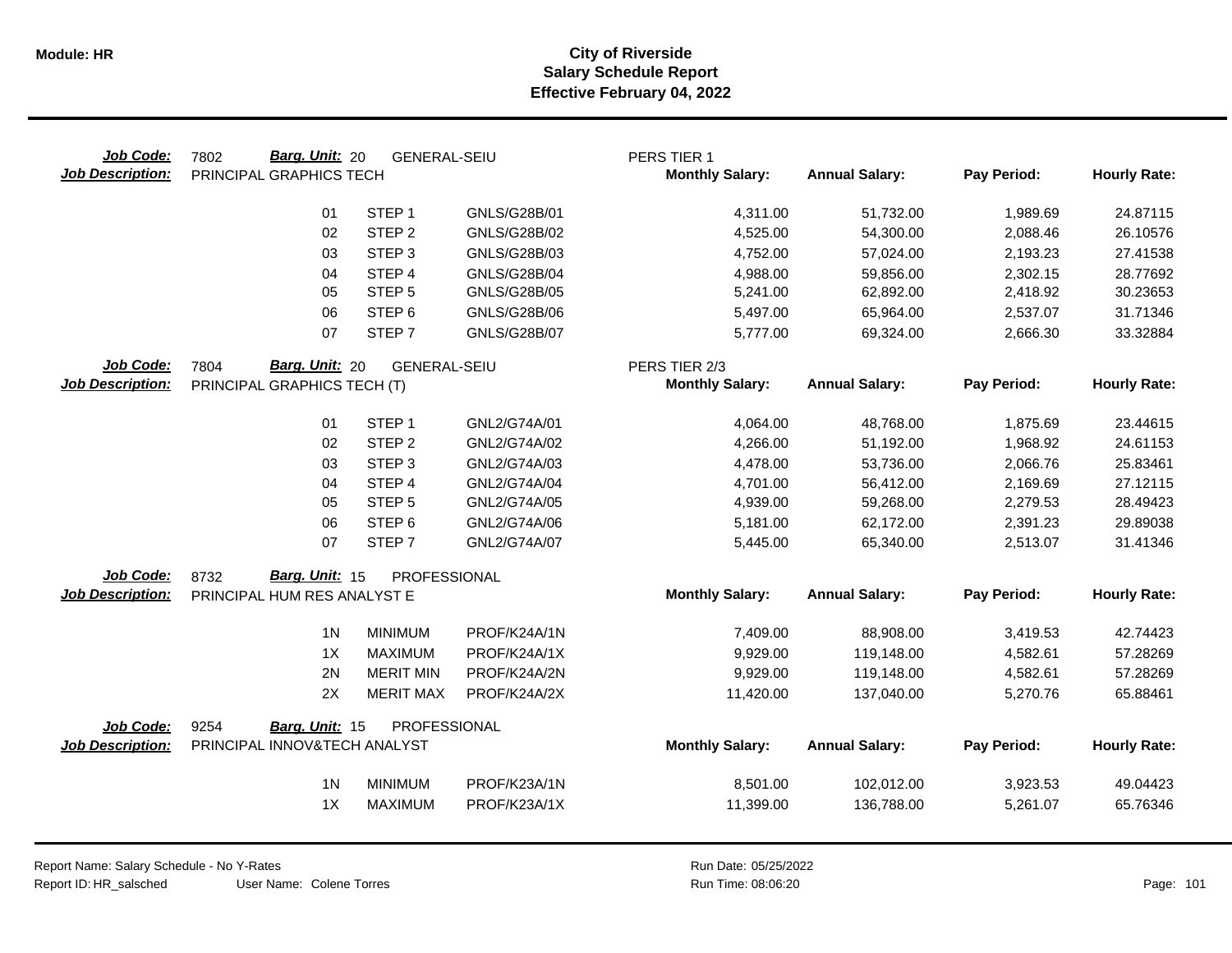# City of Riverside
## Salary Schedule Report
### Effective February 04, 2022

**Job Code:** 7802 **Barg. Unit:** 20 GENERAL-SEIU PERS TIER 1
**Job Description:** PRINCIPAL GRAPHICS TECH

| | | | Monthly Salary: | Annual Salary: | Pay Period: | Hourly Rate: |
|---|---|---|---|---|---|---|
| 01 | STEP 1 | GNLS/G28B/01 | 4,311.00 | 51,732.00 | 1,989.69 | 24.87115 |
| 02 | STEP 2 | GNLS/G28B/02 | 4,525.00 | 54,300.00 | 2,088.46 | 26.10576 |
| 03 | STEP 3 | GNLS/G28B/03 | 4,752.00 | 57,024.00 | 2,193.23 | 27.41538 |
| 04 | STEP 4 | GNLS/G28B/04 | 4,988.00 | 59,856.00 | 2,302.15 | 28.77692 |
| 05 | STEP 5 | GNLS/G28B/05 | 5,241.00 | 62,892.00 | 2,418.92 | 30.23653 |
| 06 | STEP 6 | GNLS/G28B/06 | 5,497.00 | 65,964.00 | 2,537.07 | 31.71346 |
| 07 | STEP 7 | GNLS/G28B/07 | 5,777.00 | 69,324.00 | 2,666.30 | 33.32884 |

**Job Code:** 7804 **Barg. Unit:** 20 GENERAL-SEIU PERS TIER 2/3
**Job Description:** PRINCIPAL GRAPHICS TECH (T)

| | | | Monthly Salary: | Annual Salary: | Pay Period: | Hourly Rate: |
|---|---|---|---|---|---|---|
| 01 | STEP 1 | GNL2/G74A/01 | 4,064.00 | 48,768.00 | 1,875.69 | 23.44615 |
| 02 | STEP 2 | GNL2/G74A/02 | 4,266.00 | 51,192.00 | 1,968.92 | 24.61153 |
| 03 | STEP 3 | GNL2/G74A/03 | 4,478.00 | 53,736.00 | 2,066.76 | 25.83461 |
| 04 | STEP 4 | GNL2/G74A/04 | 4,701.00 | 56,412.00 | 2,169.69 | 27.12115 |
| 05 | STEP 5 | GNL2/G74A/05 | 4,939.00 | 59,268.00 | 2,279.53 | 28.49423 |
| 06 | STEP 6 | GNL2/G74A/06 | 5,181.00 | 62,172.00 | 2,391.23 | 29.89038 |
| 07 | STEP 7 | GNL2/G74A/07 | 5,445.00 | 65,340.00 | 2,513.07 | 31.41346 |

**Job Code:** 8732 **Barg. Unit:** 15 PROFESSIONAL
**Job Description:** PRINCIPAL HUM RES ANALYST E

| | | | Monthly Salary: | Annual Salary: | Pay Period: | Hourly Rate: |
|---|---|---|---|---|---|---|
| 1N | MINIMUM | PROF/K24A/1N | 7,409.00 | 88,908.00 | 3,419.53 | 42.74423 |
| 1X | MAXIMUM | PROF/K24A/1X | 9,929.00 | 119,148.00 | 4,582.61 | 57.28269 |
| 2N | MERIT MIN | PROF/K24A/2N | 9,929.00 | 119,148.00 | 4,582.61 | 57.28269 |
| 2X | MERIT MAX | PROF/K24A/2X | 11,420.00 | 137,040.00 | 5,270.76 | 65.88461 |

**Job Code:** 9254 **Barg. Unit:** 15 PROFESSIONAL
**Job Description:** PRINCIPAL INNOV&TECH ANALYST

| | | | Monthly Salary: | Annual Salary: | Pay Period: | Hourly Rate: |
|---|---|---|---|---|---|---|
| 1N | MINIMUM | PROF/K23A/1N | 8,501.00 | 102,012.00 | 3,923.53 | 49.04423 |
| 1X | MAXIMUM | PROF/K23A/1X | 11,399.00 | 136,788.00 | 5,261.07 | 65.76346 |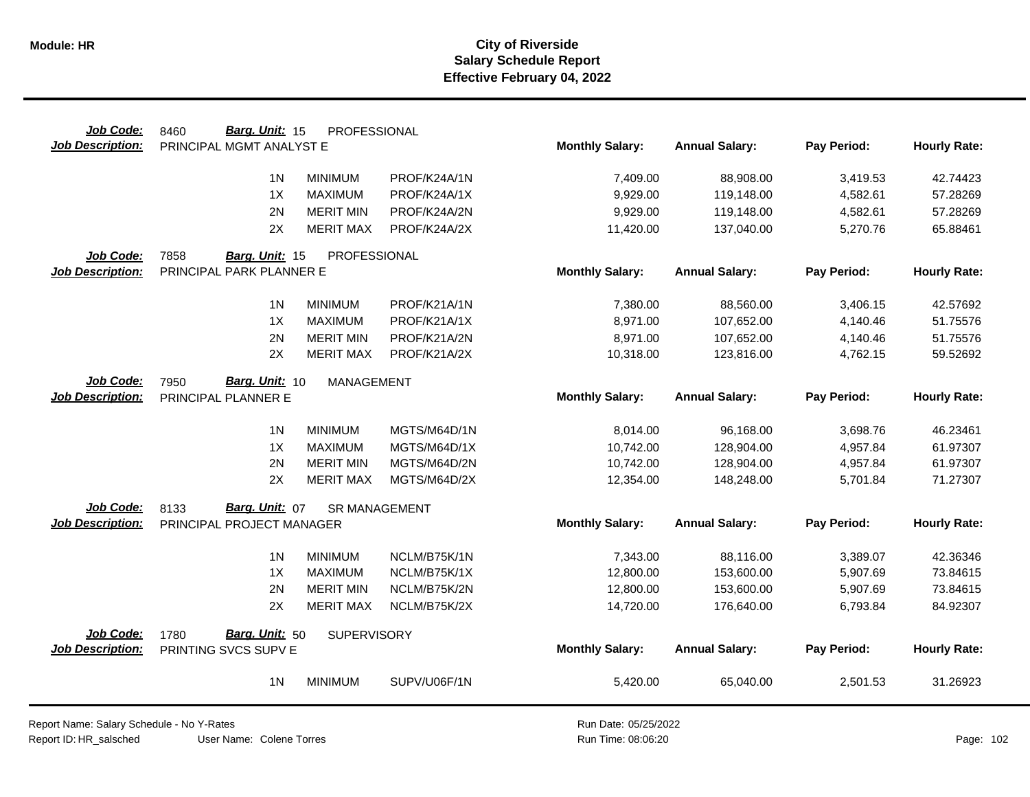# City of Riverside
## Salary Schedule Report
### Effective February 04, 2022

**Job Code:** 8460 **Barg. Unit:** 15 PROFESSIONAL
**Job Description:** PRINCIPAL MGMT ANALYST E

| | | | Monthly Salary: | Annual Salary: | Pay Period: | Hourly Rate: |
|---|---|---|---|---|---|---|
| 1N | MINIMUM | PROF/K24A/1N | 7,409.00 | 88,908.00 | 3,419.53 | 42.74423 |
| 1X | MAXIMUM | PROF/K24A/1X | 9,929.00 | 119,148.00 | 4,582.61 | 57.28269 |
| 2N | MERIT MIN | PROF/K24A/2N | 9,929.00 | 119,148.00 | 4,582.61 | 57.28269 |
| 2X | MERIT MAX | PROF/K24A/2X | 11,420.00 | 137,040.00 | 5,270.76 | 65.88461 |

**Job Code:** 7858 **Barg. Unit:** 15 PROFESSIONAL
**Job Description:** PRINCIPAL PARK PLANNER E

| | | | Monthly Salary: | Annual Salary: | Pay Period: | Hourly Rate: |
|---|---|---|---|---|---|---|
| 1N | MINIMUM | PROF/K21A/1N | 7,380.00 | 88,560.00 | 3,406.15 | 42.57692 |
| 1X | MAXIMUM | PROF/K21A/1X | 8,971.00 | 107,652.00 | 4,140.46 | 51.75576 |
| 2N | MERIT MIN | PROF/K21A/2N | 8,971.00 | 107,652.00 | 4,140.46 | 51.75576 |
| 2X | MERIT MAX | PROF/K21A/2X | 10,318.00 | 123,816.00 | 4,762.15 | 59.52692 |

**Job Code:** 7950 **Barg. Unit:** 10 MANAGEMENT
**Job Description:** PRINCIPAL PLANNER E

| | | | Monthly Salary: | Annual Salary: | Pay Period: | Hourly Rate: |
|---|---|---|---|---|---|---|
| 1N | MINIMUM | MGTS/M64D/1N | 8,014.00 | 96,168.00 | 3,698.76 | 46.23461 |
| 1X | MAXIMUM | MGTS/M64D/1X | 10,742.00 | 128,904.00 | 4,957.84 | 61.97307 |
| 2N | MERIT MIN | MGTS/M64D/2N | 10,742.00 | 128,904.00 | 4,957.84 | 61.97307 |
| 2X | MERIT MAX | MGTS/M64D/2X | 12,354.00 | 148,248.00 | 5,701.84 | 71.27307 |

**Job Code:** 8133 **Barg. Unit:** 07 SR MANAGEMENT
**Job Description:** PRINCIPAL PROJECT MANAGER

| | | | Monthly Salary: | Annual Salary: | Pay Period: | Hourly Rate: |
|---|---|---|---|---|---|---|
| 1N | MINIMUM | NCLM/B75K/1N | 7,343.00 | 88,116.00 | 3,389.07 | 42.36346 |
| 1X | MAXIMUM | NCLM/B75K/1X | 12,800.00 | 153,600.00 | 5,907.69 | 73.84615 |
| 2N | MERIT MIN | NCLM/B75K/2N | 12,800.00 | 153,600.00 | 5,907.69 | 73.84615 |
| 2X | MERIT MAX | NCLM/B75K/2X | 14,720.00 | 176,640.00 | 6,793.84 | 84.92307 |

**Job Code:** 1780 **Barg. Unit:** 50 SUPERVISORY
**Job Description:** PRINTING SVCS SUPV E

| | | | Monthly Salary: | Annual Salary: | Pay Period: | Hourly Rate: |
|---|---|---|---|---|---|---|
| 1N | MINIMUM | SUPV/U06F/1N | 5,420.00 | 65,040.00 | 2,501.53 | 31.26923 |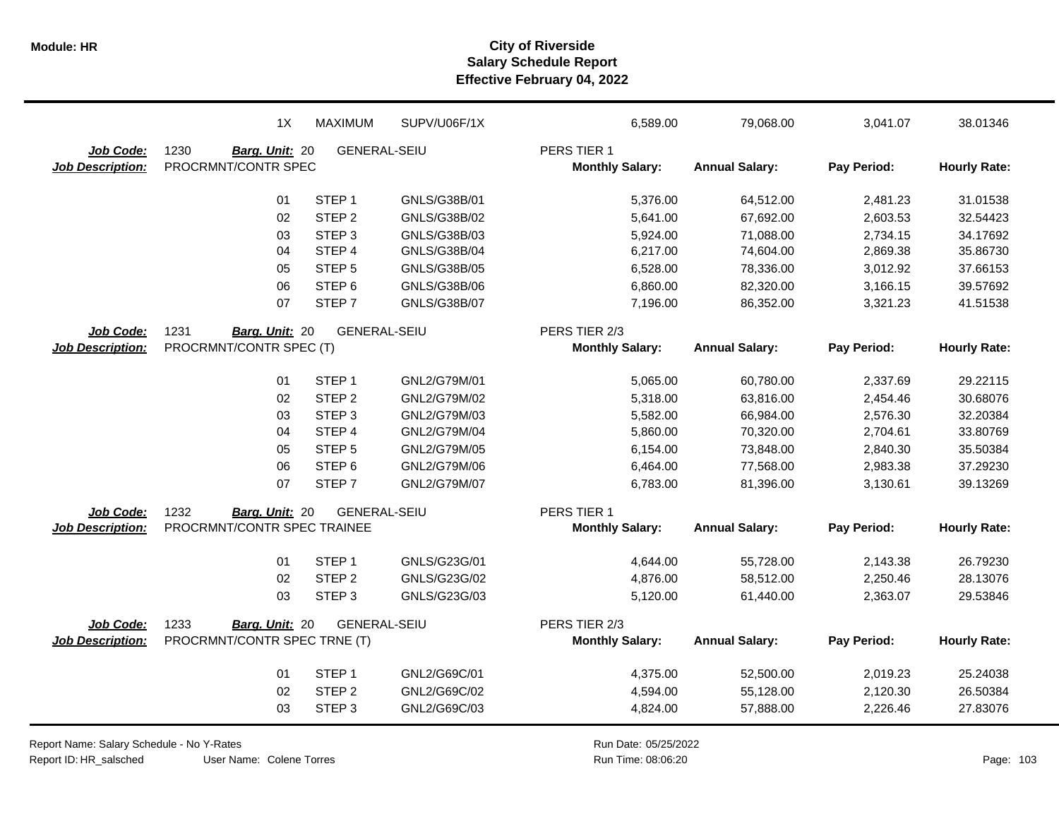| | | | | | | | |
|---|---|---|---|---|---|---|---|
| 1X | MAXIMUM | SUPV/U06F/1X | | 6,589.00 | 79,068.00 | 3,041.07 | 38.01346 |

**Job Code:** 1230 **Barg. Unit:** 20 GENERAL-SEIU PERS TIER 1
**Job Description:** PROCRMNT/CONTR SPEC

| Step | | Code | Monthly Salary: | Annual Salary: | Pay Period: | Hourly Rate: |
|---|---|---|---|---|---|---|
| 01 | STEP 1 | GNLS/G38B/01 | 5,376.00 | 64,512.00 | 2,481.23 | 31.01538 |
| 02 | STEP 2 | GNLS/G38B/02 | 5,641.00 | 67,692.00 | 2,603.53 | 32.54423 |
| 03 | STEP 3 | GNLS/G38B/03 | 5,924.00 | 71,088.00 | 2,734.15 | 34.17692 |
| 04 | STEP 4 | GNLS/G38B/04 | 6,217.00 | 74,604.00 | 2,869.38 | 35.86730 |
| 05 | STEP 5 | GNLS/G38B/05 | 6,528.00 | 78,336.00 | 3,012.92 | 37.66153 |
| 06 | STEP 6 | GNLS/G38B/06 | 6,860.00 | 82,320.00 | 3,166.15 | 39.57692 |
| 07 | STEP 7 | GNLS/G38B/07 | 7,196.00 | 86,352.00 | 3,321.23 | 41.51538 |

**Job Code:** 1231 **Barg. Unit:** 20 GENERAL-SEIU PERS TIER 2/3
**Job Description:** PROCRMNT/CONTR SPEC (T)

| Step | | Code | Monthly Salary: | Annual Salary: | Pay Period: | Hourly Rate: |
|---|---|---|---|---|---|---|
| 01 | STEP 1 | GNL2/G79M/01 | 5,065.00 | 60,780.00 | 2,337.69 | 29.22115 |
| 02 | STEP 2 | GNL2/G79M/02 | 5,318.00 | 63,816.00 | 2,454.46 | 30.68076 |
| 03 | STEP 3 | GNL2/G79M/03 | 5,582.00 | 66,984.00 | 2,576.30 | 32.20384 |
| 04 | STEP 4 | GNL2/G79M/04 | 5,860.00 | 70,320.00 | 2,704.61 | 33.80769 |
| 05 | STEP 5 | GNL2/G79M/05 | 6,154.00 | 73,848.00 | 2,840.30 | 35.50384 |
| 06 | STEP 6 | GNL2/G79M/06 | 6,464.00 | 77,568.00 | 2,983.38 | 37.29230 |
| 07 | STEP 7 | GNL2/G79M/07 | 6,783.00 | 81,396.00 | 3,130.61 | 39.13269 |

**Job Code:** 1232 **Barg. Unit:** 20 GENERAL-SEIU PERS TIER 1
**Job Description:** PROCRMNT/CONTR SPEC TRAINEE

| Step | | Code | Monthly Salary: | Annual Salary: | Pay Period: | Hourly Rate: |
|---|---|---|---|---|---|---|
| 01 | STEP 1 | GNLS/G23G/01 | 4,644.00 | 55,728.00 | 2,143.38 | 26.79230 |
| 02 | STEP 2 | GNLS/G23G/02 | 4,876.00 | 58,512.00 | 2,250.46 | 28.13076 |
| 03 | STEP 3 | GNLS/G23G/03 | 5,120.00 | 61,440.00 | 2,363.07 | 29.53846 |

**Job Code:** 1233 **Barg. Unit:** 20 GENERAL-SEIU PERS TIER 2/3
**Job Description:** PROCRMNT/CONTR SPEC TRNE (T)

| Step | | Code | Monthly Salary: | Annual Salary: | Pay Period: | Hourly Rate: |
|---|---|---|---|---|---|---|
| 01 | STEP 1 | GNL2/G69C/01 | 4,375.00 | 52,500.00 | 2,019.23 | 25.24038 |
| 02 | STEP 2 | GNL2/G69C/02 | 4,594.00 | 55,128.00 | 2,120.30 | 26.50384 |
| 03 | STEP 3 | GNL2/G69C/03 | 4,824.00 | 57,888.00 | 2,226.46 | 27.83076 |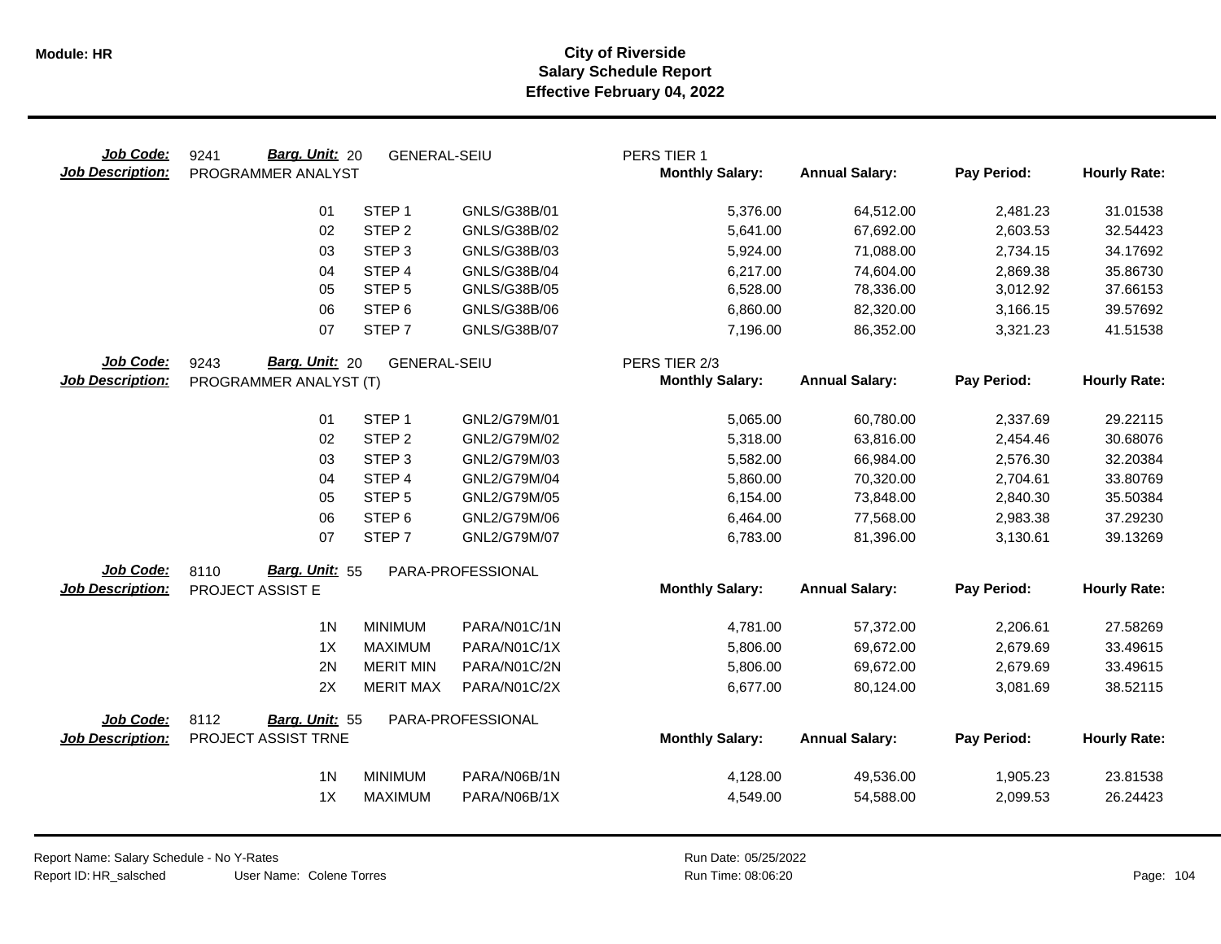**Module: HR**

# City of Riverside
## Salary Schedule Report
### Effective February 04, 2022

**Job Code:** 9241 **Barg. Unit:** 20 GENERAL-SEIU PERS TIER 1
**Job Description:** PROGRAMMER ANALYST

| | | | Monthly Salary: | Annual Salary: | Pay Period: | Hourly Rate: |
|---|---|---|---|---|---|---|
| 01 | STEP 1 | GNLS/G38B/01 | 5,376.00 | 64,512.00 | 2,481.23 | 31.01538 |
| 02 | STEP 2 | GNLS/G38B/02 | 5,641.00 | 67,692.00 | 2,603.53 | 32.54423 |
| 03 | STEP 3 | GNLS/G38B/03 | 5,924.00 | 71,088.00 | 2,734.15 | 34.17692 |
| 04 | STEP 4 | GNLS/G38B/04 | 6,217.00 | 74,604.00 | 2,869.38 | 35.86730 |
| 05 | STEP 5 | GNLS/G38B/05 | 6,528.00 | 78,336.00 | 3,012.92 | 37.66153 |
| 06 | STEP 6 | GNLS/G38B/06 | 6,860.00 | 82,320.00 | 3,166.15 | 39.57692 |
| 07 | STEP 7 | GNLS/G38B/07 | 7,196.00 | 86,352.00 | 3,321.23 | 41.51538 |

**Job Code:** 9243 **Barg. Unit:** 20 GENERAL-SEIU PERS TIER 2/3
**Job Description:** PROGRAMMER ANALYST (T)

| | | | Monthly Salary: | Annual Salary: | Pay Period: | Hourly Rate: |
|---|---|---|---|---|---|---|
| 01 | STEP 1 | GNL2/G79M/01 | 5,065.00 | 60,780.00 | 2,337.69 | 29.22115 |
| 02 | STEP 2 | GNL2/G79M/02 | 5,318.00 | 63,816.00 | 2,454.46 | 30.68076 |
| 03 | STEP 3 | GNL2/G79M/03 | 5,582.00 | 66,984.00 | 2,576.30 | 32.20384 |
| 04 | STEP 4 | GNL2/G79M/04 | 5,860.00 | 70,320.00 | 2,704.61 | 33.80769 |
| 05 | STEP 5 | GNL2/G79M/05 | 6,154.00 | 73,848.00 | 2,840.30 | 35.50384 |
| 06 | STEP 6 | GNL2/G79M/06 | 6,464.00 | 77,568.00 | 2,983.38 | 37.29230 |
| 07 | STEP 7 | GNL2/G79M/07 | 6,783.00 | 81,396.00 | 3,130.61 | 39.13269 |

**Job Code:** 8110 **Barg. Unit:** 55 PARA-PROFESSIONAL
**Job Description:** PROJECT ASSIST E

| | | | Monthly Salary: | Annual Salary: | Pay Period: | Hourly Rate: |
|---|---|---|---|---|---|---|
| 1N | MINIMUM | PARA/N01C/1N | 4,781.00 | 57,372.00 | 2,206.61 | 27.58269 |
| 1X | MAXIMUM | PARA/N01C/1X | 5,806.00 | 69,672.00 | 2,679.69 | 33.49615 |
| 2N | MERIT MIN | PARA/N01C/2N | 5,806.00 | 69,672.00 | 2,679.69 | 33.49615 |
| 2X | MERIT MAX | PARA/N01C/2X | 6,677.00 | 80,124.00 | 3,081.69 | 38.52115 |

**Job Code:** 8112 **Barg. Unit:** 55 PARA-PROFESSIONAL
**Job Description:** PROJECT ASSIST TRNE

| | | | Monthly Salary: | Annual Salary: | Pay Period: | Hourly Rate: |
|---|---|---|---|---|---|---|
| 1N | MINIMUM | PARA/N06B/1N | 4,128.00 | 49,536.00 | 1,905.23 | 23.81538 |
| 1X | MAXIMUM | PARA/N06B/1X | 4,549.00 | 54,588.00 | 2,099.53 | 26.24423 |

Report Name: Salary Schedule - No Y-Rates
Report ID: HR_salsched User Name: Colene Torres
Run Date: 05/25/2022
Run Time: 08:06:20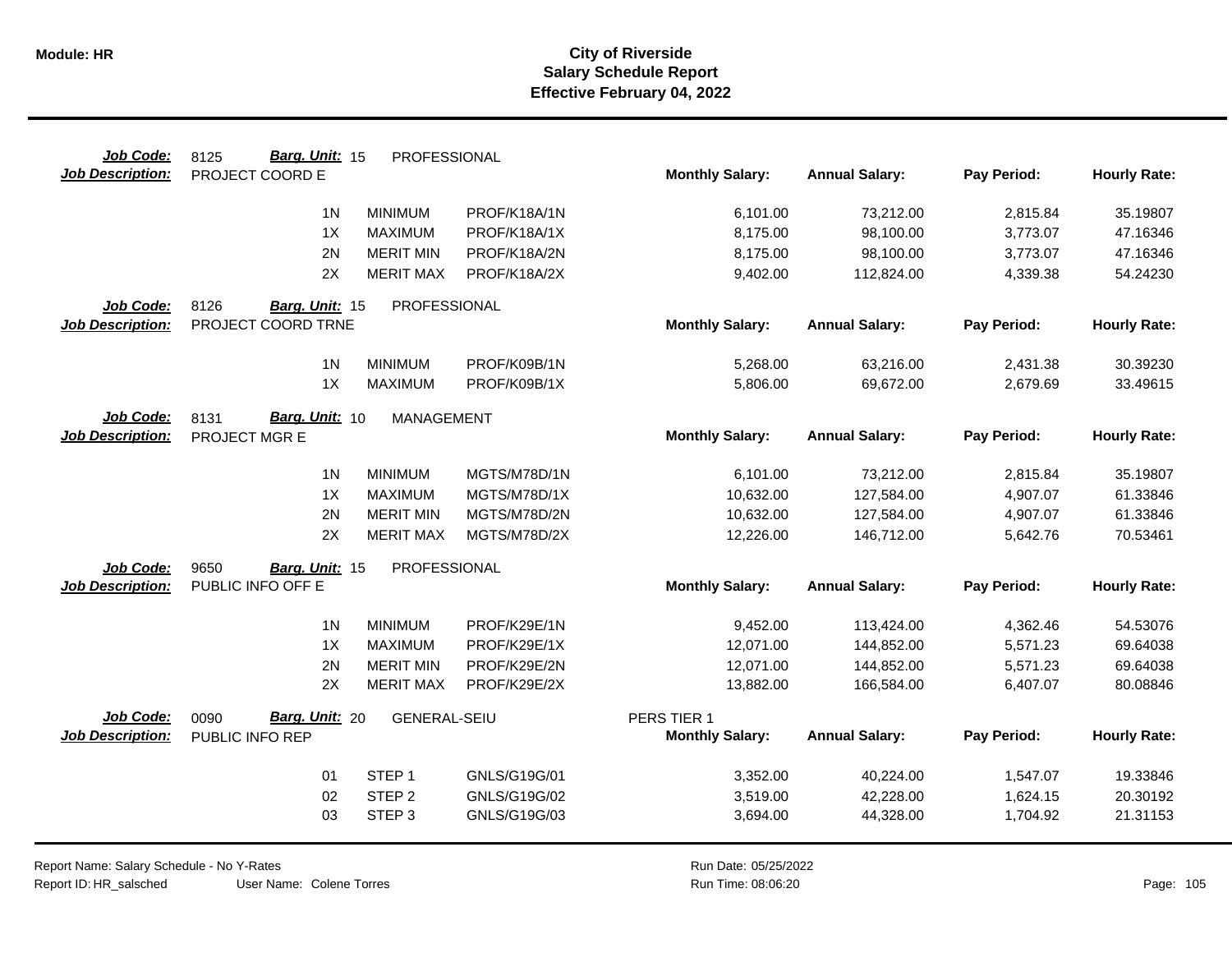**Module: HR**

# City of Riverside
## Salary Schedule Report
### Effective February 04, 2022

**Job Code:** 8125 **Barg. Unit:** 15 PROFESSIONAL
**Job Description:** PROJECT COORD E

| | | | Monthly Salary: | Annual Salary: | Pay Period: | Hourly Rate: |
|---|---|---|---|---|---|---|
| 1N | MINIMUM | PROF/K18A/1N | 6,101.00 | 73,212.00 | 2,815.84 | 35.19807 |
| 1X | MAXIMUM | PROF/K18A/1X | 8,175.00 | 98,100.00 | 3,773.07 | 47.16346 |
| 2N | MERIT MIN | PROF/K18A/2N | 8,175.00 | 98,100.00 | 3,773.07 | 47.16346 |
| 2X | MERIT MAX | PROF/K18A/2X | 9,402.00 | 112,824.00 | 4,339.38 | 54.24230 |

**Job Code:** 8126 **Barg. Unit:** 15 PROFESSIONAL
**Job Description:** PROJECT COORD TRNE

| | | | Monthly Salary: | Annual Salary: | Pay Period: | Hourly Rate: |
|---|---|---|---|---|---|---|
| 1N | MINIMUM | PROF/K09B/1N | 5,268.00 | 63,216.00 | 2,431.38 | 30.39230 |
| 1X | MAXIMUM | PROF/K09B/1X | 5,806.00 | 69,672.00 | 2,679.69 | 33.49615 |

**Job Code:** 8131 **Barg. Unit:** 10 MANAGEMENT
**Job Description:** PROJECT MGR E

| | | | Monthly Salary: | Annual Salary: | Pay Period: | Hourly Rate: |
|---|---|---|---|---|---|---|
| 1N | MINIMUM | MGTS/M78D/1N | 6,101.00 | 73,212.00 | 2,815.84 | 35.19807 |
| 1X | MAXIMUM | MGTS/M78D/1X | 10,632.00 | 127,584.00 | 4,907.07 | 61.33846 |
| 2N | MERIT MIN | MGTS/M78D/2N | 10,632.00 | 127,584.00 | 4,907.07 | 61.33846 |
| 2X | MERIT MAX | MGTS/M78D/2X | 12,226.00 | 146,712.00 | 5,642.76 | 70.53461 |

**Job Code:** 9650 **Barg. Unit:** 15 PROFESSIONAL
**Job Description:** PUBLIC INFO OFF E

| | | | Monthly Salary: | Annual Salary: | Pay Period: | Hourly Rate: |
|---|---|---|---|---|---|---|
| 1N | MINIMUM | PROF/K29E/1N | 9,452.00 | 113,424.00 | 4,362.46 | 54.53076 |
| 1X | MAXIMUM | PROF/K29E/1X | 12,071.00 | 144,852.00 | 5,571.23 | 69.64038 |
| 2N | MERIT MIN | PROF/K29E/2N | 12,071.00 | 144,852.00 | 5,571.23 | 69.64038 |
| 2X | MERIT MAX | PROF/K29E/2X | 13,882.00 | 166,584.00 | 6,407.07 | 80.08846 |

**Job Code:** 0090 **Barg. Unit:** 20 GENERAL-SEIU PERS TIER 1
**Job Description:** PUBLIC INFO REP

| | | | Monthly Salary: | Annual Salary: | Pay Period: | Hourly Rate: |
|---|---|---|---|---|---|---|
| 01 | STEP 1 | GNLS/G19G/01 | 3,352.00 | 40,224.00 | 1,547.07 | 19.33846 |
| 02 | STEP 2 | GNLS/G19G/02 | 3,519.00 | 42,228.00 | 1,624.15 | 20.30192 |
| 03 | STEP 3 | GNLS/G19G/03 | 3,694.00 | 44,328.00 | 1,704.92 | 21.31153 |

Report Name: Salary Schedule - No Y-Rates
Report ID: HR_salsched User Name: Colene Torres
Run Date: 05/25/2022
Run Time: 08:06:20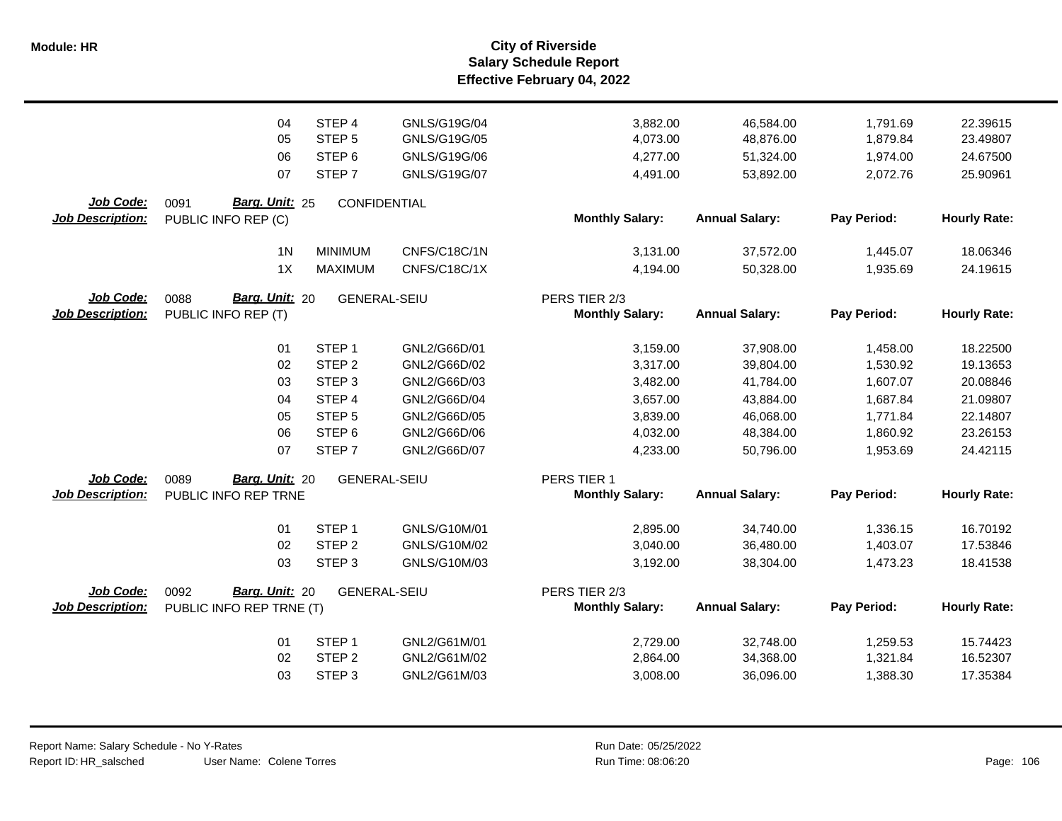# City of Riverside
## Salary Schedule Report
### Effective February 04, 2022

| | | | | Monthly Salary | Annual Salary | Pay Period | Hourly Rate |
|---|---|---|---|---|---|---|---|
| | 04 | STEP 4 | GNLS/G19G/04 | 3,882.00 | 46,584.00 | 1,791.69 | 22.39615 |
| | 05 | STEP 5 | GNLS/G19G/05 | 4,073.00 | 48,876.00 | 1,879.84 | 23.49807 |
| | 06 | STEP 6 | GNLS/G19G/06 | 4,277.00 | 51,324.00 | 1,974.00 | 24.67500 |
| | 07 | STEP 7 | GNLS/G19G/07 | 4,491.00 | 53,892.00 | 2,072.76 | 25.90961 |

**Job Code:** 0091 **Barg. Unit:** 25 CONFIDENTIAL
**Job Description:** PUBLIC INFO REP (C)

| | | | Monthly Salary: | Annual Salary: | Pay Period: | Hourly Rate: |
|---|---|---|---|---|---|---|
| 1N | MINIMUM | CNFS/C18C/1N | 3,131.00 | 37,572.00 | 1,445.07 | 18.06346 |
| 1X | MAXIMUM | CNFS/C18C/1X | 4,194.00 | 50,328.00 | 1,935.69 | 24.19615 |

**Job Code:** 0088 **Barg. Unit:** 20 GENERAL-SEIU PERS TIER 2/3
**Job Description:** PUBLIC INFO REP (T)

| | | | Monthly Salary: | Annual Salary: | Pay Period: | Hourly Rate: |
|---|---|---|---|---|---|---|
| 01 | STEP 1 | GNL2/G66D/01 | 3,159.00 | 37,908.00 | 1,458.00 | 18.22500 |
| 02 | STEP 2 | GNL2/G66D/02 | 3,317.00 | 39,804.00 | 1,530.92 | 19.13653 |
| 03 | STEP 3 | GNL2/G66D/03 | 3,482.00 | 41,784.00 | 1,607.07 | 20.08846 |
| 04 | STEP 4 | GNL2/G66D/04 | 3,657.00 | 43,884.00 | 1,687.84 | 21.09807 |
| 05 | STEP 5 | GNL2/G66D/05 | 3,839.00 | 46,068.00 | 1,771.84 | 22.14807 |
| 06 | STEP 6 | GNL2/G66D/06 | 4,032.00 | 48,384.00 | 1,860.92 | 23.26153 |
| 07 | STEP 7 | GNL2/G66D/07 | 4,233.00 | 50,796.00 | 1,953.69 | 24.42115 |

**Job Code:** 0089 **Barg. Unit:** 20 GENERAL-SEIU PERS TIER 1
**Job Description:** PUBLIC INFO REP TRNE

| | | | Monthly Salary: | Annual Salary: | Pay Period: | Hourly Rate: |
|---|---|---|---|---|---|---|
| 01 | STEP 1 | GNLS/G10M/01 | 2,895.00 | 34,740.00 | 1,336.15 | 16.70192 |
| 02 | STEP 2 | GNLS/G10M/02 | 3,040.00 | 36,480.00 | 1,403.07 | 17.53846 |
| 03 | STEP 3 | GNLS/G10M/03 | 3,192.00 | 38,304.00 | 1,473.23 | 18.41538 |

**Job Code:** 0092 **Barg. Unit:** 20 GENERAL-SEIU PERS TIER 2/3
**Job Description:** PUBLIC INFO REP TRNE (T)

| | | | Monthly Salary: | Annual Salary: | Pay Period: | Hourly Rate: |
|---|---|---|---|---|---|---|
| 01 | STEP 1 | GNL2/G61M/01 | 2,729.00 | 32,748.00 | 1,259.53 | 15.74423 |
| 02 | STEP 2 | GNL2/G61M/02 | 2,864.00 | 34,368.00 | 1,321.84 | 16.52307 |
| 03 | STEP 3 | GNL2/G61M/03 | 3,008.00 | 36,096.00 | 1,388.30 | 17.35384 |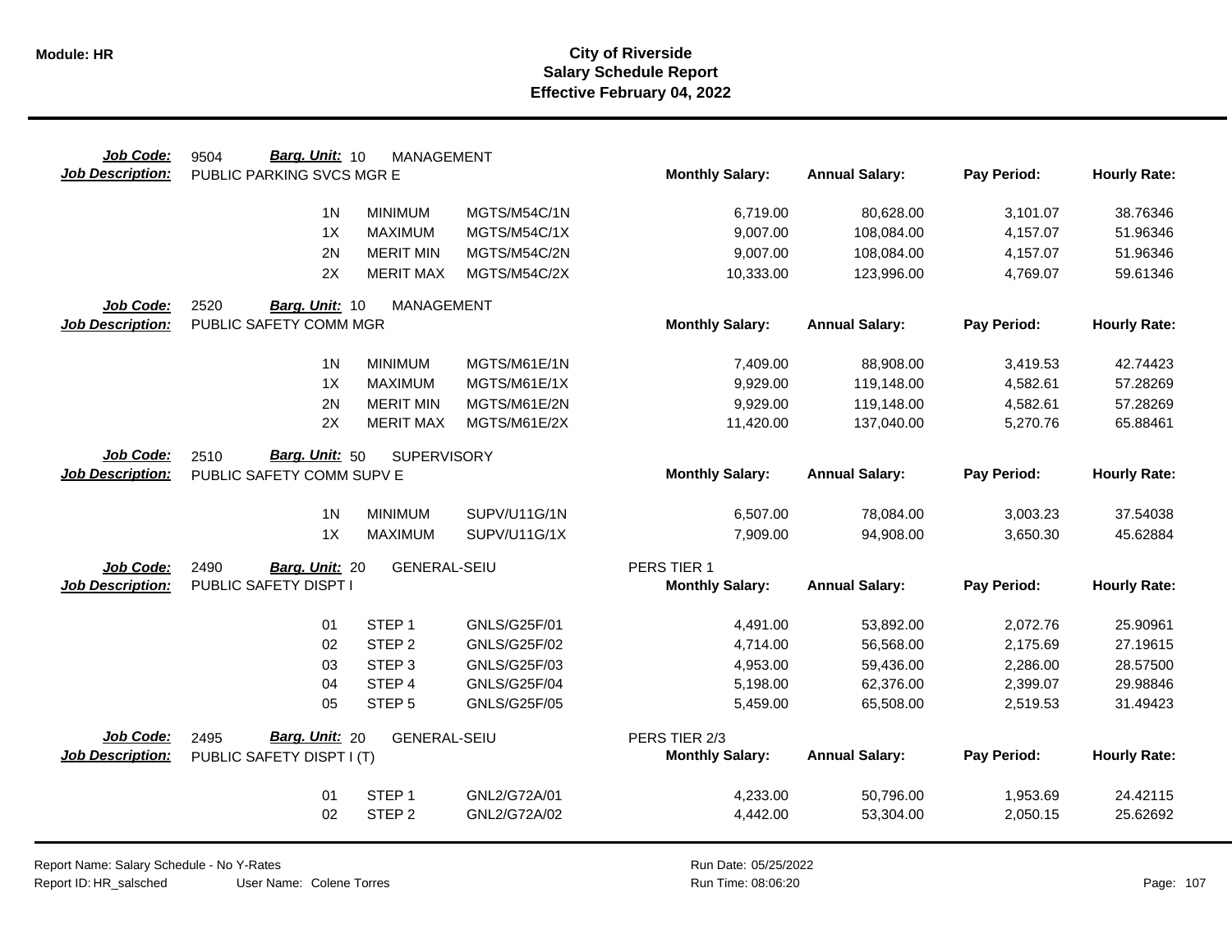# City of Riverside
## Salary Schedule Report
### Effective February 04, 2022

**Job Code:** 9504 **Barg. Unit:** 10 MANAGEMENT
**Job Description:** PUBLIC PARKING SVCS MGR E

| | | | Monthly Salary: | Annual Salary: | Pay Period: | Hourly Rate: |
|---|---|---|---|---|---|---|
| 1N | MINIMUM | MGTS/M54C/1N | 6,719.00 | 80,628.00 | 3,101.07 | 38.76346 |
| 1X | MAXIMUM | MGTS/M54C/1X | 9,007.00 | 108,084.00 | 4,157.07 | 51.96346 |
| 2N | MERIT MIN | MGTS/M54C/2N | 9,007.00 | 108,084.00 | 4,157.07 | 51.96346 |
| 2X | MERIT MAX | MGTS/M54C/2X | 10,333.00 | 123,996.00 | 4,769.07 | 59.61346 |

**Job Code:** 2520 **Barg. Unit:** 10 MANAGEMENT
**Job Description:** PUBLIC SAFETY COMM MGR

| | | | Monthly Salary: | Annual Salary: | Pay Period: | Hourly Rate: |
|---|---|---|---|---|---|---|
| 1N | MINIMUM | MGTS/M61E/1N | 7,409.00 | 88,908.00 | 3,419.53 | 42.74423 |
| 1X | MAXIMUM | MGTS/M61E/1X | 9,929.00 | 119,148.00 | 4,582.61 | 57.28269 |
| 2N | MERIT MIN | MGTS/M61E/2N | 9,929.00 | 119,148.00 | 4,582.61 | 57.28269 |
| 2X | MERIT MAX | MGTS/M61E/2X | 11,420.00 | 137,040.00 | 5,270.76 | 65.88461 |

**Job Code:** 2510 **Barg. Unit:** 50 SUPERVISORY
**Job Description:** PUBLIC SAFETY COMM SUPV E

| | | | Monthly Salary: | Annual Salary: | Pay Period: | Hourly Rate: |
|---|---|---|---|---|---|---|
| 1N | MINIMUM | SUPV/U11G/1N | 6,507.00 | 78,084.00 | 3,003.23 | 37.54038 |
| 1X | MAXIMUM | SUPV/U11G/1X | 7,909.00 | 94,908.00 | 3,650.30 | 45.62884 |

**Job Code:** 2490 **Barg. Unit:** 20 GENERAL-SEIU
**Job Description:** PUBLIC SAFETY DISPT I
PERS TIER 1

| | | | Monthly Salary: | Annual Salary: | Pay Period: | Hourly Rate: |
|---|---|---|---|---|---|---|
| 01 | STEP 1 | GNLS/G25F/01 | 4,491.00 | 53,892.00 | 2,072.76 | 25.90961 |
| 02 | STEP 2 | GNLS/G25F/02 | 4,714.00 | 56,568.00 | 2,175.69 | 27.19615 |
| 03 | STEP 3 | GNLS/G25F/03 | 4,953.00 | 59,436.00 | 2,286.00 | 28.57500 |
| 04 | STEP 4 | GNLS/G25F/04 | 5,198.00 | 62,376.00 | 2,399.07 | 29.98846 |
| 05 | STEP 5 | GNLS/G25F/05 | 5,459.00 | 65,508.00 | 2,519.53 | 31.49423 |

**Job Code:** 2495 **Barg. Unit:** 20 GENERAL-SEIU
**Job Description:** PUBLIC SAFETY DISPT I (T)
PERS TIER 2/3

| | | | Monthly Salary: | Annual Salary: | Pay Period: | Hourly Rate: |
|---|---|---|---|---|---|---|
| 01 | STEP 1 | GNL2/G72A/01 | 4,233.00 | 50,796.00 | 1,953.69 | 24.42115 |
| 02 | STEP 2 | GNL2/G72A/02 | 4,442.00 | 53,304.00 | 2,050.15 | 25.62692 |

Report Name: Salary Schedule - No Y-Rates
Report ID: HR_salsched User Name: Colene Torres
Run Date: 05/25/2022
Run Time: 08:06:20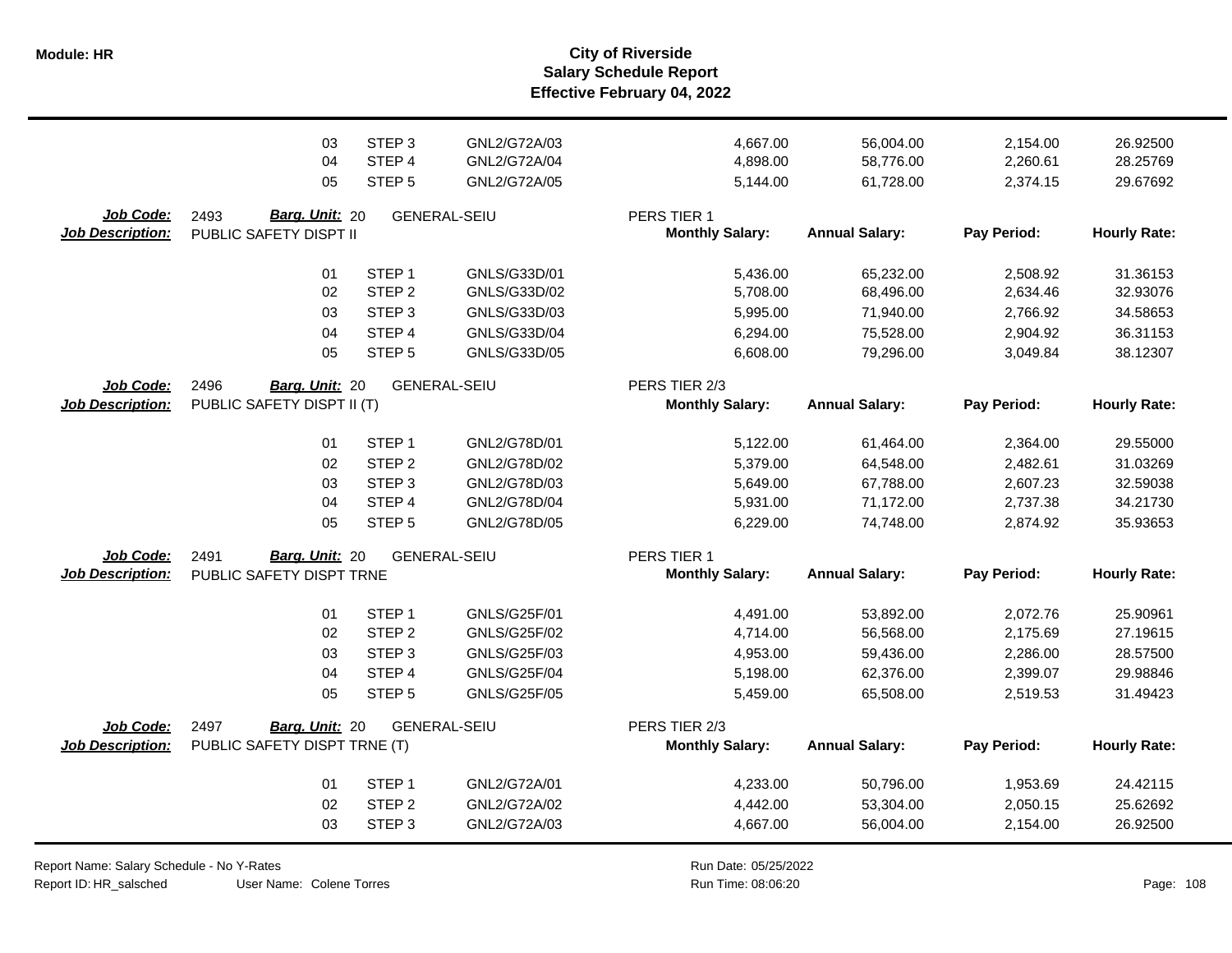| | | | | | | | |
|---|---|---|---|---|---|---|---|
| 03 | STEP 3 | GNL2/G72A/03 | | 4,667.00 | 56,004.00 | 2,154.00 | 26.92500 |
| 04 | STEP 4 | GNL2/G72A/04 | | 4,898.00 | 58,776.00 | 2,260.61 | 28.25769 |
| 05 | STEP 5 | GNL2/G72A/05 | | 5,144.00 | 61,728.00 | 2,374.15 | 29.67692 |

**Job Code:** 2493 **Barg. Unit:** 20 GENERAL-SEIU PERS TIER 1
**Job Description:** PUBLIC SAFETY DISPT II

| Step | | Code | Monthly Salary: | Annual Salary: | Pay Period: | Hourly Rate: |
|---|---|---|---|---|---|---|
| 01 | STEP 1 | GNLS/G33D/01 | 5,436.00 | 65,232.00 | 2,508.92 | 31.36153 |
| 02 | STEP 2 | GNLS/G33D/02 | 5,708.00 | 68,496.00 | 2,634.46 | 32.93076 |
| 03 | STEP 3 | GNLS/G33D/03 | 5,995.00 | 71,940.00 | 2,766.92 | 34.58653 |
| 04 | STEP 4 | GNLS/G33D/04 | 6,294.00 | 75,528.00 | 2,904.92 | 36.31153 |
| 05 | STEP 5 | GNLS/G33D/05 | 6,608.00 | 79,296.00 | 3,049.84 | 38.12307 |

**Job Code:** 2496 **Barg. Unit:** 20 GENERAL-SEIU PERS TIER 2/3
**Job Description:** PUBLIC SAFETY DISPT II (T)

| Step | | Code | Monthly Salary: | Annual Salary: | Pay Period: | Hourly Rate: |
|---|---|---|---|---|---|---|
| 01 | STEP 1 | GNL2/G78D/01 | 5,122.00 | 61,464.00 | 2,364.00 | 29.55000 |
| 02 | STEP 2 | GNL2/G78D/02 | 5,379.00 | 64,548.00 | 2,482.61 | 31.03269 |
| 03 | STEP 3 | GNL2/G78D/03 | 5,649.00 | 67,788.00 | 2,607.23 | 32.59038 |
| 04 | STEP 4 | GNL2/G78D/04 | 5,931.00 | 71,172.00 | 2,737.38 | 34.21730 |
| 05 | STEP 5 | GNL2/G78D/05 | 6,229.00 | 74,748.00 | 2,874.92 | 35.93653 |

**Job Code:** 2491 **Barg. Unit:** 20 GENERAL-SEIU PERS TIER 1
**Job Description:** PUBLIC SAFETY DISPT TRNE

| Step | | Code | Monthly Salary: | Annual Salary: | Pay Period: | Hourly Rate: |
|---|---|---|---|---|---|---|
| 01 | STEP 1 | GNLS/G25F/01 | 4,491.00 | 53,892.00 | 2,072.76 | 25.90961 |
| 02 | STEP 2 | GNLS/G25F/02 | 4,714.00 | 56,568.00 | 2,175.69 | 27.19615 |
| 03 | STEP 3 | GNLS/G25F/03 | 4,953.00 | 59,436.00 | 2,286.00 | 28.57500 |
| 04 | STEP 4 | GNLS/G25F/04 | 5,198.00 | 62,376.00 | 2,399.07 | 29.98846 |
| 05 | STEP 5 | GNLS/G25F/05 | 5,459.00 | 65,508.00 | 2,519.53 | 31.49423 |

**Job Code:** 2497 **Barg. Unit:** 20 GENERAL-SEIU PERS TIER 2/3
**Job Description:** PUBLIC SAFETY DISPT TRNE (T)

| Step | | Code | Monthly Salary: | Annual Salary: | Pay Period: | Hourly Rate: |
|---|---|---|---|---|---|---|
| 01 | STEP 1 | GNL2/G72A/01 | 4,233.00 | 50,796.00 | 1,953.69 | 24.42115 |
| 02 | STEP 2 | GNL2/G72A/02 | 4,442.00 | 53,304.00 | 2,050.15 | 25.62692 |
| 03 | STEP 3 | GNL2/G72A/03 | 4,667.00 | 56,004.00 | 2,154.00 | 26.92500 |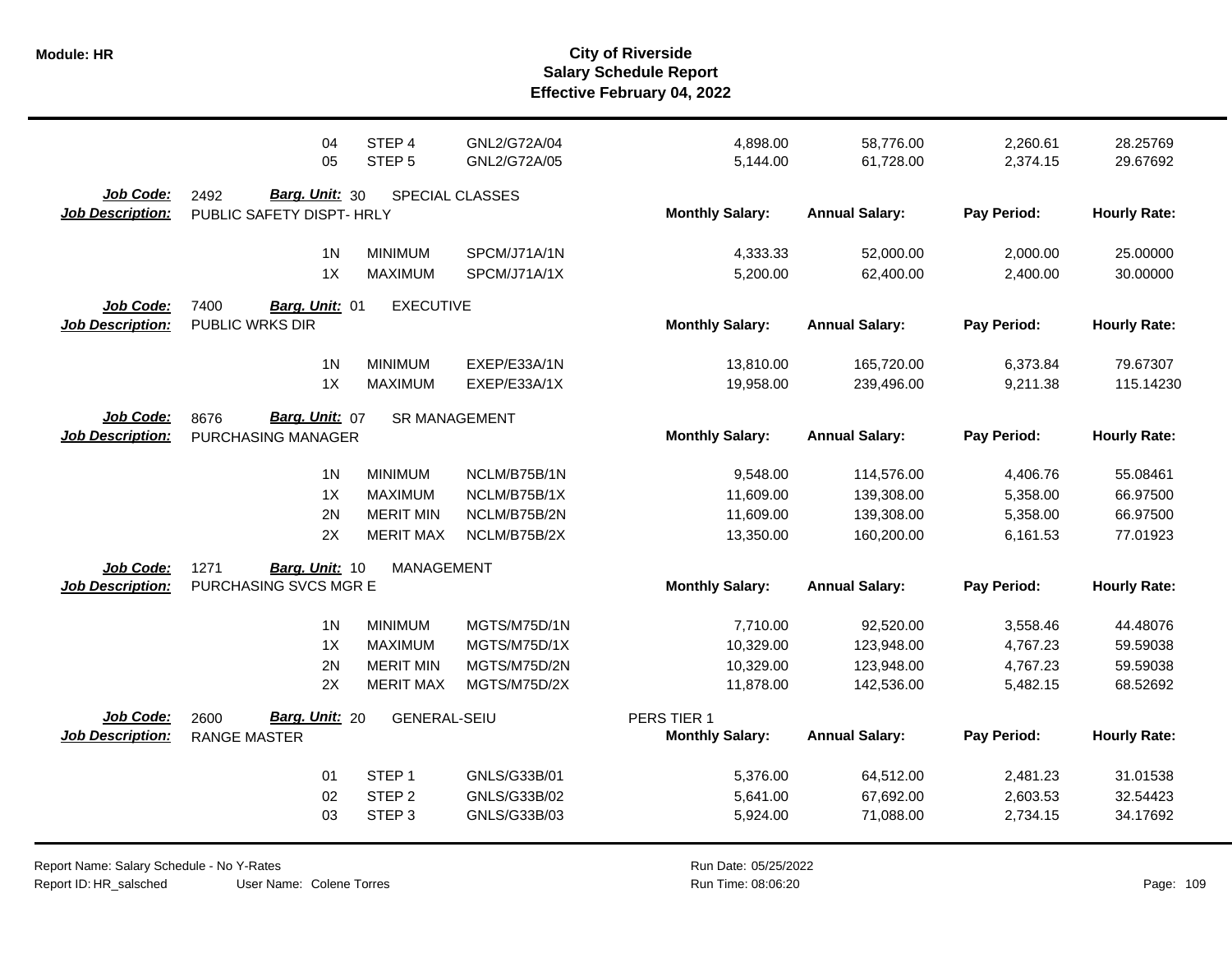| | | | | Monthly Salary | Annual Salary | Pay Period | Hourly Rate |
|---|---|---|---|---|---|---|---|
| | 04 | STEP 4 | GNL2/G72A/04 | 4,898.00 | 58,776.00 | 2,260.61 | 28.25769 |
| | 05 | STEP 5 | GNL2/G72A/05 | 5,144.00 | 61,728.00 | 2,374.15 | 29.67692 |

**Job Code:** 2492 **Barg. Unit:** 30 SPECIAL CLASSES
**Job Description:** PUBLIC SAFETY DISPT- HRLY

| | | | Monthly Salary: | Annual Salary: | Pay Period: | Hourly Rate: |
|---|---|---|---|---|---|---|
| 1N | MINIMUM | SPCM/J71A/1N | 4,333.33 | 52,000.00 | 2,000.00 | 25.00000 |
| 1X | MAXIMUM | SPCM/J71A/1X | 5,200.00 | 62,400.00 | 2,400.00 | 30.00000 |

**Job Code:** 7400 **Barg. Unit:** 01 EXECUTIVE
**Job Description:** PUBLIC WRKS DIR

| | | | Monthly Salary: | Annual Salary: | Pay Period: | Hourly Rate: |
|---|---|---|---|---|---|---|
| 1N | MINIMUM | EXEP/E33A/1N | 13,810.00 | 165,720.00 | 6,373.84 | 79.67307 |
| 1X | MAXIMUM | EXEP/E33A/1X | 19,958.00 | 239,496.00 | 9,211.38 | 115.14230 |

**Job Code:** 8676 **Barg. Unit:** 07 SR MANAGEMENT
**Job Description:** PURCHASING MANAGER

| | | | Monthly Salary: | Annual Salary: | Pay Period: | Hourly Rate: |
|---|---|---|---|---|---|---|
| 1N | MINIMUM | NCLM/B75B/1N | 9,548.00 | 114,576.00 | 4,406.76 | 55.08461 |
| 1X | MAXIMUM | NCLM/B75B/1X | 11,609.00 | 139,308.00 | 5,358.00 | 66.97500 |
| 2N | MERIT MIN | NCLM/B75B/2N | 11,609.00 | 139,308.00 | 5,358.00 | 66.97500 |
| 2X | MERIT MAX | NCLM/B75B/2X | 13,350.00 | 160,200.00 | 6,161.53 | 77.01923 |

**Job Code:** 1271 **Barg. Unit:** 10 MANAGEMENT
**Job Description:** PURCHASING SVCS MGR E

| | | | Monthly Salary: | Annual Salary: | Pay Period: | Hourly Rate: |
|---|---|---|---|---|---|---|
| 1N | MINIMUM | MGTS/M75D/1N | 7,710.00 | 92,520.00 | 3,558.46 | 44.48076 |
| 1X | MAXIMUM | MGTS/M75D/1X | 10,329.00 | 123,948.00 | 4,767.23 | 59.59038 |
| 2N | MERIT MIN | MGTS/M75D/2N | 10,329.00 | 123,948.00 | 4,767.23 | 59.59038 |
| 2X | MERIT MAX | MGTS/M75D/2X | 11,878.00 | 142,536.00 | 5,482.15 | 68.52692 |

**Job Code:** 2600 **Barg. Unit:** 20 GENERAL-SEIU PERS TIER 1
**Job Description:** RANGE MASTER

| | | | Monthly Salary: | Annual Salary: | Pay Period: | Hourly Rate: |
|---|---|---|---|---|---|---|
| 01 | STEP 1 | GNLS/G33B/01 | 5,376.00 | 64,512.00 | 2,481.23 | 31.01538 |
| 02 | STEP 2 | GNLS/G33B/02 | 5,641.00 | 67,692.00 | 2,603.53 | 32.54423 |
| 03 | STEP 3 | GNLS/G33B/03 | 5,924.00 | 71,088.00 | 2,734.15 | 34.17692 |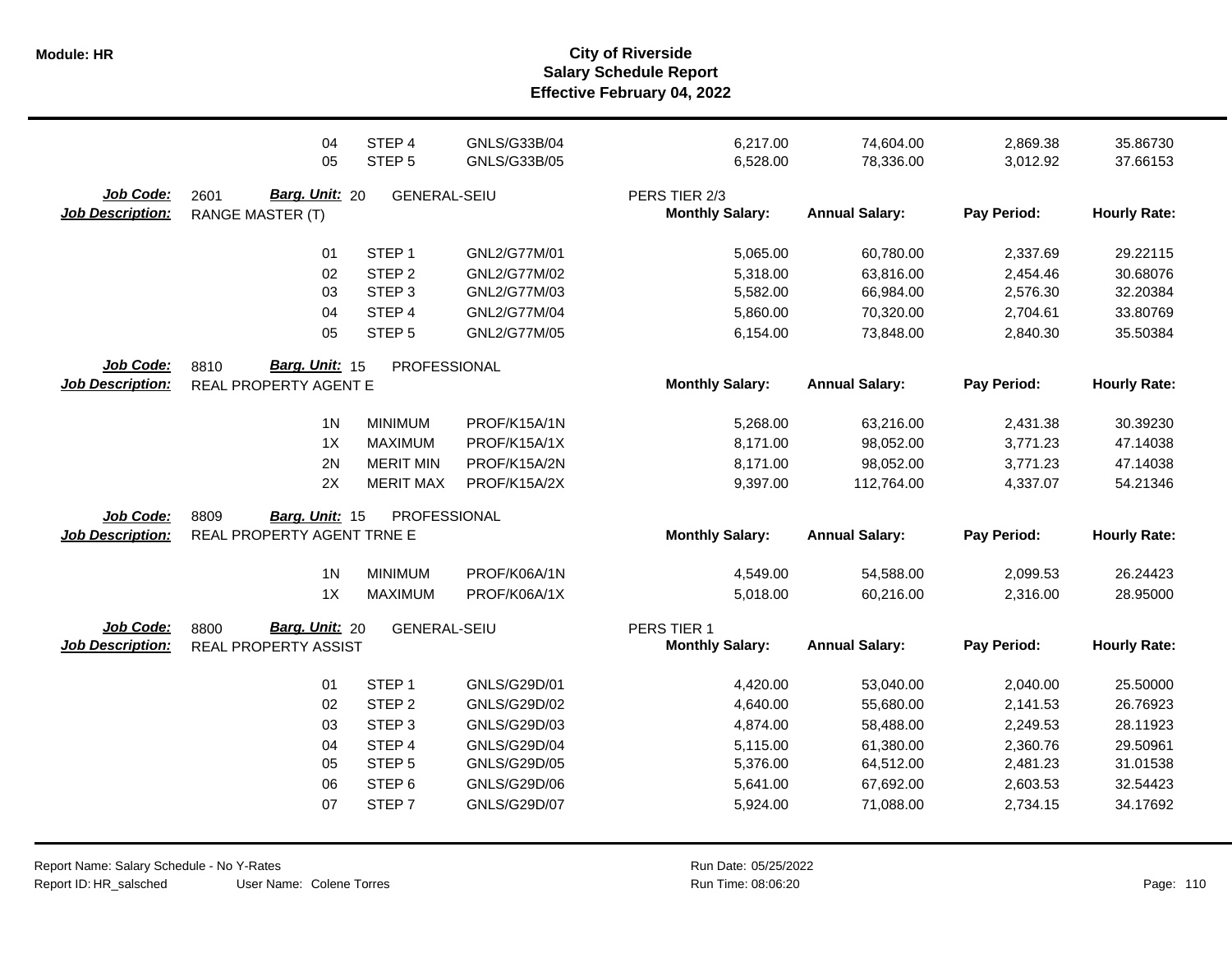# City of Riverside
## Salary Schedule Report
### Effective February 04, 2022

| | | | | | | | |
|---|---|---|---|---|---|---|---|
| 04 | STEP 4 | GNLS/G33B/04 | | 6,217.00 | 74,604.00 | 2,869.38 | 35.86730 |
| 05 | STEP 5 | GNLS/G33B/05 | | 6,528.00 | 78,336.00 | 3,012.92 | 37.66153 |

**Job Code:** 2601 **Barg. Unit:** 20 GENERAL-SEIU PERS TIER 2/3
**Job Description:** RANGE MASTER (T)

| | | | Monthly Salary: | Annual Salary: | Pay Period: | Hourly Rate: |
|---|---|---|---|---|---|---|
| 01 | STEP 1 | GNL2/G77M/01 | 5,065.00 | 60,780.00 | 2,337.69 | 29.22115 |
| 02 | STEP 2 | GNL2/G77M/02 | 5,318.00 | 63,816.00 | 2,454.46 | 30.68076 |
| 03 | STEP 3 | GNL2/G77M/03 | 5,582.00 | 66,984.00 | 2,576.30 | 32.20384 |
| 04 | STEP 4 | GNL2/G77M/04 | 5,860.00 | 70,320.00 | 2,704.61 | 33.80769 |
| 05 | STEP 5 | GNL2/G77M/05 | 6,154.00 | 73,848.00 | 2,840.30 | 35.50384 |

**Job Code:** 8810 **Barg. Unit:** 15 PROFESSIONAL
**Job Description:** REAL PROPERTY AGENT E

| | | | Monthly Salary: | Annual Salary: | Pay Period: | Hourly Rate: |
|---|---|---|---|---|---|---|
| 1N | MINIMUM | PROF/K15A/1N | 5,268.00 | 63,216.00 | 2,431.38 | 30.39230 |
| 1X | MAXIMUM | PROF/K15A/1X | 8,171.00 | 98,052.00 | 3,771.23 | 47.14038 |
| 2N | MERIT MIN | PROF/K15A/2N | 8,171.00 | 98,052.00 | 3,771.23 | 47.14038 |
| 2X | MERIT MAX | PROF/K15A/2X | 9,397.00 | 112,764.00 | 4,337.07 | 54.21346 |

**Job Code:** 8809 **Barg. Unit:** 15 PROFESSIONAL
**Job Description:** REAL PROPERTY AGENT TRNE E

| | | | Monthly Salary: | Annual Salary: | Pay Period: | Hourly Rate: |
|---|---|---|---|---|---|---|
| 1N | MINIMUM | PROF/K06A/1N | 4,549.00 | 54,588.00 | 2,099.53 | 26.24423 |
| 1X | MAXIMUM | PROF/K06A/1X | 5,018.00 | 60,216.00 | 2,316.00 | 28.95000 |

**Job Code:** 8800 **Barg. Unit:** 20 GENERAL-SEIU PERS TIER 1
**Job Description:** REAL PROPERTY ASSIST

| | | | Monthly Salary: | Annual Salary: | Pay Period: | Hourly Rate: |
|---|---|---|---|---|---|---|
| 01 | STEP 1 | GNLS/G29D/01 | 4,420.00 | 53,040.00 | 2,040.00 | 25.50000 |
| 02 | STEP 2 | GNLS/G29D/02 | 4,640.00 | 55,680.00 | 2,141.53 | 26.76923 |
| 03 | STEP 3 | GNLS/G29D/03 | 4,874.00 | 58,488.00 | 2,249.53 | 28.11923 |
| 04 | STEP 4 | GNLS/G29D/04 | 5,115.00 | 61,380.00 | 2,360.76 | 29.50961 |
| 05 | STEP 5 | GNLS/G29D/05 | 5,376.00 | 64,512.00 | 2,481.23 | 31.01538 |
| 06 | STEP 6 | GNLS/G29D/06 | 5,641.00 | 67,692.00 | 2,603.53 | 32.54423 |
| 07 | STEP 7 | GNLS/G29D/07 | 5,924.00 | 71,088.00 | 2,734.15 | 34.17692 |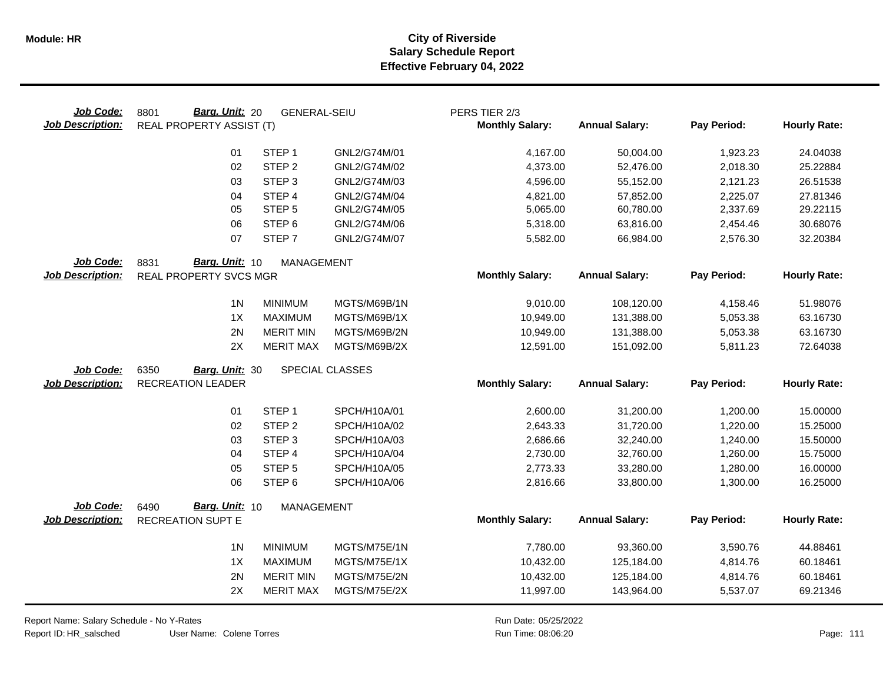**City of Riverside**
**Salary Schedule Report**
**Effective February 04, 2022**

| Job Code: | 8801 | Barg. Unit: 20 | GENERAL-SEIU | PERS TIER 2/3 | | | |
|---|---|---|---|---|---|---|---|
| **Job Description:** | REAL PROPERTY ASSIST (T) | | | **Monthly Salary:** | **Annual Salary:** | **Pay Period:** | **Hourly Rate:** |
| | 01 | STEP 1 | GNL2/G74M/01 | 4,167.00 | 50,004.00 | 1,923.23 | 24.04038 |
| | 02 | STEP 2 | GNL2/G74M/02 | 4,373.00 | 52,476.00 | 2,018.30 | 25.22884 |
| | 03 | STEP 3 | GNL2/G74M/03 | 4,596.00 | 55,152.00 | 2,121.23 | 26.51538 |
| | 04 | STEP 4 | GNL2/G74M/04 | 4,821.00 | 57,852.00 | 2,225.07 | 27.81346 |
| | 05 | STEP 5 | GNL2/G74M/05 | 5,065.00 | 60,780.00 | 2,337.69 | 29.22115 |
| | 06 | STEP 6 | GNL2/G74M/06 | 5,318.00 | 63,816.00 | 2,454.46 | 30.68076 |
| | 07 | STEP 7 | GNL2/G74M/07 | 5,582.00 | 66,984.00 | 2,576.30 | 32.20384 |

| Job Code: | 8831 | Barg. Unit: 10 | MANAGEMENT | | | | |
|---|---|---|---|---|---|---|---|
| **Job Description:** | REAL PROPERTY SVCS MGR | | | **Monthly Salary:** | **Annual Salary:** | **Pay Period:** | **Hourly Rate:** |
| | 1N | MINIMUM | MGTS/M69B/1N | 9,010.00 | 108,120.00 | 4,158.46 | 51.98076 |
| | 1X | MAXIMUM | MGTS/M69B/1X | 10,949.00 | 131,388.00 | 5,053.38 | 63.16730 |
| | 2N | MERIT MIN | MGTS/M69B/2N | 10,949.00 | 131,388.00 | 5,053.38 | 63.16730 |
| | 2X | MERIT MAX | MGTS/M69B/2X | 12,591.00 | 151,092.00 | 5,811.23 | 72.64038 |

| Job Code: | 6350 | Barg. Unit: 30 | SPECIAL CLASSES | | | | |
|---|---|---|---|---|---|---|---|
| **Job Description:** | RECREATION LEADER | | | **Monthly Salary:** | **Annual Salary:** | **Pay Period:** | **Hourly Rate:** |
| | 01 | STEP 1 | SPCH/H10A/01 | 2,600.00 | 31,200.00 | 1,200.00 | 15.00000 |
| | 02 | STEP 2 | SPCH/H10A/02 | 2,643.33 | 31,720.00 | 1,220.00 | 15.25000 |
| | 03 | STEP 3 | SPCH/H10A/03 | 2,686.66 | 32,240.00 | 1,240.00 | 15.50000 |
| | 04 | STEP 4 | SPCH/H10A/04 | 2,730.00 | 32,760.00 | 1,260.00 | 15.75000 |
| | 05 | STEP 5 | SPCH/H10A/05 | 2,773.33 | 33,280.00 | 1,280.00 | 16.00000 |
| | 06 | STEP 6 | SPCH/H10A/06 | 2,816.66 | 33,800.00 | 1,300.00 | 16.25000 |

| Job Code: | 6490 | Barg. Unit: 10 | MANAGEMENT | | | | |
|---|---|---|---|---|---|---|---|
| **Job Description:** | RECREATION SUPT E | | | **Monthly Salary:** | **Annual Salary:** | **Pay Period:** | **Hourly Rate:** |
| | 1N | MINIMUM | MGTS/M75E/1N | 7,780.00 | 93,360.00 | 3,590.76 | 44.88461 |
| | 1X | MAXIMUM | MGTS/M75E/1X | 10,432.00 | 125,184.00 | 4,814.76 | 60.18461 |
| | 2N | MERIT MIN | MGTS/M75E/2N | 10,432.00 | 125,184.00 | 4,814.76 | 60.18461 |
| | 2X | MERIT MAX | MGTS/M75E/2X | 11,997.00 | 143,964.00 | 5,537.07 | 69.21346 |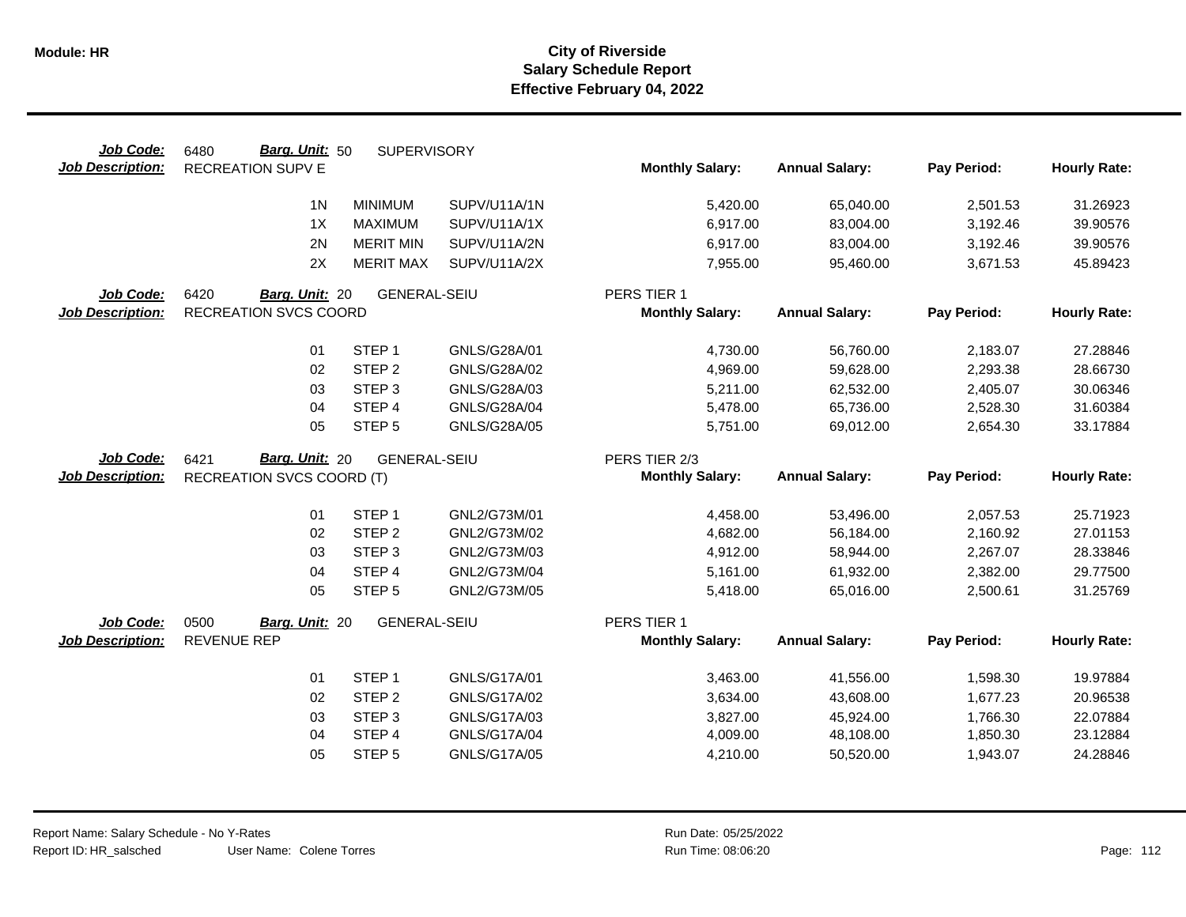# City of Riverside
## Salary Schedule Report
### Effective February 04, 2022

| Job Code: | 6480 | Barg. Unit: 50 | SUPERVISORY | | | | | |
|---|---|---|---|---|---|---|---|---|
| **Job Description:** | RECREATION SUPV E | | | | **Monthly Salary:** | **Annual Salary:** | **Pay Period:** | **Hourly Rate:** |
| | | 1N | MINIMUM | SUPV/U11A/1N | 5,420.00 | 65,040.00 | 2,501.53 | 31.26923 |
| | | 1X | MAXIMUM | SUPV/U11A/1X | 6,917.00 | 83,004.00 | 3,192.46 | 39.90576 |
| | | 2N | MERIT MIN | SUPV/U11A/2N | 6,917.00 | 83,004.00 | 3,192.46 | 39.90576 |
| | | 2X | MERIT MAX | SUPV/U11A/2X | 7,955.00 | 95,460.00 | 3,671.53 | 45.89423 |

| Job Code: | 6420 | Barg. Unit: 20 | GENERAL-SEIU | | PERS TIER 1 | | | |
|---|---|---|---|---|---|---|---|---|
| **Job Description:** | RECREATION SVCS COORD | | | | **Monthly Salary:** | **Annual Salary:** | **Pay Period:** | **Hourly Rate:** |
| | | 01 | STEP 1 | GNLS/G28A/01 | 4,730.00 | 56,760.00 | 2,183.07 | 27.28846 |
| | | 02 | STEP 2 | GNLS/G28A/02 | 4,969.00 | 59,628.00 | 2,293.38 | 28.66730 |
| | | 03 | STEP 3 | GNLS/G28A/03 | 5,211.00 | 62,532.00 | 2,405.07 | 30.06346 |
| | | 04 | STEP 4 | GNLS/G28A/04 | 5,478.00 | 65,736.00 | 2,528.30 | 31.60384 |
| | | 05 | STEP 5 | GNLS/G28A/05 | 5,751.00 | 69,012.00 | 2,654.30 | 33.17884 |

| Job Code: | 6421 | Barg. Unit: 20 | GENERAL-SEIU | | PERS TIER 2/3 | | | |
|---|---|---|---|---|---|---|---|---|
| **Job Description:** | RECREATION SVCS COORD (T) | | | | **Monthly Salary:** | **Annual Salary:** | **Pay Period:** | **Hourly Rate:** |
| | | 01 | STEP 1 | GNL2/G73M/01 | 4,458.00 | 53,496.00 | 2,057.53 | 25.71923 |
| | | 02 | STEP 2 | GNL2/G73M/02 | 4,682.00 | 56,184.00 | 2,160.92 | 27.01153 |
| | | 03 | STEP 3 | GNL2/G73M/03 | 4,912.00 | 58,944.00 | 2,267.07 | 28.33846 |
| | | 04 | STEP 4 | GNL2/G73M/04 | 5,161.00 | 61,932.00 | 2,382.00 | 29.77500 |
| | | 05 | STEP 5 | GNL2/G73M/05 | 5,418.00 | 65,016.00 | 2,500.61 | 31.25769 |

| Job Code: | 0500 | Barg. Unit: 20 | GENERAL-SEIU | | PERS TIER 1 | | | |
|---|---|---|---|---|---|---|---|---|
| **Job Description:** | REVENUE REP | | | | **Monthly Salary:** | **Annual Salary:** | **Pay Period:** | **Hourly Rate:** |
| | | 01 | STEP 1 | GNLS/G17A/01 | 3,463.00 | 41,556.00 | 1,598.30 | 19.97884 |
| | | 02 | STEP 2 | GNLS/G17A/02 | 3,634.00 | 43,608.00 | 1,677.23 | 20.96538 |
| | | 03 | STEP 3 | GNLS/G17A/03 | 3,827.00 | 45,924.00 | 1,766.30 | 22.07884 |
| | | 04 | STEP 4 | GNLS/G17A/04 | 4,009.00 | 48,108.00 | 1,850.30 | 23.12884 |
| | | 05 | STEP 5 | GNLS/G17A/05 | 4,210.00 | 50,520.00 | 1,943.07 | 24.28846 |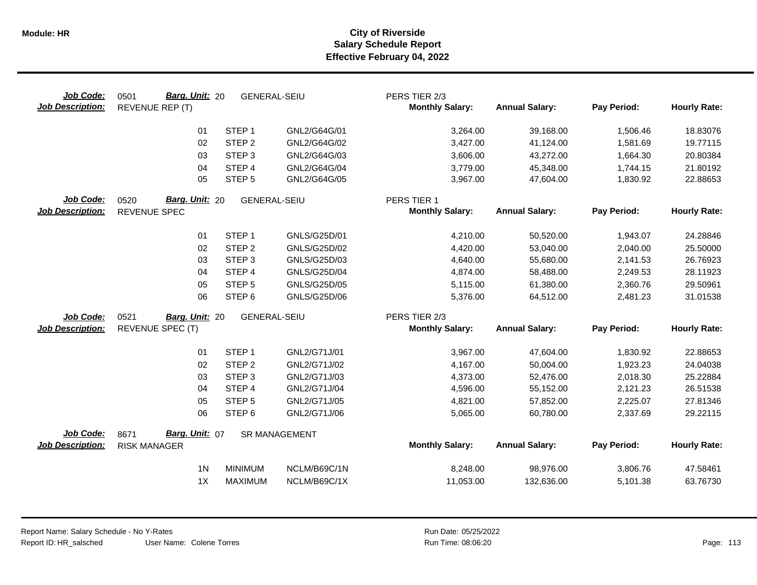**Module: HR**

# City of Riverside
## Salary Schedule Report
### Effective February 04, 2022

| Job Code: | 0501 | Barg. Unit: 20 | GENERAL-SEIU | PERS TIER 2/3 | | | |
|---|---|---|---|---|---|---|---|
| **Job Description:** | REVENUE REP (T) | | | **Monthly Salary:** | **Annual Salary:** | **Pay Period:** | **Hourly Rate:** |
| | 01 | STEP 1 | GNL2/G64G/01 | 3,264.00 | 39,168.00 | 1,506.46 | 18.83076 |
| | 02 | STEP 2 | GNL2/G64G/02 | 3,427.00 | 41,124.00 | 1,581.69 | 19.77115 |
| | 03 | STEP 3 | GNL2/G64G/03 | 3,606.00 | 43,272.00 | 1,664.30 | 20.80384 |
| | 04 | STEP 4 | GNL2/G64G/04 | 3,779.00 | 45,348.00 | 1,744.15 | 21.80192 |
| | 05 | STEP 5 | GNL2/G64G/05 | 3,967.00 | 47,604.00 | 1,830.92 | 22.88653 |

| Job Code: | 0520 | Barg. Unit: 20 | GENERAL-SEIU | PERS TIER 1 | | | |
|---|---|---|---|---|---|---|---|
| **Job Description:** | REVENUE SPEC | | | **Monthly Salary:** | **Annual Salary:** | **Pay Period:** | **Hourly Rate:** |
| | 01 | STEP 1 | GNLS/G25D/01 | 4,210.00 | 50,520.00 | 1,943.07 | 24.28846 |
| | 02 | STEP 2 | GNLS/G25D/02 | 4,420.00 | 53,040.00 | 2,040.00 | 25.50000 |
| | 03 | STEP 3 | GNLS/G25D/03 | 4,640.00 | 55,680.00 | 2,141.53 | 26.76923 |
| | 04 | STEP 4 | GNLS/G25D/04 | 4,874.00 | 58,488.00 | 2,249.53 | 28.11923 |
| | 05 | STEP 5 | GNLS/G25D/05 | 5,115.00 | 61,380.00 | 2,360.76 | 29.50961 |
| | 06 | STEP 6 | GNLS/G25D/06 | 5,376.00 | 64,512.00 | 2,481.23 | 31.01538 |

| Job Code: | 0521 | Barg. Unit: 20 | GENERAL-SEIU | PERS TIER 2/3 | | | |
|---|---|---|---|---|---|---|---|
| **Job Description:** | REVENUE SPEC (T) | | | **Monthly Salary:** | **Annual Salary:** | **Pay Period:** | **Hourly Rate:** |
| | 01 | STEP 1 | GNL2/G71J/01 | 3,967.00 | 47,604.00 | 1,830.92 | 22.88653 |
| | 02 | STEP 2 | GNL2/G71J/02 | 4,167.00 | 50,004.00 | 1,923.23 | 24.04038 |
| | 03 | STEP 3 | GNL2/G71J/03 | 4,373.00 | 52,476.00 | 2,018.30 | 25.22884 |
| | 04 | STEP 4 | GNL2/G71J/04 | 4,596.00 | 55,152.00 | 2,121.23 | 26.51538 |
| | 05 | STEP 5 | GNL2/G71J/05 | 4,821.00 | 57,852.00 | 2,225.07 | 27.81346 |
| | 06 | STEP 6 | GNL2/G71J/06 | 5,065.00 | 60,780.00 | 2,337.69 | 29.22115 |

| Job Code: | 8671 | Barg. Unit: 07 | SR MANAGEMENT | | | | |
|---|---|---|---|---|---|---|---|
| **Job Description:** | RISK MANAGER | | | **Monthly Salary:** | **Annual Salary:** | **Pay Period:** | **Hourly Rate:** |
| | 1N | MINIMUM | NCLM/B69C/1N | 8,248.00 | 98,976.00 | 3,806.76 | 47.58461 |
| | 1X | MAXIMUM | NCLM/B69C/1X | 11,053.00 | 132,636.00 | 5,101.38 | 63.76730 |

Report Name: Salary Schedule - No Y-Rates
Report ID: HR_salsched
User Name: Colene Torres
Run Date: 05/25/2022
Run Time: 08:06:20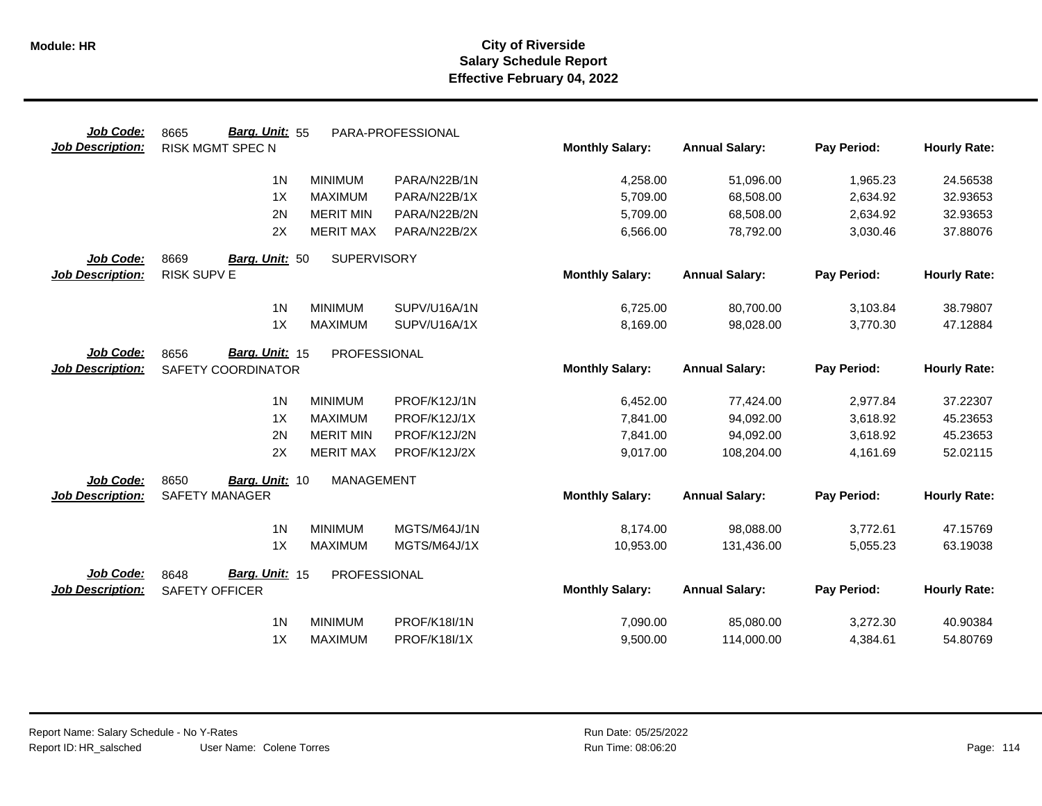# City of Riverside
## Salary Schedule Report
### Effective February 04, 2022

**Job Code:** 8665 **Barg. Unit:** 55 PARA-PROFESSIONAL
**Job Description:** RISK MGMT SPEC N

| | | | Monthly Salary: | Annual Salary: | Pay Period: | Hourly Rate: |
|---|---|---|---|---|---|---|
| 1N | MINIMUM | PARA/N22B/1N | 4,258.00 | 51,096.00 | 1,965.23 | 24.56538 |
| 1X | MAXIMUM | PARA/N22B/1X | 5,709.00 | 68,508.00 | 2,634.92 | 32.93653 |
| 2N | MERIT MIN | PARA/N22B/2N | 5,709.00 | 68,508.00 | 2,634.92 | 32.93653 |
| 2X | MERIT MAX | PARA/N22B/2X | 6,566.00 | 78,792.00 | 3,030.46 | 37.88076 |

**Job Code:** 8669 **Barg. Unit:** 50 SUPERVISORY
**Job Description:** RISK SUPV E

| | | | Monthly Salary: | Annual Salary: | Pay Period: | Hourly Rate: |
|---|---|---|---|---|---|---|
| 1N | MINIMUM | SUPV/U16A/1N | 6,725.00 | 80,700.00 | 3,103.84 | 38.79807 |
| 1X | MAXIMUM | SUPV/U16A/1X | 8,169.00 | 98,028.00 | 3,770.30 | 47.12884 |

**Job Code:** 8656 **Barg. Unit:** 15 PROFESSIONAL
**Job Description:** SAFETY COORDINATOR

| | | | Monthly Salary: | Annual Salary: | Pay Period: | Hourly Rate: |
|---|---|---|---|---|---|---|
| 1N | MINIMUM | PROF/K12J/1N | 6,452.00 | 77,424.00 | 2,977.84 | 37.22307 |
| 1X | MAXIMUM | PROF/K12J/1X | 7,841.00 | 94,092.00 | 3,618.92 | 45.23653 |
| 2N | MERIT MIN | PROF/K12J/2N | 7,841.00 | 94,092.00 | 3,618.92 | 45.23653 |
| 2X | MERIT MAX | PROF/K12J/2X | 9,017.00 | 108,204.00 | 4,161.69 | 52.02115 |

**Job Code:** 8650 **Barg. Unit:** 10 MANAGEMENT
**Job Description:** SAFETY MANAGER

| | | | Monthly Salary: | Annual Salary: | Pay Period: | Hourly Rate: |
|---|---|---|---|---|---|---|
| 1N | MINIMUM | MGTS/M64J/1N | 8,174.00 | 98,088.00 | 3,772.61 | 47.15769 |
| 1X | MAXIMUM | MGTS/M64J/1X | 10,953.00 | 131,436.00 | 5,055.23 | 63.19038 |

**Job Code:** 8648 **Barg. Unit:** 15 PROFESSIONAL
**Job Description:** SAFETY OFFICER

| | | | Monthly Salary: | Annual Salary: | Pay Period: | Hourly Rate: |
|---|---|---|---|---|---|---|
| 1N | MINIMUM | PROF/K18I/1N | 7,090.00 | 85,080.00 | 3,272.30 | 40.90384 |
| 1X | MAXIMUM | PROF/K18I/1X | 9,500.00 | 114,000.00 | 4,384.61 | 54.80769 |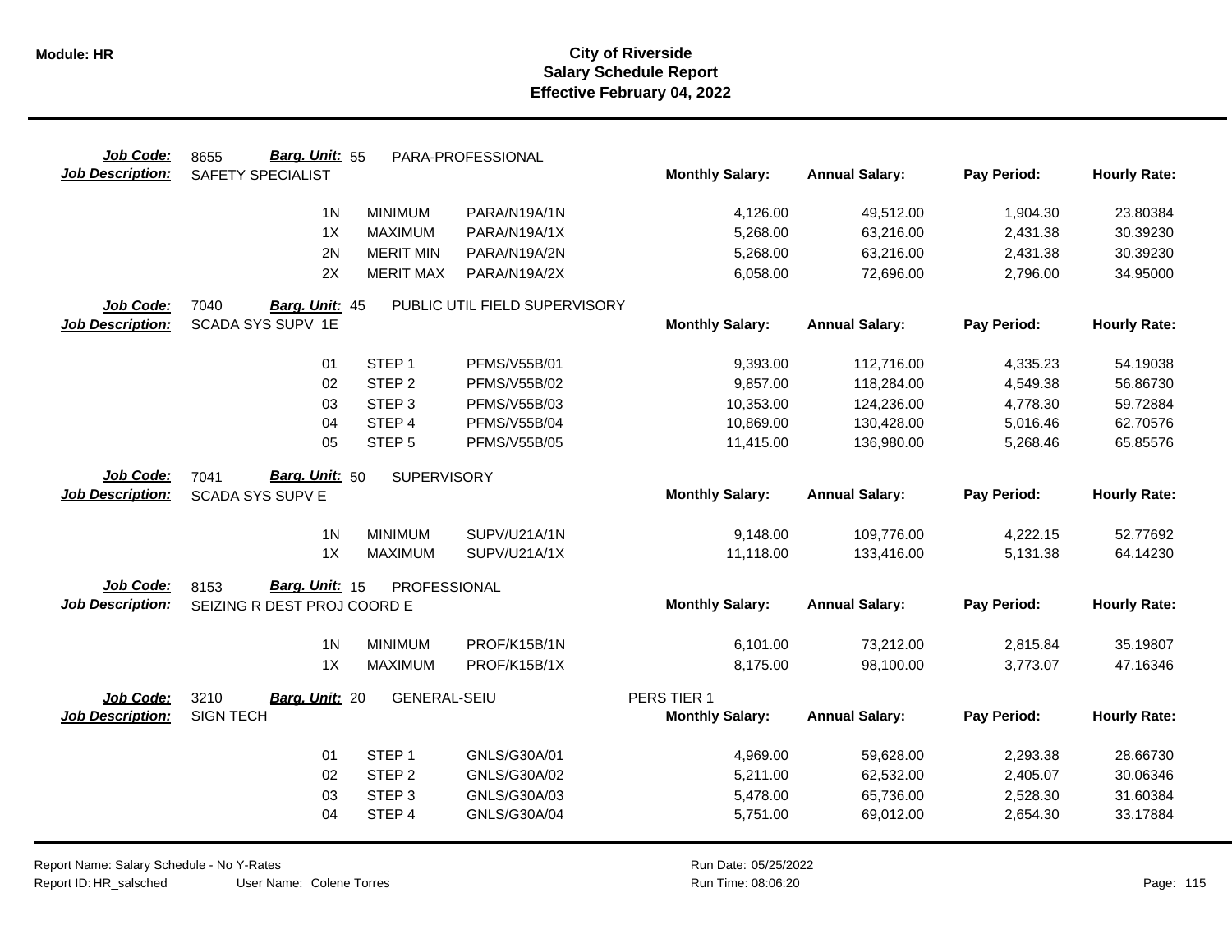# City of Riverside
## Salary Schedule Report
### Effective February 04, 2022

**Job Code:** 8655 **Barg. Unit:** 55 PARA-PROFESSIONAL
**Job Description:** SAFETY SPECIALIST

| | | | Monthly Salary: | Annual Salary: | Pay Period: | Hourly Rate: |
|---|---|---|---|---|---|---|
| 1N | MINIMUM | PARA/N19A/1N | 4,126.00 | 49,512.00 | 1,904.30 | 23.80384 |
| 1X | MAXIMUM | PARA/N19A/1X | 5,268.00 | 63,216.00 | 2,431.38 | 30.39230 |
| 2N | MERIT MIN | PARA/N19A/2N | 5,268.00 | 63,216.00 | 2,431.38 | 30.39230 |
| 2X | MERIT MAX | PARA/N19A/2X | 6,058.00 | 72,696.00 | 2,796.00 | 34.95000 |

**Job Code:** 7040 **Barg. Unit:** 45 PUBLIC UTIL FIELD SUPERVISORY
**Job Description:** SCADA SYS SUPV 1E

| | | | Monthly Salary: | Annual Salary: | Pay Period: | Hourly Rate: |
|---|---|---|---|---|---|---|
| 01 | STEP 1 | PFMS/V55B/01 | 9,393.00 | 112,716.00 | 4,335.23 | 54.19038 |
| 02 | STEP 2 | PFMS/V55B/02 | 9,857.00 | 118,284.00 | 4,549.38 | 56.86730 |
| 03 | STEP 3 | PFMS/V55B/03 | 10,353.00 | 124,236.00 | 4,778.30 | 59.72884 |
| 04 | STEP 4 | PFMS/V55B/04 | 10,869.00 | 130,428.00 | 5,016.46 | 62.70576 |
| 05 | STEP 5 | PFMS/V55B/05 | 11,415.00 | 136,980.00 | 5,268.46 | 65.85576 |

**Job Code:** 7041 **Barg. Unit:** 50 SUPERVISORY
**Job Description:** SCADA SYS SUPV E

| | | | Monthly Salary: | Annual Salary: | Pay Period: | Hourly Rate: |
|---|---|---|---|---|---|---|
| 1N | MINIMUM | SUPV/U21A/1N | 9,148.00 | 109,776.00 | 4,222.15 | 52.77692 |
| 1X | MAXIMUM | SUPV/U21A/1X | 11,118.00 | 133,416.00 | 5,131.38 | 64.14230 |

**Job Code:** 8153 **Barg. Unit:** 15 PROFESSIONAL
**Job Description:** SEIZING R DEST PROJ COORD E

| | | | Monthly Salary: | Annual Salary: | Pay Period: | Hourly Rate: |
|---|---|---|---|---|---|---|
| 1N | MINIMUM | PROF/K15B/1N | 6,101.00 | 73,212.00 | 2,815.84 | 35.19807 |
| 1X | MAXIMUM | PROF/K15B/1X | 8,175.00 | 98,100.00 | 3,773.07 | 47.16346 |

**Job Code:** 3210 **Barg. Unit:** 20 GENERAL-SEIU PERS TIER 1
**Job Description:** SIGN TECH

| | | | Monthly Salary: | Annual Salary: | Pay Period: | Hourly Rate: |
|---|---|---|---|---|---|---|
| 01 | STEP 1 | GNLS/G30A/01 | 4,969.00 | 59,628.00 | 2,293.38 | 28.66730 |
| 02 | STEP 2 | GNLS/G30A/02 | 5,211.00 | 62,532.00 | 2,405.07 | 30.06346 |
| 03 | STEP 3 | GNLS/G30A/03 | 5,478.00 | 65,736.00 | 2,528.30 | 31.60384 |
| 04 | STEP 4 | GNLS/G30A/04 | 5,751.00 | 69,012.00 | 2,654.30 | 33.17884 |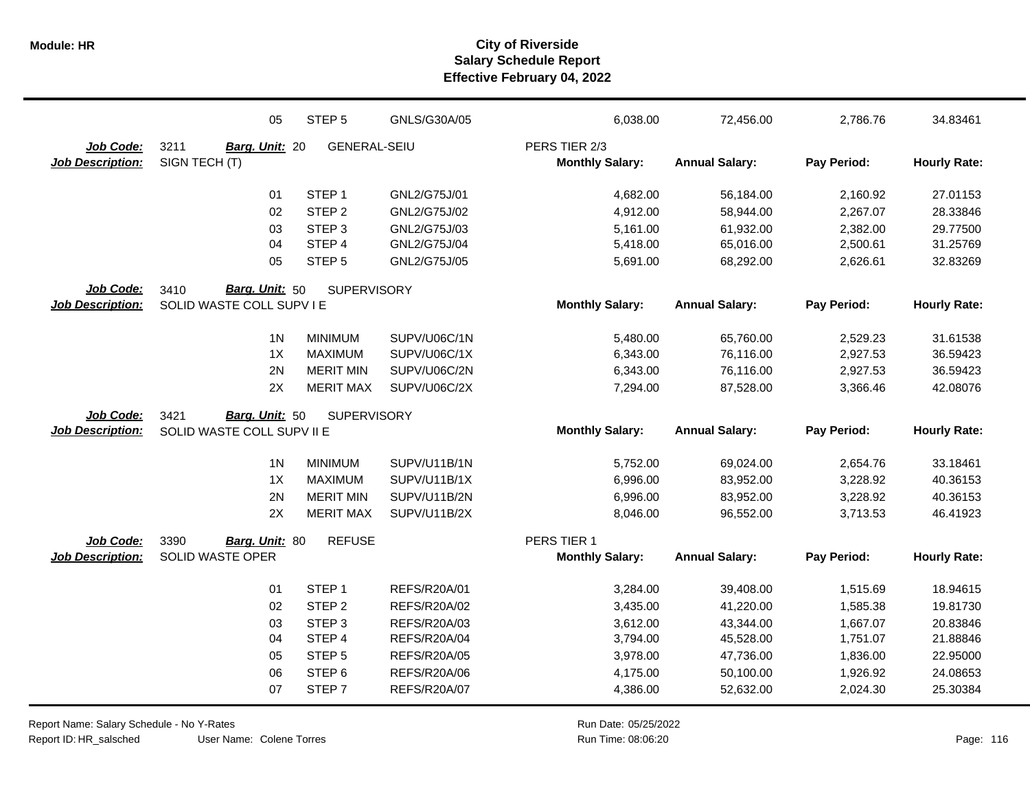| | | | | | | | |
|---|---|---|---|---|---|---|---|
| 05 | STEP 5 | GNLS/G30A/05 | 6,038.00 | 72,456.00 | 2,786.76 | 34.83461 | |

**Job Code:** 3211 **Barg. Unit:** 20 GENERAL-SEIU PERS TIER 2/3
**Job Description:** SIGN TECH (T)

| | | | Monthly Salary: | Annual Salary: | Pay Period: | Hourly Rate: |
|---|---|---|---|---|---|---|
| 01 | STEP 1 | GNL2/G75J/01 | 4,682.00 | 56,184.00 | 2,160.92 | 27.01153 |
| 02 | STEP 2 | GNL2/G75J/02 | 4,912.00 | 58,944.00 | 2,267.07 | 28.33846 |
| 03 | STEP 3 | GNL2/G75J/03 | 5,161.00 | 61,932.00 | 2,382.00 | 29.77500 |
| 04 | STEP 4 | GNL2/G75J/04 | 5,418.00 | 65,016.00 | 2,500.61 | 31.25769 |
| 05 | STEP 5 | GNL2/G75J/05 | 5,691.00 | 68,292.00 | 2,626.61 | 32.83269 |

**Job Code:** 3410 **Barg. Unit:** 50 SUPERVISORY
**Job Description:** SOLID WASTE COLL SUPV I E

| | | | Monthly Salary: | Annual Salary: | Pay Period: | Hourly Rate: |
|---|---|---|---|---|---|---|
| 1N | MINIMUM | SUPV/U06C/1N | 5,480.00 | 65,760.00 | 2,529.23 | 31.61538 |
| 1X | MAXIMUM | SUPV/U06C/1X | 6,343.00 | 76,116.00 | 2,927.53 | 36.59423 |
| 2N | MERIT MIN | SUPV/U06C/2N | 6,343.00 | 76,116.00 | 2,927.53 | 36.59423 |
| 2X | MERIT MAX | SUPV/U06C/2X | 7,294.00 | 87,528.00 | 3,366.46 | 42.08076 |

**Job Code:** 3421 **Barg. Unit:** 50 SUPERVISORY
**Job Description:** SOLID WASTE COLL SUPV II E

| | | | Monthly Salary: | Annual Salary: | Pay Period: | Hourly Rate: |
|---|---|---|---|---|---|---|
| 1N | MINIMUM | SUPV/U11B/1N | 5,752.00 | 69,024.00 | 2,654.76 | 33.18461 |
| 1X | MAXIMUM | SUPV/U11B/1X | 6,996.00 | 83,952.00 | 3,228.92 | 40.36153 |
| 2N | MERIT MIN | SUPV/U11B/2N | 6,996.00 | 83,952.00 | 3,228.92 | 40.36153 |
| 2X | MERIT MAX | SUPV/U11B/2X | 8,046.00 | 96,552.00 | 3,713.53 | 46.41923 |

**Job Code:** 3390 **Barg. Unit:** 80 REFUSE PERS TIER 1
**Job Description:** SOLID WASTE OPER

| | | | Monthly Salary: | Annual Salary: | Pay Period: | Hourly Rate: |
|---|---|---|---|---|---|---|
| 01 | STEP 1 | REFS/R20A/01 | 3,284.00 | 39,408.00 | 1,515.69 | 18.94615 |
| 02 | STEP 2 | REFS/R20A/02 | 3,435.00 | 41,220.00 | 1,585.38 | 19.81730 |
| 03 | STEP 3 | REFS/R20A/03 | 3,612.00 | 43,344.00 | 1,667.07 | 20.83846 |
| 04 | STEP 4 | REFS/R20A/04 | 3,794.00 | 45,528.00 | 1,751.07 | 21.88846 |
| 05 | STEP 5 | REFS/R20A/05 | 3,978.00 | 47,736.00 | 1,836.00 | 22.95000 |
| 06 | STEP 6 | REFS/R20A/06 | 4,175.00 | 50,100.00 | 1,926.92 | 24.08653 |
| 07 | STEP 7 | REFS/R20A/07 | 4,386.00 | 52,632.00 | 2,024.30 | 25.30384 |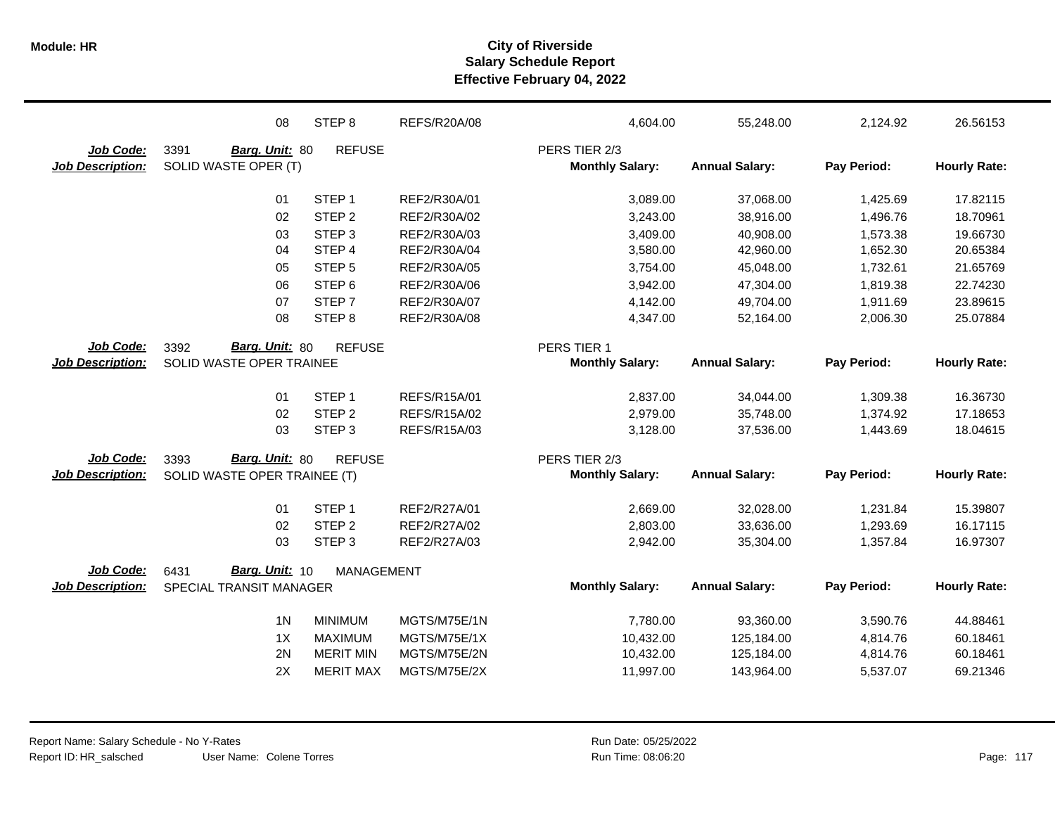# City of Riverside
## Salary Schedule Report
### Effective February 04, 2022

| | | | | | | | | |
|---|---|---|---|---|---|---|---|---|
| | 08 | STEP 8 | REFS/R20A/08 | | 4,604.00 | 55,248.00 | 2,124.92 | 26.56153 |

**Job Code:** 3391 **Barg. Unit:** 80 REFUSE — PERS TIER 2/3
**Job Description:** SOLID WASTE OPER (T)

| | Step | Code | Monthly Salary | Annual Salary | Pay Period | Hourly Rate |
|---|---|---|---|---|---|---|
| 01 | STEP 1 | REF2/R30A/01 | 3,089.00 | 37,068.00 | 1,425.69 | 17.82115 |
| 02 | STEP 2 | REF2/R30A/02 | 3,243.00 | 38,916.00 | 1,496.76 | 18.70961 |
| 03 | STEP 3 | REF2/R30A/03 | 3,409.00 | 40,908.00 | 1,573.38 | 19.66730 |
| 04 | STEP 4 | REF2/R30A/04 | 3,580.00 | 42,960.00 | 1,652.30 | 20.65384 |
| 05 | STEP 5 | REF2/R30A/05 | 3,754.00 | 45,048.00 | 1,732.61 | 21.65769 |
| 06 | STEP 6 | REF2/R30A/06 | 3,942.00 | 47,304.00 | 1,819.38 | 22.74230 |
| 07 | STEP 7 | REF2/R30A/07 | 4,142.00 | 49,704.00 | 1,911.69 | 23.89615 |
| 08 | STEP 8 | REF2/R30A/08 | 4,347.00 | 52,164.00 | 2,006.30 | 25.07884 |

**Job Code:** 3392 **Barg. Unit:** 80 REFUSE — PERS TIER 1
**Job Description:** SOLID WASTE OPER TRAINEE

| | Step | Code | Monthly Salary | Annual Salary | Pay Period | Hourly Rate |
|---|---|---|---|---|---|---|
| 01 | STEP 1 | REFS/R15A/01 | 2,837.00 | 34,044.00 | 1,309.38 | 16.36730 |
| 02 | STEP 2 | REFS/R15A/02 | 2,979.00 | 35,748.00 | 1,374.92 | 17.18653 |
| 03 | STEP 3 | REFS/R15A/03 | 3,128.00 | 37,536.00 | 1,443.69 | 18.04615 |

**Job Code:** 3393 **Barg. Unit:** 80 REFUSE — PERS TIER 2/3
**Job Description:** SOLID WASTE OPER TRAINEE (T)

| | Step | Code | Monthly Salary | Annual Salary | Pay Period | Hourly Rate |
|---|---|---|---|---|---|---|
| 01 | STEP 1 | REF2/R27A/01 | 2,669.00 | 32,028.00 | 1,231.84 | 15.39807 |
| 02 | STEP 2 | REF2/R27A/02 | 2,803.00 | 33,636.00 | 1,293.69 | 16.17115 |
| 03 | STEP 3 | REF2/R27A/03 | 2,942.00 | 35,304.00 | 1,357.84 | 16.97307 |

**Job Code:** 6431 **Barg. Unit:** 10 MANAGEMENT
**Job Description:** SPECIAL TRANSIT MANAGER

| | Step | Code | Monthly Salary | Annual Salary | Pay Period | Hourly Rate |
|---|---|---|---|---|---|---|
| 1N | MINIMUM | MGTS/M75E/1N | 7,780.00 | 93,360.00 | 3,590.76 | 44.88461 |
| 1X | MAXIMUM | MGTS/M75E/1X | 10,432.00 | 125,184.00 | 4,814.76 | 60.18461 |
| 2N | MERIT MIN | MGTS/M75E/2N | 10,432.00 | 125,184.00 | 4,814.76 | 60.18461 |
| 2X | MERIT MAX | MGTS/M75E/2X | 11,997.00 | 143,964.00 | 5,537.07 | 69.21346 |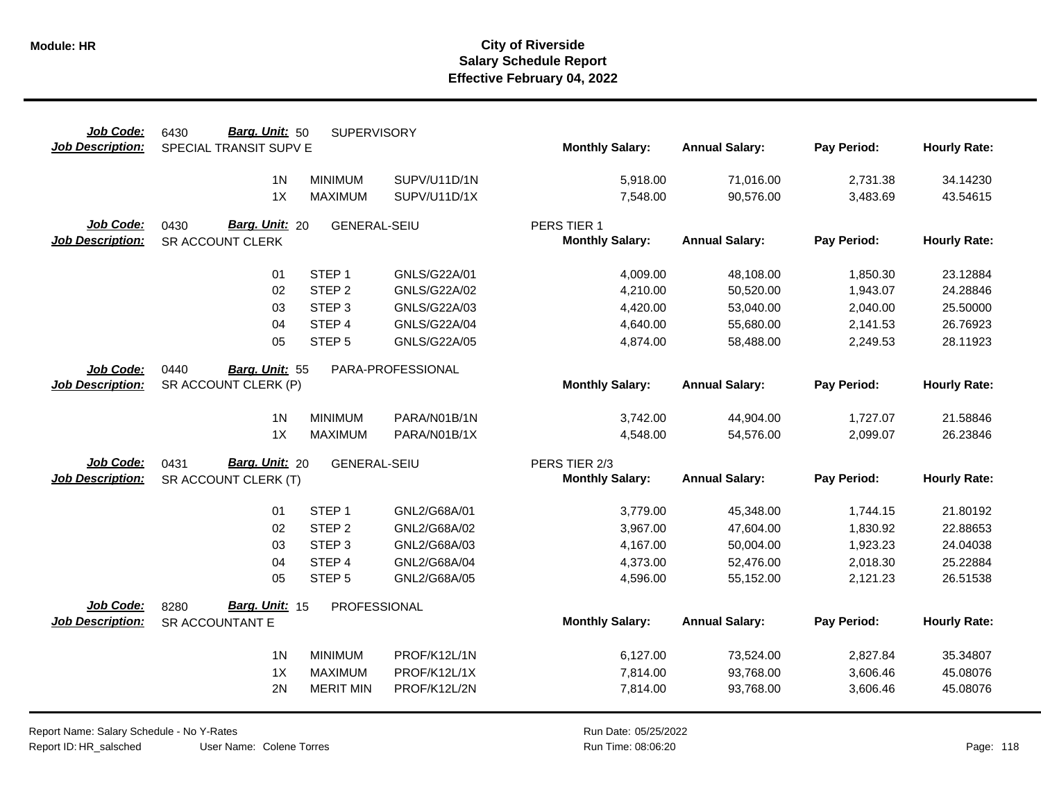# City of Riverside
## Salary Schedule Report
### Effective February 04, 2022

**Job Code:** 6430 **Barg. Unit:** 50 SUPERVISORY
**Job Description:** SPECIAL TRANSIT SUPV E

| Step | Description | Code | Monthly Salary | Annual Salary | Pay Period | Hourly Rate |
|---|---|---|---|---|---|---|
| 1N | MINIMUM | SUPV/U11D/1N | 5,918.00 | 71,016.00 | 2,731.38 | 34.14230 |
| 1X | MAXIMUM | SUPV/U11D/1X | 7,548.00 | 90,576.00 | 3,483.69 | 43.54615 |

**Job Code:** 0430 **Barg. Unit:** 20 GENERAL-SEIU
**Job Description:** SR ACCOUNT CLERK
PERS TIER 1

| Step | Description | Code | Monthly Salary | Annual Salary | Pay Period | Hourly Rate |
|---|---|---|---|---|---|---|
| 01 | STEP 1 | GNLS/G22A/01 | 4,009.00 | 48,108.00 | 1,850.30 | 23.12884 |
| 02 | STEP 2 | GNLS/G22A/02 | 4,210.00 | 50,520.00 | 1,943.07 | 24.28846 |
| 03 | STEP 3 | GNLS/G22A/03 | 4,420.00 | 53,040.00 | 2,040.00 | 25.50000 |
| 04 | STEP 4 | GNLS/G22A/04 | 4,640.00 | 55,680.00 | 2,141.53 | 26.76923 |
| 05 | STEP 5 | GNLS/G22A/05 | 4,874.00 | 58,488.00 | 2,249.53 | 28.11923 |

**Job Code:** 0440 **Barg. Unit:** 55 PARA-PROFESSIONAL
**Job Description:** SR ACCOUNT CLERK (P)

| Step | Description | Code | Monthly Salary | Annual Salary | Pay Period | Hourly Rate |
|---|---|---|---|---|---|---|
| 1N | MINIMUM | PARA/N01B/1N | 3,742.00 | 44,904.00 | 1,727.07 | 21.58846 |
| 1X | MAXIMUM | PARA/N01B/1X | 4,548.00 | 54,576.00 | 2,099.07 | 26.23846 |

**Job Code:** 0431 **Barg. Unit:** 20 GENERAL-SEIU
**Job Description:** SR ACCOUNT CLERK (T)
PERS TIER 2/3

| Step | Description | Code | Monthly Salary | Annual Salary | Pay Period | Hourly Rate |
|---|---|---|---|---|---|---|
| 01 | STEP 1 | GNL2/G68A/01 | 3,779.00 | 45,348.00 | 1,744.15 | 21.80192 |
| 02 | STEP 2 | GNL2/G68A/02 | 3,967.00 | 47,604.00 | 1,830.92 | 22.88653 |
| 03 | STEP 3 | GNL2/G68A/03 | 4,167.00 | 50,004.00 | 1,923.23 | 24.04038 |
| 04 | STEP 4 | GNL2/G68A/04 | 4,373.00 | 52,476.00 | 2,018.30 | 25.22884 |
| 05 | STEP 5 | GNL2/G68A/05 | 4,596.00 | 55,152.00 | 2,121.23 | 26.51538 |

**Job Code:** 8280 **Barg. Unit:** 15 PROFESSIONAL
**Job Description:** SR ACCOUNTANT E

| Step | Description | Code | Monthly Salary | Annual Salary | Pay Period | Hourly Rate |
|---|---|---|---|---|---|---|
| 1N | MINIMUM | PROF/K12L/1N | 6,127.00 | 73,524.00 | 2,827.84 | 35.34807 |
| 1X | MAXIMUM | PROF/K12L/1X | 7,814.00 | 93,768.00 | 3,606.46 | 45.08076 |
| 2N | MERIT MIN | PROF/K12L/2N | 7,814.00 | 93,768.00 | 3,606.46 | 45.08076 |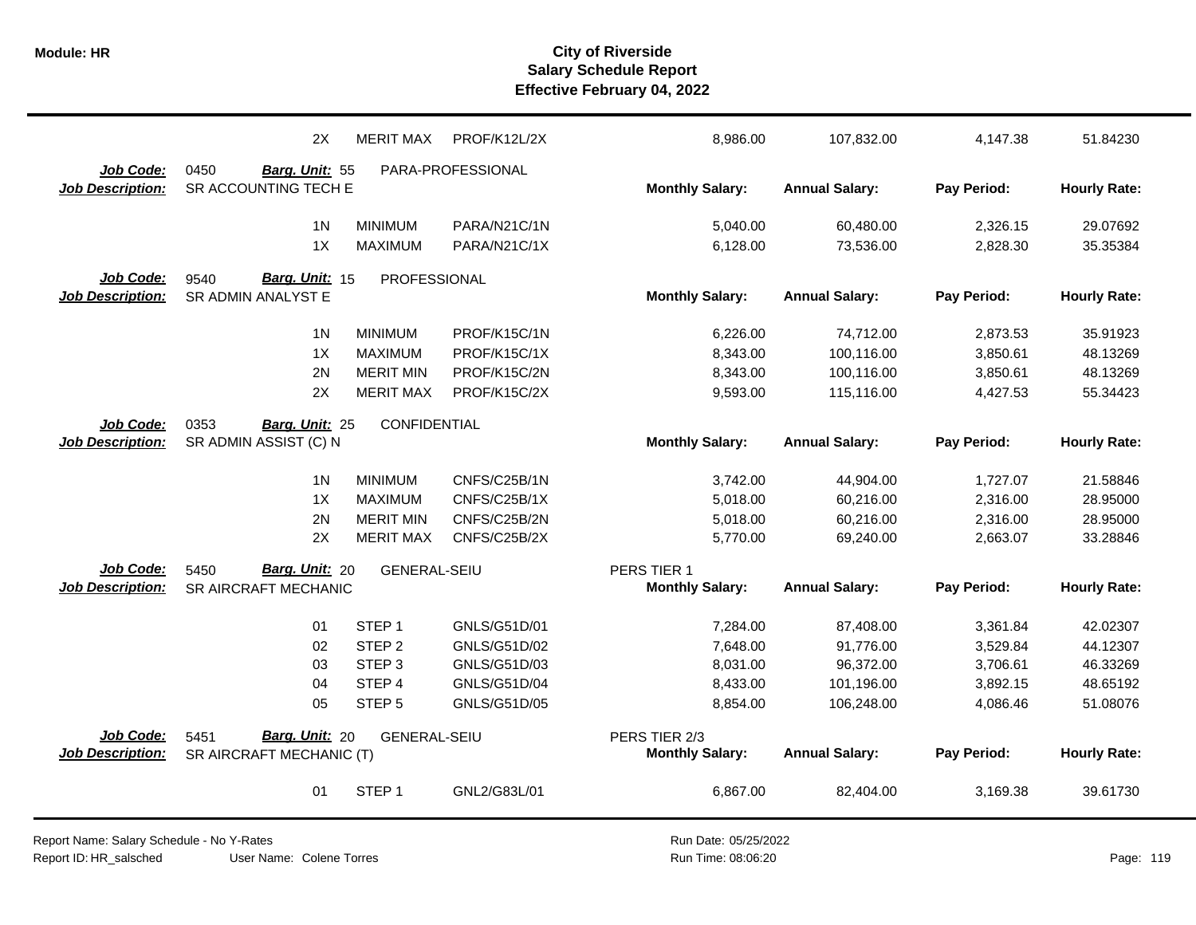# City of Riverside
## Salary Schedule Report
### Effective February 04, 2022

| | | | | | | | | |
|---|---|---|---|---|---|---|---|---|
| | 2X | MERIT MAX | PROF/K12L/2X | | 8,986.00 | 107,832.00 | 4,147.38 | 51.84230 |

**Job Code:** 0450 **Barg. Unit:** 55 PARA-PROFESSIONAL
**Job Description:** SR ACCOUNTING TECH E

| Step | Level | Code | Monthly Salary: | Annual Salary: | Pay Period: | Hourly Rate: |
|---|---|---|---|---|---|---|
| 1N | MINIMUM | PARA/N21C/1N | 5,040.00 | 60,480.00 | 2,326.15 | 29.07692 |
| 1X | MAXIMUM | PARA/N21C/1X | 6,128.00 | 73,536.00 | 2,828.30 | 35.35384 |

**Job Code:** 9540 **Barg. Unit:** 15 PROFESSIONAL
**Job Description:** SR ADMIN ANALYST E

| Step | Level | Code | Monthly Salary: | Annual Salary: | Pay Period: | Hourly Rate: |
|---|---|---|---|---|---|---|
| 1N | MINIMUM | PROF/K15C/1N | 6,226.00 | 74,712.00 | 2,873.53 | 35.91923 |
| 1X | MAXIMUM | PROF/K15C/1X | 8,343.00 | 100,116.00 | 3,850.61 | 48.13269 |
| 2N | MERIT MIN | PROF/K15C/2N | 8,343.00 | 100,116.00 | 3,850.61 | 48.13269 |
| 2X | MERIT MAX | PROF/K15C/2X | 9,593.00 | 115,116.00 | 4,427.53 | 55.34423 |

**Job Code:** 0353 **Barg. Unit:** 25 CONFIDENTIAL
**Job Description:** SR ADMIN ASSIST (C) N

| Step | Level | Code | Monthly Salary: | Annual Salary: | Pay Period: | Hourly Rate: |
|---|---|---|---|---|---|---|
| 1N | MINIMUM | CNFS/C25B/1N | 3,742.00 | 44,904.00 | 1,727.07 | 21.58846 |
| 1X | MAXIMUM | CNFS/C25B/1X | 5,018.00 | 60,216.00 | 2,316.00 | 28.95000 |
| 2N | MERIT MIN | CNFS/C25B/2N | 5,018.00 | 60,216.00 | 2,316.00 | 28.95000 |
| 2X | MERIT MAX | CNFS/C25B/2X | 5,770.00 | 69,240.00 | 2,663.07 | 33.28846 |

**Job Code:** 5450 **Barg. Unit:** 20 GENERAL-SEIU PERS TIER 1
**Job Description:** SR AIRCRAFT MECHANIC

| Step | Level | Code | Monthly Salary: | Annual Salary: | Pay Period: | Hourly Rate: |
|---|---|---|---|---|---|---|
| 01 | STEP 1 | GNLS/G51D/01 | 7,284.00 | 87,408.00 | 3,361.84 | 42.02307 |
| 02 | STEP 2 | GNLS/G51D/02 | 7,648.00 | 91,776.00 | 3,529.84 | 44.12307 |
| 03 | STEP 3 | GNLS/G51D/03 | 8,031.00 | 96,372.00 | 3,706.61 | 46.33269 |
| 04 | STEP 4 | GNLS/G51D/04 | 8,433.00 | 101,196.00 | 3,892.15 | 48.65192 |
| 05 | STEP 5 | GNLS/G51D/05 | 8,854.00 | 106,248.00 | 4,086.46 | 51.08076 |

**Job Code:** 5451 **Barg. Unit:** 20 GENERAL-SEIU PERS TIER 2/3
**Job Description:** SR AIRCRAFT MECHANIC (T)

| Step | Level | Code | Monthly Salary: | Annual Salary: | Pay Period: | Hourly Rate: |
|---|---|---|---|---|---|---|
| 01 | STEP 1 | GNL2/G83L/01 | 6,867.00 | 82,404.00 | 3,169.38 | 39.61730 |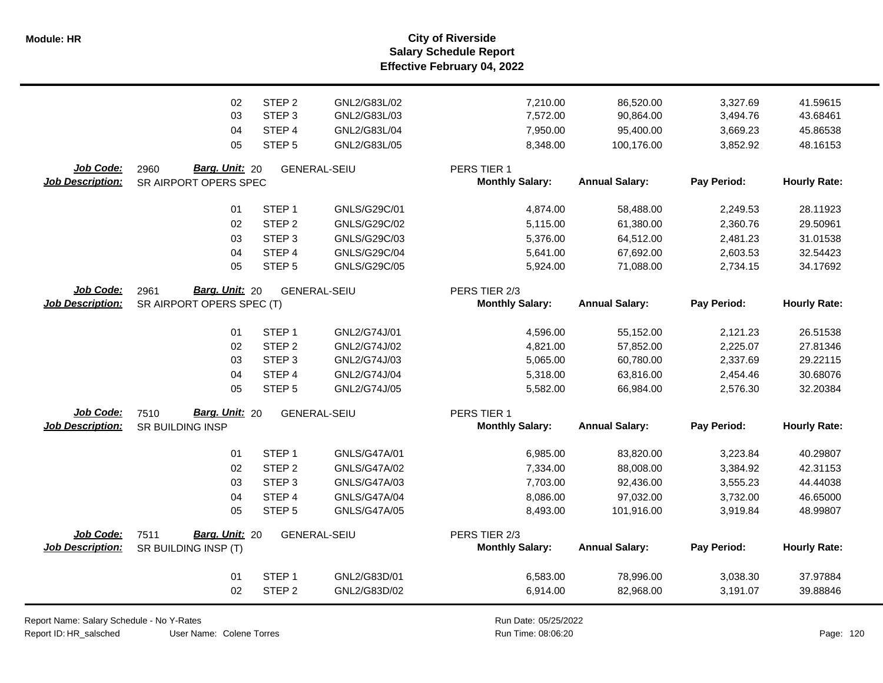# City of Riverside
## Salary Schedule Report
### Effective February 04, 2022

| | | | | | | | |
|---|---|---|---|---|---|---|---|
| 02 | STEP 2 | GNL2/G83L/02 | | 7,210.00 | 86,520.00 | 3,327.69 | 41.59615 |
| 03 | STEP 3 | GNL2/G83L/03 | | 7,572.00 | 90,864.00 | 3,494.76 | 43.68461 |
| 04 | STEP 4 | GNL2/G83L/04 | | 7,950.00 | 95,400.00 | 3,669.23 | 45.86538 |
| 05 | STEP 5 | GNL2/G83L/05 | | 8,348.00 | 100,176.00 | 3,852.92 | 48.16153 |

**Job Code:** 2960 **Barg. Unit:** 20 GENERAL-SEIU PERS TIER 1
**Job Description:** SR AIRPORT OPERS SPEC

| | | | Monthly Salary: | Annual Salary: | Pay Period: | Hourly Rate: |
|---|---|---|---|---|---|---|
| 01 | STEP 1 | GNLS/G29C/01 | 4,874.00 | 58,488.00 | 2,249.53 | 28.11923 |
| 02 | STEP 2 | GNLS/G29C/02 | 5,115.00 | 61,380.00 | 2,360.76 | 29.50961 |
| 03 | STEP 3 | GNLS/G29C/03 | 5,376.00 | 64,512.00 | 2,481.23 | 31.01538 |
| 04 | STEP 4 | GNLS/G29C/04 | 5,641.00 | 67,692.00 | 2,603.53 | 32.54423 |
| 05 | STEP 5 | GNLS/G29C/05 | 5,924.00 | 71,088.00 | 2,734.15 | 34.17692 |

**Job Code:** 2961 **Barg. Unit:** 20 GENERAL-SEIU PERS TIER 2/3
**Job Description:** SR AIRPORT OPERS SPEC (T)

| | | | Monthly Salary: | Annual Salary: | Pay Period: | Hourly Rate: |
|---|---|---|---|---|---|---|
| 01 | STEP 1 | GNL2/G74J/01 | 4,596.00 | 55,152.00 | 2,121.23 | 26.51538 |
| 02 | STEP 2 | GNL2/G74J/02 | 4,821.00 | 57,852.00 | 2,225.07 | 27.81346 |
| 03 | STEP 3 | GNL2/G74J/03 | 5,065.00 | 60,780.00 | 2,337.69 | 29.22115 |
| 04 | STEP 4 | GNL2/G74J/04 | 5,318.00 | 63,816.00 | 2,454.46 | 30.68076 |
| 05 | STEP 5 | GNL2/G74J/05 | 5,582.00 | 66,984.00 | 2,576.30 | 32.20384 |

**Job Code:** 7510 **Barg. Unit:** 20 GENERAL-SEIU PERS TIER 1
**Job Description:** SR BUILDING INSP

| | | | Monthly Salary: | Annual Salary: | Pay Period: | Hourly Rate: |
|---|---|---|---|---|---|---|
| 01 | STEP 1 | GNLS/G47A/01 | 6,985.00 | 83,820.00 | 3,223.84 | 40.29807 |
| 02 | STEP 2 | GNLS/G47A/02 | 7,334.00 | 88,008.00 | 3,384.92 | 42.31153 |
| 03 | STEP 3 | GNLS/G47A/03 | 7,703.00 | 92,436.00 | 3,555.23 | 44.44038 |
| 04 | STEP 4 | GNLS/G47A/04 | 8,086.00 | 97,032.00 | 3,732.00 | 46.65000 |
| 05 | STEP 5 | GNLS/G47A/05 | 8,493.00 | 101,916.00 | 3,919.84 | 48.99807 |

**Job Code:** 7511 **Barg. Unit:** 20 GENERAL-SEIU PERS TIER 2/3
**Job Description:** SR BUILDING INSP (T)

| | | | Monthly Salary: | Annual Salary: | Pay Period: | Hourly Rate: |
|---|---|---|---|---|---|---|
| 01 | STEP 1 | GNL2/G83D/01 | 6,583.00 | 78,996.00 | 3,038.30 | 37.97884 |
| 02 | STEP 2 | GNL2/G83D/02 | 6,914.00 | 82,968.00 | 3,191.07 | 39.88846 |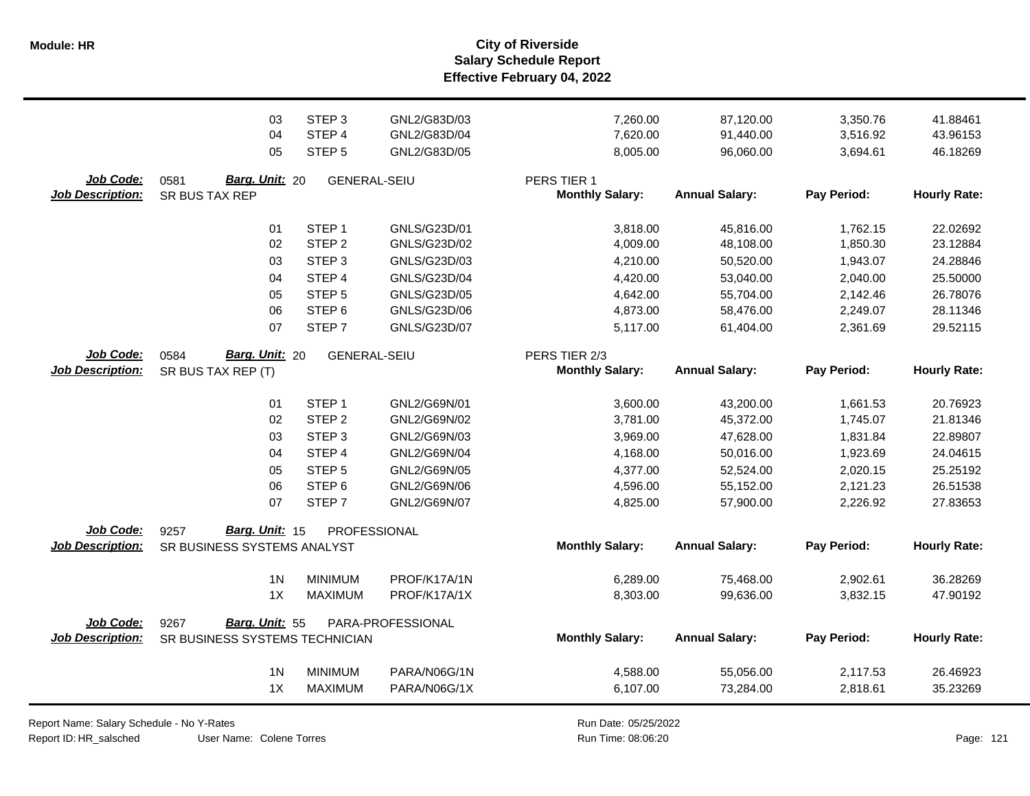| | Step | Step Name | Code | Monthly Salary | Annual Salary | Pay Period | Hourly Rate |
|---|---|---|---|---|---|---|---|
| | 03 | STEP 3 | GNL2/G83D/03 | 7,260.00 | 87,120.00 | 3,350.76 | 41.88461 |
| | 04 | STEP 4 | GNL2/G83D/04 | 7,620.00 | 91,440.00 | 3,516.92 | 43.96153 |
| | 05 | STEP 5 | GNL2/G83D/05 | 8,005.00 | 96,060.00 | 3,694.61 | 46.18269 |

**Job Code:** 0581 **Barg. Unit:** 20 GENERAL-SEIU PERS TIER 1
**Job Description:** SR BUS TAX REP

| Step | Step Name | Code | Monthly Salary: | Annual Salary: | Pay Period: | Hourly Rate: |
|---|---|---|---|---|---|---|
| 01 | STEP 1 | GNLS/G23D/01 | 3,818.00 | 45,816.00 | 1,762.15 | 22.02692 |
| 02 | STEP 2 | GNLS/G23D/02 | 4,009.00 | 48,108.00 | 1,850.30 | 23.12884 |
| 03 | STEP 3 | GNLS/G23D/03 | 4,210.00 | 50,520.00 | 1,943.07 | 24.28846 |
| 04 | STEP 4 | GNLS/G23D/04 | 4,420.00 | 53,040.00 | 2,040.00 | 25.50000 |
| 05 | STEP 5 | GNLS/G23D/05 | 4,642.00 | 55,704.00 | 2,142.46 | 26.78076 |
| 06 | STEP 6 | GNLS/G23D/06 | 4,873.00 | 58,476.00 | 2,249.07 | 28.11346 |
| 07 | STEP 7 | GNLS/G23D/07 | 5,117.00 | 61,404.00 | 2,361.69 | 29.52115 |

**Job Code:** 0584 **Barg. Unit:** 20 GENERAL-SEIU PERS TIER 2/3
**Job Description:** SR BUS TAX REP (T)

| Step | Step Name | Code | Monthly Salary: | Annual Salary: | Pay Period: | Hourly Rate: |
|---|---|---|---|---|---|---|
| 01 | STEP 1 | GNL2/G69N/01 | 3,600.00 | 43,200.00 | 1,661.53 | 20.76923 |
| 02 | STEP 2 | GNL2/G69N/02 | 3,781.00 | 45,372.00 | 1,745.07 | 21.81346 |
| 03 | STEP 3 | GNL2/G69N/03 | 3,969.00 | 47,628.00 | 1,831.84 | 22.89807 |
| 04 | STEP 4 | GNL2/G69N/04 | 4,168.00 | 50,016.00 | 1,923.69 | 24.04615 |
| 05 | STEP 5 | GNL2/G69N/05 | 4,377.00 | 52,524.00 | 2,020.15 | 25.25192 |
| 06 | STEP 6 | GNL2/G69N/06 | 4,596.00 | 55,152.00 | 2,121.23 | 26.51538 |
| 07 | STEP 7 | GNL2/G69N/07 | 4,825.00 | 57,900.00 | 2,226.92 | 27.83653 |

**Job Code:** 9257 **Barg. Unit:** 15 PROFESSIONAL
**Job Description:** SR BUSINESS SYSTEMS ANALYST

| Step | Step Name | Code | Monthly Salary: | Annual Salary: | Pay Period: | Hourly Rate: |
|---|---|---|---|---|---|---|
| 1N | MINIMUM | PROF/K17A/1N | 6,289.00 | 75,468.00 | 2,902.61 | 36.28269 |
| 1X | MAXIMUM | PROF/K17A/1X | 8,303.00 | 99,636.00 | 3,832.15 | 47.90192 |

**Job Code:** 9267 **Barg. Unit:** 55 PARA-PROFESSIONAL
**Job Description:** SR BUSINESS SYSTEMS TECHNICIAN

| Step | Step Name | Code | Monthly Salary: | Annual Salary: | Pay Period: | Hourly Rate: |
|---|---|---|---|---|---|---|
| 1N | MINIMUM | PARA/N06G/1N | 4,588.00 | 55,056.00 | 2,117.53 | 26.46923 |
| 1X | MAXIMUM | PARA/N06G/1X | 6,107.00 | 73,284.00 | 2,818.61 | 35.23269 |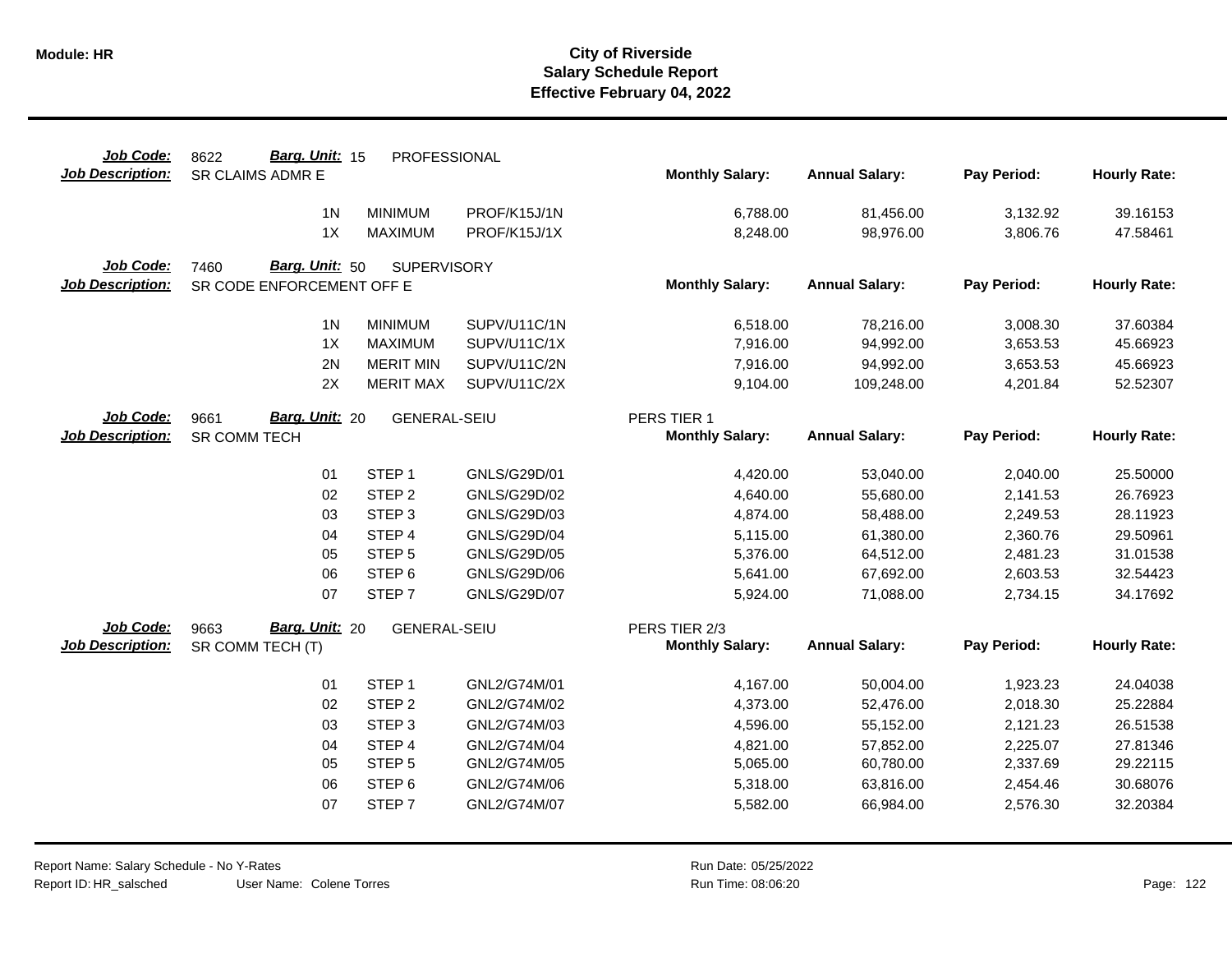# City of Riverside
## Salary Schedule Report
### Effective February 04, 2022

Module: HR

| Job Code: | 8622 | Barg. Unit: 15 | PROFESSIONAL | | | | |
|---|---|---|---|---|---|---|---|
| **Job Description:** | SR CLAIMS ADMR E | | | **Monthly Salary:** | **Annual Salary:** | **Pay Period:** | **Hourly Rate:** |
| | 1N | MINIMUM | PROF/K15J/1N | 6,788.00 | 81,456.00 | 3,132.92 | 39.16153 |
| | 1X | MAXIMUM | PROF/K15J/1X | 8,248.00 | 98,976.00 | 3,806.76 | 47.58461 |

| Job Code: | 7460 | Barg. Unit: 50 | SUPERVISORY | | | | |
|---|---|---|---|---|---|---|---|
| **Job Description:** | SR CODE ENFORCEMENT OFF E | | | **Monthly Salary:** | **Annual Salary:** | **Pay Period:** | **Hourly Rate:** |
| | 1N | MINIMUM | SUPV/U11C/1N | 6,518.00 | 78,216.00 | 3,008.30 | 37.60384 |
| | 1X | MAXIMUM | SUPV/U11C/1X | 7,916.00 | 94,992.00 | 3,653.53 | 45.66923 |
| | 2N | MERIT MIN | SUPV/U11C/2N | 7,916.00 | 94,992.00 | 3,653.53 | 45.66923 |
| | 2X | MERIT MAX | SUPV/U11C/2X | 9,104.00 | 109,248.00 | 4,201.84 | 52.52307 |

| Job Code: | 9661 | Barg. Unit: 20 | GENERAL-SEIU | PERS TIER 1 | | | |
|---|---|---|---|---|---|---|---|
| **Job Description:** | SR COMM TECH | | | **Monthly Salary:** | **Annual Salary:** | **Pay Period:** | **Hourly Rate:** |
| | 01 | STEP 1 | GNLS/G29D/01 | 4,420.00 | 53,040.00 | 2,040.00 | 25.50000 |
| | 02 | STEP 2 | GNLS/G29D/02 | 4,640.00 | 55,680.00 | 2,141.53 | 26.76923 |
| | 03 | STEP 3 | GNLS/G29D/03 | 4,874.00 | 58,488.00 | 2,249.53 | 28.11923 |
| | 04 | STEP 4 | GNLS/G29D/04 | 5,115.00 | 61,380.00 | 2,360.76 | 29.50961 |
| | 05 | STEP 5 | GNLS/G29D/05 | 5,376.00 | 64,512.00 | 2,481.23 | 31.01538 |
| | 06 | STEP 6 | GNLS/G29D/06 | 5,641.00 | 67,692.00 | 2,603.53 | 32.54423 |
| | 07 | STEP 7 | GNLS/G29D/07 | 5,924.00 | 71,088.00 | 2,734.15 | 34.17692 |

| Job Code: | 9663 | Barg. Unit: 20 | GENERAL-SEIU | PERS TIER 2/3 | | | |
|---|---|---|---|---|---|---|---|
| **Job Description:** | SR COMM TECH (T) | | | **Monthly Salary:** | **Annual Salary:** | **Pay Period:** | **Hourly Rate:** |
| | 01 | STEP 1 | GNL2/G74M/01 | 4,167.00 | 50,004.00 | 1,923.23 | 24.04038 |
| | 02 | STEP 2 | GNL2/G74M/02 | 4,373.00 | 52,476.00 | 2,018.30 | 25.22884 |
| | 03 | STEP 3 | GNL2/G74M/03 | 4,596.00 | 55,152.00 | 2,121.23 | 26.51538 |
| | 04 | STEP 4 | GNL2/G74M/04 | 4,821.00 | 57,852.00 | 2,225.07 | 27.81346 |
| | 05 | STEP 5 | GNL2/G74M/05 | 5,065.00 | 60,780.00 | 2,337.69 | 29.22115 |
| | 06 | STEP 6 | GNL2/G74M/06 | 5,318.00 | 63,816.00 | 2,454.46 | 30.68076 |
| | 07 | STEP 7 | GNL2/G74M/07 | 5,582.00 | 66,984.00 | 2,576.30 | 32.20384 |

Report Name: Salary Schedule - No Y-Rates
Report ID: HR_salsched User Name: Colene Torres
Run Date: 05/25/2022
Run Time: 08:06:20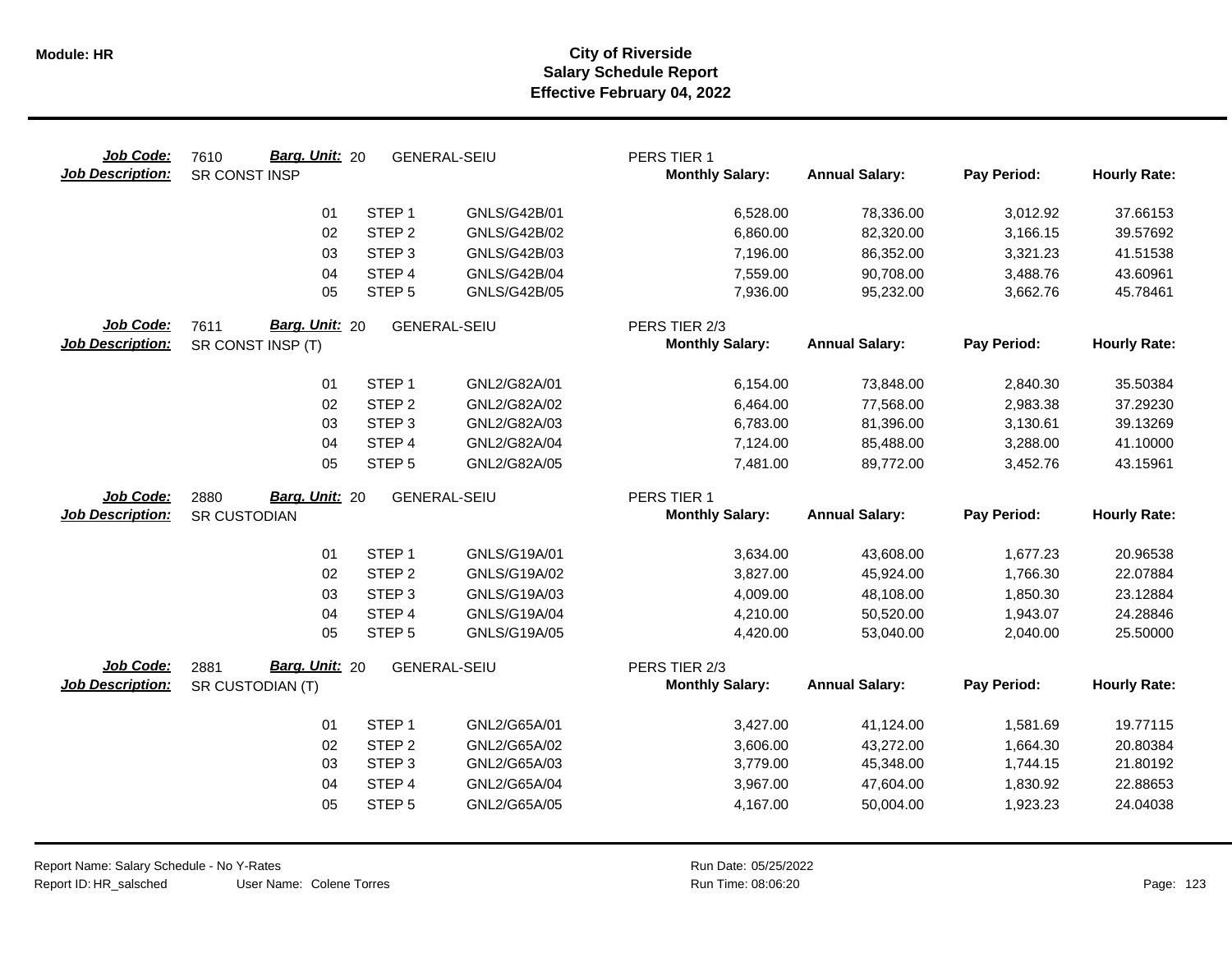# City of Riverside
## Salary Schedule Report
### Effective February 04, 2022

**Job Code:** 7610 **Barg. Unit:** 20 GENERAL-SEIU PERS TIER 1
**Job Description:** SR CONST INSP

| | Step | Grade | Monthly Salary | Annual Salary | Pay Period | Hourly Rate |
|---|---|---|---|---|---|---|
| 01 | STEP 1 | GNLS/G42B/01 | 6,528.00 | 78,336.00 | 3,012.92 | 37.66153 |
| 02 | STEP 2 | GNLS/G42B/02 | 6,860.00 | 82,320.00 | 3,166.15 | 39.57692 |
| 03 | STEP 3 | GNLS/G42B/03 | 7,196.00 | 86,352.00 | 3,321.23 | 41.51538 |
| 04 | STEP 4 | GNLS/G42B/04 | 7,559.00 | 90,708.00 | 3,488.76 | 43.60961 |
| 05 | STEP 5 | GNLS/G42B/05 | 7,936.00 | 95,232.00 | 3,662.76 | 45.78461 |

**Job Code:** 7611 **Barg. Unit:** 20 GENERAL-SEIU PERS TIER 2/3
**Job Description:** SR CONST INSP (T)

| | Step | Grade | Monthly Salary | Annual Salary | Pay Period | Hourly Rate |
|---|---|---|---|---|---|---|
| 01 | STEP 1 | GNL2/G82A/01 | 6,154.00 | 73,848.00 | 2,840.30 | 35.50384 |
| 02 | STEP 2 | GNL2/G82A/02 | 6,464.00 | 77,568.00 | 2,983.38 | 37.29230 |
| 03 | STEP 3 | GNL2/G82A/03 | 6,783.00 | 81,396.00 | 3,130.61 | 39.13269 |
| 04 | STEP 4 | GNL2/G82A/04 | 7,124.00 | 85,488.00 | 3,288.00 | 41.10000 |
| 05 | STEP 5 | GNL2/G82A/05 | 7,481.00 | 89,772.00 | 3,452.76 | 43.15961 |

**Job Code:** 2880 **Barg. Unit:** 20 GENERAL-SEIU PERS TIER 1
**Job Description:** SR CUSTODIAN

| | Step | Grade | Monthly Salary | Annual Salary | Pay Period | Hourly Rate |
|---|---|---|---|---|---|---|
| 01 | STEP 1 | GNLS/G19A/01 | 3,634.00 | 43,608.00 | 1,677.23 | 20.96538 |
| 02 | STEP 2 | GNLS/G19A/02 | 3,827.00 | 45,924.00 | 1,766.30 | 22.07884 |
| 03 | STEP 3 | GNLS/G19A/03 | 4,009.00 | 48,108.00 | 1,850.30 | 23.12884 |
| 04 | STEP 4 | GNLS/G19A/04 | 4,210.00 | 50,520.00 | 1,943.07 | 24.28846 |
| 05 | STEP 5 | GNLS/G19A/05 | 4,420.00 | 53,040.00 | 2,040.00 | 25.50000 |

**Job Code:** 2881 **Barg. Unit:** 20 GENERAL-SEIU PERS TIER 2/3
**Job Description:** SR CUSTODIAN (T)

| | Step | Grade | Monthly Salary | Annual Salary | Pay Period | Hourly Rate |
|---|---|---|---|---|---|---|
| 01 | STEP 1 | GNL2/G65A/01 | 3,427.00 | 41,124.00 | 1,581.69 | 19.77115 |
| 02 | STEP 2 | GNL2/G65A/02 | 3,606.00 | 43,272.00 | 1,664.30 | 20.80384 |
| 03 | STEP 3 | GNL2/G65A/03 | 3,779.00 | 45,348.00 | 1,744.15 | 21.80192 |
| 04 | STEP 4 | GNL2/G65A/04 | 3,967.00 | 47,604.00 | 1,830.92 | 22.88653 |
| 05 | STEP 5 | GNL2/G65A/05 | 4,167.00 | 50,004.00 | 1,923.23 | 24.04038 |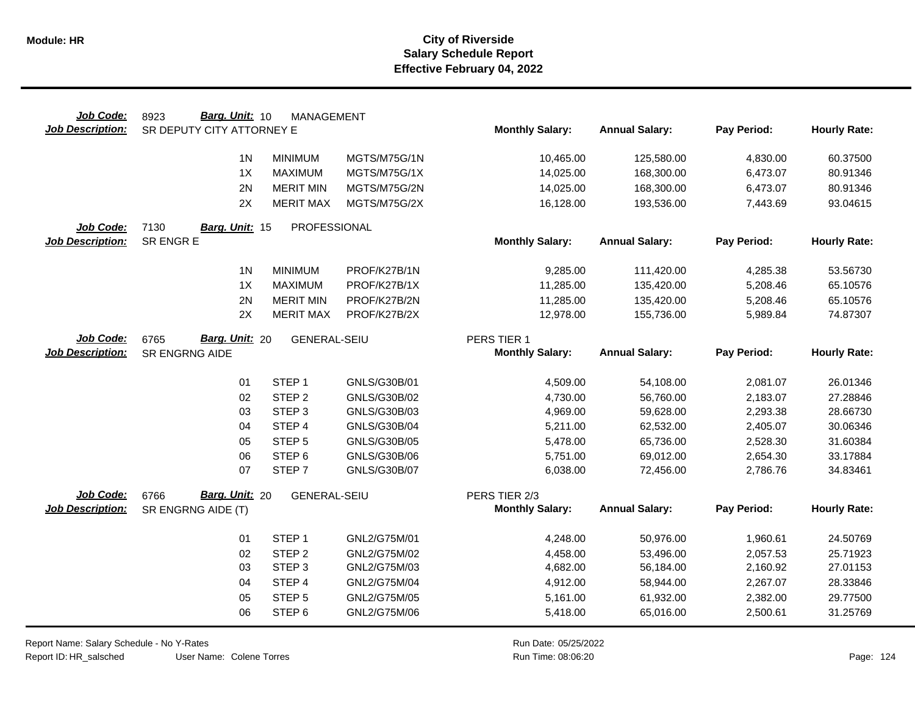# City of Riverside
## Salary Schedule Report
### Effective February 04, 2022

**Job Code:** 8923 **Barg. Unit:** 10 MANAGEMENT
**Job Description:** SR DEPUTY CITY ATTORNEY E

| | | | Monthly Salary: | Annual Salary: | Pay Period: | Hourly Rate: |
|---|---|---|---|---|---|---|
| 1N | MINIMUM | MGTS/M75G/1N | 10,465.00 | 125,580.00 | 4,830.00 | 60.37500 |
| 1X | MAXIMUM | MGTS/M75G/1X | 14,025.00 | 168,300.00 | 6,473.07 | 80.91346 |
| 2N | MERIT MIN | MGTS/M75G/2N | 14,025.00 | 168,300.00 | 6,473.07 | 80.91346 |
| 2X | MERIT MAX | MGTS/M75G/2X | 16,128.00 | 193,536.00 | 7,443.69 | 93.04615 |

**Job Code:** 7130 **Barg. Unit:** 15 PROFESSIONAL
**Job Description:** SR ENGR E

| | | | Monthly Salary: | Annual Salary: | Pay Period: | Hourly Rate: |
|---|---|---|---|---|---|---|
| 1N | MINIMUM | PROF/K27B/1N | 9,285.00 | 111,420.00 | 4,285.38 | 53.56730 |
| 1X | MAXIMUM | PROF/K27B/1X | 11,285.00 | 135,420.00 | 5,208.46 | 65.10576 |
| 2N | MERIT MIN | PROF/K27B/2N | 11,285.00 | 135,420.00 | 5,208.46 | 65.10576 |
| 2X | MERIT MAX | PROF/K27B/2X | 12,978.00 | 155,736.00 | 5,989.84 | 74.87307 |

**Job Code:** 6765 **Barg. Unit:** 20 GENERAL-SEIU — PERS TIER 1
**Job Description:** SR ENGRNG AIDE

| | | | Monthly Salary: | Annual Salary: | Pay Period: | Hourly Rate: |
|---|---|---|---|---|---|---|
| 01 | STEP 1 | GNLS/G30B/01 | 4,509.00 | 54,108.00 | 2,081.07 | 26.01346 |
| 02 | STEP 2 | GNLS/G30B/02 | 4,730.00 | 56,760.00 | 2,183.07 | 27.28846 |
| 03 | STEP 3 | GNLS/G30B/03 | 4,969.00 | 59,628.00 | 2,293.38 | 28.66730 |
| 04 | STEP 4 | GNLS/G30B/04 | 5,211.00 | 62,532.00 | 2,405.07 | 30.06346 |
| 05 | STEP 5 | GNLS/G30B/05 | 5,478.00 | 65,736.00 | 2,528.30 | 31.60384 |
| 06 | STEP 6 | GNLS/G30B/06 | 5,751.00 | 69,012.00 | 2,654.30 | 33.17884 |
| 07 | STEP 7 | GNLS/G30B/07 | 6,038.00 | 72,456.00 | 2,786.76 | 34.83461 |

**Job Code:** 6766 **Barg. Unit:** 20 GENERAL-SEIU — PERS TIER 2/3
**Job Description:** SR ENGRNG AIDE (T)

| | | | Monthly Salary: | Annual Salary: | Pay Period: | Hourly Rate: |
|---|---|---|---|---|---|---|
| 01 | STEP 1 | GNL2/G75M/01 | 4,248.00 | 50,976.00 | 1,960.61 | 24.50769 |
| 02 | STEP 2 | GNL2/G75M/02 | 4,458.00 | 53,496.00 | 2,057.53 | 25.71923 |
| 03 | STEP 3 | GNL2/G75M/03 | 4,682.00 | 56,184.00 | 2,160.92 | 27.01153 |
| 04 | STEP 4 | GNL2/G75M/04 | 4,912.00 | 58,944.00 | 2,267.07 | 28.33846 |
| 05 | STEP 5 | GNL2/G75M/05 | 5,161.00 | 61,932.00 | 2,382.00 | 29.77500 |
| 06 | STEP 6 | GNL2/G75M/06 | 5,418.00 | 65,016.00 | 2,500.61 | 31.25769 |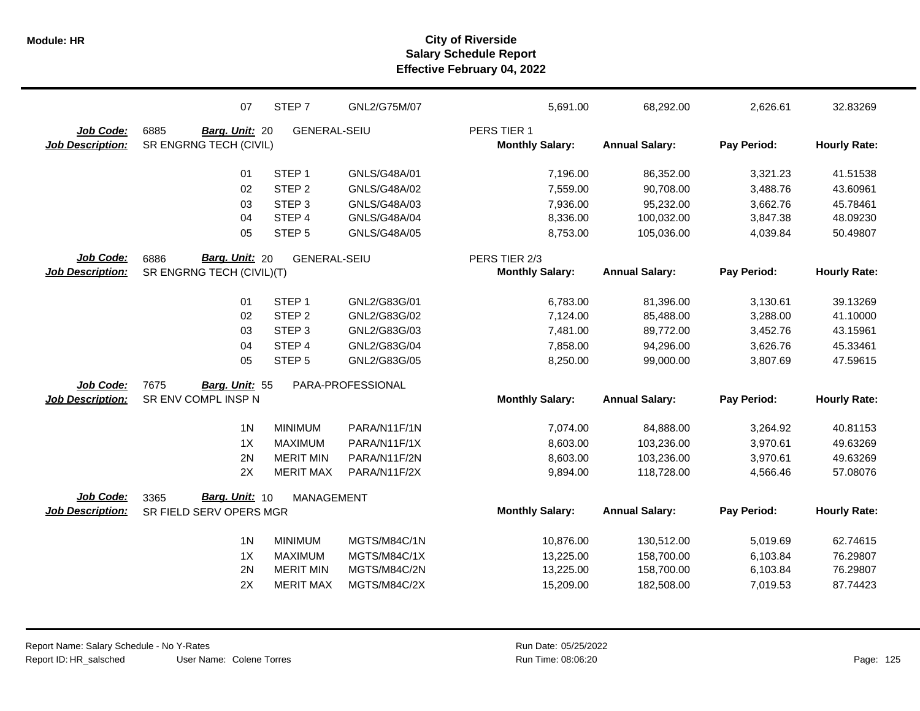| | | | | | | | |
|---|---|---|---|---|---|---|---|
| 07 | STEP 7 | GNL2/G75M/07 | | 5,691.00 | 68,292.00 | 2,626.61 | 32.83269 |

**Job Code:** 6885 **Barg. Unit:** 20 GENERAL-SEIU PERS TIER 1
**Job Description:** SR ENGRNG TECH (CIVIL)

| | | | Monthly Salary: | Annual Salary: | Pay Period: | Hourly Rate: |
|---|---|---|---|---|---|---|
| 01 | STEP 1 | GNLS/G48A/01 | 7,196.00 | 86,352.00 | 3,321.23 | 41.51538 |
| 02 | STEP 2 | GNLS/G48A/02 | 7,559.00 | 90,708.00 | 3,488.76 | 43.60961 |
| 03 | STEP 3 | GNLS/G48A/03 | 7,936.00 | 95,232.00 | 3,662.76 | 45.78461 |
| 04 | STEP 4 | GNLS/G48A/04 | 8,336.00 | 100,032.00 | 3,847.38 | 48.09230 |
| 05 | STEP 5 | GNLS/G48A/05 | 8,753.00 | 105,036.00 | 4,039.84 | 50.49807 |

**Job Code:** 6886 **Barg. Unit:** 20 GENERAL-SEIU PERS TIER 2/3
**Job Description:** SR ENGRNG TECH (CIVIL)(T)

| | | | Monthly Salary: | Annual Salary: | Pay Period: | Hourly Rate: |
|---|---|---|---|---|---|---|
| 01 | STEP 1 | GNL2/G83G/01 | 6,783.00 | 81,396.00 | 3,130.61 | 39.13269 |
| 02 | STEP 2 | GNL2/G83G/02 | 7,124.00 | 85,488.00 | 3,288.00 | 41.10000 |
| 03 | STEP 3 | GNL2/G83G/03 | 7,481.00 | 89,772.00 | 3,452.76 | 43.15961 |
| 04 | STEP 4 | GNL2/G83G/04 | 7,858.00 | 94,296.00 | 3,626.76 | 45.33461 |
| 05 | STEP 5 | GNL2/G83G/05 | 8,250.00 | 99,000.00 | 3,807.69 | 47.59615 |

**Job Code:** 7675 **Barg. Unit:** 55 PARA-PROFESSIONAL
**Job Description:** SR ENV COMPL INSP N

| | | | Monthly Salary: | Annual Salary: | Pay Period: | Hourly Rate: |
|---|---|---|---|---|---|---|
| 1N | MINIMUM | PARA/N11F/1N | 7,074.00 | 84,888.00 | 3,264.92 | 40.81153 |
| 1X | MAXIMUM | PARA/N11F/1X | 8,603.00 | 103,236.00 | 3,970.61 | 49.63269 |
| 2N | MERIT MIN | PARA/N11F/2N | 8,603.00 | 103,236.00 | 3,970.61 | 49.63269 |
| 2X | MERIT MAX | PARA/N11F/2X | 9,894.00 | 118,728.00 | 4,566.46 | 57.08076 |

**Job Code:** 3365 **Barg. Unit:** 10 MANAGEMENT
**Job Description:** SR FIELD SERV OPERS MGR

| | | | Monthly Salary: | Annual Salary: | Pay Period: | Hourly Rate: |
|---|---|---|---|---|---|---|
| 1N | MINIMUM | MGTS/M84C/1N | 10,876.00 | 130,512.00 | 5,019.69 | 62.74615 |
| 1X | MAXIMUM | MGTS/M84C/1X | 13,225.00 | 158,700.00 | 6,103.84 | 76.29807 |
| 2N | MERIT MIN | MGTS/M84C/2N | 13,225.00 | 158,700.00 | 6,103.84 | 76.29807 |
| 2X | MERIT MAX | MGTS/M84C/2X | 15,209.00 | 182,508.00 | 7,019.53 | 87.74423 |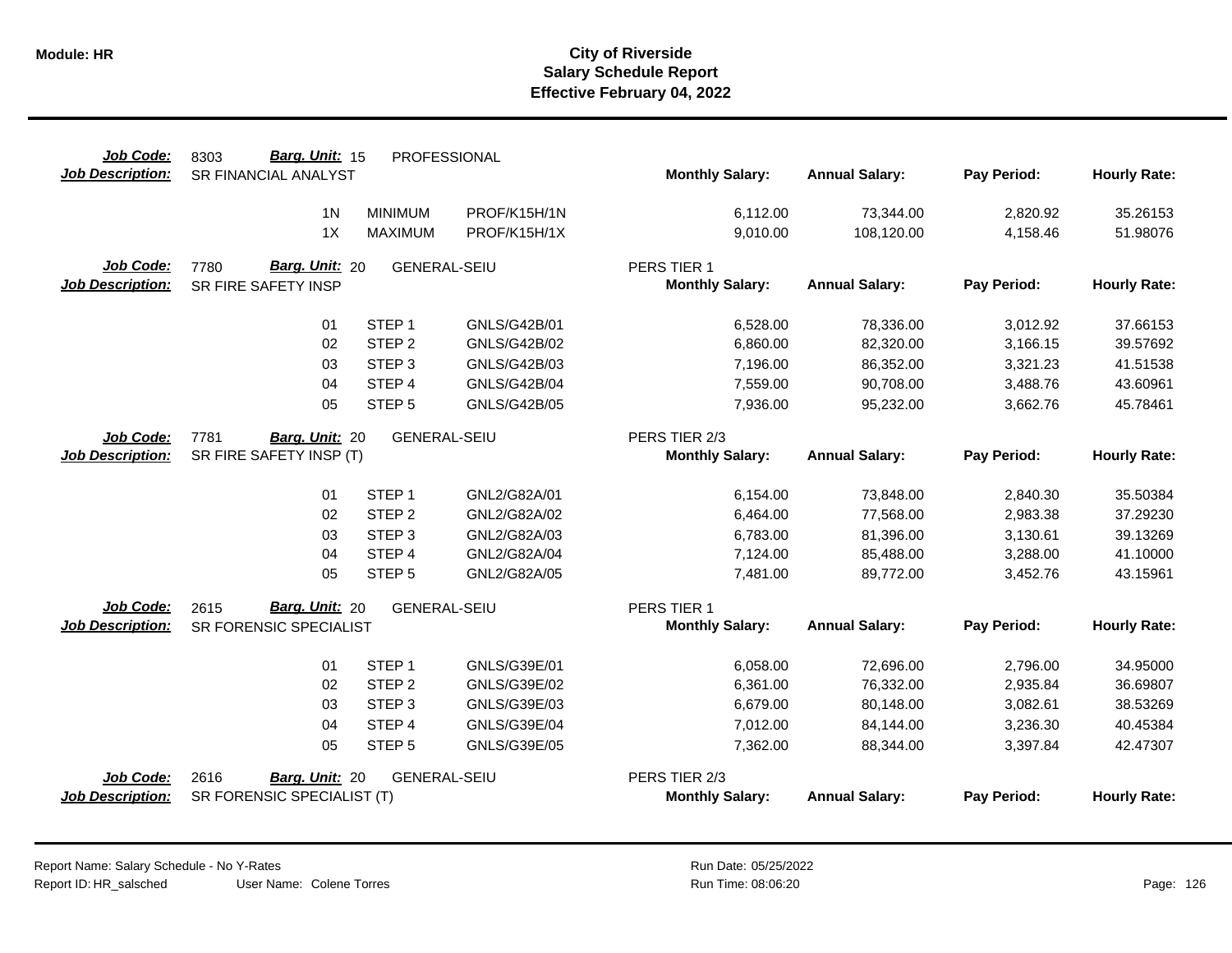# City of Riverside
## Salary Schedule Report
### Effective February 04, 2022

**Module: HR**

**Job Code:** 8303 **Barg. Unit:** 15 PROFESSIONAL
**Job Description:** SR FINANCIAL ANALYST

| Step | Description | Grade | Monthly Salary | Annual Salary | Pay Period | Hourly Rate |
|---|---|---|---|---|---|---|
| 1N | MINIMUM | PROF/K15H/1N | 6,112.00 | 73,344.00 | 2,820.92 | 35.26153 |
| 1X | MAXIMUM | PROF/K15H/1X | 9,010.00 | 108,120.00 | 4,158.46 | 51.98076 |

**Job Code:** 7780 **Barg. Unit:** 20 GENERAL-SEIU PERS TIER 1
**Job Description:** SR FIRE SAFETY INSP

| Step | Description | Grade | Monthly Salary | Annual Salary | Pay Period | Hourly Rate |
|---|---|---|---|---|---|---|
| 01 | STEP 1 | GNLS/G42B/01 | 6,528.00 | 78,336.00 | 3,012.92 | 37.66153 |
| 02 | STEP 2 | GNLS/G42B/02 | 6,860.00 | 82,320.00 | 3,166.15 | 39.57692 |
| 03 | STEP 3 | GNLS/G42B/03 | 7,196.00 | 86,352.00 | 3,321.23 | 41.51538 |
| 04 | STEP 4 | GNLS/G42B/04 | 7,559.00 | 90,708.00 | 3,488.76 | 43.60961 |
| 05 | STEP 5 | GNLS/G42B/05 | 7,936.00 | 95,232.00 | 3,662.76 | 45.78461 |

**Job Code:** 7781 **Barg. Unit:** 20 GENERAL-SEIU PERS TIER 2/3
**Job Description:** SR FIRE SAFETY INSP (T)

| Step | Description | Grade | Monthly Salary | Annual Salary | Pay Period | Hourly Rate |
|---|---|---|---|---|---|---|
| 01 | STEP 1 | GNL2/G82A/01 | 6,154.00 | 73,848.00 | 2,840.30 | 35.50384 |
| 02 | STEP 2 | GNL2/G82A/02 | 6,464.00 | 77,568.00 | 2,983.38 | 37.29230 |
| 03 | STEP 3 | GNL2/G82A/03 | 6,783.00 | 81,396.00 | 3,130.61 | 39.13269 |
| 04 | STEP 4 | GNL2/G82A/04 | 7,124.00 | 85,488.00 | 3,288.00 | 41.10000 |
| 05 | STEP 5 | GNL2/G82A/05 | 7,481.00 | 89,772.00 | 3,452.76 | 43.15961 |

**Job Code:** 2615 **Barg. Unit:** 20 GENERAL-SEIU PERS TIER 1
**Job Description:** SR FORENSIC SPECIALIST

| Step | Description | Grade | Monthly Salary | Annual Salary | Pay Period | Hourly Rate |
|---|---|---|---|---|---|---|
| 01 | STEP 1 | GNLS/G39E/01 | 6,058.00 | 72,696.00 | 2,796.00 | 34.95000 |
| 02 | STEP 2 | GNLS/G39E/02 | 6,361.00 | 76,332.00 | 2,935.84 | 36.69807 |
| 03 | STEP 3 | GNLS/G39E/03 | 6,679.00 | 80,148.00 | 3,082.61 | 38.53269 |
| 04 | STEP 4 | GNLS/G39E/04 | 7,012.00 | 84,144.00 | 3,236.30 | 40.45384 |
| 05 | STEP 5 | GNLS/G39E/05 | 7,362.00 | 88,344.00 | 3,397.84 | 42.47307 |

**Job Code:** 2616 **Barg. Unit:** 20 GENERAL-SEIU PERS TIER 2/3
**Job Description:** SR FORENSIC SPECIALIST (T)

| Step | Description | Grade | Monthly Salary | Annual Salary | Pay Period | Hourly Rate |
|---|---|---|---|---|---|---|

Report Name: Salary Schedule - No Y-Rates
Report ID: HR_salsched User Name: Colene Torres
Run Date: 05/25/2022
Run Time: 08:06:20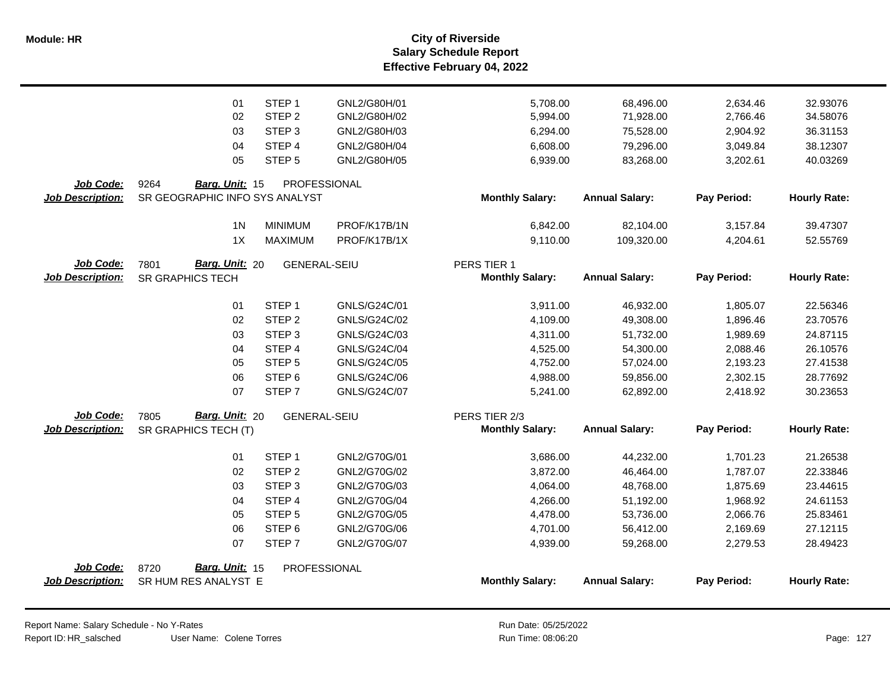| | | | | | | | |
|---|---|---|---|---|---|---|---|
| 01 | STEP 1 | GNL2/G80H/01 | 5,708.00 | 68,496.00 | 2,634.46 | 32.93076 |
| 02 | STEP 2 | GNL2/G80H/02 | 5,994.00 | 71,928.00 | 2,766.46 | 34.58076 |
| 03 | STEP 3 | GNL2/G80H/03 | 6,294.00 | 75,528.00 | 2,904.92 | 36.31153 |
| 04 | STEP 4 | GNL2/G80H/04 | 6,608.00 | 79,296.00 | 3,049.84 | 38.12307 |
| 05 | STEP 5 | GNL2/G80H/05 | 6,939.00 | 83,268.00 | 3,202.61 | 40.03269 |

**Job Code:** 9264 **Barg. Unit:** 15 PROFESSIONAL
**Job Description:** SR GEOGRAPHIC INFO SYS ANALYST

| | | | Monthly Salary: | Annual Salary: | Pay Period: | Hourly Rate: |
|---|---|---|---|---|---|---|
| 1N | MINIMUM | PROF/K17B/1N | 6,842.00 | 82,104.00 | 3,157.84 | 39.47307 |
| 1X | MAXIMUM | PROF/K17B/1X | 9,110.00 | 109,320.00 | 4,204.61 | 52.55769 |

**Job Code:** 7801 **Barg. Unit:** 20 GENERAL-SEIU PERS TIER 1
**Job Description:** SR GRAPHICS TECH

| | | | Monthly Salary: | Annual Salary: | Pay Period: | Hourly Rate: |
|---|---|---|---|---|---|---|
| 01 | STEP 1 | GNLS/G24C/01 | 3,911.00 | 46,932.00 | 1,805.07 | 22.56346 |
| 02 | STEP 2 | GNLS/G24C/02 | 4,109.00 | 49,308.00 | 1,896.46 | 23.70576 |
| 03 | STEP 3 | GNLS/G24C/03 | 4,311.00 | 51,732.00 | 1,989.69 | 24.87115 |
| 04 | STEP 4 | GNLS/G24C/04 | 4,525.00 | 54,300.00 | 2,088.46 | 26.10576 |
| 05 | STEP 5 | GNLS/G24C/05 | 4,752.00 | 57,024.00 | 2,193.23 | 27.41538 |
| 06 | STEP 6 | GNLS/G24C/06 | 4,988.00 | 59,856.00 | 2,302.15 | 28.77692 |
| 07 | STEP 7 | GNLS/G24C/07 | 5,241.00 | 62,892.00 | 2,418.92 | 30.23653 |

**Job Code:** 7805 **Barg. Unit:** 20 GENERAL-SEIU PERS TIER 2/3
**Job Description:** SR GRAPHICS TECH (T)

| | | | Monthly Salary: | Annual Salary: | Pay Period: | Hourly Rate: |
|---|---|---|---|---|---|---|
| 01 | STEP 1 | GNL2/G70G/01 | 3,686.00 | 44,232.00 | 1,701.23 | 21.26538 |
| 02 | STEP 2 | GNL2/G70G/02 | 3,872.00 | 46,464.00 | 1,787.07 | 22.33846 |
| 03 | STEP 3 | GNL2/G70G/03 | 4,064.00 | 48,768.00 | 1,875.69 | 23.44615 |
| 04 | STEP 4 | GNL2/G70G/04 | 4,266.00 | 51,192.00 | 1,968.92 | 24.61153 |
| 05 | STEP 5 | GNL2/G70G/05 | 4,478.00 | 53,736.00 | 2,066.76 | 25.83461 |
| 06 | STEP 6 | GNL2/G70G/06 | 4,701.00 | 56,412.00 | 2,169.69 | 27.12115 |
| 07 | STEP 7 | GNL2/G70G/07 | 4,939.00 | 59,268.00 | 2,279.53 | 28.49423 |

**Job Code:** 8720 **Barg. Unit:** 15 PROFESSIONAL
**Job Description:** SR HUM RES ANALYST E

| Monthly Salary: | Annual Salary: | Pay Period: | Hourly Rate: |
|---|---|---|---|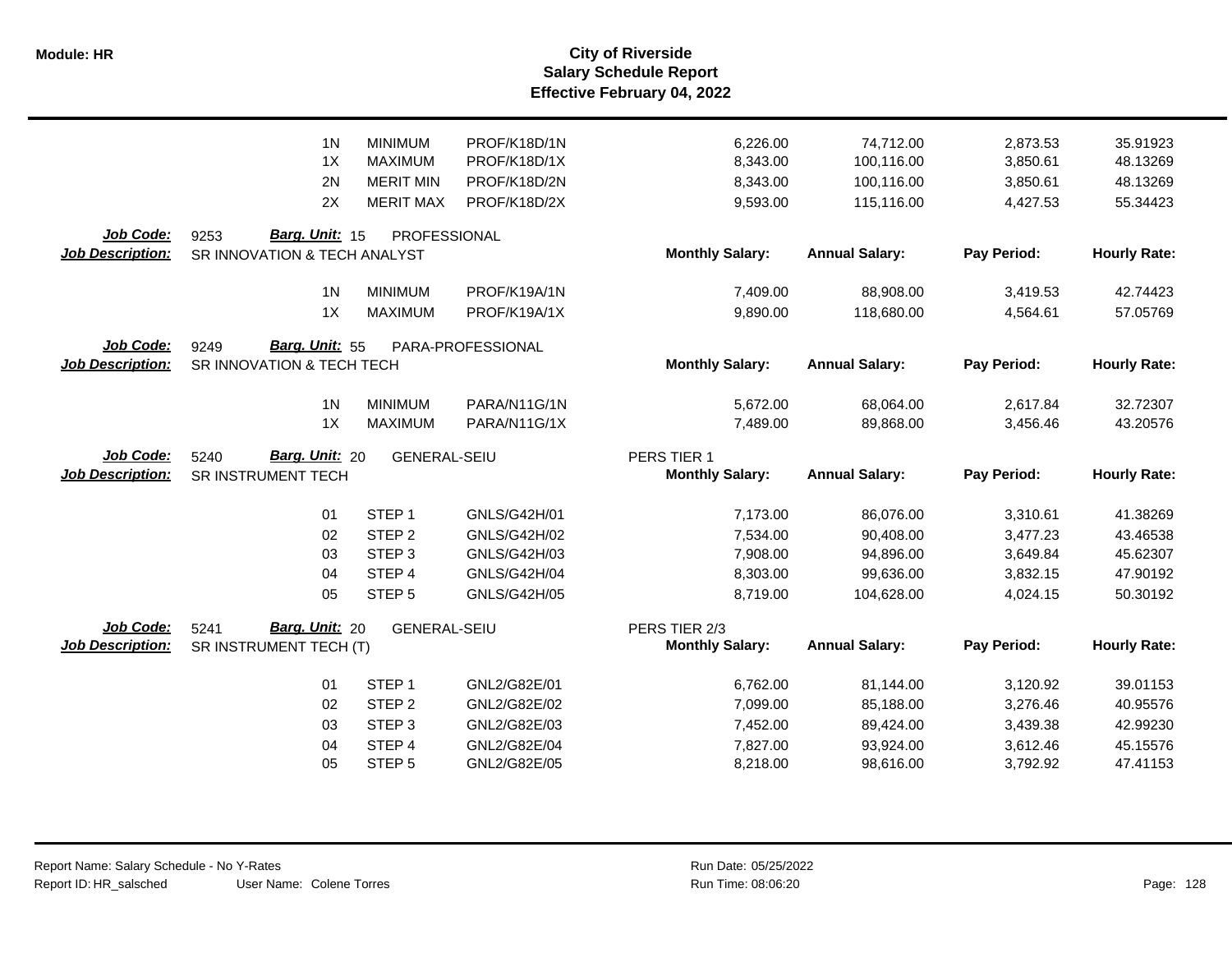# City of Riverside
## Salary Schedule Report
### Effective February 04, 2022

| | | | | | | | |
|---|---|---|---|---|---|---|---|
| 1N | MINIMUM | PROF/K18D/1N | | 6,226.00 | 74,712.00 | 2,873.53 | 35.91923 |
| 1X | MAXIMUM | PROF/K18D/1X | | 8,343.00 | 100,116.00 | 3,850.61 | 48.13269 |
| 2N | MERIT MIN | PROF/K18D/2N | | 8,343.00 | 100,116.00 | 3,850.61 | 48.13269 |
| 2X | MERIT MAX | PROF/K18D/2X | | 9,593.00 | 115,116.00 | 4,427.53 | 55.34423 |

**Job Code:** 9253 **Barg. Unit:** 15 PROFESSIONAL
**Job Description:** SR INNOVATION & TECH ANALYST

| | | | Monthly Salary: | Annual Salary: | Pay Period: | Hourly Rate: |
|---|---|---|---|---|---|---|
| 1N | MINIMUM | PROF/K19A/1N | 7,409.00 | 88,908.00 | 3,419.53 | 42.74423 |
| 1X | MAXIMUM | PROF/K19A/1X | 9,890.00 | 118,680.00 | 4,564.61 | 57.05769 |

**Job Code:** 9249 **Barg. Unit:** 55 PARA-PROFESSIONAL
**Job Description:** SR INNOVATION & TECH TECH

| | | | Monthly Salary: | Annual Salary: | Pay Period: | Hourly Rate: |
|---|---|---|---|---|---|---|
| 1N | MINIMUM | PARA/N11G/1N | 5,672.00 | 68,064.00 | 2,617.84 | 32.72307 |
| 1X | MAXIMUM | PARA/N11G/1X | 7,489.00 | 89,868.00 | 3,456.46 | 43.20576 |

**Job Code:** 5240 **Barg. Unit:** 20 GENERAL-SEIU
**Job Description:** SR INSTRUMENT TECH
PERS TIER 1

| | | | Monthly Salary: | Annual Salary: | Pay Period: | Hourly Rate: |
|---|---|---|---|---|---|---|
| 01 | STEP 1 | GNLS/G42H/01 | 7,173.00 | 86,076.00 | 3,310.61 | 41.38269 |
| 02 | STEP 2 | GNLS/G42H/02 | 7,534.00 | 90,408.00 | 3,477.23 | 43.46538 |
| 03 | STEP 3 | GNLS/G42H/03 | 7,908.00 | 94,896.00 | 3,649.84 | 45.62307 |
| 04 | STEP 4 | GNLS/G42H/04 | 8,303.00 | 99,636.00 | 3,832.15 | 47.90192 |
| 05 | STEP 5 | GNLS/G42H/05 | 8,719.00 | 104,628.00 | 4,024.15 | 50.30192 |

**Job Code:** 5241 **Barg. Unit:** 20 GENERAL-SEIU
**Job Description:** SR INSTRUMENT TECH (T)
PERS TIER 2/3

| | | | Monthly Salary: | Annual Salary: | Pay Period: | Hourly Rate: |
|---|---|---|---|---|---|---|
| 01 | STEP 1 | GNL2/G82E/01 | 6,762.00 | 81,144.00 | 3,120.92 | 39.01153 |
| 02 | STEP 2 | GNL2/G82E/02 | 7,099.00 | 85,188.00 | 3,276.46 | 40.95576 |
| 03 | STEP 3 | GNL2/G82E/03 | 7,452.00 | 89,424.00 | 3,439.38 | 42.99230 |
| 04 | STEP 4 | GNL2/G82E/04 | 7,827.00 | 93,924.00 | 3,612.46 | 45.15576 |
| 05 | STEP 5 | GNL2/G82E/05 | 8,218.00 | 98,616.00 | 3,792.92 | 47.41153 |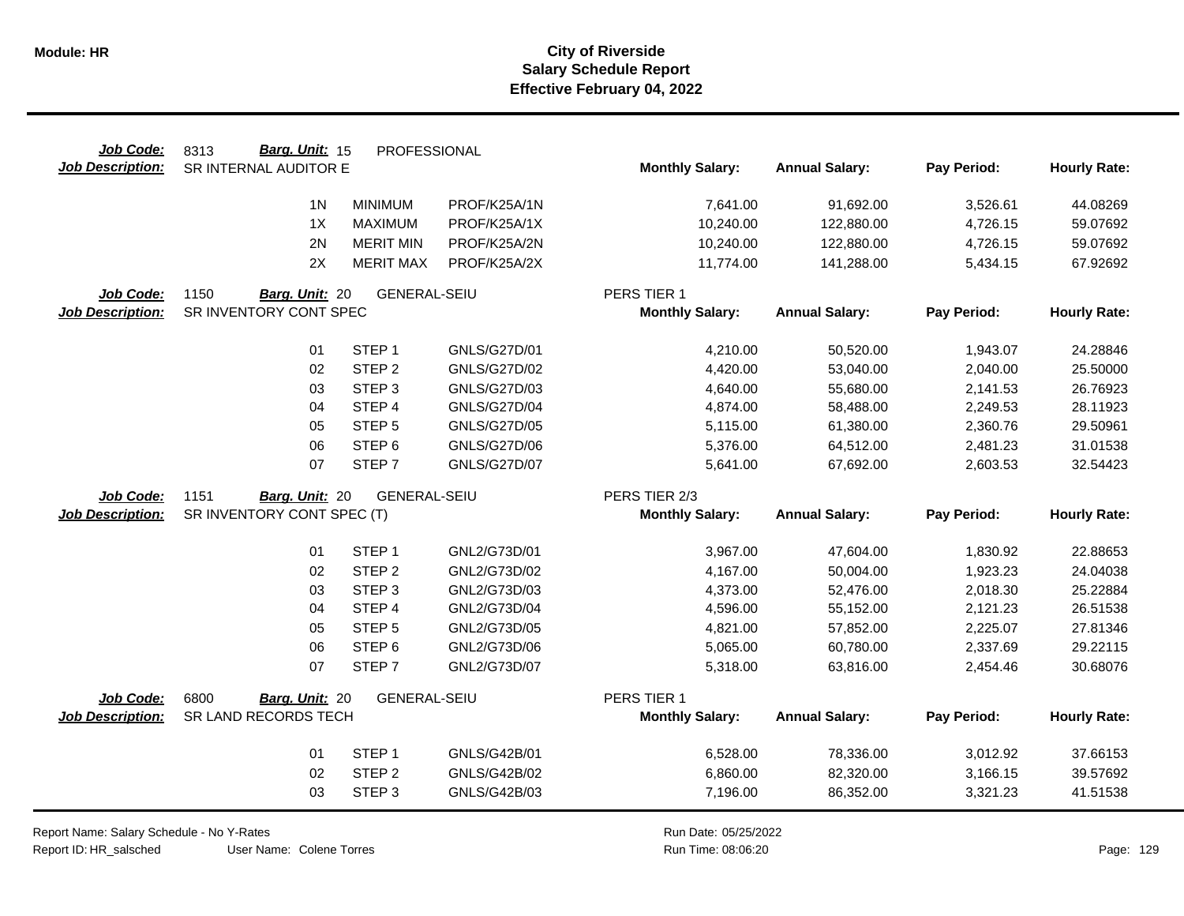Module: HR

# City of Riverside
## Salary Schedule Report
### Effective February 04, 2022

**Job Code:** 8313 **Barg. Unit:** 15 PROFESSIONAL
**Job Description:** SR INTERNAL AUDITOR E

| | | | Monthly Salary: | Annual Salary: | Pay Period: | Hourly Rate: |
|---|---|---|---|---|---|---|
| 1N | MINIMUM | PROF/K25A/1N | 7,641.00 | 91,692.00 | 3,526.61 | 44.08269 |
| 1X | MAXIMUM | PROF/K25A/1X | 10,240.00 | 122,880.00 | 4,726.15 | 59.07692 |
| 2N | MERIT MIN | PROF/K25A/2N | 10,240.00 | 122,880.00 | 4,726.15 | 59.07692 |
| 2X | MERIT MAX | PROF/K25A/2X | 11,774.00 | 141,288.00 | 5,434.15 | 67.92692 |

**Job Code:** 1150 **Barg. Unit:** 20 GENERAL-SEIU PERS TIER 1
**Job Description:** SR INVENTORY CONT SPEC

| | | | Monthly Salary: | Annual Salary: | Pay Period: | Hourly Rate: |
|---|---|---|---|---|---|---|
| 01 | STEP 1 | GNLS/G27D/01 | 4,210.00 | 50,520.00 | 1,943.07 | 24.28846 |
| 02 | STEP 2 | GNLS/G27D/02 | 4,420.00 | 53,040.00 | 2,040.00 | 25.50000 |
| 03 | STEP 3 | GNLS/G27D/03 | 4,640.00 | 55,680.00 | 2,141.53 | 26.76923 |
| 04 | STEP 4 | GNLS/G27D/04 | 4,874.00 | 58,488.00 | 2,249.53 | 28.11923 |
| 05 | STEP 5 | GNLS/G27D/05 | 5,115.00 | 61,380.00 | 2,360.76 | 29.50961 |
| 06 | STEP 6 | GNLS/G27D/06 | 5,376.00 | 64,512.00 | 2,481.23 | 31.01538 |
| 07 | STEP 7 | GNLS/G27D/07 | 5,641.00 | 67,692.00 | 2,603.53 | 32.54423 |

**Job Code:** 1151 **Barg. Unit:** 20 GENERAL-SEIU PERS TIER 2/3
**Job Description:** SR INVENTORY CONT SPEC (T)

| | | | Monthly Salary: | Annual Salary: | Pay Period: | Hourly Rate: |
|---|---|---|---|---|---|---|
| 01 | STEP 1 | GNL2/G73D/01 | 3,967.00 | 47,604.00 | 1,830.92 | 22.88653 |
| 02 | STEP 2 | GNL2/G73D/02 | 4,167.00 | 50,004.00 | 1,923.23 | 24.04038 |
| 03 | STEP 3 | GNL2/G73D/03 | 4,373.00 | 52,476.00 | 2,018.30 | 25.22884 |
| 04 | STEP 4 | GNL2/G73D/04 | 4,596.00 | 55,152.00 | 2,121.23 | 26.51538 |
| 05 | STEP 5 | GNL2/G73D/05 | 4,821.00 | 57,852.00 | 2,225.07 | 27.81346 |
| 06 | STEP 6 | GNL2/G73D/06 | 5,065.00 | 60,780.00 | 2,337.69 | 29.22115 |
| 07 | STEP 7 | GNL2/G73D/07 | 5,318.00 | 63,816.00 | 2,454.46 | 30.68076 |

**Job Code:** 6800 **Barg. Unit:** 20 GENERAL-SEIU PERS TIER 1
**Job Description:** SR LAND RECORDS TECH

| | | | Monthly Salary: | Annual Salary: | Pay Period: | Hourly Rate: |
|---|---|---|---|---|---|---|
| 01 | STEP 1 | GNLS/G42B/01 | 6,528.00 | 78,336.00 | 3,012.92 | 37.66153 |
| 02 | STEP 2 | GNLS/G42B/02 | 6,860.00 | 82,320.00 | 3,166.15 | 39.57692 |
| 03 | STEP 3 | GNLS/G42B/03 | 7,196.00 | 86,352.00 | 3,321.23 | 41.51538 |

Report Name: Salary Schedule - No Y-Rates
Report ID: HR_salsched User Name: Colene Torres
Run Date: 05/25/2022
Run Time: 08:06:20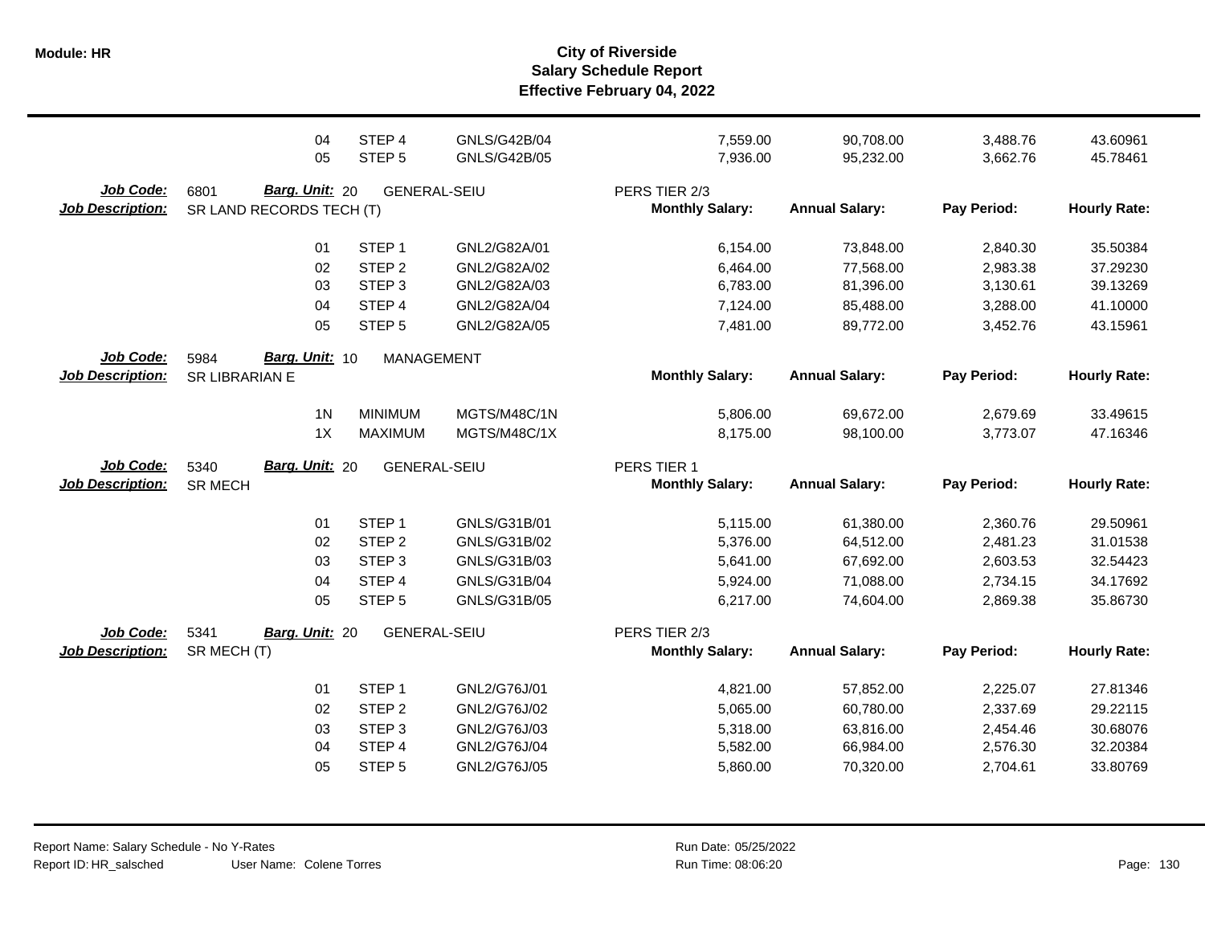# City of Riverside
## Salary Schedule Report
### Effective February 04, 2022

| | | | | Monthly Salary | Annual Salary | Pay Period | Hourly Rate |
|---|---|---|---|---|---|---|---|
| | 04 | STEP 4 | GNLS/G42B/04 | 7,559.00 | 90,708.00 | 3,488.76 | 43.60961 |
| | 05 | STEP 5 | GNLS/G42B/05 | 7,936.00 | 95,232.00 | 3,662.76 | 45.78461 |

**Job Code:** 6801 **Barg. Unit:** 20 GENERAL-SEIU — PERS TIER 2/3
**Job Description:** SR LAND RECORDS TECH (T)

| Step | Description | Code | Monthly Salary | Annual Salary | Pay Period | Hourly Rate |
|---|---|---|---|---|---|---|
| 01 | STEP 1 | GNL2/G82A/01 | 6,154.00 | 73,848.00 | 2,840.30 | 35.50384 |
| 02 | STEP 2 | GNL2/G82A/02 | 6,464.00 | 77,568.00 | 2,983.38 | 37.29230 |
| 03 | STEP 3 | GNL2/G82A/03 | 6,783.00 | 81,396.00 | 3,130.61 | 39.13269 |
| 04 | STEP 4 | GNL2/G82A/04 | 7,124.00 | 85,488.00 | 3,288.00 | 41.10000 |
| 05 | STEP 5 | GNL2/G82A/05 | 7,481.00 | 89,772.00 | 3,452.76 | 43.15961 |

**Job Code:** 5984 **Barg. Unit:** 10 MANAGEMENT
**Job Description:** SR LIBRARIAN E

| Step | Description | Code | Monthly Salary | Annual Salary | Pay Period | Hourly Rate |
|---|---|---|---|---|---|---|
| 1N | MINIMUM | MGTS/M48C/1N | 5,806.00 | 69,672.00 | 2,679.69 | 33.49615 |
| 1X | MAXIMUM | MGTS/M48C/1X | 8,175.00 | 98,100.00 | 3,773.07 | 47.16346 |

**Job Code:** 5340 **Barg. Unit:** 20 GENERAL-SEIU — PERS TIER 1
**Job Description:** SR MECH

| Step | Description | Code | Monthly Salary | Annual Salary | Pay Period | Hourly Rate |
|---|---|---|---|---|---|---|
| 01 | STEP 1 | GNLS/G31B/01 | 5,115.00 | 61,380.00 | 2,360.76 | 29.50961 |
| 02 | STEP 2 | GNLS/G31B/02 | 5,376.00 | 64,512.00 | 2,481.23 | 31.01538 |
| 03 | STEP 3 | GNLS/G31B/03 | 5,641.00 | 67,692.00 | 2,603.53 | 32.54423 |
| 04 | STEP 4 | GNLS/G31B/04 | 5,924.00 | 71,088.00 | 2,734.15 | 34.17692 |
| 05 | STEP 5 | GNLS/G31B/05 | 6,217.00 | 74,604.00 | 2,869.38 | 35.86730 |

**Job Code:** 5341 **Barg. Unit:** 20 GENERAL-SEIU — PERS TIER 2/3
**Job Description:** SR MECH (T)

| Step | Description | Code | Monthly Salary | Annual Salary | Pay Period | Hourly Rate |
|---|---|---|---|---|---|---|
| 01 | STEP 1 | GNL2/G76J/01 | 4,821.00 | 57,852.00 | 2,225.07 | 27.81346 |
| 02 | STEP 2 | GNL2/G76J/02 | 5,065.00 | 60,780.00 | 2,337.69 | 29.22115 |
| 03 | STEP 3 | GNL2/G76J/03 | 5,318.00 | 63,816.00 | 2,454.46 | 30.68076 |
| 04 | STEP 4 | GNL2/G76J/04 | 5,582.00 | 66,984.00 | 2,576.30 | 32.20384 |
| 05 | STEP 5 | GNL2/G76J/05 | 5,860.00 | 70,320.00 | 2,704.61 | 33.80769 |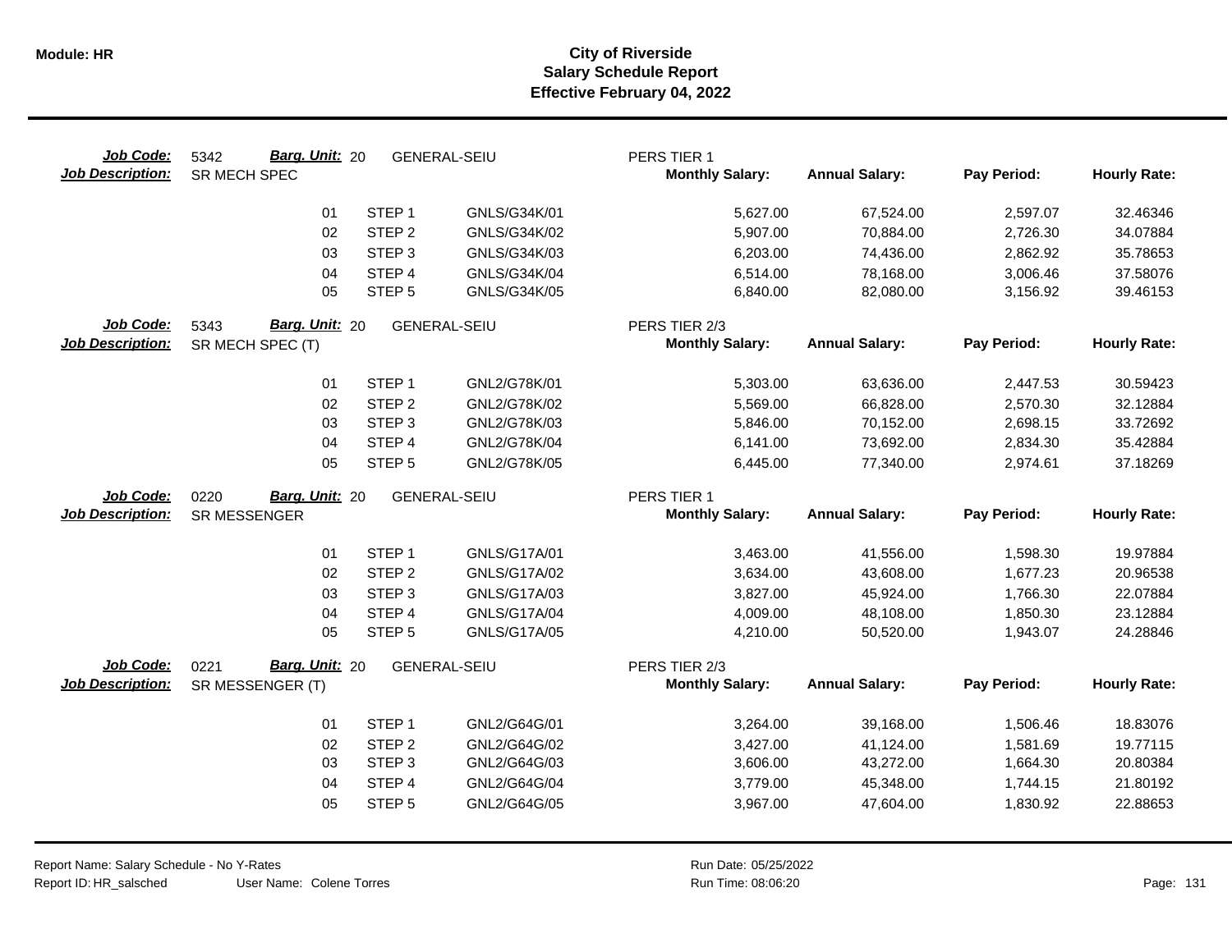# City of Riverside
## Salary Schedule Report
### Effective February 04, 2022

**Job Code:** 5342 **Barg. Unit:** 20 GENERAL-SEIU PERS TIER 1
**Job Description:** SR MECH SPEC

| | | | Monthly Salary: | Annual Salary: | Pay Period: | Hourly Rate: |
|---|---|---|---|---|---|---|
| 01 | STEP 1 | GNLS/G34K/01 | 5,627.00 | 67,524.00 | 2,597.07 | 32.46346 |
| 02 | STEP 2 | GNLS/G34K/02 | 5,907.00 | 70,884.00 | 2,726.30 | 34.07884 |
| 03 | STEP 3 | GNLS/G34K/03 | 6,203.00 | 74,436.00 | 2,862.92 | 35.78653 |
| 04 | STEP 4 | GNLS/G34K/04 | 6,514.00 | 78,168.00 | 3,006.46 | 37.58076 |
| 05 | STEP 5 | GNLS/G34K/05 | 6,840.00 | 82,080.00 | 3,156.92 | 39.46153 |

**Job Code:** 5343 **Barg. Unit:** 20 GENERAL-SEIU PERS TIER 2/3
**Job Description:** SR MECH SPEC (T)

| | | | Monthly Salary: | Annual Salary: | Pay Period: | Hourly Rate: |
|---|---|---|---|---|---|---|
| 01 | STEP 1 | GNL2/G78K/01 | 5,303.00 | 63,636.00 | 2,447.53 | 30.59423 |
| 02 | STEP 2 | GNL2/G78K/02 | 5,569.00 | 66,828.00 | 2,570.30 | 32.12884 |
| 03 | STEP 3 | GNL2/G78K/03 | 5,846.00 | 70,152.00 | 2,698.15 | 33.72692 |
| 04 | STEP 4 | GNL2/G78K/04 | 6,141.00 | 73,692.00 | 2,834.30 | 35.42884 |
| 05 | STEP 5 | GNL2/G78K/05 | 6,445.00 | 77,340.00 | 2,974.61 | 37.18269 |

**Job Code:** 0220 **Barg. Unit:** 20 GENERAL-SEIU PERS TIER 1
**Job Description:** SR MESSENGER

| | | | Monthly Salary: | Annual Salary: | Pay Period: | Hourly Rate: |
|---|---|---|---|---|---|---|
| 01 | STEP 1 | GNLS/G17A/01 | 3,463.00 | 41,556.00 | 1,598.30 | 19.97884 |
| 02 | STEP 2 | GNLS/G17A/02 | 3,634.00 | 43,608.00 | 1,677.23 | 20.96538 |
| 03 | STEP 3 | GNLS/G17A/03 | 3,827.00 | 45,924.00 | 1,766.30 | 22.07884 |
| 04 | STEP 4 | GNLS/G17A/04 | 4,009.00 | 48,108.00 | 1,850.30 | 23.12884 |
| 05 | STEP 5 | GNLS/G17A/05 | 4,210.00 | 50,520.00 | 1,943.07 | 24.28846 |

**Job Code:** 0221 **Barg. Unit:** 20 GENERAL-SEIU PERS TIER 2/3
**Job Description:** SR MESSENGER (T)

| | | | Monthly Salary: | Annual Salary: | Pay Period: | Hourly Rate: |
|---|---|---|---|---|---|---|
| 01 | STEP 1 | GNL2/G64G/01 | 3,264.00 | 39,168.00 | 1,506.46 | 18.83076 |
| 02 | STEP 2 | GNL2/G64G/02 | 3,427.00 | 41,124.00 | 1,581.69 | 19.77115 |
| 03 | STEP 3 | GNL2/G64G/03 | 3,606.00 | 43,272.00 | 1,664.30 | 20.80384 |
| 04 | STEP 4 | GNL2/G64G/04 | 3,779.00 | 45,348.00 | 1,744.15 | 21.80192 |
| 05 | STEP 5 | GNL2/G64G/05 | 3,967.00 | 47,604.00 | 1,830.92 | 22.88653 |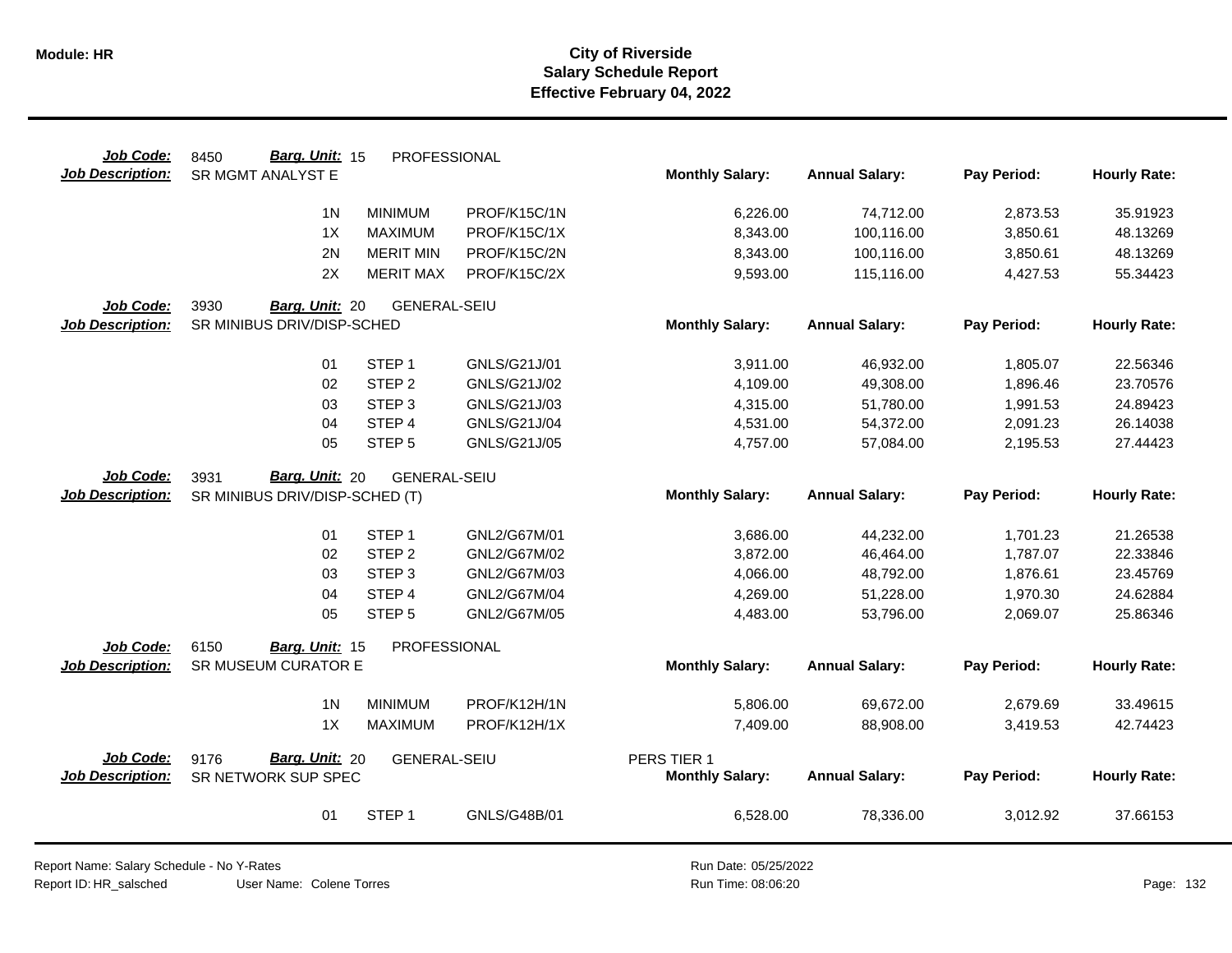# City of Riverside
## Salary Schedule Report
### Effective February 04, 2022

**Job Code:** 8450 **Barg. Unit:** 15 PROFESSIONAL
**Job Description:** SR MGMT ANALYST E

| | | | Monthly Salary: | Annual Salary: | Pay Period: | Hourly Rate: |
|---|---|---|---|---|---|---|
| 1N | MINIMUM | PROF/K15C/1N | 6,226.00 | 74,712.00 | 2,873.53 | 35.91923 |
| 1X | MAXIMUM | PROF/K15C/1X | 8,343.00 | 100,116.00 | 3,850.61 | 48.13269 |
| 2N | MERIT MIN | PROF/K15C/2N | 8,343.00 | 100,116.00 | 3,850.61 | 48.13269 |
| 2X | MERIT MAX | PROF/K15C/2X | 9,593.00 | 115,116.00 | 4,427.53 | 55.34423 |

**Job Code:** 3930 **Barg. Unit:** 20 GENERAL-SEIU
**Job Description:** SR MINIBUS DRIV/DISP-SCHED

| | | | Monthly Salary: | Annual Salary: | Pay Period: | Hourly Rate: |
|---|---|---|---|---|---|---|
| 01 | STEP 1 | GNLS/G21J/01 | 3,911.00 | 46,932.00 | 1,805.07 | 22.56346 |
| 02 | STEP 2 | GNLS/G21J/02 | 4,109.00 | 49,308.00 | 1,896.46 | 23.70576 |
| 03 | STEP 3 | GNLS/G21J/03 | 4,315.00 | 51,780.00 | 1,991.53 | 24.89423 |
| 04 | STEP 4 | GNLS/G21J/04 | 4,531.00 | 54,372.00 | 2,091.23 | 26.14038 |
| 05 | STEP 5 | GNLS/G21J/05 | 4,757.00 | 57,084.00 | 2,195.53 | 27.44423 |

**Job Code:** 3931 **Barg. Unit:** 20 GENERAL-SEIU
**Job Description:** SR MINIBUS DRIV/DISP-SCHED (T)

| | | | Monthly Salary: | Annual Salary: | Pay Period: | Hourly Rate: |
|---|---|---|---|---|---|---|
| 01 | STEP 1 | GNL2/G67M/01 | 3,686.00 | 44,232.00 | 1,701.23 | 21.26538 |
| 02 | STEP 2 | GNL2/G67M/02 | 3,872.00 | 46,464.00 | 1,787.07 | 22.33846 |
| 03 | STEP 3 | GNL2/G67M/03 | 4,066.00 | 48,792.00 | 1,876.61 | 23.45769 |
| 04 | STEP 4 | GNL2/G67M/04 | 4,269.00 | 51,228.00 | 1,970.30 | 24.62884 |
| 05 | STEP 5 | GNL2/G67M/05 | 4,483.00 | 53,796.00 | 2,069.07 | 25.86346 |

**Job Code:** 6150 **Barg. Unit:** 15 PROFESSIONAL
**Job Description:** SR MUSEUM CURATOR E

| | | | Monthly Salary: | Annual Salary: | Pay Period: | Hourly Rate: |
|---|---|---|---|---|---|---|
| 1N | MINIMUM | PROF/K12H/1N | 5,806.00 | 69,672.00 | 2,679.69 | 33.49615 |
| 1X | MAXIMUM | PROF/K12H/1X | 7,409.00 | 88,908.00 | 3,419.53 | 42.74423 |

**Job Code:** 9176 **Barg. Unit:** 20 GENERAL-SEIU PERS TIER 1
**Job Description:** SR NETWORK SUP SPEC

| | | | Monthly Salary: | Annual Salary: | Pay Period: | Hourly Rate: |
|---|---|---|---|---|---|---|
| 01 | STEP 1 | GNLS/G48B/01 | 6,528.00 | 78,336.00 | 3,012.92 | 37.66153 |

Report Name: Salary Schedule - No Y-Rates
Report ID: HR_salsched User Name: Colene Torres
Run Date: 05/25/2022
Run Time: 08:06:20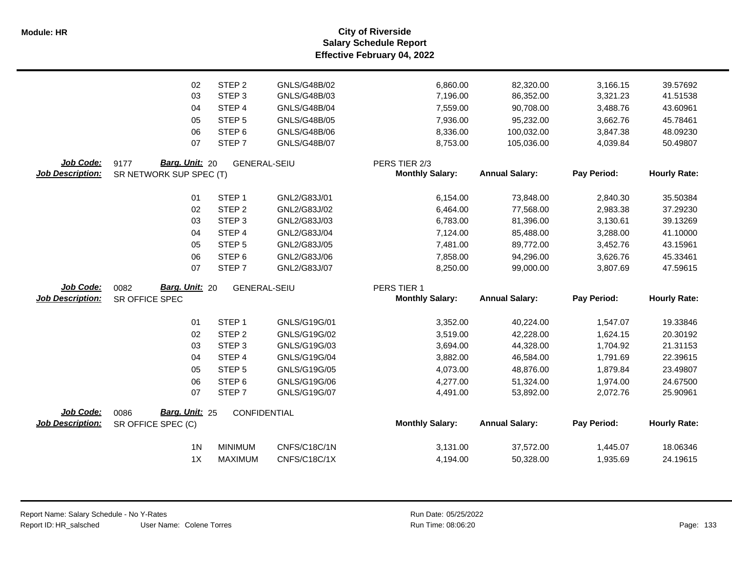| | | | | | | | |
|---|---|---|---|---|---|---|---|
| 02 | STEP 2 | GNLS/G48B/02 | 6,860.00 | 82,320.00 | 3,166.15 | 39.57692 |
| 03 | STEP 3 | GNLS/G48B/03 | 7,196.00 | 86,352.00 | 3,321.23 | 41.51538 |
| 04 | STEP 4 | GNLS/G48B/04 | 7,559.00 | 90,708.00 | 3,488.76 | 43.60961 |
| 05 | STEP 5 | GNLS/G48B/05 | 7,936.00 | 95,232.00 | 3,662.76 | 45.78461 |
| 06 | STEP 6 | GNLS/G48B/06 | 8,336.00 | 100,032.00 | 3,847.38 | 48.09230 |
| 07 | STEP 7 | GNLS/G48B/07 | 8,753.00 | 105,036.00 | 4,039.84 | 50.49807 |

**Job Code:** 9177 **Barg. Unit:** 20 GENERAL-SEIU PERS TIER 2/3
**Job Description:** SR NETWORK SUP SPEC (T)

| | | | Monthly Salary: | Annual Salary: | Pay Period: | Hourly Rate: |
|---|---|---|---|---|---|---|
| 01 | STEP 1 | GNL2/G83J/01 | 6,154.00 | 73,848.00 | 2,840.30 | 35.50384 |
| 02 | STEP 2 | GNL2/G83J/02 | 6,464.00 | 77,568.00 | 2,983.38 | 37.29230 |
| 03 | STEP 3 | GNL2/G83J/03 | 6,783.00 | 81,396.00 | 3,130.61 | 39.13269 |
| 04 | STEP 4 | GNL2/G83J/04 | 7,124.00 | 85,488.00 | 3,288.00 | 41.10000 |
| 05 | STEP 5 | GNL2/G83J/05 | 7,481.00 | 89,772.00 | 3,452.76 | 43.15961 |
| 06 | STEP 6 | GNL2/G83J/06 | 7,858.00 | 94,296.00 | 3,626.76 | 45.33461 |
| 07 | STEP 7 | GNL2/G83J/07 | 8,250.00 | 99,000.00 | 3,807.69 | 47.59615 |

**Job Code:** 0082 **Barg. Unit:** 20 GENERAL-SEIU PERS TIER 1
**Job Description:** SR OFFICE SPEC

| | | | Monthly Salary: | Annual Salary: | Pay Period: | Hourly Rate: |
|---|---|---|---|---|---|---|
| 01 | STEP 1 | GNLS/G19G/01 | 3,352.00 | 40,224.00 | 1,547.07 | 19.33846 |
| 02 | STEP 2 | GNLS/G19G/02 | 3,519.00 | 42,228.00 | 1,624.15 | 20.30192 |
| 03 | STEP 3 | GNLS/G19G/03 | 3,694.00 | 44,328.00 | 1,704.92 | 21.31153 |
| 04 | STEP 4 | GNLS/G19G/04 | 3,882.00 | 46,584.00 | 1,791.69 | 22.39615 |
| 05 | STEP 5 | GNLS/G19G/05 | 4,073.00 | 48,876.00 | 1,879.84 | 23.49807 |
| 06 | STEP 6 | GNLS/G19G/06 | 4,277.00 | 51,324.00 | 1,974.00 | 24.67500 |
| 07 | STEP 7 | GNLS/G19G/07 | 4,491.00 | 53,892.00 | 2,072.76 | 25.90961 |

**Job Code:** 0086 **Barg. Unit:** 25 CONFIDENTIAL
**Job Description:** SR OFFICE SPEC (C)

| | | | Monthly Salary: | Annual Salary: | Pay Period: | Hourly Rate: |
|---|---|---|---|---|---|---|
| 1N | MINIMUM | CNFS/C18C/1N | 3,131.00 | 37,572.00 | 1,445.07 | 18.06346 |
| 1X | MAXIMUM | CNFS/C18C/1X | 4,194.00 | 50,328.00 | 1,935.69 | 24.19615 |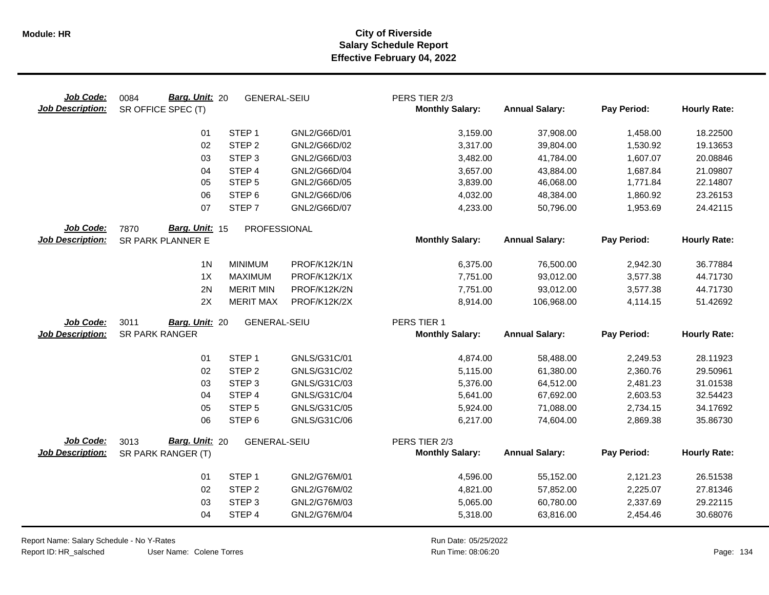**Module: HR**

# City of Riverside
## Salary Schedule Report
### Effective February 04, 2022

**Job Code:** 0084 **Barg. Unit:** 20 GENERAL-SEIU PERS TIER 2/3
**Job Description:** SR OFFICE SPEC (T)

| | | | Monthly Salary: | Annual Salary: | Pay Period: | Hourly Rate: |
|---|---|---|---|---|---|---|
| 01 | STEP 1 | GNL2/G66D/01 | 3,159.00 | 37,908.00 | 1,458.00 | 18.22500 |
| 02 | STEP 2 | GNL2/G66D/02 | 3,317.00 | 39,804.00 | 1,530.92 | 19.13653 |
| 03 | STEP 3 | GNL2/G66D/03 | 3,482.00 | 41,784.00 | 1,607.07 | 20.08846 |
| 04 | STEP 4 | GNL2/G66D/04 | 3,657.00 | 43,884.00 | 1,687.84 | 21.09807 |
| 05 | STEP 5 | GNL2/G66D/05 | 3,839.00 | 46,068.00 | 1,771.84 | 22.14807 |
| 06 | STEP 6 | GNL2/G66D/06 | 4,032.00 | 48,384.00 | 1,860.92 | 23.26153 |
| 07 | STEP 7 | GNL2/G66D/07 | 4,233.00 | 50,796.00 | 1,953.69 | 24.42115 |

**Job Code:** 7870 **Barg. Unit:** 15 PROFESSIONAL
**Job Description:** SR PARK PLANNER E

| | | | Monthly Salary: | Annual Salary: | Pay Period: | Hourly Rate: |
|---|---|---|---|---|---|---|
| 1N | MINIMUM | PROF/K12K/1N | 6,375.00 | 76,500.00 | 2,942.30 | 36.77884 |
| 1X | MAXIMUM | PROF/K12K/1X | 7,751.00 | 93,012.00 | 3,577.38 | 44.71730 |
| 2N | MERIT MIN | PROF/K12K/2N | 7,751.00 | 93,012.00 | 3,577.38 | 44.71730 |
| 2X | MERIT MAX | PROF/K12K/2X | 8,914.00 | 106,968.00 | 4,114.15 | 51.42692 |

**Job Code:** 3011 **Barg. Unit:** 20 GENERAL-SEIU PERS TIER 1
**Job Description:** SR PARK RANGER

| | | | Monthly Salary: | Annual Salary: | Pay Period: | Hourly Rate: |
|---|---|---|---|---|---|---|
| 01 | STEP 1 | GNLS/G31C/01 | 4,874.00 | 58,488.00 | 2,249.53 | 28.11923 |
| 02 | STEP 2 | GNLS/G31C/02 | 5,115.00 | 61,380.00 | 2,360.76 | 29.50961 |
| 03 | STEP 3 | GNLS/G31C/03 | 5,376.00 | 64,512.00 | 2,481.23 | 31.01538 |
| 04 | STEP 4 | GNLS/G31C/04 | 5,641.00 | 67,692.00 | 2,603.53 | 32.54423 |
| 05 | STEP 5 | GNLS/G31C/05 | 5,924.00 | 71,088.00 | 2,734.15 | 34.17692 |
| 06 | STEP 6 | GNLS/G31C/06 | 6,217.00 | 74,604.00 | 2,869.38 | 35.86730 |

**Job Code:** 3013 **Barg. Unit:** 20 GENERAL-SEIU PERS TIER 2/3
**Job Description:** SR PARK RANGER (T)

| | | | Monthly Salary: | Annual Salary: | Pay Period: | Hourly Rate: |
|---|---|---|---|---|---|---|
| 01 | STEP 1 | GNL2/G76M/01 | 4,596.00 | 55,152.00 | 2,121.23 | 26.51538 |
| 02 | STEP 2 | GNL2/G76M/02 | 4,821.00 | 57,852.00 | 2,225.07 | 27.81346 |
| 03 | STEP 3 | GNL2/G76M/03 | 5,065.00 | 60,780.00 | 2,337.69 | 29.22115 |
| 04 | STEP 4 | GNL2/G76M/04 | 5,318.00 | 63,816.00 | 2,454.46 | 30.68076 |

Report Name: Salary Schedule - No Y-Rates
Report ID: HR_salsched User Name: Colene Torres
Run Date: 05/25/2022
Run Time: 08:06:20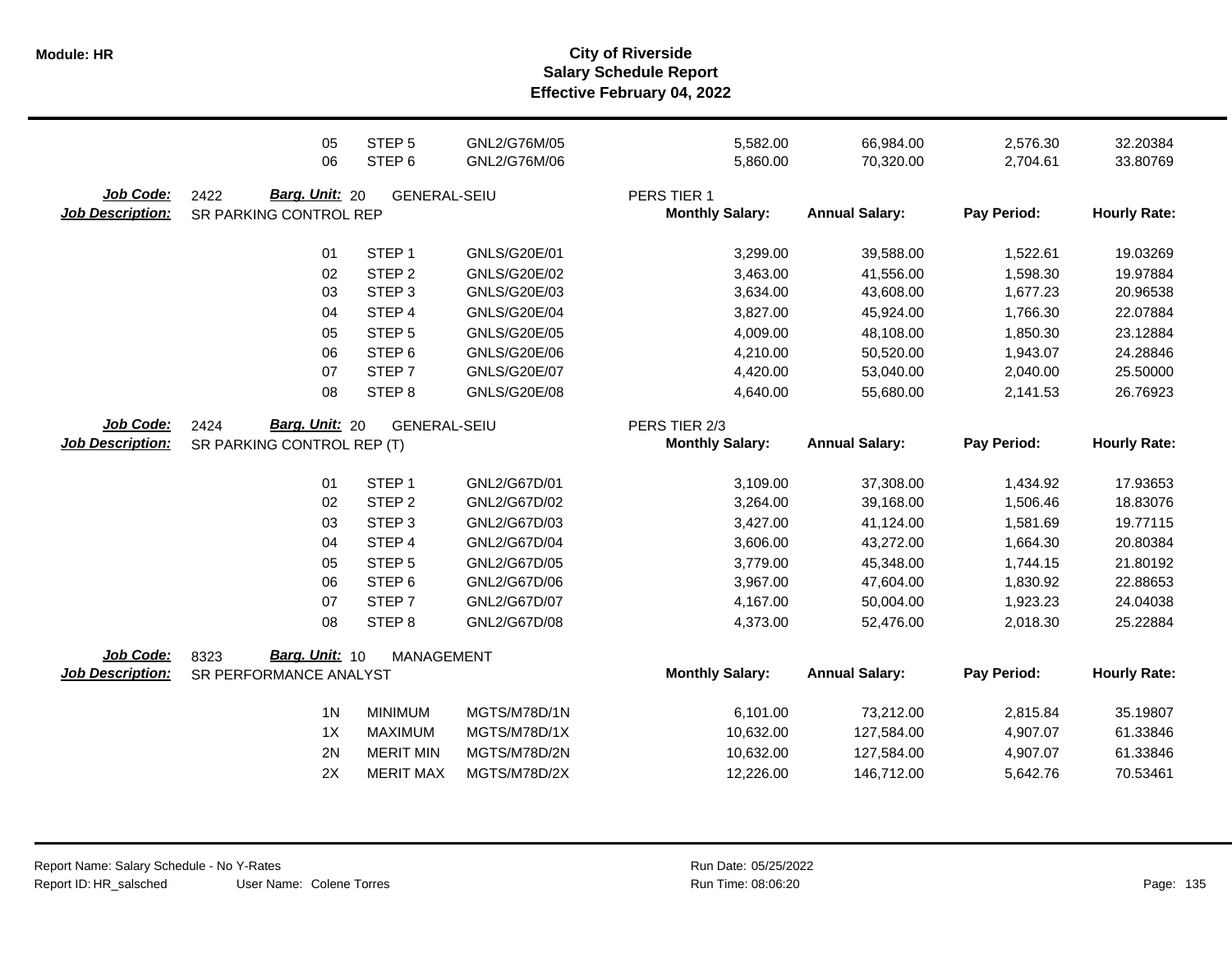# City of Riverside
## Salary Schedule Report
### Effective February 04, 2022

| | | | | | Monthly Salary: | Annual Salary: | Pay Period: | Hourly Rate: |
|---|---|---|---|---|---|---|---|---|
| | 05 | STEP 5 | GNL2/G76M/05 | | 5,582.00 | 66,984.00 | 2,576.30 | 32.20384 |
| | 06 | STEP 6 | GNL2/G76M/06 | | 5,860.00 | 70,320.00 | 2,704.61 | 33.80769 |

**Job Code:** 2422 **Barg. Unit:** 20 GENERAL-SEIU PERS TIER 1
**Job Description:** SR PARKING CONTROL REP

| | | | Monthly Salary: | Annual Salary: | Pay Period: | Hourly Rate: |
|---|---|---|---|---|---|---|
| 01 | STEP 1 | GNLS/G20E/01 | 3,299.00 | 39,588.00 | 1,522.61 | 19.03269 |
| 02 | STEP 2 | GNLS/G20E/02 | 3,463.00 | 41,556.00 | 1,598.30 | 19.97884 |
| 03 | STEP 3 | GNLS/G20E/03 | 3,634.00 | 43,608.00 | 1,677.23 | 20.96538 |
| 04 | STEP 4 | GNLS/G20E/04 | 3,827.00 | 45,924.00 | 1,766.30 | 22.07884 |
| 05 | STEP 5 | GNLS/G20E/05 | 4,009.00 | 48,108.00 | 1,850.30 | 23.12884 |
| 06 | STEP 6 | GNLS/G20E/06 | 4,210.00 | 50,520.00 | 1,943.07 | 24.28846 |
| 07 | STEP 7 | GNLS/G20E/07 | 4,420.00 | 53,040.00 | 2,040.00 | 25.50000 |
| 08 | STEP 8 | GNLS/G20E/08 | 4,640.00 | 55,680.00 | 2,141.53 | 26.76923 |

**Job Code:** 2424 **Barg. Unit:** 20 GENERAL-SEIU PERS TIER 2/3
**Job Description:** SR PARKING CONTROL REP (T)

| | | | Monthly Salary: | Annual Salary: | Pay Period: | Hourly Rate: |
|---|---|---|---|---|---|---|
| 01 | STEP 1 | GNL2/G67D/01 | 3,109.00 | 37,308.00 | 1,434.92 | 17.93653 |
| 02 | STEP 2 | GNL2/G67D/02 | 3,264.00 | 39,168.00 | 1,506.46 | 18.83076 |
| 03 | STEP 3 | GNL2/G67D/03 | 3,427.00 | 41,124.00 | 1,581.69 | 19.77115 |
| 04 | STEP 4 | GNL2/G67D/04 | 3,606.00 | 43,272.00 | 1,664.30 | 20.80384 |
| 05 | STEP 5 | GNL2/G67D/05 | 3,779.00 | 45,348.00 | 1,744.15 | 21.80192 |
| 06 | STEP 6 | GNL2/G67D/06 | 3,967.00 | 47,604.00 | 1,830.92 | 22.88653 |
| 07 | STEP 7 | GNL2/G67D/07 | 4,167.00 | 50,004.00 | 1,923.23 | 24.04038 |
| 08 | STEP 8 | GNL2/G67D/08 | 4,373.00 | 52,476.00 | 2,018.30 | 25.22884 |

**Job Code:** 8323 **Barg. Unit:** 10 MANAGEMENT
**Job Description:** SR PERFORMANCE ANALYST

| | | | Monthly Salary: | Annual Salary: | Pay Period: | Hourly Rate: |
|---|---|---|---|---|---|---|
| 1N | MINIMUM | MGTS/M78D/1N | 6,101.00 | 73,212.00 | 2,815.84 | 35.19807 |
| 1X | MAXIMUM | MGTS/M78D/1X | 10,632.00 | 127,584.00 | 4,907.07 | 61.33846 |
| 2N | MERIT MIN | MGTS/M78D/2N | 10,632.00 | 127,584.00 | 4,907.07 | 61.33846 |
| 2X | MERIT MAX | MGTS/M78D/2X | 12,226.00 | 146,712.00 | 5,642.76 | 70.53461 |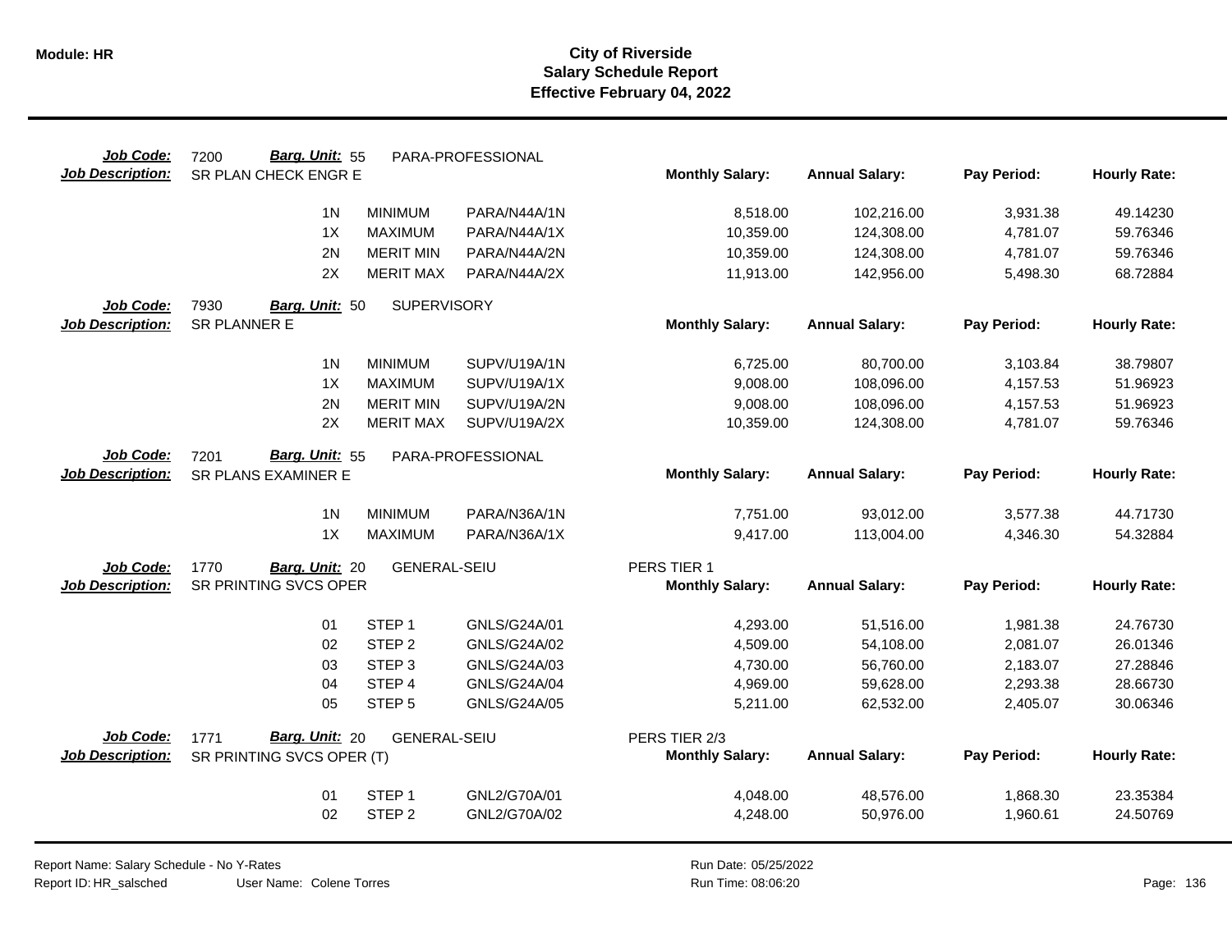# City of Riverside
## Salary Schedule Report
### Effective February 04, 2022

**Job Code:** 7200 **Barg. Unit:** 55 PARA-PROFESSIONAL
**Job Description:** SR PLAN CHECK ENGR E

| Step | Description | Code | Monthly Salary | Annual Salary | Pay Period | Hourly Rate |
|---|---|---|---|---|---|---|
| 1N | MINIMUM | PARA/N44A/1N | 8,518.00 | 102,216.00 | 3,931.38 | 49.14230 |
| 1X | MAXIMUM | PARA/N44A/1X | 10,359.00 | 124,308.00 | 4,781.07 | 59.76346 |
| 2N | MERIT MIN | PARA/N44A/2N | 10,359.00 | 124,308.00 | 4,781.07 | 59.76346 |
| 2X | MERIT MAX | PARA/N44A/2X | 11,913.00 | 142,956.00 | 5,498.30 | 68.72884 |

**Job Code:** 7930 **Barg. Unit:** 50 SUPERVISORY
**Job Description:** SR PLANNER E

| Step | Description | Code | Monthly Salary | Annual Salary | Pay Period | Hourly Rate |
|---|---|---|---|---|---|---|
| 1N | MINIMUM | SUPV/U19A/1N | 6,725.00 | 80,700.00 | 3,103.84 | 38.79807 |
| 1X | MAXIMUM | SUPV/U19A/1X | 9,008.00 | 108,096.00 | 4,157.53 | 51.96923 |
| 2N | MERIT MIN | SUPV/U19A/2N | 9,008.00 | 108,096.00 | 4,157.53 | 51.96923 |
| 2X | MERIT MAX | SUPV/U19A/2X | 10,359.00 | 124,308.00 | 4,781.07 | 59.76346 |

**Job Code:** 7201 **Barg. Unit:** 55 PARA-PROFESSIONAL
**Job Description:** SR PLANS EXAMINER E

| Step | Description | Code | Monthly Salary | Annual Salary | Pay Period | Hourly Rate |
|---|---|---|---|---|---|---|
| 1N | MINIMUM | PARA/N36A/1N | 7,751.00 | 93,012.00 | 3,577.38 | 44.71730 |
| 1X | MAXIMUM | PARA/N36A/1X | 9,417.00 | 113,004.00 | 4,346.30 | 54.32884 |

**Job Code:** 1770 **Barg. Unit:** 20 GENERAL-SEIU — PERS TIER 1
**Job Description:** SR PRINTING SVCS OPER

| Step | Description | Code | Monthly Salary | Annual Salary | Pay Period | Hourly Rate |
|---|---|---|---|---|---|---|
| 01 | STEP 1 | GNLS/G24A/01 | 4,293.00 | 51,516.00 | 1,981.38 | 24.76730 |
| 02 | STEP 2 | GNLS/G24A/02 | 4,509.00 | 54,108.00 | 2,081.07 | 26.01346 |
| 03 | STEP 3 | GNLS/G24A/03 | 4,730.00 | 56,760.00 | 2,183.07 | 27.28846 |
| 04 | STEP 4 | GNLS/G24A/04 | 4,969.00 | 59,628.00 | 2,293.38 | 28.66730 |
| 05 | STEP 5 | GNLS/G24A/05 | 5,211.00 | 62,532.00 | 2,405.07 | 30.06346 |

**Job Code:** 1771 **Barg. Unit:** 20 GENERAL-SEIU — PERS TIER 2/3
**Job Description:** SR PRINTING SVCS OPER (T)

| Step | Description | Code | Monthly Salary | Annual Salary | Pay Period | Hourly Rate |
|---|---|---|---|---|---|---|
| 01 | STEP 1 | GNL2/G70A/01 | 4,048.00 | 48,576.00 | 1,868.30 | 23.35384 |
| 02 | STEP 2 | GNL2/G70A/02 | 4,248.00 | 50,976.00 | 1,960.61 | 24.50769 |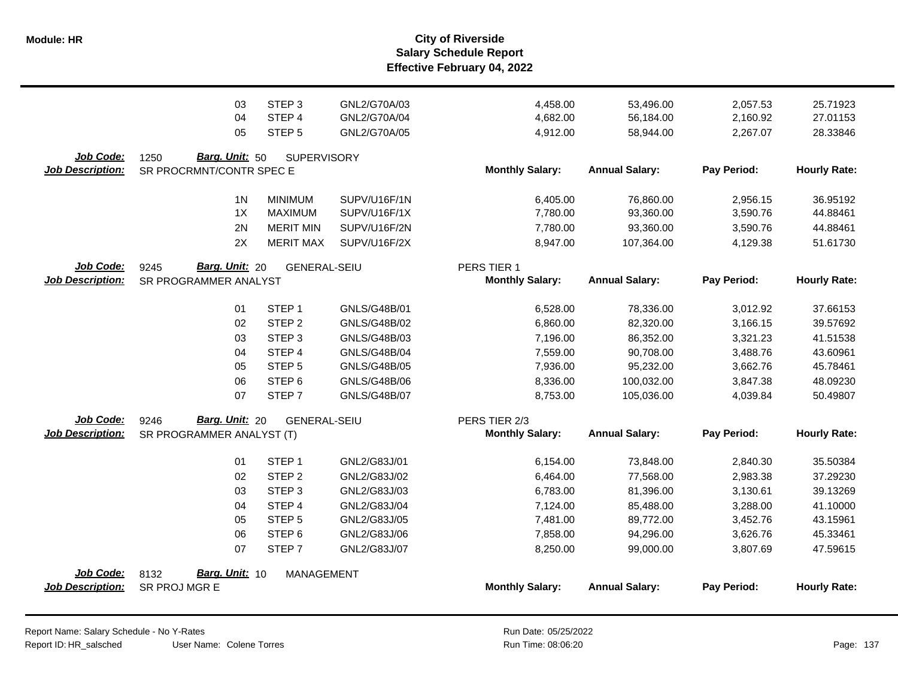| | | | | | | | |
|---|---|---|---|---|---|---|---|
| 03 | STEP 3 | GNL2/G70A/03 | | 4,458.00 | 53,496.00 | 2,057.53 | 25.71923 |
| 04 | STEP 4 | GNL2/G70A/04 | | 4,682.00 | 56,184.00 | 2,160.92 | 27.01153 |
| 05 | STEP 5 | GNL2/G70A/05 | | 4,912.00 | 58,944.00 | 2,267.07 | 28.33846 |

**Job Code:** 1250 **Barg. Unit:** 50 SUPERVISORY
**Job Description:** SR PROCRMNT/CONTR SPEC E

| | | | Monthly Salary: | Annual Salary: | Pay Period: | Hourly Rate: |
|---|---|---|---|---|---|---|
| 1N | MINIMUM | SUPV/U16F/1N | 6,405.00 | 76,860.00 | 2,956.15 | 36.95192 |
| 1X | MAXIMUM | SUPV/U16F/1X | 7,780.00 | 93,360.00 | 3,590.76 | 44.88461 |
| 2N | MERIT MIN | SUPV/U16F/2N | 7,780.00 | 93,360.00 | 3,590.76 | 44.88461 |
| 2X | MERIT MAX | SUPV/U16F/2X | 8,947.00 | 107,364.00 | 4,129.38 | 51.61730 |

**Job Code:** 9245 **Barg. Unit:** 20 GENERAL-SEIU PERS TIER 1
**Job Description:** SR PROGRAMMER ANALYST

| | | | Monthly Salary: | Annual Salary: | Pay Period: | Hourly Rate: |
|---|---|---|---|---|---|---|
| 01 | STEP 1 | GNLS/G48B/01 | 6,528.00 | 78,336.00 | 3,012.92 | 37.66153 |
| 02 | STEP 2 | GNLS/G48B/02 | 6,860.00 | 82,320.00 | 3,166.15 | 39.57692 |
| 03 | STEP 3 | GNLS/G48B/03 | 7,196.00 | 86,352.00 | 3,321.23 | 41.51538 |
| 04 | STEP 4 | GNLS/G48B/04 | 7,559.00 | 90,708.00 | 3,488.76 | 43.60961 |
| 05 | STEP 5 | GNLS/G48B/05 | 7,936.00 | 95,232.00 | 3,662.76 | 45.78461 |
| 06 | STEP 6 | GNLS/G48B/06 | 8,336.00 | 100,032.00 | 3,847.38 | 48.09230 |
| 07 | STEP 7 | GNLS/G48B/07 | 8,753.00 | 105,036.00 | 4,039.84 | 50.49807 |

**Job Code:** 9246 **Barg. Unit:** 20 GENERAL-SEIU PERS TIER 2/3
**Job Description:** SR PROGRAMMER ANALYST (T)

| | | | Monthly Salary: | Annual Salary: | Pay Period: | Hourly Rate: |
|---|---|---|---|---|---|---|
| 01 | STEP 1 | GNL2/G83J/01 | 6,154.00 | 73,848.00 | 2,840.30 | 35.50384 |
| 02 | STEP 2 | GNL2/G83J/02 | 6,464.00 | 77,568.00 | 2,983.38 | 37.29230 |
| 03 | STEP 3 | GNL2/G83J/03 | 6,783.00 | 81,396.00 | 3,130.61 | 39.13269 |
| 04 | STEP 4 | GNL2/G83J/04 | 7,124.00 | 85,488.00 | 3,288.00 | 41.10000 |
| 05 | STEP 5 | GNL2/G83J/05 | 7,481.00 | 89,772.00 | 3,452.76 | 43.15961 |
| 06 | STEP 6 | GNL2/G83J/06 | 7,858.00 | 94,296.00 | 3,626.76 | 45.33461 |
| 07 | STEP 7 | GNL2/G83J/07 | 8,250.00 | 99,000.00 | 3,807.69 | 47.59615 |

**Job Code:** 8132 **Barg. Unit:** 10 MANAGEMENT
**Job Description:** SR PROJ MGR E

| Monthly Salary: | Annual Salary: | Pay Period: | Hourly Rate: |
|---|---|---|---|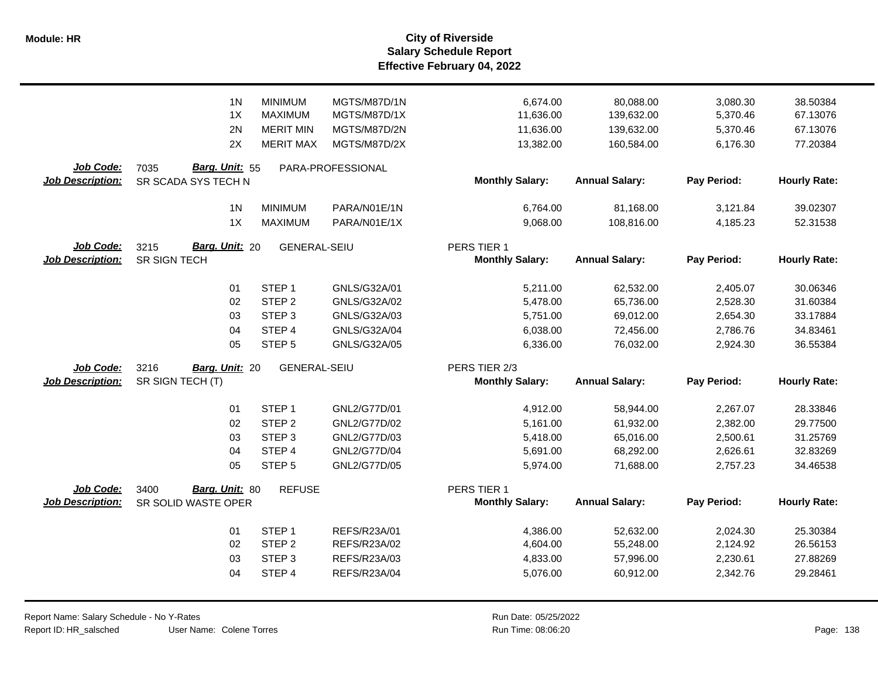| | | | | | | | |
|---|---|---|---|---|---|---|---|
| 1N | MINIMUM | MGTS/M87D/1N | | 6,674.00 | 80,088.00 | 3,080.30 | 38.50384 |
| 1X | MAXIMUM | MGTS/M87D/1X | | 11,636.00 | 139,632.00 | 5,370.46 | 67.13076 |
| 2N | MERIT MIN | MGTS/M87D/2N | | 11,636.00 | 139,632.00 | 5,370.46 | 67.13076 |
| 2X | MERIT MAX | MGTS/M87D/2X | | 13,382.00 | 160,584.00 | 6,176.30 | 77.20384 |

**Job Code:** 7035 **Barg. Unit:** 55 PARA-PROFESSIONAL
**Job Description:** SR SCADA SYS TECH N

| | | | Monthly Salary: | Annual Salary: | Pay Period: | Hourly Rate: |
|---|---|---|---|---|---|---|
| 1N | MINIMUM | PARA/N01E/1N | 6,764.00 | 81,168.00 | 3,121.84 | 39.02307 |
| 1X | MAXIMUM | PARA/N01E/1X | 9,068.00 | 108,816.00 | 4,185.23 | 52.31538 |

**Job Code:** 3215 **Barg. Unit:** 20 GENERAL-SEIU PERS TIER 1
**Job Description:** SR SIGN TECH

| | | | Monthly Salary: | Annual Salary: | Pay Period: | Hourly Rate: |
|---|---|---|---|---|---|---|
| 01 | STEP 1 | GNLS/G32A/01 | 5,211.00 | 62,532.00 | 2,405.07 | 30.06346 |
| 02 | STEP 2 | GNLS/G32A/02 | 5,478.00 | 65,736.00 | 2,528.30 | 31.60384 |
| 03 | STEP 3 | GNLS/G32A/03 | 5,751.00 | 69,012.00 | 2,654.30 | 33.17884 |
| 04 | STEP 4 | GNLS/G32A/04 | 6,038.00 | 72,456.00 | 2,786.76 | 34.83461 |
| 05 | STEP 5 | GNLS/G32A/05 | 6,336.00 | 76,032.00 | 2,924.30 | 36.55384 |

**Job Code:** 3216 **Barg. Unit:** 20 GENERAL-SEIU PERS TIER 2/3
**Job Description:** SR SIGN TECH (T)

| | | | Monthly Salary: | Annual Salary: | Pay Period: | Hourly Rate: |
|---|---|---|---|---|---|---|
| 01 | STEP 1 | GNL2/G77D/01 | 4,912.00 | 58,944.00 | 2,267.07 | 28.33846 |
| 02 | STEP 2 | GNL2/G77D/02 | 5,161.00 | 61,932.00 | 2,382.00 | 29.77500 |
| 03 | STEP 3 | GNL2/G77D/03 | 5,418.00 | 65,016.00 | 2,500.61 | 31.25769 |
| 04 | STEP 4 | GNL2/G77D/04 | 5,691.00 | 68,292.00 | 2,626.61 | 32.83269 |
| 05 | STEP 5 | GNL2/G77D/05 | 5,974.00 | 71,688.00 | 2,757.23 | 34.46538 |

**Job Code:** 3400 **Barg. Unit:** 80 REFUSE PERS TIER 1
**Job Description:** SR SOLID WASTE OPER

| | | | Monthly Salary: | Annual Salary: | Pay Period: | Hourly Rate: |
|---|---|---|---|---|---|---|
| 01 | STEP 1 | REFS/R23A/01 | 4,386.00 | 52,632.00 | 2,024.30 | 25.30384 |
| 02 | STEP 2 | REFS/R23A/02 | 4,604.00 | 55,248.00 | 2,124.92 | 26.56153 |
| 03 | STEP 3 | REFS/R23A/03 | 4,833.00 | 57,996.00 | 2,230.61 | 27.88269 |
| 04 | STEP 4 | REFS/R23A/04 | 5,076.00 | 60,912.00 | 2,342.76 | 29.28461 |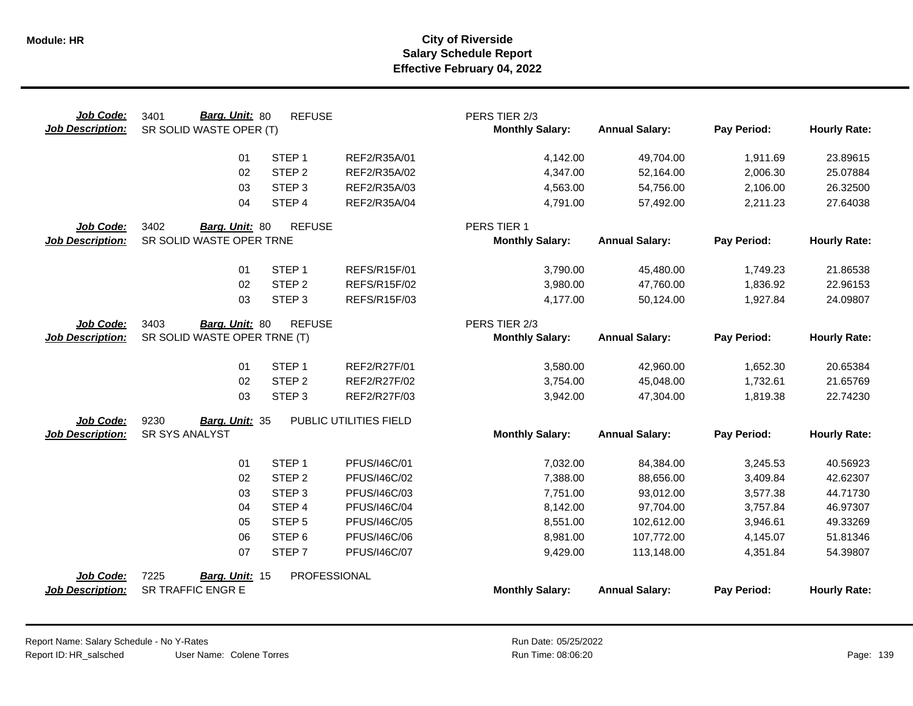# City of Riverside
## Salary Schedule Report
### Effective February 04, 2022

**Job Code:** 3401 **Barg. Unit:** 80 REFUSE — PERS TIER 2/3
**Job Description:** SR SOLID WASTE OPER (T)

| | | | Monthly Salary: | Annual Salary: | Pay Period: | Hourly Rate: |
|---|---|---|---|---|---|---|
| 01 | STEP 1 | REF2/R35A/01 | 4,142.00 | 49,704.00 | 1,911.69 | 23.89615 |
| 02 | STEP 2 | REF2/R35A/02 | 4,347.00 | 52,164.00 | 2,006.30 | 25.07884 |
| 03 | STEP 3 | REF2/R35A/03 | 4,563.00 | 54,756.00 | 2,106.00 | 26.32500 |
| 04 | STEP 4 | REF2/R35A/04 | 4,791.00 | 57,492.00 | 2,211.23 | 27.64038 |

**Job Code:** 3402 **Barg. Unit:** 80 REFUSE — PERS TIER 1
**Job Description:** SR SOLID WASTE OPER TRNE

| | | | Monthly Salary: | Annual Salary: | Pay Period: | Hourly Rate: |
|---|---|---|---|---|---|---|
| 01 | STEP 1 | REFS/R15F/01 | 3,790.00 | 45,480.00 | 1,749.23 | 21.86538 |
| 02 | STEP 2 | REFS/R15F/02 | 3,980.00 | 47,760.00 | 1,836.92 | 22.96153 |
| 03 | STEP 3 | REFS/R15F/03 | 4,177.00 | 50,124.00 | 1,927.84 | 24.09807 |

**Job Code:** 3403 **Barg. Unit:** 80 REFUSE — PERS TIER 2/3
**Job Description:** SR SOLID WASTE OPER TRNE (T)

| | | | Monthly Salary: | Annual Salary: | Pay Period: | Hourly Rate: |
|---|---|---|---|---|---|---|
| 01 | STEP 1 | REF2/R27F/01 | 3,580.00 | 42,960.00 | 1,652.30 | 20.65384 |
| 02 | STEP 2 | REF2/R27F/02 | 3,754.00 | 45,048.00 | 1,732.61 | 21.65769 |
| 03 | STEP 3 | REF2/R27F/03 | 3,942.00 | 47,304.00 | 1,819.38 | 22.74230 |

**Job Code:** 9230 **Barg. Unit:** 35 PUBLIC UTILITIES FIELD
**Job Description:** SR SYS ANALYST

| | | | Monthly Salary: | Annual Salary: | Pay Period: | Hourly Rate: |
|---|---|---|---|---|---|---|
| 01 | STEP 1 | PFUS/I46C/01 | 7,032.00 | 84,384.00 | 3,245.53 | 40.56923 |
| 02 | STEP 2 | PFUS/I46C/02 | 7,388.00 | 88,656.00 | 3,409.84 | 42.62307 |
| 03 | STEP 3 | PFUS/I46C/03 | 7,751.00 | 93,012.00 | 3,577.38 | 44.71730 |
| 04 | STEP 4 | PFUS/I46C/04 | 8,142.00 | 97,704.00 | 3,757.84 | 46.97307 |
| 05 | STEP 5 | PFUS/I46C/05 | 8,551.00 | 102,612.00 | 3,946.61 | 49.33269 |
| 06 | STEP 6 | PFUS/I46C/06 | 8,981.00 | 107,772.00 | 4,145.07 | 51.81346 |
| 07 | STEP 7 | PFUS/I46C/07 | 9,429.00 | 113,148.00 | 4,351.84 | 54.39807 |

**Job Code:** 7225 **Barg. Unit:** 15 PROFESSIONAL
**Job Description:** SR TRAFFIC ENGR E

| | | | Monthly Salary: | Annual Salary: | Pay Period: | Hourly Rate: |
|---|---|---|---|---|---|---|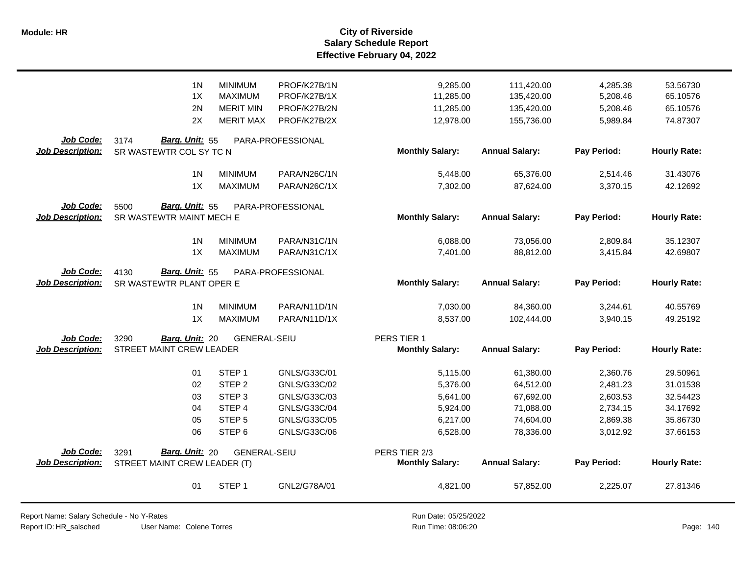| | Step | Description | Code | Monthly Salary | Annual Salary | Pay Period | Hourly Rate |
|---|---|---|---|---|---|---|---|
| | 1N | MINIMUM | PROF/K27B/1N | 9,285.00 | 111,420.00 | 4,285.38 | 53.56730 |
| | 1X | MAXIMUM | PROF/K27B/1X | 11,285.00 | 135,420.00 | 5,208.46 | 65.10576 |
| | 2N | MERIT MIN | PROF/K27B/2N | 11,285.00 | 135,420.00 | 5,208.46 | 65.10576 |
| | 2X | MERIT MAX | PROF/K27B/2X | 12,978.00 | 155,736.00 | 5,989.84 | 74.87307 |

**Job Code:** 3174 **Barg. Unit:** 55 PARA-PROFESSIONAL
**Job Description:** SR WASTEWTR COL SY TC N

| Step | Description | Code | Monthly Salary: | Annual Salary: | Pay Period: | Hourly Rate: |
|---|---|---|---|---|---|---|
| 1N | MINIMUM | PARA/N26C/1N | 5,448.00 | 65,376.00 | 2,514.46 | 31.43076 |
| 1X | MAXIMUM | PARA/N26C/1X | 7,302.00 | 87,624.00 | 3,370.15 | 42.12692 |

**Job Code:** 5500 **Barg. Unit:** 55 PARA-PROFESSIONAL
**Job Description:** SR WASTEWTR MAINT MECH E

| Step | Description | Code | Monthly Salary: | Annual Salary: | Pay Period: | Hourly Rate: |
|---|---|---|---|---|---|---|
| 1N | MINIMUM | PARA/N31C/1N | 6,088.00 | 73,056.00 | 2,809.84 | 35.12307 |
| 1X | MAXIMUM | PARA/N31C/1X | 7,401.00 | 88,812.00 | 3,415.84 | 42.69807 |

**Job Code:** 4130 **Barg. Unit:** 55 PARA-PROFESSIONAL
**Job Description:** SR WASTEWTR PLANT OPER E

| Step | Description | Code | Monthly Salary: | Annual Salary: | Pay Period: | Hourly Rate: |
|---|---|---|---|---|---|---|
| 1N | MINIMUM | PARA/N11D/1N | 7,030.00 | 84,360.00 | 3,244.61 | 40.55769 |
| 1X | MAXIMUM | PARA/N11D/1X | 8,537.00 | 102,444.00 | 3,940.15 | 49.25192 |

**Job Code:** 3290 **Barg. Unit:** 20 GENERAL-SEIU PERS TIER 1
**Job Description:** STREET MAINT CREW LEADER

| Step | Description | Code | Monthly Salary: | Annual Salary: | Pay Period: | Hourly Rate: |
|---|---|---|---|---|---|---|
| 01 | STEP 1 | GNLS/G33C/01 | 5,115.00 | 61,380.00 | 2,360.76 | 29.50961 |
| 02 | STEP 2 | GNLS/G33C/02 | 5,376.00 | 64,512.00 | 2,481.23 | 31.01538 |
| 03 | STEP 3 | GNLS/G33C/03 | 5,641.00 | 67,692.00 | 2,603.53 | 32.54423 |
| 04 | STEP 4 | GNLS/G33C/04 | 5,924.00 | 71,088.00 | 2,734.15 | 34.17692 |
| 05 | STEP 5 | GNLS/G33C/05 | 6,217.00 | 74,604.00 | 2,869.38 | 35.86730 |
| 06 | STEP 6 | GNLS/G33C/06 | 6,528.00 | 78,336.00 | 3,012.92 | 37.66153 |

**Job Code:** 3291 **Barg. Unit:** 20 GENERAL-SEIU PERS TIER 2/3
**Job Description:** STREET MAINT CREW LEADER (T)

| Step | Description | Code | Monthly Salary: | Annual Salary: | Pay Period: | Hourly Rate: |
|---|---|---|---|---|---|---|
| 01 | STEP 1 | GNL2/G78A/01 | 4,821.00 | 57,852.00 | 2,225.07 | 27.81346 |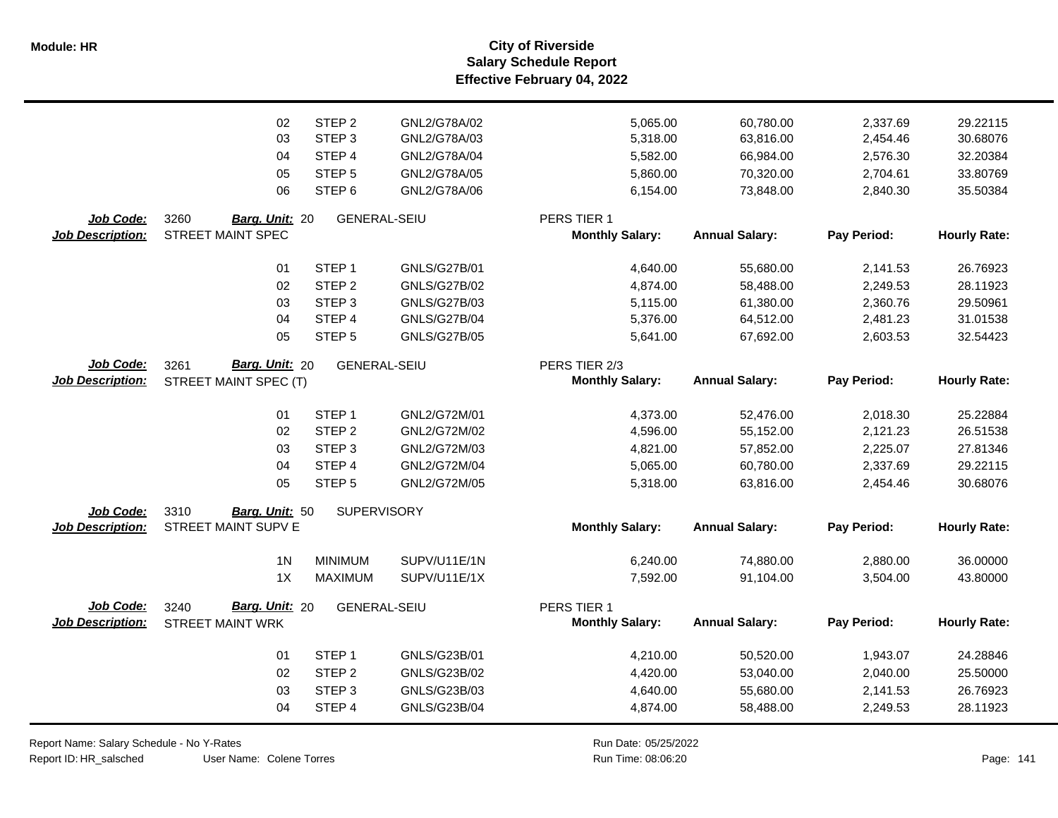# City of Riverside
## Salary Schedule Report
### Effective February 04, 2022

| | | | | | Monthly Salary | Annual Salary | Pay Period | Hourly Rate |
|---|---|---|---|---|---|---|---|---|
| | | 02 | STEP 2 | GNL2/G78A/02 | 5,065.00 | 60,780.00 | 2,337.69 | 29.22115 |
| | | 03 | STEP 3 | GNL2/G78A/03 | 5,318.00 | 63,816.00 | 2,454.46 | 30.68076 |
| | | 04 | STEP 4 | GNL2/G78A/04 | 5,582.00 | 66,984.00 | 2,576.30 | 32.20384 |
| | | 05 | STEP 5 | GNL2/G78A/05 | 5,860.00 | 70,320.00 | 2,704.61 | 33.80769 |
| | | 06 | STEP 6 | GNL2/G78A/06 | 6,154.00 | 73,848.00 | 2,840.30 | 35.50384 |

**Job Code:** 3260 **Barg. Unit:** 20 GENERAL-SEIU PERS TIER 1
**Job Description:** STREET MAINT SPEC

| | | Code | Monthly Salary | Annual Salary | Pay Period | Hourly Rate |
|---|---|---|---|---|---|---|
| 01 | STEP 1 | GNLS/G27B/01 | 4,640.00 | 55,680.00 | 2,141.53 | 26.76923 |
| 02 | STEP 2 | GNLS/G27B/02 | 4,874.00 | 58,488.00 | 2,249.53 | 28.11923 |
| 03 | STEP 3 | GNLS/G27B/03 | 5,115.00 | 61,380.00 | 2,360.76 | 29.50961 |
| 04 | STEP 4 | GNLS/G27B/04 | 5,376.00 | 64,512.00 | 2,481.23 | 31.01538 |
| 05 | STEP 5 | GNLS/G27B/05 | 5,641.00 | 67,692.00 | 2,603.53 | 32.54423 |

**Job Code:** 3261 **Barg. Unit:** 20 GENERAL-SEIU PERS TIER 2/3
**Job Description:** STREET MAINT SPEC (T)

| | | Code | Monthly Salary | Annual Salary | Pay Period | Hourly Rate |
|---|---|---|---|---|---|---|
| 01 | STEP 1 | GNL2/G72M/01 | 4,373.00 | 52,476.00 | 2,018.30 | 25.22884 |
| 02 | STEP 2 | GNL2/G72M/02 | 4,596.00 | 55,152.00 | 2,121.23 | 26.51538 |
| 03 | STEP 3 | GNL2/G72M/03 | 4,821.00 | 57,852.00 | 2,225.07 | 27.81346 |
| 04 | STEP 4 | GNL2/G72M/04 | 5,065.00 | 60,780.00 | 2,337.69 | 29.22115 |
| 05 | STEP 5 | GNL2/G72M/05 | 5,318.00 | 63,816.00 | 2,454.46 | 30.68076 |

**Job Code:** 3310 **Barg. Unit:** 50 SUPERVISORY
**Job Description:** STREET MAINT SUPV E

| | | Code | Monthly Salary | Annual Salary | Pay Period | Hourly Rate |
|---|---|---|---|---|---|---|
| 1N | MINIMUM | SUPV/U11E/1N | 6,240.00 | 74,880.00 | 2,880.00 | 36.00000 |
| 1X | MAXIMUM | SUPV/U11E/1X | 7,592.00 | 91,104.00 | 3,504.00 | 43.80000 |

**Job Code:** 3240 **Barg. Unit:** 20 GENERAL-SEIU PERS TIER 1
**Job Description:** STREET MAINT WRK

| | | Code | Monthly Salary | Annual Salary | Pay Period | Hourly Rate |
|---|---|---|---|---|---|---|
| 01 | STEP 1 | GNLS/G23B/01 | 4,210.00 | 50,520.00 | 1,943.07 | 24.28846 |
| 02 | STEP 2 | GNLS/G23B/02 | 4,420.00 | 53,040.00 | 2,040.00 | 25.50000 |
| 03 | STEP 3 | GNLS/G23B/03 | 4,640.00 | 55,680.00 | 2,141.53 | 26.76923 |
| 04 | STEP 4 | GNLS/G23B/04 | 4,874.00 | 58,488.00 | 2,249.53 | 28.11923 |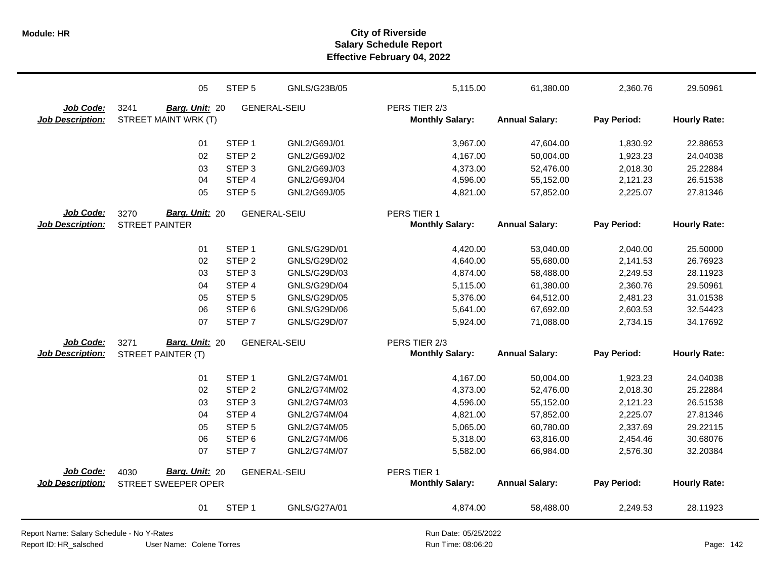| | | | | | | | |
|---|---|---|---|---|---|---|---|
| | 05 | STEP 5 | GNLS/G23B/05 | 5,115.00 | 61,380.00 | 2,360.76 | 29.50961 |

**Job Code:** 3241 **Barg. Unit:** 20 GENERAL-SEIU PERS TIER 2/3
**Job Description:** STREET MAINT WRK (T)

| | | | Monthly Salary: | Annual Salary: | Pay Period: | Hourly Rate: |
|---|---|---|---|---|---|---|
| 01 | STEP 1 | GNL2/G69J/01 | 3,967.00 | 47,604.00 | 1,830.92 | 22.88653 |
| 02 | STEP 2 | GNL2/G69J/02 | 4,167.00 | 50,004.00 | 1,923.23 | 24.04038 |
| 03 | STEP 3 | GNL2/G69J/03 | 4,373.00 | 52,476.00 | 2,018.30 | 25.22884 |
| 04 | STEP 4 | GNL2/G69J/04 | 4,596.00 | 55,152.00 | 2,121.23 | 26.51538 |
| 05 | STEP 5 | GNL2/G69J/05 | 4,821.00 | 57,852.00 | 2,225.07 | 27.81346 |

**Job Code:** 3270 **Barg. Unit:** 20 GENERAL-SEIU PERS TIER 1
**Job Description:** STREET PAINTER

| | | | Monthly Salary: | Annual Salary: | Pay Period: | Hourly Rate: |
|---|---|---|---|---|---|---|
| 01 | STEP 1 | GNLS/G29D/01 | 4,420.00 | 53,040.00 | 2,040.00 | 25.50000 |
| 02 | STEP 2 | GNLS/G29D/02 | 4,640.00 | 55,680.00 | 2,141.53 | 26.76923 |
| 03 | STEP 3 | GNLS/G29D/03 | 4,874.00 | 58,488.00 | 2,249.53 | 28.11923 |
| 04 | STEP 4 | GNLS/G29D/04 | 5,115.00 | 61,380.00 | 2,360.76 | 29.50961 |
| 05 | STEP 5 | GNLS/G29D/05 | 5,376.00 | 64,512.00 | 2,481.23 | 31.01538 |
| 06 | STEP 6 | GNLS/G29D/06 | 5,641.00 | 67,692.00 | 2,603.53 | 32.54423 |
| 07 | STEP 7 | GNLS/G29D/07 | 5,924.00 | 71,088.00 | 2,734.15 | 34.17692 |

**Job Code:** 3271 **Barg. Unit:** 20 GENERAL-SEIU PERS TIER 2/3
**Job Description:** STREET PAINTER (T)

| | | | Monthly Salary: | Annual Salary: | Pay Period: | Hourly Rate: |
|---|---|---|---|---|---|---|
| 01 | STEP 1 | GNL2/G74M/01 | 4,167.00 | 50,004.00 | 1,923.23 | 24.04038 |
| 02 | STEP 2 | GNL2/G74M/02 | 4,373.00 | 52,476.00 | 2,018.30 | 25.22884 |
| 03 | STEP 3 | GNL2/G74M/03 | 4,596.00 | 55,152.00 | 2,121.23 | 26.51538 |
| 04 | STEP 4 | GNL2/G74M/04 | 4,821.00 | 57,852.00 | 2,225.07 | 27.81346 |
| 05 | STEP 5 | GNL2/G74M/05 | 5,065.00 | 60,780.00 | 2,337.69 | 29.22115 |
| 06 | STEP 6 | GNL2/G74M/06 | 5,318.00 | 63,816.00 | 2,454.46 | 30.68076 |
| 07 | STEP 7 | GNL2/G74M/07 | 5,582.00 | 66,984.00 | 2,576.30 | 32.20384 |

**Job Code:** 4030 **Barg. Unit:** 20 GENERAL-SEIU PERS TIER 1
**Job Description:** STREET SWEEPER OPER

| | | | Monthly Salary: | Annual Salary: | Pay Period: | Hourly Rate: |
|---|---|---|---|---|---|---|
| 01 | STEP 1 | GNLS/G27A/01 | 4,874.00 | 58,488.00 | 2,249.53 | 28.11923 |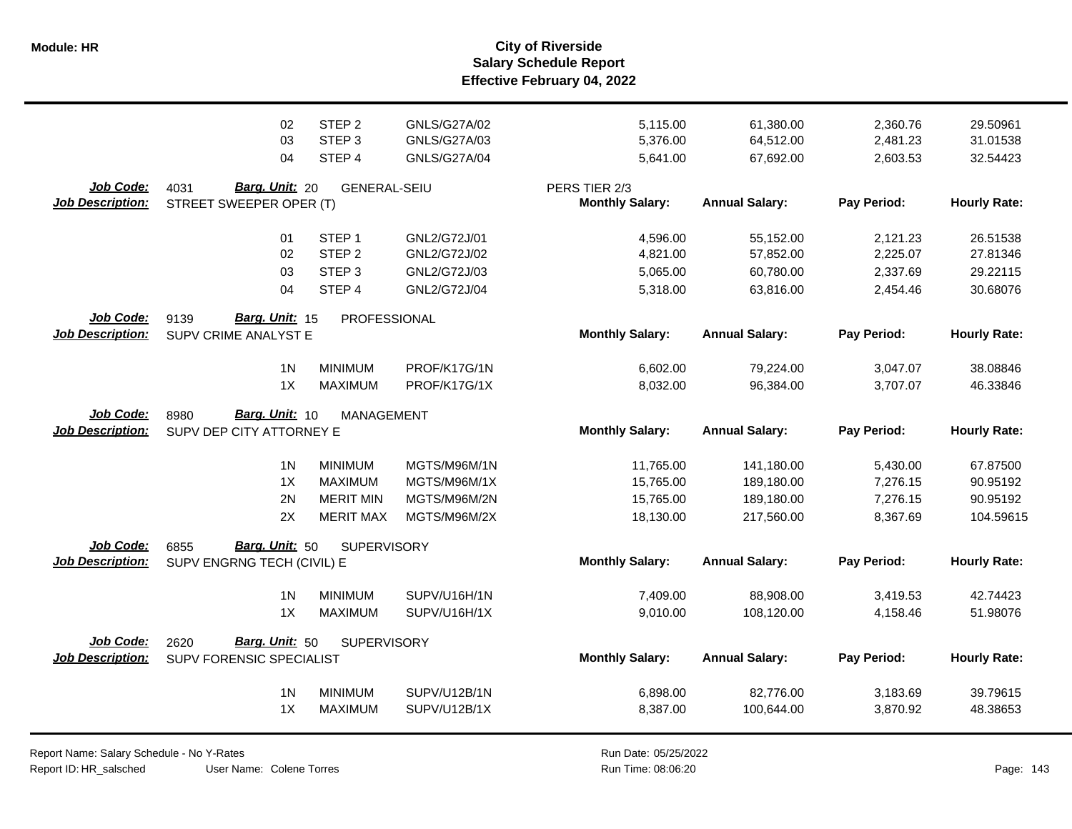| | | | | | | | |
|---|---|---|---|---|---|---|---|
| 02 | STEP 2 | GNLS/G27A/02 | 5,115.00 | 61,380.00 | 2,360.76 | 29.50961 |
| 03 | STEP 3 | GNLS/G27A/03 | 5,376.00 | 64,512.00 | 2,481.23 | 31.01538 |
| 04 | STEP 4 | GNLS/G27A/04 | 5,641.00 | 67,692.00 | 2,603.53 | 32.54423 |

**Job Code:** 4031 **Barg. Unit:** 20 GENERAL-SEIU PERS TIER 2/3
**Job Description:** STREET SWEEPER OPER (T)

| | | | Monthly Salary: | Annual Salary: | Pay Period: | Hourly Rate: |
|---|---|---|---|---|---|---|
| 01 | STEP 1 | GNL2/G72J/01 | 4,596.00 | 55,152.00 | 2,121.23 | 26.51538 |
| 02 | STEP 2 | GNL2/G72J/02 | 4,821.00 | 57,852.00 | 2,225.07 | 27.81346 |
| 03 | STEP 3 | GNL2/G72J/03 | 5,065.00 | 60,780.00 | 2,337.69 | 29.22115 |
| 04 | STEP 4 | GNL2/G72J/04 | 5,318.00 | 63,816.00 | 2,454.46 | 30.68076 |

**Job Code:** 9139 **Barg. Unit:** 15 PROFESSIONAL
**Job Description:** SUPV CRIME ANALYST E

| | | | Monthly Salary: | Annual Salary: | Pay Period: | Hourly Rate: |
|---|---|---|---|---|---|---|
| 1N | MINIMUM | PROF/K17G/1N | 6,602.00 | 79,224.00 | 3,047.07 | 38.08846 |
| 1X | MAXIMUM | PROF/K17G/1X | 8,032.00 | 96,384.00 | 3,707.07 | 46.33846 |

**Job Code:** 8980 **Barg. Unit:** 10 MANAGEMENT
**Job Description:** SUPV DEP CITY ATTORNEY E

| | | | Monthly Salary: | Annual Salary: | Pay Period: | Hourly Rate: |
|---|---|---|---|---|---|---|
| 1N | MINIMUM | MGTS/M96M/1N | 11,765.00 | 141,180.00 | 5,430.00 | 67.87500 |
| 1X | MAXIMUM | MGTS/M96M/1X | 15,765.00 | 189,180.00 | 7,276.15 | 90.95192 |
| 2N | MERIT MIN | MGTS/M96M/2N | 15,765.00 | 189,180.00 | 7,276.15 | 90.95192 |
| 2X | MERIT MAX | MGTS/M96M/2X | 18,130.00 | 217,560.00 | 8,367.69 | 104.59615 |

**Job Code:** 6855 **Barg. Unit:** 50 SUPERVISORY
**Job Description:** SUPV ENGRNG TECH (CIVIL) E

| | | | Monthly Salary: | Annual Salary: | Pay Period: | Hourly Rate: |
|---|---|---|---|---|---|---|
| 1N | MINIMUM | SUPV/U16H/1N | 7,409.00 | 88,908.00 | 3,419.53 | 42.74423 |
| 1X | MAXIMUM | SUPV/U16H/1X | 9,010.00 | 108,120.00 | 4,158.46 | 51.98076 |

**Job Code:** 2620 **Barg. Unit:** 50 SUPERVISORY
**Job Description:** SUPV FORENSIC SPECIALIST

| | | | Monthly Salary: | Annual Salary: | Pay Period: | Hourly Rate: |
|---|---|---|---|---|---|---|
| 1N | MINIMUM | SUPV/U12B/1N | 6,898.00 | 82,776.00 | 3,183.69 | 39.79615 |
| 1X | MAXIMUM | SUPV/U12B/1X | 8,387.00 | 100,644.00 | 3,870.92 | 48.38653 |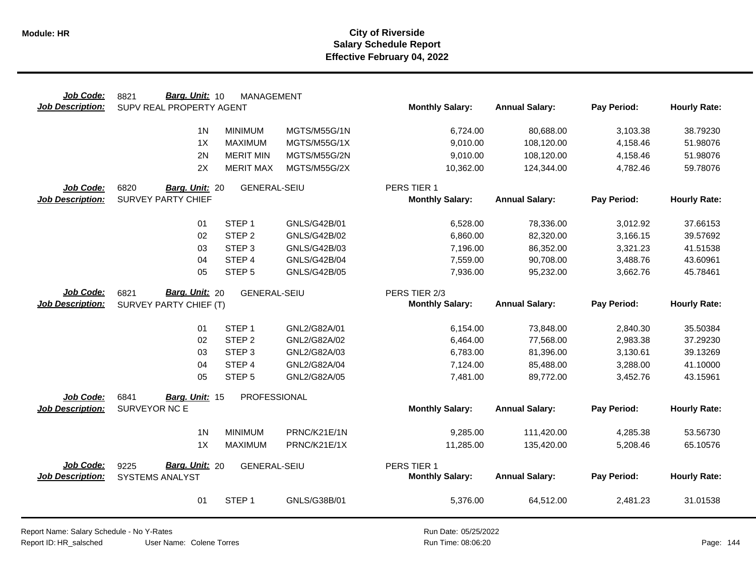## City of Riverside
## Salary Schedule Report
## Effective February 04, 2022

**Job Code:** 8821 **Barg. Unit:** 10 MANAGEMENT
**Job Description:** SUPV REAL PROPERTY AGENT

| | | | Monthly Salary: | Annual Salary: | Pay Period: | Hourly Rate: |
|---|---|---|---|---|---|---|
| 1N | MINIMUM | MGTS/M55G/1N | 6,724.00 | 80,688.00 | 3,103.38 | 38.79230 |
| 1X | MAXIMUM | MGTS/M55G/1X | 9,010.00 | 108,120.00 | 4,158.46 | 51.98076 |
| 2N | MERIT MIN | MGTS/M55G/2N | 9,010.00 | 108,120.00 | 4,158.46 | 51.98076 |
| 2X | MERIT MAX | MGTS/M55G/2X | 10,362.00 | 124,344.00 | 4,782.46 | 59.78076 |

**Job Code:** 6820 **Barg. Unit:** 20 GENERAL-SEIU — PERS TIER 1
**Job Description:** SURVEY PARTY CHIEF

| | | | Monthly Salary: | Annual Salary: | Pay Period: | Hourly Rate: |
|---|---|---|---|---|---|---|
| 01 | STEP 1 | GNLS/G42B/01 | 6,528.00 | 78,336.00 | 3,012.92 | 37.66153 |
| 02 | STEP 2 | GNLS/G42B/02 | 6,860.00 | 82,320.00 | 3,166.15 | 39.57692 |
| 03 | STEP 3 | GNLS/G42B/03 | 7,196.00 | 86,352.00 | 3,321.23 | 41.51538 |
| 04 | STEP 4 | GNLS/G42B/04 | 7,559.00 | 90,708.00 | 3,488.76 | 43.60961 |
| 05 | STEP 5 | GNLS/G42B/05 | 7,936.00 | 95,232.00 | 3,662.76 | 45.78461 |

**Job Code:** 6821 **Barg. Unit:** 20 GENERAL-SEIU — PERS TIER 2/3
**Job Description:** SURVEY PARTY CHIEF (T)

| | | | Monthly Salary: | Annual Salary: | Pay Period: | Hourly Rate: |
|---|---|---|---|---|---|---|
| 01 | STEP 1 | GNL2/G82A/01 | 6,154.00 | 73,848.00 | 2,840.30 | 35.50384 |
| 02 | STEP 2 | GNL2/G82A/02 | 6,464.00 | 77,568.00 | 2,983.38 | 37.29230 |
| 03 | STEP 3 | GNL2/G82A/03 | 6,783.00 | 81,396.00 | 3,130.61 | 39.13269 |
| 04 | STEP 4 | GNL2/G82A/04 | 7,124.00 | 85,488.00 | 3,288.00 | 41.10000 |
| 05 | STEP 5 | GNL2/G82A/05 | 7,481.00 | 89,772.00 | 3,452.76 | 43.15961 |

**Job Code:** 6841 **Barg. Unit:** 15 PROFESSIONAL
**Job Description:** SURVEYOR NC E

| | | | Monthly Salary: | Annual Salary: | Pay Period: | Hourly Rate: |
|---|---|---|---|---|---|---|
| 1N | MINIMUM | PRNC/K21E/1N | 9,285.00 | 111,420.00 | 4,285.38 | 53.56730 |
| 1X | MAXIMUM | PRNC/K21E/1X | 11,285.00 | 135,420.00 | 5,208.46 | 65.10576 |

**Job Code:** 9225 **Barg. Unit:** 20 GENERAL-SEIU — PERS TIER 1
**Job Description:** SYSTEMS ANALYST

| | | | Monthly Salary: | Annual Salary: | Pay Period: | Hourly Rate: |
|---|---|---|---|---|---|---|
| 01 | STEP 1 | GNLS/G38B/01 | 5,376.00 | 64,512.00 | 2,481.23 | 31.01538 |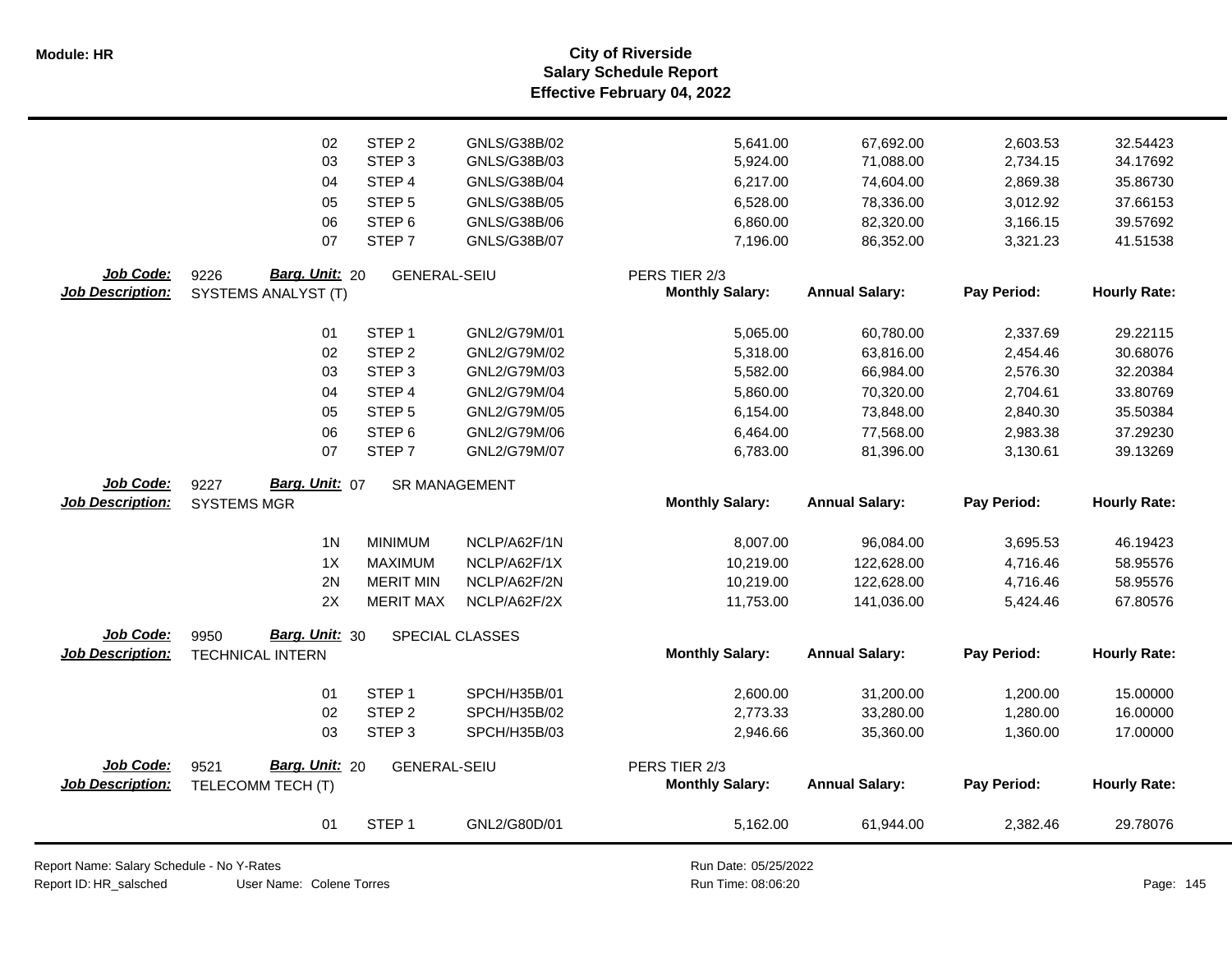| | | | | | | | |
|---|---|---|---|---|---|---|---|
| 02 | STEP 2 | GNLS/G38B/02 | | 5,641.00 | 67,692.00 | 2,603.53 | 32.54423 |
| 03 | STEP 3 | GNLS/G38B/03 | | 5,924.00 | 71,088.00 | 2,734.15 | 34.17692 |
| 04 | STEP 4 | GNLS/G38B/04 | | 6,217.00 | 74,604.00 | 2,869.38 | 35.86730 |
| 05 | STEP 5 | GNLS/G38B/05 | | 6,528.00 | 78,336.00 | 3,012.92 | 37.66153 |
| 06 | STEP 6 | GNLS/G38B/06 | | 6,860.00 | 82,320.00 | 3,166.15 | 39.57692 |
| 07 | STEP 7 | GNLS/G38B/07 | | 7,196.00 | 86,352.00 | 3,321.23 | 41.51538 |

**Job Code:** 9226 **Barg. Unit:** 20 GENERAL-SEIU PERS TIER 2/3
**Job Description:** SYSTEMS ANALYST (T)

| | | | Monthly Salary: | Annual Salary: | Pay Period: | Hourly Rate: |
|---|---|---|---|---|---|---|
| 01 | STEP 1 | GNL2/G79M/01 | 5,065.00 | 60,780.00 | 2,337.69 | 29.22115 |
| 02 | STEP 2 | GNL2/G79M/02 | 5,318.00 | 63,816.00 | 2,454.46 | 30.68076 |
| 03 | STEP 3 | GNL2/G79M/03 | 5,582.00 | 66,984.00 | 2,576.30 | 32.20384 |
| 04 | STEP 4 | GNL2/G79M/04 | 5,860.00 | 70,320.00 | 2,704.61 | 33.80769 |
| 05 | STEP 5 | GNL2/G79M/05 | 6,154.00 | 73,848.00 | 2,840.30 | 35.50384 |
| 06 | STEP 6 | GNL2/G79M/06 | 6,464.00 | 77,568.00 | 2,983.38 | 37.29230 |
| 07 | STEP 7 | GNL2/G79M/07 | 6,783.00 | 81,396.00 | 3,130.61 | 39.13269 |

**Job Code:** 9227 **Barg. Unit:** 07 SR MANAGEMENT
**Job Description:** SYSTEMS MGR

| | | | Monthly Salary: | Annual Salary: | Pay Period: | Hourly Rate: |
|---|---|---|---|---|---|---|
| 1N | MINIMUM | NCLP/A62F/1N | 8,007.00 | 96,084.00 | 3,695.53 | 46.19423 |
| 1X | MAXIMUM | NCLP/A62F/1X | 10,219.00 | 122,628.00 | 4,716.46 | 58.95576 |
| 2N | MERIT MIN | NCLP/A62F/2N | 10,219.00 | 122,628.00 | 4,716.46 | 58.95576 |
| 2X | MERIT MAX | NCLP/A62F/2X | 11,753.00 | 141,036.00 | 5,424.46 | 67.80576 |

**Job Code:** 9950 **Barg. Unit:** 30 SPECIAL CLASSES
**Job Description:** TECHNICAL INTERN

| | | | Monthly Salary: | Annual Salary: | Pay Period: | Hourly Rate: |
|---|---|---|---|---|---|---|
| 01 | STEP 1 | SPCH/H35B/01 | 2,600.00 | 31,200.00 | 1,200.00 | 15.00000 |
| 02 | STEP 2 | SPCH/H35B/02 | 2,773.33 | 33,280.00 | 1,280.00 | 16.00000 |
| 03 | STEP 3 | SPCH/H35B/03 | 2,946.66 | 35,360.00 | 1,360.00 | 17.00000 |

**Job Code:** 9521 **Barg. Unit:** 20 GENERAL-SEIU PERS TIER 2/3
**Job Description:** TELECOMM TECH (T)

| | | | Monthly Salary: | Annual Salary: | Pay Period: | Hourly Rate: |
|---|---|---|---|---|---|---|
| 01 | STEP 1 | GNL2/G80D/01 | 5,162.00 | 61,944.00 | 2,382.46 | 29.78076 |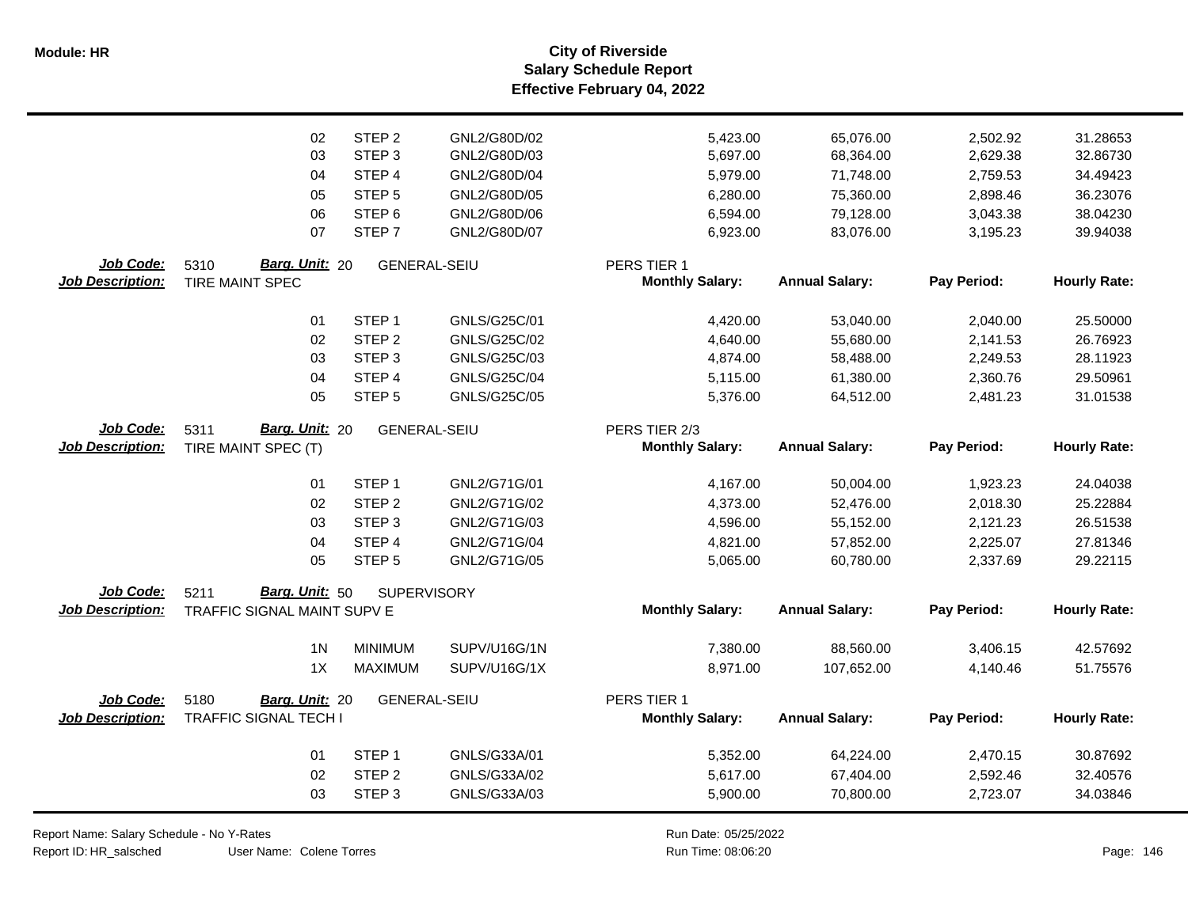| | | | | | | | |
|---|---|---|---|---|---|---|---|
| 02 | STEP 2 | GNL2/G80D/02 | | 5,423.00 | 65,076.00 | 2,502.92 | 31.28653 |
| 03 | STEP 3 | GNL2/G80D/03 | | 5,697.00 | 68,364.00 | 2,629.38 | 32.86730 |
| 04 | STEP 4 | GNL2/G80D/04 | | 5,979.00 | 71,748.00 | 2,759.53 | 34.49423 |
| 05 | STEP 5 | GNL2/G80D/05 | | 6,280.00 | 75,360.00 | 2,898.46 | 36.23076 |
| 06 | STEP 6 | GNL2/G80D/06 | | 6,594.00 | 79,128.00 | 3,043.38 | 38.04230 |
| 07 | STEP 7 | GNL2/G80D/07 | | 6,923.00 | 83,076.00 | 3,195.23 | 39.94038 |

**Job Code:** 5310 **Barg. Unit:** 20 GENERAL-SEIU PERS TIER 1
**Job Description:** TIRE MAINT SPEC

| | | | Monthly Salary: | Annual Salary: | Pay Period: | Hourly Rate: |
|---|---|---|---|---|---|---|
| 01 | STEP 1 | GNLS/G25C/01 | 4,420.00 | 53,040.00 | 2,040.00 | 25.50000 |
| 02 | STEP 2 | GNLS/G25C/02 | 4,640.00 | 55,680.00 | 2,141.53 | 26.76923 |
| 03 | STEP 3 | GNLS/G25C/03 | 4,874.00 | 58,488.00 | 2,249.53 | 28.11923 |
| 04 | STEP 4 | GNLS/G25C/04 | 5,115.00 | 61,380.00 | 2,360.76 | 29.50961 |
| 05 | STEP 5 | GNLS/G25C/05 | 5,376.00 | 64,512.00 | 2,481.23 | 31.01538 |

**Job Code:** 5311 **Barg. Unit:** 20 GENERAL-SEIU PERS TIER 2/3
**Job Description:** TIRE MAINT SPEC (T)

| | | | Monthly Salary: | Annual Salary: | Pay Period: | Hourly Rate: |
|---|---|---|---|---|---|---|
| 01 | STEP 1 | GNL2/G71G/01 | 4,167.00 | 50,004.00 | 1,923.23 | 24.04038 |
| 02 | STEP 2 | GNL2/G71G/02 | 4,373.00 | 52,476.00 | 2,018.30 | 25.22884 |
| 03 | STEP 3 | GNL2/G71G/03 | 4,596.00 | 55,152.00 | 2,121.23 | 26.51538 |
| 04 | STEP 4 | GNL2/G71G/04 | 4,821.00 | 57,852.00 | 2,225.07 | 27.81346 |
| 05 | STEP 5 | GNL2/G71G/05 | 5,065.00 | 60,780.00 | 2,337.69 | 29.22115 |

**Job Code:** 5211 **Barg. Unit:** 50 SUPERVISORY
**Job Description:** TRAFFIC SIGNAL MAINT SUPV E

| | | | Monthly Salary: | Annual Salary: | Pay Period: | Hourly Rate: |
|---|---|---|---|---|---|---|
| 1N | MINIMUM | SUPV/U16G/1N | 7,380.00 | 88,560.00 | 3,406.15 | 42.57692 |
| 1X | MAXIMUM | SUPV/U16G/1X | 8,971.00 | 107,652.00 | 4,140.46 | 51.75576 |

**Job Code:** 5180 **Barg. Unit:** 20 GENERAL-SEIU PERS TIER 1
**Job Description:** TRAFFIC SIGNAL TECH I

| | | | Monthly Salary: | Annual Salary: | Pay Period: | Hourly Rate: |
|---|---|---|---|---|---|---|
| 01 | STEP 1 | GNLS/G33A/01 | 5,352.00 | 64,224.00 | 2,470.15 | 30.87692 |
| 02 | STEP 2 | GNLS/G33A/02 | 5,617.00 | 67,404.00 | 2,592.46 | 32.40576 |
| 03 | STEP 3 | GNLS/G33A/03 | 5,900.00 | 70,800.00 | 2,723.07 | 34.03846 |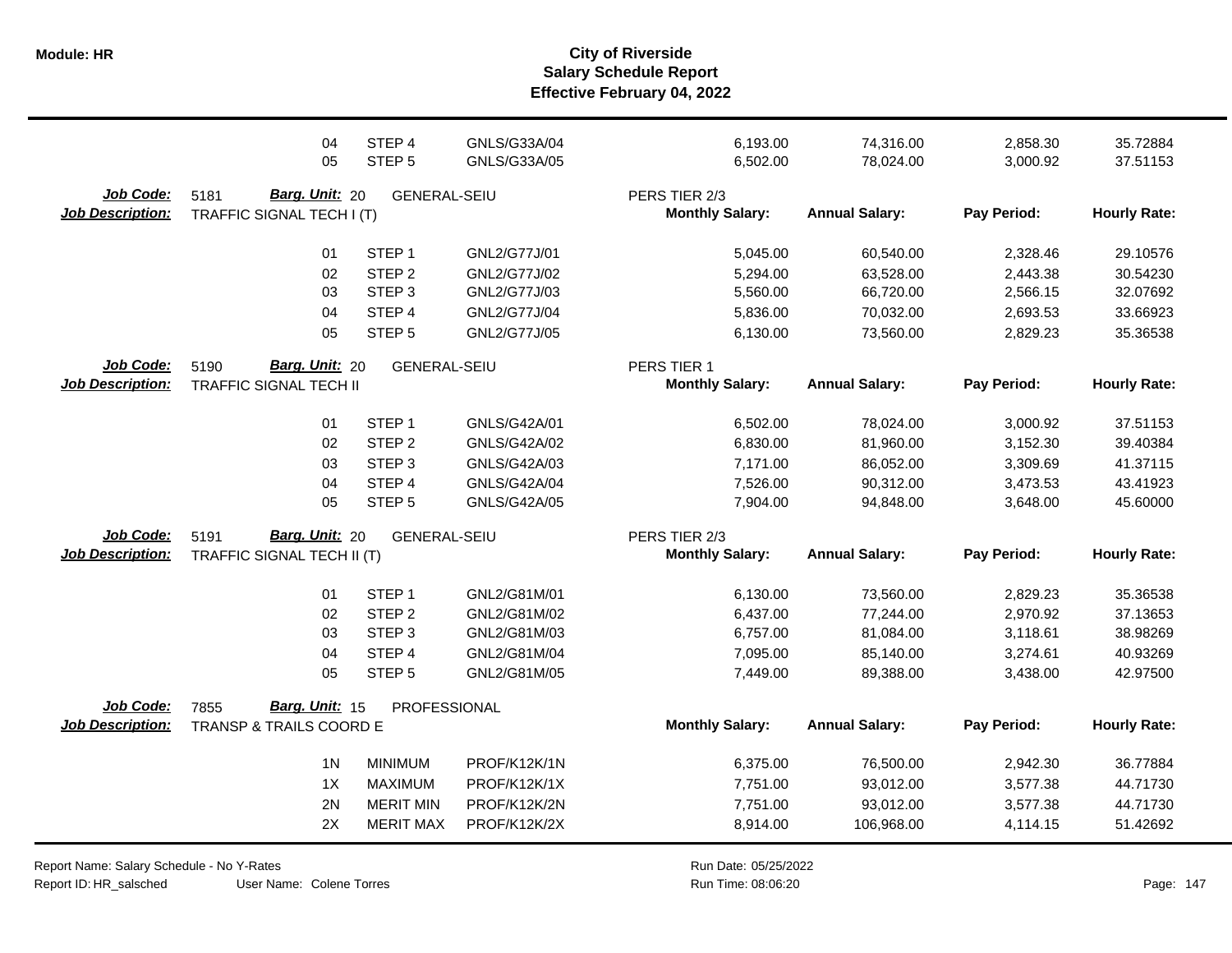| | | | | | | | |
|---|---|---|---|---|---|---|---|
| 04 | STEP 4 | GNLS/G33A/04 | | 6,193.00 | 74,316.00 | 2,858.30 | 35.72884 |
| 05 | STEP 5 | GNLS/G33A/05 | | 6,502.00 | 78,024.00 | 3,000.92 | 37.51153 |

**Job Code:** 5181 **Barg. Unit:** 20 GENERAL-SEIU PERS TIER 2/3
**Job Description:** TRAFFIC SIGNAL TECH I (T)

| | | | Monthly Salary: | Annual Salary: | Pay Period: | Hourly Rate: |
|---|---|---|---|---|---|---|
| 01 | STEP 1 | GNL2/G77J/01 | 5,045.00 | 60,540.00 | 2,328.46 | 29.10576 |
| 02 | STEP 2 | GNL2/G77J/02 | 5,294.00 | 63,528.00 | 2,443.38 | 30.54230 |
| 03 | STEP 3 | GNL2/G77J/03 | 5,560.00 | 66,720.00 | 2,566.15 | 32.07692 |
| 04 | STEP 4 | GNL2/G77J/04 | 5,836.00 | 70,032.00 | 2,693.53 | 33.66923 |
| 05 | STEP 5 | GNL2/G77J/05 | 6,130.00 | 73,560.00 | 2,829.23 | 35.36538 |

**Job Code:** 5190 **Barg. Unit:** 20 GENERAL-SEIU PERS TIER 1
**Job Description:** TRAFFIC SIGNAL TECH II

| | | | Monthly Salary: | Annual Salary: | Pay Period: | Hourly Rate: |
|---|---|---|---|---|---|---|
| 01 | STEP 1 | GNLS/G42A/01 | 6,502.00 | 78,024.00 | 3,000.92 | 37.51153 |
| 02 | STEP 2 | GNLS/G42A/02 | 6,830.00 | 81,960.00 | 3,152.30 | 39.40384 |
| 03 | STEP 3 | GNLS/G42A/03 | 7,171.00 | 86,052.00 | 3,309.69 | 41.37115 |
| 04 | STEP 4 | GNLS/G42A/04 | 7,526.00 | 90,312.00 | 3,473.53 | 43.41923 |
| 05 | STEP 5 | GNLS/G42A/05 | 7,904.00 | 94,848.00 | 3,648.00 | 45.60000 |

**Job Code:** 5191 **Barg. Unit:** 20 GENERAL-SEIU PERS TIER 2/3
**Job Description:** TRAFFIC SIGNAL TECH II (T)

| | | | Monthly Salary: | Annual Salary: | Pay Period: | Hourly Rate: |
|---|---|---|---|---|---|---|
| 01 | STEP 1 | GNL2/G81M/01 | 6,130.00 | 73,560.00 | 2,829.23 | 35.36538 |
| 02 | STEP 2 | GNL2/G81M/02 | 6,437.00 | 77,244.00 | 2,970.92 | 37.13653 |
| 03 | STEP 3 | GNL2/G81M/03 | 6,757.00 | 81,084.00 | 3,118.61 | 38.98269 |
| 04 | STEP 4 | GNL2/G81M/04 | 7,095.00 | 85,140.00 | 3,274.61 | 40.93269 |
| 05 | STEP 5 | GNL2/G81M/05 | 7,449.00 | 89,388.00 | 3,438.00 | 42.97500 |

**Job Code:** 7855 **Barg. Unit:** 15 PROFESSIONAL
**Job Description:** TRANSP & TRAILS COORD E

| | | | Monthly Salary: | Annual Salary: | Pay Period: | Hourly Rate: |
|---|---|---|---|---|---|---|
| 1N | MINIMUM | PROF/K12K/1N | 6,375.00 | 76,500.00 | 2,942.30 | 36.77884 |
| 1X | MAXIMUM | PROF/K12K/1X | 7,751.00 | 93,012.00 | 3,577.38 | 44.71730 |
| 2N | MERIT MIN | PROF/K12K/2N | 7,751.00 | 93,012.00 | 3,577.38 | 44.71730 |
| 2X | MERIT MAX | PROF/K12K/2X | 8,914.00 | 106,968.00 | 4,114.15 | 51.42692 |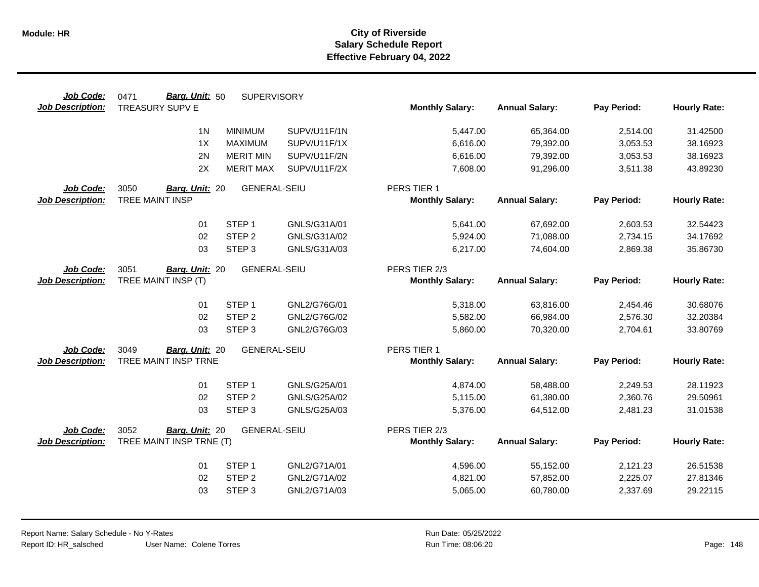# City of Riverside
## Salary Schedule Report
### Effective February 04, 2022

**Module: HR**

**Job Code:** 0471 **Barg. Unit:** 50 SUPERVISORY
**Job Description:** TREASURY SUPV E

| | | | Monthly Salary: | Annual Salary: | Pay Period: | Hourly Rate: |
|---|---|---|---|---|---|---|
| 1N | MINIMUM | SUPV/U11F/1N | 5,447.00 | 65,364.00 | 2,514.00 | 31.42500 |
| 1X | MAXIMUM | SUPV/U11F/1X | 6,616.00 | 79,392.00 | 3,053.53 | 38.16923 |
| 2N | MERIT MIN | SUPV/U11F/2N | 6,616.00 | 79,392.00 | 3,053.53 | 38.16923 |
| 2X | MERIT MAX | SUPV/U11F/2X | 7,608.00 | 91,296.00 | 3,511.38 | 43.89230 |

**Job Code:** 3050 **Barg. Unit:** 20 GENERAL-SEIU — PERS TIER 1
**Job Description:** TREE MAINT INSP

| | | | Monthly Salary: | Annual Salary: | Pay Period: | Hourly Rate: |
|---|---|---|---|---|---|---|
| 01 | STEP 1 | GNLS/G31A/01 | 5,641.00 | 67,692.00 | 2,603.53 | 32.54423 |
| 02 | STEP 2 | GNLS/G31A/02 | 5,924.00 | 71,088.00 | 2,734.15 | 34.17692 |
| 03 | STEP 3 | GNLS/G31A/03 | 6,217.00 | 74,604.00 | 2,869.38 | 35.86730 |

**Job Code:** 3051 **Barg. Unit:** 20 GENERAL-SEIU — PERS TIER 2/3
**Job Description:** TREE MAINT INSP (T)

| | | | Monthly Salary: | Annual Salary: | Pay Period: | Hourly Rate: |
|---|---|---|---|---|---|---|
| 01 | STEP 1 | GNL2/G76G/01 | 5,318.00 | 63,816.00 | 2,454.46 | 30.68076 |
| 02 | STEP 2 | GNL2/G76G/02 | 5,582.00 | 66,984.00 | 2,576.30 | 32.20384 |
| 03 | STEP 3 | GNL2/G76G/03 | 5,860.00 | 70,320.00 | 2,704.61 | 33.80769 |

**Job Code:** 3049 **Barg. Unit:** 20 GENERAL-SEIU — PERS TIER 1
**Job Description:** TREE MAINT INSP TRNE

| | | | Monthly Salary: | Annual Salary: | Pay Period: | Hourly Rate: |
|---|---|---|---|---|---|---|
| 01 | STEP 1 | GNLS/G25A/01 | 4,874.00 | 58,488.00 | 2,249.53 | 28.11923 |
| 02 | STEP 2 | GNLS/G25A/02 | 5,115.00 | 61,380.00 | 2,360.76 | 29.50961 |
| 03 | STEP 3 | GNLS/G25A/03 | 5,376.00 | 64,512.00 | 2,481.23 | 31.01538 |

**Job Code:** 3052 **Barg. Unit:** 20 GENERAL-SEIU — PERS TIER 2/3
**Job Description:** TREE MAINT INSP TRNE (T)

| | | | Monthly Salary: | Annual Salary: | Pay Period: | Hourly Rate: |
|---|---|---|---|---|---|---|
| 01 | STEP 1 | GNL2/G71A/01 | 4,596.00 | 55,152.00 | 2,121.23 | 26.51538 |
| 02 | STEP 2 | GNL2/G71A/02 | 4,821.00 | 57,852.00 | 2,225.07 | 27.81346 |
| 03 | STEP 3 | GNL2/G71A/03 | 5,065.00 | 60,780.00 | 2,337.69 | 29.22115 |

Report Name: Salary Schedule - No Y-Rates
Report ID: HR_salsched
User Name: Colene Torres
Run Date: 05/25/2022
Run Time: 08:06:20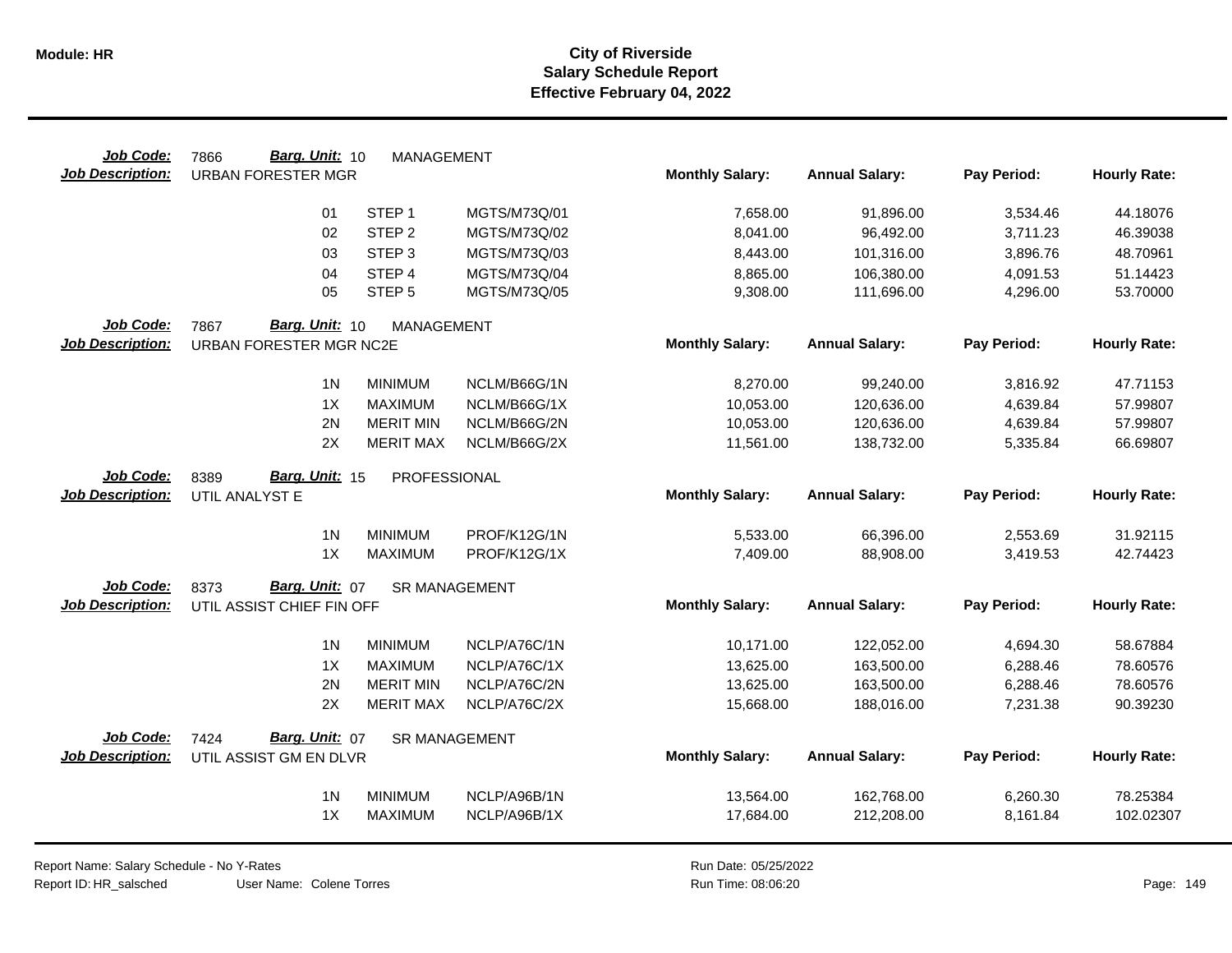# City of Riverside
## Salary Schedule Report
### Effective February 04, 2022

**Job Code:** 7866 **Barg. Unit:** 10 MANAGEMENT
**Job Description:** URBAN FORESTER MGR

| | | | Monthly Salary: | Annual Salary: | Pay Period: | Hourly Rate: |
|---|---|---|---|---|---|---|
| 01 | STEP 1 | MGTS/M73Q/01 | 7,658.00 | 91,896.00 | 3,534.46 | 44.18076 |
| 02 | STEP 2 | MGTS/M73Q/02 | 8,041.00 | 96,492.00 | 3,711.23 | 46.39038 |
| 03 | STEP 3 | MGTS/M73Q/03 | 8,443.00 | 101,316.00 | 3,896.76 | 48.70961 |
| 04 | STEP 4 | MGTS/M73Q/04 | 8,865.00 | 106,380.00 | 4,091.53 | 51.14423 |
| 05 | STEP 5 | MGTS/M73Q/05 | 9,308.00 | 111,696.00 | 4,296.00 | 53.70000 |

**Job Code:** 7867 **Barg. Unit:** 10 MANAGEMENT
**Job Description:** URBAN FORESTER MGR NC2E

| | | | Monthly Salary: | Annual Salary: | Pay Period: | Hourly Rate: |
|---|---|---|---|---|---|---|
| 1N | MINIMUM | NCLM/B66G/1N | 8,270.00 | 99,240.00 | 3,816.92 | 47.71153 |
| 1X | MAXIMUM | NCLM/B66G/1X | 10,053.00 | 120,636.00 | 4,639.84 | 57.99807 |
| 2N | MERIT MIN | NCLM/B66G/2N | 10,053.00 | 120,636.00 | 4,639.84 | 57.99807 |
| 2X | MERIT MAX | NCLM/B66G/2X | 11,561.00 | 138,732.00 | 5,335.84 | 66.69807 |

**Job Code:** 8389 **Barg. Unit:** 15 PROFESSIONAL
**Job Description:** UTIL ANALYST E

| | | | Monthly Salary: | Annual Salary: | Pay Period: | Hourly Rate: |
|---|---|---|---|---|---|---|
| 1N | MINIMUM | PROF/K12G/1N | 5,533.00 | 66,396.00 | 2,553.69 | 31.92115 |
| 1X | MAXIMUM | PROF/K12G/1X | 7,409.00 | 88,908.00 | 3,419.53 | 42.74423 |

**Job Code:** 8373 **Barg. Unit:** 07 SR MANAGEMENT
**Job Description:** UTIL ASSIST CHIEF FIN OFF

| | | | Monthly Salary: | Annual Salary: | Pay Period: | Hourly Rate: |
|---|---|---|---|---|---|---|
| 1N | MINIMUM | NCLP/A76C/1N | 10,171.00 | 122,052.00 | 4,694.30 | 58.67884 |
| 1X | MAXIMUM | NCLP/A76C/1X | 13,625.00 | 163,500.00 | 6,288.46 | 78.60576 |
| 2N | MERIT MIN | NCLP/A76C/2N | 13,625.00 | 163,500.00 | 6,288.46 | 78.60576 |
| 2X | MERIT MAX | NCLP/A76C/2X | 15,668.00 | 188,016.00 | 7,231.38 | 90.39230 |

**Job Code:** 7424 **Barg. Unit:** 07 SR MANAGEMENT
**Job Description:** UTIL ASSIST GM EN DLVR

| | | | Monthly Salary: | Annual Salary: | Pay Period: | Hourly Rate: |
|---|---|---|---|---|---|---|
| 1N | MINIMUM | NCLP/A96B/1N | 13,564.00 | 162,768.00 | 6,260.30 | 78.25384 |
| 1X | MAXIMUM | NCLP/A96B/1X | 17,684.00 | 212,208.00 | 8,161.84 | 102.02307 |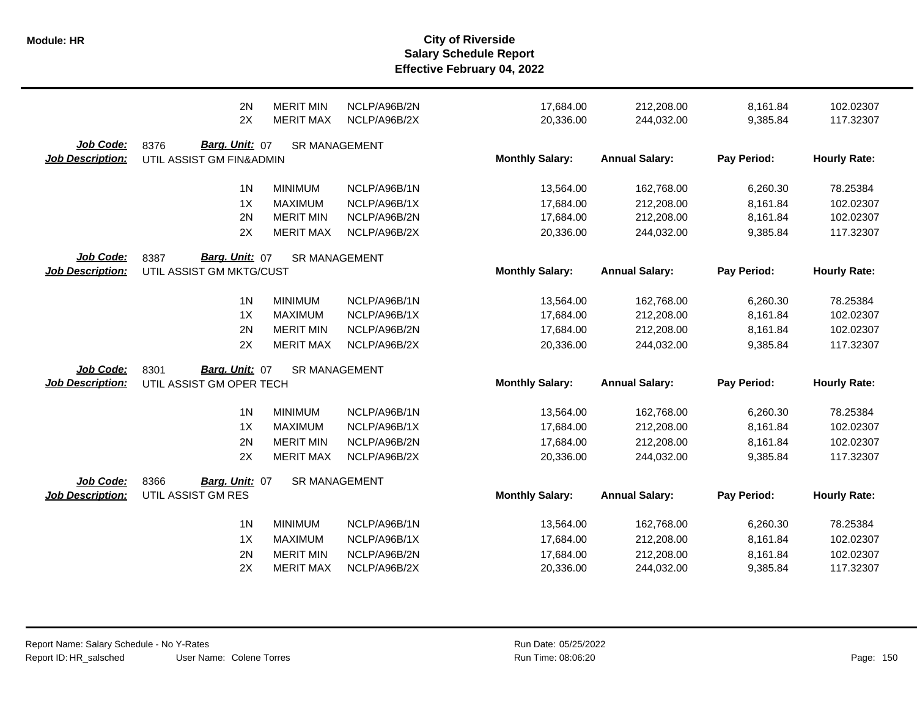| | | | | Monthly Salary | Annual Salary | Pay Period | Hourly Rate |
|---|---|---|---|---|---|---|---|
| | 2N | MERIT MIN | NCLP/A96B/2N | 17,684.00 | 212,208.00 | 8,161.84 | 102.02307 |
| | 2X | MERIT MAX | NCLP/A96B/2X | 20,336.00 | 244,032.00 | 9,385.84 | 117.32307 |

**Job Code:** 8376 **Barg. Unit:** 07 SR MANAGEMENT
**Job Description:** UTIL ASSIST GM FIN&ADMIN

| | | | Monthly Salary: | Annual Salary: | Pay Period: | Hourly Rate: |
|---|---|---|---|---|---|---|
| 1N | MINIMUM | NCLP/A96B/1N | 13,564.00 | 162,768.00 | 6,260.30 | 78.25384 |
| 1X | MAXIMUM | NCLP/A96B/1X | 17,684.00 | 212,208.00 | 8,161.84 | 102.02307 |
| 2N | MERIT MIN | NCLP/A96B/2N | 17,684.00 | 212,208.00 | 8,161.84 | 102.02307 |
| 2X | MERIT MAX | NCLP/A96B/2X | 20,336.00 | 244,032.00 | 9,385.84 | 117.32307 |

**Job Code:** 8387 **Barg. Unit:** 07 SR MANAGEMENT
**Job Description:** UTIL ASSIST GM MKTG/CUST

| | | | Monthly Salary: | Annual Salary: | Pay Period: | Hourly Rate: |
|---|---|---|---|---|---|---|
| 1N | MINIMUM | NCLP/A96B/1N | 13,564.00 | 162,768.00 | 6,260.30 | 78.25384 |
| 1X | MAXIMUM | NCLP/A96B/1X | 17,684.00 | 212,208.00 | 8,161.84 | 102.02307 |
| 2N | MERIT MIN | NCLP/A96B/2N | 17,684.00 | 212,208.00 | 8,161.84 | 102.02307 |
| 2X | MERIT MAX | NCLP/A96B/2X | 20,336.00 | 244,032.00 | 9,385.84 | 117.32307 |

**Job Code:** 8301 **Barg. Unit:** 07 SR MANAGEMENT
**Job Description:** UTIL ASSIST GM OPER TECH

| | | | Monthly Salary: | Annual Salary: | Pay Period: | Hourly Rate: |
|---|---|---|---|---|---|---|
| 1N | MINIMUM | NCLP/A96B/1N | 13,564.00 | 162,768.00 | 6,260.30 | 78.25384 |
| 1X | MAXIMUM | NCLP/A96B/1X | 17,684.00 | 212,208.00 | 8,161.84 | 102.02307 |
| 2N | MERIT MIN | NCLP/A96B/2N | 17,684.00 | 212,208.00 | 8,161.84 | 102.02307 |
| 2X | MERIT MAX | NCLP/A96B/2X | 20,336.00 | 244,032.00 | 9,385.84 | 117.32307 |

**Job Code:** 8366 **Barg. Unit:** 07 SR MANAGEMENT
**Job Description:** UTIL ASSIST GM RES

| | | | Monthly Salary: | Annual Salary: | Pay Period: | Hourly Rate: |
|---|---|---|---|---|---|---|
| 1N | MINIMUM | NCLP/A96B/1N | 13,564.00 | 162,768.00 | 6,260.30 | 78.25384 |
| 1X | MAXIMUM | NCLP/A96B/1X | 17,684.00 | 212,208.00 | 8,161.84 | 102.02307 |
| 2N | MERIT MIN | NCLP/A96B/2N | 17,684.00 | 212,208.00 | 8,161.84 | 102.02307 |
| 2X | MERIT MAX | NCLP/A96B/2X | 20,336.00 | 244,032.00 | 9,385.84 | 117.32307 |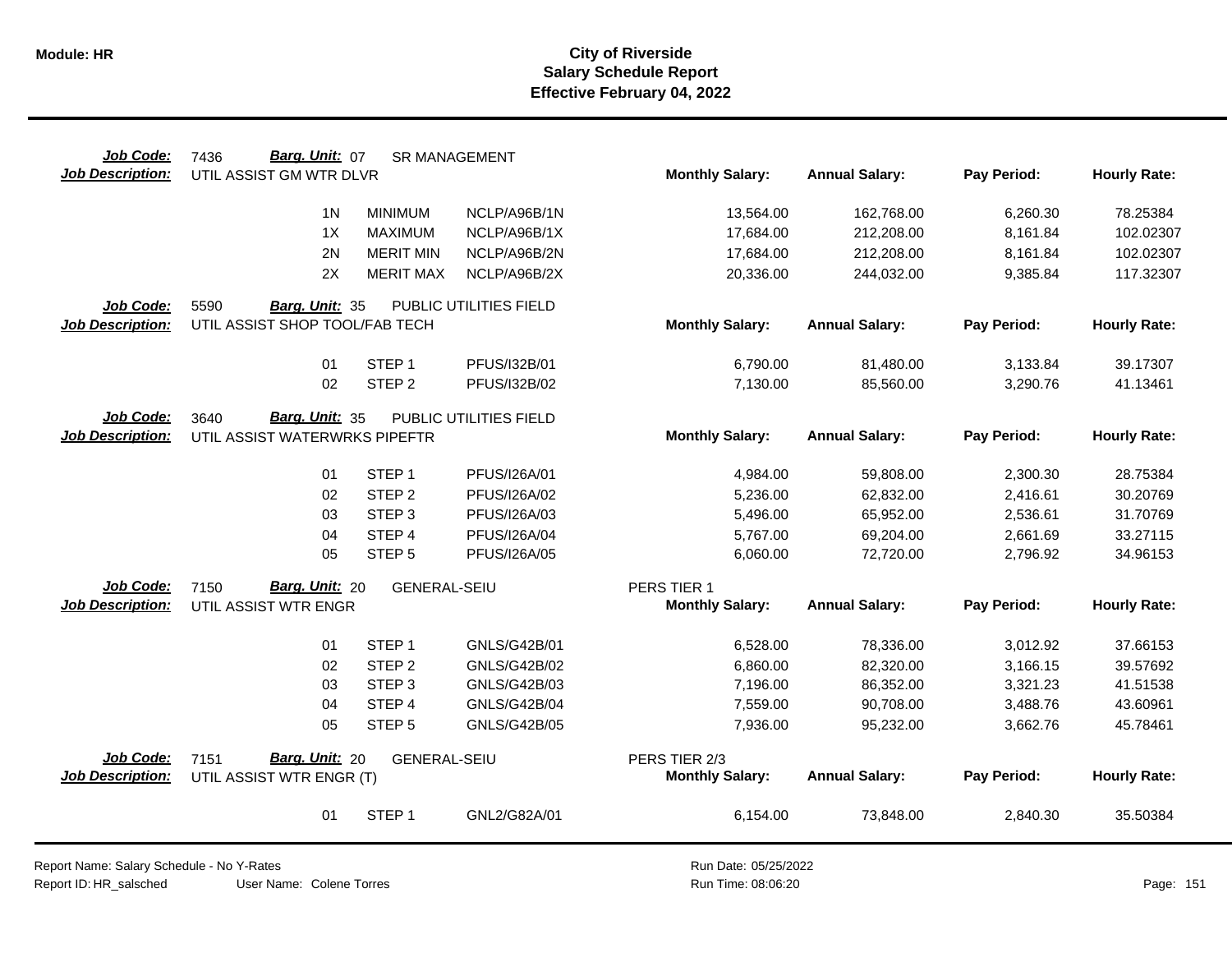# City of Riverside
## Salary Schedule Report
### Effective February 04, 2022

**Job Code:** 7436 **Barg. Unit:** 07 SR MANAGEMENT
**Job Description:** UTIL ASSIST GM WTR DLVR

| | | | Monthly Salary: | Annual Salary: | Pay Period: | Hourly Rate: |
|---|---|---|---|---|---|---|
| 1N | MINIMUM | NCLP/A96B/1N | 13,564.00 | 162,768.00 | 6,260.30 | 78.25384 |
| 1X | MAXIMUM | NCLP/A96B/1X | 17,684.00 | 212,208.00 | 8,161.84 | 102.02307 |
| 2N | MERIT MIN | NCLP/A96B/2N | 17,684.00 | 212,208.00 | 8,161.84 | 102.02307 |
| 2X | MERIT MAX | NCLP/A96B/2X | 20,336.00 | 244,032.00 | 9,385.84 | 117.32307 |

**Job Code:** 5590 **Barg. Unit:** 35 PUBLIC UTILITIES FIELD
**Job Description:** UTIL ASSIST SHOP TOOL/FAB TECH

| | | | Monthly Salary: | Annual Salary: | Pay Period: | Hourly Rate: |
|---|---|---|---|---|---|---|
| 01 | STEP 1 | PFUS/I32B/01 | 6,790.00 | 81,480.00 | 3,133.84 | 39.17307 |
| 02 | STEP 2 | PFUS/I32B/02 | 7,130.00 | 85,560.00 | 3,290.76 | 41.13461 |

**Job Code:** 3640 **Barg. Unit:** 35 PUBLIC UTILITIES FIELD
**Job Description:** UTIL ASSIST WATERWRKS PIPEFTR

| | | | Monthly Salary: | Annual Salary: | Pay Period: | Hourly Rate: |
|---|---|---|---|---|---|---|
| 01 | STEP 1 | PFUS/I26A/01 | 4,984.00 | 59,808.00 | 2,300.30 | 28.75384 |
| 02 | STEP 2 | PFUS/I26A/02 | 5,236.00 | 62,832.00 | 2,416.61 | 30.20769 |
| 03 | STEP 3 | PFUS/I26A/03 | 5,496.00 | 65,952.00 | 2,536.61 | 31.70769 |
| 04 | STEP 4 | PFUS/I26A/04 | 5,767.00 | 69,204.00 | 2,661.69 | 33.27115 |
| 05 | STEP 5 | PFUS/I26A/05 | 6,060.00 | 72,720.00 | 2,796.92 | 34.96153 |

**Job Code:** 7150 **Barg. Unit:** 20 GENERAL-SEIU
**Job Description:** UTIL ASSIST WTR ENGR

PERS TIER 1

| | | | Monthly Salary: | Annual Salary: | Pay Period: | Hourly Rate: |
|---|---|---|---|---|---|---|
| 01 | STEP 1 | GNLS/G42B/01 | 6,528.00 | 78,336.00 | 3,012.92 | 37.66153 |
| 02 | STEP 2 | GNLS/G42B/02 | 6,860.00 | 82,320.00 | 3,166.15 | 39.57692 |
| 03 | STEP 3 | GNLS/G42B/03 | 7,196.00 | 86,352.00 | 3,321.23 | 41.51538 |
| 04 | STEP 4 | GNLS/G42B/04 | 7,559.00 | 90,708.00 | 3,488.76 | 43.60961 |
| 05 | STEP 5 | GNLS/G42B/05 | 7,936.00 | 95,232.00 | 3,662.76 | 45.78461 |

**Job Code:** 7151 **Barg. Unit:** 20 GENERAL-SEIU
**Job Description:** UTIL ASSIST WTR ENGR (T)

PERS TIER 2/3

| | | | Monthly Salary: | Annual Salary: | Pay Period: | Hourly Rate: |
|---|---|---|---|---|---|---|
| 01 | STEP 1 | GNL2/G82A/01 | 6,154.00 | 73,848.00 | 2,840.30 | 35.50384 |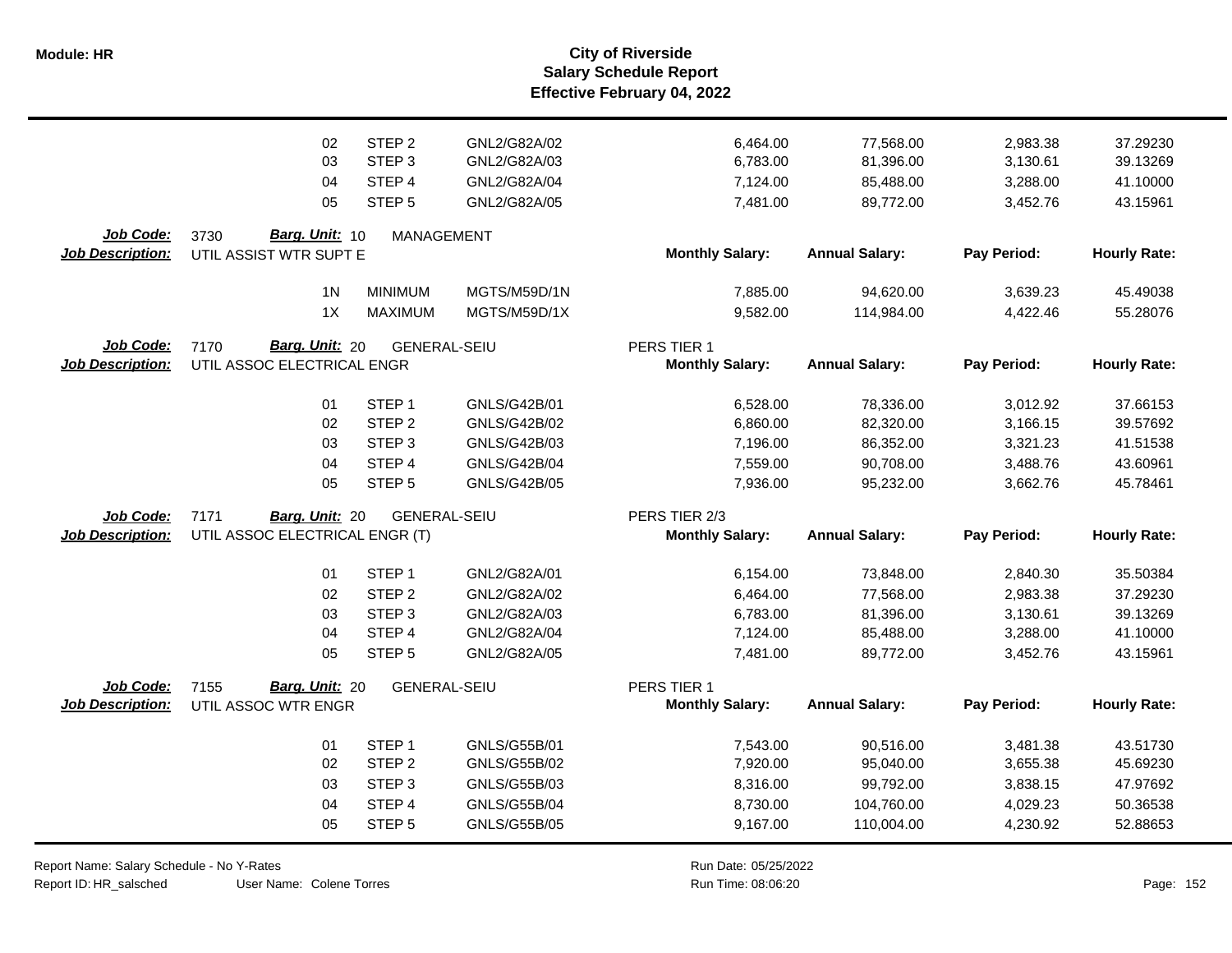| | | | | | | | |
|---|---|---|---|---|---|---|---|
| 02 | STEP 2 | GNL2/G82A/02 | | 6,464.00 | 77,568.00 | 2,983.38 | 37.29230 |
| 03 | STEP 3 | GNL2/G82A/03 | | 6,783.00 | 81,396.00 | 3,130.61 | 39.13269 |
| 04 | STEP 4 | GNL2/G82A/04 | | 7,124.00 | 85,488.00 | 3,288.00 | 41.10000 |
| 05 | STEP 5 | GNL2/G82A/05 | | 7,481.00 | 89,772.00 | 3,452.76 | 43.15961 |

**Job Code:** 3730 **Barg. Unit:** 10 MANAGEMENT
**Job Description:** UTIL ASSIST WTR SUPT E

| | | | Monthly Salary: | Annual Salary: | Pay Period: | Hourly Rate: |
|---|---|---|---|---|---|---|
| 1N | MINIMUM | MGTS/M59D/1N | 7,885.00 | 94,620.00 | 3,639.23 | 45.49038 |
| 1X | MAXIMUM | MGTS/M59D/1X | 9,582.00 | 114,984.00 | 4,422.46 | 55.28076 |

**Job Code:** 7170 **Barg. Unit:** 20 GENERAL-SEIU PERS TIER 1
**Job Description:** UTIL ASSOC ELECTRICAL ENGR

| | | | Monthly Salary: | Annual Salary: | Pay Period: | Hourly Rate: |
|---|---|---|---|---|---|---|
| 01 | STEP 1 | GNLS/G42B/01 | 6,528.00 | 78,336.00 | 3,012.92 | 37.66153 |
| 02 | STEP 2 | GNLS/G42B/02 | 6,860.00 | 82,320.00 | 3,166.15 | 39.57692 |
| 03 | STEP 3 | GNLS/G42B/03 | 7,196.00 | 86,352.00 | 3,321.23 | 41.51538 |
| 04 | STEP 4 | GNLS/G42B/04 | 7,559.00 | 90,708.00 | 3,488.76 | 43.60961 |
| 05 | STEP 5 | GNLS/G42B/05 | 7,936.00 | 95,232.00 | 3,662.76 | 45.78461 |

**Job Code:** 7171 **Barg. Unit:** 20 GENERAL-SEIU PERS TIER 2/3
**Job Description:** UTIL ASSOC ELECTRICAL ENGR (T)

| | | | Monthly Salary: | Annual Salary: | Pay Period: | Hourly Rate: |
|---|---|---|---|---|---|---|
| 01 | STEP 1 | GNL2/G82A/01 | 6,154.00 | 73,848.00 | 2,840.30 | 35.50384 |
| 02 | STEP 2 | GNL2/G82A/02 | 6,464.00 | 77,568.00 | 2,983.38 | 37.29230 |
| 03 | STEP 3 | GNL2/G82A/03 | 6,783.00 | 81,396.00 | 3,130.61 | 39.13269 |
| 04 | STEP 4 | GNL2/G82A/04 | 7,124.00 | 85,488.00 | 3,288.00 | 41.10000 |
| 05 | STEP 5 | GNL2/G82A/05 | 7,481.00 | 89,772.00 | 3,452.76 | 43.15961 |

**Job Code:** 7155 **Barg. Unit:** 20 GENERAL-SEIU PERS TIER 1
**Job Description:** UTIL ASSOC WTR ENGR

| | | | Monthly Salary: | Annual Salary: | Pay Period: | Hourly Rate: |
|---|---|---|---|---|---|---|
| 01 | STEP 1 | GNLS/G55B/01 | 7,543.00 | 90,516.00 | 3,481.38 | 43.51730 |
| 02 | STEP 2 | GNLS/G55B/02 | 7,920.00 | 95,040.00 | 3,655.38 | 45.69230 |
| 03 | STEP 3 | GNLS/G55B/03 | 8,316.00 | 99,792.00 | 3,838.15 | 47.97692 |
| 04 | STEP 4 | GNLS/G55B/04 | 8,730.00 | 104,760.00 | 4,029.23 | 50.36538 |
| 05 | STEP 5 | GNLS/G55B/05 | 9,167.00 | 110,004.00 | 4,230.92 | 52.88653 |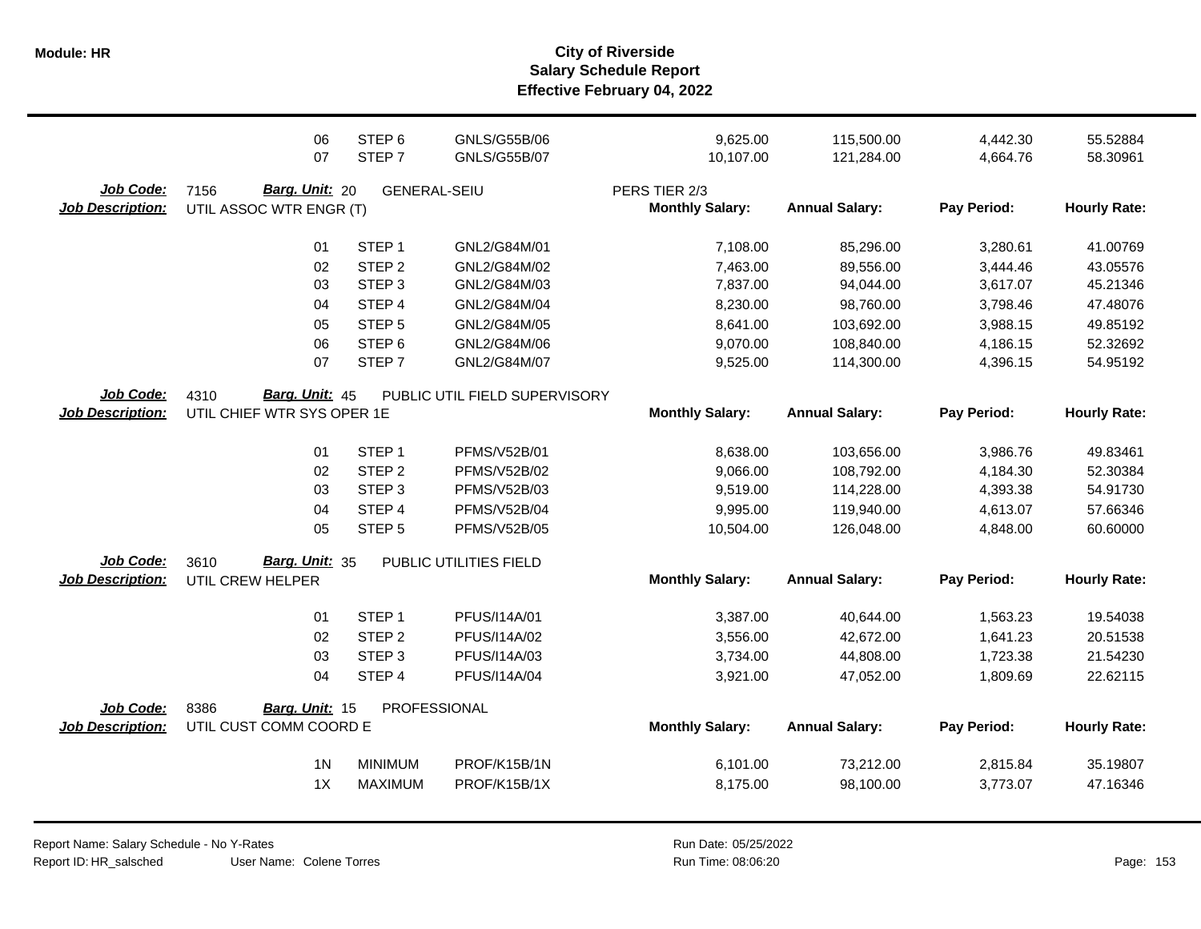| | | | | | | | |
|---|---|---|---|---|---|---|---|
| 06 | STEP 6 | GNLS/G55B/06 | 9,625.00 | 115,500.00 | 4,442.30 | 55.52884 |
| 07 | STEP 7 | GNLS/G55B/07 | 10,107.00 | 121,284.00 | 4,664.76 | 58.30961 |

**Job Code:** 7156 **Barg. Unit:** 20 GENERAL-SEIU PERS TIER 2/3
**Job Description:** UTIL ASSOC WTR ENGR (T)

| | | | Monthly Salary: | Annual Salary: | Pay Period: | Hourly Rate: |
|---|---|---|---|---|---|---|
| 01 | STEP 1 | GNL2/G84M/01 | 7,108.00 | 85,296.00 | 3,280.61 | 41.00769 |
| 02 | STEP 2 | GNL2/G84M/02 | 7,463.00 | 89,556.00 | 3,444.46 | 43.05576 |
| 03 | STEP 3 | GNL2/G84M/03 | 7,837.00 | 94,044.00 | 3,617.07 | 45.21346 |
| 04 | STEP 4 | GNL2/G84M/04 | 8,230.00 | 98,760.00 | 3,798.46 | 47.48076 |
| 05 | STEP 5 | GNL2/G84M/05 | 8,641.00 | 103,692.00 | 3,988.15 | 49.85192 |
| 06 | STEP 6 | GNL2/G84M/06 | 9,070.00 | 108,840.00 | 4,186.15 | 52.32692 |
| 07 | STEP 7 | GNL2/G84M/07 | 9,525.00 | 114,300.00 | 4,396.15 | 54.95192 |

**Job Code:** 4310 **Barg. Unit:** 45 PUBLIC UTIL FIELD SUPERVISORY
**Job Description:** UTIL CHIEF WTR SYS OPER 1E

| | | | Monthly Salary: | Annual Salary: | Pay Period: | Hourly Rate: |
|---|---|---|---|---|---|---|
| 01 | STEP 1 | PFMS/V52B/01 | 8,638.00 | 103,656.00 | 3,986.76 | 49.83461 |
| 02 | STEP 2 | PFMS/V52B/02 | 9,066.00 | 108,792.00 | 4,184.30 | 52.30384 |
| 03 | STEP 3 | PFMS/V52B/03 | 9,519.00 | 114,228.00 | 4,393.38 | 54.91730 |
| 04 | STEP 4 | PFMS/V52B/04 | 9,995.00 | 119,940.00 | 4,613.07 | 57.66346 |
| 05 | STEP 5 | PFMS/V52B/05 | 10,504.00 | 126,048.00 | 4,848.00 | 60.60000 |

**Job Code:** 3610 **Barg. Unit:** 35 PUBLIC UTILITIES FIELD
**Job Description:** UTIL CREW HELPER

| | | | Monthly Salary: | Annual Salary: | Pay Period: | Hourly Rate: |
|---|---|---|---|---|---|---|
| 01 | STEP 1 | PFUS/I14A/01 | 3,387.00 | 40,644.00 | 1,563.23 | 19.54038 |
| 02 | STEP 2 | PFUS/I14A/02 | 3,556.00 | 42,672.00 | 1,641.23 | 20.51538 |
| 03 | STEP 3 | PFUS/I14A/03 | 3,734.00 | 44,808.00 | 1,723.38 | 21.54230 |
| 04 | STEP 4 | PFUS/I14A/04 | 3,921.00 | 47,052.00 | 1,809.69 | 22.62115 |

**Job Code:** 8386 **Barg. Unit:** 15 PROFESSIONAL
**Job Description:** UTIL CUST COMM COORD E

| | | | Monthly Salary: | Annual Salary: | Pay Period: | Hourly Rate: |
|---|---|---|---|---|---|---|
| 1N | MINIMUM | PROF/K15B/1N | 6,101.00 | 73,212.00 | 2,815.84 | 35.19807 |
| 1X | MAXIMUM | PROF/K15B/1X | 8,175.00 | 98,100.00 | 3,773.07 | 47.16346 |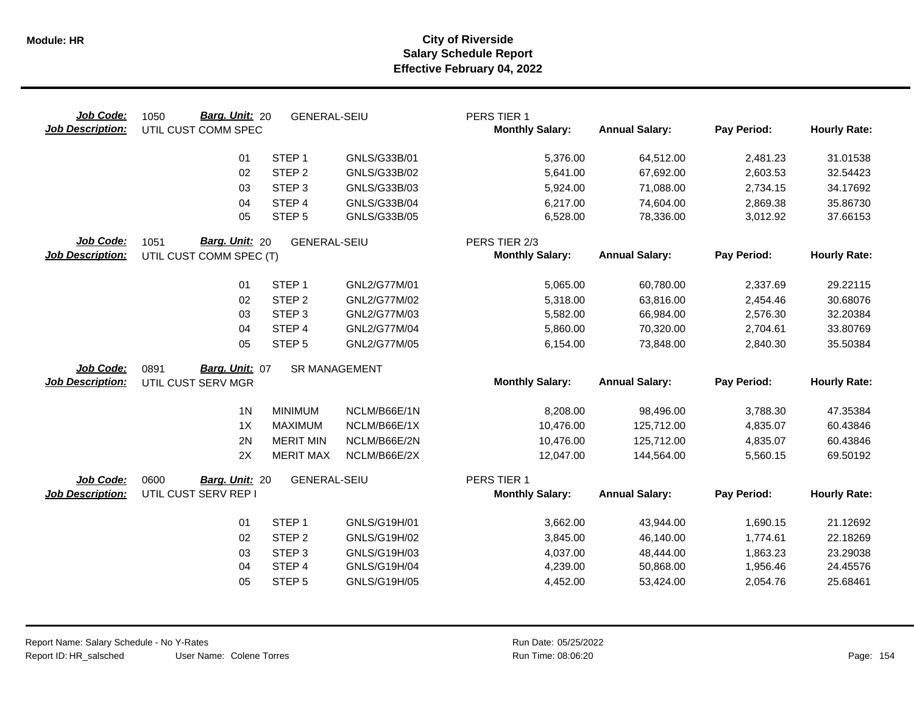# City of Riverside
## Salary Schedule Report
### Effective February 04, 2022

**Job Code:** 1050 **Barg. Unit:** 20 GENERAL-SEIU PERS TIER 1
**Job Description:** UTIL CUST COMM SPEC

| Step | Description | Code | Monthly Salary | Annual Salary | Pay Period | Hourly Rate |
|---|---|---|---|---|---|---|
| 01 | STEP 1 | GNLS/G33B/01 | 5,376.00 | 64,512.00 | 2,481.23 | 31.01538 |
| 02 | STEP 2 | GNLS/G33B/02 | 5,641.00 | 67,692.00 | 2,603.53 | 32.54423 |
| 03 | STEP 3 | GNLS/G33B/03 | 5,924.00 | 71,088.00 | 2,734.15 | 34.17692 |
| 04 | STEP 4 | GNLS/G33B/04 | 6,217.00 | 74,604.00 | 2,869.38 | 35.86730 |
| 05 | STEP 5 | GNLS/G33B/05 | 6,528.00 | 78,336.00 | 3,012.92 | 37.66153 |

**Job Code:** 1051 **Barg. Unit:** 20 GENERAL-SEIU PERS TIER 2/3
**Job Description:** UTIL CUST COMM SPEC (T)

| Step | Description | Code | Monthly Salary | Annual Salary | Pay Period | Hourly Rate |
|---|---|---|---|---|---|---|
| 01 | STEP 1 | GNL2/G77M/01 | 5,065.00 | 60,780.00 | 2,337.69 | 29.22115 |
| 02 | STEP 2 | GNL2/G77M/02 | 5,318.00 | 63,816.00 | 2,454.46 | 30.68076 |
| 03 | STEP 3 | GNL2/G77M/03 | 5,582.00 | 66,984.00 | 2,576.30 | 32.20384 |
| 04 | STEP 4 | GNL2/G77M/04 | 5,860.00 | 70,320.00 | 2,704.61 | 33.80769 |
| 05 | STEP 5 | GNL2/G77M/05 | 6,154.00 | 73,848.00 | 2,840.30 | 35.50384 |

**Job Code:** 0891 **Barg. Unit:** 07 SR MANAGEMENT
**Job Description:** UTIL CUST SERV MGR

| Step | Description | Code | Monthly Salary | Annual Salary | Pay Period | Hourly Rate |
|---|---|---|---|---|---|---|
| 1N | MINIMUM | NCLM/B66E/1N | 8,208.00 | 98,496.00 | 3,788.30 | 47.35384 |
| 1X | MAXIMUM | NCLM/B66E/1X | 10,476.00 | 125,712.00 | 4,835.07 | 60.43846 |
| 2N | MERIT MIN | NCLM/B66E/2N | 10,476.00 | 125,712.00 | 4,835.07 | 60.43846 |
| 2X | MERIT MAX | NCLM/B66E/2X | 12,047.00 | 144,564.00 | 5,560.15 | 69.50192 |

**Job Code:** 0600 **Barg. Unit:** 20 GENERAL-SEIU PERS TIER 1
**Job Description:** UTIL CUST SERV REP I

| Step | Description | Code | Monthly Salary | Annual Salary | Pay Period | Hourly Rate |
|---|---|---|---|---|---|---|
| 01 | STEP 1 | GNLS/G19H/01 | 3,662.00 | 43,944.00 | 1,690.15 | 21.12692 |
| 02 | STEP 2 | GNLS/G19H/02 | 3,845.00 | 46,140.00 | 1,774.61 | 22.18269 |
| 03 | STEP 3 | GNLS/G19H/03 | 4,037.00 | 48,444.00 | 1,863.23 | 23.29038 |
| 04 | STEP 4 | GNLS/G19H/04 | 4,239.00 | 50,868.00 | 1,956.46 | 24.45576 |
| 05 | STEP 5 | GNLS/G19H/05 | 4,452.00 | 53,424.00 | 2,054.76 | 25.68461 |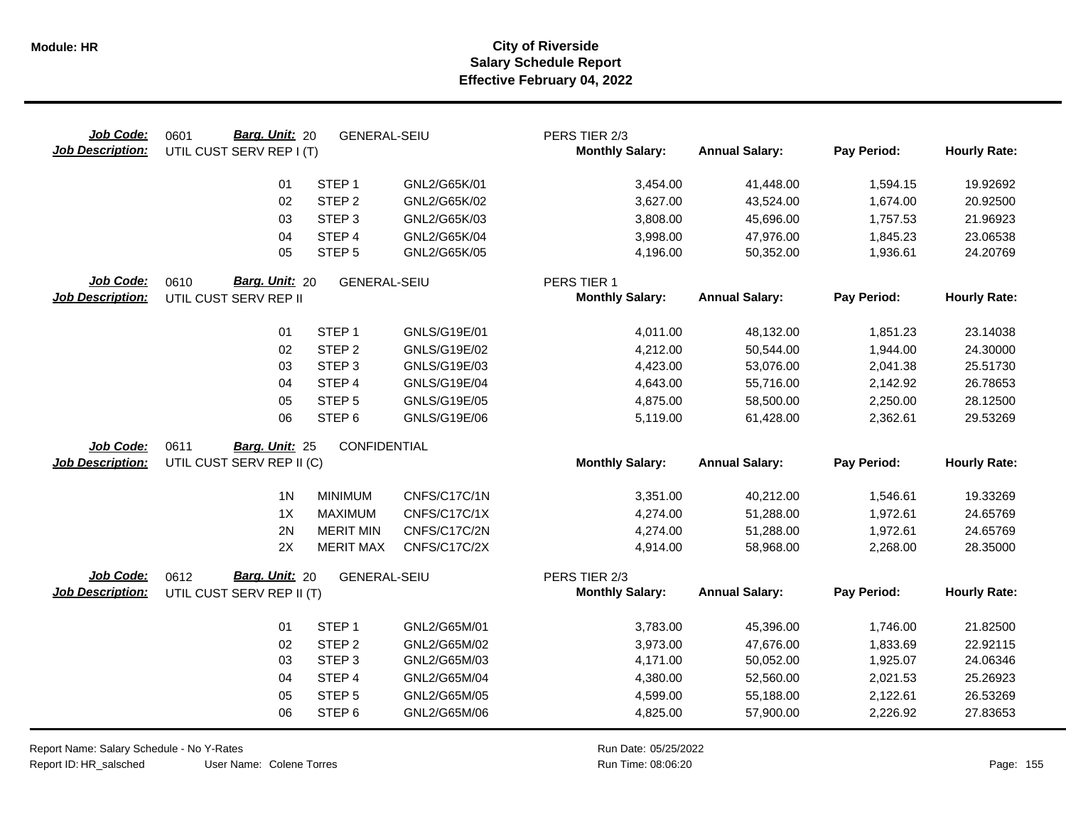# City of Riverside
## Salary Schedule Report
### Effective February 04, 2022

**Job Code:** 0601 **Barg. Unit:** 20 GENERAL-SEIU — PERS TIER 2/3
**Job Description:** UTIL CUST SERV REP I (T)

| Step | Step Name | Code | Monthly Salary | Annual Salary | Pay Period | Hourly Rate |
|---|---|---|---|---|---|---|
| 01 | STEP 1 | GNL2/G65K/01 | 3,454.00 | 41,448.00 | 1,594.15 | 19.92692 |
| 02 | STEP 2 | GNL2/G65K/02 | 3,627.00 | 43,524.00 | 1,674.00 | 20.92500 |
| 03 | STEP 3 | GNL2/G65K/03 | 3,808.00 | 45,696.00 | 1,757.53 | 21.96923 |
| 04 | STEP 4 | GNL2/G65K/04 | 3,998.00 | 47,976.00 | 1,845.23 | 23.06538 |
| 05 | STEP 5 | GNL2/G65K/05 | 4,196.00 | 50,352.00 | 1,936.61 | 24.20769 |

**Job Code:** 0610 **Barg. Unit:** 20 GENERAL-SEIU — PERS TIER 1
**Job Description:** UTIL CUST SERV REP II

| Step | Step Name | Code | Monthly Salary | Annual Salary | Pay Period | Hourly Rate |
|---|---|---|---|---|---|---|
| 01 | STEP 1 | GNLS/G19E/01 | 4,011.00 | 48,132.00 | 1,851.23 | 23.14038 |
| 02 | STEP 2 | GNLS/G19E/02 | 4,212.00 | 50,544.00 | 1,944.00 | 24.30000 |
| 03 | STEP 3 | GNLS/G19E/03 | 4,423.00 | 53,076.00 | 2,041.38 | 25.51730 |
| 04 | STEP 4 | GNLS/G19E/04 | 4,643.00 | 55,716.00 | 2,142.92 | 26.78653 |
| 05 | STEP 5 | GNLS/G19E/05 | 4,875.00 | 58,500.00 | 2,250.00 | 28.12500 |
| 06 | STEP 6 | GNLS/G19E/06 | 5,119.00 | 61,428.00 | 2,362.61 | 29.53269 |

**Job Code:** 0611 **Barg. Unit:** 25 CONFIDENTIAL
**Job Description:** UTIL CUST SERV REP II (C)

| Step | Step Name | Code | Monthly Salary | Annual Salary | Pay Period | Hourly Rate |
|---|---|---|---|---|---|---|
| 1N | MINIMUM | CNFS/C17C/1N | 3,351.00 | 40,212.00 | 1,546.61 | 19.33269 |
| 1X | MAXIMUM | CNFS/C17C/1X | 4,274.00 | 51,288.00 | 1,972.61 | 24.65769 |
| 2N | MERIT MIN | CNFS/C17C/2N | 4,274.00 | 51,288.00 | 1,972.61 | 24.65769 |
| 2X | MERIT MAX | CNFS/C17C/2X | 4,914.00 | 58,968.00 | 2,268.00 | 28.35000 |

**Job Code:** 0612 **Barg. Unit:** 20 GENERAL-SEIU — PERS TIER 2/3
**Job Description:** UTIL CUST SERV REP II (T)

| Step | Step Name | Code | Monthly Salary | Annual Salary | Pay Period | Hourly Rate |
|---|---|---|---|---|---|---|
| 01 | STEP 1 | GNL2/G65M/01 | 3,783.00 | 45,396.00 | 1,746.00 | 21.82500 |
| 02 | STEP 2 | GNL2/G65M/02 | 3,973.00 | 47,676.00 | 1,833.69 | 22.92115 |
| 03 | STEP 3 | GNL2/G65M/03 | 4,171.00 | 50,052.00 | 1,925.07 | 24.06346 |
| 04 | STEP 4 | GNL2/G65M/04 | 4,380.00 | 52,560.00 | 2,021.53 | 25.26923 |
| 05 | STEP 5 | GNL2/G65M/05 | 4,599.00 | 55,188.00 | 2,122.61 | 26.53269 |
| 06 | STEP 6 | GNL2/G65M/06 | 4,825.00 | 57,900.00 | 2,226.92 | 27.83653 |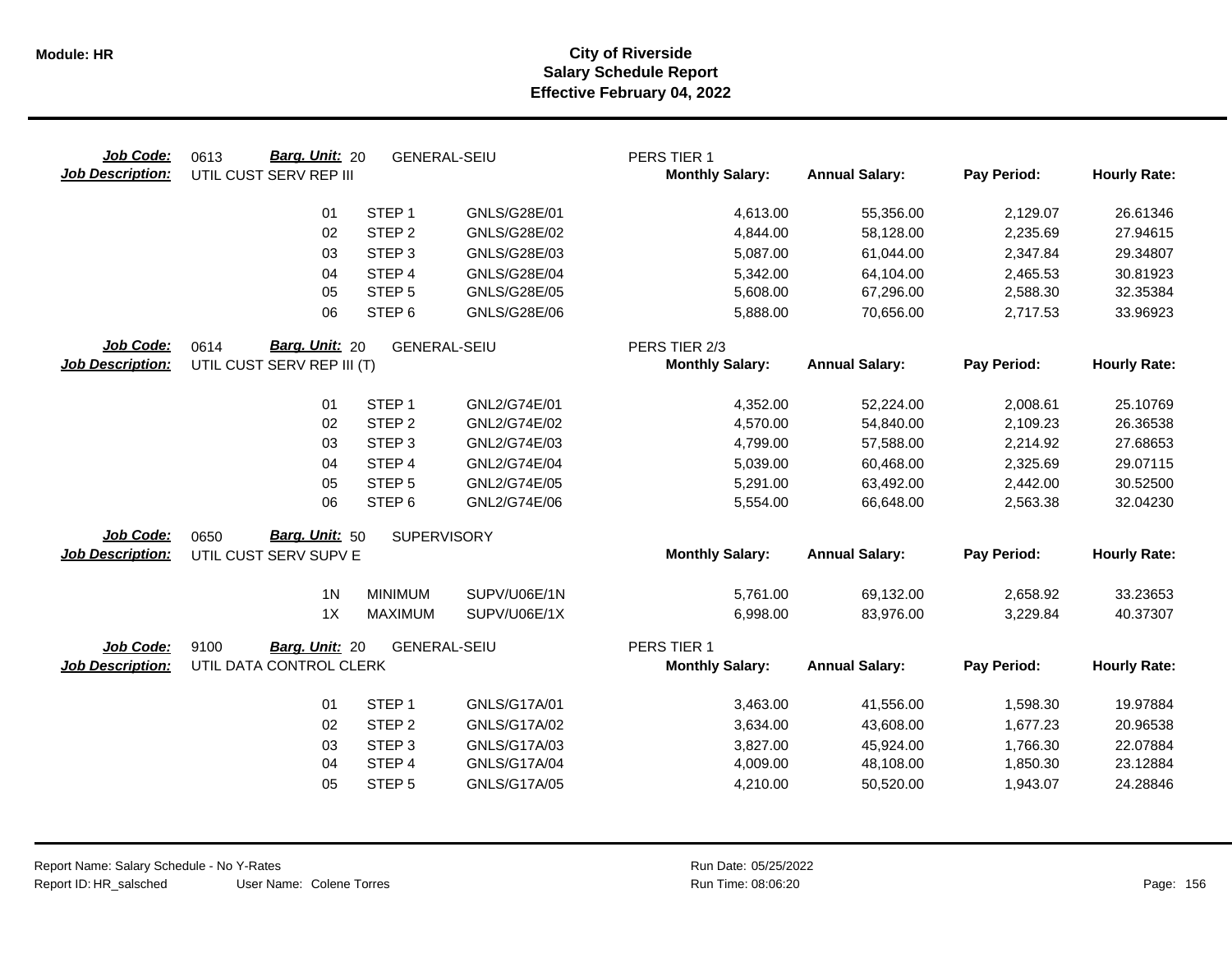# City of Riverside
## Salary Schedule Report
### Effective February 04, 2022

**Job Code:** 0613 **Barg. Unit:** 20 GENERAL-SEIU PERS TIER 1
**Job Description:** UTIL CUST SERV REP III

| | | | Monthly Salary: | Annual Salary: | Pay Period: | Hourly Rate: |
|---|---|---|---|---|---|---|
| 01 | STEP 1 | GNLS/G28E/01 | 4,613.00 | 55,356.00 | 2,129.07 | 26.61346 |
| 02 | STEP 2 | GNLS/G28E/02 | 4,844.00 | 58,128.00 | 2,235.69 | 27.94615 |
| 03 | STEP 3 | GNLS/G28E/03 | 5,087.00 | 61,044.00 | 2,347.84 | 29.34807 |
| 04 | STEP 4 | GNLS/G28E/04 | 5,342.00 | 64,104.00 | 2,465.53 | 30.81923 |
| 05 | STEP 5 | GNLS/G28E/05 | 5,608.00 | 67,296.00 | 2,588.30 | 32.35384 |
| 06 | STEP 6 | GNLS/G28E/06 | 5,888.00 | 70,656.00 | 2,717.53 | 33.96923 |

**Job Code:** 0614 **Barg. Unit:** 20 GENERAL-SEIU PERS TIER 2/3
**Job Description:** UTIL CUST SERV REP III (T)

| | | | Monthly Salary: | Annual Salary: | Pay Period: | Hourly Rate: |
|---|---|---|---|---|---|---|
| 01 | STEP 1 | GNL2/G74E/01 | 4,352.00 | 52,224.00 | 2,008.61 | 25.10769 |
| 02 | STEP 2 | GNL2/G74E/02 | 4,570.00 | 54,840.00 | 2,109.23 | 26.36538 |
| 03 | STEP 3 | GNL2/G74E/03 | 4,799.00 | 57,588.00 | 2,214.92 | 27.68653 |
| 04 | STEP 4 | GNL2/G74E/04 | 5,039.00 | 60,468.00 | 2,325.69 | 29.07115 |
| 05 | STEP 5 | GNL2/G74E/05 | 5,291.00 | 63,492.00 | 2,442.00 | 30.52500 |
| 06 | STEP 6 | GNL2/G74E/06 | 5,554.00 | 66,648.00 | 2,563.38 | 32.04230 |

**Job Code:** 0650 **Barg. Unit:** 50 SUPERVISORY
**Job Description:** UTIL CUST SERV SUPV E

| | | | Monthly Salary: | Annual Salary: | Pay Period: | Hourly Rate: |
|---|---|---|---|---|---|---|
| 1N | MINIMUM | SUPV/U06E/1N | 5,761.00 | 69,132.00 | 2,658.92 | 33.23653 |
| 1X | MAXIMUM | SUPV/U06E/1X | 6,998.00 | 83,976.00 | 3,229.84 | 40.37307 |

**Job Code:** 9100 **Barg. Unit:** 20 GENERAL-SEIU PERS TIER 1
**Job Description:** UTIL DATA CONTROL CLERK

| | | | Monthly Salary: | Annual Salary: | Pay Period: | Hourly Rate: |
|---|---|---|---|---|---|---|
| 01 | STEP 1 | GNLS/G17A/01 | 3,463.00 | 41,556.00 | 1,598.30 | 19.97884 |
| 02 | STEP 2 | GNLS/G17A/02 | 3,634.00 | 43,608.00 | 1,677.23 | 20.96538 |
| 03 | STEP 3 | GNLS/G17A/03 | 3,827.00 | 45,924.00 | 1,766.30 | 22.07884 |
| 04 | STEP 4 | GNLS/G17A/04 | 4,009.00 | 48,108.00 | 1,850.30 | 23.12884 |
| 05 | STEP 5 | GNLS/G17A/05 | 4,210.00 | 50,520.00 | 1,943.07 | 24.28846 |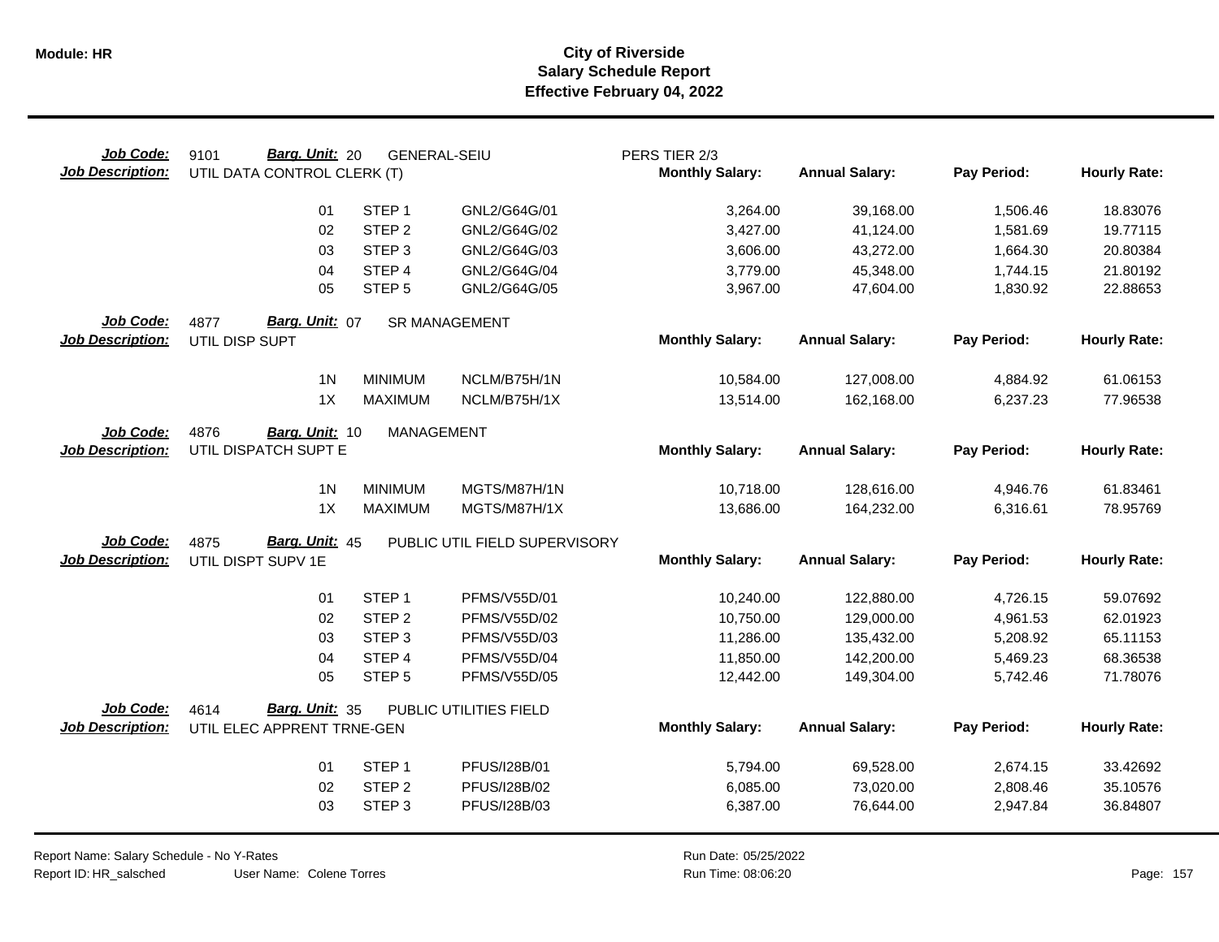# City of Riverside
## Salary Schedule Report
### Effective February 04, 2022

**Module: HR**

| Job Code: | 9101 | Barg. Unit: 20 | GENERAL-SEIU | PERS TIER 2/3 | | | |
|---|---|---|---|---|---|---|---|
| **Job Description:** | UTIL DATA CONTROL CLERK (T) | | | **Monthly Salary:** | **Annual Salary:** | **Pay Period:** | **Hourly Rate:** |
| | 01 | STEP 1 | GNL2/G64G/01 | 3,264.00 | 39,168.00 | 1,506.46 | 18.83076 |
| | 02 | STEP 2 | GNL2/G64G/02 | 3,427.00 | 41,124.00 | 1,581.69 | 19.77115 |
| | 03 | STEP 3 | GNL2/G64G/03 | 3,606.00 | 43,272.00 | 1,664.30 | 20.80384 |
| | 04 | STEP 4 | GNL2/G64G/04 | 3,779.00 | 45,348.00 | 1,744.15 | 21.80192 |
| | 05 | STEP 5 | GNL2/G64G/05 | 3,967.00 | 47,604.00 | 1,830.92 | 22.88653 |

| Job Code: | 4877 | Barg. Unit: 07 | SR MANAGEMENT | | | | |
|---|---|---|---|---|---|---|---|
| **Job Description:** | UTIL DISP SUPT | | | **Monthly Salary:** | **Annual Salary:** | **Pay Period:** | **Hourly Rate:** |
| | 1N | MINIMUM | NCLM/B75H/1N | 10,584.00 | 127,008.00 | 4,884.92 | 61.06153 |
| | 1X | MAXIMUM | NCLM/B75H/1X | 13,514.00 | 162,168.00 | 6,237.23 | 77.96538 |

| Job Code: | 4876 | Barg. Unit: 10 | MANAGEMENT | | | | |
|---|---|---|---|---|---|---|---|
| **Job Description:** | UTIL DISPATCH SUPT E | | | **Monthly Salary:** | **Annual Salary:** | **Pay Period:** | **Hourly Rate:** |
| | 1N | MINIMUM | MGTS/M87H/1N | 10,718.00 | 128,616.00 | 4,946.76 | 61.83461 |
| | 1X | MAXIMUM | MGTS/M87H/1X | 13,686.00 | 164,232.00 | 6,316.61 | 78.95769 |

| Job Code: | 4875 | Barg. Unit: 45 | PUBLIC UTIL FIELD SUPERVISORY | | | | |
|---|---|---|---|---|---|---|---|
| **Job Description:** | UTIL DISPT SUPV 1E | | | **Monthly Salary:** | **Annual Salary:** | **Pay Period:** | **Hourly Rate:** |
| | 01 | STEP 1 | PFMS/V55D/01 | 10,240.00 | 122,880.00 | 4,726.15 | 59.07692 |
| | 02 | STEP 2 | PFMS/V55D/02 | 10,750.00 | 129,000.00 | 4,961.53 | 62.01923 |
| | 03 | STEP 3 | PFMS/V55D/03 | 11,286.00 | 135,432.00 | 5,208.92 | 65.11153 |
| | 04 | STEP 4 | PFMS/V55D/04 | 11,850.00 | 142,200.00 | 5,469.23 | 68.36538 |
| | 05 | STEP 5 | PFMS/V55D/05 | 12,442.00 | 149,304.00 | 5,742.46 | 71.78076 |

| Job Code: | 4614 | Barg. Unit: 35 | PUBLIC UTILITIES FIELD | | | | |
|---|---|---|---|---|---|---|---|
| **Job Description:** | UTIL ELEC APPRENT TRNE-GEN | | | **Monthly Salary:** | **Annual Salary:** | **Pay Period:** | **Hourly Rate:** |
| | 01 | STEP 1 | PFUS/I28B/01 | 5,794.00 | 69,528.00 | 2,674.15 | 33.42692 |
| | 02 | STEP 2 | PFUS/I28B/02 | 6,085.00 | 73,020.00 | 2,808.46 | 35.10576 |
| | 03 | STEP 3 | PFUS/I28B/03 | 6,387.00 | 76,644.00 | 2,947.84 | 36.84807 |

Report Name: Salary Schedule - No Y-Rates
Report ID: HR_salsched
User Name: Colene Torres
Run Date: 05/25/2022
Run Time: 08:06:20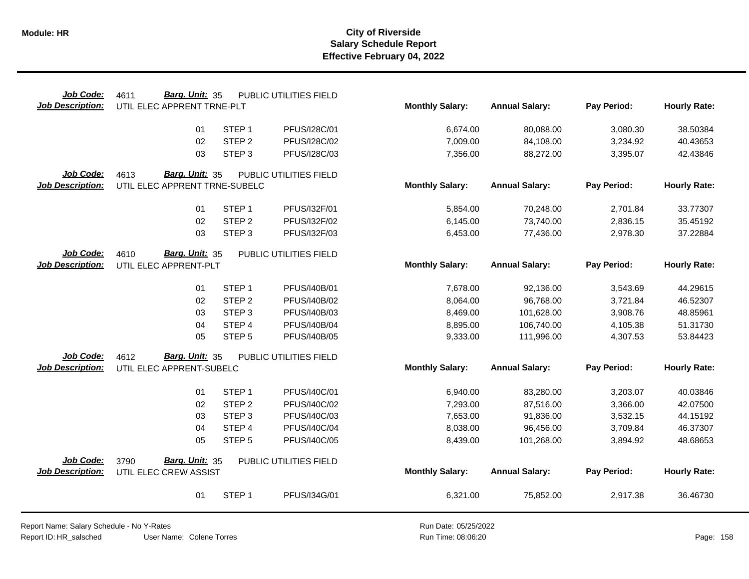# City of Riverside
## Salary Schedule Report
### Effective February 04, 2022

**Job Code:** 4611 **Barg. Unit:** 35 PUBLIC UTILITIES FIELD
**Job Description:** UTIL ELEC APPRENT TRNE-PLT

| Step | | Code | Monthly Salary | Annual Salary | Pay Period | Hourly Rate |
|---|---|---|---|---|---|---|
| 01 | STEP 1 | PFUS/I28C/01 | 6,674.00 | 80,088.00 | 3,080.30 | 38.50384 |
| 02 | STEP 2 | PFUS/I28C/02 | 7,009.00 | 84,108.00 | 3,234.92 | 40.43653 |
| 03 | STEP 3 | PFUS/I28C/03 | 7,356.00 | 88,272.00 | 3,395.07 | 42.43846 |

**Job Code:** 4613 **Barg. Unit:** 35 PUBLIC UTILITIES FIELD
**Job Description:** UTIL ELEC APPRENT TRNE-SUBELC

| Step | | Code | Monthly Salary | Annual Salary | Pay Period | Hourly Rate |
|---|---|---|---|---|---|---|
| 01 | STEP 1 | PFUS/I32F/01 | 5,854.00 | 70,248.00 | 2,701.84 | 33.77307 |
| 02 | STEP 2 | PFUS/I32F/02 | 6,145.00 | 73,740.00 | 2,836.15 | 35.45192 |
| 03 | STEP 3 | PFUS/I32F/03 | 6,453.00 | 77,436.00 | 2,978.30 | 37.22884 |

**Job Code:** 4610 **Barg. Unit:** 35 PUBLIC UTILITIES FIELD
**Job Description:** UTIL ELEC APPRENT-PLT

| Step | | Code | Monthly Salary | Annual Salary | Pay Period | Hourly Rate |
|---|---|---|---|---|---|---|
| 01 | STEP 1 | PFUS/I40B/01 | 7,678.00 | 92,136.00 | 3,543.69 | 44.29615 |
| 02 | STEP 2 | PFUS/I40B/02 | 8,064.00 | 96,768.00 | 3,721.84 | 46.52307 |
| 03 | STEP 3 | PFUS/I40B/03 | 8,469.00 | 101,628.00 | 3,908.76 | 48.85961 |
| 04 | STEP 4 | PFUS/I40B/04 | 8,895.00 | 106,740.00 | 4,105.38 | 51.31730 |
| 05 | STEP 5 | PFUS/I40B/05 | 9,333.00 | 111,996.00 | 4,307.53 | 53.84423 |

**Job Code:** 4612 **Barg. Unit:** 35 PUBLIC UTILITIES FIELD
**Job Description:** UTIL ELEC APPRENT-SUBELC

| Step | | Code | Monthly Salary | Annual Salary | Pay Period | Hourly Rate |
|---|---|---|---|---|---|---|
| 01 | STEP 1 | PFUS/I40C/01 | 6,940.00 | 83,280.00 | 3,203.07 | 40.03846 |
| 02 | STEP 2 | PFUS/I40C/02 | 7,293.00 | 87,516.00 | 3,366.00 | 42.07500 |
| 03 | STEP 3 | PFUS/I40C/03 | 7,653.00 | 91,836.00 | 3,532.15 | 44.15192 |
| 04 | STEP 4 | PFUS/I40C/04 | 8,038.00 | 96,456.00 | 3,709.84 | 46.37307 |
| 05 | STEP 5 | PFUS/I40C/05 | 8,439.00 | 101,268.00 | 3,894.92 | 48.68653 |

**Job Code:** 3790 **Barg. Unit:** 35 PUBLIC UTILITIES FIELD
**Job Description:** UTIL ELEC CREW ASSIST

| Step | | Code | Monthly Salary | Annual Salary | Pay Period | Hourly Rate |
|---|---|---|---|---|---|---|
| 01 | STEP 1 | PFUS/I34G/01 | 6,321.00 | 75,852.00 | 2,917.38 | 36.46730 |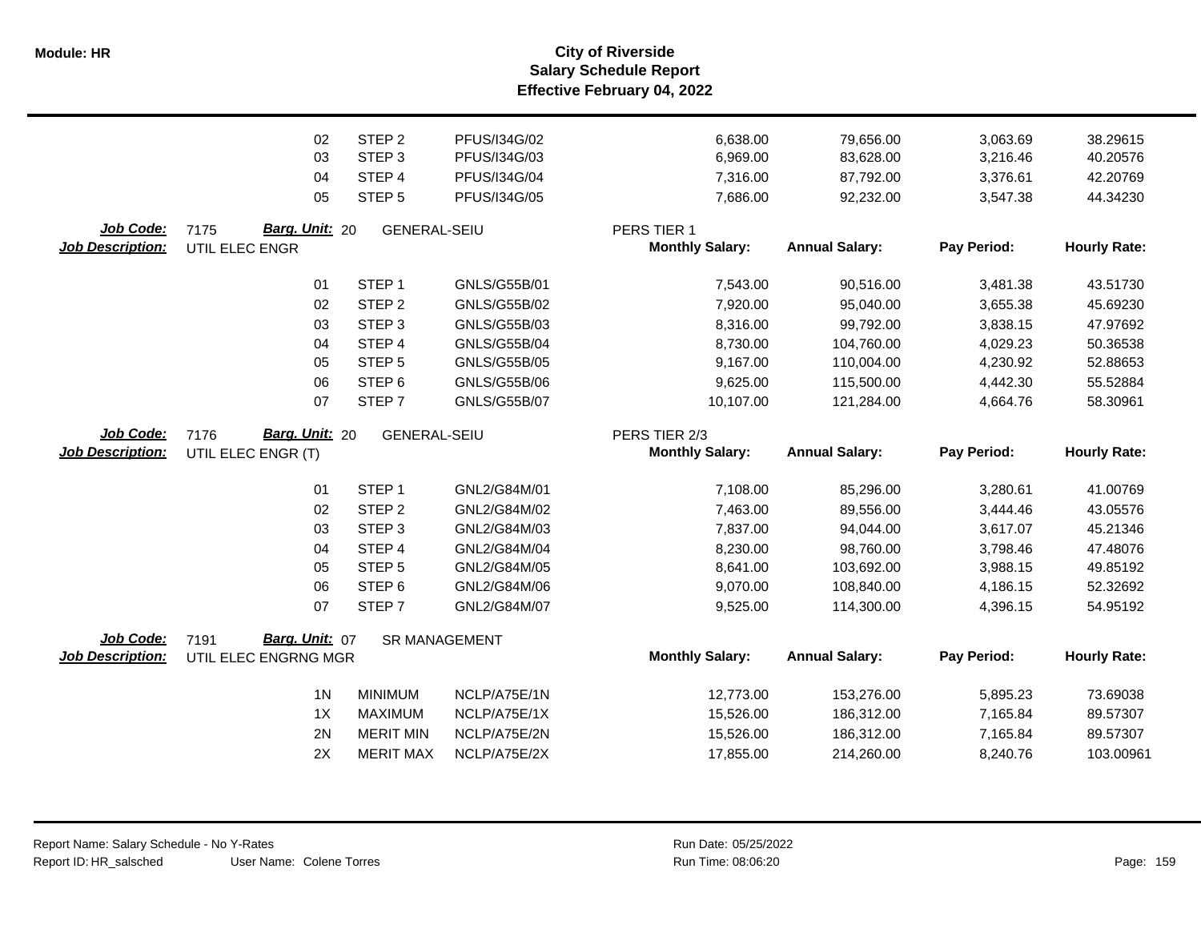# City of Riverside
## Salary Schedule Report
### Effective February 04, 2022

| Step | Step Name | Code | Monthly Salary | Annual Salary | Pay Period | Hourly Rate |
|---|---|---|---|---|---|---|
| 02 | STEP 2 | PFUS/I34G/02 | 6,638.00 | 79,656.00 | 3,063.69 | 38.29615 |
| 03 | STEP 3 | PFUS/I34G/03 | 6,969.00 | 83,628.00 | 3,216.46 | 40.20576 |
| 04 | STEP 4 | PFUS/I34G/04 | 7,316.00 | 87,792.00 | 3,376.61 | 42.20769 |
| 05 | STEP 5 | PFUS/I34G/05 | 7,686.00 | 92,232.00 | 3,547.38 | 44.34230 |

**Job Code:** 7175 **Barg. Unit:** 20 GENERAL-SEIU PERS TIER 1
**Job Description:** UTIL ELEC ENGR

| Step | Step Name | Code | Monthly Salary: | Annual Salary: | Pay Period: | Hourly Rate: |
|---|---|---|---|---|---|---|
| 01 | STEP 1 | GNLS/G55B/01 | 7,543.00 | 90,516.00 | 3,481.38 | 43.51730 |
| 02 | STEP 2 | GNLS/G55B/02 | 7,920.00 | 95,040.00 | 3,655.38 | 45.69230 |
| 03 | STEP 3 | GNLS/G55B/03 | 8,316.00 | 99,792.00 | 3,838.15 | 47.97692 |
| 04 | STEP 4 | GNLS/G55B/04 | 8,730.00 | 104,760.00 | 4,029.23 | 50.36538 |
| 05 | STEP 5 | GNLS/G55B/05 | 9,167.00 | 110,004.00 | 4,230.92 | 52.88653 |
| 06 | STEP 6 | GNLS/G55B/06 | 9,625.00 | 115,500.00 | 4,442.30 | 55.52884 |
| 07 | STEP 7 | GNLS/G55B/07 | 10,107.00 | 121,284.00 | 4,664.76 | 58.30961 |

**Job Code:** 7176 **Barg. Unit:** 20 GENERAL-SEIU PERS TIER 2/3
**Job Description:** UTIL ELEC ENGR (T)

| Step | Step Name | Code | Monthly Salary: | Annual Salary: | Pay Period: | Hourly Rate: |
|---|---|---|---|---|---|---|
| 01 | STEP 1 | GNL2/G84M/01 | 7,108.00 | 85,296.00 | 3,280.61 | 41.00769 |
| 02 | STEP 2 | GNL2/G84M/02 | 7,463.00 | 89,556.00 | 3,444.46 | 43.05576 |
| 03 | STEP 3 | GNL2/G84M/03 | 7,837.00 | 94,044.00 | 3,617.07 | 45.21346 |
| 04 | STEP 4 | GNL2/G84M/04 | 8,230.00 | 98,760.00 | 3,798.46 | 47.48076 |
| 05 | STEP 5 | GNL2/G84M/05 | 8,641.00 | 103,692.00 | 3,988.15 | 49.85192 |
| 06 | STEP 6 | GNL2/G84M/06 | 9,070.00 | 108,840.00 | 4,186.15 | 52.32692 |
| 07 | STEP 7 | GNL2/G84M/07 | 9,525.00 | 114,300.00 | 4,396.15 | 54.95192 |

**Job Code:** 7191 **Barg. Unit:** 07 SR MANAGEMENT
**Job Description:** UTIL ELEC ENGRNG MGR

| Step | Step Name | Code | Monthly Salary: | Annual Salary: | Pay Period: | Hourly Rate: |
|---|---|---|---|---|---|---|
| 1N | MINIMUM | NCLP/A75E/1N | 12,773.00 | 153,276.00 | 5,895.23 | 73.69038 |
| 1X | MAXIMUM | NCLP/A75E/1X | 15,526.00 | 186,312.00 | 7,165.84 | 89.57307 |
| 2N | MERIT MIN | NCLP/A75E/2N | 15,526.00 | 186,312.00 | 7,165.84 | 89.57307 |
| 2X | MERIT MAX | NCLP/A75E/2X | 17,855.00 | 214,260.00 | 8,240.76 | 103.00961 |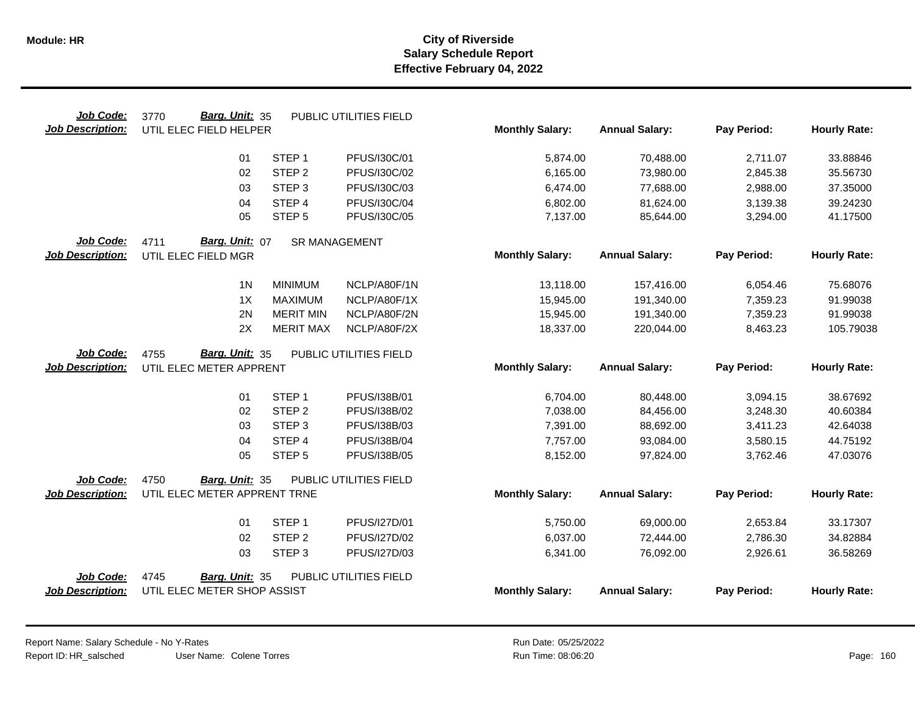**City of Riverside**
**Salary Schedule Report**
**Effective February 04, 2022**

| Job Code: | 3770 | Barg. Unit: 35 | PUBLIC UTILITIES FIELD | | | | |
|---|---|---|---|---|---|---|---|
| **Job Description:** | UTIL ELEC FIELD HELPER | | | **Monthly Salary:** | **Annual Salary:** | **Pay Period:** | **Hourly Rate:** |
| | 01 | STEP 1 | PFUS/I30C/01 | 5,874.00 | 70,488.00 | 2,711.07 | 33.88846 |
| | 02 | STEP 2 | PFUS/I30C/02 | 6,165.00 | 73,980.00 | 2,845.38 | 35.56730 |
| | 03 | STEP 3 | PFUS/I30C/03 | 6,474.00 | 77,688.00 | 2,988.00 | 37.35000 |
| | 04 | STEP 4 | PFUS/I30C/04 | 6,802.00 | 81,624.00 | 3,139.38 | 39.24230 |
| | 05 | STEP 5 | PFUS/I30C/05 | 7,137.00 | 85,644.00 | 3,294.00 | 41.17500 |

| Job Code: | 4711 | Barg. Unit: 07 | SR MANAGEMENT | | | | |
|---|---|---|---|---|---|---|---|
| **Job Description:** | UTIL ELEC FIELD MGR | | | **Monthly Salary:** | **Annual Salary:** | **Pay Period:** | **Hourly Rate:** |
| | 1N | MINIMUM | NCLP/A80F/1N | 13,118.00 | 157,416.00 | 6,054.46 | 75.68076 |
| | 1X | MAXIMUM | NCLP/A80F/1X | 15,945.00 | 191,340.00 | 7,359.23 | 91.99038 |
| | 2N | MERIT MIN | NCLP/A80F/2N | 15,945.00 | 191,340.00 | 7,359.23 | 91.99038 |
| | 2X | MERIT MAX | NCLP/A80F/2X | 18,337.00 | 220,044.00 | 8,463.23 | 105.79038 |

| Job Code: | 4755 | Barg. Unit: 35 | PUBLIC UTILITIES FIELD | | | | |
|---|---|---|---|---|---|---|---|
| **Job Description:** | UTIL ELEC METER APPRENT | | | **Monthly Salary:** | **Annual Salary:** | **Pay Period:** | **Hourly Rate:** |
| | 01 | STEP 1 | PFUS/I38B/01 | 6,704.00 | 80,448.00 | 3,094.15 | 38.67692 |
| | 02 | STEP 2 | PFUS/I38B/02 | 7,038.00 | 84,456.00 | 3,248.30 | 40.60384 |
| | 03 | STEP 3 | PFUS/I38B/03 | 7,391.00 | 88,692.00 | 3,411.23 | 42.64038 |
| | 04 | STEP 4 | PFUS/I38B/04 | 7,757.00 | 93,084.00 | 3,580.15 | 44.75192 |
| | 05 | STEP 5 | PFUS/I38B/05 | 8,152.00 | 97,824.00 | 3,762.46 | 47.03076 |

| Job Code: | 4750 | Barg. Unit: 35 | PUBLIC UTILITIES FIELD | | | | |
|---|---|---|---|---|---|---|---|
| **Job Description:** | UTIL ELEC METER APPRENT TRNE | | | **Monthly Salary:** | **Annual Salary:** | **Pay Period:** | **Hourly Rate:** |
| | 01 | STEP 1 | PFUS/I27D/01 | 5,750.00 | 69,000.00 | 2,653.84 | 33.17307 |
| | 02 | STEP 2 | PFUS/I27D/02 | 6,037.00 | 72,444.00 | 2,786.30 | 34.82884 |
| | 03 | STEP 3 | PFUS/I27D/03 | 6,341.00 | 76,092.00 | 2,926.61 | 36.58269 |

| Job Code: | 4745 | Barg. Unit: 35 | PUBLIC UTILITIES FIELD | | | | |
|---|---|---|---|---|---|---|---|
| **Job Description:** | UTIL ELEC METER SHOP ASSIST | | | **Monthly Salary:** | **Annual Salary:** | **Pay Period:** | **Hourly Rate:** |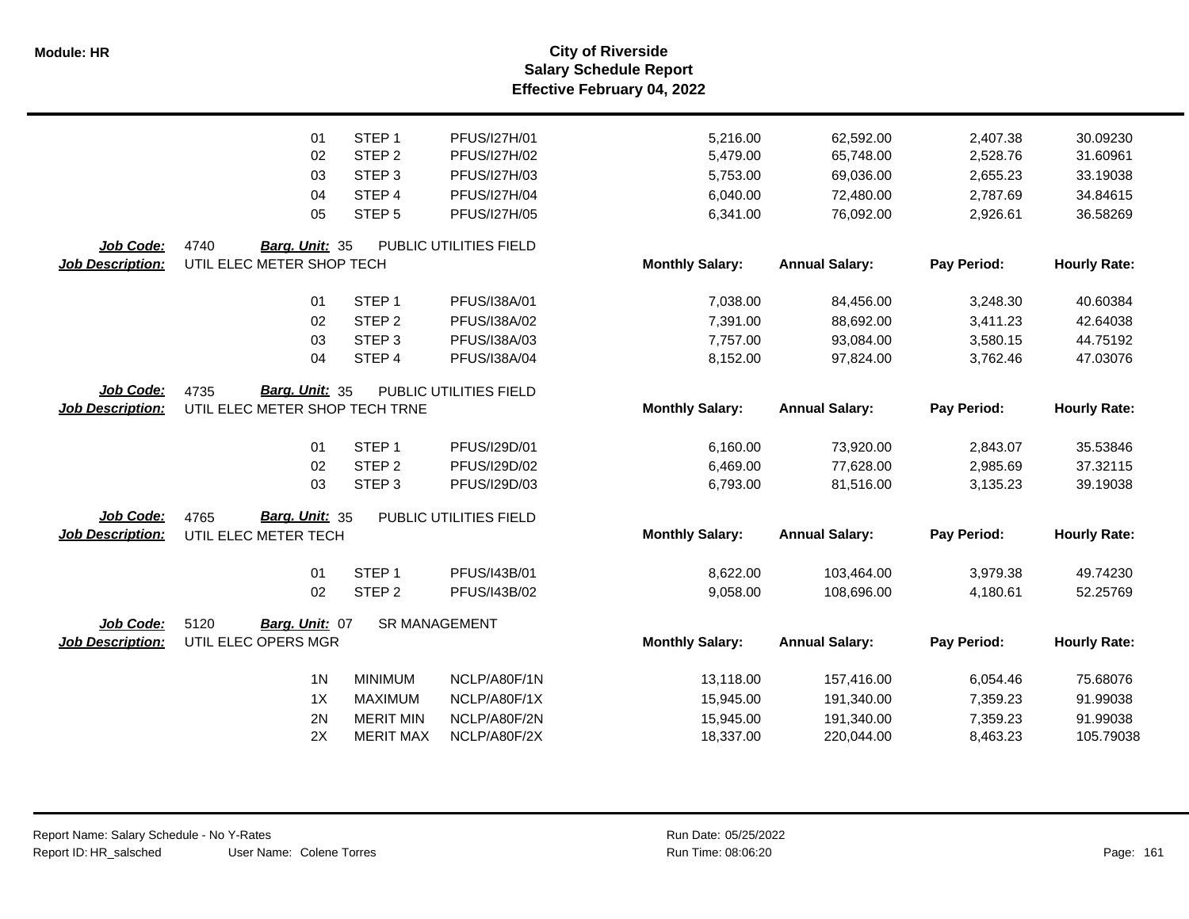| | | | | Monthly Salary: | Annual Salary: | Pay Period: | Hourly Rate: |
|---|---|---|---|---|---|---|---|
| | 01 | STEP 1 | PFUS/I27H/01 | 5,216.00 | 62,592.00 | 2,407.38 | 30.09230 |
| | 02 | STEP 2 | PFUS/I27H/02 | 5,479.00 | 65,748.00 | 2,528.76 | 31.60961 |
| | 03 | STEP 3 | PFUS/I27H/03 | 5,753.00 | 69,036.00 | 2,655.23 | 33.19038 |
| | 04 | STEP 4 | PFUS/I27H/04 | 6,040.00 | 72,480.00 | 2,787.69 | 34.84615 |
| | 05 | STEP 5 | PFUS/I27H/05 | 6,341.00 | 76,092.00 | 2,926.61 | 36.58269 |

**Job Code:** 4740 **Barg. Unit:** 35 PUBLIC UTILITIES FIELD
**Job Description:** UTIL ELEC METER SHOP TECH

| | | | Monthly Salary: | Annual Salary: | Pay Period: | Hourly Rate: |
|---|---|---|---|---|---|---|
| 01 | STEP 1 | PFUS/I38A/01 | 7,038.00 | 84,456.00 | 3,248.30 | 40.60384 |
| 02 | STEP 2 | PFUS/I38A/02 | 7,391.00 | 88,692.00 | 3,411.23 | 42.64038 |
| 03 | STEP 3 | PFUS/I38A/03 | 7,757.00 | 93,084.00 | 3,580.15 | 44.75192 |
| 04 | STEP 4 | PFUS/I38A/04 | 8,152.00 | 97,824.00 | 3,762.46 | 47.03076 |

**Job Code:** 4735 **Barg. Unit:** 35 PUBLIC UTILITIES FIELD
**Job Description:** UTIL ELEC METER SHOP TECH TRNE

| | | | Monthly Salary: | Annual Salary: | Pay Period: | Hourly Rate: |
|---|---|---|---|---|---|---|
| 01 | STEP 1 | PFUS/I29D/01 | 6,160.00 | 73,920.00 | 2,843.07 | 35.53846 |
| 02 | STEP 2 | PFUS/I29D/02 | 6,469.00 | 77,628.00 | 2,985.69 | 37.32115 |
| 03 | STEP 3 | PFUS/I29D/03 | 6,793.00 | 81,516.00 | 3,135.23 | 39.19038 |

**Job Code:** 4765 **Barg. Unit:** 35 PUBLIC UTILITIES FIELD
**Job Description:** UTIL ELEC METER TECH

| | | | Monthly Salary: | Annual Salary: | Pay Period: | Hourly Rate: |
|---|---|---|---|---|---|---|
| 01 | STEP 1 | PFUS/I43B/01 | 8,622.00 | 103,464.00 | 3,979.38 | 49.74230 |
| 02 | STEP 2 | PFUS/I43B/02 | 9,058.00 | 108,696.00 | 4,180.61 | 52.25769 |

**Job Code:** 5120 **Barg. Unit:** 07 SR MANAGEMENT
**Job Description:** UTIL ELEC OPERS MGR

| | | | Monthly Salary: | Annual Salary: | Pay Period: | Hourly Rate: |
|---|---|---|---|---|---|---|
| 1N | MINIMUM | NCLP/A80F/1N | 13,118.00 | 157,416.00 | 6,054.46 | 75.68076 |
| 1X | MAXIMUM | NCLP/A80F/1X | 15,945.00 | 191,340.00 | 7,359.23 | 91.99038 |
| 2N | MERIT MIN | NCLP/A80F/2N | 15,945.00 | 191,340.00 | 7,359.23 | 91.99038 |
| 2X | MERIT MAX | NCLP/A80F/2X | 18,337.00 | 220,044.00 | 8,463.23 | 105.79038 |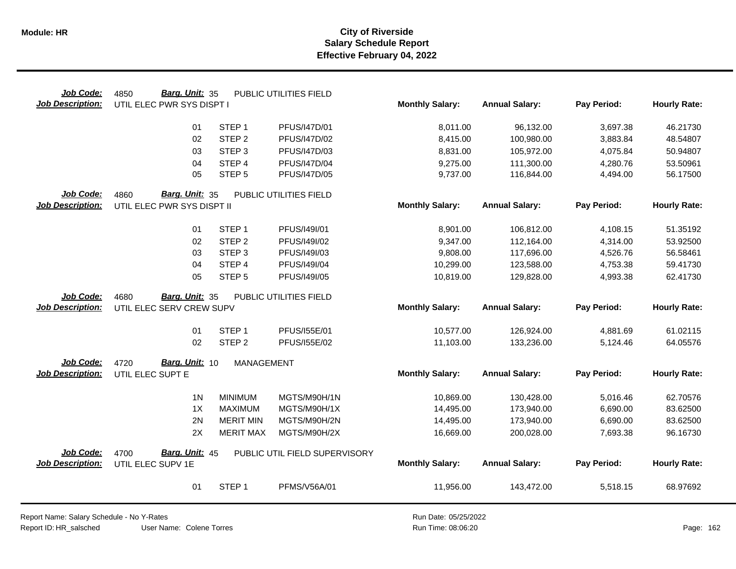# City of Riverside
## Salary Schedule Report
### Effective February 04, 2022

**Job Code:** 4850 **Barg. Unit:** 35 PUBLIC UTILITIES FIELD
**Job Description:** UTIL ELEC PWR SYS DISPT I

| | | | Monthly Salary: | Annual Salary: | Pay Period: | Hourly Rate: |
|---|---|---|---|---|---|---|
| 01 | STEP 1 | PFUS/I47D/01 | 8,011.00 | 96,132.00 | 3,697.38 | 46.21730 |
| 02 | STEP 2 | PFUS/I47D/02 | 8,415.00 | 100,980.00 | 3,883.84 | 48.54807 |
| 03 | STEP 3 | PFUS/I47D/03 | 8,831.00 | 105,972.00 | 4,075.84 | 50.94807 |
| 04 | STEP 4 | PFUS/I47D/04 | 9,275.00 | 111,300.00 | 4,280.76 | 53.50961 |
| 05 | STEP 5 | PFUS/I47D/05 | 9,737.00 | 116,844.00 | 4,494.00 | 56.17500 |

**Job Code:** 4860 **Barg. Unit:** 35 PUBLIC UTILITIES FIELD
**Job Description:** UTIL ELEC PWR SYS DISPT II

| | | | Monthly Salary: | Annual Salary: | Pay Period: | Hourly Rate: |
|---|---|---|---|---|---|---|
| 01 | STEP 1 | PFUS/I49I/01 | 8,901.00 | 106,812.00 | 4,108.15 | 51.35192 |
| 02 | STEP 2 | PFUS/I49I/02 | 9,347.00 | 112,164.00 | 4,314.00 | 53.92500 |
| 03 | STEP 3 | PFUS/I49I/03 | 9,808.00 | 117,696.00 | 4,526.76 | 56.58461 |
| 04 | STEP 4 | PFUS/I49I/04 | 10,299.00 | 123,588.00 | 4,753.38 | 59.41730 |
| 05 | STEP 5 | PFUS/I49I/05 | 10,819.00 | 129,828.00 | 4,993.38 | 62.41730 |

**Job Code:** 4680 **Barg. Unit:** 35 PUBLIC UTILITIES FIELD
**Job Description:** UTIL ELEC SERV CREW SUPV

| | | | Monthly Salary: | Annual Salary: | Pay Period: | Hourly Rate: |
|---|---|---|---|---|---|---|
| 01 | STEP 1 | PFUS/I55E/01 | 10,577.00 | 126,924.00 | 4,881.69 | 61.02115 |
| 02 | STEP 2 | PFUS/I55E/02 | 11,103.00 | 133,236.00 | 5,124.46 | 64.05576 |

**Job Code:** 4720 **Barg. Unit:** 10 MANAGEMENT
**Job Description:** UTIL ELEC SUPT E

| | | | Monthly Salary: | Annual Salary: | Pay Period: | Hourly Rate: |
|---|---|---|---|---|---|---|
| 1N | MINIMUM | MGTS/M90H/1N | 10,869.00 | 130,428.00 | 5,016.46 | 62.70576 |
| 1X | MAXIMUM | MGTS/M90H/1X | 14,495.00 | 173,940.00 | 6,690.00 | 83.62500 |
| 2N | MERIT MIN | MGTS/M90H/2N | 14,495.00 | 173,940.00 | 6,690.00 | 83.62500 |
| 2X | MERIT MAX | MGTS/M90H/2X | 16,669.00 | 200,028.00 | 7,693.38 | 96.16730 |

**Job Code:** 4700 **Barg. Unit:** 45 PUBLIC UTIL FIELD SUPERVISORY
**Job Description:** UTIL ELEC SUPV 1E

| | | | Monthly Salary: | Annual Salary: | Pay Period: | Hourly Rate: |
|---|---|---|---|---|---|---|
| 01 | STEP 1 | PFMS/V56A/01 | 11,956.00 | 143,472.00 | 5,518.15 | 68.97692 |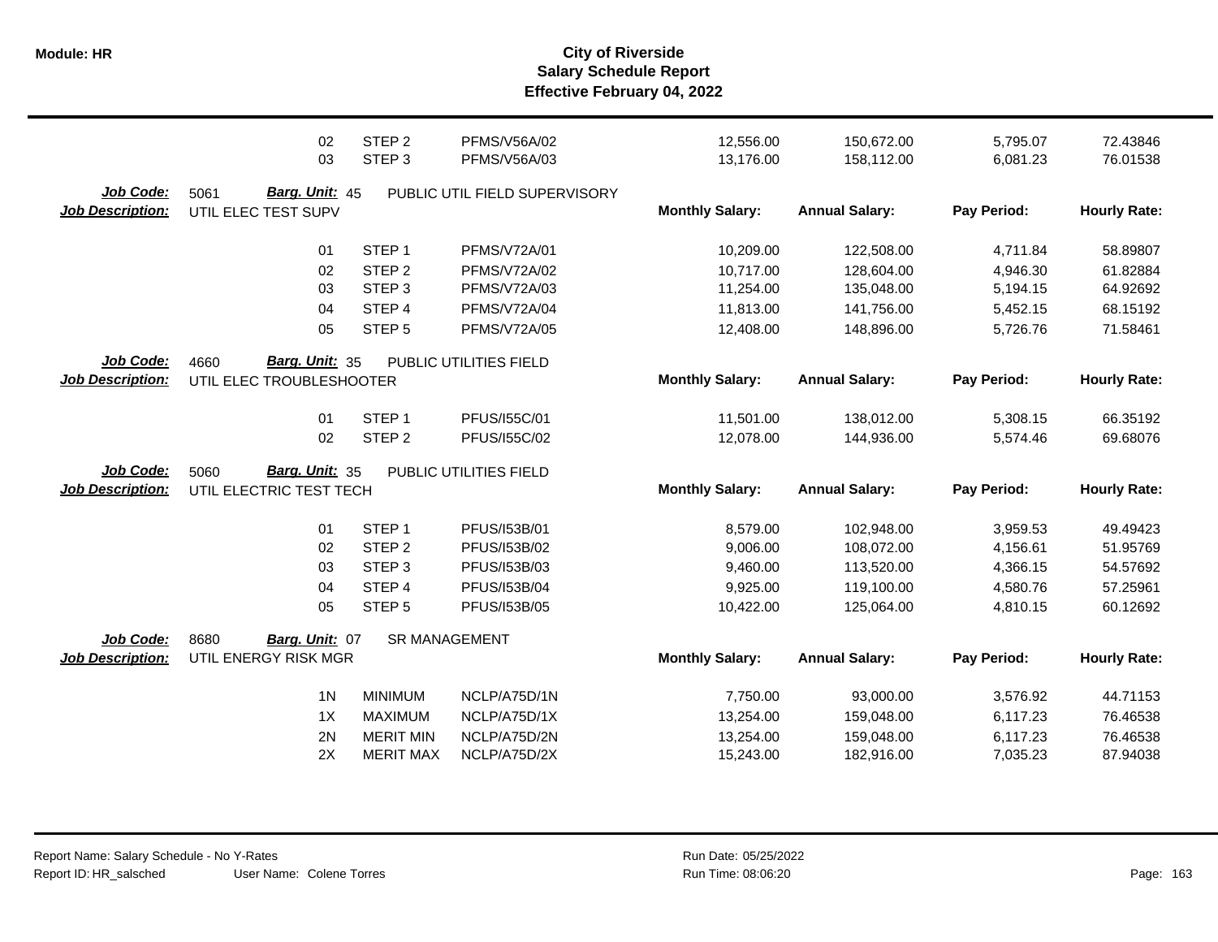| | | | | Monthly Salary: | Annual Salary: | Pay Period: | Hourly Rate: |
|---|---|---|---|---|---|---|---|
| | 02 | STEP 2 | PFMS/V56A/02 | 12,556.00 | 150,672.00 | 5,795.07 | 72.43846 |
| | 03 | STEP 3 | PFMS/V56A/03 | 13,176.00 | 158,112.00 | 6,081.23 | 76.01538 |

**Job Code:** 5061 **Barg. Unit:** 45 PUBLIC UTIL FIELD SUPERVISORY
**Job Description:** UTIL ELEC TEST SUPV

| | | | Monthly Salary: | Annual Salary: | Pay Period: | Hourly Rate: |
|---|---|---|---|---|---|---|
| 01 | STEP 1 | PFMS/V72A/01 | 10,209.00 | 122,508.00 | 4,711.84 | 58.89807 |
| 02 | STEP 2 | PFMS/V72A/02 | 10,717.00 | 128,604.00 | 4,946.30 | 61.82884 |
| 03 | STEP 3 | PFMS/V72A/03 | 11,254.00 | 135,048.00 | 5,194.15 | 64.92692 |
| 04 | STEP 4 | PFMS/V72A/04 | 11,813.00 | 141,756.00 | 5,452.15 | 68.15192 |
| 05 | STEP 5 | PFMS/V72A/05 | 12,408.00 | 148,896.00 | 5,726.76 | 71.58461 |

**Job Code:** 4660 **Barg. Unit:** 35 PUBLIC UTILITIES FIELD
**Job Description:** UTIL ELEC TROUBLESHOOTER

| | | | Monthly Salary: | Annual Salary: | Pay Period: | Hourly Rate: |
|---|---|---|---|---|---|---|
| 01 | STEP 1 | PFUS/I55C/01 | 11,501.00 | 138,012.00 | 5,308.15 | 66.35192 |
| 02 | STEP 2 | PFUS/I55C/02 | 12,078.00 | 144,936.00 | 5,574.46 | 69.68076 |

**Job Code:** 5060 **Barg. Unit:** 35 PUBLIC UTILITIES FIELD
**Job Description:** UTIL ELECTRIC TEST TECH

| | | | Monthly Salary: | Annual Salary: | Pay Period: | Hourly Rate: |
|---|---|---|---|---|---|---|
| 01 | STEP 1 | PFUS/I53B/01 | 8,579.00 | 102,948.00 | 3,959.53 | 49.49423 |
| 02 | STEP 2 | PFUS/I53B/02 | 9,006.00 | 108,072.00 | 4,156.61 | 51.95769 |
| 03 | STEP 3 | PFUS/I53B/03 | 9,460.00 | 113,520.00 | 4,366.15 | 54.57692 |
| 04 | STEP 4 | PFUS/I53B/04 | 9,925.00 | 119,100.00 | 4,580.76 | 57.25961 |
| 05 | STEP 5 | PFUS/I53B/05 | 10,422.00 | 125,064.00 | 4,810.15 | 60.12692 |

**Job Code:** 8680 **Barg. Unit:** 07 SR MANAGEMENT
**Job Description:** UTIL ENERGY RISK MGR

| | | | Monthly Salary: | Annual Salary: | Pay Period: | Hourly Rate: |
|---|---|---|---|---|---|---|
| 1N | MINIMUM | NCLP/A75D/1N | 7,750.00 | 93,000.00 | 3,576.92 | 44.71153 |
| 1X | MAXIMUM | NCLP/A75D/1X | 13,254.00 | 159,048.00 | 6,117.23 | 76.46538 |
| 2N | MERIT MIN | NCLP/A75D/2N | 13,254.00 | 159,048.00 | 6,117.23 | 76.46538 |
| 2X | MERIT MAX | NCLP/A75D/2X | 15,243.00 | 182,916.00 | 7,035.23 | 87.94038 |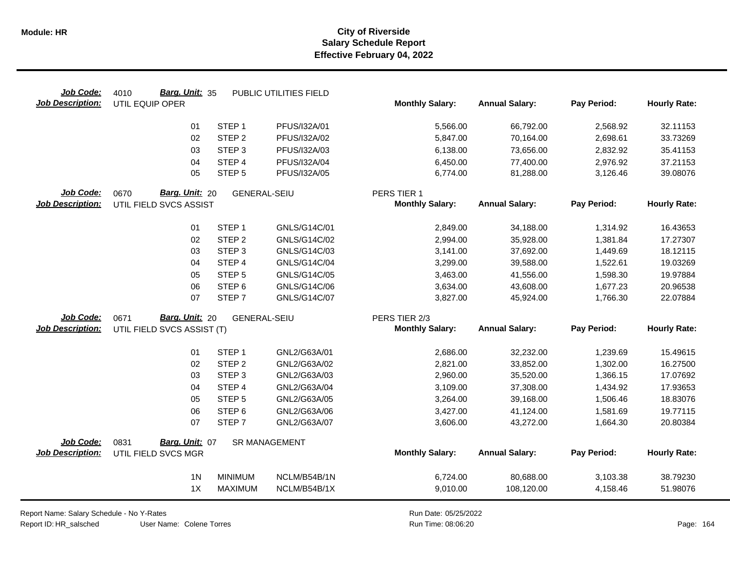**Module: HR**

# City of Riverside
## Salary Schedule Report
### Effective February 04, 2022

**Job Code:** 4010 **Barg. Unit:** 35 PUBLIC UTILITIES FIELD
**Job Description:** UTIL EQUIP OPER

| | | | Monthly Salary: | Annual Salary: | Pay Period: | Hourly Rate: |
|---|---|---|---|---|---|---|
| 01 | STEP 1 | PFUS/I32A/01 | 5,566.00 | 66,792.00 | 2,568.92 | 32.11153 |
| 02 | STEP 2 | PFUS/I32A/02 | 5,847.00 | 70,164.00 | 2,698.61 | 33.73269 |
| 03 | STEP 3 | PFUS/I32A/03 | 6,138.00 | 73,656.00 | 2,832.92 | 35.41153 |
| 04 | STEP 4 | PFUS/I32A/04 | 6,450.00 | 77,400.00 | 2,976.92 | 37.21153 |
| 05 | STEP 5 | PFUS/I32A/05 | 6,774.00 | 81,288.00 | 3,126.46 | 39.08076 |

**Job Code:** 0670 **Barg. Unit:** 20 GENERAL-SEIU PERS TIER 1
**Job Description:** UTIL FIELD SVCS ASSIST

| | | | Monthly Salary: | Annual Salary: | Pay Period: | Hourly Rate: |
|---|---|---|---|---|---|---|
| 01 | STEP 1 | GNLS/G14C/01 | 2,849.00 | 34,188.00 | 1,314.92 | 16.43653 |
| 02 | STEP 2 | GNLS/G14C/02 | 2,994.00 | 35,928.00 | 1,381.84 | 17.27307 |
| 03 | STEP 3 | GNLS/G14C/03 | 3,141.00 | 37,692.00 | 1,449.69 | 18.12115 |
| 04 | STEP 4 | GNLS/G14C/04 | 3,299.00 | 39,588.00 | 1,522.61 | 19.03269 |
| 05 | STEP 5 | GNLS/G14C/05 | 3,463.00 | 41,556.00 | 1,598.30 | 19.97884 |
| 06 | STEP 6 | GNLS/G14C/06 | 3,634.00 | 43,608.00 | 1,677.23 | 20.96538 |
| 07 | STEP 7 | GNLS/G14C/07 | 3,827.00 | 45,924.00 | 1,766.30 | 22.07884 |

**Job Code:** 0671 **Barg. Unit:** 20 GENERAL-SEIU PERS TIER 2/3
**Job Description:** UTIL FIELD SVCS ASSIST (T)

| | | | Monthly Salary: | Annual Salary: | Pay Period: | Hourly Rate: |
|---|---|---|---|---|---|---|
| 01 | STEP 1 | GNL2/G63A/01 | 2,686.00 | 32,232.00 | 1,239.69 | 15.49615 |
| 02 | STEP 2 | GNL2/G63A/02 | 2,821.00 | 33,852.00 | 1,302.00 | 16.27500 |
| 03 | STEP 3 | GNL2/G63A/03 | 2,960.00 | 35,520.00 | 1,366.15 | 17.07692 |
| 04 | STEP 4 | GNL2/G63A/04 | 3,109.00 | 37,308.00 | 1,434.92 | 17.93653 |
| 05 | STEP 5 | GNL2/G63A/05 | 3,264.00 | 39,168.00 | 1,506.46 | 18.83076 |
| 06 | STEP 6 | GNL2/G63A/06 | 3,427.00 | 41,124.00 | 1,581.69 | 19.77115 |
| 07 | STEP 7 | GNL2/G63A/07 | 3,606.00 | 43,272.00 | 1,664.30 | 20.80384 |

**Job Code:** 0831 **Barg. Unit:** 07 SR MANAGEMENT
**Job Description:** UTIL FIELD SVCS MGR

| | | | Monthly Salary: | Annual Salary: | Pay Period: | Hourly Rate: |
|---|---|---|---|---|---|---|
| 1N | MINIMUM | NCLM/B54B/1N | 6,724.00 | 80,688.00 | 3,103.38 | 38.79230 |
| 1X | MAXIMUM | NCLM/B54B/1X | 9,010.00 | 108,120.00 | 4,158.46 | 51.98076 |

Report Name: Salary Schedule - No Y-Rates
Report ID: HR_salsched User Name: Colene Torres
Run Date: 05/25/2022
Run Time: 08:06:20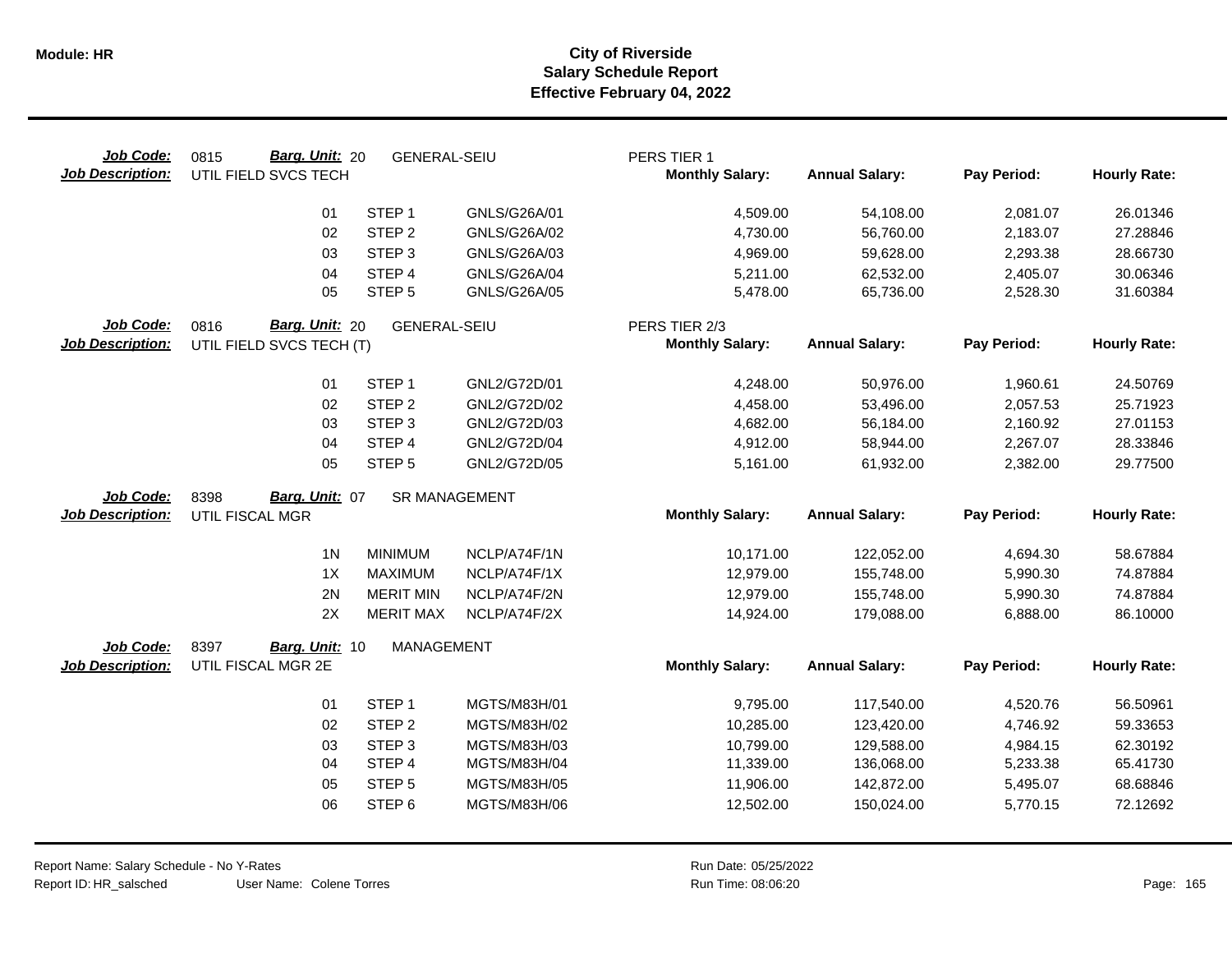**Module: HR**

# City of Riverside
## Salary Schedule Report
### Effective February 04, 2022

| Job Code: | 0815 | Barg. Unit: 20 | GENERAL-SEIU | PERS TIER 1 | | | |
|---|---|---|---|---|---|---|---|
| **Job Description:** | UTIL FIELD SVCS TECH | | | **Monthly Salary:** | **Annual Salary:** | **Pay Period:** | **Hourly Rate:** |
| | 01 | STEP 1 | GNLS/G26A/01 | 4,509.00 | 54,108.00 | 2,081.07 | 26.01346 |
| | 02 | STEP 2 | GNLS/G26A/02 | 4,730.00 | 56,760.00 | 2,183.07 | 27.28846 |
| | 03 | STEP 3 | GNLS/G26A/03 | 4,969.00 | 59,628.00 | 2,293.38 | 28.66730 |
| | 04 | STEP 4 | GNLS/G26A/04 | 5,211.00 | 62,532.00 | 2,405.07 | 30.06346 |
| | 05 | STEP 5 | GNLS/G26A/05 | 5,478.00 | 65,736.00 | 2,528.30 | 31.60384 |

| Job Code: | 0816 | Barg. Unit: 20 | GENERAL-SEIU | PERS TIER 2/3 | | | |
|---|---|---|---|---|---|---|---|
| **Job Description:** | UTIL FIELD SVCS TECH (T) | | | **Monthly Salary:** | **Annual Salary:** | **Pay Period:** | **Hourly Rate:** |
| | 01 | STEP 1 | GNL2/G72D/01 | 4,248.00 | 50,976.00 | 1,960.61 | 24.50769 |
| | 02 | STEP 2 | GNL2/G72D/02 | 4,458.00 | 53,496.00 | 2,057.53 | 25.71923 |
| | 03 | STEP 3 | GNL2/G72D/03 | 4,682.00 | 56,184.00 | 2,160.92 | 27.01153 |
| | 04 | STEP 4 | GNL2/G72D/04 | 4,912.00 | 58,944.00 | 2,267.07 | 28.33846 |
| | 05 | STEP 5 | GNL2/G72D/05 | 5,161.00 | 61,932.00 | 2,382.00 | 29.77500 |

| Job Code: | 8398 | Barg. Unit: 07 | SR MANAGEMENT | | | | |
|---|---|---|---|---|---|---|---|
| **Job Description:** | UTIL FISCAL MGR | | | **Monthly Salary:** | **Annual Salary:** | **Pay Period:** | **Hourly Rate:** |
| | 1N | MINIMUM | NCLP/A74F/1N | 10,171.00 | 122,052.00 | 4,694.30 | 58.67884 |
| | 1X | MAXIMUM | NCLP/A74F/1X | 12,979.00 | 155,748.00 | 5,990.30 | 74.87884 |
| | 2N | MERIT MIN | NCLP/A74F/2N | 12,979.00 | 155,748.00 | 5,990.30 | 74.87884 |
| | 2X | MERIT MAX | NCLP/A74F/2X | 14,924.00 | 179,088.00 | 6,888.00 | 86.10000 |

| Job Code: | 8397 | Barg. Unit: 10 | MANAGEMENT | | | | |
|---|---|---|---|---|---|---|---|
| **Job Description:** | UTIL FISCAL MGR 2E | | | **Monthly Salary:** | **Annual Salary:** | **Pay Period:** | **Hourly Rate:** |
| | 01 | STEP 1 | MGTS/M83H/01 | 9,795.00 | 117,540.00 | 4,520.76 | 56.50961 |
| | 02 | STEP 2 | MGTS/M83H/02 | 10,285.00 | 123,420.00 | 4,746.92 | 59.33653 |
| | 03 | STEP 3 | MGTS/M83H/03 | 10,799.00 | 129,588.00 | 4,984.15 | 62.30192 |
| | 04 | STEP 4 | MGTS/M83H/04 | 11,339.00 | 136,068.00 | 5,233.38 | 65.41730 |
| | 05 | STEP 5 | MGTS/M83H/05 | 11,906.00 | 142,872.00 | 5,495.07 | 68.68846 |
| | 06 | STEP 6 | MGTS/M83H/06 | 12,502.00 | 150,024.00 | 5,770.15 | 72.12692 |

Report Name: Salary Schedule - No Y-Rates
Report ID: HR_salsched
User Name: Colene Torres
Run Date: 05/25/2022
Run Time: 08:06:20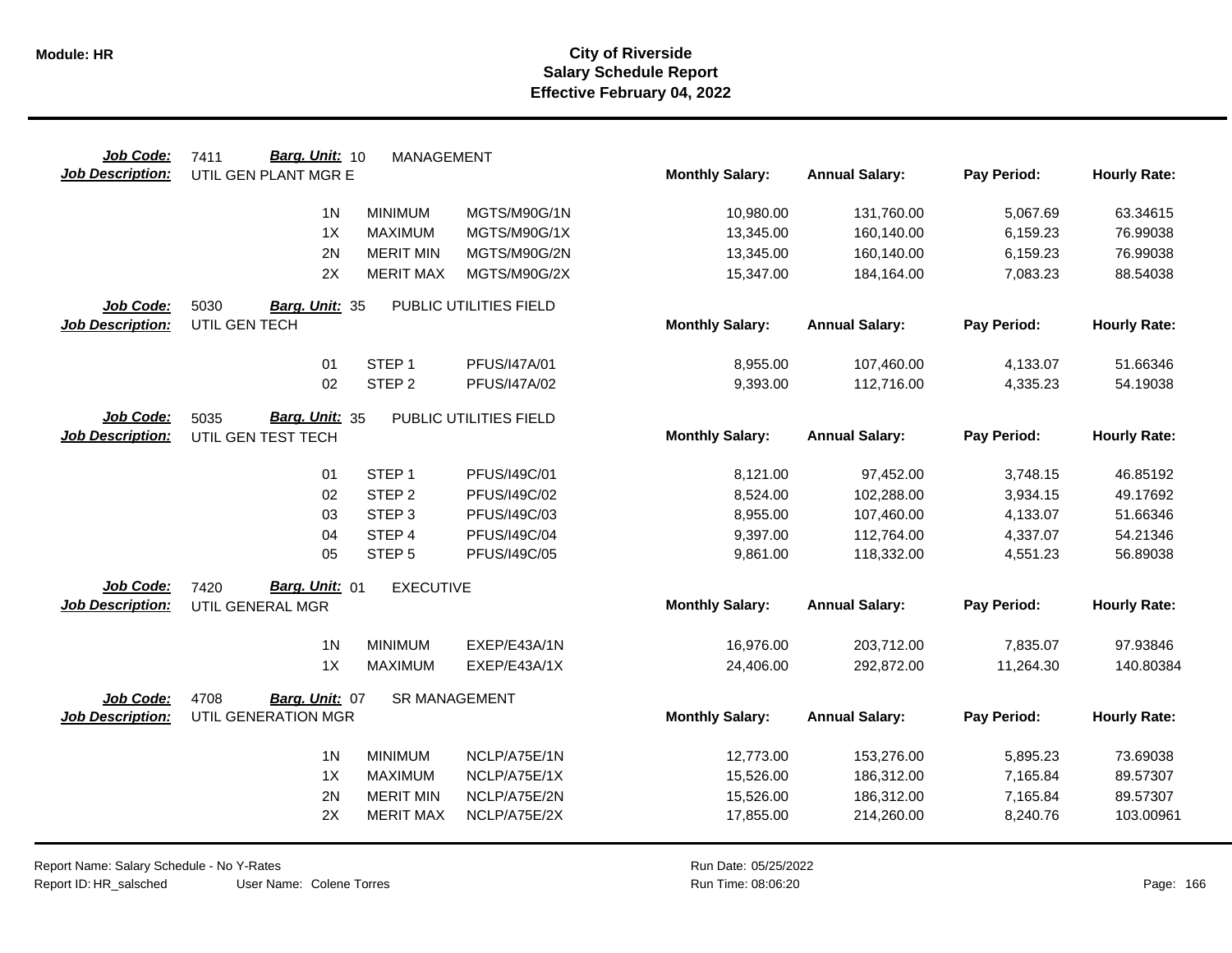**Module: HR**

# City of Riverside
## Salary Schedule Report
### Effective February 04, 2022

**Job Code:** 7411 **Barg. Unit:** 10 MANAGEMENT
**Job Description:** UTIL GEN PLANT MGR E

| | | | Monthly Salary: | Annual Salary: | Pay Period: | Hourly Rate: |
|---|---|---|---|---|---|---|
| 1N | MINIMUM | MGTS/M90G/1N | 10,980.00 | 131,760.00 | 5,067.69 | 63.34615 |
| 1X | MAXIMUM | MGTS/M90G/1X | 13,345.00 | 160,140.00 | 6,159.23 | 76.99038 |
| 2N | MERIT MIN | MGTS/M90G/2N | 13,345.00 | 160,140.00 | 6,159.23 | 76.99038 |
| 2X | MERIT MAX | MGTS/M90G/2X | 15,347.00 | 184,164.00 | 7,083.23 | 88.54038 |

**Job Code:** 5030 **Barg. Unit:** 35 PUBLIC UTILITIES FIELD
**Job Description:** UTIL GEN TECH

| | | | Monthly Salary: | Annual Salary: | Pay Period: | Hourly Rate: |
|---|---|---|---|---|---|---|
| 01 | STEP 1 | PFUS/I47A/01 | 8,955.00 | 107,460.00 | 4,133.07 | 51.66346 |
| 02 | STEP 2 | PFUS/I47A/02 | 9,393.00 | 112,716.00 | 4,335.23 | 54.19038 |

**Job Code:** 5035 **Barg. Unit:** 35 PUBLIC UTILITIES FIELD
**Job Description:** UTIL GEN TEST TECH

| | | | Monthly Salary: | Annual Salary: | Pay Period: | Hourly Rate: |
|---|---|---|---|---|---|---|
| 01 | STEP 1 | PFUS/I49C/01 | 8,121.00 | 97,452.00 | 3,748.15 | 46.85192 |
| 02 | STEP 2 | PFUS/I49C/02 | 8,524.00 | 102,288.00 | 3,934.15 | 49.17692 |
| 03 | STEP 3 | PFUS/I49C/03 | 8,955.00 | 107,460.00 | 4,133.07 | 51.66346 |
| 04 | STEP 4 | PFUS/I49C/04 | 9,397.00 | 112,764.00 | 4,337.07 | 54.21346 |
| 05 | STEP 5 | PFUS/I49C/05 | 9,861.00 | 118,332.00 | 4,551.23 | 56.89038 |

**Job Code:** 7420 **Barg. Unit:** 01 EXECUTIVE
**Job Description:** UTIL GENERAL MGR

| | | | Monthly Salary: | Annual Salary: | Pay Period: | Hourly Rate: |
|---|---|---|---|---|---|---|
| 1N | MINIMUM | EXEP/E43A/1N | 16,976.00 | 203,712.00 | 7,835.07 | 97.93846 |
| 1X | MAXIMUM | EXEP/E43A/1X | 24,406.00 | 292,872.00 | 11,264.30 | 140.80384 |

**Job Code:** 4708 **Barg. Unit:** 07 SR MANAGEMENT
**Job Description:** UTIL GENERATION MGR

| | | | Monthly Salary: | Annual Salary: | Pay Period: | Hourly Rate: |
|---|---|---|---|---|---|---|
| 1N | MINIMUM | NCLP/A75E/1N | 12,773.00 | 153,276.00 | 5,895.23 | 73.69038 |
| 1X | MAXIMUM | NCLP/A75E/1X | 15,526.00 | 186,312.00 | 7,165.84 | 89.57307 |
| 2N | MERIT MIN | NCLP/A75E/2N | 15,526.00 | 186,312.00 | 7,165.84 | 89.57307 |
| 2X | MERIT MAX | NCLP/A75E/2X | 17,855.00 | 214,260.00 | 8,240.76 | 103.00961 |

Report Name: Salary Schedule - No Y-Rates
Report ID: HR_salsched User Name: Colene Torres
Run Date: 05/25/2022
Run Time: 08:06:20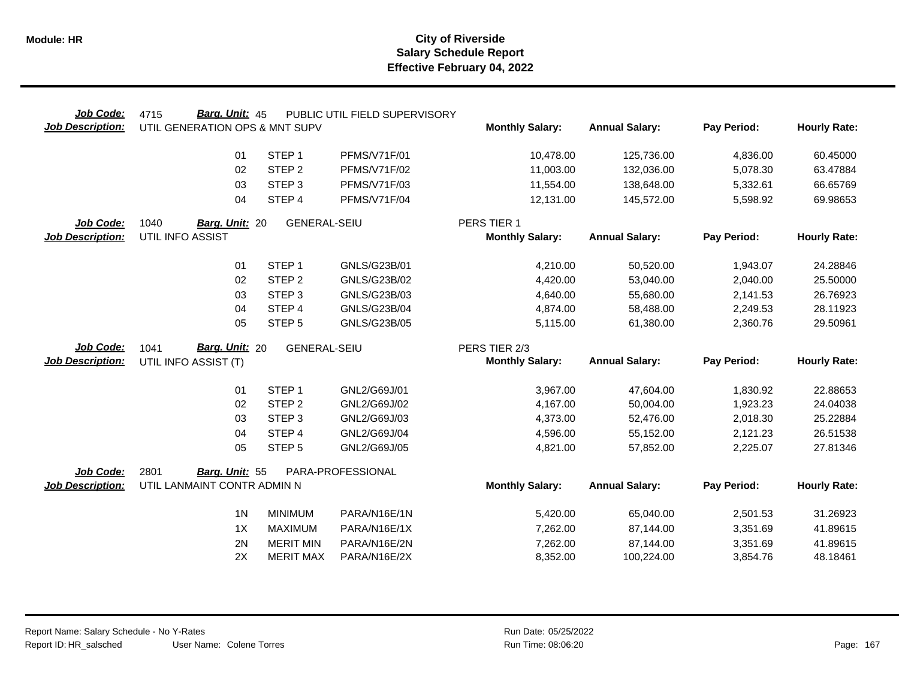# City of Riverside
## Salary Schedule Report
### Effective February 04, 2022

**Job Code:** 4715 **Barg. Unit:** 45 PUBLIC UTIL FIELD SUPERVISORY
**Job Description:** UTIL GENERATION OPS & MNT SUPV

| | | | Monthly Salary: | Annual Salary: | Pay Period: | Hourly Rate: |
|---|---|---|---|---|---|---|
| 01 | STEP 1 | PFMS/V71F/01 | 10,478.00 | 125,736.00 | 4,836.00 | 60.45000 |
| 02 | STEP 2 | PFMS/V71F/02 | 11,003.00 | 132,036.00 | 5,078.30 | 63.47884 |
| 03 | STEP 3 | PFMS/V71F/03 | 11,554.00 | 138,648.00 | 5,332.61 | 66.65769 |
| 04 | STEP 4 | PFMS/V71F/04 | 12,131.00 | 145,572.00 | 5,598.92 | 69.98653 |

**Job Code:** 1040 **Barg. Unit:** 20 GENERAL-SEIU PERS TIER 1
**Job Description:** UTIL INFO ASSIST

| | | | Monthly Salary: | Annual Salary: | Pay Period: | Hourly Rate: |
|---|---|---|---|---|---|---|
| 01 | STEP 1 | GNLS/G23B/01 | 4,210.00 | 50,520.00 | 1,943.07 | 24.28846 |
| 02 | STEP 2 | GNLS/G23B/02 | 4,420.00 | 53,040.00 | 2,040.00 | 25.50000 |
| 03 | STEP 3 | GNLS/G23B/03 | 4,640.00 | 55,680.00 | 2,141.53 | 26.76923 |
| 04 | STEP 4 | GNLS/G23B/04 | 4,874.00 | 58,488.00 | 2,249.53 | 28.11923 |
| 05 | STEP 5 | GNLS/G23B/05 | 5,115.00 | 61,380.00 | 2,360.76 | 29.50961 |

**Job Code:** 1041 **Barg. Unit:** 20 GENERAL-SEIU PERS TIER 2/3
**Job Description:** UTIL INFO ASSIST (T)

| | | | Monthly Salary: | Annual Salary: | Pay Period: | Hourly Rate: |
|---|---|---|---|---|---|---|
| 01 | STEP 1 | GNL2/G69J/01 | 3,967.00 | 47,604.00 | 1,830.92 | 22.88653 |
| 02 | STEP 2 | GNL2/G69J/02 | 4,167.00 | 50,004.00 | 1,923.23 | 24.04038 |
| 03 | STEP 3 | GNL2/G69J/03 | 4,373.00 | 52,476.00 | 2,018.30 | 25.22884 |
| 04 | STEP 4 | GNL2/G69J/04 | 4,596.00 | 55,152.00 | 2,121.23 | 26.51538 |
| 05 | STEP 5 | GNL2/G69J/05 | 4,821.00 | 57,852.00 | 2,225.07 | 27.81346 |

**Job Code:** 2801 **Barg. Unit:** 55 PARA-PROFESSIONAL
**Job Description:** UTIL LANMAINT CONTR ADMIN N

| | | | Monthly Salary: | Annual Salary: | Pay Period: | Hourly Rate: |
|---|---|---|---|---|---|---|
| 1N | MINIMUM | PARA/N16E/1N | 5,420.00 | 65,040.00 | 2,501.53 | 31.26923 |
| 1X | MAXIMUM | PARA/N16E/1X | 7,262.00 | 87,144.00 | 3,351.69 | 41.89615 |
| 2N | MERIT MIN | PARA/N16E/2N | 7,262.00 | 87,144.00 | 3,351.69 | 41.89615 |
| 2X | MERIT MAX | PARA/N16E/2X | 8,352.00 | 100,224.00 | 3,854.76 | 48.18461 |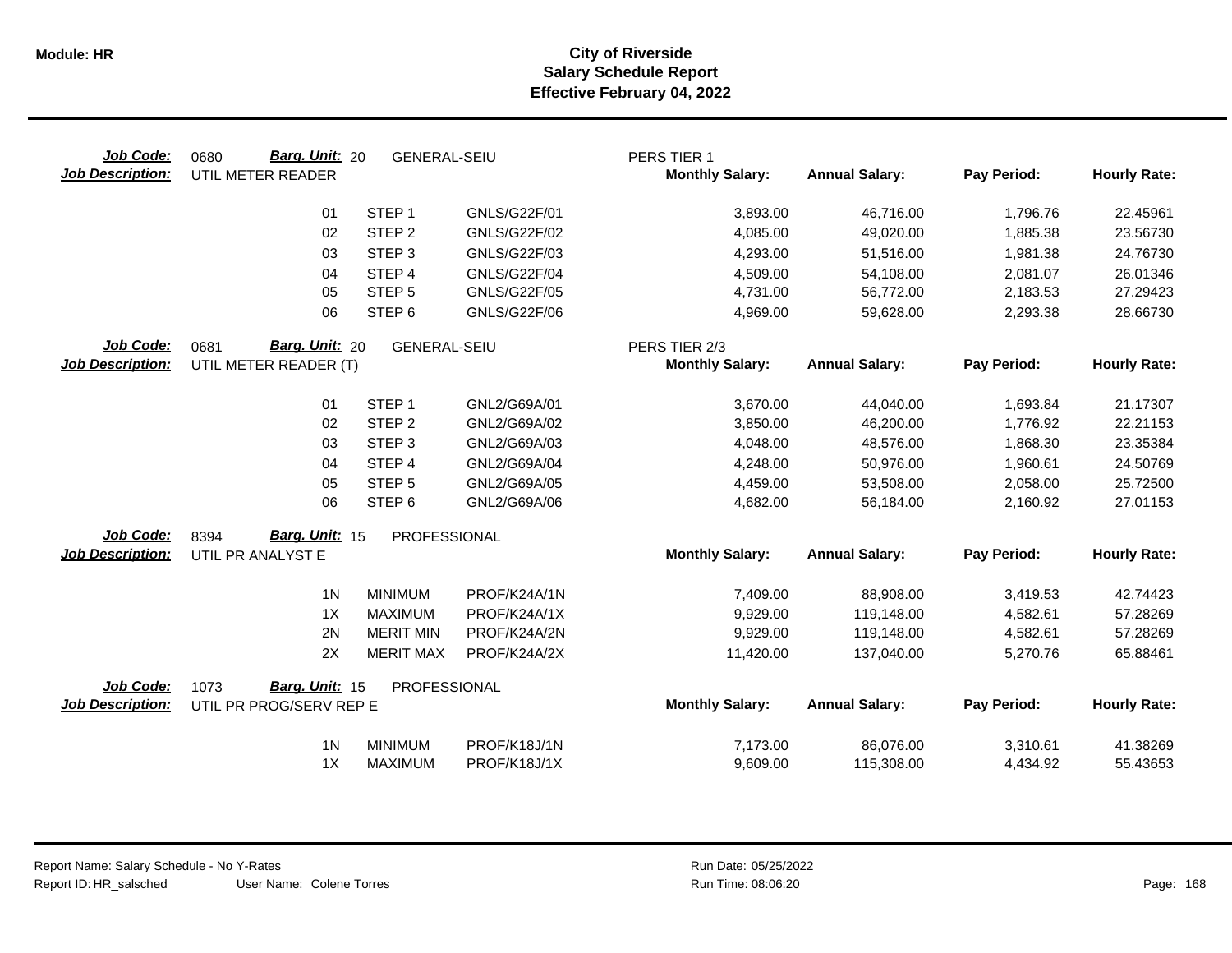**Module: HR**

# City of Riverside
## Salary Schedule Report
### Effective February 04, 2022

**Job Code:** 0680 **Barg. Unit:** 20 GENERAL-SEIU PERS TIER 1
**Job Description:** UTIL METER READER

| | | | Monthly Salary: | Annual Salary: | Pay Period: | Hourly Rate: |
|---|---|---|---|---|---|---|
| 01 | STEP 1 | GNLS/G22F/01 | 3,893.00 | 46,716.00 | 1,796.76 | 22.45961 |
| 02 | STEP 2 | GNLS/G22F/02 | 4,085.00 | 49,020.00 | 1,885.38 | 23.56730 |
| 03 | STEP 3 | GNLS/G22F/03 | 4,293.00 | 51,516.00 | 1,981.38 | 24.76730 |
| 04 | STEP 4 | GNLS/G22F/04 | 4,509.00 | 54,108.00 | 2,081.07 | 26.01346 |
| 05 | STEP 5 | GNLS/G22F/05 | 4,731.00 | 56,772.00 | 2,183.53 | 27.29423 |
| 06 | STEP 6 | GNLS/G22F/06 | 4,969.00 | 59,628.00 | 2,293.38 | 28.66730 |

**Job Code:** 0681 **Barg. Unit:** 20 GENERAL-SEIU PERS TIER 2/3
**Job Description:** UTIL METER READER (T)

| | | | Monthly Salary: | Annual Salary: | Pay Period: | Hourly Rate: |
|---|---|---|---|---|---|---|
| 01 | STEP 1 | GNL2/G69A/01 | 3,670.00 | 44,040.00 | 1,693.84 | 21.17307 |
| 02 | STEP 2 | GNL2/G69A/02 | 3,850.00 | 46,200.00 | 1,776.92 | 22.21153 |
| 03 | STEP 3 | GNL2/G69A/03 | 4,048.00 | 48,576.00 | 1,868.30 | 23.35384 |
| 04 | STEP 4 | GNL2/G69A/04 | 4,248.00 | 50,976.00 | 1,960.61 | 24.50769 |
| 05 | STEP 5 | GNL2/G69A/05 | 4,459.00 | 53,508.00 | 2,058.00 | 25.72500 |
| 06 | STEP 6 | GNL2/G69A/06 | 4,682.00 | 56,184.00 | 2,160.92 | 27.01153 |

**Job Code:** 8394 **Barg. Unit:** 15 PROFESSIONAL
**Job Description:** UTIL PR ANALYST E

| | | | Monthly Salary: | Annual Salary: | Pay Period: | Hourly Rate: |
|---|---|---|---|---|---|---|
| 1N | MINIMUM | PROF/K24A/1N | 7,409.00 | 88,908.00 | 3,419.53 | 42.74423 |
| 1X | MAXIMUM | PROF/K24A/1X | 9,929.00 | 119,148.00 | 4,582.61 | 57.28269 |
| 2N | MERIT MIN | PROF/K24A/2N | 9,929.00 | 119,148.00 | 4,582.61 | 57.28269 |
| 2X | MERIT MAX | PROF/K24A/2X | 11,420.00 | 137,040.00 | 5,270.76 | 65.88461 |

**Job Code:** 1073 **Barg. Unit:** 15 PROFESSIONAL
**Job Description:** UTIL PR PROG/SERV REP E

| | | | Monthly Salary: | Annual Salary: | Pay Period: | Hourly Rate: |
|---|---|---|---|---|---|---|
| 1N | MINIMUM | PROF/K18J/1N | 7,173.00 | 86,076.00 | 3,310.61 | 41.38269 |
| 1X | MAXIMUM | PROF/K18J/1X | 9,609.00 | 115,308.00 | 4,434.92 | 55.43653 |

Report Name: Salary Schedule - No Y-Rates
Report ID: HR_salsched User Name: Colene Torres
Run Date: 05/25/2022
Run Time: 08:06:20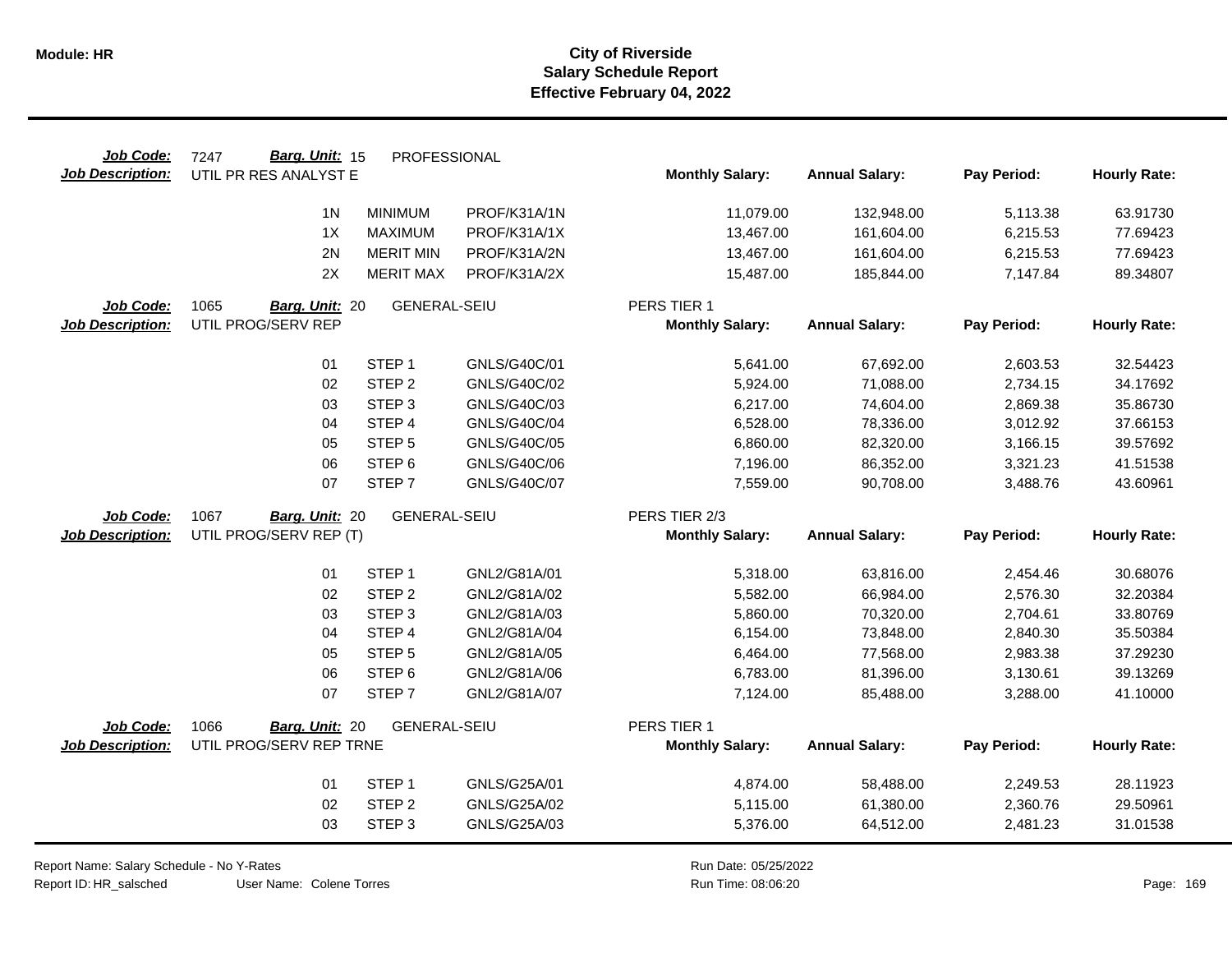**Module: HR**

# City of Riverside
## Salary Schedule Report
### Effective February 04, 2022

| Job Code: | 7247 | Barg. Unit: 15 | PROFESSIONAL | | | | | |
|---|---|---|---|---|---|---|---|---|
| **Job Description:** | UTIL PR RES ANALYST E | | | | **Monthly Salary:** | **Annual Salary:** | **Pay Period:** | **Hourly Rate:** |
| | | 1N | MINIMUM | PROF/K31A/1N | 11,079.00 | 132,948.00 | 5,113.38 | 63.91730 |
| | | 1X | MAXIMUM | PROF/K31A/1X | 13,467.00 | 161,604.00 | 6,215.53 | 77.69423 |
| | | 2N | MERIT MIN | PROF/K31A/2N | 13,467.00 | 161,604.00 | 6,215.53 | 77.69423 |
| | | 2X | MERIT MAX | PROF/K31A/2X | 15,487.00 | 185,844.00 | 7,147.84 | 89.34807 |

| Job Code: | 1065 | Barg. Unit: 20 | GENERAL-SEIU | | PERS TIER 1 | | | |
|---|---|---|---|---|---|---|---|---|
| **Job Description:** | UTIL PROG/SERV REP | | | | **Monthly Salary:** | **Annual Salary:** | **Pay Period:** | **Hourly Rate:** |
| | | 01 | STEP 1 | GNLS/G40C/01 | 5,641.00 | 67,692.00 | 2,603.53 | 32.54423 |
| | | 02 | STEP 2 | GNLS/G40C/02 | 5,924.00 | 71,088.00 | 2,734.15 | 34.17692 |
| | | 03 | STEP 3 | GNLS/G40C/03 | 6,217.00 | 74,604.00 | 2,869.38 | 35.86730 |
| | | 04 | STEP 4 | GNLS/G40C/04 | 6,528.00 | 78,336.00 | 3,012.92 | 37.66153 |
| | | 05 | STEP 5 | GNLS/G40C/05 | 6,860.00 | 82,320.00 | 3,166.15 | 39.57692 |
| | | 06 | STEP 6 | GNLS/G40C/06 | 7,196.00 | 86,352.00 | 3,321.23 | 41.51538 |
| | | 07 | STEP 7 | GNLS/G40C/07 | 7,559.00 | 90,708.00 | 3,488.76 | 43.60961 |

| Job Code: | 1067 | Barg. Unit: 20 | GENERAL-SEIU | | PERS TIER 2/3 | | | |
|---|---|---|---|---|---|---|---|---|
| **Job Description:** | UTIL PROG/SERV REP (T) | | | | **Monthly Salary:** | **Annual Salary:** | **Pay Period:** | **Hourly Rate:** |
| | | 01 | STEP 1 | GNL2/G81A/01 | 5,318.00 | 63,816.00 | 2,454.46 | 30.68076 |
| | | 02 | STEP 2 | GNL2/G81A/02 | 5,582.00 | 66,984.00 | 2,576.30 | 32.20384 |
| | | 03 | STEP 3 | GNL2/G81A/03 | 5,860.00 | 70,320.00 | 2,704.61 | 33.80769 |
| | | 04 | STEP 4 | GNL2/G81A/04 | 6,154.00 | 73,848.00 | 2,840.30 | 35.50384 |
| | | 05 | STEP 5 | GNL2/G81A/05 | 6,464.00 | 77,568.00 | 2,983.38 | 37.29230 |
| | | 06 | STEP 6 | GNL2/G81A/06 | 6,783.00 | 81,396.00 | 3,130.61 | 39.13269 |
| | | 07 | STEP 7 | GNL2/G81A/07 | 7,124.00 | 85,488.00 | 3,288.00 | 41.10000 |

| Job Code: | 1066 | Barg. Unit: 20 | GENERAL-SEIU | | PERS TIER 1 | | | |
|---|---|---|---|---|---|---|---|---|
| **Job Description:** | UTIL PROG/SERV REP TRNE | | | | **Monthly Salary:** | **Annual Salary:** | **Pay Period:** | **Hourly Rate:** |
| | | 01 | STEP 1 | GNLS/G25A/01 | 4,874.00 | 58,488.00 | 2,249.53 | 28.11923 |
| | | 02 | STEP 2 | GNLS/G25A/02 | 5,115.00 | 61,380.00 | 2,360.76 | 29.50961 |
| | | 03 | STEP 3 | GNLS/G25A/03 | 5,376.00 | 64,512.00 | 2,481.23 | 31.01538 |

Report Name: Salary Schedule - No Y-Rates
Report ID: HR_salsched    User Name: Colene Torres
Run Date: 05/25/2022
Run Time: 08:06:20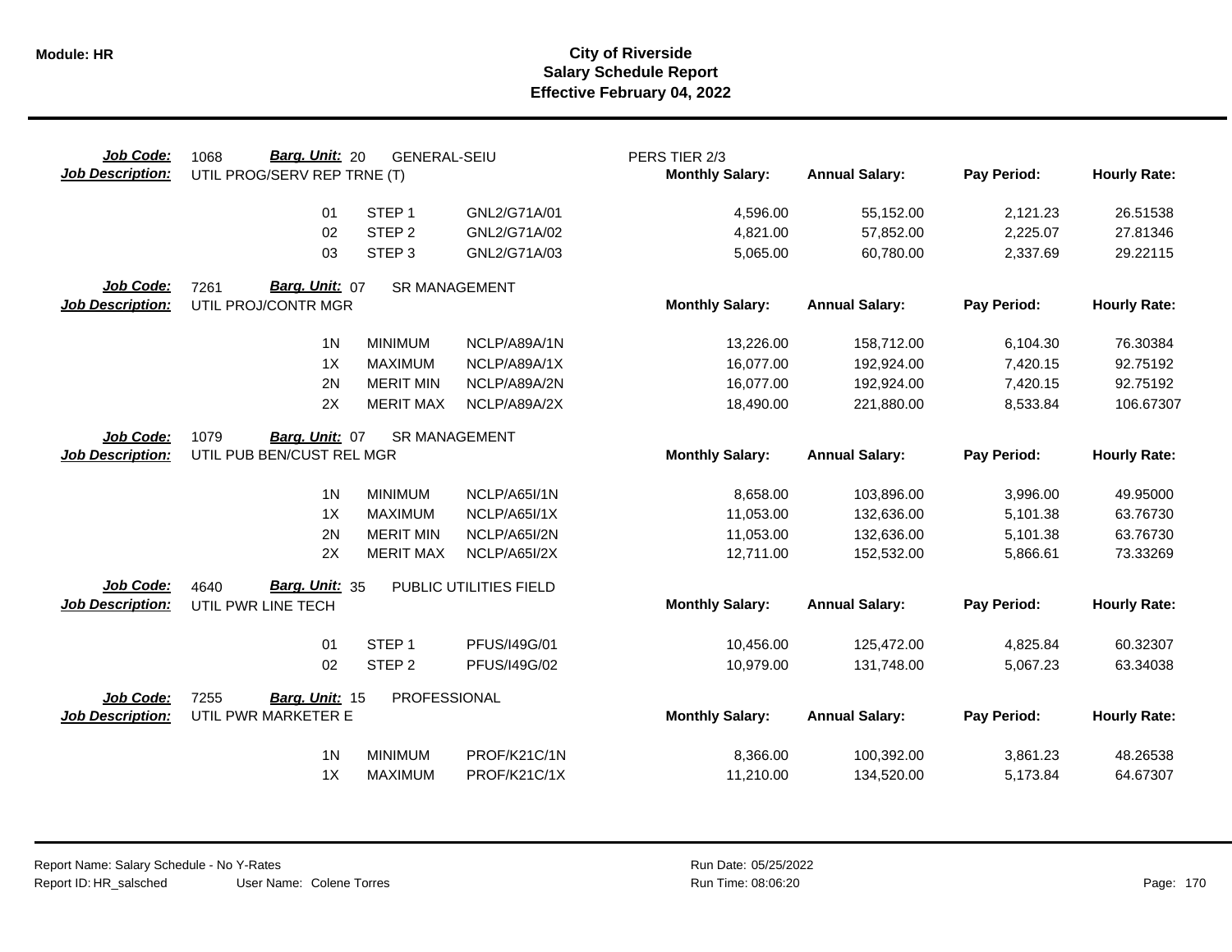**Module: HR**

# City of Riverside
## Salary Schedule Report
### Effective February 04, 2022

**Job Code:** 1068 **Barg. Unit:** 20 GENERAL-SEIU PERS TIER 2/3
**Job Description:** UTIL PROG/SERV REP TRNE (T)

| | | | Monthly Salary: | Annual Salary: | Pay Period: | Hourly Rate: |
|---|---|---|---|---|---|---|
| 01 | STEP 1 | GNL2/G71A/01 | 4,596.00 | 55,152.00 | 2,121.23 | 26.51538 |
| 02 | STEP 2 | GNL2/G71A/02 | 4,821.00 | 57,852.00 | 2,225.07 | 27.81346 |
| 03 | STEP 3 | GNL2/G71A/03 | 5,065.00 | 60,780.00 | 2,337.69 | 29.22115 |

**Job Code:** 7261 **Barg. Unit:** 07 SR MANAGEMENT
**Job Description:** UTIL PROJ/CONTR MGR

| | | | Monthly Salary: | Annual Salary: | Pay Period: | Hourly Rate: |
|---|---|---|---|---|---|---|
| 1N | MINIMUM | NCLP/A89A/1N | 13,226.00 | 158,712.00 | 6,104.30 | 76.30384 |
| 1X | MAXIMUM | NCLP/A89A/1X | 16,077.00 | 192,924.00 | 7,420.15 | 92.75192 |
| 2N | MERIT MIN | NCLP/A89A/2N | 16,077.00 | 192,924.00 | 7,420.15 | 92.75192 |
| 2X | MERIT MAX | NCLP/A89A/2X | 18,490.00 | 221,880.00 | 8,533.84 | 106.67307 |

**Job Code:** 1079 **Barg. Unit:** 07 SR MANAGEMENT
**Job Description:** UTIL PUB BEN/CUST REL MGR

| | | | Monthly Salary: | Annual Salary: | Pay Period: | Hourly Rate: |
|---|---|---|---|---|---|---|
| 1N | MINIMUM | NCLP/A65I/1N | 8,658.00 | 103,896.00 | 3,996.00 | 49.95000 |
| 1X | MAXIMUM | NCLP/A65I/1X | 11,053.00 | 132,636.00 | 5,101.38 | 63.76730 |
| 2N | MERIT MIN | NCLP/A65I/2N | 11,053.00 | 132,636.00 | 5,101.38 | 63.76730 |
| 2X | MERIT MAX | NCLP/A65I/2X | 12,711.00 | 152,532.00 | 5,866.61 | 73.33269 |

**Job Code:** 4640 **Barg. Unit:** 35 PUBLIC UTILITIES FIELD
**Job Description:** UTIL PWR LINE TECH

| | | | Monthly Salary: | Annual Salary: | Pay Period: | Hourly Rate: |
|---|---|---|---|---|---|---|
| 01 | STEP 1 | PFUS/I49G/01 | 10,456.00 | 125,472.00 | 4,825.84 | 60.32307 |
| 02 | STEP 2 | PFUS/I49G/02 | 10,979.00 | 131,748.00 | 5,067.23 | 63.34038 |

**Job Code:** 7255 **Barg. Unit:** 15 PROFESSIONAL
**Job Description:** UTIL PWR MARKETER E

| | | | Monthly Salary: | Annual Salary: | Pay Period: | Hourly Rate: |
|---|---|---|---|---|---|---|
| 1N | MINIMUM | PROF/K21C/1N | 8,366.00 | 100,392.00 | 3,861.23 | 48.26538 |
| 1X | MAXIMUM | PROF/K21C/1X | 11,210.00 | 134,520.00 | 5,173.84 | 64.67307 |

Report Name: Salary Schedule - No Y-Rates
Report ID: HR_salsched User Name: Colene Torres
Run Date: 05/25/2022
Run Time: 08:06:20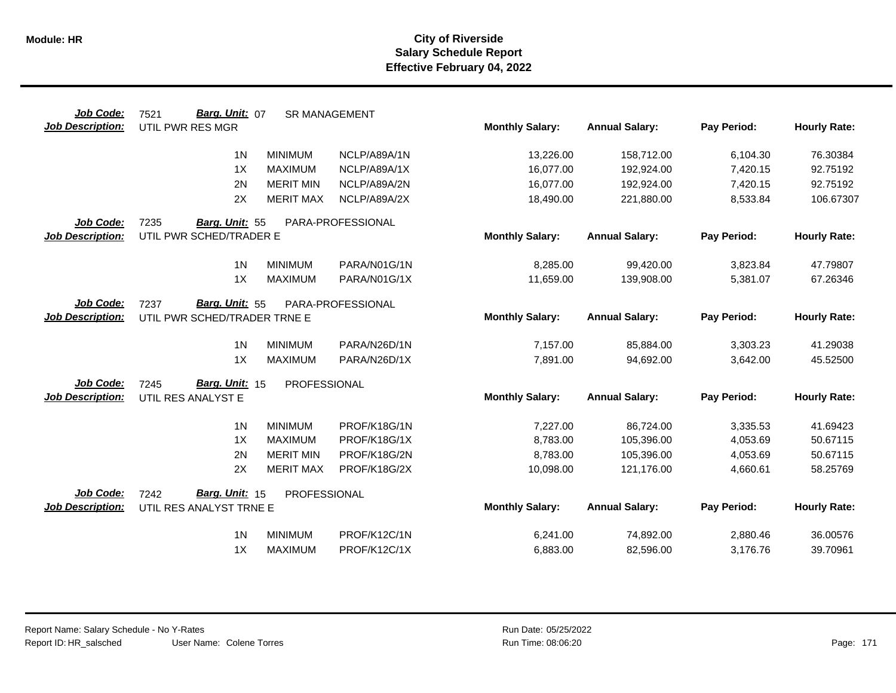**Module: HR**

# City of Riverside
## Salary Schedule Report
### Effective February 04, 2022

**Job Code:** 7521 **Barg. Unit:** 07 SR MANAGEMENT
**Job Description:** UTIL PWR RES MGR

| Step | Level | Grade | Monthly Salary | Annual Salary | Pay Period | Hourly Rate |
|---|---|---|---|---|---|---|
| 1N | MINIMUM | NCLP/A89A/1N | 13,226.00 | 158,712.00 | 6,104.30 | 76.30384 |
| 1X | MAXIMUM | NCLP/A89A/1X | 16,077.00 | 192,924.00 | 7,420.15 | 92.75192 |
| 2N | MERIT MIN | NCLP/A89A/2N | 16,077.00 | 192,924.00 | 7,420.15 | 92.75192 |
| 2X | MERIT MAX | NCLP/A89A/2X | 18,490.00 | 221,880.00 | 8,533.84 | 106.67307 |

**Job Code:** 7235 **Barg. Unit:** 55 PARA-PROFESSIONAL
**Job Description:** UTIL PWR SCHED/TRADER E

| Step | Level | Grade | Monthly Salary | Annual Salary | Pay Period | Hourly Rate |
|---|---|---|---|---|---|---|
| 1N | MINIMUM | PARA/N01G/1N | 8,285.00 | 99,420.00 | 3,823.84 | 47.79807 |
| 1X | MAXIMUM | PARA/N01G/1X | 11,659.00 | 139,908.00 | 5,381.07 | 67.26346 |

**Job Code:** 7237 **Barg. Unit:** 55 PARA-PROFESSIONAL
**Job Description:** UTIL PWR SCHED/TRADER TRNE E

| Step | Level | Grade | Monthly Salary | Annual Salary | Pay Period | Hourly Rate |
|---|---|---|---|---|---|---|
| 1N | MINIMUM | PARA/N26D/1N | 7,157.00 | 85,884.00 | 3,303.23 | 41.29038 |
| 1X | MAXIMUM | PARA/N26D/1X | 7,891.00 | 94,692.00 | 3,642.00 | 45.52500 |

**Job Code:** 7245 **Barg. Unit:** 15 PROFESSIONAL
**Job Description:** UTIL RES ANALYST E

| Step | Level | Grade | Monthly Salary | Annual Salary | Pay Period | Hourly Rate |
|---|---|---|---|---|---|---|
| 1N | MINIMUM | PROF/K18G/1N | 7,227.00 | 86,724.00 | 3,335.53 | 41.69423 |
| 1X | MAXIMUM | PROF/K18G/1X | 8,783.00 | 105,396.00 | 4,053.69 | 50.67115 |
| 2N | MERIT MIN | PROF/K18G/2N | 8,783.00 | 105,396.00 | 4,053.69 | 50.67115 |
| 2X | MERIT MAX | PROF/K18G/2X | 10,098.00 | 121,176.00 | 4,660.61 | 58.25769 |

**Job Code:** 7242 **Barg. Unit:** 15 PROFESSIONAL
**Job Description:** UTIL RES ANALYST TRNE E

| Step | Level | Grade | Monthly Salary | Annual Salary | Pay Period | Hourly Rate |
|---|---|---|---|---|---|---|
| 1N | MINIMUM | PROF/K12C/1N | 6,241.00 | 74,892.00 | 2,880.46 | 36.00576 |
| 1X | MAXIMUM | PROF/K12C/1X | 6,883.00 | 82,596.00 | 3,176.76 | 39.70961 |

Report Name: Salary Schedule - No Y-Rates
Report ID: HR_salsched User Name: Colene Torres
Run Date: 05/25/2022
Run Time: 08:06:20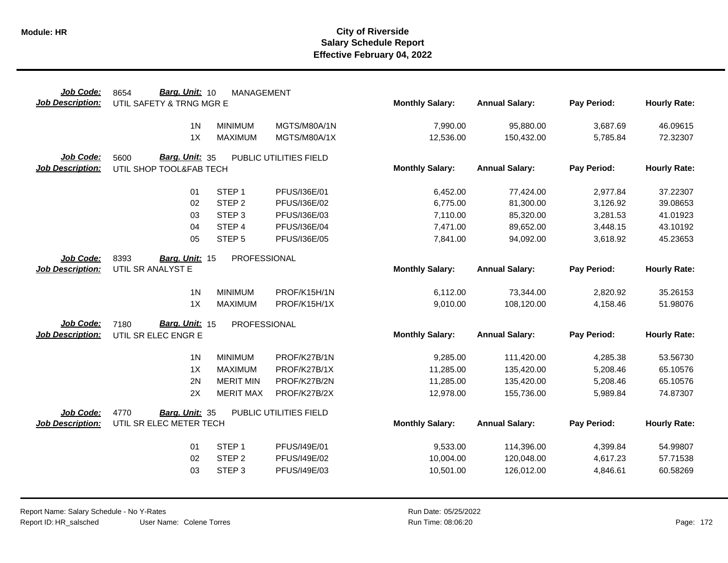# City of Riverside
## Salary Schedule Report
### Effective February 04, 2022

**Job Code:** 8654 **Barg. Unit:** 10 MANAGEMENT
**Job Description:** UTIL SAFETY & TRNG MGR E

| | | | Monthly Salary: | Annual Salary: | Pay Period: | Hourly Rate: |
|---|---|---|---|---|---|---|
| 1N | MINIMUM | MGTS/M80A/1N | 7,990.00 | 95,880.00 | 3,687.69 | 46.09615 |
| 1X | MAXIMUM | MGTS/M80A/1X | 12,536.00 | 150,432.00 | 5,785.84 | 72.32307 |

**Job Code:** 5600 **Barg. Unit:** 35 PUBLIC UTILITIES FIELD
**Job Description:** UTIL SHOP TOOL&FAB TECH

| | | | Monthly Salary: | Annual Salary: | Pay Period: | Hourly Rate: |
|---|---|---|---|---|---|---|
| 01 | STEP 1 | PFUS/I36E/01 | 6,452.00 | 77,424.00 | 2,977.84 | 37.22307 |
| 02 | STEP 2 | PFUS/I36E/02 | 6,775.00 | 81,300.00 | 3,126.92 | 39.08653 |
| 03 | STEP 3 | PFUS/I36E/03 | 7,110.00 | 85,320.00 | 3,281.53 | 41.01923 |
| 04 | STEP 4 | PFUS/I36E/04 | 7,471.00 | 89,652.00 | 3,448.15 | 43.10192 |
| 05 | STEP 5 | PFUS/I36E/05 | 7,841.00 | 94,092.00 | 3,618.92 | 45.23653 |

**Job Code:** 8393 **Barg. Unit:** 15 PROFESSIONAL
**Job Description:** UTIL SR ANALYST E

| | | | Monthly Salary: | Annual Salary: | Pay Period: | Hourly Rate: |
|---|---|---|---|---|---|---|
| 1N | MINIMUM | PROF/K15H/1N | 6,112.00 | 73,344.00 | 2,820.92 | 35.26153 |
| 1X | MAXIMUM | PROF/K15H/1X | 9,010.00 | 108,120.00 | 4,158.46 | 51.98076 |

**Job Code:** 7180 **Barg. Unit:** 15 PROFESSIONAL
**Job Description:** UTIL SR ELEC ENGR E

| | | | Monthly Salary: | Annual Salary: | Pay Period: | Hourly Rate: |
|---|---|---|---|---|---|---|
| 1N | MINIMUM | PROF/K27B/1N | 9,285.00 | 111,420.00 | 4,285.38 | 53.56730 |
| 1X | MAXIMUM | PROF/K27B/1X | 11,285.00 | 135,420.00 | 5,208.46 | 65.10576 |
| 2N | MERIT MIN | PROF/K27B/2N | 11,285.00 | 135,420.00 | 5,208.46 | 65.10576 |
| 2X | MERIT MAX | PROF/K27B/2X | 12,978.00 | 155,736.00 | 5,989.84 | 74.87307 |

**Job Code:** 4770 **Barg. Unit:** 35 PUBLIC UTILITIES FIELD
**Job Description:** UTIL SR ELEC METER TECH

| | | | Monthly Salary: | Annual Salary: | Pay Period: | Hourly Rate: |
|---|---|---|---|---|---|---|
| 01 | STEP 1 | PFUS/I49E/01 | 9,533.00 | 114,396.00 | 4,399.84 | 54.99807 |
| 02 | STEP 2 | PFUS/I49E/02 | 10,004.00 | 120,048.00 | 4,617.23 | 57.71538 |
| 03 | STEP 3 | PFUS/I49E/03 | 10,501.00 | 126,012.00 | 4,846.61 | 60.58269 |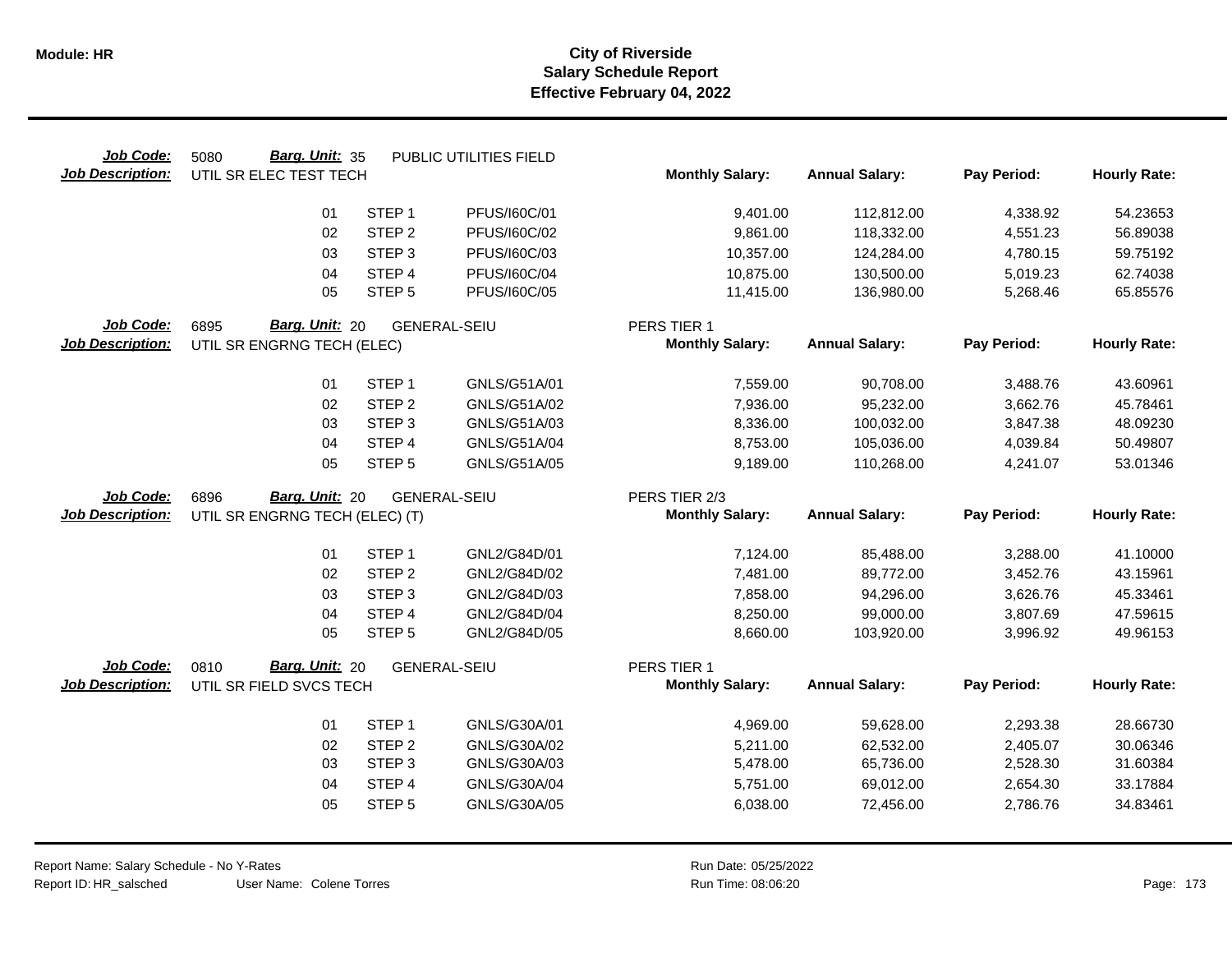# City of Riverside
## Salary Schedule Report
### Effective February 04, 2022

**Job Code:** 5080 **Barg. Unit:** 35 PUBLIC UTILITIES FIELD
**Job Description:** UTIL SR ELEC TEST TECH

| | | | Monthly Salary: | Annual Salary: | Pay Period: | Hourly Rate: |
|---|---|---|---|---|---|---|
| 01 | STEP 1 | PFUS/I60C/01 | 9,401.00 | 112,812.00 | 4,338.92 | 54.23653 |
| 02 | STEP 2 | PFUS/I60C/02 | 9,861.00 | 118,332.00 | 4,551.23 | 56.89038 |
| 03 | STEP 3 | PFUS/I60C/03 | 10,357.00 | 124,284.00 | 4,780.15 | 59.75192 |
| 04 | STEP 4 | PFUS/I60C/04 | 10,875.00 | 130,500.00 | 5,019.23 | 62.74038 |
| 05 | STEP 5 | PFUS/I60C/05 | 11,415.00 | 136,980.00 | 5,268.46 | 65.85576 |

**Job Code:** 6895 **Barg. Unit:** 20 GENERAL-SEIU PERS TIER 1
**Job Description:** UTIL SR ENGRNG TECH (ELEC)

| | | | Monthly Salary: | Annual Salary: | Pay Period: | Hourly Rate: |
|---|---|---|---|---|---|---|
| 01 | STEP 1 | GNLS/G51A/01 | 7,559.00 | 90,708.00 | 3,488.76 | 43.60961 |
| 02 | STEP 2 | GNLS/G51A/02 | 7,936.00 | 95,232.00 | 3,662.76 | 45.78461 |
| 03 | STEP 3 | GNLS/G51A/03 | 8,336.00 | 100,032.00 | 3,847.38 | 48.09230 |
| 04 | STEP 4 | GNLS/G51A/04 | 8,753.00 | 105,036.00 | 4,039.84 | 50.49807 |
| 05 | STEP 5 | GNLS/G51A/05 | 9,189.00 | 110,268.00 | 4,241.07 | 53.01346 |

**Job Code:** 6896 **Barg. Unit:** 20 GENERAL-SEIU PERS TIER 2/3
**Job Description:** UTIL SR ENGRNG TECH (ELEC) (T)

| | | | Monthly Salary: | Annual Salary: | Pay Period: | Hourly Rate: |
|---|---|---|---|---|---|---|
| 01 | STEP 1 | GNL2/G84D/01 | 7,124.00 | 85,488.00 | 3,288.00 | 41.10000 |
| 02 | STEP 2 | GNL2/G84D/02 | 7,481.00 | 89,772.00 | 3,452.76 | 43.15961 |
| 03 | STEP 3 | GNL2/G84D/03 | 7,858.00 | 94,296.00 | 3,626.76 | 45.33461 |
| 04 | STEP 4 | GNL2/G84D/04 | 8,250.00 | 99,000.00 | 3,807.69 | 47.59615 |
| 05 | STEP 5 | GNL2/G84D/05 | 8,660.00 | 103,920.00 | 3,996.92 | 49.96153 |

**Job Code:** 0810 **Barg. Unit:** 20 GENERAL-SEIU PERS TIER 1
**Job Description:** UTIL SR FIELD SVCS TECH

| | | | Monthly Salary: | Annual Salary: | Pay Period: | Hourly Rate: |
|---|---|---|---|---|---|---|
| 01 | STEP 1 | GNLS/G30A/01 | 4,969.00 | 59,628.00 | 2,293.38 | 28.66730 |
| 02 | STEP 2 | GNLS/G30A/02 | 5,211.00 | 62,532.00 | 2,405.07 | 30.06346 |
| 03 | STEP 3 | GNLS/G30A/03 | 5,478.00 | 65,736.00 | 2,528.30 | 31.60384 |
| 04 | STEP 4 | GNLS/G30A/04 | 5,751.00 | 69,012.00 | 2,654.30 | 33.17884 |
| 05 | STEP 5 | GNLS/G30A/05 | 6,038.00 | 72,456.00 | 2,786.76 | 34.83461 |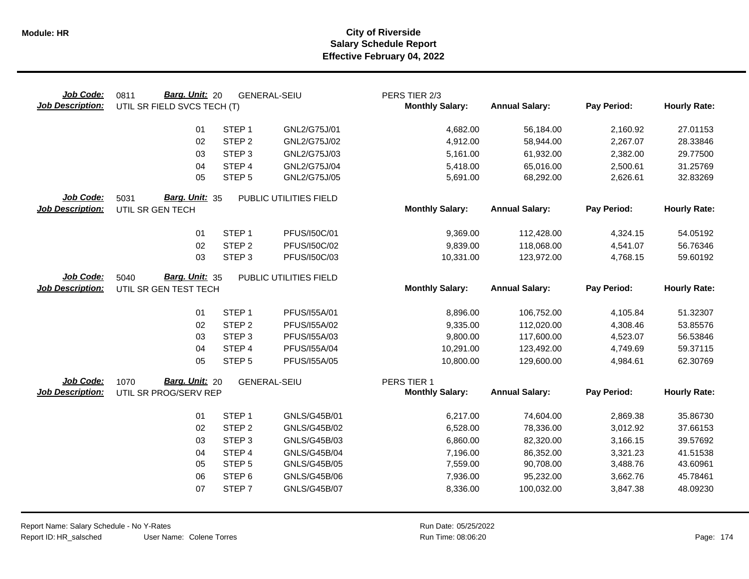**Module: HR**

# City of Riverside
## Salary Schedule Report
### Effective February 04, 2022

**Job Code:** 0811 **Barg. Unit:** 20 GENERAL-SEIU PERS TIER 2/3
**Job Description:** UTIL SR FIELD SVCS TECH (T)

| | Step | Code | Monthly Salary: | Annual Salary: | Pay Period: | Hourly Rate: |
|---|---|---|---|---|---|---|
| 01 | STEP 1 | GNL2/G75J/01 | 4,682.00 | 56,184.00 | 2,160.92 | 27.01153 |
| 02 | STEP 2 | GNL2/G75J/02 | 4,912.00 | 58,944.00 | 2,267.07 | 28.33846 |
| 03 | STEP 3 | GNL2/G75J/03 | 5,161.00 | 61,932.00 | 2,382.00 | 29.77500 |
| 04 | STEP 4 | GNL2/G75J/04 | 5,418.00 | 65,016.00 | 2,500.61 | 31.25769 |
| 05 | STEP 5 | GNL2/G75J/05 | 5,691.00 | 68,292.00 | 2,626.61 | 32.83269 |

**Job Code:** 5031 **Barg. Unit:** 35 PUBLIC UTILITIES FIELD
**Job Description:** UTIL SR GEN TECH

| | Step | Code | Monthly Salary: | Annual Salary: | Pay Period: | Hourly Rate: |
|---|---|---|---|---|---|---|
| 01 | STEP 1 | PFUS/I50C/01 | 9,369.00 | 112,428.00 | 4,324.15 | 54.05192 |
| 02 | STEP 2 | PFUS/I50C/02 | 9,839.00 | 118,068.00 | 4,541.07 | 56.76346 |
| 03 | STEP 3 | PFUS/I50C/03 | 10,331.00 | 123,972.00 | 4,768.15 | 59.60192 |

**Job Code:** 5040 **Barg. Unit:** 35 PUBLIC UTILITIES FIELD
**Job Description:** UTIL SR GEN TEST TECH

| | Step | Code | Monthly Salary: | Annual Salary: | Pay Period: | Hourly Rate: |
|---|---|---|---|---|---|---|
| 01 | STEP 1 | PFUS/I55A/01 | 8,896.00 | 106,752.00 | 4,105.84 | 51.32307 |
| 02 | STEP 2 | PFUS/I55A/02 | 9,335.00 | 112,020.00 | 4,308.46 | 53.85576 |
| 03 | STEP 3 | PFUS/I55A/03 | 9,800.00 | 117,600.00 | 4,523.07 | 56.53846 |
| 04 | STEP 4 | PFUS/I55A/04 | 10,291.00 | 123,492.00 | 4,749.69 | 59.37115 |
| 05 | STEP 5 | PFUS/I55A/05 | 10,800.00 | 129,600.00 | 4,984.61 | 62.30769 |

**Job Code:** 1070 **Barg. Unit:** 20 GENERAL-SEIU PERS TIER 1
**Job Description:** UTIL SR PROG/SERV REP

| | Step | Code | Monthly Salary: | Annual Salary: | Pay Period: | Hourly Rate: |
|---|---|---|---|---|---|---|
| 01 | STEP 1 | GNLS/G45B/01 | 6,217.00 | 74,604.00 | 2,869.38 | 35.86730 |
| 02 | STEP 2 | GNLS/G45B/02 | 6,528.00 | 78,336.00 | 3,012.92 | 37.66153 |
| 03 | STEP 3 | GNLS/G45B/03 | 6,860.00 | 82,320.00 | 3,166.15 | 39.57692 |
| 04 | STEP 4 | GNLS/G45B/04 | 7,196.00 | 86,352.00 | 3,321.23 | 41.51538 |
| 05 | STEP 5 | GNLS/G45B/05 | 7,559.00 | 90,708.00 | 3,488.76 | 43.60961 |
| 06 | STEP 6 | GNLS/G45B/06 | 7,936.00 | 95,232.00 | 3,662.76 | 45.78461 |
| 07 | STEP 7 | GNLS/G45B/07 | 8,336.00 | 100,032.00 | 3,847.38 | 48.09230 |

Report Name: Salary Schedule - No Y-Rates
Report ID: HR_salsched User Name: Colene Torres
Run Date: 05/25/2022
Run Time: 08:06:20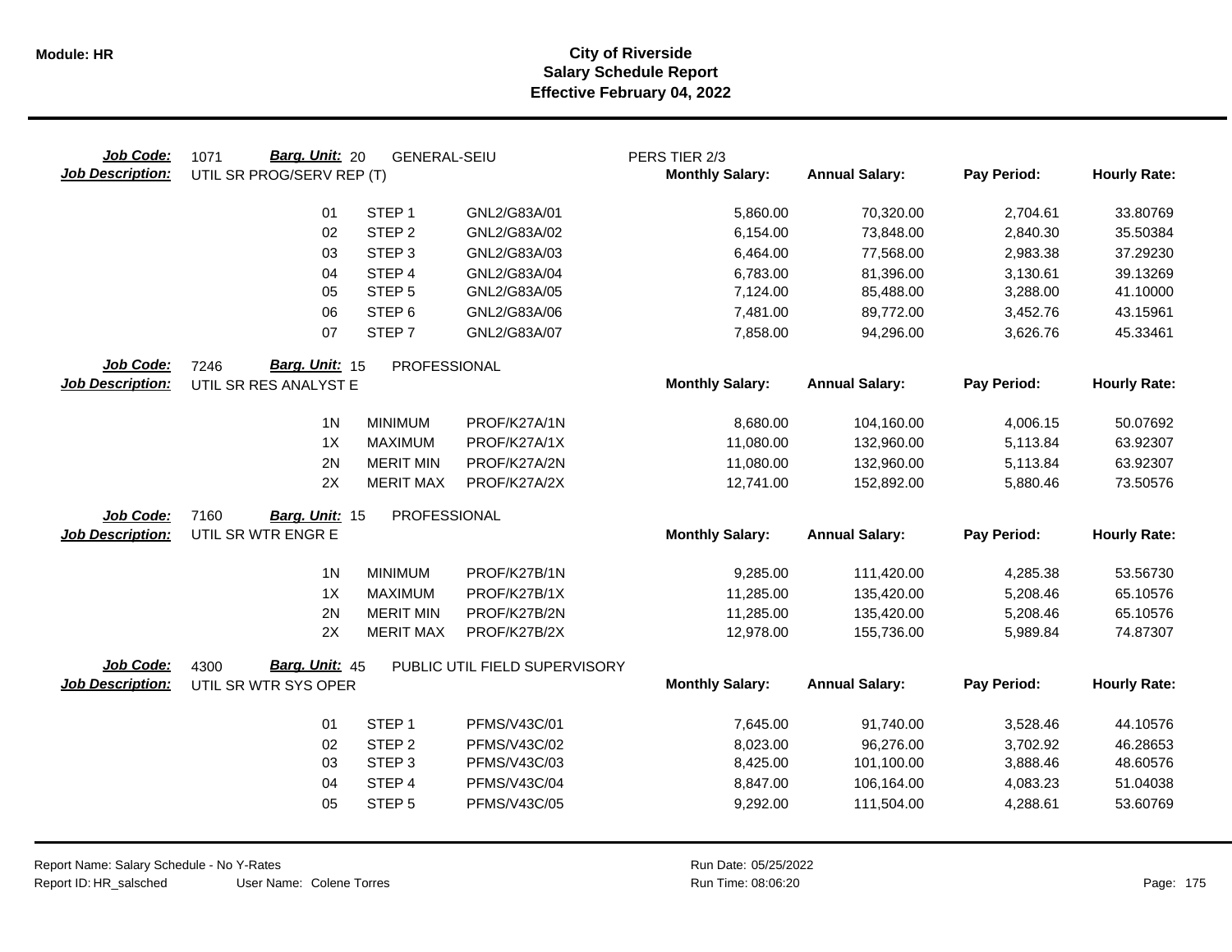**Module: HR**

# City of Riverside
## Salary Schedule Report
### Effective February 04, 2022

**Job Code:** 1071 **Barg. Unit:** 20 GENERAL-SEIU PERS TIER 2/3
**Job Description:** UTIL SR PROG/SERV REP (T)

| | | | Monthly Salary: | Annual Salary: | Pay Period: | Hourly Rate: |
|---|---|---|---|---|---|---|
| 01 | STEP 1 | GNL2/G83A/01 | 5,860.00 | 70,320.00 | 2,704.61 | 33.80769 |
| 02 | STEP 2 | GNL2/G83A/02 | 6,154.00 | 73,848.00 | 2,840.30 | 35.50384 |
| 03 | STEP 3 | GNL2/G83A/03 | 6,464.00 | 77,568.00 | 2,983.38 | 37.29230 |
| 04 | STEP 4 | GNL2/G83A/04 | 6,783.00 | 81,396.00 | 3,130.61 | 39.13269 |
| 05 | STEP 5 | GNL2/G83A/05 | 7,124.00 | 85,488.00 | 3,288.00 | 41.10000 |
| 06 | STEP 6 | GNL2/G83A/06 | 7,481.00 | 89,772.00 | 3,452.76 | 43.15961 |
| 07 | STEP 7 | GNL2/G83A/07 | 7,858.00 | 94,296.00 | 3,626.76 | 45.33461 |

**Job Code:** 7246 **Barg. Unit:** 15 PROFESSIONAL
**Job Description:** UTIL SR RES ANALYST E

| | | | Monthly Salary: | Annual Salary: | Pay Period: | Hourly Rate: |
|---|---|---|---|---|---|---|
| 1N | MINIMUM | PROF/K27A/1N | 8,680.00 | 104,160.00 | 4,006.15 | 50.07692 |
| 1X | MAXIMUM | PROF/K27A/1X | 11,080.00 | 132,960.00 | 5,113.84 | 63.92307 |
| 2N | MERIT MIN | PROF/K27A/2N | 11,080.00 | 132,960.00 | 5,113.84 | 63.92307 |
| 2X | MERIT MAX | PROF/K27A/2X | 12,741.00 | 152,892.00 | 5,880.46 | 73.50576 |

**Job Code:** 7160 **Barg. Unit:** 15 PROFESSIONAL
**Job Description:** UTIL SR WTR ENGR E

| | | | Monthly Salary: | Annual Salary: | Pay Period: | Hourly Rate: |
|---|---|---|---|---|---|---|
| 1N | MINIMUM | PROF/K27B/1N | 9,285.00 | 111,420.00 | 4,285.38 | 53.56730 |
| 1X | MAXIMUM | PROF/K27B/1X | 11,285.00 | 135,420.00 | 5,208.46 | 65.10576 |
| 2N | MERIT MIN | PROF/K27B/2N | 11,285.00 | 135,420.00 | 5,208.46 | 65.10576 |
| 2X | MERIT MAX | PROF/K27B/2X | 12,978.00 | 155,736.00 | 5,989.84 | 74.87307 |

**Job Code:** 4300 **Barg. Unit:** 45 PUBLIC UTIL FIELD SUPERVISORY
**Job Description:** UTIL SR WTR SYS OPER

| | | | Monthly Salary: | Annual Salary: | Pay Period: | Hourly Rate: |
|---|---|---|---|---|---|---|
| 01 | STEP 1 | PFMS/V43C/01 | 7,645.00 | 91,740.00 | 3,528.46 | 44.10576 |
| 02 | STEP 2 | PFMS/V43C/02 | 8,023.00 | 96,276.00 | 3,702.92 | 46.28653 |
| 03 | STEP 3 | PFMS/V43C/03 | 8,425.00 | 101,100.00 | 3,888.46 | 48.60576 |
| 04 | STEP 4 | PFMS/V43C/04 | 8,847.00 | 106,164.00 | 4,083.23 | 51.04038 |
| 05 | STEP 5 | PFMS/V43C/05 | 9,292.00 | 111,504.00 | 4,288.61 | 53.60769 |

Report Name: Salary Schedule - No Y-Rates
Report ID: HR_salsched User Name: Colene Torres
Run Date: 05/25/2022
Run Time: 08:06:20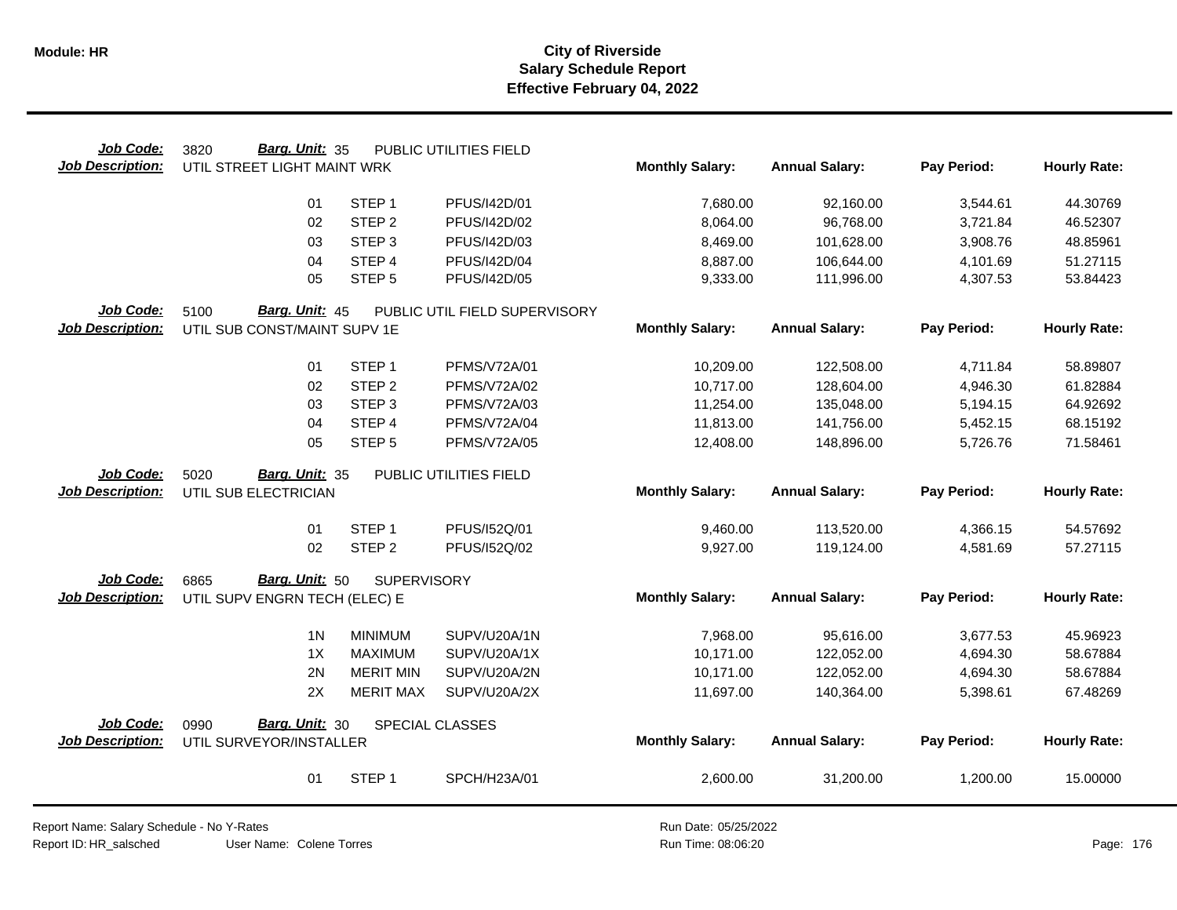# City of Riverside
## Salary Schedule Report
### Effective February 04, 2022

**Module: HR**

**Job Code:** 3820 **Barg. Unit:** 35 PUBLIC UTILITIES FIELD
**Job Description:** UTIL STREET LIGHT MAINT WRK

| Step | Step Name | Code | Monthly Salary | Annual Salary | Pay Period | Hourly Rate |
|---|---|---|---|---|---|---|
| 01 | STEP 1 | PFUS/I42D/01 | 7,680.00 | 92,160.00 | 3,544.61 | 44.30769 |
| 02 | STEP 2 | PFUS/I42D/02 | 8,064.00 | 96,768.00 | 3,721.84 | 46.52307 |
| 03 | STEP 3 | PFUS/I42D/03 | 8,469.00 | 101,628.00 | 3,908.76 | 48.85961 |
| 04 | STEP 4 | PFUS/I42D/04 | 8,887.00 | 106,644.00 | 4,101.69 | 51.27115 |
| 05 | STEP 5 | PFUS/I42D/05 | 9,333.00 | 111,996.00 | 4,307.53 | 53.84423 |

**Job Code:** 5100 **Barg. Unit:** 45 PUBLIC UTIL FIELD SUPERVISORY
**Job Description:** UTIL SUB CONST/MAINT SUPV 1E

| Step | Step Name | Code | Monthly Salary | Annual Salary | Pay Period | Hourly Rate |
|---|---|---|---|---|---|---|
| 01 | STEP 1 | PFMS/V72A/01 | 10,209.00 | 122,508.00 | 4,711.84 | 58.89807 |
| 02 | STEP 2 | PFMS/V72A/02 | 10,717.00 | 128,604.00 | 4,946.30 | 61.82884 |
| 03 | STEP 3 | PFMS/V72A/03 | 11,254.00 | 135,048.00 | 5,194.15 | 64.92692 |
| 04 | STEP 4 | PFMS/V72A/04 | 11,813.00 | 141,756.00 | 5,452.15 | 68.15192 |
| 05 | STEP 5 | PFMS/V72A/05 | 12,408.00 | 148,896.00 | 5,726.76 | 71.58461 |

**Job Code:** 5020 **Barg. Unit:** 35 PUBLIC UTILITIES FIELD
**Job Description:** UTIL SUB ELECTRICIAN

| Step | Step Name | Code | Monthly Salary | Annual Salary | Pay Period | Hourly Rate |
|---|---|---|---|---|---|---|
| 01 | STEP 1 | PFUS/I52Q/01 | 9,460.00 | 113,520.00 | 4,366.15 | 54.57692 |
| 02 | STEP 2 | PFUS/I52Q/02 | 9,927.00 | 119,124.00 | 4,581.69 | 57.27115 |

**Job Code:** 6865 **Barg. Unit:** 50 SUPERVISORY
**Job Description:** UTIL SUPV ENGRN TECH (ELEC) E

| Step | Step Name | Code | Monthly Salary | Annual Salary | Pay Period | Hourly Rate |
|---|---|---|---|---|---|---|
| 1N | MINIMUM | SUPV/U20A/1N | 7,968.00 | 95,616.00 | 3,677.53 | 45.96923 |
| 1X | MAXIMUM | SUPV/U20A/1X | 10,171.00 | 122,052.00 | 4,694.30 | 58.67884 |
| 2N | MERIT MIN | SUPV/U20A/2N | 10,171.00 | 122,052.00 | 4,694.30 | 58.67884 |
| 2X | MERIT MAX | SUPV/U20A/2X | 11,697.00 | 140,364.00 | 5,398.61 | 67.48269 |

**Job Code:** 0990 **Barg. Unit:** 30 SPECIAL CLASSES
**Job Description:** UTIL SURVEYOR/INSTALLER

| Step | Step Name | Code | Monthly Salary | Annual Salary | Pay Period | Hourly Rate |
|---|---|---|---|---|---|---|
| 01 | STEP 1 | SPCH/H23A/01 | 2,600.00 | 31,200.00 | 1,200.00 | 15.00000 |

Report Name: Salary Schedule - No Y-Rates
Report ID: HR_salsched User Name: Colene Torres
Run Date: 05/25/2022
Run Time: 08:06:20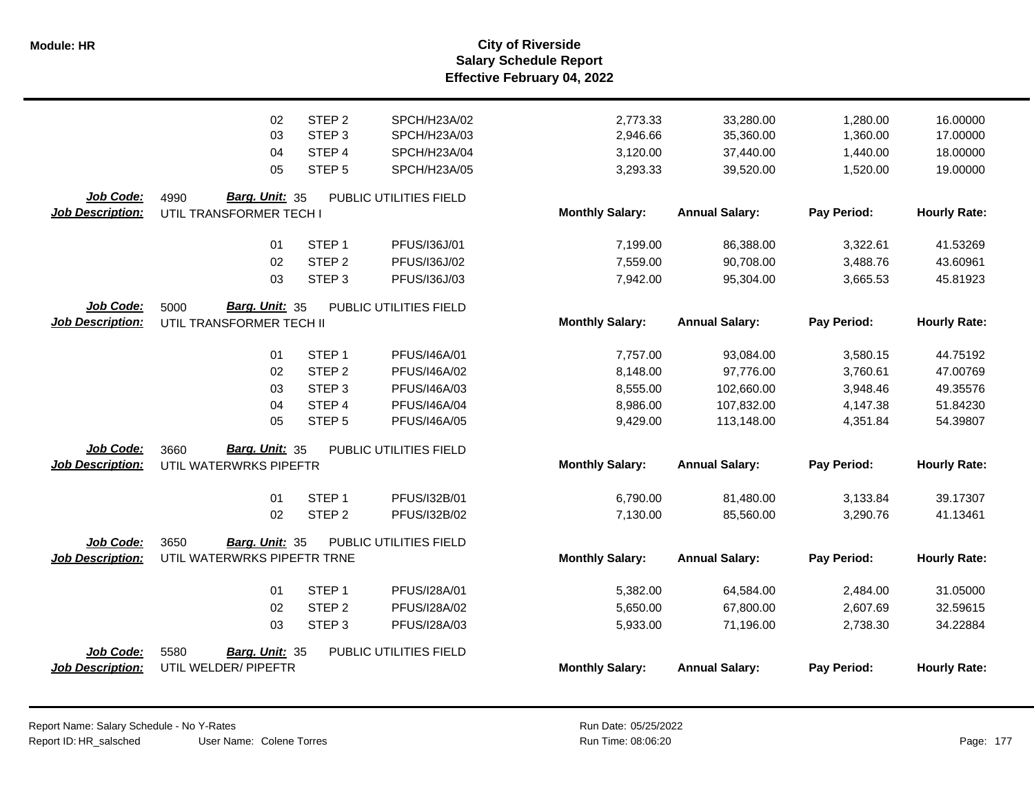# City of Riverside
## Salary Schedule Report
### Effective February 04, 2022

| | | | | Monthly Salary: | Annual Salary: | Pay Period: | Hourly Rate: |
|---|---|---|---|---|---|---|---|
| | 02 | STEP 2 | SPCH/H23A/02 | 2,773.33 | 33,280.00 | 1,280.00 | 16.00000 |
| | 03 | STEP 3 | SPCH/H23A/03 | 2,946.66 | 35,360.00 | 1,360.00 | 17.00000 |
| | 04 | STEP 4 | SPCH/H23A/04 | 3,120.00 | 37,440.00 | 1,440.00 | 18.00000 |
| | 05 | STEP 5 | SPCH/H23A/05 | 3,293.33 | 39,520.00 | 1,520.00 | 19.00000 |

**Job Code:** 4990 **Barg. Unit:** 35 PUBLIC UTILITIES FIELD
**Job Description:** UTIL TRANSFORMER TECH I

| | | | Monthly Salary: | Annual Salary: | Pay Period: | Hourly Rate: |
|---|---|---|---|---|---|---|
| 01 | STEP 1 | PFUS/I36J/01 | 7,199.00 | 86,388.00 | 3,322.61 | 41.53269 |
| 02 | STEP 2 | PFUS/I36J/02 | 7,559.00 | 90,708.00 | 3,488.76 | 43.60961 |
| 03 | STEP 3 | PFUS/I36J/03 | 7,942.00 | 95,304.00 | 3,665.53 | 45.81923 |

**Job Code:** 5000 **Barg. Unit:** 35 PUBLIC UTILITIES FIELD
**Job Description:** UTIL TRANSFORMER TECH II

| | | | Monthly Salary: | Annual Salary: | Pay Period: | Hourly Rate: |
|---|---|---|---|---|---|---|
| 01 | STEP 1 | PFUS/I46A/01 | 7,757.00 | 93,084.00 | 3,580.15 | 44.75192 |
| 02 | STEP 2 | PFUS/I46A/02 | 8,148.00 | 97,776.00 | 3,760.61 | 47.00769 |
| 03 | STEP 3 | PFUS/I46A/03 | 8,555.00 | 102,660.00 | 3,948.46 | 49.35576 |
| 04 | STEP 4 | PFUS/I46A/04 | 8,986.00 | 107,832.00 | 4,147.38 | 51.84230 |
| 05 | STEP 5 | PFUS/I46A/05 | 9,429.00 | 113,148.00 | 4,351.84 | 54.39807 |

**Job Code:** 3660 **Barg. Unit:** 35 PUBLIC UTILITIES FIELD
**Job Description:** UTIL WATERWRKS PIPEFTR

| | | | Monthly Salary: | Annual Salary: | Pay Period: | Hourly Rate: |
|---|---|---|---|---|---|---|
| 01 | STEP 1 | PFUS/I32B/01 | 6,790.00 | 81,480.00 | 3,133.84 | 39.17307 |
| 02 | STEP 2 | PFUS/I32B/02 | 7,130.00 | 85,560.00 | 3,290.76 | 41.13461 |

**Job Code:** 3650 **Barg. Unit:** 35 PUBLIC UTILITIES FIELD
**Job Description:** UTIL WATERWRKS PIPEFTR TRNE

| | | | Monthly Salary: | Annual Salary: | Pay Period: | Hourly Rate: |
|---|---|---|---|---|---|---|
| 01 | STEP 1 | PFUS/I28A/01 | 5,382.00 | 64,584.00 | 2,484.00 | 31.05000 |
| 02 | STEP 2 | PFUS/I28A/02 | 5,650.00 | 67,800.00 | 2,607.69 | 32.59615 |
| 03 | STEP 3 | PFUS/I28A/03 | 5,933.00 | 71,196.00 | 2,738.30 | 34.22884 |

**Job Code:** 5580 **Barg. Unit:** 35 PUBLIC UTILITIES FIELD
**Job Description:** UTIL WELDER/ PIPEFTR

| Monthly Salary: | Annual Salary: | Pay Period: | Hourly Rate: |
|---|---|---|---|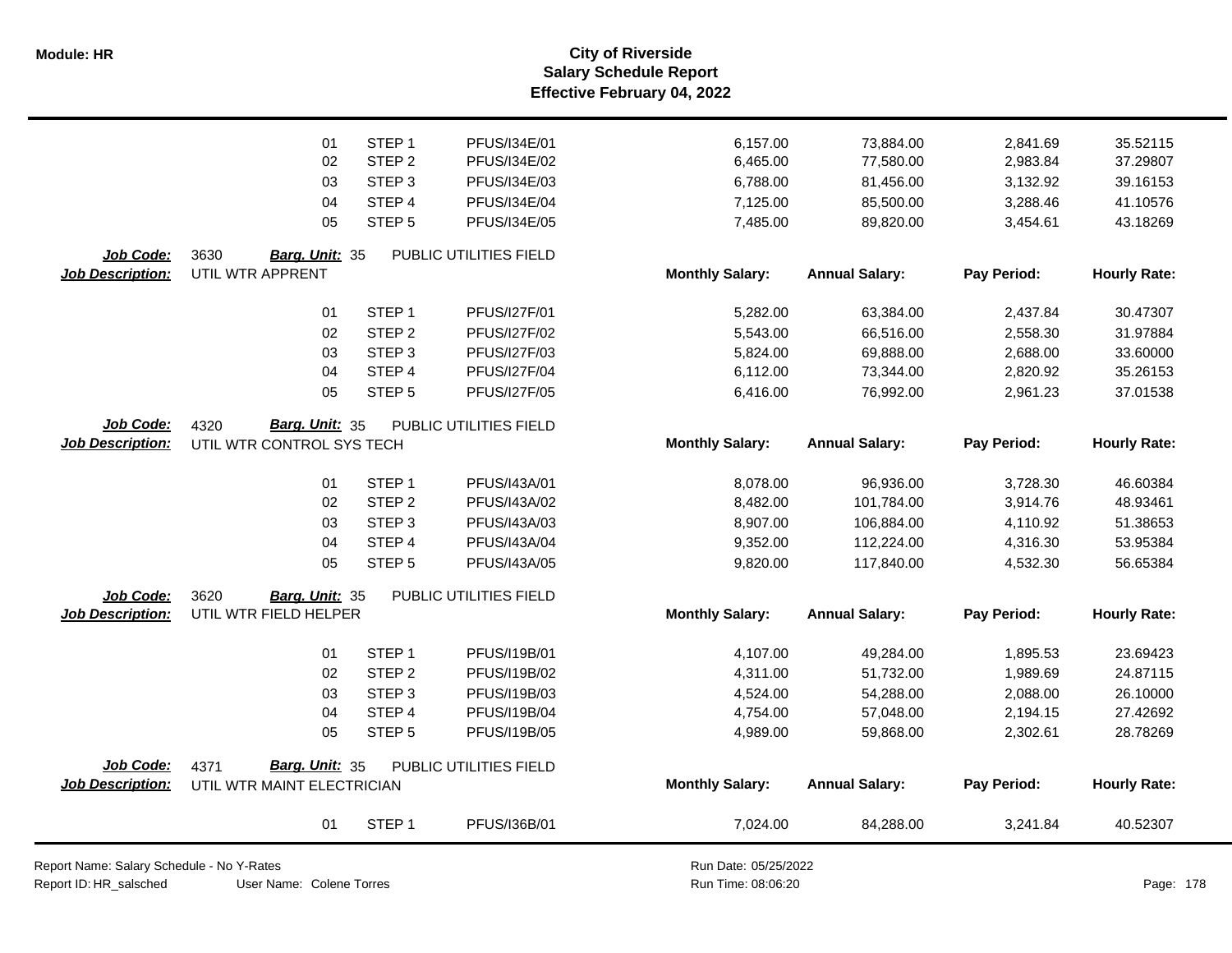# City of Riverside
## Salary Schedule Report
### Effective February 04, 2022

| | | Step | Code | Monthly Salary | Annual Salary | Pay Period | Hourly Rate |
|---|---|---|---|---|---|---|---|
| | 01 | STEP 1 | PFUS/I34E/01 | 6,157.00 | 73,884.00 | 2,841.69 | 35.52115 |
| | 02 | STEP 2 | PFUS/I34E/02 | 6,465.00 | 77,580.00 | 2,983.84 | 37.29807 |
| | 03 | STEP 3 | PFUS/I34E/03 | 6,788.00 | 81,456.00 | 3,132.92 | 39.16153 |
| | 04 | STEP 4 | PFUS/I34E/04 | 7,125.00 | 85,500.00 | 3,288.46 | 41.10576 |
| | 05 | STEP 5 | PFUS/I34E/05 | 7,485.00 | 89,820.00 | 3,454.61 | 43.18269 |

**Job Code:** 3630 **Barg. Unit:** 35 PUBLIC UTILITIES FIELD
**Job Description:** UTIL WTR APPRENT

| | Step | Code | Monthly Salary: | Annual Salary: | Pay Period: | Hourly Rate: |
|---|---|---|---|---|---|---|
| 01 | STEP 1 | PFUS/I27F/01 | 5,282.00 | 63,384.00 | 2,437.84 | 30.47307 |
| 02 | STEP 2 | PFUS/I27F/02 | 5,543.00 | 66,516.00 | 2,558.30 | 31.97884 |
| 03 | STEP 3 | PFUS/I27F/03 | 5,824.00 | 69,888.00 | 2,688.00 | 33.60000 |
| 04 | STEP 4 | PFUS/I27F/04 | 6,112.00 | 73,344.00 | 2,820.92 | 35.26153 |
| 05 | STEP 5 | PFUS/I27F/05 | 6,416.00 | 76,992.00 | 2,961.23 | 37.01538 |

**Job Code:** 4320 **Barg. Unit:** 35 PUBLIC UTILITIES FIELD
**Job Description:** UTIL WTR CONTROL SYS TECH

| | Step | Code | Monthly Salary: | Annual Salary: | Pay Period: | Hourly Rate: |
|---|---|---|---|---|---|---|
| 01 | STEP 1 | PFUS/I43A/01 | 8,078.00 | 96,936.00 | 3,728.30 | 46.60384 |
| 02 | STEP 2 | PFUS/I43A/02 | 8,482.00 | 101,784.00 | 3,914.76 | 48.93461 |
| 03 | STEP 3 | PFUS/I43A/03 | 8,907.00 | 106,884.00 | 4,110.92 | 51.38653 |
| 04 | STEP 4 | PFUS/I43A/04 | 9,352.00 | 112,224.00 | 4,316.30 | 53.95384 |
| 05 | STEP 5 | PFUS/I43A/05 | 9,820.00 | 117,840.00 | 4,532.30 | 56.65384 |

**Job Code:** 3620 **Barg. Unit:** 35 PUBLIC UTILITIES FIELD
**Job Description:** UTIL WTR FIELD HELPER

| | Step | Code | Monthly Salary: | Annual Salary: | Pay Period: | Hourly Rate: |
|---|---|---|---|---|---|---|
| 01 | STEP 1 | PFUS/I19B/01 | 4,107.00 | 49,284.00 | 1,895.53 | 23.69423 |
| 02 | STEP 2 | PFUS/I19B/02 | 4,311.00 | 51,732.00 | 1,989.69 | 24.87115 |
| 03 | STEP 3 | PFUS/I19B/03 | 4,524.00 | 54,288.00 | 2,088.00 | 26.10000 |
| 04 | STEP 4 | PFUS/I19B/04 | 4,754.00 | 57,048.00 | 2,194.15 | 27.42692 |
| 05 | STEP 5 | PFUS/I19B/05 | 4,989.00 | 59,868.00 | 2,302.61 | 28.78269 |

**Job Code:** 4371 **Barg. Unit:** 35 PUBLIC UTILITIES FIELD
**Job Description:** UTIL WTR MAINT ELECTRICIAN

| | Step | Code | Monthly Salary: | Annual Salary: | Pay Period: | Hourly Rate: |
|---|---|---|---|---|---|---|
| 01 | STEP 1 | PFUS/I36B/01 | 7,024.00 | 84,288.00 | 3,241.84 | 40.52307 |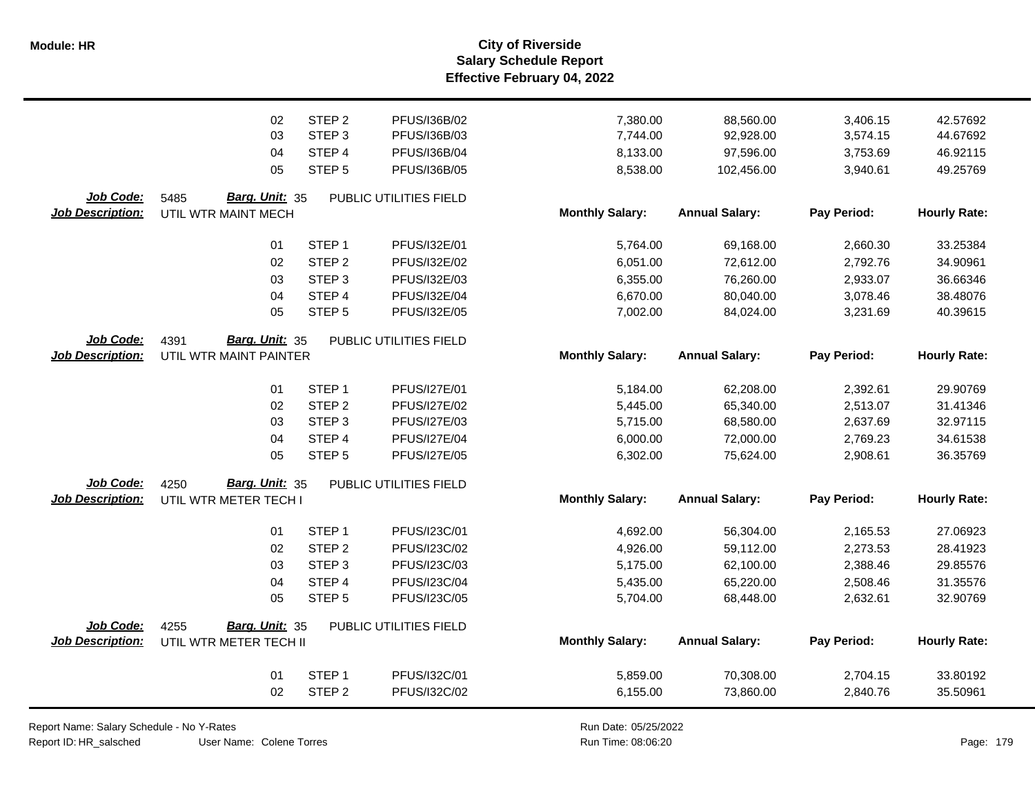# City of Riverside
## Salary Schedule Report
### Effective February 04, 2022

| | | | Monthly Salary | Annual Salary | Pay Period | Hourly Rate |
|---|---|---|---|---|---|---|
| 02 | STEP 2 | PFUS/I36B/02 | 7,380.00 | 88,560.00 | 3,406.15 | 42.57692 |
| 03 | STEP 3 | PFUS/I36B/03 | 7,744.00 | 92,928.00 | 3,574.15 | 44.67692 |
| 04 | STEP 4 | PFUS/I36B/04 | 8,133.00 | 97,596.00 | 3,753.69 | 46.92115 |
| 05 | STEP 5 | PFUS/I36B/05 | 8,538.00 | 102,456.00 | 3,940.61 | 49.25769 |

**Job Code:** 5485 **Barg. Unit:** 35 PUBLIC UTILITIES FIELD
**Job Description:** UTIL WTR MAINT MECH

| | | | Monthly Salary: | Annual Salary: | Pay Period: | Hourly Rate: |
|---|---|---|---|---|---|---|
| 01 | STEP 1 | PFUS/I32E/01 | 5,764.00 | 69,168.00 | 2,660.30 | 33.25384 |
| 02 | STEP 2 | PFUS/I32E/02 | 6,051.00 | 72,612.00 | 2,792.76 | 34.90961 |
| 03 | STEP 3 | PFUS/I32E/03 | 6,355.00 | 76,260.00 | 2,933.07 | 36.66346 |
| 04 | STEP 4 | PFUS/I32E/04 | 6,670.00 | 80,040.00 | 3,078.46 | 38.48076 |
| 05 | STEP 5 | PFUS/I32E/05 | 7,002.00 | 84,024.00 | 3,231.69 | 40.39615 |

**Job Code:** 4391 **Barg. Unit:** 35 PUBLIC UTILITIES FIELD
**Job Description:** UTIL WTR MAINT PAINTER

| | | | Monthly Salary: | Annual Salary: | Pay Period: | Hourly Rate: |
|---|---|---|---|---|---|---|
| 01 | STEP 1 | PFUS/I27E/01 | 5,184.00 | 62,208.00 | 2,392.61 | 29.90769 |
| 02 | STEP 2 | PFUS/I27E/02 | 5,445.00 | 65,340.00 | 2,513.07 | 31.41346 |
| 03 | STEP 3 | PFUS/I27E/03 | 5,715.00 | 68,580.00 | 2,637.69 | 32.97115 |
| 04 | STEP 4 | PFUS/I27E/04 | 6,000.00 | 72,000.00 | 2,769.23 | 34.61538 |
| 05 | STEP 5 | PFUS/I27E/05 | 6,302.00 | 75,624.00 | 2,908.61 | 36.35769 |

**Job Code:** 4250 **Barg. Unit:** 35 PUBLIC UTILITIES FIELD
**Job Description:** UTIL WTR METER TECH I

| | | | Monthly Salary: | Annual Salary: | Pay Period: | Hourly Rate: |
|---|---|---|---|---|---|---|
| 01 | STEP 1 | PFUS/I23C/01 | 4,692.00 | 56,304.00 | 2,165.53 | 27.06923 |
| 02 | STEP 2 | PFUS/I23C/02 | 4,926.00 | 59,112.00 | 2,273.53 | 28.41923 |
| 03 | STEP 3 | PFUS/I23C/03 | 5,175.00 | 62,100.00 | 2,388.46 | 29.85576 |
| 04 | STEP 4 | PFUS/I23C/04 | 5,435.00 | 65,220.00 | 2,508.46 | 31.35576 |
| 05 | STEP 5 | PFUS/I23C/05 | 5,704.00 | 68,448.00 | 2,632.61 | 32.90769 |

**Job Code:** 4255 **Barg. Unit:** 35 PUBLIC UTILITIES FIELD
**Job Description:** UTIL WTR METER TECH II

| | | | Monthly Salary: | Annual Salary: | Pay Period: | Hourly Rate: |
|---|---|---|---|---|---|---|
| 01 | STEP 1 | PFUS/I32C/01 | 5,859.00 | 70,308.00 | 2,704.15 | 33.80192 |
| 02 | STEP 2 | PFUS/I32C/02 | 6,155.00 | 73,860.00 | 2,840.76 | 35.50961 |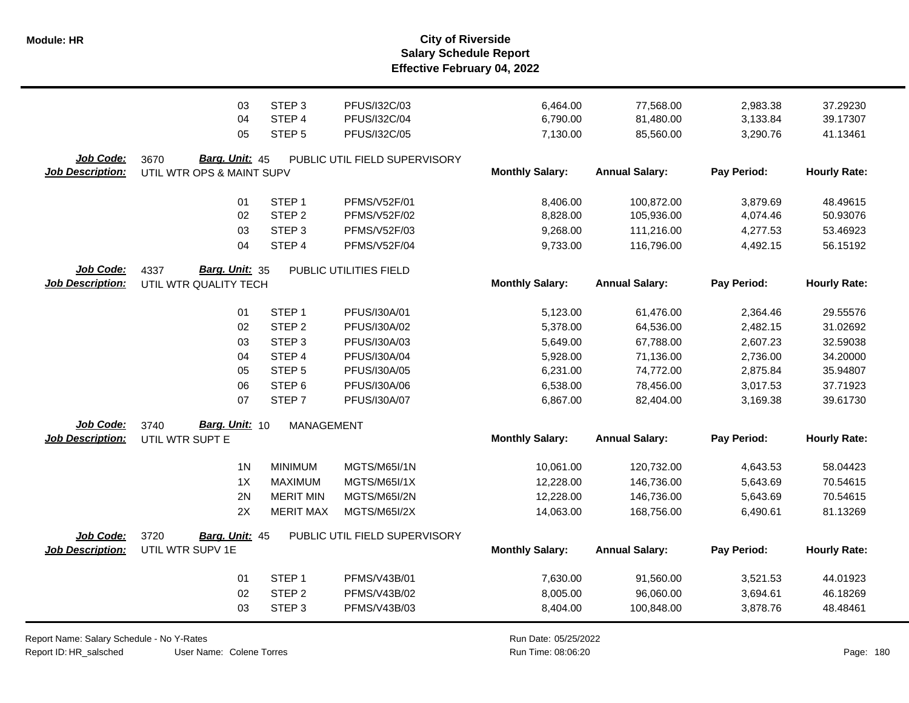# City of Riverside
## Salary Schedule Report
### Effective February 04, 2022

| | | | | Monthly Salary | Annual Salary | Pay Period | Hourly Rate |
|---|---|---|---|---|---|---|---|
| | 03 | STEP 3 | PFUS/I32C/03 | 6,464.00 | 77,568.00 | 2,983.38 | 37.29230 |
| | 04 | STEP 4 | PFUS/I32C/04 | 6,790.00 | 81,480.00 | 3,133.84 | 39.17307 |
| | 05 | STEP 5 | PFUS/I32C/05 | 7,130.00 | 85,560.00 | 3,290.76 | 41.13461 |

**Job Code:** 3670 **Barg. Unit:** 45 PUBLIC UTIL FIELD SUPERVISORY
**Job Description:** UTIL WTR OPS & MAINT SUPV

| | | | Monthly Salary: | Annual Salary: | Pay Period: | Hourly Rate: |
|---|---|---|---|---|---|---|
| 01 | STEP 1 | PFMS/V52F/01 | 8,406.00 | 100,872.00 | 3,879.69 | 48.49615 |
| 02 | STEP 2 | PFMS/V52F/02 | 8,828.00 | 105,936.00 | 4,074.46 | 50.93076 |
| 03 | STEP 3 | PFMS/V52F/03 | 9,268.00 | 111,216.00 | 4,277.53 | 53.46923 |
| 04 | STEP 4 | PFMS/V52F/04 | 9,733.00 | 116,796.00 | 4,492.15 | 56.15192 |

**Job Code:** 4337 **Barg. Unit:** 35 PUBLIC UTILITIES FIELD
**Job Description:** UTIL WTR QUALITY TECH

| | | | Monthly Salary: | Annual Salary: | Pay Period: | Hourly Rate: |
|---|---|---|---|---|---|---|
| 01 | STEP 1 | PFUS/I30A/01 | 5,123.00 | 61,476.00 | 2,364.46 | 29.55576 |
| 02 | STEP 2 | PFUS/I30A/02 | 5,378.00 | 64,536.00 | 2,482.15 | 31.02692 |
| 03 | STEP 3 | PFUS/I30A/03 | 5,649.00 | 67,788.00 | 2,607.23 | 32.59038 |
| 04 | STEP 4 | PFUS/I30A/04 | 5,928.00 | 71,136.00 | 2,736.00 | 34.20000 |
| 05 | STEP 5 | PFUS/I30A/05 | 6,231.00 | 74,772.00 | 2,875.84 | 35.94807 |
| 06 | STEP 6 | PFUS/I30A/06 | 6,538.00 | 78,456.00 | 3,017.53 | 37.71923 |
| 07 | STEP 7 | PFUS/I30A/07 | 6,867.00 | 82,404.00 | 3,169.38 | 39.61730 |

**Job Code:** 3740 **Barg. Unit:** 10 MANAGEMENT
**Job Description:** UTIL WTR SUPT E

| | | | Monthly Salary: | Annual Salary: | Pay Period: | Hourly Rate: |
|---|---|---|---|---|---|---|
| 1N | MINIMUM | MGTS/M65I/1N | 10,061.00 | 120,732.00 | 4,643.53 | 58.04423 |
| 1X | MAXIMUM | MGTS/M65I/1X | 12,228.00 | 146,736.00 | 5,643.69 | 70.54615 |
| 2N | MERIT MIN | MGTS/M65I/2N | 12,228.00 | 146,736.00 | 5,643.69 | 70.54615 |
| 2X | MERIT MAX | MGTS/M65I/2X | 14,063.00 | 168,756.00 | 6,490.61 | 81.13269 |

**Job Code:** 3720 **Barg. Unit:** 45 PUBLIC UTIL FIELD SUPERVISORY
**Job Description:** UTIL WTR SUPV 1E

| | | | Monthly Salary: | Annual Salary: | Pay Period: | Hourly Rate: |
|---|---|---|---|---|---|---|
| 01 | STEP 1 | PFMS/V43B/01 | 7,630.00 | 91,560.00 | 3,521.53 | 44.01923 |
| 02 | STEP 2 | PFMS/V43B/02 | 8,005.00 | 96,060.00 | 3,694.61 | 46.18269 |
| 03 | STEP 3 | PFMS/V43B/03 | 8,404.00 | 100,848.00 | 3,878.76 | 48.48461 |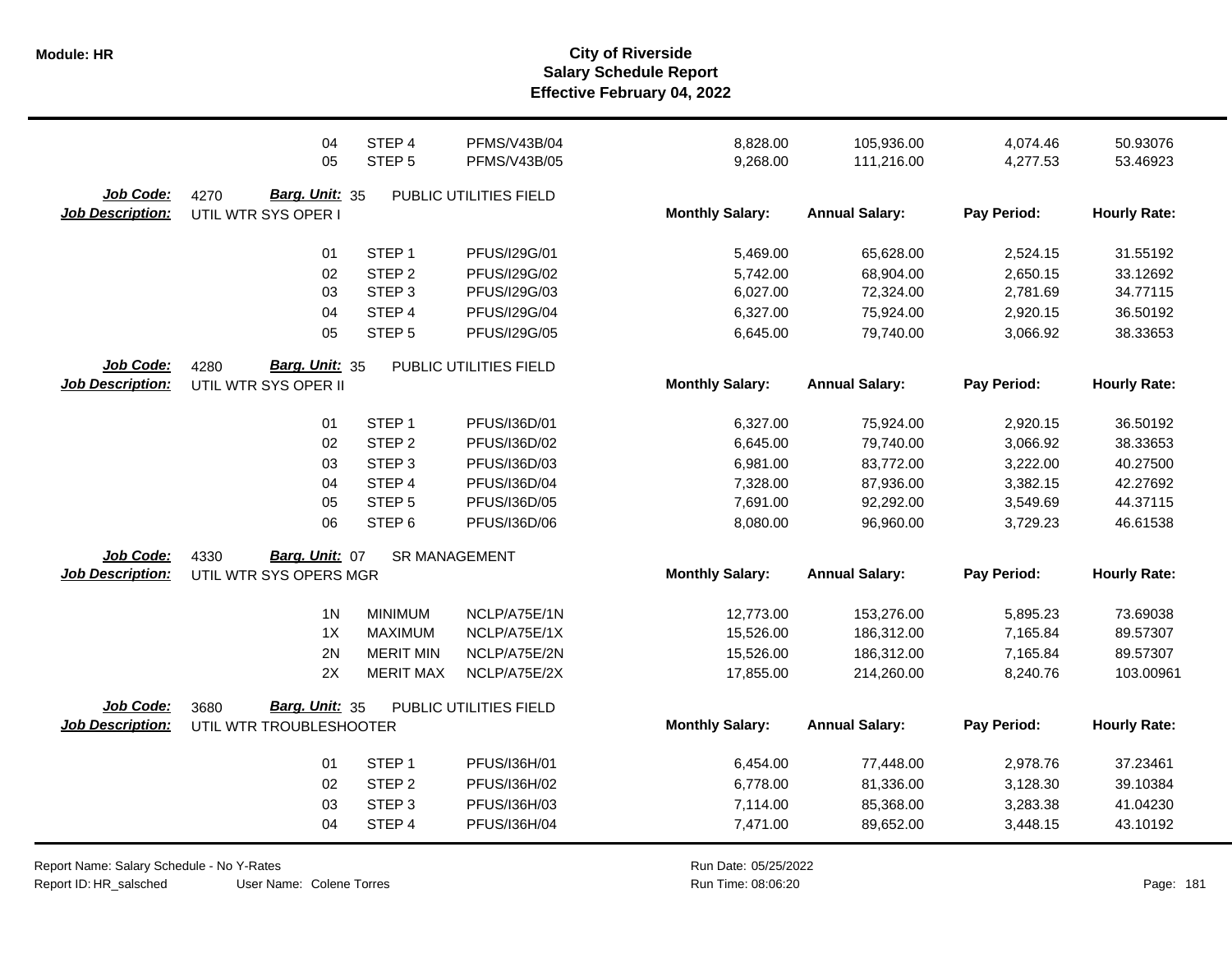# City of Riverside
## Salary Schedule Report
### Effective February 04, 2022

| | | | Monthly Salary: | Annual Salary: | Pay Period: | Hourly Rate: |
|---|---|---|---|---|---|---|
| 04 | STEP 4 | PFMS/V43B/04 | 8,828.00 | 105,936.00 | 4,074.46 | 50.93076 |
| 05 | STEP 5 | PFMS/V43B/05 | 9,268.00 | 111,216.00 | 4,277.53 | 53.46923 |

**Job Code:** 4270 **Barg. Unit:** 35 PUBLIC UTILITIES FIELD
**Job Description:** UTIL WTR SYS OPER I

| | | | Monthly Salary: | Annual Salary: | Pay Period: | Hourly Rate: |
|---|---|---|---|---|---|---|
| 01 | STEP 1 | PFUS/I29G/01 | 5,469.00 | 65,628.00 | 2,524.15 | 31.55192 |
| 02 | STEP 2 | PFUS/I29G/02 | 5,742.00 | 68,904.00 | 2,650.15 | 33.12692 |
| 03 | STEP 3 | PFUS/I29G/03 | 6,027.00 | 72,324.00 | 2,781.69 | 34.77115 |
| 04 | STEP 4 | PFUS/I29G/04 | 6,327.00 | 75,924.00 | 2,920.15 | 36.50192 |
| 05 | STEP 5 | PFUS/I29G/05 | 6,645.00 | 79,740.00 | 3,066.92 | 38.33653 |

**Job Code:** 4280 **Barg. Unit:** 35 PUBLIC UTILITIES FIELD
**Job Description:** UTIL WTR SYS OPER II

| | | | Monthly Salary: | Annual Salary: | Pay Period: | Hourly Rate: |
|---|---|---|---|---|---|---|
| 01 | STEP 1 | PFUS/I36D/01 | 6,327.00 | 75,924.00 | 2,920.15 | 36.50192 |
| 02 | STEP 2 | PFUS/I36D/02 | 6,645.00 | 79,740.00 | 3,066.92 | 38.33653 |
| 03 | STEP 3 | PFUS/I36D/03 | 6,981.00 | 83,772.00 | 3,222.00 | 40.27500 |
| 04 | STEP 4 | PFUS/I36D/04 | 7,328.00 | 87,936.00 | 3,382.15 | 42.27692 |
| 05 | STEP 5 | PFUS/I36D/05 | 7,691.00 | 92,292.00 | 3,549.69 | 44.37115 |
| 06 | STEP 6 | PFUS/I36D/06 | 8,080.00 | 96,960.00 | 3,729.23 | 46.61538 |

**Job Code:** 4330 **Barg. Unit:** 07 SR MANAGEMENT
**Job Description:** UTIL WTR SYS OPERS MGR

| | | | Monthly Salary: | Annual Salary: | Pay Period: | Hourly Rate: |
|---|---|---|---|---|---|---|
| 1N | MINIMUM | NCLP/A75E/1N | 12,773.00 | 153,276.00 | 5,895.23 | 73.69038 |
| 1X | MAXIMUM | NCLP/A75E/1X | 15,526.00 | 186,312.00 | 7,165.84 | 89.57307 |
| 2N | MERIT MIN | NCLP/A75E/2N | 15,526.00 | 186,312.00 | 7,165.84 | 89.57307 |
| 2X | MERIT MAX | NCLP/A75E/2X | 17,855.00 | 214,260.00 | 8,240.76 | 103.00961 |

**Job Code:** 3680 **Barg. Unit:** 35 PUBLIC UTILITIES FIELD
**Job Description:** UTIL WTR TROUBLESHOOTER

| | | | Monthly Salary: | Annual Salary: | Pay Period: | Hourly Rate: |
|---|---|---|---|---|---|---|
| 01 | STEP 1 | PFUS/I36H/01 | 6,454.00 | 77,448.00 | 2,978.76 | 37.23461 |
| 02 | STEP 2 | PFUS/I36H/02 | 6,778.00 | 81,336.00 | 3,128.30 | 39.10384 |
| 03 | STEP 3 | PFUS/I36H/03 | 7,114.00 | 85,368.00 | 3,283.38 | 41.04230 |
| 04 | STEP 4 | PFUS/I36H/04 | 7,471.00 | 89,652.00 | 3,448.15 | 43.10192 |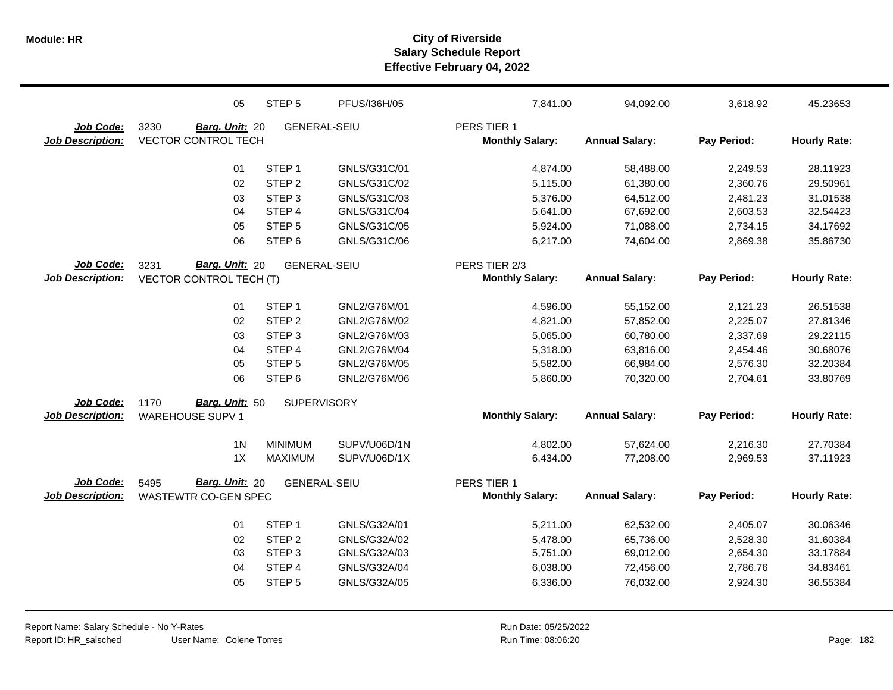| | 05 | STEP 5 | PFUS/I36H/05 | 7,841.00 | 94,092.00 | 3,618.92 | 45.23653 |
|---|---|---|---|---|---|---|---|

**Job Code:** 3230 **Barg. Unit:** 20 GENERAL-SEIU PERS TIER 1
**Job Description:** VECTOR CONTROL TECH

| | | | Monthly Salary: | Annual Salary: | Pay Period: | Hourly Rate: |
|---|---|---|---|---|---|---|
| 01 | STEP 1 | GNLS/G31C/01 | 4,874.00 | 58,488.00 | 2,249.53 | 28.11923 |
| 02 | STEP 2 | GNLS/G31C/02 | 5,115.00 | 61,380.00 | 2,360.76 | 29.50961 |
| 03 | STEP 3 | GNLS/G31C/03 | 5,376.00 | 64,512.00 | 2,481.23 | 31.01538 |
| 04 | STEP 4 | GNLS/G31C/04 | 5,641.00 | 67,692.00 | 2,603.53 | 32.54423 |
| 05 | STEP 5 | GNLS/G31C/05 | 5,924.00 | 71,088.00 | 2,734.15 | 34.17692 |
| 06 | STEP 6 | GNLS/G31C/06 | 6,217.00 | 74,604.00 | 2,869.38 | 35.86730 |

**Job Code:** 3231 **Barg. Unit:** 20 GENERAL-SEIU PERS TIER 2/3
**Job Description:** VECTOR CONTROL TECH (T)

| | | | Monthly Salary: | Annual Salary: | Pay Period: | Hourly Rate: |
|---|---|---|---|---|---|---|
| 01 | STEP 1 | GNL2/G76M/01 | 4,596.00 | 55,152.00 | 2,121.23 | 26.51538 |
| 02 | STEP 2 | GNL2/G76M/02 | 4,821.00 | 57,852.00 | 2,225.07 | 27.81346 |
| 03 | STEP 3 | GNL2/G76M/03 | 5,065.00 | 60,780.00 | 2,337.69 | 29.22115 |
| 04 | STEP 4 | GNL2/G76M/04 | 5,318.00 | 63,816.00 | 2,454.46 | 30.68076 |
| 05 | STEP 5 | GNL2/G76M/05 | 5,582.00 | 66,984.00 | 2,576.30 | 32.20384 |
| 06 | STEP 6 | GNL2/G76M/06 | 5,860.00 | 70,320.00 | 2,704.61 | 33.80769 |

**Job Code:** 1170 **Barg. Unit:** 50 SUPERVISORY
**Job Description:** WAREHOUSE SUPV 1

| | | | Monthly Salary: | Annual Salary: | Pay Period: | Hourly Rate: |
|---|---|---|---|---|---|---|
| 1N | MINIMUM | SUPV/U06D/1N | 4,802.00 | 57,624.00 | 2,216.30 | 27.70384 |
| 1X | MAXIMUM | SUPV/U06D/1X | 6,434.00 | 77,208.00 | 2,969.53 | 37.11923 |

**Job Code:** 5495 **Barg. Unit:** 20 GENERAL-SEIU PERS TIER 1
**Job Description:** WASTEWTR CO-GEN SPEC

| | | | Monthly Salary: | Annual Salary: | Pay Period: | Hourly Rate: |
|---|---|---|---|---|---|---|
| 01 | STEP 1 | GNLS/G32A/01 | 5,211.00 | 62,532.00 | 2,405.07 | 30.06346 |
| 02 | STEP 2 | GNLS/G32A/02 | 5,478.00 | 65,736.00 | 2,528.30 | 31.60384 |
| 03 | STEP 3 | GNLS/G32A/03 | 5,751.00 | 69,012.00 | 2,654.30 | 33.17884 |
| 04 | STEP 4 | GNLS/G32A/04 | 6,038.00 | 72,456.00 | 2,786.76 | 34.83461 |
| 05 | STEP 5 | GNLS/G32A/05 | 6,336.00 | 76,032.00 | 2,924.30 | 36.55384 |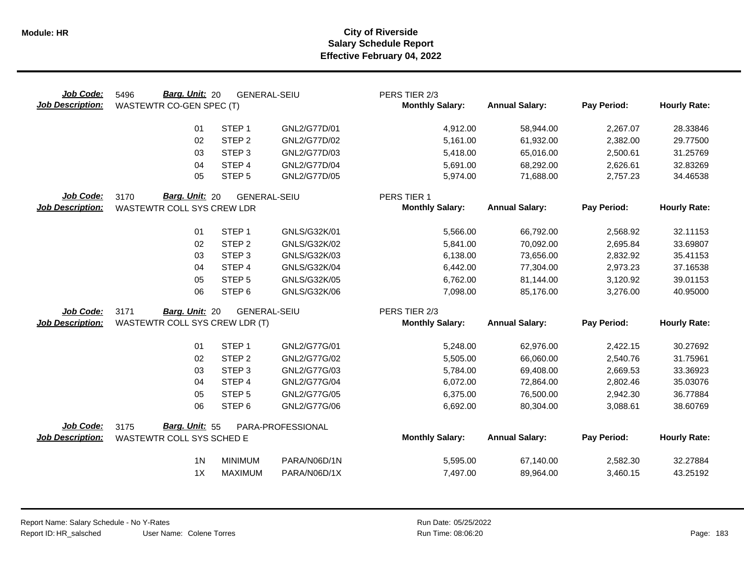# City of Riverside
## Salary Schedule Report
### Effective February 04, 2022

**Module: HR**

| | | | | | | | |
|---|---|---|---|---|---|---|---|
| **Job Code:** | 5496 **Barg. Unit:** 20 GENERAL-SEIU | | | PERS TIER 2/3 | | | |
| **Job Description:** | WASTEWTR CO-GEN SPEC (T) | | | **Monthly Salary:** | **Annual Salary:** | **Pay Period:** | **Hourly Rate:** |
| | 01 | STEP 1 | GNL2/G77D/01 | 4,912.00 | 58,944.00 | 2,267.07 | 28.33846 |
| | 02 | STEP 2 | GNL2/G77D/02 | 5,161.00 | 61,932.00 | 2,382.00 | 29.77500 |
| | 03 | STEP 3 | GNL2/G77D/03 | 5,418.00 | 65,016.00 | 2,500.61 | 31.25769 |
| | 04 | STEP 4 | GNL2/G77D/04 | 5,691.00 | 68,292.00 | 2,626.61 | 32.83269 |
| | 05 | STEP 5 | GNL2/G77D/05 | 5,974.00 | 71,688.00 | 2,757.23 | 34.46538 |

| | | | | | | | |
|---|---|---|---|---|---|---|---|
| **Job Code:** | 3170 **Barg. Unit:** 20 GENERAL-SEIU | | | PERS TIER 1 | | | |
| **Job Description:** | WASTEWTR COLL SYS CREW LDR | | | **Monthly Salary:** | **Annual Salary:** | **Pay Period:** | **Hourly Rate:** |
| | 01 | STEP 1 | GNLS/G32K/01 | 5,566.00 | 66,792.00 | 2,568.92 | 32.11153 |
| | 02 | STEP 2 | GNLS/G32K/02 | 5,841.00 | 70,092.00 | 2,695.84 | 33.69807 |
| | 03 | STEP 3 | GNLS/G32K/03 | 6,138.00 | 73,656.00 | 2,832.92 | 35.41153 |
| | 04 | STEP 4 | GNLS/G32K/04 | 6,442.00 | 77,304.00 | 2,973.23 | 37.16538 |
| | 05 | STEP 5 | GNLS/G32K/05 | 6,762.00 | 81,144.00 | 3,120.92 | 39.01153 |
| | 06 | STEP 6 | GNLS/G32K/06 | 7,098.00 | 85,176.00 | 3,276.00 | 40.95000 |

| | | | | | | | |
|---|---|---|---|---|---|---|---|
| **Job Code:** | 3171 **Barg. Unit:** 20 GENERAL-SEIU | | | PERS TIER 2/3 | | | |
| **Job Description:** | WASTEWTR COLL SYS CREW LDR (T) | | | **Monthly Salary:** | **Annual Salary:** | **Pay Period:** | **Hourly Rate:** |
| | 01 | STEP 1 | GNL2/G77G/01 | 5,248.00 | 62,976.00 | 2,422.15 | 30.27692 |
| | 02 | STEP 2 | GNL2/G77G/02 | 5,505.00 | 66,060.00 | 2,540.76 | 31.75961 |
| | 03 | STEP 3 | GNL2/G77G/03 | 5,784.00 | 69,408.00 | 2,669.53 | 33.36923 |
| | 04 | STEP 4 | GNL2/G77G/04 | 6,072.00 | 72,864.00 | 2,802.46 | 35.03076 |
| | 05 | STEP 5 | GNL2/G77G/05 | 6,375.00 | 76,500.00 | 2,942.30 | 36.77884 |
| | 06 | STEP 6 | GNL2/G77G/06 | 6,692.00 | 80,304.00 | 3,088.61 | 38.60769 |

| | | | | | | | |
|---|---|---|---|---|---|---|---|
| **Job Code:** | 3175 **Barg. Unit:** 55 PARA-PROFESSIONAL | | | | | | |
| **Job Description:** | WASTEWTR COLL SYS SCHED E | | | **Monthly Salary:** | **Annual Salary:** | **Pay Period:** | **Hourly Rate:** |
| | 1N | MINIMUM | PARA/N06D/1N | 5,595.00 | 67,140.00 | 2,582.30 | 32.27884 |
| | 1X | MAXIMUM | PARA/N06D/1X | 7,497.00 | 89,964.00 | 3,460.15 | 43.25192 |

Report Name: Salary Schedule - No Y-Rates
Report ID: HR_salsched
User Name: Colene Torres
Run Date: 05/25/2022
Run Time: 08:06:20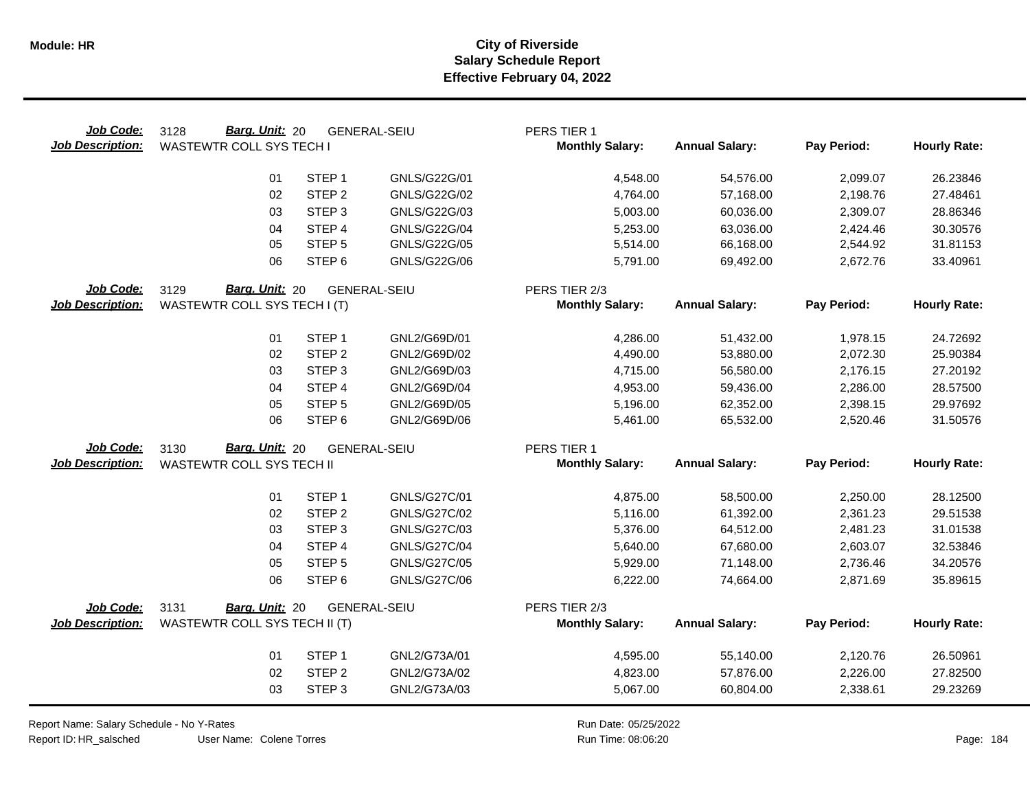# City of Riverside
## Salary Schedule Report
### Effective February 04, 2022

**Job Code:** 3128 **Barg. Unit:** 20 GENERAL-SEIU PERS TIER 1
**Job Description:** WASTEWTR COLL SYS TECH I

| | | | Monthly Salary: | Annual Salary: | Pay Period: | Hourly Rate: |
|---|---|---|---|---|---|---|
| 01 | STEP 1 | GNLS/G22G/01 | 4,548.00 | 54,576.00 | 2,099.07 | 26.23846 |
| 02 | STEP 2 | GNLS/G22G/02 | 4,764.00 | 57,168.00 | 2,198.76 | 27.48461 |
| 03 | STEP 3 | GNLS/G22G/03 | 5,003.00 | 60,036.00 | 2,309.07 | 28.86346 |
| 04 | STEP 4 | GNLS/G22G/04 | 5,253.00 | 63,036.00 | 2,424.46 | 30.30576 |
| 05 | STEP 5 | GNLS/G22G/05 | 5,514.00 | 66,168.00 | 2,544.92 | 31.81153 |
| 06 | STEP 6 | GNLS/G22G/06 | 5,791.00 | 69,492.00 | 2,672.76 | 33.40961 |

**Job Code:** 3129 **Barg. Unit:** 20 GENERAL-SEIU PERS TIER 2/3
**Job Description:** WASTEWTR COLL SYS TECH I (T)

| | | | Monthly Salary: | Annual Salary: | Pay Period: | Hourly Rate: |
|---|---|---|---|---|---|---|
| 01 | STEP 1 | GNL2/G69D/01 | 4,286.00 | 51,432.00 | 1,978.15 | 24.72692 |
| 02 | STEP 2 | GNL2/G69D/02 | 4,490.00 | 53,880.00 | 2,072.30 | 25.90384 |
| 03 | STEP 3 | GNL2/G69D/03 | 4,715.00 | 56,580.00 | 2,176.15 | 27.20192 |
| 04 | STEP 4 | GNL2/G69D/04 | 4,953.00 | 59,436.00 | 2,286.00 | 28.57500 |
| 05 | STEP 5 | GNL2/G69D/05 | 5,196.00 | 62,352.00 | 2,398.15 | 29.97692 |
| 06 | STEP 6 | GNL2/G69D/06 | 5,461.00 | 65,532.00 | 2,520.46 | 31.50576 |

**Job Code:** 3130 **Barg. Unit:** 20 GENERAL-SEIU PERS TIER 1
**Job Description:** WASTEWTR COLL SYS TECH II

| | | | Monthly Salary: | Annual Salary: | Pay Period: | Hourly Rate: |
|---|---|---|---|---|---|---|
| 01 | STEP 1 | GNLS/G27C/01 | 4,875.00 | 58,500.00 | 2,250.00 | 28.12500 |
| 02 | STEP 2 | GNLS/G27C/02 | 5,116.00 | 61,392.00 | 2,361.23 | 29.51538 |
| 03 | STEP 3 | GNLS/G27C/03 | 5,376.00 | 64,512.00 | 2,481.23 | 31.01538 |
| 04 | STEP 4 | GNLS/G27C/04 | 5,640.00 | 67,680.00 | 2,603.07 | 32.53846 |
| 05 | STEP 5 | GNLS/G27C/05 | 5,929.00 | 71,148.00 | 2,736.46 | 34.20576 |
| 06 | STEP 6 | GNLS/G27C/06 | 6,222.00 | 74,664.00 | 2,871.69 | 35.89615 |

**Job Code:** 3131 **Barg. Unit:** 20 GENERAL-SEIU PERS TIER 2/3
**Job Description:** WASTEWTR COLL SYS TECH II (T)

| | | | Monthly Salary: | Annual Salary: | Pay Period: | Hourly Rate: |
|---|---|---|---|---|---|---|
| 01 | STEP 1 | GNL2/G73A/01 | 4,595.00 | 55,140.00 | 2,120.76 | 26.50961 |
| 02 | STEP 2 | GNL2/G73A/02 | 4,823.00 | 57,876.00 | 2,226.00 | 27.82500 |
| 03 | STEP 3 | GNL2/G73A/03 | 5,067.00 | 60,804.00 | 2,338.61 | 29.23269 |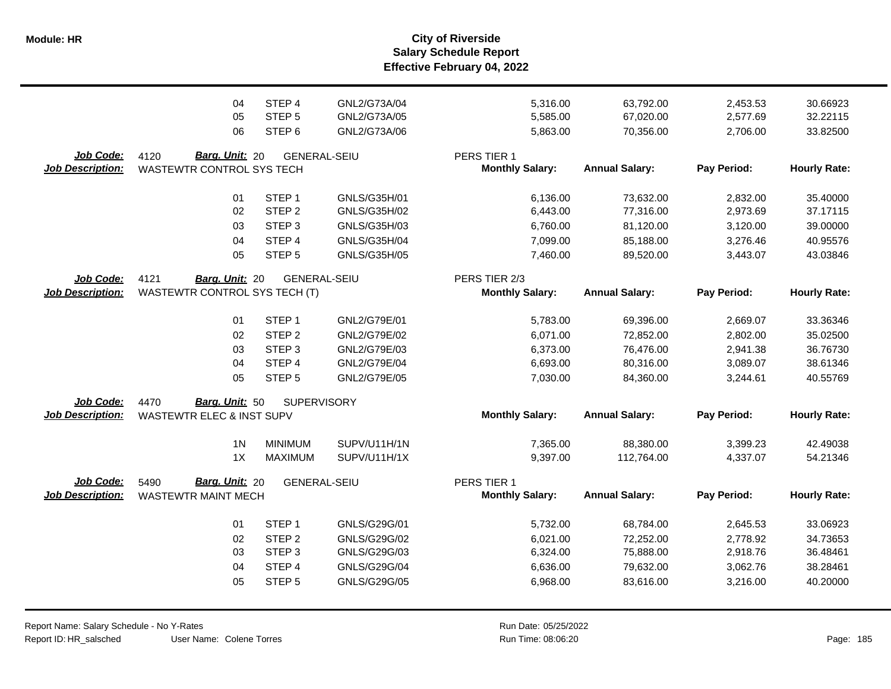# City of Riverside
## Salary Schedule Report
### Effective February 04, 2022

| | | | | | | | |
|---|---|---|---|---|---|---|---|
| 04 | STEP 4 | GNL2/G73A/04 | 5,316.00 | 63,792.00 | 2,453.53 | 30.66923 |
| 05 | STEP 5 | GNL2/G73A/05 | 5,585.00 | 67,020.00 | 2,577.69 | 32.22115 |
| 06 | STEP 6 | GNL2/G73A/06 | 5,863.00 | 70,356.00 | 2,706.00 | 33.82500 |

**Job Code:** 4120 **Barg. Unit:** 20 GENERAL-SEIU PERS TIER 1
**Job Description:** WASTEWTR CONTROL SYS TECH

| Step | | Code | Monthly Salary | Annual Salary | Pay Period | Hourly Rate |
|---|---|---|---|---|---|---|
| 01 | STEP 1 | GNLS/G35H/01 | 6,136.00 | 73,632.00 | 2,832.00 | 35.40000 |
| 02 | STEP 2 | GNLS/G35H/02 | 6,443.00 | 77,316.00 | 2,973.69 | 37.17115 |
| 03 | STEP 3 | GNLS/G35H/03 | 6,760.00 | 81,120.00 | 3,120.00 | 39.00000 |
| 04 | STEP 4 | GNLS/G35H/04 | 7,099.00 | 85,188.00 | 3,276.46 | 40.95576 |
| 05 | STEP 5 | GNLS/G35H/05 | 7,460.00 | 89,520.00 | 3,443.07 | 43.03846 |

**Job Code:** 4121 **Barg. Unit:** 20 GENERAL-SEIU PERS TIER 2/3
**Job Description:** WASTEWTR CONTROL SYS TECH (T)

| Step | | Code | Monthly Salary | Annual Salary | Pay Period | Hourly Rate |
|---|---|---|---|---|---|---|
| 01 | STEP 1 | GNL2/G79E/01 | 5,783.00 | 69,396.00 | 2,669.07 | 33.36346 |
| 02 | STEP 2 | GNL2/G79E/02 | 6,071.00 | 72,852.00 | 2,802.00 | 35.02500 |
| 03 | STEP 3 | GNL2/G79E/03 | 6,373.00 | 76,476.00 | 2,941.38 | 36.76730 |
| 04 | STEP 4 | GNL2/G79E/04 | 6,693.00 | 80,316.00 | 3,089.07 | 38.61346 |
| 05 | STEP 5 | GNL2/G79E/05 | 7,030.00 | 84,360.00 | 3,244.61 | 40.55769 |

**Job Code:** 4470 **Barg. Unit:** 50 SUPERVISORY
**Job Description:** WASTEWTR ELEC & INST SUPV

| Step | | Code | Monthly Salary | Annual Salary | Pay Period | Hourly Rate |
|---|---|---|---|---|---|---|
| 1N | MINIMUM | SUPV/U11H/1N | 7,365.00 | 88,380.00 | 3,399.23 | 42.49038 |
| 1X | MAXIMUM | SUPV/U11H/1X | 9,397.00 | 112,764.00 | 4,337.07 | 54.21346 |

**Job Code:** 5490 **Barg. Unit:** 20 GENERAL-SEIU PERS TIER 1
**Job Description:** WASTEWTR MAINT MECH

| Step | | Code | Monthly Salary | Annual Salary | Pay Period | Hourly Rate |
|---|---|---|---|---|---|---|
| 01 | STEP 1 | GNLS/G29G/01 | 5,732.00 | 68,784.00 | 2,645.53 | 33.06923 |
| 02 | STEP 2 | GNLS/G29G/02 | 6,021.00 | 72,252.00 | 2,778.92 | 34.73653 |
| 03 | STEP 3 | GNLS/G29G/03 | 6,324.00 | 75,888.00 | 2,918.76 | 36.48461 |
| 04 | STEP 4 | GNLS/G29G/04 | 6,636.00 | 79,632.00 | 3,062.76 | 38.28461 |
| 05 | STEP 5 | GNLS/G29G/05 | 6,968.00 | 83,616.00 | 3,216.00 | 40.20000 |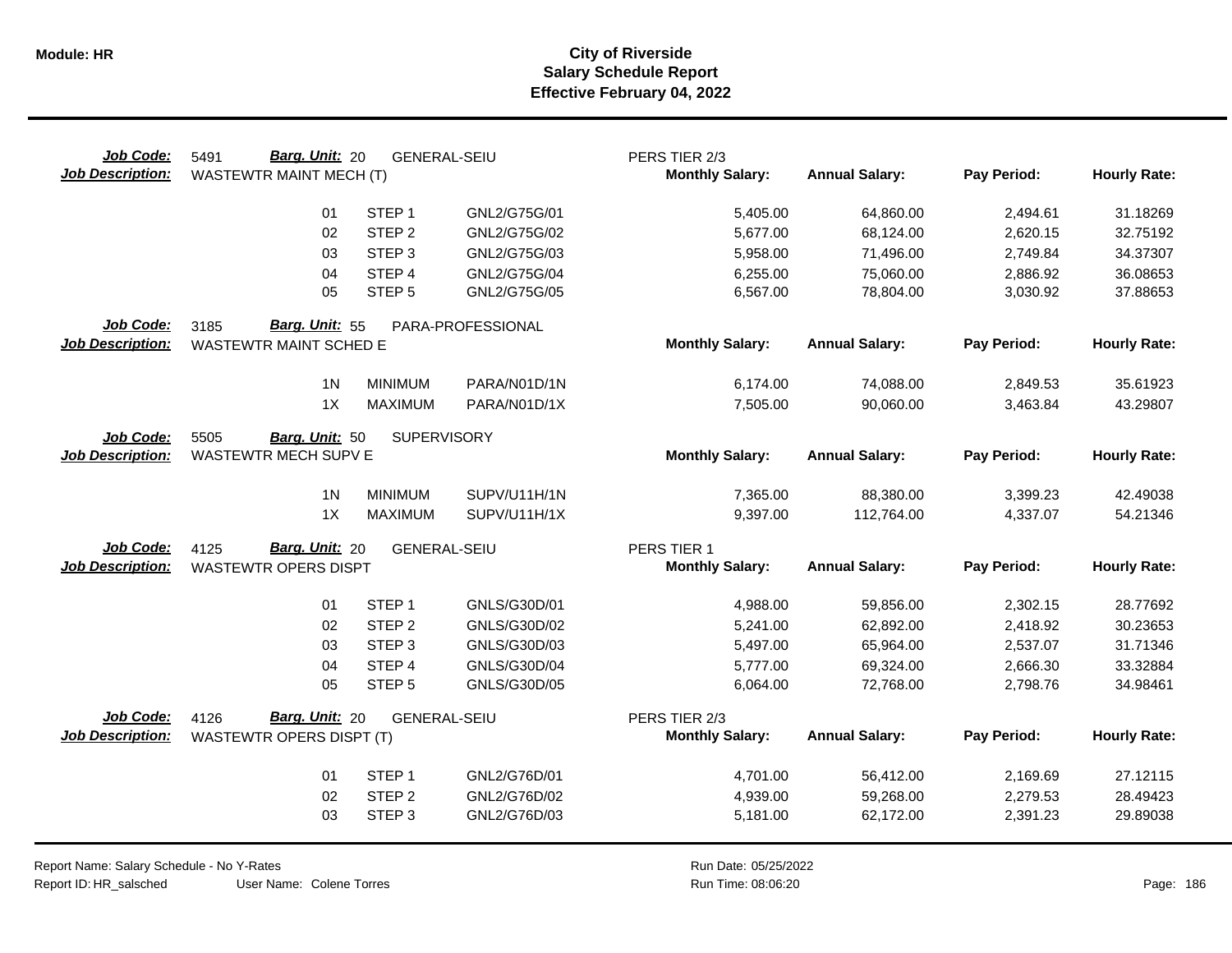**Module: HR**

# City of Riverside
## Salary Schedule Report
### Effective February 04, 2022

**Job Code:** 5491 **Barg. Unit:** 20 GENERAL-SEIU — PERS TIER 2/3
**Job Description:** WASTEWTR MAINT MECH (T)

| Step | | Code | Monthly Salary | Annual Salary | Pay Period | Hourly Rate |
|---|---|---|---|---|---|---|
| 01 | STEP 1 | GNL2/G75G/01 | 5,405.00 | 64,860.00 | 2,494.61 | 31.18269 |
| 02 | STEP 2 | GNL2/G75G/02 | 5,677.00 | 68,124.00 | 2,620.15 | 32.75192 |
| 03 | STEP 3 | GNL2/G75G/03 | 5,958.00 | 71,496.00 | 2,749.84 | 34.37307 |
| 04 | STEP 4 | GNL2/G75G/04 | 6,255.00 | 75,060.00 | 2,886.92 | 36.08653 |
| 05 | STEP 5 | GNL2/G75G/05 | 6,567.00 | 78,804.00 | 3,030.92 | 37.88653 |

**Job Code:** 3185 **Barg. Unit:** 55 PARA-PROFESSIONAL
**Job Description:** WASTEWTR MAINT SCHED E

| Step | | Code | Monthly Salary | Annual Salary | Pay Period | Hourly Rate |
|---|---|---|---|---|---|---|
| 1N | MINIMUM | PARA/N01D/1N | 6,174.00 | 74,088.00 | 2,849.53 | 35.61923 |
| 1X | MAXIMUM | PARA/N01D/1X | 7,505.00 | 90,060.00 | 3,463.84 | 43.29807 |

**Job Code:** 5505 **Barg. Unit:** 50 SUPERVISORY
**Job Description:** WASTEWTR MECH SUPV E

| Step | | Code | Monthly Salary | Annual Salary | Pay Period | Hourly Rate |
|---|---|---|---|---|---|---|
| 1N | MINIMUM | SUPV/U11H/1N | 7,365.00 | 88,380.00 | 3,399.23 | 42.49038 |
| 1X | MAXIMUM | SUPV/U11H/1X | 9,397.00 | 112,764.00 | 4,337.07 | 54.21346 |

**Job Code:** 4125 **Barg. Unit:** 20 GENERAL-SEIU — PERS TIER 1
**Job Description:** WASTEWTR OPERS DISPT

| Step | | Code | Monthly Salary | Annual Salary | Pay Period | Hourly Rate |
|---|---|---|---|---|---|---|
| 01 | STEP 1 | GNLS/G30D/01 | 4,988.00 | 59,856.00 | 2,302.15 | 28.77692 |
| 02 | STEP 2 | GNLS/G30D/02 | 5,241.00 | 62,892.00 | 2,418.92 | 30.23653 |
| 03 | STEP 3 | GNLS/G30D/03 | 5,497.00 | 65,964.00 | 2,537.07 | 31.71346 |
| 04 | STEP 4 | GNLS/G30D/04 | 5,777.00 | 69,324.00 | 2,666.30 | 33.32884 |
| 05 | STEP 5 | GNLS/G30D/05 | 6,064.00 | 72,768.00 | 2,798.76 | 34.98461 |

**Job Code:** 4126 **Barg. Unit:** 20 GENERAL-SEIU — PERS TIER 2/3
**Job Description:** WASTEWTR OPERS DISPT (T)

| Step | | Code | Monthly Salary | Annual Salary | Pay Period | Hourly Rate |
|---|---|---|---|---|---|---|
| 01 | STEP 1 | GNL2/G76D/01 | 4,701.00 | 56,412.00 | 2,169.69 | 27.12115 |
| 02 | STEP 2 | GNL2/G76D/02 | 4,939.00 | 59,268.00 | 2,279.53 | 28.49423 |
| 03 | STEP 3 | GNL2/G76D/03 | 5,181.00 | 62,172.00 | 2,391.23 | 29.89038 |

Report Name: Salary Schedule - No Y-Rates
Report ID: HR_salsched User Name: Colene Torres
Run Date: 05/25/2022
Run Time: 08:06:20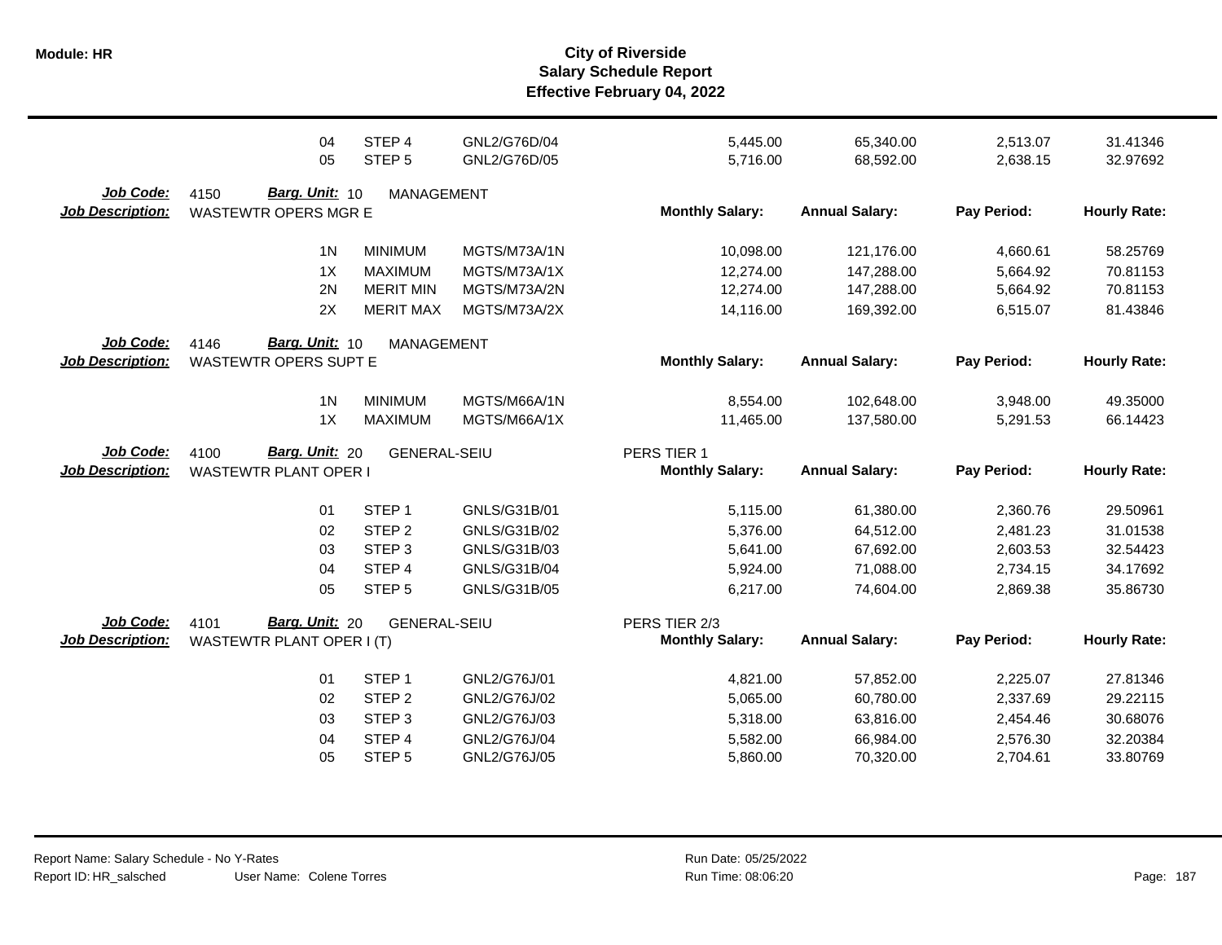| | | | | Monthly Salary | Annual Salary | Pay Period | Hourly Rate |
|---|---|---|---|---|---|---|---|
| | 04 | STEP 4 | GNL2/G76D/04 | 5,445.00 | 65,340.00 | 2,513.07 | 31.41346 |
| | 05 | STEP 5 | GNL2/G76D/05 | 5,716.00 | 68,592.00 | 2,638.15 | 32.97692 |

**Job Code:** 4150 **Barg. Unit:** 10 MANAGEMENT
**Job Description:** WASTEWTR OPERS MGR E

| | | | Monthly Salary: | Annual Salary: | Pay Period: | Hourly Rate: |
|---|---|---|---|---|---|---|
| 1N | MINIMUM | MGTS/M73A/1N | 10,098.00 | 121,176.00 | 4,660.61 | 58.25769 |
| 1X | MAXIMUM | MGTS/M73A/1X | 12,274.00 | 147,288.00 | 5,664.92 | 70.81153 |
| 2N | MERIT MIN | MGTS/M73A/2N | 12,274.00 | 147,288.00 | 5,664.92 | 70.81153 |
| 2X | MERIT MAX | MGTS/M73A/2X | 14,116.00 | 169,392.00 | 6,515.07 | 81.43846 |

**Job Code:** 4146 **Barg. Unit:** 10 MANAGEMENT
**Job Description:** WASTEWTR OPERS SUPT E

| | | | Monthly Salary: | Annual Salary: | Pay Period: | Hourly Rate: |
|---|---|---|---|---|---|---|
| 1N | MINIMUM | MGTS/M66A/1N | 8,554.00 | 102,648.00 | 3,948.00 | 49.35000 |
| 1X | MAXIMUM | MGTS/M66A/1X | 11,465.00 | 137,580.00 | 5,291.53 | 66.14423 |

**Job Code:** 4100 **Barg. Unit:** 20 GENERAL-SEIU PERS TIER 1
**Job Description:** WASTEWTR PLANT OPER I

| | | | Monthly Salary: | Annual Salary: | Pay Period: | Hourly Rate: |
|---|---|---|---|---|---|---|
| 01 | STEP 1 | GNLS/G31B/01 | 5,115.00 | 61,380.00 | 2,360.76 | 29.50961 |
| 02 | STEP 2 | GNLS/G31B/02 | 5,376.00 | 64,512.00 | 2,481.23 | 31.01538 |
| 03 | STEP 3 | GNLS/G31B/03 | 5,641.00 | 67,692.00 | 2,603.53 | 32.54423 |
| 04 | STEP 4 | GNLS/G31B/04 | 5,924.00 | 71,088.00 | 2,734.15 | 34.17692 |
| 05 | STEP 5 | GNLS/G31B/05 | 6,217.00 | 74,604.00 | 2,869.38 | 35.86730 |

**Job Code:** 4101 **Barg. Unit:** 20 GENERAL-SEIU PERS TIER 2/3
**Job Description:** WASTEWTR PLANT OPER I (T)

| | | | Monthly Salary: | Annual Salary: | Pay Period: | Hourly Rate: |
|---|---|---|---|---|---|---|
| 01 | STEP 1 | GNL2/G76J/01 | 4,821.00 | 57,852.00 | 2,225.07 | 27.81346 |
| 02 | STEP 2 | GNL2/G76J/02 | 5,065.00 | 60,780.00 | 2,337.69 | 29.22115 |
| 03 | STEP 3 | GNL2/G76J/03 | 5,318.00 | 63,816.00 | 2,454.46 | 30.68076 |
| 04 | STEP 4 | GNL2/G76J/04 | 5,582.00 | 66,984.00 | 2,576.30 | 32.20384 |
| 05 | STEP 5 | GNL2/G76J/05 | 5,860.00 | 70,320.00 | 2,704.61 | 33.80769 |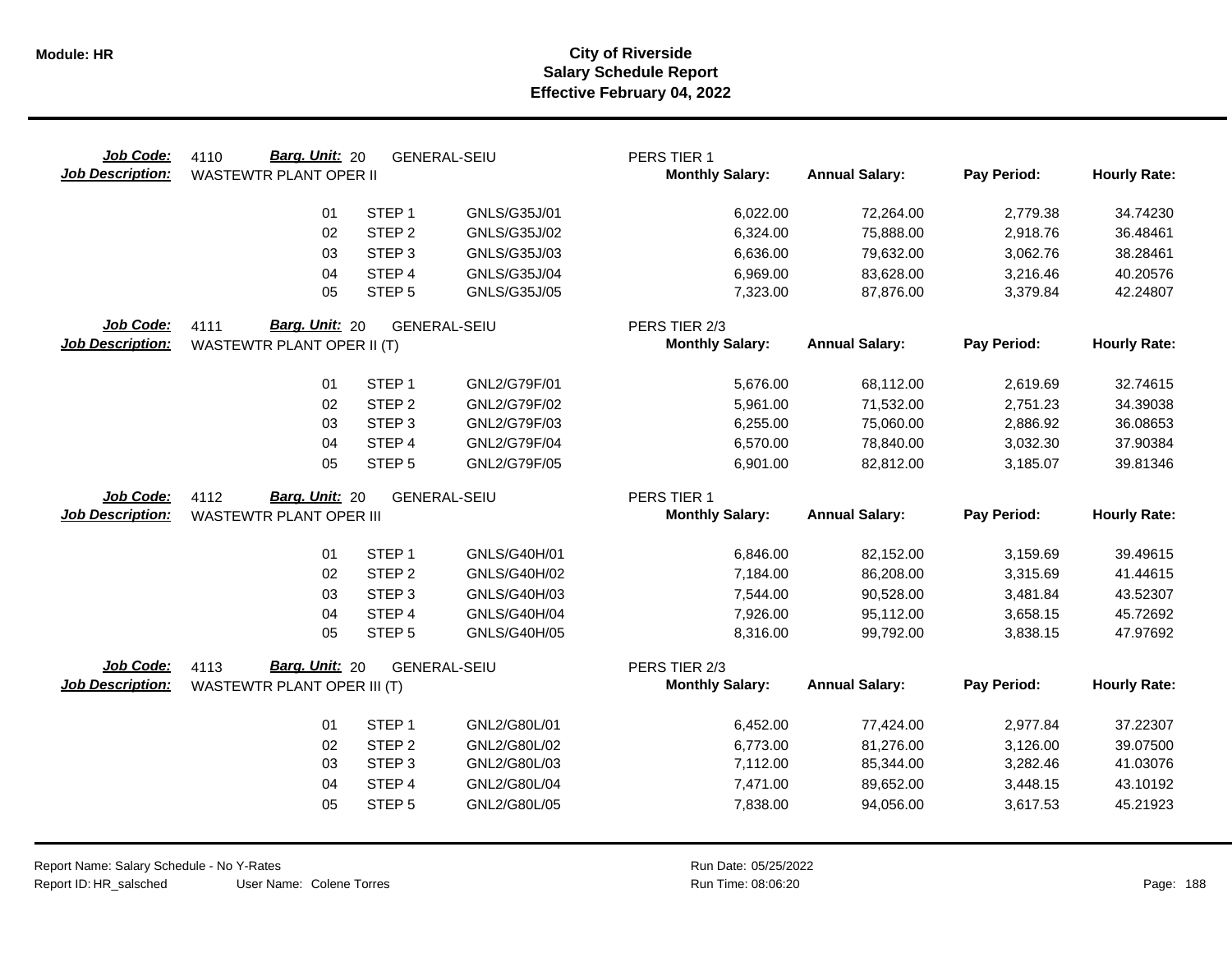# City of Riverside
## Salary Schedule Report
### Effective February 04, 2022

**Job Code:** 4110 **Barg. Unit:** 20 GENERAL-SEIU PERS TIER 1
**Job Description:** WASTEWTR PLANT OPER II

| | Step | Code | Monthly Salary | Annual Salary | Pay Period | Hourly Rate |
|---|---|---|---|---|---|---|
| 01 | STEP 1 | GNLS/G35J/01 | 6,022.00 | 72,264.00 | 2,779.38 | 34.74230 |
| 02 | STEP 2 | GNLS/G35J/02 | 6,324.00 | 75,888.00 | 2,918.76 | 36.48461 |
| 03 | STEP 3 | GNLS/G35J/03 | 6,636.00 | 79,632.00 | 3,062.76 | 38.28461 |
| 04 | STEP 4 | GNLS/G35J/04 | 6,969.00 | 83,628.00 | 3,216.46 | 40.20576 |
| 05 | STEP 5 | GNLS/G35J/05 | 7,323.00 | 87,876.00 | 3,379.84 | 42.24807 |

**Job Code:** 4111 **Barg. Unit:** 20 GENERAL-SEIU PERS TIER 2/3
**Job Description:** WASTEWTR PLANT OPER II (T)

| | Step | Code | Monthly Salary | Annual Salary | Pay Period | Hourly Rate |
|---|---|---|---|---|---|---|
| 01 | STEP 1 | GNL2/G79F/01 | 5,676.00 | 68,112.00 | 2,619.69 | 32.74615 |
| 02 | STEP 2 | GNL2/G79F/02 | 5,961.00 | 71,532.00 | 2,751.23 | 34.39038 |
| 03 | STEP 3 | GNL2/G79F/03 | 6,255.00 | 75,060.00 | 2,886.92 | 36.08653 |
| 04 | STEP 4 | GNL2/G79F/04 | 6,570.00 | 78,840.00 | 3,032.30 | 37.90384 |
| 05 | STEP 5 | GNL2/G79F/05 | 6,901.00 | 82,812.00 | 3,185.07 | 39.81346 |

**Job Code:** 4112 **Barg. Unit:** 20 GENERAL-SEIU PERS TIER 1
**Job Description:** WASTEWTR PLANT OPER III

| | Step | Code | Monthly Salary | Annual Salary | Pay Period | Hourly Rate |
|---|---|---|---|---|---|---|
| 01 | STEP 1 | GNLS/G40H/01 | 6,846.00 | 82,152.00 | 3,159.69 | 39.49615 |
| 02 | STEP 2 | GNLS/G40H/02 | 7,184.00 | 86,208.00 | 3,315.69 | 41.44615 |
| 03 | STEP 3 | GNLS/G40H/03 | 7,544.00 | 90,528.00 | 3,481.84 | 43.52307 |
| 04 | STEP 4 | GNLS/G40H/04 | 7,926.00 | 95,112.00 | 3,658.15 | 45.72692 |
| 05 | STEP 5 | GNLS/G40H/05 | 8,316.00 | 99,792.00 | 3,838.15 | 47.97692 |

**Job Code:** 4113 **Barg. Unit:** 20 GENERAL-SEIU PERS TIER 2/3
**Job Description:** WASTEWTR PLANT OPER III (T)

| | Step | Code | Monthly Salary | Annual Salary | Pay Period | Hourly Rate |
|---|---|---|---|---|---|---|
| 01 | STEP 1 | GNL2/G80L/01 | 6,452.00 | 77,424.00 | 2,977.84 | 37.22307 |
| 02 | STEP 2 | GNL2/G80L/02 | 6,773.00 | 81,276.00 | 3,126.00 | 39.07500 |
| 03 | STEP 3 | GNL2/G80L/03 | 7,112.00 | 85,344.00 | 3,282.46 | 41.03076 |
| 04 | STEP 4 | GNL2/G80L/04 | 7,471.00 | 89,652.00 | 3,448.15 | 43.10192 |
| 05 | STEP 5 | GNL2/G80L/05 | 7,838.00 | 94,056.00 | 3,617.53 | 45.21923 |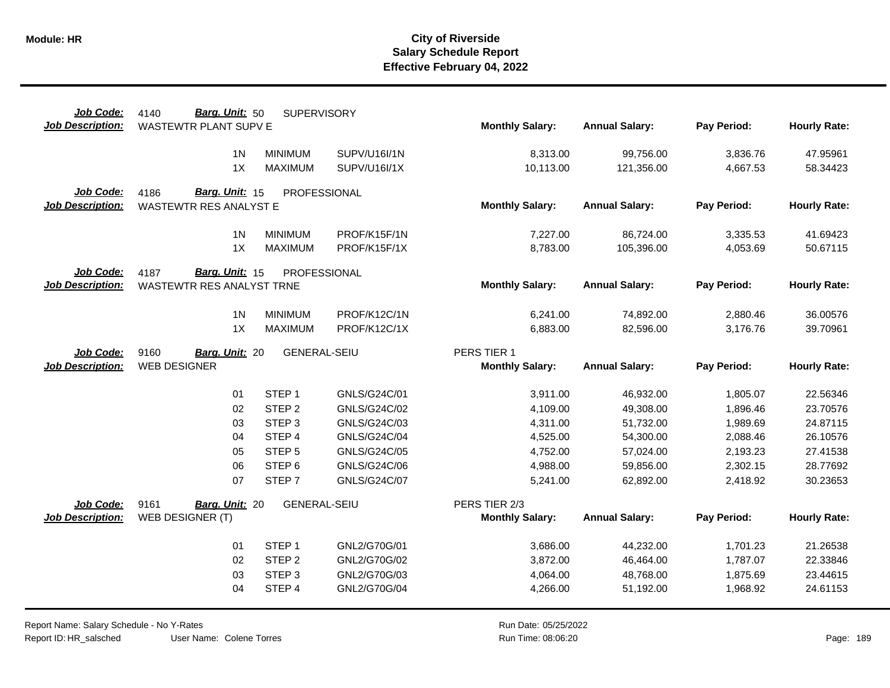# City of Riverside
## Salary Schedule Report
### Effective February 04, 2022

**Module: HR**

**Job Code:** 4140 **Barg. Unit:** 50 SUPERVISORY
**Job Description:** WASTEWTR PLANT SUPV E

| | | | Monthly Salary: | Annual Salary: | Pay Period: | Hourly Rate: |
|---|---|---|---|---|---|---|
| 1N | MINIMUM | SUPV/U16I/1N | 8,313.00 | 99,756.00 | 3,836.76 | 47.95961 |
| 1X | MAXIMUM | SUPV/U16I/1X | 10,113.00 | 121,356.00 | 4,667.53 | 58.34423 |

**Job Code:** 4186 **Barg. Unit:** 15 PROFESSIONAL
**Job Description:** WASTEWTR RES ANALYST E

| | | | Monthly Salary: | Annual Salary: | Pay Period: | Hourly Rate: |
|---|---|---|---|---|---|---|
| 1N | MINIMUM | PROF/K15F/1N | 7,227.00 | 86,724.00 | 3,335.53 | 41.69423 |
| 1X | MAXIMUM | PROF/K15F/1X | 8,783.00 | 105,396.00 | 4,053.69 | 50.67115 |

**Job Code:** 4187 **Barg. Unit:** 15 PROFESSIONAL
**Job Description:** WASTEWTR RES ANALYST TRNE

| | | | Monthly Salary: | Annual Salary: | Pay Period: | Hourly Rate: |
|---|---|---|---|---|---|---|
| 1N | MINIMUM | PROF/K12C/1N | 6,241.00 | 74,892.00 | 2,880.46 | 36.00576 |
| 1X | MAXIMUM | PROF/K12C/1X | 6,883.00 | 82,596.00 | 3,176.76 | 39.70961 |

**Job Code:** 9160 **Barg. Unit:** 20 GENERAL-SEIU
**Job Description:** WEB DESIGNER
PERS TIER 1

| | | | Monthly Salary: | Annual Salary: | Pay Period: | Hourly Rate: |
|---|---|---|---|---|---|---|
| 01 | STEP 1 | GNLS/G24C/01 | 3,911.00 | 46,932.00 | 1,805.07 | 22.56346 |
| 02 | STEP 2 | GNLS/G24C/02 | 4,109.00 | 49,308.00 | 1,896.46 | 23.70576 |
| 03 | STEP 3 | GNLS/G24C/03 | 4,311.00 | 51,732.00 | 1,989.69 | 24.87115 |
| 04 | STEP 4 | GNLS/G24C/04 | 4,525.00 | 54,300.00 | 2,088.46 | 26.10576 |
| 05 | STEP 5 | GNLS/G24C/05 | 4,752.00 | 57,024.00 | 2,193.23 | 27.41538 |
| 06 | STEP 6 | GNLS/G24C/06 | 4,988.00 | 59,856.00 | 2,302.15 | 28.77692 |
| 07 | STEP 7 | GNLS/G24C/07 | 5,241.00 | 62,892.00 | 2,418.92 | 30.23653 |

**Job Code:** 9161 **Barg. Unit:** 20 GENERAL-SEIU
**Job Description:** WEB DESIGNER (T)
PERS TIER 2/3

| | | | Monthly Salary: | Annual Salary: | Pay Period: | Hourly Rate: |
|---|---|---|---|---|---|---|
| 01 | STEP 1 | GNL2/G70G/01 | 3,686.00 | 44,232.00 | 1,701.23 | 21.26538 |
| 02 | STEP 2 | GNL2/G70G/02 | 3,872.00 | 46,464.00 | 1,787.07 | 22.33846 |
| 03 | STEP 3 | GNL2/G70G/03 | 4,064.00 | 48,768.00 | 1,875.69 | 23.44615 |
| 04 | STEP 4 | GNL2/G70G/04 | 4,266.00 | 51,192.00 | 1,968.92 | 24.61153 |

Report Name: Salary Schedule - No Y-Rates
Report ID: HR_salsched User Name: Colene Torres
Run Date: 05/25/2022
Run Time: 08:06:20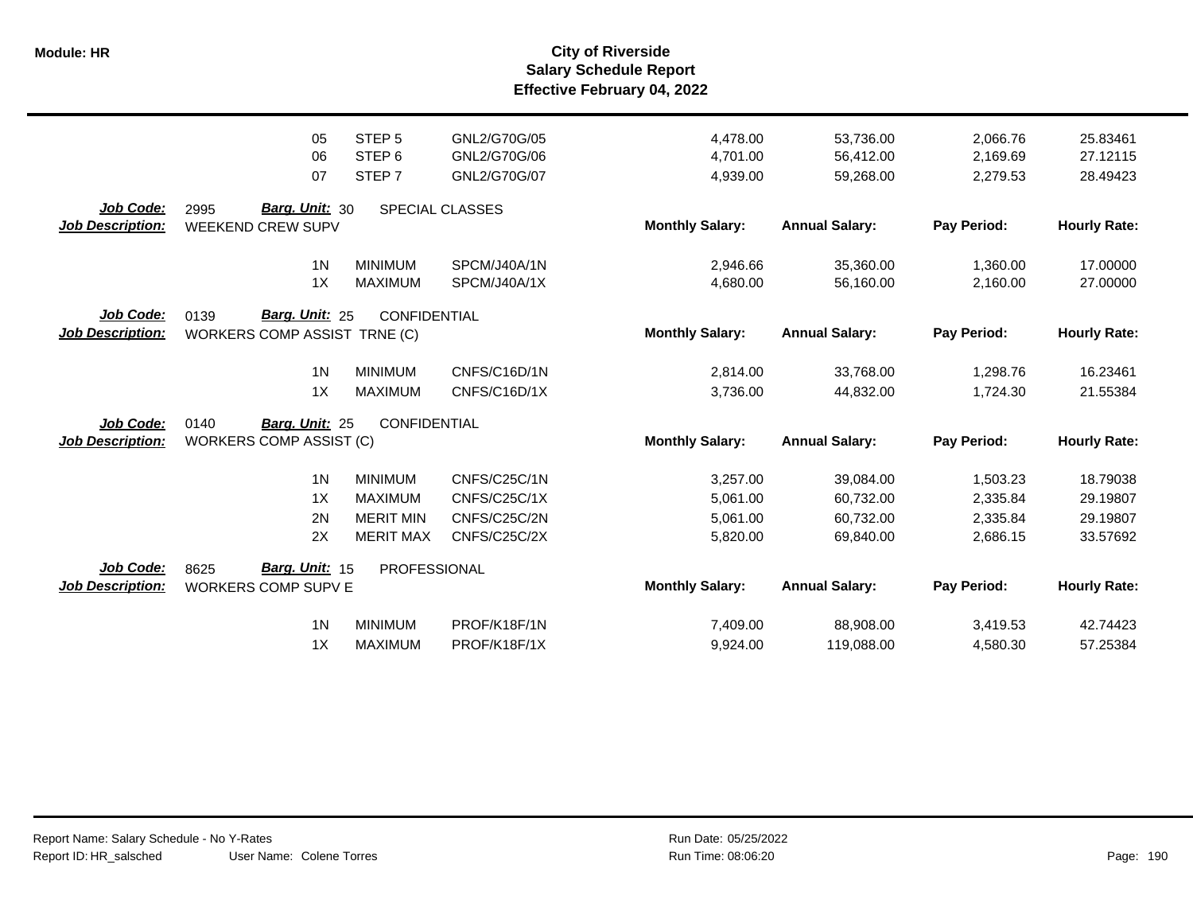| | | | | Monthly Salary: | Annual Salary: | Pay Period: | Hourly Rate: |
|---|---|---|---|---|---|---|---|
| | 05 | STEP 5 | GNL2/G70G/05 | 4,478.00 | 53,736.00 | 2,066.76 | 25.83461 |
| | 06 | STEP 6 | GNL2/G70G/06 | 4,701.00 | 56,412.00 | 2,169.69 | 27.12115 |
| | 07 | STEP 7 | GNL2/G70G/07 | 4,939.00 | 59,268.00 | 2,279.53 | 28.49423 |

**Job Code:** 2995 **Barg. Unit:** 30 SPECIAL CLASSES
**Job Description:** WEEKEND CREW SUPV

| | | | Monthly Salary: | Annual Salary: | Pay Period: | Hourly Rate: |
|---|---|---|---|---|---|---|
| 1N | MINIMUM | SPCM/J40A/1N | 2,946.66 | 35,360.00 | 1,360.00 | 17.00000 |
| 1X | MAXIMUM | SPCM/J40A/1X | 4,680.00 | 56,160.00 | 2,160.00 | 27.00000 |

**Job Code:** 0139 **Barg. Unit:** 25 CONFIDENTIAL
**Job Description:** WORKERS COMP ASSIST TRNE (C)

| | | | Monthly Salary: | Annual Salary: | Pay Period: | Hourly Rate: |
|---|---|---|---|---|---|---|
| 1N | MINIMUM | CNFS/C16D/1N | 2,814.00 | 33,768.00 | 1,298.76 | 16.23461 |
| 1X | MAXIMUM | CNFS/C16D/1X | 3,736.00 | 44,832.00 | 1,724.30 | 21.55384 |

**Job Code:** 0140 **Barg. Unit:** 25 CONFIDENTIAL
**Job Description:** WORKERS COMP ASSIST (C)

| | | | Monthly Salary: | Annual Salary: | Pay Period: | Hourly Rate: |
|---|---|---|---|---|---|---|
| 1N | MINIMUM | CNFS/C25C/1N | 3,257.00 | 39,084.00 | 1,503.23 | 18.79038 |
| 1X | MAXIMUM | CNFS/C25C/1X | 5,061.00 | 60,732.00 | 2,335.84 | 29.19807 |
| 2N | MERIT MIN | CNFS/C25C/2N | 5,061.00 | 60,732.00 | 2,335.84 | 29.19807 |
| 2X | MERIT MAX | CNFS/C25C/2X | 5,820.00 | 69,840.00 | 2,686.15 | 33.57692 |

**Job Code:** 8625 **Barg. Unit:** 15 PROFESSIONAL
**Job Description:** WORKERS COMP SUPV E

| | | | Monthly Salary: | Annual Salary: | Pay Period: | Hourly Rate: |
|---|---|---|---|---|---|---|
| 1N | MINIMUM | PROF/K18F/1N | 7,409.00 | 88,908.00 | 3,419.53 | 42.74423 |
| 1X | MAXIMUM | PROF/K18F/1X | 9,924.00 | 119,088.00 | 4,580.30 | 57.25384 |